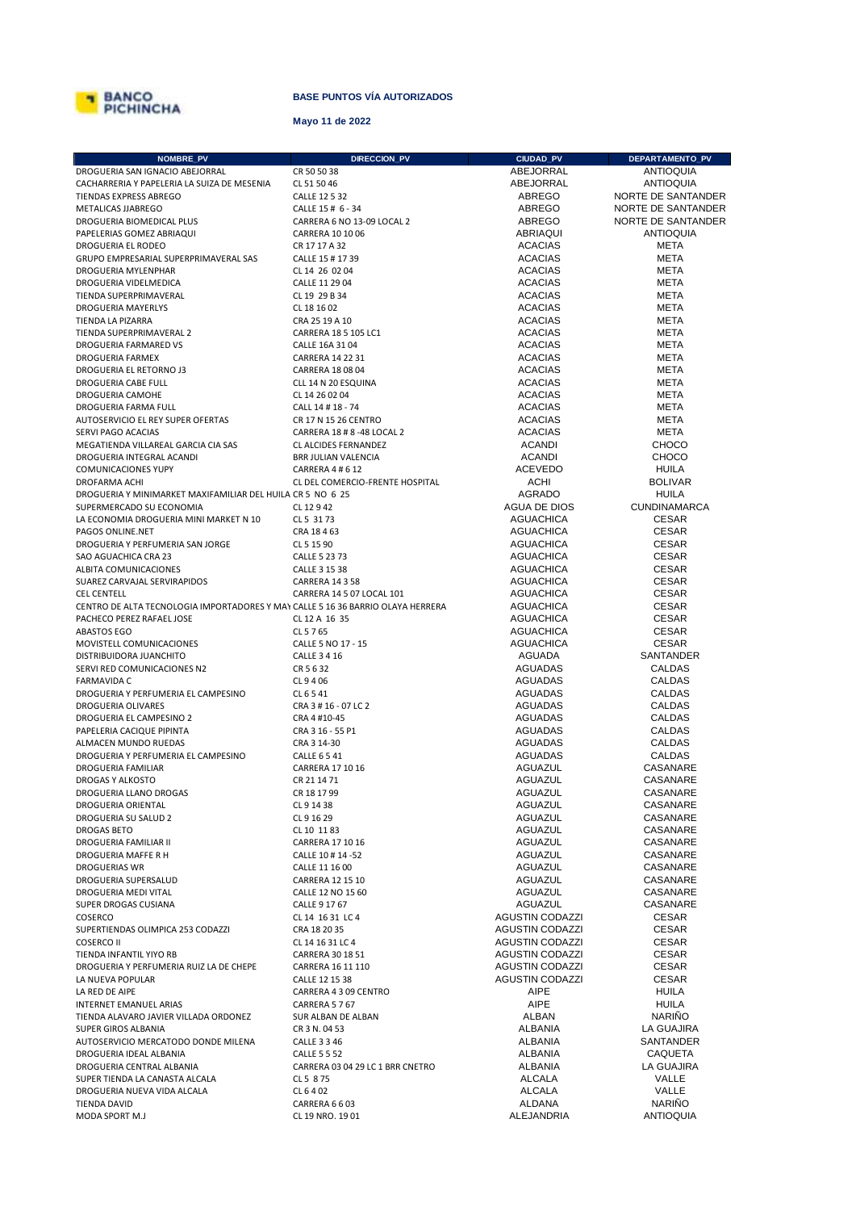BANCO PICHINCHA

# BASE PUNTOS VÍA AUTORIZADOS

**Mayo 11 de 2022**

| NOMBRE_PV | DIRECCION_PV | CIUDAD_PV | DEPARTAMENTO_PV |
|---|---|---|---|
| DROGUERIA SAN IGNACIO ABEJORRAL | CR 50 50 38 | ABEJORRAL | ANTIOQUIA |
| CACHARRERIA Y PAPELERIA LA SUIZA DE MESENIA | CL 51 50 46 | ABEJORRAL | ANTIOQUIA |
| TIENDAS EXPRESS ABREGO | CALLE 12 5 32 | ABREGO | NORTE DE SANTANDER |
| METALICAS JJABREGO | CALLE 15 # 6 - 34 | ABREGO | NORTE DE SANTANDER |
| DROGUERIA BIOMEDICAL PLUS | CARRERA 6 NO 13-09 LOCAL 2 | ABREGO | NORTE DE SANTANDER |
| PAPELERIAS GOMEZ ABRIAQUI | CARRERA 10 10 06 | ABRIAQUI | ANTIOQUIA |
| DROGUERIA EL RODEO | CR 17 17 A 32 | ACACIAS | META |
| GRUPO EMPRESARIAL SUPERPRIMAVERAL SAS | CALLE 15 # 17 39 | ACACIAS | META |
| DROGUERIA MYLENPHAR | CL 14 26 02 04 | ACACIAS | META |
| DROGUERIA VIDELMEDICA | CALLE 11 29 04 | ACACIAS | META |
| TIENDA SUPERPRIMAVERAL | CL 19 29 B 34 | ACACIAS | META |
| DROGUERIA MAYERLYS | CL 18 16 02 | ACACIAS | META |
| TIENDA LA PIZARRA | CRA 25 19 A 10 | ACACIAS | META |
| TIENDA SUPERPRIMAVERAL 2 | CARRERA 18 5 105 LC1 | ACACIAS | META |
| DROGUERIA FARMARED VS | CALLE 16A 31 04 | ACACIAS | META |
| DROGUERIA FARMEX | CARRERA 14 22 31 | ACACIAS | META |
| DROGUERIA EL RETORNO J3 | CARRERA 18 08 04 | ACACIAS | META |
| DROGUERIA CABE FULL | CLL 14 N 20 ESQUINA | ACACIAS | META |
| DROGUERIA CAMOHE | CL 14 26 02 04 | ACACIAS | META |
| DROGUERIA FARMA FULL | CALL 14 # 18 - 74 | ACACIAS | META |
| AUTOSERVICIO EL REY SUPER OFERTAS | CR 17 N 15 26 CENTRO | ACACIAS | META |
| SERVI PAGO ACACIAS | CARRERA 18 # 8 -48 LOCAL 2 | ACACIAS | META |
| MEGATIENDA VILLAREAL GARCIA CIA SAS | CL ALCIDES FERNANDEZ | ACANDI | CHOCO |
| DROGUERIA INTEGRAL ACANDI | BRR JULIAN VALENCIA | ACANDI | CHOCO |
| COMUNICACIONES YUPY | CARRERA 4 # 6 12 | ACEVEDO | HUILA |
| DROFARMA ACHI | CL DEL COMERCIO-FRENTE HOSPITAL | ACHI | BOLIVAR |
| DROGUERIA Y MINIMARKET MAXIFAMILIAR DEL HUILA | CR 5 NO 6 25 | AGRADO | HUILA |
| SUPERMERCADO SU ECONOMIA | CL 12 9 42 | AGUA DE DIOS | CUNDINAMARCA |
| LA ECONOMIA DROGUERIA MINI MARKET N 10 | CL 5 31 73 | AGUACHICA | CESAR |
| PAGOS ONLINE.NET | CRA 18 4 63 | AGUACHICA | CESAR |
| DROGUERIA Y PERFUMERIA SAN JORGE | CL 5 15 90 | AGUACHICA | CESAR |
| SAO AGUACHICA CRA 23 | CALLE 5 23 73 | AGUACHICA | CESAR |
| ALBITA COMUNICACIONES | CALLE 3 15 38 | AGUACHICA | CESAR |
| SUAREZ CARVAJAL SERVIRAPIDOS | CARRERA 14 3 58 | AGUACHICA | CESAR |
| CEL CENTELL | CARRERA 14 5 07 LOCAL 101 | AGUACHICA | CESAR |
| CENTRO DE ALTA TECNOLOGIA IMPORTADORES Y MAY | CALLE 5 16 36 BARRIO OLAYA HERRERA | AGUACHICA | CESAR |
| PACHECO PEREZ RAFAEL JOSE | CL 12 A 16 35 | AGUACHICA | CESAR |
| ABASTOS EGO | CL 5 7 65 | AGUACHICA | CESAR |
| MOVISTELL COMUNICACIONES | CALLE 5 NO 17 - 15 | AGUACHICA | CESAR |
| DISTRIBUIDORA JUANCHITO | CALLE 3 4 16 | AGUADA | SANTANDER |
| SERVI RED COMUNICACIONES N2 | CR 5 6 32 | AGUADAS | CALDAS |
| FARMAVIDA C | CL 9 4 06 | AGUADAS | CALDAS |
| DROGUERIA Y PERFUMERIA EL CAMPESINO | CL 6 5 41 | AGUADAS | CALDAS |
| DROGUERIA OLIVARES | CRA 3 # 16 - 07 LC 2 | AGUADAS | CALDAS |
| DROGUERIA EL CAMPESINO 2 | CRA 4 #10-45 | AGUADAS | CALDAS |
| PAPELERIA CACIQUE PIPINTA | CRA 3 16 - 55 P1 | AGUADAS | CALDAS |
| ALMACEN MUNDO RUEDAS | CRA 3 14-30 | AGUADAS | CALDAS |
| DROGUERIA Y PERFUMERIA EL CAMPESINO | CALLE 6 5 41 | AGUADAS | CALDAS |
| DROGUERIA FAMILIAR | CARRERA 17 10 16 | AGUAZUL | CASANARE |
| DROGAS Y ALKOSTO | CR 21 14 71 | AGUAZUL | CASANARE |
| DROGUERIA LLANO DROGAS | CR 18 17 99 | AGUAZUL | CASANARE |
| DROGUERIA ORIENTAL | CL 9 14 38 | AGUAZUL | CASANARE |
| DROGUERIA SU SALUD 2 | CL 9 16 29 | AGUAZUL | CASANARE |
| DROGAS BETO | CL 10 11 83 | AGUAZUL | CASANARE |
| DROGUERIA FAMILIAR II | CARRERA 17 10 16 | AGUAZUL | CASANARE |
| DROGUERIA MAFFE R H | CALLE 10 # 14 -52 | AGUAZUL | CASANARE |
| DROGUERIAS WR | CALLE 11 16 00 | AGUAZUL | CASANARE |
| DROGUERIA SUPERSALUD | CARRERA 12 15 10 | AGUAZUL | CASANARE |
| DROGUERIA MEDI VITAL | CALLE 12 NO 15 60 | AGUAZUL | CASANARE |
| SUPER DROGAS CUSIANA | CALLE 9 17 67 | AGUAZUL | CASANARE |
| COSERCO | CL 14 16 31 LC 4 | AGUSTIN CODAZZI | CESAR |
| SUPERTIENDAS OLIMPICA 253 CODAZZI | CRA 18 20 35 | AGUSTIN CODAZZI | CESAR |
| COSERCO II | CL 14 16 31 LC 4 | AGUSTIN CODAZZI | CESAR |
| TIENDA INFANTIL YIYO RB | CARRERA 30 18 51 | AGUSTIN CODAZZI | CESAR |
| DROGUERIA Y PERFUMERIA RUIZ LA DE CHEPE | CARRERA 16 11 110 | AGUSTIN CODAZZI | CESAR |
| LA NUEVA POPULAR | CALLE 12 15 38 | AGUSTIN CODAZZI | CESAR |
| LA RED DE AIPE | CARRERA 4 3 09 CENTRO | AIPE | HUILA |
| INTERNET EMANUEL ARIAS | CARRERA 5 7 67 | AIPE | HUILA |
| TIENDA ALAVARO JAVIER VILLADA ORDONEZ | SUR ALBAN DE ALBAN | ALBAN | NARIÑO |
| SUPER GIROS ALBANIA | CR 3 N. 04 53 | ALBANIA | LA GUAJIRA |
| AUTOSERVICIO MERCATODO DONDE MILENA | CALLE 3 3 46 | ALBANIA | SANTANDER |
| DROGUERIA IDEAL ALBANIA | CALLE 5 5 52 | ALBANIA | CAQUETA |
| DROGUERIA CENTRAL ALBANIA | CARRERA 03 04 29 LC 1 BRR CNETRO | ALBANIA | LA GUAJIRA |
| SUPER TIENDA LA CANASTA ALCALA | CL 5 8 75 | ALCALA | VALLE |
| DROGUERIA NUEVA VIDA ALCALA | CL 6 4 02 | ALCALA | VALLE |
| TIENDA DAVID | CARRERA 6 6 03 | ALDANA | NARIÑO |
| MODA SPORT M.J | CL 19 NRO. 19 01 | ALEJANDRIA | ANTIOQUIA |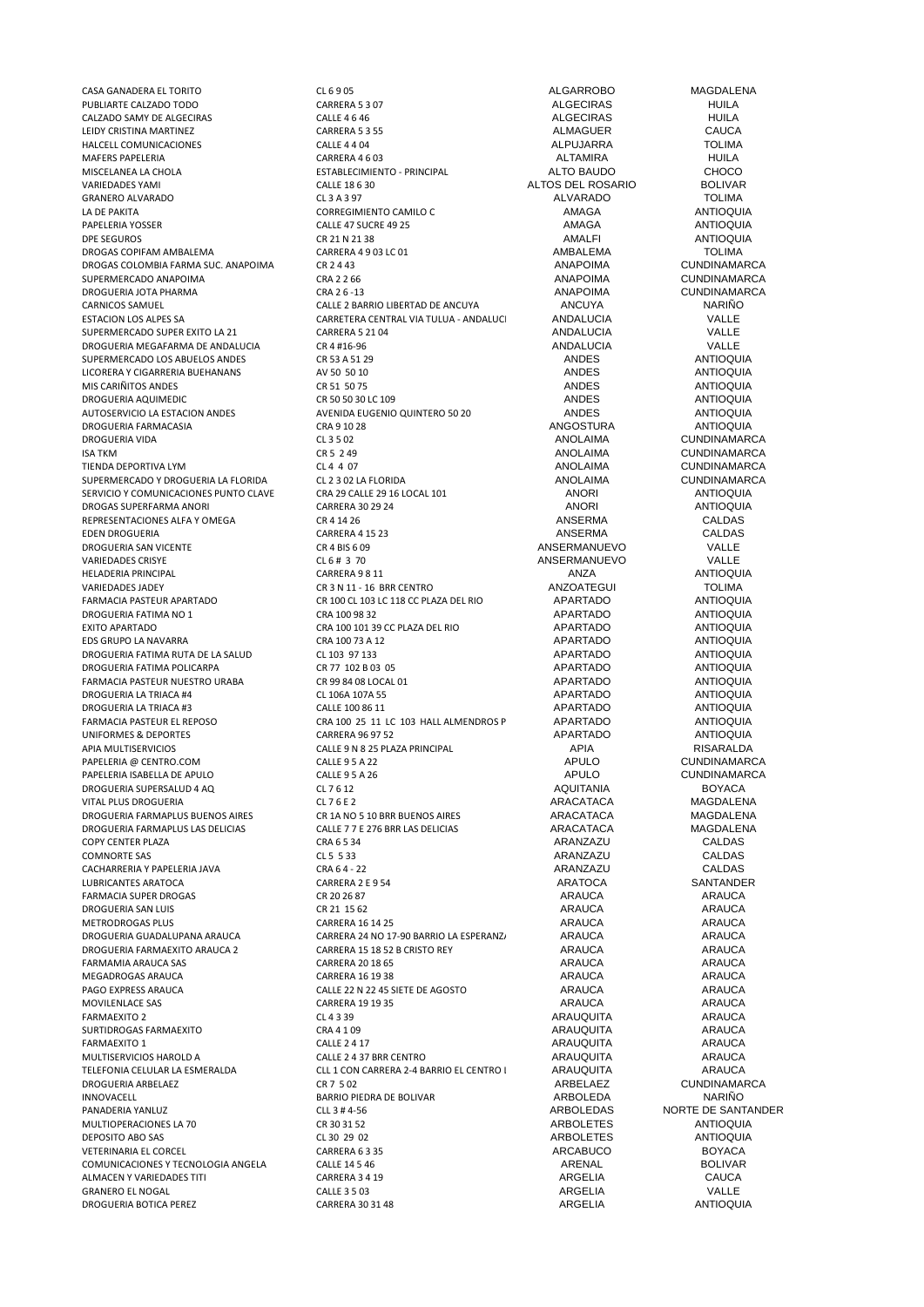| | | | |
|---|---|---|---|
| CASA GANADERA EL TORITO | CL 6 9 05 | ALGARROBO | MAGDALENA |
| PUBLIARTE CALZADO TODO | CARRERA 5 3 07 | ALGECIRAS | HUILA |
| CALZADO SAMY DE ALGECIRAS | CALLE 4 6 46 | ALGECIRAS | HUILA |
| LEIDY CRISTINA MARTINEZ | CARRERA 5 3 55 | ALMAGUER | CAUCA |
| HALCELL COMUNICACIONES | CALLE 4 4 04 | ALPUJARRA | TOLIMA |
| MAFERS PAPELERIA | CARRERA 4 6 03 | ALTAMIRA | HUILA |
| MISCELANEA LA CHOLA | ESTABLECIMIENTO - PRINCIPAL | ALTO BAUDO | CHOCO |
| VARIEDADES YAMI | CALLE 18 6 30 | ALTOS DEL ROSARIO | BOLIVAR |
| GRANERO ALVARADO | CL 3 A 3 97 | ALVARADO | TOLIMA |
| LA DE PAKITA | CORREGIMIENTO CAMILO C | AMAGA | ANTIOQUIA |
| PAPELERIA YOSSER | CALLE 47 SUCRE 49 25 | AMAGA | ANTIOQUIA |
| DPE SEGUROS | CR 21 N 21 38 | AMALFI | ANTIOQUIA |
| DROGAS COPIFAM AMBALEMA | CARRERA 4 9 03 LC 01 | AMBALEMA | TOLIMA |
| DROGAS COLOMBIA FARMA SUC. ANAPOIMA | CR 2 4 43 | ANAPOIMA | CUNDINAMARCA |
| SUPERMERCADO ANAPOIMA | CRA 2 2 66 | ANAPOIMA | CUNDINAMARCA |
| DROGUERIA JOTA PHARMA | CRA 2 6 -13 | ANAPOIMA | CUNDINAMARCA |
| CARNICOS SAMUEL | CALLE 2 BARRIO LIBERTAD DE ANCUYA | ANCUYA | NARIÑO |
| ESTACION LOS ALPES SA | CARRETERA CENTRAL VIA TULUA - ANDALUCI | ANDALUCIA | VALLE |
| SUPERMERCADO SUPER EXITO LA 21 | CARRERA 5 21 04 | ANDALUCIA | VALLE |
| DROGUERIA MEGAFARMA DE ANDALUCIA | CR 4 #16-96 | ANDALUCIA | VALLE |
| SUPERMERCADO LOS ABUELOS ANDES | CR 53 A 51 29 | ANDES | ANTIOQUIA |
| LICORERA Y CIGARRERIA BUEHANANS | AV 50 50 10 | ANDES | ANTIOQUIA |
| MIS CARIÑITOS ANDES | CR 51 50 75 | ANDES | ANTIOQUIA |
| DROGUERIA AQUIMEDIC | CR 50 50 30 LC 109 | ANDES | ANTIOQUIA |
| AUTOSERVICIO LA ESTACION ANDES | AVENIDA EUGENIO QUINTERO 50 20 | ANDES | ANTIOQUIA |
| DROGUERIA FARMACASIA | CRA 9 10 28 | ANGOSTURA | ANTIOQUIA |
| DROGUERIA VIDA | CL 3 5 02 | ANOLAIMA | CUNDINAMARCA |
| ISA TKM | CR 5 2 49 | ANOLAIMA | CUNDINAMARCA |
| TIENDA DEPORTIVA LYM | CL 4 4 07 | ANOLAIMA | CUNDINAMARCA |
| SUPERMERCADO Y DROGUERIA LA FLORIDA | CL 2 3 02 LA FLORIDA | ANOLAIMA | CUNDINAMARCA |
| SERVICIO Y COMUNICACIONES PUNTO CLAVE | CRA 29 CALLE 29 16 LOCAL 101 | ANORI | ANTIOQUIA |
| DROGAS SUPERFARMA ANORI | CARRERA 30 29 24 | ANORI | ANTIOQUIA |
| REPRESENTACIONES ALFA Y OMEGA | CR 4 14 26 | ANSERMA | CALDAS |
| EDEN DROGUERIA | CARRERA 4 15 23 | ANSERMA | CALDAS |
| DROGUERIA SAN VICENTE | CR 4 BIS 6 09 | ANSERMANUEVO | VALLE |
| VARIEDADES CRISYE | CL 6 # 3 70 | ANSERMANUEVO | VALLE |
| HELADERIA PRINCIPAL | CARRERA 9 8 11 | ANZA | ANTIOQUIA |
| VARIEDADES JADEY | CR 3 N 11 - 16 BRR CENTRO | ANZOATEGUI | TOLIMA |
| FARMACIA PASTEUR APARTADO | CR 100 CL 103 LC 118 CC PLAZA DEL RIO | APARTADO | ANTIOQUIA |
| DROGUERIA FATIMA NO 1 | CRA 100 98 32 | APARTADO | ANTIOQUIA |
| EXITO APARTADO | CRA 100 101 39 CC PLAZA DEL RIO | APARTADO | ANTIOQUIA |
| EDS GRUPO LA NAVARRA | CRA 100 73 A 12 | APARTADO | ANTIOQUIA |
| DROGUERIA FATIMA RUTA DE LA SALUD | CL 103 97 133 | APARTADO | ANTIOQUIA |
| DROGUERIA FATIMA POLICARPA | CR 77 102 B 03 05 | APARTADO | ANTIOQUIA |
| FARMACIA PASTEUR NUESTRO URABA | CR 99 84 08 LOCAL 01 | APARTADO | ANTIOQUIA |
| DROGUERIA LA TRIACA #4 | CL 106A 107A 55 | APARTADO | ANTIOQUIA |
| DROGUERIA LA TRIACA #3 | CALLE 100 86 11 | APARTADO | ANTIOQUIA |
| FARMACIA PASTEUR EL REPOSO | CRA 100 25 11 LC 103 HALL ALMENDROS P | APARTADO | ANTIOQUIA |
| UNIFORMES & DEPORTES | CARRERA 96 97 52 | APARTADO | ANTIOQUIA |
| APIA MULTISERVICIOS | CALLE 9 N 8 25 PLAZA PRINCIPAL | APIA | RISARALDA |
| PAPELERIA @ CENTRO.COM | CALLE 9 5 A 22 | APULO | CUNDINAMARCA |
| PAPELERIA ISABELLA DE APULO | CALLE 9 5 A 26 | APULO | CUNDINAMARCA |
| DROGUERIA SUPERSALUD 4 AQ | CL 7 6 12 | AQUITANIA | BOYACA |
| VITAL PLUS DROGUERIA | CL 7 6 E 2 | ARACATACA | MAGDALENA |
| DROGUERIA FARMAPLUS BUENOS AIRES | CR 1A NO 5 10 BRR BUENOS AIRES | ARACATACA | MAGDALENA |
| DROGUERIA FARMAPLUS LAS DELICIAS | CALLE 7 7 E 276 BRR LAS DELICIAS | ARACATACA | MAGDALENA |
| COPY CENTER PLAZA | CRA 6 5 34 | ARANZAZU | CALDAS |
| COMNORTE SAS | CL 5 5 33 | ARANZAZU | CALDAS |
| CACHARRERIA Y PAPELERIA JAVA | CRA 6 4 - 22 | ARANZAZU | CALDAS |
| LUBRICANTES ARATOCA | CARRERA 2 E 9 54 | ARATOCA | SANTANDER |
| FARMACIA SUPER DROGAS | CR 20 26 87 | ARAUCA | ARAUCA |
| DROGUERIA SAN LUIS | CR 21 15 62 | ARAUCA | ARAUCA |
| METRODROGAS PLUS | CARRERA 16 14 25 | ARAUCA | ARAUCA |
| DROGUERIA GUADALUPANA ARAUCA | CARRERA 24 NO 17-90 BARRIO LA ESPERANZ | ARAUCA | ARAUCA |
| DROGUERIA FARMAEXITO ARAUCA 2 | CARRERA 15 18 52 B CRISTO REY | ARAUCA | ARAUCA |
| FARMAMIA ARAUCA SAS | CARRERA 20 18 65 | ARAUCA | ARAUCA |
| MEGADROGAS ARAUCA | CARRERA 16 19 38 | ARAUCA | ARAUCA |
| PAGO EXPRESS ARAUCA | CALLE 22 N 22 45 SIETE DE AGOSTO | ARAUCA | ARAUCA |
| MOVILENLACE SAS | CARRERA 19 19 35 | ARAUCA | ARAUCA |
| FARMAEXITO 2 | CL 4 3 39 | ARAUQUITA | ARAUCA |
| SURTIDROGAS FARMAEXITO | CRA 4 1 09 | ARAUQUITA | ARAUCA |
| FARMAEXITO 1 | CALLE 2 4 17 | ARAUQUITA | ARAUCA |
| MULTISERVICIOS HAROLD A | CALLE 2 4 37 BRR CENTRO | ARAUQUITA | ARAUCA |
| TELEFONIA CELULAR LA ESMERALDA | CLL 1 CON CARRERA 2-4 BARRIO EL CENTRO I | ARAUQUITA | ARAUCA |
| DROGUERIA ARBELAEZ | CR 7 5 02 | ARBELAEZ | CUNDINAMARCA |
| INNOVACELL | BARRIO PIEDRA DE BOLIVAR | ARBOLEDA | NARIÑO |
| PANADERIA YANLUZ | CLL 3 # 4-56 | ARBOLEDAS | NORTE DE SANTANDER |
| MULTIOPERACIONES LA 70 | CR 30 31 52 | ARBOLETES | ANTIOQUIA |
| DEPOSITO ABO SAS | CL 30 29 02 | ARBOLETES | ANTIOQUIA |
| VETERINARIA EL CORCEL | CARRERA 6 3 35 | ARCABUCO | BOYACA |
| COMUNICACIONES Y TECNOLOGIA ANGELA | CALLE 14 5 46 | ARENAL | BOLIVAR |
| ALMACEN Y VARIEDADES TITI | CARRERA 3 4 19 | ARGELIA | CAUCA |
| GRANERO EL NOGAL | CALLE 3 5 03 | ARGELIA | VALLE |
| DROGUERIA BOTICA PEREZ | CARRERA 30 31 48 | ARGELIA | ANTIOQUIA |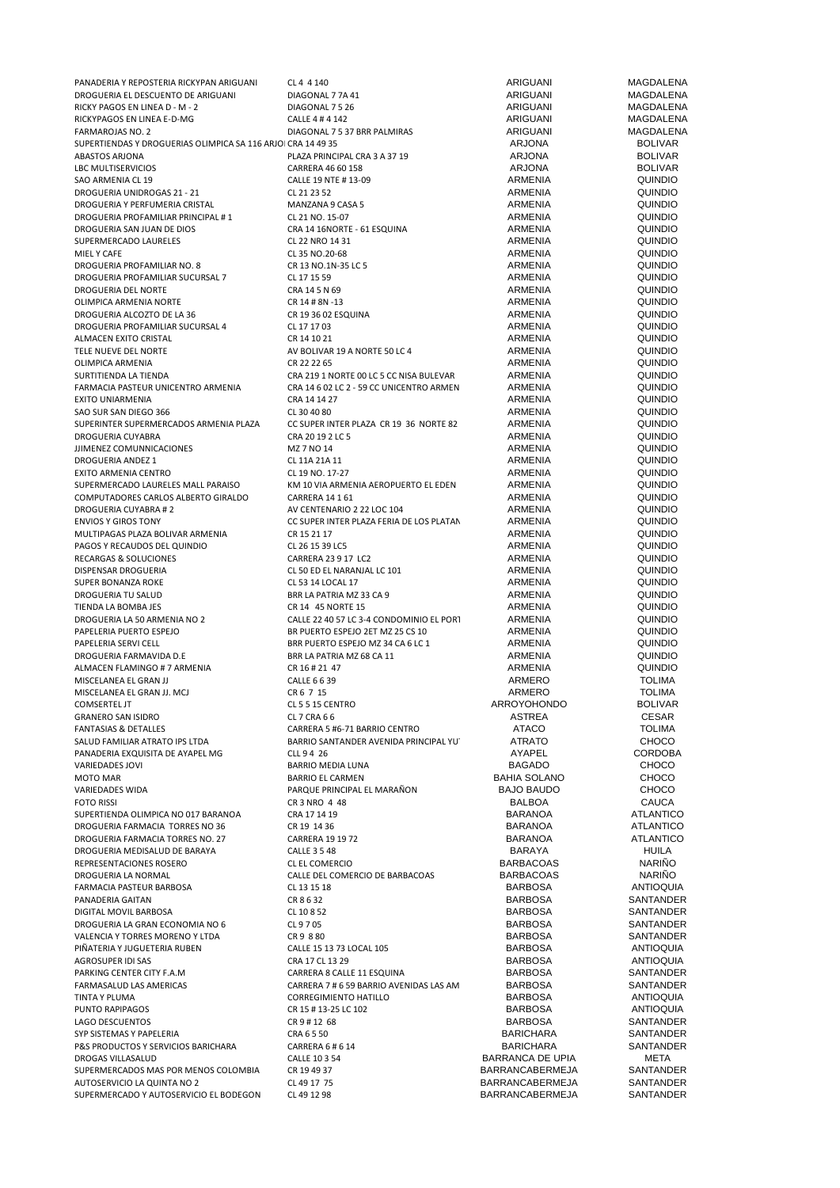| | | | |
|---|---|---|---|
| PANADERIA Y REPOSTERIA RICKYPAN ARIGUANI | CL 4 4 140 | ARIGUANI | MAGDALENA |
| DROGUERIA EL DESCUENTO DE ARIGUANI | DIAGONAL 7 7A 41 | ARIGUANI | MAGDALENA |
| RICKY PAGOS EN LINEA D - M - 2 | DIAGONAL 7 5 26 | ARIGUANI | MAGDALENA |
| RICKYPAGOS EN LINEA E-D-MG | CALLE 4 # 4 142 | ARIGUANI | MAGDALENA |
| FARMAROJAS NO. 2 | DIAGONAL 7 5 37 BRR PALMIRAS | ARIGUANI | MAGDALENA |
| SUPERTIENDAS Y DROGUERIAS OLIMPICA SA 116 ARJOI | CRA 14 49 35 | ARJONA | BOLIVAR |
| ABASTOS ARJONA | PLAZA PRINCIPAL CRA 3 A 37 19 | ARJONA | BOLIVAR |
| LBC MULTISERVICIOS | CARRERA 46 60 158 | ARJONA | BOLIVAR |
| SAO ARMENIA CL 19 | CALLE 19 NTE # 13-09 | ARMENIA | QUINDIO |
| DROGUERIA UNIDROGAS 21 - 21 | CL 21 23 52 | ARMENIA | QUINDIO |
| DROGUERIA Y PERFUMERIA CRISTAL | MANZANA 9 CASA 5 | ARMENIA | QUINDIO |
| DROGUERIA PROFAMILIAR PRINCIPAL # 1 | CL 21 NO. 15-07 | ARMENIA | QUINDIO |
| DROGUERIA SAN JUAN DE DIOS | CRA 14 16NORTE - 61 ESQUINA | ARMENIA | QUINDIO |
| SUPERMERCADO LAURELES | CL 22 NRO 14 31 | ARMENIA | QUINDIO |
| MIEL Y CAFE | CL 35 NO.20-68 | ARMENIA | QUINDIO |
| DROGUERIA PROFAMILIAR NO. 8 | CR 13 NO.1N-35 LC 5 | ARMENIA | QUINDIO |
| DROGUERIA PROFAMILIAR SUCURSAL 7 | CL 17 15 59 | ARMENIA | QUINDIO |
| DROGUERIA DEL NORTE | CRA 14 5 N 69 | ARMENIA | QUINDIO |
| OLIMPICA ARMENIA NORTE | CR 14 # 8N -13 | ARMENIA | QUINDIO |
| DROGUERIA ALCOZTO DE LA 36 | CR 19 36 02 ESQUINA | ARMENIA | QUINDIO |
| DROGUERIA PROFAMILIAR SUCURSAL 4 | CL 17 17 03 | ARMENIA | QUINDIO |
| ALMACEN EXITO CRISTAL | CR 14 10 21 | ARMENIA | QUINDIO |
| TELE NUEVE DEL NORTE | AV BOLIVAR 19 A NORTE 50 LC 4 | ARMENIA | QUINDIO |
| OLIMPICA ARMENIA | CR 22 22 65 | ARMENIA | QUINDIO |
| SURTITIENDA LA TIENDA | CRA 219 1 NORTE 00 LC 5 CC NISA BULEVAR | ARMENIA | QUINDIO |
| FARMACIA PASTEUR UNICENTRO ARMENIA | CRA 14 6 02 LC 2 - 59 CC UNICENTRO ARMEN | ARMENIA | QUINDIO |
| EXITO UNIARMENIA | CRA 14 14 27 | ARMENIA | QUINDIO |
| SAO SUR SAN DIEGO 366 | CL 30 40 80 | ARMENIA | QUINDIO |
| SUPERINTER SUPERMERCADOS ARMENIA PLAZA | CC SUPER INTER PLAZA CR 19 36 NORTE 82 | ARMENIA | QUINDIO |
| DROGUERIA CUYABRA | CRA 20 19 2 LC 5 | ARMENIA | QUINDIO |
| JJIMENEZ COMUNNICACIONES | MZ 7 NO 14 | ARMENIA | QUINDIO |
| DROGUERIA ANDEZ 1 | CL 11A 21A 11 | ARMENIA | QUINDIO |
| EXITO ARMENIA CENTRO | CL 19 NO. 17-27 | ARMENIA | QUINDIO |
| SUPERMERCADO LAURELES MALL PARAISO | KM 10 VIA ARMENIA AEROPUERTO EL EDEN | ARMENIA | QUINDIO |
| COMPUTADORES CARLOS ALBERTO GIRALDO | CARRERA 14 1 61 | ARMENIA | QUINDIO |
| DROGUERIA CUYABRA # 2 | AV CENTENARIO 2 22 LOC 104 | ARMENIA | QUINDIO |
| ENVIOS Y GIROS TONY | CC SUPER INTER PLAZA FERIA DE LOS PLATAN | ARMENIA | QUINDIO |
| MULTIPAGAS PLAZA BOLIVAR ARMENIA | CR 15 21 17 | ARMENIA | QUINDIO |
| PAGOS Y RECAUDOS DEL QUINDIO | CL 26 15 39 LC5 | ARMENIA | QUINDIO |
| RECARGAS & SOLUCIONES | CARRERA 23 9 17 LC2 | ARMENIA | QUINDIO |
| DISPENSAR DROGUERIA | CL 50 ED EL NARANJAL LC 101 | ARMENIA | QUINDIO |
| SUPER BONANZA ROKE | CL 53 14 LOCAL 17 | ARMENIA | QUINDIO |
| DROGUERIA TU SALUD | BRR LA PATRIA MZ 33 CA 9 | ARMENIA | QUINDIO |
| TIENDA LA BOMBA JES | CR 14 45 NORTE 15 | ARMENIA | QUINDIO |
| DROGUERIA LA 50 ARMENIA NO 2 | CALLE 22 40 57 LC 3-4 CONDOMINIO EL PORT | ARMENIA | QUINDIO |
| PAPELERIA PUERTO ESPEJO | BR PUERTO ESPEJO 2ET MZ 25 CS 10 | ARMENIA | QUINDIO |
| PAPELERIA SERVI CELL | BRR PUERTO ESPEJO MZ 34 CA 6 LC 1 | ARMENIA | QUINDIO |
| DROGUERIA FARMAVIDA D.E | BRR LA PATRIA MZ 68 CA 11 | ARMENIA | QUINDIO |
| ALMACEN FLAMINGO # 7 ARMENIA | CR 16 # 21 47 | ARMENIA | QUINDIO |
| MISCELANEA EL GRAN JJ | CALLE 6 6 39 | ARMERO | TOLIMA |
| MISCELANEA EL GRAN JJ. MCJ | CR 6 7 15 | ARMERO | TOLIMA |
| COMSERTEL JT | CL 5 5 15 CENTRO | ARROYOHONDO | BOLIVAR |
| GRANERO SAN ISIDRO | CL 7 CRA 6 6 | ASTREA | CESAR |
| FANTASIAS & DETALLES | CARRERA 5 #6-71 BARRIO CENTRO | ATACO | TOLIMA |
| SALUD FAMILIAR ATRATO IPS LTDA | BARRIO SANTANDER AVENIDA PRINCIPAL YU | ATRATO | CHOCO |
| PANADERIA EXQUISITA DE AYAPEL MG | CLL 9 4 26 | AYAPEL | CORDOBA |
| VARIEDADES JOVI | BARRIO MEDIA LUNA | BAGADO | CHOCO |
| MOTO MAR | BARRIO EL CARMEN | BAHIA SOLANO | CHOCO |
| VARIEDADES WIDA | PARQUE PRINCIPAL EL MARAÑON | BAJO BAUDO | CHOCO |
| FOTO RISSI | CR 3 NRO 4 48 | BALBOA | CAUCA |
| SUPERTIENDA OLIMPICA NO 017 BARANOA | CRA 17 14 19 | BARANOA | ATLANTICO |
| DROGUERIA FARMACIA TORRES NO 36 | CR 19 14 36 | BARANOA | ATLANTICO |
| DROGUERIA FARMACIA TORRES NO. 27 | CARRERA 19 19 72 | BARANOA | ATLANTICO |
| DROGUERIA MEDISALUD DE BARAYA | CALLE 3 5 48 | BARAYA | HUILA |
| REPRESENTACIONES ROSERO | CL EL COMERCIO | BARBACOAS | NARIÑO |
| DROGUERIA LA NORMAL | CALLE DEL COMERCIO DE BARBACOAS | BARBACOAS | NARIÑO |
| FARMACIA PASTEUR BARBOSA | CL 13 15 18 | BARBOSA | ANTIOQUIA |
| PANADERIA GAITAN | CR 8 6 32 | BARBOSA | SANTANDER |
| DIGITAL MOVIL BARBOSA | CL 10 8 52 | BARBOSA | SANTANDER |
| DROGUERIA LA GRAN ECONOMIA NO 6 | CL 9 7 05 | BARBOSA | SANTANDER |
| VALENCIA Y TORRES MORENO Y LTDA | CR 9 8 80 | BARBOSA | SANTANDER |
| PIÑATERIA Y JUGUETERIA RUBEN | CALLE 15 13 73 LOCAL 105 | BARBOSA | ANTIOQUIA |
| AGROSUPER IDI SAS | CRA 17 CL 13 29 | BARBOSA | ANTIOQUIA |
| PARKING CENTER CITY F.A.M | CARRERA 8 CALLE 11 ESQUINA | BARBOSA | SANTANDER |
| FARMASALUD LAS AMERICAS | CARRERA 7 # 6 59 BARRIO AVENIDAS LAS AM | BARBOSA | SANTANDER |
| TINTA Y PLUMA | CORREGIMIENTO HATILLO | BARBOSA | ANTIOQUIA |
| PUNTO RAPIPAGOS | CR 15 # 13-25 LC 102 | BARBOSA | ANTIOQUIA |
| LAGO DESCUENTOS | CR 9 # 12 68 | BARBOSA | SANTANDER |
| SYP SISTEMAS Y PAPELERIA | CRA 6 5 50 | BARICHARA | SANTANDER |
| P&S PRODUCTOS Y SERVICIOS BARICHARA | CARRERA 6 # 6 14 | BARICHARA | SANTANDER |
| DROGAS VILLASALUD | CALLE 10 3 54 | BARRANCA DE UPIA | META |
| SUPERMERCADOS MAS POR MENOS COLOMBIA | CR 19 49 37 | BARRANCABERMEJA | SANTANDER |
| AUTOSERVICIO LA QUINTA NO 2 | CL 49 17 75 | BARRANCABERMEJA | SANTANDER |
| SUPERMERCADO Y AUTOSERVICIO EL BODEGON | CL 49 12 98 | BARRANCABERMEJA | SANTANDER |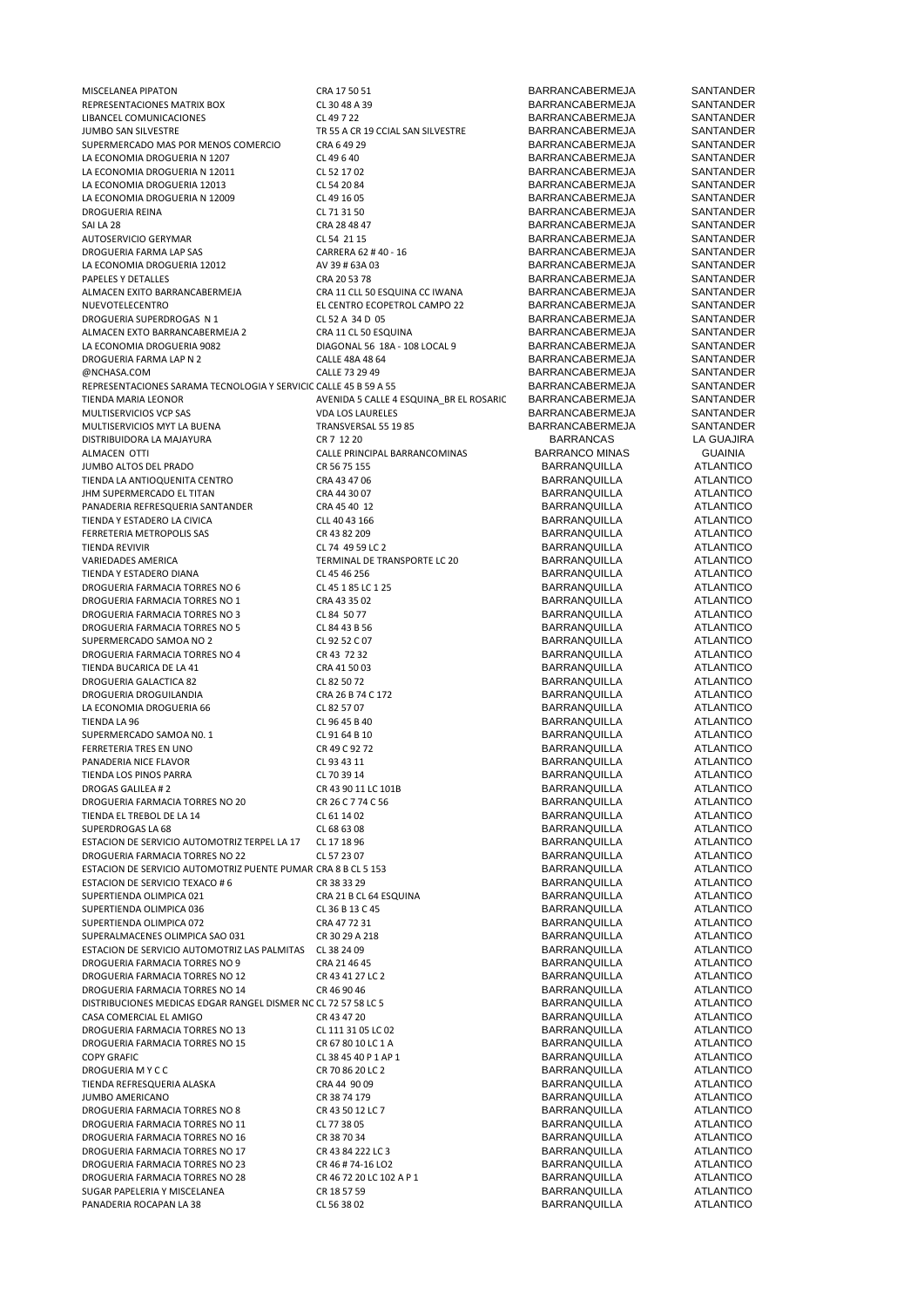| | | | |
|---|---|---|---|
| MISCELANEA PIPATON | CRA 17 50 51 | BARRANCABERMEJA | SANTANDER |
| REPRESENTACIONES MATRIX BOX | CL 30 48 A 39 | BARRANCABERMEJA | SANTANDER |
| LIBANCEL COMUNICACIONES | CL 49 7 22 | BARRANCABERMEJA | SANTANDER |
| JUMBO SAN SILVESTRE | TR 55 A CR 19 CCIAL SAN SILVESTRE | BARRANCABERMEJA | SANTANDER |
| SUPERMERCADO MAS POR MENOS COMERCIO | CRA 6 49 29 | BARRANCABERMEJA | SANTANDER |
| LA ECONOMIA DROGUERIA N 1207 | CL 49 6 40 | BARRANCABERMEJA | SANTANDER |
| LA ECONOMIA DROGUERIA N 12011 | CL 52 17 02 | BARRANCABERMEJA | SANTANDER |
| LA ECONOMIA DROGUERIA 12013 | CL 54 20 84 | BARRANCABERMEJA | SANTANDER |
| LA ECONOMIA DROGUERIA N 12009 | CL 49 16 05 | BARRANCABERMEJA | SANTANDER |
| DROGUERIA REINA | CL 71 31 50 | BARRANCABERMEJA | SANTANDER |
| SAI LA 28 | CRA 28 48 47 | BARRANCABERMEJA | SANTANDER |
| AUTOSERVICIO GERYMAR | CL 54 21 15 | BARRANCABERMEJA | SANTANDER |
| DROGUERIA FARMA LAP SAS | CARRERA 62 # 40 - 16 | BARRANCABERMEJA | SANTANDER |
| LA ECONOMIA DROGUERIA 12012 | AV 39 # 63A 03 | BARRANCABERMEJA | SANTANDER |
| PAPELES Y DETALLES | CRA 20 53 78 | BARRANCABERMEJA | SANTANDER |
| ALMACEN EXITO BARRANCABERMEJA | CRA 11 CLL 50 ESQUINA CC IWANA | BARRANCABERMEJA | SANTANDER |
| NUEVOTELECENTRO | EL CENTRO ECOPETROL CAMPO 22 | BARRANCABERMEJA | SANTANDER |
| DROGUERIA SUPERDROGAS N 1 | CL 52 A 34 D 05 | BARRANCABERMEJA | SANTANDER |
| ALMACEN EXTO BARRANCABERMEJA 2 | CRA 11 CL 50 ESQUINA | BARRANCABERMEJA | SANTANDER |
| LA ECONOMIA DROGUERIA 9082 | DIAGONAL 56 18A - 108 LOCAL 9 | BARRANCABERMEJA | SANTANDER |
| DROGUERIA FARMA LAP N 2 | CALLE 48A 48 64 | BARRANCABERMEJA | SANTANDER |
| @NCHASA.COM | CALLE 73 29 49 | BARRANCABERMEJA | SANTANDER |
| REPRESENTACIONES SARAMA TECNOLOGIA Y SERVICIC | CALLE 45 B 59 A 55 | BARRANCABERMEJA | SANTANDER |
| TIENDA MARIA LEONOR | AVENIDA 5 CALLE 4 ESQUINA_BR EL ROSARIC | BARRANCABERMEJA | SANTANDER |
| MULTISERVICIOS VCP SAS | VDA LOS LAURELES | BARRANCABERMEJA | SANTANDER |
| MULTISERVICIOS MYT LA BUENA | TRANSVERSAL 55 19 85 | BARRANCABERMEJA | SANTANDER |
| DISTRIBUIDORA LA MAJAYURA | CR 7 12 20 | BARRANCAS | LA GUAJIRA |
| ALMACEN OTTI | CALLE PRINCIPAL BARRANCOMINAS | BARRANCO MINAS | GUAINIA |
| JUMBO ALTOS DEL PRADO | CR 56 75 155 | BARRANQUILLA | ATLANTICO |
| TIENDA LA ANTIOQUENITA CENTRO | CRA 43 47 06 | BARRANQUILLA | ATLANTICO |
| JHM SUPERMERCADO EL TITAN | CRA 44 30 07 | BARRANQUILLA | ATLANTICO |
| PANADERIA REFRESQUERIA SANTANDER | CRA 45 40 12 | BARRANQUILLA | ATLANTICO |
| TIENDA Y ESTADERO LA CIVICA | CLL 40 43 166 | BARRANQUILLA | ATLANTICO |
| FERRETERIA METROPOLIS SAS | CR 43 82 209 | BARRANQUILLA | ATLANTICO |
| TIENDA REVIVIR | CL 74 49 59 LC 2 | BARRANQUILLA | ATLANTICO |
| VARIEDADES AMERICA | TERMINAL DE TRANSPORTE LC 20 | BARRANQUILLA | ATLANTICO |
| TIENDA Y ESTADERO DIANA | CL 45 46 256 | BARRANQUILLA | ATLANTICO |
| DROGUERIA FARMACIA TORRES NO 6 | CL 45 1 85 LC 1 25 | BARRANQUILLA | ATLANTICO |
| DROGUERIA FARMACIA TORRES NO 1 | CRA 43 35 02 | BARRANQUILLA | ATLANTICO |
| DROGUERIA FARMACIA TORRES NO 3 | CL 84 50 77 | BARRANQUILLA | ATLANTICO |
| DROGUERIA FARMACIA TORRES NO 5 | CL 84 43 B 56 | BARRANQUILLA | ATLANTICO |
| SUPERMERCADO SAMOA NO 2 | CL 92 52 C 07 | BARRANQUILLA | ATLANTICO |
| DROGUERIA FARMACIA TORRES NO 4 | CR 43 72 32 | BARRANQUILLA | ATLANTICO |
| TIENDA BUCARICA DE LA 41 | CRA 41 50 03 | BARRANQUILLA | ATLANTICO |
| DROGUERIA GALACTICA 82 | CL 82 50 72 | BARRANQUILLA | ATLANTICO |
| DROGUERIA DROGUILANDIA | CRA 26 B 74 C 172 | BARRANQUILLA | ATLANTICO |
| LA ECONOMIA DROGUERIA 66 | CL 82 57 07 | BARRANQUILLA | ATLANTICO |
| TIENDA LA 96 | CL 96 45 B 40 | BARRANQUILLA | ATLANTICO |
| SUPERMERCADO SAMOA N0. 1 | CL 91 64 B 10 | BARRANQUILLA | ATLANTICO |
| FERRETERIA TRES EN UNO | CR 49 C 92 72 | BARRANQUILLA | ATLANTICO |
| PANADERIA NICE FLAVOR | CL 93 43 11 | BARRANQUILLA | ATLANTICO |
| TIENDA LOS PINOS PARRA | CL 70 39 14 | BARRANQUILLA | ATLANTICO |
| DROGAS GALILEA # 2 | CR 43 90 11 LC 101B | BARRANQUILLA | ATLANTICO |
| DROGUERIA FARMACIA TORRES NO 20 | CR 26 C 7 74 C 56 | BARRANQUILLA | ATLANTICO |
| TIENDA EL TREBOL DE LA 14 | CL 61 14 02 | BARRANQUILLA | ATLANTICO |
| SUPERDROGAS LA 68 | CL 68 63 08 | BARRANQUILLA | ATLANTICO |
| ESTACION DE SERVICIO AUTOMOTRIZ TERPEL LA 17 | CL 17 18 96 | BARRANQUILLA | ATLANTICO |
| DROGUERIA FARMACIA TORRES NO 22 | CL 57 23 07 | BARRANQUILLA | ATLANTICO |
| ESTACION DE SERVICIO AUTOMOTRIZ PUENTE PUMAR | CRA 8 B CL 5 153 | BARRANQUILLA | ATLANTICO |
| ESTACION DE SERVICIO TEXACO # 6 | CR 38 33 29 | BARRANQUILLA | ATLANTICO |
| SUPERTIENDA OLIMPICA 021 | CRA 21 B CL 64 ESQUINA | BARRANQUILLA | ATLANTICO |
| SUPERTIENDA OLIMPICA 036 | CL 36 B 13 C 45 | BARRANQUILLA | ATLANTICO |
| SUPERTIENDA OLIMPICA 072 | CRA 47 72 31 | BARRANQUILLA | ATLANTICO |
| SUPERALMACENES OLIMPICA SAO 031 | CR 30 29 A 218 | BARRANQUILLA | ATLANTICO |
| ESTACION DE SERVICIO AUTOMOTRIZ LAS PALMITAS | CL 38 24 09 | BARRANQUILLA | ATLANTICO |
| DROGUERIA FARMACIA TORRES NO 9 | CRA 21 46 45 | BARRANQUILLA | ATLANTICO |
| DROGUERIA FARMACIA TORRES NO 12 | CR 43 41 27 LC 2 | BARRANQUILLA | ATLANTICO |
| DROGUERIA FARMACIA TORRES NO 14 | CR 46 90 46 | BARRANQUILLA | ATLANTICO |
| DISTRIBUCIONES MEDICAS EDGAR RANGEL DISMER NC | CL 72 57 58 LC 5 | BARRANQUILLA | ATLANTICO |
| CASA COMERCIAL EL AMIGO | CR 43 47 20 | BARRANQUILLA | ATLANTICO |
| DROGUERIA FARMACIA TORRES NO 13 | CL 111 31 05 LC 02 | BARRANQUILLA | ATLANTICO |
| DROGUERIA FARMACIA TORRES NO 15 | CR 67 80 10 LC 1 A | BARRANQUILLA | ATLANTICO |
| COPY GRAFIC | CL 38 45 40 P 1 AP 1 | BARRANQUILLA | ATLANTICO |
| DROGUERIA M Y C C | CR 70 86 20 LC 2 | BARRANQUILLA | ATLANTICO |
| TIENDA REFRESQUERIA ALASKA | CRA 44 90 09 | BARRANQUILLA | ATLANTICO |
| JUMBO AMERICANO | CR 38 74 179 | BARRANQUILLA | ATLANTICO |
| DROGUERIA FARMACIA TORRES NO 8 | CR 43 50 12 LC 7 | BARRANQUILLA | ATLANTICO |
| DROGUERIA FARMACIA TORRES NO 11 | CL 77 38 05 | BARRANQUILLA | ATLANTICO |
| DROGUERIA FARMACIA TORRES NO 16 | CR 38 70 34 | BARRANQUILLA | ATLANTICO |
| DROGUERIA FARMACIA TORRES NO 17 | CR 43 84 222 LC 3 | BARRANQUILLA | ATLANTICO |
| DROGUERIA FARMACIA TORRES NO 23 | CR 46 # 74-16 LO2 | BARRANQUILLA | ATLANTICO |
| DROGUERIA FARMACIA TORRES NO 28 | CR 46 72 20 LC 102 A P 1 | BARRANQUILLA | ATLANTICO |
| SUGAR PAPELERIA Y MISCELANEA | CR 18 57 59 | BARRANQUILLA | ATLANTICO |
| PANADERIA ROCAPAN LA 38 | CL 56 38 02 | BARRANQUILLA | ATLANTICO |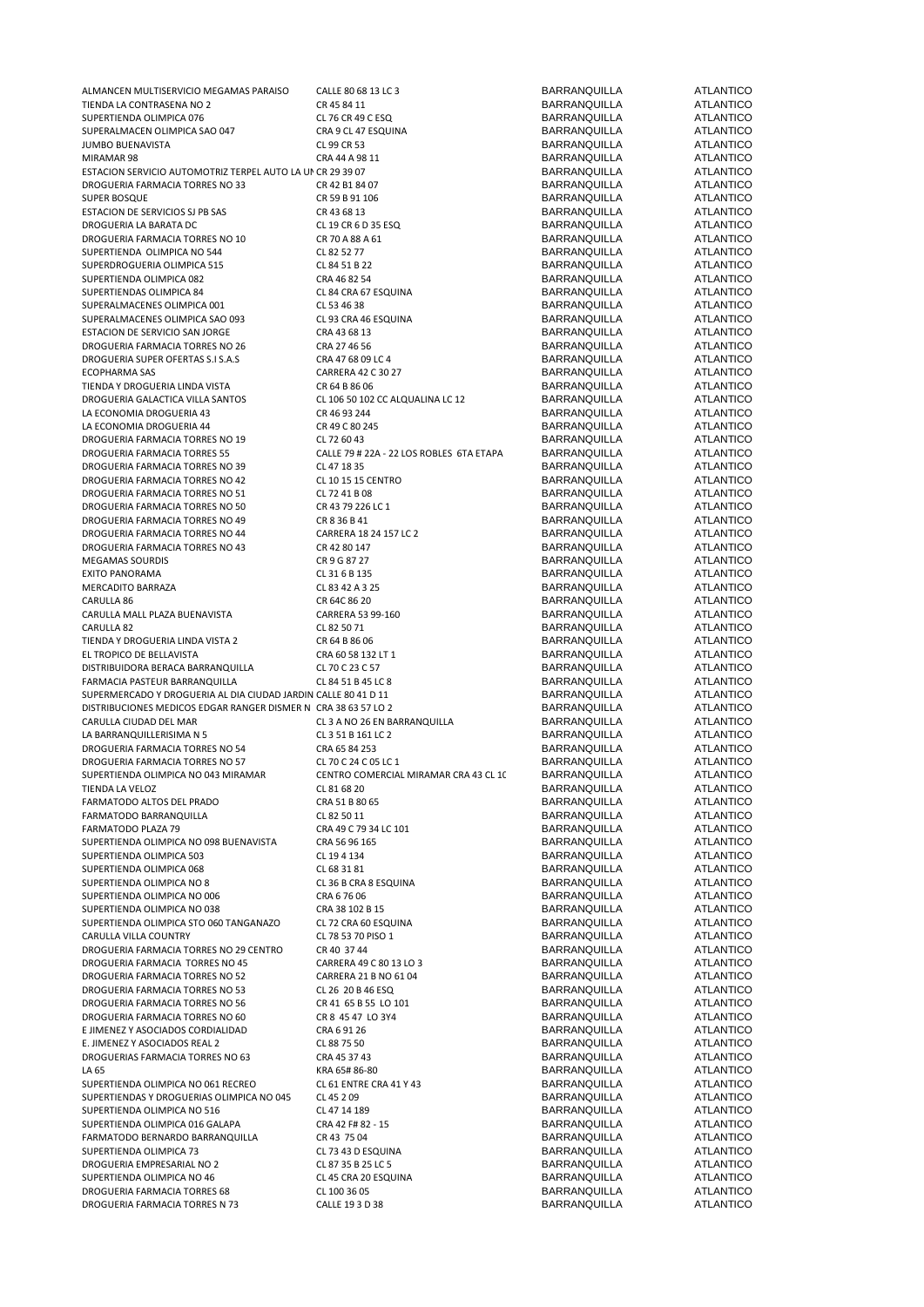| | | | |
|---|---|---|---|
| ALMANCEN MULTISERVICIO MEGAMAS PARAISO | CALLE 80 68 13 LC 3 | BARRANQUILLA | ATLANTICO |
| TIENDA LA CONTRASENA NO 2 | CR 45 84 11 | BARRANQUILLA | ATLANTICO |
| SUPERTIENDA OLIMPICA 076 | CL 76 CR 49 C ESQ | BARRANQUILLA | ATLANTICO |
| SUPERALMACEN OLIMPICA SAO 047 | CRA 9 CL 47 ESQUINA | BARRANQUILLA | ATLANTICO |
| JUMBO BUENAVISTA | CL 99 CR 53 | BARRANQUILLA | ATLANTICO |
| MIRAMAR 98 | CRA 44 A 98 11 | BARRANQUILLA | ATLANTICO |
| ESTACION SERVICIO AUTOMOTRIZ TERPEL AUTO LA UN | CR 29 39 07 | BARRANQUILLA | ATLANTICO |
| DROGUERIA FARMACIA TORRES NO 33 | CR 42 B1 84 07 | BARRANQUILLA | ATLANTICO |
| SUPER BOSQUE | CR 59 B 91 106 | BARRANQUILLA | ATLANTICO |
| ESTACION DE SERVICIOS SJ PB SAS | CR 43 68 13 | BARRANQUILLA | ATLANTICO |
| DROGUERIA LA BARATA DC | CL 19 CR 6 D 35 ESQ | BARRANQUILLA | ATLANTICO |
| DROGUERIA FARMACIA TORRES NO 10 | CR 70 A 88 A 61 | BARRANQUILLA | ATLANTICO |
| SUPERTIENDA OLIMPICA NO 544 | CL 82 52 77 | BARRANQUILLA | ATLANTICO |
| SUPERDROGUERIA OLIMPICA 515 | CL 84 51 B 22 | BARRANQUILLA | ATLANTICO |
| SUPERTIENDA OLIMPICA 082 | CRA 46 82 54 | BARRANQUILLA | ATLANTICO |
| SUPERTIENDAS OLIMPICA 84 | CL 84 CRA 67 ESQUINA | BARRANQUILLA | ATLANTICO |
| SUPERALMACENES OLIMPICA 001 | CL 53 46 38 | BARRANQUILLA | ATLANTICO |
| SUPERALMACENES OLIMPICA SAO 093 | CL 93 CRA 46 ESQUINA | BARRANQUILLA | ATLANTICO |
| ESTACION DE SERVICIO SAN JORGE | CRA 43 68 13 | BARRANQUILLA | ATLANTICO |
| DROGUERIA FARMACIA TORRES NO 26 | CRA 27 46 56 | BARRANQUILLA | ATLANTICO |
| DROGUERIA SUPER OFERTAS S.I S.A.S | CRA 47 68 09 LC 4 | BARRANQUILLA | ATLANTICO |
| ECOPHARMA SAS | CARRERA 42 C 30 27 | BARRANQUILLA | ATLANTICO |
| TIENDA Y DROGUERIA LINDA VISTA | CR 64 B 86 06 | BARRANQUILLA | ATLANTICO |
| DROGUERIA GALACTICA VILLA SANTOS | CL 106 50 102 CC ALQUALINA LC 12 | BARRANQUILLA | ATLANTICO |
| LA ECONOMIA DROGUERIA 43 | CR 46 93 244 | BARRANQUILLA | ATLANTICO |
| LA ECONOMIA DROGUERIA 44 | CR 49 C 80 245 | BARRANQUILLA | ATLANTICO |
| DROGUERIA FARMACIA TORRES NO 19 | CL 72 60 43 | BARRANQUILLA | ATLANTICO |
| DROGUERIA FARMACIA TORRES 55 | CALLE 79 # 22A - 22 LOS ROBLES 6TA ETAPA | BARRANQUILLA | ATLANTICO |
| DROGUERIA FARMACIA TORRES NO 39 | CL 47 18 35 | BARRANQUILLA | ATLANTICO |
| DROGUERIA FARMACIA TORRES NO 42 | CL 10 15 15 CENTRO | BARRANQUILLA | ATLANTICO |
| DROGUERIA FARMACIA TORRES NO 51 | CL 72 41 B 08 | BARRANQUILLA | ATLANTICO |
| DROGUERIA FARMACIA TORRES NO 50 | CR 43 79 226 LC 1 | BARRANQUILLA | ATLANTICO |
| DROGUERIA FARMACIA TORRES NO 49 | CR 8 36 B 41 | BARRANQUILLA | ATLANTICO |
| DROGUERIA FARMACIA TORRES NO 44 | CARRERA 18 24 157 LC 2 | BARRANQUILLA | ATLANTICO |
| DROGUERIA FARMACIA TORRES NO 43 | CR 42 80 147 | BARRANQUILLA | ATLANTICO |
| MEGAMAS SOURDIS | CR 9 G 87 27 | BARRANQUILLA | ATLANTICO |
| EXITO PANORAMA | CL 31 6 B 135 | BARRANQUILLA | ATLANTICO |
| MERCADITO BARRAZA | CL 83 42 A 3 25 | BARRANQUILLA | ATLANTICO |
| CARULLA 86 | CR 64C 86 20 | BARRANQUILLA | ATLANTICO |
| CARULLA MALL PLAZA BUENAVISTA | CARRERA 53 99-160 | BARRANQUILLA | ATLANTICO |
| CARULLA 82 | CL 82 50 71 | BARRANQUILLA | ATLANTICO |
| TIENDA Y DROGUERIA LINDA VISTA 2 | CR 64 B 86 06 | BARRANQUILLA | ATLANTICO |
| EL TROPICO DE BELLAVISTA | CRA 60 58 132 LT 1 | BARRANQUILLA | ATLANTICO |
| DISTRIBUIDORA BERACA BARRANQUILLA | CL 70 C 23 C 57 | BARRANQUILLA | ATLANTICO |
| FARMACIA PASTEUR BARRANQUILLA | CL 84 51 B 45 LC 8 | BARRANQUILLA | ATLANTICO |
| SUPERMERCADO Y DROGUERIA AL DIA CIUDAD JARDIN | CALLE 80 41 D 11 | BARRANQUILLA | ATLANTICO |
| DISTRIBUCIONES MEDICOS EDGAR RANGER DISMER N | CRA 38 63 57 LO 2 | BARRANQUILLA | ATLANTICO |
| CARULLA CIUDAD DEL MAR | CL 3 A NO 26 EN BARRANQUILLA | BARRANQUILLA | ATLANTICO |
| LA BARRANQUILLERISIMA N 5 | CL 3 51 B 161 LC 2 | BARRANQUILLA | ATLANTICO |
| DROGUERIA FARMACIA TORRES NO 54 | CRA 65 84 253 | BARRANQUILLA | ATLANTICO |
| DROGUERIA FARMACIA TORRES NO 57 | CL 70 C 24 C 05 LC 1 | BARRANQUILLA | ATLANTICO |
| SUPERTIENDA OLIMPICA NO 043 MIRAMAR | CENTRO COMERCIAL MIRAMAR CRA 43 CL 1C | BARRANQUILLA | ATLANTICO |
| TIENDA LA VELOZ | CL 81 68 20 | BARRANQUILLA | ATLANTICO |
| FARMATODO ALTOS DEL PRADO | CRA 51 B 80 65 | BARRANQUILLA | ATLANTICO |
| FARMATODO BARRANQUILLA | CL 82 50 11 | BARRANQUILLA | ATLANTICO |
| FARMATODO PLAZA 79 | CRA 49 C 79 34 LC 101 | BARRANQUILLA | ATLANTICO |
| SUPERTIENDA OLIMPICA NO 098 BUENAVISTA | CRA 56 96 165 | BARRANQUILLA | ATLANTICO |
| SUPERTIENDA OLIMPICA 503 | CL 19 4 134 | BARRANQUILLA | ATLANTICO |
| SUPERTIENDA OLIMPICA 068 | CL 68 31 81 | BARRANQUILLA | ATLANTICO |
| SUPERTIENDA OLIMPICA NO 8 | CL 36 B CRA 8 ESQUINA | BARRANQUILLA | ATLANTICO |
| SUPERTIENDA OLIMPICA NO 006 | CRA 6 76 06 | BARRANQUILLA | ATLANTICO |
| SUPERTIENDA OLIMPICA NO 038 | CRA 38 102 B 15 | BARRANQUILLA | ATLANTICO |
| SUPERTIENDA OLIMPICA STO 060 TANGANAZO | CL 72 CRA 60 ESQUINA | BARRANQUILLA | ATLANTICO |
| CARULLA VILLA COUNTRY | CL 78 53 70 PISO 1 | BARRANQUILLA | ATLANTICO |
| DROGUERIA FARMACIA TORRES NO 29 CENTRO | CR 40 37 44 | BARRANQUILLA | ATLANTICO |
| DROGUERIA FARMACIA TORRES NO 45 | CARRERA 49 C 80 13 LO 3 | BARRANQUILLA | ATLANTICO |
| DROGUERIA FARMACIA TORRES NO 52 | CARRERA 21 B NO 61 04 | BARRANQUILLA | ATLANTICO |
| DROGUERIA FARMACIA TORRES NO 53 | CL 26 20 B 46 ESQ | BARRANQUILLA | ATLANTICO |
| DROGUERIA FARMACIA TORRES NO 56 | CR 41 65 B 55 LO 101 | BARRANQUILLA | ATLANTICO |
| DROGUERIA FARMACIA TORRES NO 60 | CR 8 45 47 LO 3Y4 | BARRANQUILLA | ATLANTICO |
| E JIMENEZ Y ASOCIADOS CORDIALIDAD | CRA 6 91 26 | BARRANQUILLA | ATLANTICO |
| E. JIMENEZ Y ASOCIADOS REAL 2 | CL 88 75 50 | BARRANQUILLA | ATLANTICO |
| DROGUERIAS FARMACIA TORRES NO 63 | CRA 45 37 43 | BARRANQUILLA | ATLANTICO |
| LA 65 | KRA 65# 86-80 | BARRANQUILLA | ATLANTICO |
| SUPERTIENDA OLIMPICA NO 061 RECREO | CL 61 ENTRE CRA 41 Y 43 | BARRANQUILLA | ATLANTICO |
| SUPERTIENDAS Y DROGUERIAS OLIMPICA NO 045 | CL 45 2 09 | BARRANQUILLA | ATLANTICO |
| SUPERTIENDA OLIMPICA NO 516 | CL 47 14 189 | BARRANQUILLA | ATLANTICO |
| SUPERTIENDA OLIMPICA 016 GALAPA | CRA 42 F# 82 - 15 | BARRANQUILLA | ATLANTICO |
| FARMATODO BERNARDO BARRANQUILLA | CR 43 75 04 | BARRANQUILLA | ATLANTICO |
| SUPERTIENDA OLIMPICA 73 | CL 73 43 D ESQUINA | BARRANQUILLA | ATLANTICO |
| DROGUERIA EMPRESARIAL NO 2 | CL 87 35 B 25 LC 5 | BARRANQUILLA | ATLANTICO |
| SUPERTIENDA OLIMPICA NO 46 | CL 45 CRA 20 ESQUINA | BARRANQUILLA | ATLANTICO |
| DROGUERIA FARMACIA TORRES 68 | CL 100 36 05 | BARRANQUILLA | ATLANTICO |
| DROGUERIA FARMACIA TORRES N 73 | CALLE 19 3 D 38 | BARRANQUILLA | ATLANTICO |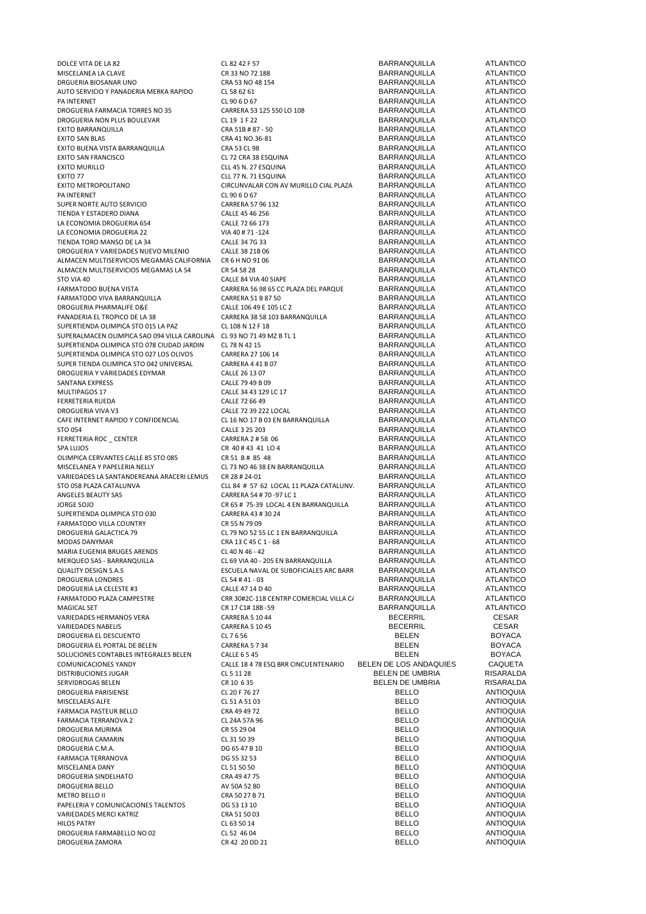| | | | |
|---|---|---|---|
| DOLCE VITA DE LA 82 | CL 82 42 F 57 | BARRANQUILLA | ATLANTICO |
| MISCELANEA LA CLAVE | CR 33 NO 72 188 | BARRANQUILLA | ATLANTICO |
| DRGUERIA BIOSANAR UNO | CRA 53 NO 48 154 | BARRANQUILLA | ATLANTICO |
| AUTO SERVICIO Y PANADERIA MERKA RAPIDO | CL 58 62 61 | BARRANQUILLA | ATLANTICO |
| PA INTERNET | CL 90 6 D 67 | BARRANQUILLA | ATLANTICO |
| DROGUERIA FARMACIA TORRES NO 35 | CARRERA 53 125 550 LO 108 | BARRANQUILLA | ATLANTICO |
| DROGUERIA NON PLUS BOULEVAR | CL 19 1 F 22 | BARRANQUILLA | ATLANTICO |
| EXITO BARRANQUILLA | CRA 51B # 87 - 50 | BARRANQUILLA | ATLANTICO |
| EXITO SAN BLAS | CRA 41 NO.36-81 | BARRANQUILLA | ATLANTICO |
| EXITO BUENA VISTA BARRANQUILLA | CRA 53 CL 98 | BARRANQUILLA | ATLANTICO |
| EXITO SAN FRANCISCO | CL 72 CRA 38 ESQUINA | BARRANQUILLA | ATLANTICO |
| EXITO MURILLO | CLL 45 N. 27 ESQUINA | BARRANQUILLA | ATLANTICO |
| EXITO 77 | CLL 77 N. 71 ESQUINA | BARRANQUILLA | ATLANTICO |
| EXITO METROPOLITANO | CIRCUNVALAR CON AV MURILLO CIAL PLAZA | BARRANQUILLA | ATLANTICO |
| PA INTERNET | CL 90 6 D 67 | BARRANQUILLA | ATLANTICO |
| SUPER NORTE AUTO SERVICIO | CARRERA 57 96 132 | BARRANQUILLA | ATLANTICO |
| TIENDA Y ESTADERO DIANA | CALLE 45 46 256 | BARRANQUILLA | ATLANTICO |
| LA ECONOMIA DROGUERIA 654 | CALLE 72 66 173 | BARRANQUILLA | ATLANTICO |
| LA ECONOMIA DROGUERIA 22 | VIA 40 # 71 -124 | BARRANQUILLA | ATLANTICO |
| TIENDA TORO MANSO DE LA 34 | CALLE 34 7G 33 | BARRANQUILLA | ATLANTICO |
| DROGUERIA Y VARIEDADES NUEVO MILENIO | CALLE 38 21B 06 | BARRANQUILLA | ATLANTICO |
| ALMACEN MULTISERVICIOS MEGAMAS CALIFORNIA | CR 6 H NO 91 06 | BARRANQUILLA | ATLANTICO |
| ALMACEN MULTISERVICIOS MEGAMAS LA 54 | CR 54 58 28 | BARRANQUILLA | ATLANTICO |
| STO VIA 40 | CALLE 84 VIA 40 SIAPE | BARRANQUILLA | ATLANTICO |
| FARMATODO BUENA VISTA | CARRERA 56 98 65 CC PLAZA DEL PARQUE | BARRANQUILLA | ATLANTICO |
| FARMATODO VIVA BARRANQUILLA | CARRERA 51 B 87 50 | BARRANQUILLA | ATLANTICO |
| DROGUERIA PHARMALIFE D&E | CALLE 106 49 E 105 LC 2 | BARRANQUILLA | ATLANTICO |
| PANADERIA EL TROPICO DE LA 38 | CARRERA 38 58 103 BARRANQUILLA | BARRANQUILLA | ATLANTICO |
| SUPERTIENDA OLIMPICA STO 015 LA PAZ | CL 108 N 12 F 18 | BARRANQUILLA | ATLANTICO |
| SUPERALMACEN OLIMPICA SAO 094 VILLA CAROLINA | CL 93 NO 71 49 MZ B TL 1 | BARRANQUILLA | ATLANTICO |
| SUPERTIENDA OLIMPICA STO 078 CIUDAD JARDIN | CL 78 N 42 15 | BARRANQUILLA | ATLANTICO |
| SUPERTIENDA OLIMPICA STO 027 LOS OLIVOS | CARRERA 27 106 14 | BARRANQUILLA | ATLANTICO |
| SUPER TIENDA OLIMPICA STO 042 UNIVERSAL | CARRERA 4 41 B 07 | BARRANQUILLA | ATLANTICO |
| DROGUERIA Y VARIEDADES EDYMAR | CALLE 26 13 07 | BARRANQUILLA | ATLANTICO |
| SANTANA EXPRESS | CALLE 79 49 B 09 | BARRANQUILLA | ATLANTICO |
| MULTIPAGOS 17 | CALLE 34 43 129 LC 17 | BARRANQUILLA | ATLANTICO |
| FERRETERIA RUEDA | CALLE 72 66 49 | BARRANQUILLA | ATLANTICO |
| DROGUERIA VIVA V3 | CALLE 72 39 222 LOCAL | BARRANQUILLA | ATLANTICO |
| CAFE INTERNET RAPIDO Y CONFIDENCIAL | CL 16 NO 17 B 03 EN BARRANQUILLA | BARRANQUILLA | ATLANTICO |
| STO 054 | CALLE 3 25 203 | BARRANQUILLA | ATLANTICO |
| FERRETERIA ROC _ CENTER | CARRERA 2 # 58 06 | BARRANQUILLA | ATLANTICO |
| SPA LUJOS | CR 40 # 43 41 LO 4 | BARRANQUILLA | ATLANTICO |
| OLIMPICA CERVANTES CALLE 85 STO 085 | CR 51 B # 85 48 | BARRANQUILLA | ATLANTICO |
| MISCELANEA Y PAPELERIA NELLY | CL 73 NO 46 38 EN BARRANQUILLA | BARRANQUILLA | ATLANTICO |
| VARIEDADES LA SANTANDEREANA ARACERI LEMUS | CR 28 # 24-01 | BARRANQUILLA | ATLANTICO |
| STO 058 PLAZA CATALUNVA | CLL 84 # 57 62 LOCAL 11 PLAZA CATALUNV. | BARRANQUILLA | ATLANTICO |
| ANGELES BEAUTY SAS | CARRERA 54 # 70 -97 LC 1 | BARRANQUILLA | ATLANTICO |
| JORGE SOJO | CR 65 # 75-39 LOCAL 4 EN BARRANQUILLA | BARRANQUILLA | ATLANTICO |
| SUPERTIENDA OLIMPICA STO 030 | CARRERA 43 # 30 24 | BARRANQUILLA | ATLANTICO |
| FARMATODO VILLA COUNTRY | CR 55 N 79 09 | BARRANQUILLA | ATLANTICO |
| DROGUERIA GALACTICA 79 | CL 79 NO 52 55 LC 1 EN BARRANQUILLA | BARRANQUILLA | ATLANTICO |
| MODAS DANYMAR | CRA 13 C 45 C 1 - 68 | BARRANQUILLA | ATLANTICO |
| MARIA EUGENIA BRUGES ARENDS | CL 40 N 46 - 42 | BARRANQUILLA | ATLANTICO |
| MERQUEO SAS - BARRANQUILLA | CL 69 VIA 40 - 205 EN BARRANQUILLA | BARRANQUILLA | ATLANTICO |
| QUALITY DESIGN S.A.S | ESCUELA NAVAL DE SUBOFICIALES ARC BARR | BARRANQUILLA | ATLANTICO |
| DROGUERIA LONDRES | CL 54 # 41 - 03 | BARRANQUILLA | ATLANTICO |
| DROGUERIA LA CELESTE #3 | CALLE 47 14 D 40 | BARRANQUILLA | ATLANTICO |
| FARMATODO PLAZA CAMPESTRE | CRR 30#2C-118 CENTRP COMERCIAL VILLA CA | BARRANQUILLA | ATLANTICO |
| MAGICAL SET | CR 17 C1# 18B -59 | BARRANQUILLA | ATLANTICO |
| VARIEDADES HERMANOS VERA | CARRERA 5 10 44 | BECERRIL | CESAR |
| VARIEDADES NABELIS | CARRERA 5 10 45 | BECERRIL | CESAR |
| DROGUERIA EL DESCUENTO | CL 7 6 56 | BELEN | BOYACA |
| DROGUERIA EL PORTAL DE BELEN | CARRERA 5 7 34 | BELEN | BOYACA |
| SOLUCIONES CONTABLES INTEGRALES BELEN | CALLE 6 5 45 | BELEN | BOYACA |
| COMUNICACIONES YANDY | CALLE 18 4 78 ESQ BRR CINCUENTENARIO | BELEN DE LOS ANDAQUIES | CAQUETA |
| DISTRIBUCIONES JUGAR | CL 5 11 28 | BELEN DE UMBRIA | RISARALDA |
| SERVIDROGAS BELEN | CR 10 6 35 | BELEN DE UMBRIA | RISARALDA |
| DROGUERIA PARISIENSE | CL 20 F 76 27 | BELLO | ANTIOQUIA |
| MISCELAEAS ALFE | CL 51 A 51 03 | BELLO | ANTIOQUIA |
| FARMACIA PASTEUR BELLO | CRA 49 49 72 | BELLO | ANTIOQUIA |
| FARMACIA TERRANOVA 2 | CL 24A 57A 96 | BELLO | ANTIOQUIA |
| DROGUERIA MURIMA | CR 55 29 04 | BELLO | ANTIOQUIA |
| DROGUERIA CAMARIN | CL 31 50 39 | BELLO | ANTIOQUIA |
| DROGUERIA C.M.A. | DG 65 47 B 10 | BELLO | ANTIOQUIA |
| FARMACIA TERRANOVA | DG 55 32 53 | BELLO | ANTIOQUIA |
| MISCELANEA DANY | CL 51 50 50 | BELLO | ANTIOQUIA |
| DROGUERIA SINDELHATO | CRA 49 47 75 | BELLO | ANTIOQUIA |
| DROGUERIA BELLO | AV 50A 52 80 | BELLO | ANTIOQUIA |
| METRO BELLO II | CRA 50 27 B 71 | BELLO | ANTIOQUIA |
| PAPELERIA Y COMUNICACIONES TALENTOS | DG 53 13 10 | BELLO | ANTIOQUIA |
| VARIEDADES MERCI KATRIZ | CRA 51 50 03 | BELLO | ANTIOQUIA |
| HILOS PATRY | CL 63 50 14 | BELLO | ANTIOQUIA |
| DROGUERIA FARMABELLO NO 02 | CL 52 46 04 | BELLO | ANTIOQUIA |
| DROGUERIA ZAMORA | CR 42 20 DD 21 | BELLO | ANTIOQUIA |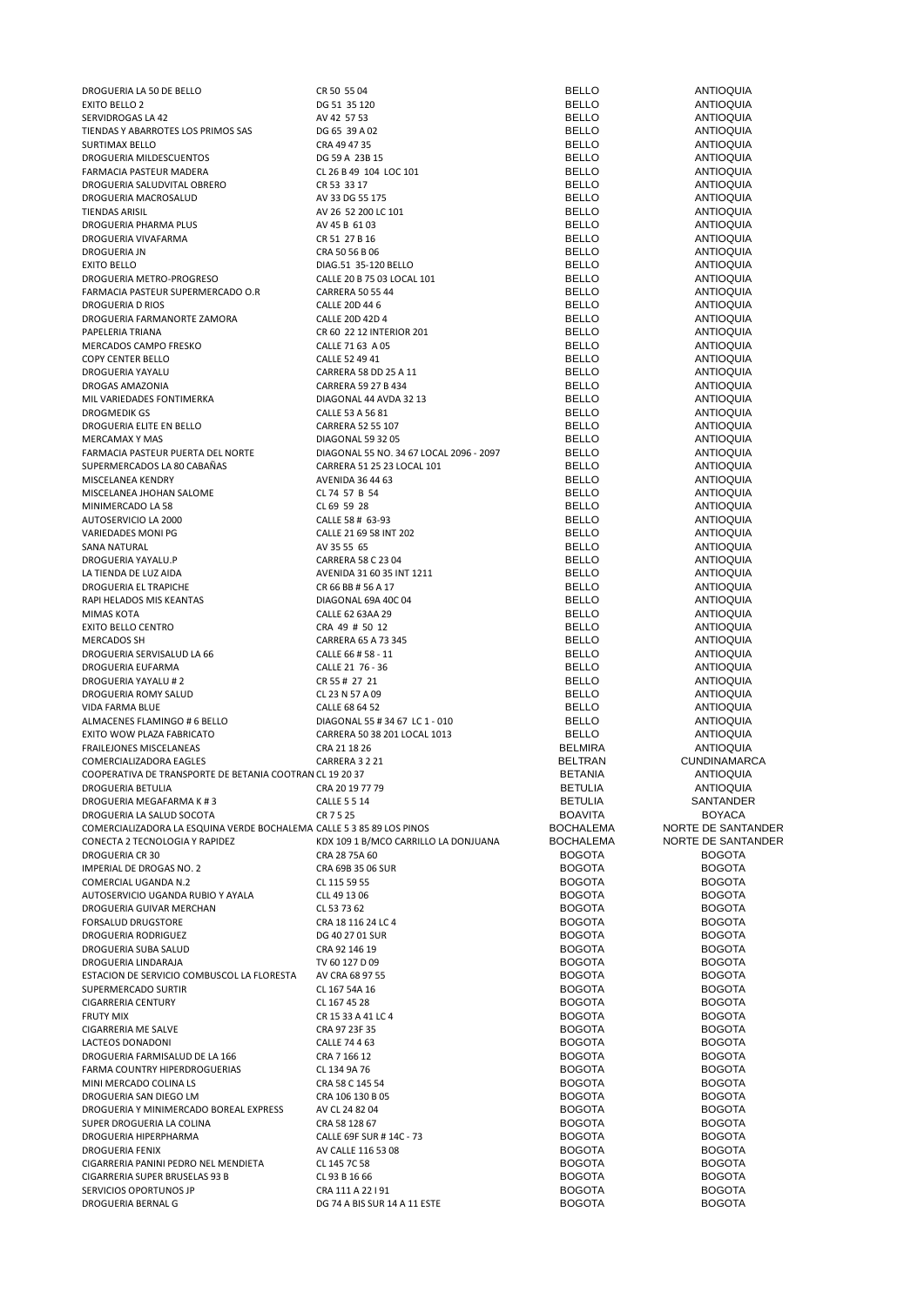| | | | |
|---|---|---|---|
| DROGUERIA LA 50 DE BELLO | CR 50 55 04 | BELLO | ANTIOQUIA |
| EXITO BELLO 2 | DG 51 35 120 | BELLO | ANTIOQUIA |
| SERVIDROGAS LA 42 | AV 42 57 53 | BELLO | ANTIOQUIA |
| TIENDAS Y ABARROTES LOS PRIMOS SAS | DG 65 39 A 02 | BELLO | ANTIOQUIA |
| SURTIMAX BELLO | CRA 49 47 35 | BELLO | ANTIOQUIA |
| DROGUERIA MILDESCUENTOS | DG 59 A 23B 15 | BELLO | ANTIOQUIA |
| FARMACIA PASTEUR MADERA | CL 26 B 49 104 LOC 101 | BELLO | ANTIOQUIA |
| DROGUERIA SALUDVITAL OBRERO | CR 53 33 17 | BELLO | ANTIOQUIA |
| DROGUERIA MACROSALUD | AV 33 DG 55 175 | BELLO | ANTIOQUIA |
| TIENDAS ARISIL | AV 26 52 200 LC 101 | BELLO | ANTIOQUIA |
| DROGUERIA PHARMA PLUS | AV 45 B 61 03 | BELLO | ANTIOQUIA |
| DROGUERIA VIVAFARMA | CR 51 27 B 16 | BELLO | ANTIOQUIA |
| DROGUERIA JN | CRA 50 56 B 06 | BELLO | ANTIOQUIA |
| EXITO BELLO | DIAG.51 35-120 BELLO | BELLO | ANTIOQUIA |
| DROGUERIA METRO-PROGRESO | CALLE 20 B 75 03 LOCAL 101 | BELLO | ANTIOQUIA |
| FARMACIA PASTEUR SUPERMERCADO O.R | CARRERA 50 55 44 | BELLO | ANTIOQUIA |
| DROGUERIA D RIOS | CALLE 20D 44 6 | BELLO | ANTIOQUIA |
| DROGUERIA FARMANORTE ZAMORA | CALLE 20D 42D 4 | BELLO | ANTIOQUIA |
| PAPELERIA TRIANA | CR 60 22 12 INTERIOR 201 | BELLO | ANTIOQUIA |
| MERCADOS CAMPO FRESKO | CALLE 71 63 A 05 | BELLO | ANTIOQUIA |
| COPY CENTER BELLO | CALLE 52 49 41 | BELLO | ANTIOQUIA |
| DROGUERIA YAYALU | CARRERA 58 DD 25 A 11 | BELLO | ANTIOQUIA |
| DROGAS AMAZONIA | CARRERA 59 27 B 434 | BELLO | ANTIOQUIA |
| MIL VARIEDADES FONTIMERKA | DIAGONAL 44 AVDA 32 13 | BELLO | ANTIOQUIA |
| DROGMEDIK GS | CALLE 53 A 56 81 | BELLO | ANTIOQUIA |
| DROGUERIA ELITE EN BELLO | CARRERA 52 55 107 | BELLO | ANTIOQUIA |
| MERCAMAX Y MAS | DIAGONAL 59 32 05 | BELLO | ANTIOQUIA |
| FARMACIA PASTEUR PUERTA DEL NORTE | DIAGONAL 55 NO. 34 67 LOCAL 2096 - 2097 | BELLO | ANTIOQUIA |
| SUPERMERCADOS LA 80 CABAÑAS | CARRERA 51 25 23 LOCAL 101 | BELLO | ANTIOQUIA |
| MISCELANEA KENDRY | AVENIDA 36 44 63 | BELLO | ANTIOQUIA |
| MISCELANEA JHOHAN SALOME | CL 74 57 B 54 | BELLO | ANTIOQUIA |
| MINIMERCADO LA 58 | CL 69 59 28 | BELLO | ANTIOQUIA |
| AUTOSERVICIO LA 2000 | CALLE 58 # 63-93 | BELLO | ANTIOQUIA |
| VARIEDADES MONI PG | CALLE 21 69 58 INT 202 | BELLO | ANTIOQUIA |
| SANA NATURAL | AV 35 55 65 | BELLO | ANTIOQUIA |
| DROGUERIA YAYALU.P | CARRERA 58 C 23 04 | BELLO | ANTIOQUIA |
| LA TIENDA DE LUZ AIDA | AVENIDA 31 60 35 INT 1211 | BELLO | ANTIOQUIA |
| DROGUERIA EL TRAPICHE | CR 66 BB # 56 A 17 | BELLO | ANTIOQUIA |
| RAPI HELADOS MIS KEANTAS | DIAGONAL 69A 40C 04 | BELLO | ANTIOQUIA |
| MIMAS KOTA | CALLE 62 63AA 29 | BELLO | ANTIOQUIA |
| EXITO BELLO CENTRO | CRA 49 # 50 12 | BELLO | ANTIOQUIA |
| MERCADOS SH | CARRERA 65 A 73 345 | BELLO | ANTIOQUIA |
| DROGUERIA SERVISALUD LA 66 | CALLE 66 # 58 - 11 | BELLO | ANTIOQUIA |
| DROGUERIA EUFARMA | CALLE 21 76 - 36 | BELLO | ANTIOQUIA |
| DROGUERIA YAYALU # 2 | CR 55 # 27 21 | BELLO | ANTIOQUIA |
| DROGUERIA ROMY SALUD | CL 23 N 57 A 09 | BELLO | ANTIOQUIA |
| VIDA FARMA BLUE | CALLE 68 64 52 | BELLO | ANTIOQUIA |
| ALMACENES FLAMINGO # 6 BELLO | DIAGONAL 55 # 34 67 LC 1 - 010 | BELLO | ANTIOQUIA |
| EXITO WOW PLAZA FABRICATO | CARRERA 50 38 201 LOCAL 1013 | BELLO | ANTIOQUIA |
| FRAILEJONES MISCELANEAS | CRA 21 18 26 | BELMIRA | ANTIOQUIA |
| COMERCIALIZADORA EAGLES | CARRERA 3 2 21 | BELTRAN | CUNDINAMARCA |
| COOPERATIVA DE TRANSPORTE DE BETANIA COOTRAN | CL 19 20 37 | BETANIA | ANTIOQUIA |
| DROGUERIA BETULIA | CRA 20 19 77 79 | BETULIA | ANTIOQUIA |
| DROGUERIA MEGAFARMA K # 3 | CALLE 5 5 14 | BETULIA | SANTANDER |
| DROGUERIA LA SALUD SOCOTA | CR 7 5 25 | BOAVITA | BOYACA |
| COMERCIALIZADORA LA ESQUINA VERDE BOCHALEMA | CALLE 5 3 85 89 LOS PINOS | BOCHALEMA | NORTE DE SANTANDER |
| CONECTA 2 TECNOLOGIA Y RAPIDEZ | KDX 109 1 B/MCO CARRILLO LA DONJUANA | BOCHALEMA | NORTE DE SANTANDER |
| DROGUERIA CR 30 | CRA 28 75A 60 | BOGOTA | BOGOTA |
| IMPERIAL DE DROGAS NO. 2 | CRA 69B 35 06 SUR | BOGOTA | BOGOTA |
| COMERCIAL UGANDA N.2 | CL 115 59 55 | BOGOTA | BOGOTA |
| AUTOSERVICIO UGANDA RUBIO Y AYALA | CLL 49 13 06 | BOGOTA | BOGOTA |
| DROGUERIA GUIVAR MERCHAN | CL 53 73 62 | BOGOTA | BOGOTA |
| FORSALUD DRUGSTORE | CRA 18 116 24 LC 4 | BOGOTA | BOGOTA |
| DROGUERIA RODRIGUEZ | DG 40 27 01 SUR | BOGOTA | BOGOTA |
| DROGUERIA SUBA SALUD | CRA 92 146 19 | BOGOTA | BOGOTA |
| DROGUERIA LINDARAJA | TV 60 127 D 09 | BOGOTA | BOGOTA |
| ESTACION DE SERVICIO COMBUSCOL LA FLORESTA | AV CRA 68 97 55 | BOGOTA | BOGOTA |
| SUPERMERCADO SURTIR | CL 167 54A 16 | BOGOTA | BOGOTA |
| CIGARRERIA CENTURY | CL 167 45 28 | BOGOTA | BOGOTA |
| FRUTY MIX | CR 15 33 A 41 LC 4 | BOGOTA | BOGOTA |
| CIGARRERIA ME SALVE | CRA 97 23F 35 | BOGOTA | BOGOTA |
| LACTEOS DONADONI | CALLE 74 4 63 | BOGOTA | BOGOTA |
| DROGUERIA FARMISALUD DE LA 166 | CRA 7 166 12 | BOGOTA | BOGOTA |
| FARMA COUNTRY HIPERDROGUERIAS | CL 134 9A 76 | BOGOTA | BOGOTA |
| MINI MERCADO COLINA LS | CRA 58 C 145 54 | BOGOTA | BOGOTA |
| DROGUERIA SAN DIEGO LM | CRA 106 130 B 05 | BOGOTA | BOGOTA |
| DROGUERIA Y MINIMERCADO BOREAL EXPRESS | AV CL 24 82 04 | BOGOTA | BOGOTA |
| SUPER DROGUERIA LA COLINA | CRA 58 128 67 | BOGOTA | BOGOTA |
| DROGUERIA HIPERPHARMA | CALLE 69F SUR # 14C - 73 | BOGOTA | BOGOTA |
| DROGUERIA FENIX | AV CALLE 116 53 08 | BOGOTA | BOGOTA |
| CIGARRERIA PANINI PEDRO NEL MENDIETA | CL 145 7C 58 | BOGOTA | BOGOTA |
| CIGARRERIA SUPER BRUSELAS 93 B | CL 93 B 16 66 | BOGOTA | BOGOTA |
| SERVICIOS OPORTUNOS JP | CRA 111 A 22 I 91 | BOGOTA | BOGOTA |
| DROGUERIA BERNAL G | DG 74 A BIS SUR 14 A 11 ESTE | BOGOTA | BOGOTA |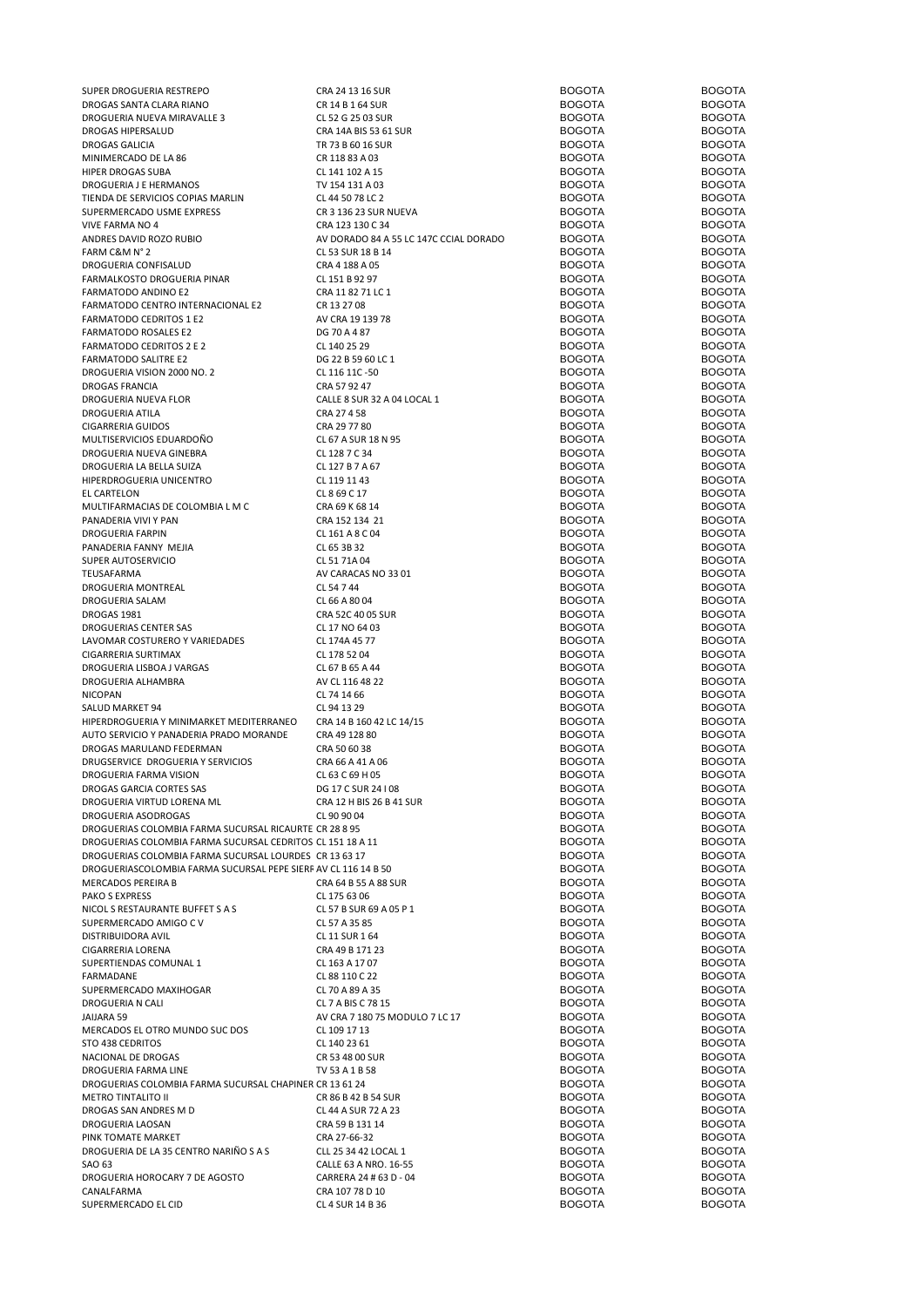| | | | |
|---|---|---|---|
| SUPER DROGUERIA RESTREPO | CRA 24 13 16 SUR | BOGOTA | BOGOTA |
| DROGAS SANTA CLARA RIANO | CR 14 B 1 64 SUR | BOGOTA | BOGOTA |
| DROGUERIA NUEVA MIRAVALLE 3 | CL 52 G 25 03 SUR | BOGOTA | BOGOTA |
| DROGAS HIPERSALUD | CRA 14A BIS 53 61 SUR | BOGOTA | BOGOTA |
| DROGAS GALICIA | TR 73 B 60 16 SUR | BOGOTA | BOGOTA |
| MINIMERCADO DE LA 86 | CR 118 83 A 03 | BOGOTA | BOGOTA |
| HIPER DROGAS SUBA | CL 141 102 A 15 | BOGOTA | BOGOTA |
| DROGUERIA J E HERMANOS | TV 154 131 A 03 | BOGOTA | BOGOTA |
| TIENDA DE SERVICIOS COPIAS MARLIN | CL 44 50 78 LC 2 | BOGOTA | BOGOTA |
| SUPERMERCADO USME EXPRESS | CR 3 136 23 SUR NUEVA | BOGOTA | BOGOTA |
| VIVE FARMA NO 4 | CRA 123 130 C 34 | BOGOTA | BOGOTA |
| ANDRES DAVID ROZO RUBIO | AV DORADO 84 A 55 LC 147C CCIAL DORADO | BOGOTA | BOGOTA |
| FARM C&M N° 2 | CL 53 SUR 18 B 14 | BOGOTA | BOGOTA |
| DROGUERIA CONFISALUD | CRA 4 188 A 05 | BOGOTA | BOGOTA |
| FARMALKOSTO DROGUERIA PINAR | CL 151 B 92 97 | BOGOTA | BOGOTA |
| FARMATODO ANDINO E2 | CRA 11 82 71 LC 1 | BOGOTA | BOGOTA |
| FARMATODO CENTRO INTERNACIONAL E2 | CR 13 27 08 | BOGOTA | BOGOTA |
| FARMATODO CEDRITOS 1 E2 | AV CRA 19 139 78 | BOGOTA | BOGOTA |
| FARMATODO ROSALES E2 | DG 70 A 4 87 | BOGOTA | BOGOTA |
| FARMATODO CEDRITOS 2 E 2 | CL 140 25 29 | BOGOTA | BOGOTA |
| FARMATODO SALITRE E2 | DG 22 B 59 60 LC 1 | BOGOTA | BOGOTA |
| DROGUERIA VISION 2000 NO. 2 | CL 116 11C -50 | BOGOTA | BOGOTA |
| DROGAS FRANCIA | CRA 57 92 47 | BOGOTA | BOGOTA |
| DROGUERIA NUEVA FLOR | CALLE 8 SUR 32 A 04 LOCAL 1 | BOGOTA | BOGOTA |
| DROGUERIA ATILA | CRA 27 4 58 | BOGOTA | BOGOTA |
| CIGARRERIA GUIDOS | CRA 29 77 80 | BOGOTA | BOGOTA |
| MULTISERVICIOS EDUARDOÑO | CL 67 A SUR 18 N 95 | BOGOTA | BOGOTA |
| DROGUERIA NUEVA GINEBRA | CL 128 7 C 34 | BOGOTA | BOGOTA |
| DROGUERIA LA BELLA SUIZA | CL 127 B 7 A 67 | BOGOTA | BOGOTA |
| HIPERDROGUERIA UNICENTRO | CL 119 11 43 | BOGOTA | BOGOTA |
| EL CARTELON | CL 8 69 C 17 | BOGOTA | BOGOTA |
| MULTIFARMACIAS DE COLOMBIA L M C | CRA 69 K 68 14 | BOGOTA | BOGOTA |
| PANADERIA VIVI Y PAN | CRA 152 134 21 | BOGOTA | BOGOTA |
| DROGUERIA FARPIN | CL 161 A 8 C 04 | BOGOTA | BOGOTA |
| PANADERIA FANNY MEJIA | CL 65 3B 32 | BOGOTA | BOGOTA |
| SUPER AUTOSERVICIO | CL 51 71A 04 | BOGOTA | BOGOTA |
| TEUSAFARMA | AV CARACAS NO 33 01 | BOGOTA | BOGOTA |
| DROGUERIA MONTREAL | CL 54 7 44 | BOGOTA | BOGOTA |
| DROGUERIA SALAM | CL 66 A 80 04 | BOGOTA | BOGOTA |
| DROGAS 1981 | CRA 52C 40 05 SUR | BOGOTA | BOGOTA |
| DROGUERIAS CENTER SAS | CL 17 NO 64 03 | BOGOTA | BOGOTA |
| LAVOMAR COSTURERO Y VARIEDADES | CL 174A 45 77 | BOGOTA | BOGOTA |
| CIGARRERIA SURTIMAX | CL 178 52 04 | BOGOTA | BOGOTA |
| DROGUERIA LISBOA J VARGAS | CL 67 B 65 A 44 | BOGOTA | BOGOTA |
| DROGUERIA ALHAMBRA | AV CL 116 48 22 | BOGOTA | BOGOTA |
| NICOPAN | CL 74 14 66 | BOGOTA | BOGOTA |
| SALUD MARKET 94 | CL 94 13 29 | BOGOTA | BOGOTA |
| HIPERDROGUERIA Y MINIMARKET MEDITERRANEO | CRA 14 B 160 42 LC 14/15 | BOGOTA | BOGOTA |
| AUTO SERVICIO Y PANADERIA PRADO MORANDE | CRA 49 128 80 | BOGOTA | BOGOTA |
| DROGAS MARULAND FEDERMAN | CRA 50 60 38 | BOGOTA | BOGOTA |
| DRUGSERVICE DROGUERIA Y SERVICIOS | CRA 66 A 41 A 06 | BOGOTA | BOGOTA |
| DROGUERIA FARMA VISION | CL 63 C 69 H 05 | BOGOTA | BOGOTA |
| DROGAS GARCIA CORTES SAS | DG 17 C SUR 24 I 08 | BOGOTA | BOGOTA |
| DROGUERIA VIRTUD LORENA ML | CRA 12 H BIS 26 B 41 SUR | BOGOTA | BOGOTA |
| DROGUERIA ASODROGAS | CL 90 90 04 | BOGOTA | BOGOTA |
| DROGUERIAS COLOMBIA FARMA SUCURSAL RICAURTE | CR 28 8 95 | BOGOTA | BOGOTA |
| DROGUERIAS COLOMBIA FARMA SUCURSAL CEDRITOS | CL 151 18 A 11 | BOGOTA | BOGOTA |
| DROGUERIAS COLOMBIA FARMA SUCURSAL LOURDES | CR 13 63 17 | BOGOTA | BOGOTA |
| DROGUERIASCOLOMBIA FARMA SUCURSAL PEPE SIERF | AV CL 116 14 B 50 | BOGOTA | BOGOTA |
| MERCADOS PEREIRA B | CRA 64 B 55 A 88 SUR | BOGOTA | BOGOTA |
| PAKO S EXPRESS | CL 175 63 06 | BOGOTA | BOGOTA |
| NICOL S RESTAURANTE BUFFET S A S | CL 57 B SUR 69 A 05 P 1 | BOGOTA | BOGOTA |
| SUPERMERCADO AMIGO C V | CL 57 A 35 85 | BOGOTA | BOGOTA |
| DISTRIBUIDORA AVIL | CL 11 SUR 1 64 | BOGOTA | BOGOTA |
| CIGARRERIA LORENA | CRA 49 B 171 23 | BOGOTA | BOGOTA |
| SUPERTIENDAS COMUNAL 1 | CL 163 A 17 07 | BOGOTA | BOGOTA |
| FARMADANE | CL 88 110 C 22 | BOGOTA | BOGOTA |
| SUPERMERCADO MAXIHOGAR | CL 70 A 89 A 35 | BOGOTA | BOGOTA |
| DROGUERIA N CALI | CL 7 A BIS C 78 15 | BOGOTA | BOGOTA |
| JAIJARA 59 | AV CRA 7 180 75 MODULO 7 LC 17 | BOGOTA | BOGOTA |
| MERCADOS EL OTRO MUNDO SUC DOS | CL 109 17 13 | BOGOTA | BOGOTA |
| STO 438 CEDRITOS | CL 140 23 61 | BOGOTA | BOGOTA |
| NACIONAL DE DROGAS | CR 53 48 00 SUR | BOGOTA | BOGOTA |
| DROGUERIA FARMA LINE | TV 53 A 1 B 58 | BOGOTA | BOGOTA |
| DROGUERIAS COLOMBIA FARMA SUCURSAL CHAPINER | CR 13 61 24 | BOGOTA | BOGOTA |
| METRO TINTALITO II | CR 86 B 42 B 54 SUR | BOGOTA | BOGOTA |
| DROGAS SAN ANDRES M D | CL 44 A SUR 72 A 23 | BOGOTA | BOGOTA |
| DROGUERIA LAOSAN | CRA 59 B 131 14 | BOGOTA | BOGOTA |
| PINK TOMATE MARKET | CRA 27-66-32 | BOGOTA | BOGOTA |
| DROGUERIA DE LA 35 CENTRO NARIÑO S A S | CLL 25 34 42 LOCAL 1 | BOGOTA | BOGOTA |
| SAO 63 | CALLE 63 A NRO. 16-55 | BOGOTA | BOGOTA |
| DROGUERIA HOROCARY 7 DE AGOSTO | CARRERA 24 # 63 D - 04 | BOGOTA | BOGOTA |
| CANALFARMA | CRA 107 78 D 10 | BOGOTA | BOGOTA |
| SUPERMERCADO EL CID | CL 4 SUR 14 B 36 | BOGOTA | BOGOTA |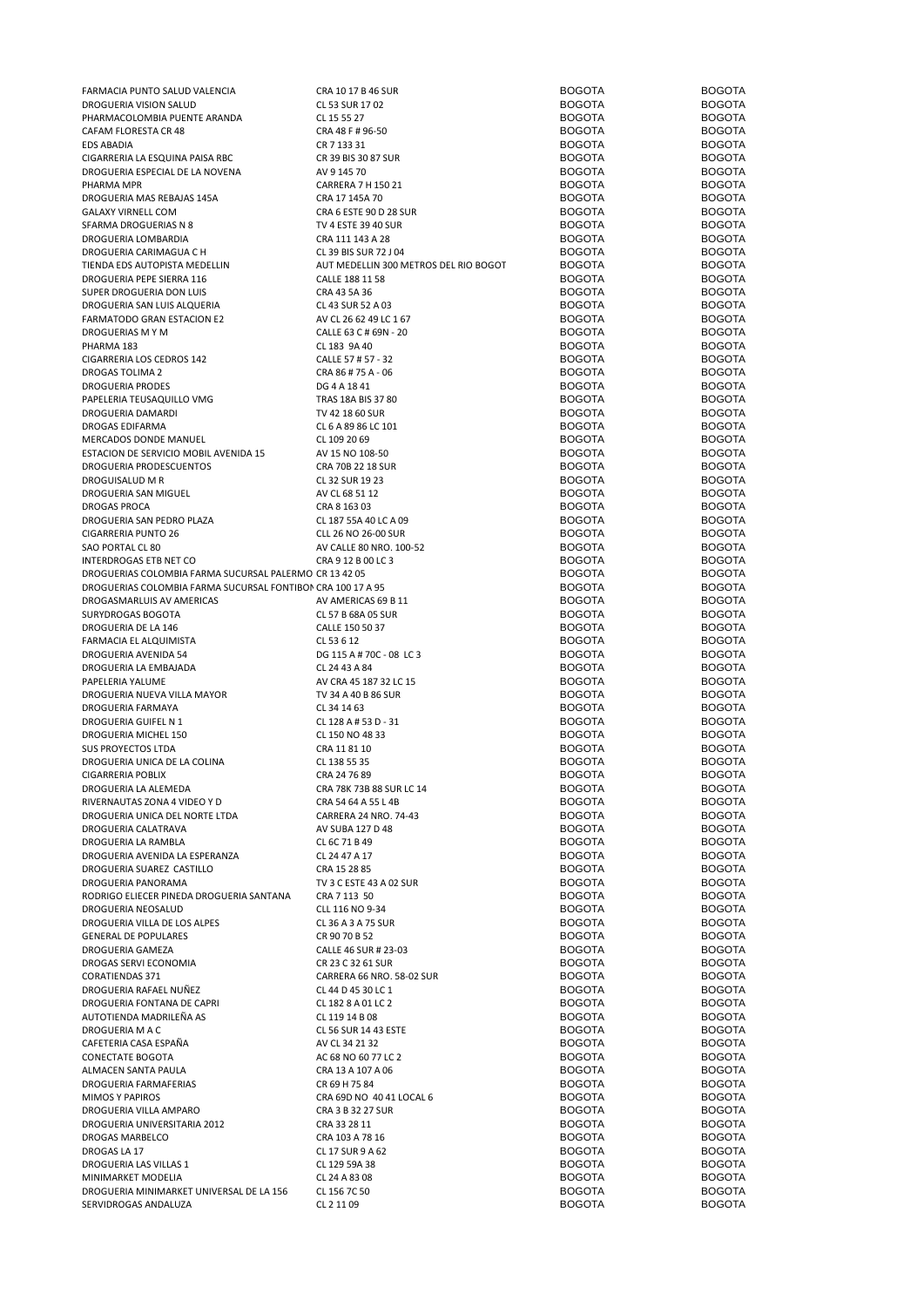| | | | |
|---|---|---|---|
| FARMACIA PUNTO SALUD VALENCIA | CRA 10 17 B 46 SUR | BOGOTA | BOGOTA |
| DROGUERIA VISION SALUD | CL 53 SUR 17 02 | BOGOTA | BOGOTA |
| PHARMACOLOMBIA PUENTE ARANDA | CL 15 55 27 | BOGOTA | BOGOTA |
| CAFAM FLORESTA CR 48 | CRA 48 F # 96-50 | BOGOTA | BOGOTA |
| EDS ABADIA | CR 7 133 31 | BOGOTA | BOGOTA |
| CIGARRERIA LA ESQUINA PAISA RBC | CR 39 BIS 30 87 SUR | BOGOTA | BOGOTA |
| DROGUERIA ESPECIAL DE LA NOVENA | AV 9 145 70 | BOGOTA | BOGOTA |
| PHARMA MPR | CARRERA 7 H 150 21 | BOGOTA | BOGOTA |
| DROGUERIA MAS REBAJAS 145A | CRA 17 145A 70 | BOGOTA | BOGOTA |
| GALAXY VIRNELL COM | CRA 6 ESTE 90 D 28 SUR | BOGOTA | BOGOTA |
| SFARMA DROGUERIAS N 8 | TV 4 ESTE 39 40 SUR | BOGOTA | BOGOTA |
| DROGUERIA LOMBARDIA | CRA 111 143 A 28 | BOGOTA | BOGOTA |
| DROGUERIA CARIMAGUA C H | CL 39 BIS SUR 72 J 04 | BOGOTA | BOGOTA |
| TIENDA EDS AUTOPISTA MEDELLIN | AUT MEDELLIN 300 METROS DEL RIO BOGOT | BOGOTA | BOGOTA |
| DROGUERIA PEPE SIERRA 116 | CALLE 188 11 58 | BOGOTA | BOGOTA |
| SUPER DROGUERIA DON LUIS | CRA 43 5A 36 | BOGOTA | BOGOTA |
| DROGUERIA SAN LUIS ALQUERIA | CL 43 SUR 52 A 03 | BOGOTA | BOGOTA |
| FARMATODO GRAN ESTACION E2 | AV CL 26 62 49 LC 1 67 | BOGOTA | BOGOTA |
| DROGUERIAS M Y M | CALLE 63 C # 69N - 20 | BOGOTA | BOGOTA |
| PHARMA 183 | CL 183 9A 40 | BOGOTA | BOGOTA |
| CIGARRERIA LOS CEDROS 142 | CALLE 57 # 57 - 32 | BOGOTA | BOGOTA |
| DROGAS TOLIMA 2 | CRA 86 # 75 A - 06 | BOGOTA | BOGOTA |
| DROGUERIA PRODES | DG 4 A 18 41 | BOGOTA | BOGOTA |
| PAPELERIA TEUSAQUILLO VMG | TRAS 18A BIS 37 80 | BOGOTA | BOGOTA |
| DROGUERIA DAMARDI | TV 42 18 60 SUR | BOGOTA | BOGOTA |
| DROGAS EDIFARMA | CL 6 A 89 86 LC 101 | BOGOTA | BOGOTA |
| MERCADOS DONDE MANUEL | CL 109 20 69 | BOGOTA | BOGOTA |
| ESTACION DE SERVICIO MOBIL AVENIDA 15 | AV 15 NO 108-50 | BOGOTA | BOGOTA |
| DROGUERIA PRODESCUENTOS | CRA 70B 22 18 SUR | BOGOTA | BOGOTA |
| DROGUISALUD M R | CL 32 SUR 19 23 | BOGOTA | BOGOTA |
| DROGUERIA SAN MIGUEL | AV CL 68 51 12 | BOGOTA | BOGOTA |
| DROGAS PROCA | CRA 8 163 03 | BOGOTA | BOGOTA |
| DROGUERIA SAN PEDRO PLAZA | CL 187 55A 40 LC A 09 | BOGOTA | BOGOTA |
| CIGARRERIA PUNTO 26 | CLL 26 NO 26-00 SUR | BOGOTA | BOGOTA |
| SAO PORTAL CL 80 | AV CALLE 80 NRO. 100-52 | BOGOTA | BOGOTA |
| INTERDROGAS ETB NET CO | CRA 9 12 B 00 LC 3 | BOGOTA | BOGOTA |
| DROGUERIAS COLOMBIA FARMA SUCURSAL PALERMO | CR 13 42 05 | BOGOTA | BOGOTA |
| DROGUERIAS COLOMBIA FARMA SUCURSAL FONTIBON | CRA 100 17 A 95 | BOGOTA | BOGOTA |
| DROGASMARLUIS AV AMERICAS | AV AMERICAS 69 B 11 | BOGOTA | BOGOTA |
| SURYDROGAS BOGOTA | CL 57 B 68A 05 SUR | BOGOTA | BOGOTA |
| DROGUERIA DE LA 146 | CALLE 150 50 37 | BOGOTA | BOGOTA |
| FARMACIA EL ALQUIMISTA | CL 53 6 12 | BOGOTA | BOGOTA |
| DROGUERIA AVENIDA 54 | DG 115 A # 70C - 08 LC 3 | BOGOTA | BOGOTA |
| DROGUERIA LA EMBAJADA | CL 24 43 A 84 | BOGOTA | BOGOTA |
| PAPELERIA YALUME | AV CRA 45 187 32 LC 15 | BOGOTA | BOGOTA |
| DROGUERIA NUEVA VILLA MAYOR | TV 34 A 40 B 86 SUR | BOGOTA | BOGOTA |
| DROGUERIA FARMAYA | CL 34 14 63 | BOGOTA | BOGOTA |
| DROGUERIA GUIFEL N 1 | CL 128 A # 53 D - 31 | BOGOTA | BOGOTA |
| DROGUERIA MICHEL 150 | CL 150 NO 48 33 | BOGOTA | BOGOTA |
| SUS PROYECTOS LTDA | CRA 11 81 10 | BOGOTA | BOGOTA |
| DROGUERIA UNICA DE LA COLINA | CL 138 55 35 | BOGOTA | BOGOTA |
| CIGARRERIA POBLIX | CRA 24 76 89 | BOGOTA | BOGOTA |
| DROGUERIA LA ALEMEDA | CRA 78K 73B 88 SUR LC 14 | BOGOTA | BOGOTA |
| RIVERNAUTAS ZONA 4 VIDEO Y D | CRA 54 64 A 55 L 4B | BOGOTA | BOGOTA |
| DROGUERIA UNICA DEL NORTE LTDA | CARRERA 24 NRO. 74-43 | BOGOTA | BOGOTA |
| DROGUERIA CALATRAVA | AV SUBA 127 D 48 | BOGOTA | BOGOTA |
| DROGUERIA LA RAMBLA | CL 6C 71 B 49 | BOGOTA | BOGOTA |
| DROGUERIA AVENIDA LA ESPERANZA | CL 24 47 A 17 | BOGOTA | BOGOTA |
| DROGUERIA SUAREZ CASTILLO | CRA 15 28 85 | BOGOTA | BOGOTA |
| DROGUERIA PANORAMA | TV 3 C ESTE 43 A 02 SUR | BOGOTA | BOGOTA |
| RODRIGO ELIECER PINEDA DROGUERIA SANTANA | CRA 7 113 50 | BOGOTA | BOGOTA |
| DROGUERIA NEOSALUD | CLL 116 NO 9-34 | BOGOTA | BOGOTA |
| DROGUERIA VILLA DE LOS ALPES | CL 36 A 3 A 75 SUR | BOGOTA | BOGOTA |
| GENERAL DE POPULARES | CR 90 70 B 52 | BOGOTA | BOGOTA |
| DROGUERIA GAMEZA | CALLE 46 SUR # 23-03 | BOGOTA | BOGOTA |
| DROGAS SERVI ECONOMIA | CR 23 C 32 61 SUR | BOGOTA | BOGOTA |
| CORATIENDAS 371 | CARRERA 66 NRO. 58-02 SUR | BOGOTA | BOGOTA |
| DROGUERIA RAFAEL NUÑEZ | CL 44 D 45 30 LC 1 | BOGOTA | BOGOTA |
| DROGUERIA FONTANA DE CAPRI | CL 182 8 A 01 LC 2 | BOGOTA | BOGOTA |
| AUTOTIENDA MADRILEÑA AS | CL 119 14 B 08 | BOGOTA | BOGOTA |
| DROGUERIA M A C | CL 56 SUR 14 43 ESTE | BOGOTA | BOGOTA |
| CAFETERIA CASA ESPAÑA | AV CL 34 21 32 | BOGOTA | BOGOTA |
| CONECTATE BOGOTA | AC 68 NO 60 77 LC 2 | BOGOTA | BOGOTA |
| ALMACEN SANTA PAULA | CRA 13 A 107 A 06 | BOGOTA | BOGOTA |
| DROGUERIA FARMAFERIAS | CR 69 H 75 84 | BOGOTA | BOGOTA |
| MIMOS Y PAPIROS | CRA 69D NO 40 41 LOCAL 6 | BOGOTA | BOGOTA |
| DROGUERIA VILLA AMPARO | CRA 3 B 32 27 SUR | BOGOTA | BOGOTA |
| DROGUERIA UNIVERSITARIA 2012 | CRA 33 28 11 | BOGOTA | BOGOTA |
| DROGAS MARBELCO | CRA 103 A 78 16 | BOGOTA | BOGOTA |
| DROGAS LA 17 | CL 17 SUR 9 A 62 | BOGOTA | BOGOTA |
| DROGUERIA LAS VILLAS 1 | CL 129 59A 38 | BOGOTA | BOGOTA |
| MINIMARKET MODELIA | CL 24 A 83 08 | BOGOTA | BOGOTA |
| DROGUERIA MINIMARKET UNIVERSAL DE LA 156 | CL 156 7C 50 | BOGOTA | BOGOTA |
| SERVIDROGAS ANDALUZA | CL 2 11 09 | BOGOTA | BOGOTA |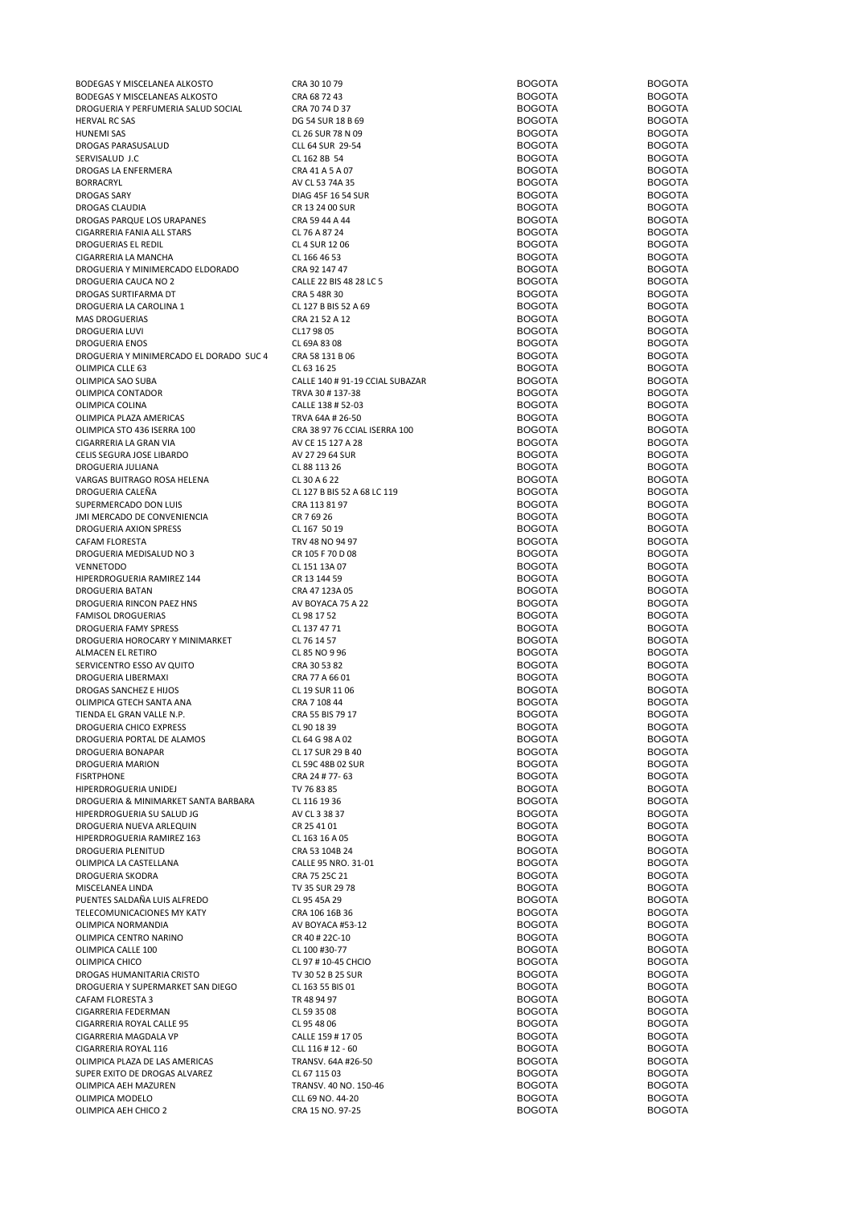| | | | |
|---|---|---|---|
| BODEGAS Y MISCELANEA ALKOSTO | CRA 30 10 79 | BOGOTA | BOGOTA |
| BODEGAS Y MISCELANEAS ALKOSTO | CRA 68 72 43 | BOGOTA | BOGOTA |
| DROGUERIA Y PERFUMERIA SALUD SOCIAL | CRA 70 74 D 37 | BOGOTA | BOGOTA |
| HERVAL RC SAS | DG 54 SUR 18 B 69 | BOGOTA | BOGOTA |
| HUNEMI SAS | CL 26 SUR 78 N 09 | BOGOTA | BOGOTA |
| DROGAS PARASUSALUD | CLL 64 SUR 29-54 | BOGOTA | BOGOTA |
| SERVISALUD J.C | CL 162 8B 54 | BOGOTA | BOGOTA |
| DROGAS LA ENFERMERA | CRA 41 A 5 A 07 | BOGOTA | BOGOTA |
| BORRACRYL | AV CL 53 74A 35 | BOGOTA | BOGOTA |
| DROGAS SARY | DIAG 45F 16 54 SUR | BOGOTA | BOGOTA |
| DROGAS CLAUDIA | CR 13 24 00 SUR | BOGOTA | BOGOTA |
| DROGAS PARQUE LOS URAPANES | CRA 59 44 A 44 | BOGOTA | BOGOTA |
| CIGARRERIA FANIA ALL STARS | CL 76 A 87 24 | BOGOTA | BOGOTA |
| DROGUERIAS EL REDIL | CL 4 SUR 12 06 | BOGOTA | BOGOTA |
| CIGARRERIA LA MANCHA | CL 166 46 53 | BOGOTA | BOGOTA |
| DROGUERIA Y MINIMERCADO ELDORADO | CRA 92 147 47 | BOGOTA | BOGOTA |
| DROGUERIA CAUCA NO 2 | CALLE 22 BIS 48 28 LC 5 | BOGOTA | BOGOTA |
| DROGAS SURTIFARMA DT | CRA 5 48R 30 | BOGOTA | BOGOTA |
| DROGUERIA LA CAROLINA 1 | CL 127 B BIS 52 A 69 | BOGOTA | BOGOTA |
| MAS DROGUERIAS | CRA 21 52 A 12 | BOGOTA | BOGOTA |
| DROGUERIA LUVI | CL17 98 05 | BOGOTA | BOGOTA |
| DROGUERIA ENOS | CL 69A 83 08 | BOGOTA | BOGOTA |
| DROGUERIA Y MINIMERCADO EL DORADO SUC 4 | CRA 58 131 B 06 | BOGOTA | BOGOTA |
| OLIMPICA CLLE 63 | CL 63 16 25 | BOGOTA | BOGOTA |
| OLIMPICA SAO SUBA | CALLE 140 # 91-19 CCIAL SUBAZAR | BOGOTA | BOGOTA |
| OLIMPICA CONTADOR | TRVA 30 # 137-38 | BOGOTA | BOGOTA |
| OLIMPICA COLINA | CALLE 138 # 52-03 | BOGOTA | BOGOTA |
| OLIMPICA PLAZA AMERICAS | TRVA 64A # 26-50 | BOGOTA | BOGOTA |
| OLIMPICA STO 436 ISERRA 100 | CRA 38 97 76 CCIAL ISERRA 100 | BOGOTA | BOGOTA |
| CIGARRERIA LA GRAN VIA | AV CE 15 127 A 28 | BOGOTA | BOGOTA |
| CELIS SEGURA JOSE LIBARDO | AV 27 29 64 SUR | BOGOTA | BOGOTA |
| DROGUERIA JULIANA | CL 88 113 26 | BOGOTA | BOGOTA |
| VARGAS BUITRAGO ROSA HELENA | CL 30 A 6 22 | BOGOTA | BOGOTA |
| DROGUERIA CALEÑA | CL 127 B BIS 52 A 68 LC 119 | BOGOTA | BOGOTA |
| SUPERMERCADO DON LUIS | CRA 113 81 97 | BOGOTA | BOGOTA |
| JMI MERCADO DE CONVENIENCIA | CR 7 69 26 | BOGOTA | BOGOTA |
| DROGUERIA AXION SPRESS | CL 167 50 19 | BOGOTA | BOGOTA |
| CAFAM FLORESTA | TRV 48 NO 94 97 | BOGOTA | BOGOTA |
| DROGUERIA MEDISALUD NO 3 | CR 105 F 70 D 08 | BOGOTA | BOGOTA |
| VENNETODO | CL 151 13A 07 | BOGOTA | BOGOTA |
| HIPERDROGUERIA RAMIREZ 144 | CR 13 144 59 | BOGOTA | BOGOTA |
| DROGUERIA BATAN | CRA 47 123A 05 | BOGOTA | BOGOTA |
| DROGUERIA RINCON PAEZ HNS | AV BOYACA 75 A 22 | BOGOTA | BOGOTA |
| FAMISOL DROGUERIAS | CL 98 17 52 | BOGOTA | BOGOTA |
| DROGUERIA FAMY SPRESS | CL 137 47 71 | BOGOTA | BOGOTA |
| DROGUERIA HOROCARY Y MINIMARKET | CL 76 14 57 | BOGOTA | BOGOTA |
| ALMACEN EL RETIRO | CL 85 NO 9 96 | BOGOTA | BOGOTA |
| SERVICENTRO ESSO AV QUITO | CRA 30 53 82 | BOGOTA | BOGOTA |
| DROGUERIA LIBERMAXI | CRA 77 A 66 01 | BOGOTA | BOGOTA |
| DROGAS SANCHEZ E HIJOS | CL 19 SUR 11 06 | BOGOTA | BOGOTA |
| OLIMPICA GTECH SANTA ANA | CRA 7 108 44 | BOGOTA | BOGOTA |
| TIENDA EL GRAN VALLE N.P. | CRA 55 BIS 79 17 | BOGOTA | BOGOTA |
| DROGUERIA CHICO EXPRESS | CL 90 18 39 | BOGOTA | BOGOTA |
| DROGUERIA PORTAL DE ALAMOS | CL 64 G 98 A 02 | BOGOTA | BOGOTA |
| DROGUERIA BONAPAR | CL 17 SUR 29 B 40 | BOGOTA | BOGOTA |
| DROGUERIA MARION | CL 59C 48B 02 SUR | BOGOTA | BOGOTA |
| FISRTPHONE | CRA 24 # 77- 63 | BOGOTA | BOGOTA |
| HIPERDROGUERIA UNIDEJ | TV 76 83 85 | BOGOTA | BOGOTA |
| DROGUERIA & MINIMARKET SANTA BARBARA | CL 116 19 36 | BOGOTA | BOGOTA |
| HIPERDROGUERIA SU SALUD JG | AV CL 3 38 37 | BOGOTA | BOGOTA |
| DROGUERIA NUEVA ARLEQUIN | CR 25 41 01 | BOGOTA | BOGOTA |
| HIPERDROGUERIA RAMIREZ 163 | CL 163 16 A 05 | BOGOTA | BOGOTA |
| DROGUERIA PLENITUD | CRA 53 104B 24 | BOGOTA | BOGOTA |
| OLIMPICA LA CASTELLANA | CALLE 95 NRO. 31-01 | BOGOTA | BOGOTA |
| DROGUERIA SKODRA | CRA 75 25C 21 | BOGOTA | BOGOTA |
| MISCELANEA LINDA | TV 35 SUR 29 78 | BOGOTA | BOGOTA |
| PUENTES SALDAÑA LUIS ALFREDO | CL 95 45A 29 | BOGOTA | BOGOTA |
| TELECOMUNICACIONES MY KATY | CRA 106 16B 36 | BOGOTA | BOGOTA |
| OLIMPICA NORMANDIA | AV BOYACA #53-12 | BOGOTA | BOGOTA |
| OLIMPICA CENTRO NARINO | CR 40 # 22C-10 | BOGOTA | BOGOTA |
| OLIMPICA CALLE 100 | CL 100 #30-77 | BOGOTA | BOGOTA |
| OLIMPICA CHICO | CL 97 # 10-45 CHCIO | BOGOTA | BOGOTA |
| DROGAS HUMANITARIA CRISTO | TV 30 52 B 25 SUR | BOGOTA | BOGOTA |
| DROGUERIA Y SUPERMARKET SAN DIEGO | CL 163 55 BIS 01 | BOGOTA | BOGOTA |
| CAFAM FLORESTA 3 | TR 48 94 97 | BOGOTA | BOGOTA |
| CIGARRERIA FEDERMAN | CL 59 35 08 | BOGOTA | BOGOTA |
| CIGARRERIA ROYAL CALLE 95 | CL 95 48 06 | BOGOTA | BOGOTA |
| CIGARRERIA MAGDALA VP | CALLE 159 # 17 05 | BOGOTA | BOGOTA |
| CIGARRERIA ROYAL 116 | CLL 116 # 12 - 60 | BOGOTA | BOGOTA |
| OLIMPICA PLAZA DE LAS AMERICAS | TRANSV. 64A #26-50 | BOGOTA | BOGOTA |
| SUPER EXITO DE DROGAS ALVAREZ | CL 67 115 03 | BOGOTA | BOGOTA |
| OLIMPICA AEH MAZUREN | TRANSV. 40 NO. 150-46 | BOGOTA | BOGOTA |
| OLIMPICA MODELO | CLL 69 NO. 44-20 | BOGOTA | BOGOTA |
| OLIMPICA AEH CHICO 2 | CRA 15 NO. 97-25 | BOGOTA | BOGOTA |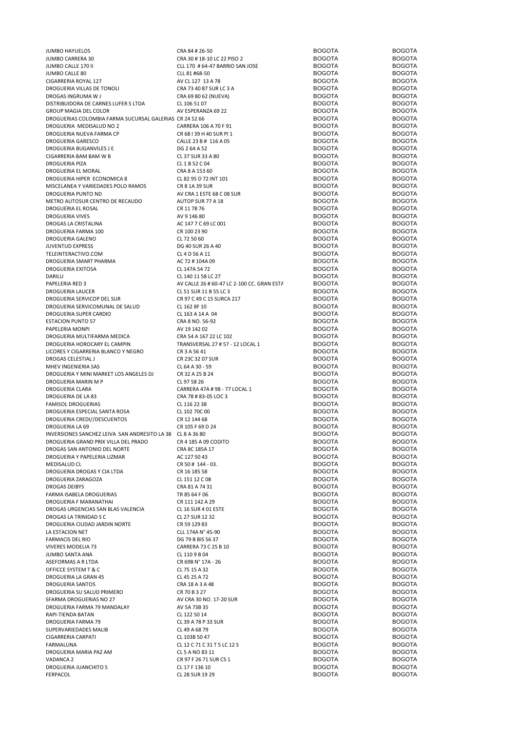| | | | |
|---|---|---|---|
| JUMBO HAYUELOS | CRA 84 # 26-50 | BOGOTA | BOGOTA |
| JUMBO CARRERA 30 | CRA 30 # 18-10 LC 22 PISO 2 | BOGOTA | BOGOTA |
| JUMBO CALLE 170 II | CLL 170 # 64-47 BARRIO SAN JOSE | BOGOTA | BOGOTA |
| JUMBO CALLE 80 | CLL 81 #68-50 | BOGOTA | BOGOTA |
| CIGARRERIA ROYAL 127 | AV CL 127 13 A 78 | BOGOTA | BOGOTA |
| DROGUERIA VILLAS DE TONOLI | CRA 73 40 87 SUR LC 3 A | BOGOTA | BOGOTA |
| DROGAS INGRUMA W J | CRA 69 80 62 (NUEVA) | BOGOTA | BOGOTA |
| DISTRIBUIDORA DE CARNES LUFER S LTDA | CL 106 51 07 | BOGOTA | BOGOTA |
| GROUP MAGIA DEL COLOR | AV ESPERANZA 69 22 | BOGOTA | BOGOTA |
| DROGUERIAS COLOMBIA FARMA SUCURSAL GALERIAS | CR 24 52 66 | BOGOTA | BOGOTA |
| DROGUERIA MEDISALUD NO 2 | CARRERA 106 A 70 F 91 | BOGOTA | BOGOTA |
| DROGUERIA NUEVA FARMA CP | CR 68 I 39 H 40 SUR PI 1 | BOGOTA | BOGOTA |
| DROGUERIA GARESCO | CALLE 23 B # 116 A 05 | BOGOTA | BOGOTA |
| DROGUERIA BUGANVILES J E | DG 2 64 A 52 | BOGOTA | BOGOTA |
| CIGARRERIA BAM BAM W B | CL 37 SUR 33 A 80 | BOGOTA | BOGOTA |
| DROGUERIA PIZA | CL 1 B 52 C 04 | BOGOTA | BOGOTA |
| DROGUERIA EL MORAL | CRA 8 A 153 60 | BOGOTA | BOGOTA |
| DROGUERIA HIPER ECONOMICA 8 | CL 82 95 D 72 INT 101 | BOGOTA | BOGOTA |
| MISCELANEA Y VARIEDADES POLO RAMOS | CR 8 1A 39 SUR | BOGOTA | BOGOTA |
| DROGUERIA PUNTO ND | AV CRA 1 ESTE 68 C 08 SUR | BOGOTA | BOGOTA |
| METRO AUTOSUR CENTRO DE RECAUDO | AUTOP SUR 77 A 18 | BOGOTA | BOGOTA |
| DROGUERIA EL ROSAL | CR 11 78 76 | BOGOTA | BOGOTA |
| DROGUERIA VIVES | AV 9 146 80 | BOGOTA | BOGOTA |
| DROGAS LA CRISTALINA | AC 147 7 C 69 LC 001 | BOGOTA | BOGOTA |
| DROGUERIA FARMA 100 | CR 100 23 90 | BOGOTA | BOGOTA |
| DROGUERIA GALENO | CL 72 50 60 | BOGOTA | BOGOTA |
| JUVENTUD EXPRESS | DG 40 SUR 26 A 40 | BOGOTA | BOGOTA |
| TELEINTERACTIVO.COM | CL 4 D 56 A 11 | BOGOTA | BOGOTA |
| DROGUERIA SMART PHARMA | AC 72 # 104A 09 | BOGOTA | BOGOTA |
| DROGUERIA EXITOSA | CL 147A 54 72 | BOGOTA | BOGOTA |
| DARILU | CL 140 11 58 LC 27 | BOGOTA | BOGOTA |
| PAPELERIA RED 3 | AV CALLE 26 # 60-47 LC 2-100 CC. GRAN ESTA | BOGOTA | BOGOTA |
| DROGUERIA LAUCER | CL 51 SUR 11 B 55 LC 3 | BOGOTA | BOGOTA |
| DROGUERIA SERVICOP DEL SUR | CR 97 C 49 C 15 SURCA 217 | BOGOTA | BOGOTA |
| DROGUERIA SERVICOMUNAL DE SALUD | CL 162 8F 10 | BOGOTA | BOGOTA |
| DROGUERIA SUPER CARDIO | CL 163 A 14 A 04 | BOGOTA | BOGOTA |
| ESTACION PUNTO 57 | CRA 8 NO. 56-92 | BOGOTA | BOGOTA |
| PAPELERIA MONPI | AV 19 142 02 | BOGOTA | BOGOTA |
| DROGUERIA MULTIFARMA MEDICA | CRA 54 A 167 22 LC 102 | BOGOTA | BOGOTA |
| DROGUERIA HOROCARY EL CAMPIN | TRANSVERSAL 27 # 57 - 12 LOCAL 1 | BOGOTA | BOGOTA |
| LICORES Y CIGARRERIA BLANCO Y NEGRO | CR 3 A 56 41 | BOGOTA | BOGOTA |
| DROGAS CELESTIAL J | CR 23C 32 07 SUR | BOGOTA | BOGOTA |
| MHEV INGENIERIA SAS | CL 64 A 30 - 59 | BOGOTA | BOGOTA |
| DROGUERIA Y MINI MARKET LOS ANGELES DJ | CR 32 A 25 B 24 | BOGOTA | BOGOTA |
| DROGUERIA MARIN M P | CL 97 58 26 | BOGOTA | BOGOTA |
| DROGUERIA CLARA | CARRERA 47A # 98 - 77 LOCAL 1 | BOGOTA | BOGOTA |
| DROGUERIA DE LA 83 | CRA 78 # 83-05 LOC 3 | BOGOTA | BOGOTA |
| FAMISOL DROGUERIAS | CL 116 22 38 | BOGOTA | BOGOTA |
| DROGUERIA ESPECIAL SANTA ROSA | CL 102 70C 00 | BOGOTA | BOGOTA |
| DROGUERIA CREDI//DESCUENTOS | CR 12 144 68 | BOGOTA | BOGOTA |
| DROGUERIA LA 69 | CR 105 F 69 D 24 | BOGOTA | BOGOTA |
| INVERSIONES SANCHEZ LEIVA SAN ANDRESITO LA 38 | CL 8 A 36 80 | BOGOTA | BOGOTA |
| DROGUERIA GRAND PRIX VILLA DEL PRADO | CR 4 185 A 09 CODITO | BOGOTA | BOGOTA |
| DROGAS SAN ANTONIO DEL NORTE | CRA 8C 185A 17 | BOGOTA | BOGOTA |
| DROGUERIA Y PAPELERIA LIZMAR | AC 127 50 43 | BOGOTA | BOGOTA |
| MEDISALUD CL | CR 50 # 144 - 03. | BOGOTA | BOGOTA |
| DROGUERIA DROGAS Y CIA LTDA | CR 16 185 58 | BOGOTA | BOGOTA |
| DROGUERIA ZARAGOZA | CL 151 12 C 08 | BOGOTA | BOGOTA |
| DROGAS DEIBYS | CRA 81 A 74 31 | BOGOTA | BOGOTA |
| FARMA ISABELA DROGUERIAS | TR 85 64 F 06 | BOGOTA | BOGOTA |
| DROGUERIA F MARANATHAI | CR 111 142 A 29 | BOGOTA | BOGOTA |
| DROGAS URGENCIAS SAN BLAS VALENCIA | CL 16 SUR 4 01 ESTE | BOGOTA | BOGOTA |
| DROGAS LA TRINIDAD S C | CL 27 SUR 12 32 | BOGOTA | BOGOTA |
| DROGUERIA CIUDAD JARDIN NORTE | CR 59 129 83 | BOGOTA | BOGOTA |
| LA ESTACION NET | CLL 174A N° 45-90 | BOGOTA | BOGOTA |
| FARMACIS DEL RIO | DG 79 B BIS 56 37 | BOGOTA | BOGOTA |
| VIVERES MODELIA 73 | CARRERA 73 C 25 B 10 | BOGOTA | BOGOTA |
| JUMBO SANTA ANA | CL 110 9 B 04 | BOGOTA | BOGOTA |
| ASEFORMAS A R LTDA | CR 69B N° 17A - 26 | BOGOTA | BOGOTA |
| OFFICCE SYSTEM T & C | CL 75 15 A 32 | BOGOTA | BOGOTA |
| DROGUERIA LA GRAN 45 | CL 45 25 A 72 | BOGOTA | BOGOTA |
| DROGUERIA SANTOS | CRA 18 A 3 A 48 | BOGOTA | BOGOTA |
| DROGUERIA SU SALUD PRIMERO | CR 70 B 3 27 | BOGOTA | BOGOTA |
| SFARMA DROGUERIAS NO 27 | AV CRA 30 NO. 17-20 SUR | BOGOTA | BOGOTA |
| DROGUERIA FARMA 79 MANDALAY | AV 5A 73B 35 | BOGOTA | BOGOTA |
| RAPI-TIENDA BATAN | CL 122 50 14 | BOGOTA | BOGOTA |
| DROGUERIA FARMA 79 | CL 39 A 78 P 33 SUR | BOGOTA | BOGOTA |
| SUPERVARIEDADES MALIB | CL 49 A 68 79 | BOGOTA | BOGOTA |
| CIGARRERIA CARPATI | CL 103B 50 47 | BOGOTA | BOGOTA |
| FARMALUNA | CL 12 C 71 C 31 T 5 LC 12 S | BOGOTA | BOGOTA |
| DROGUERIA MARIA PAZ AM | CL 5 A NO 83 11 | BOGOTA | BOGOTA |
| VADANCA 2 | CR 97 F 26 71 SUR CS 1 | BOGOTA | BOGOTA |
| DROGUERIA JUANCHITO S | CL 17 F 136 10 | BOGOTA | BOGOTA |
| FERPACOL | CL 28 SUR 19 29 | BOGOTA | BOGOTA |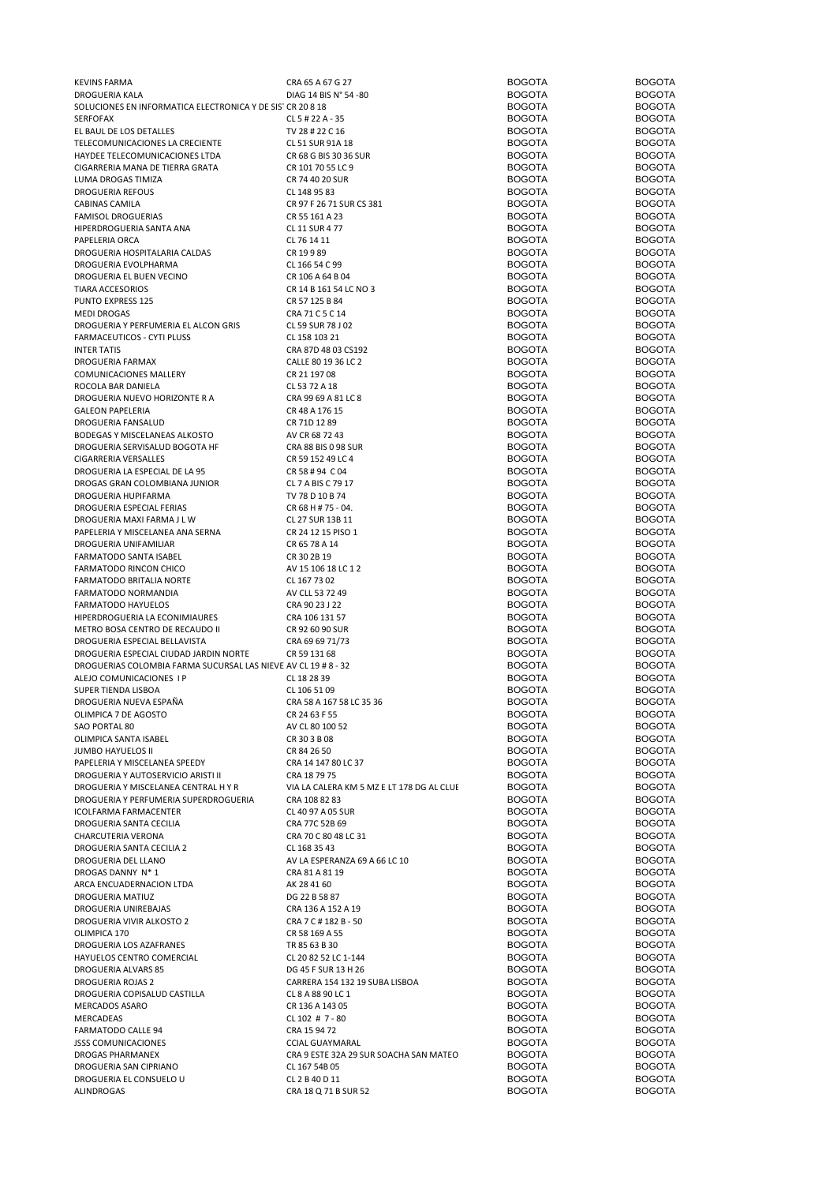| | | | |
|---|---|---|---|
| KEVINS FARMA | CRA 65 A 67 G 27 | BOGOTA | BOGOTA |
| DROGUERIA KALA | DIAG 14 BIS N° 54 -80 | BOGOTA | BOGOTA |
| SOLUCIONES EN INFORMATICA ELECTRONICA Y DE SIS | CR 20 8 18 | BOGOTA | BOGOTA |
| SERFOFAX | CL 5 # 22 A - 35 | BOGOTA | BOGOTA |
| EL BAUL DE LOS DETALLES | TV 28 # 22 C 16 | BOGOTA | BOGOTA |
| TELECOMUNICACIONES LA CRECIENTE | CL 51 SUR 91A 18 | BOGOTA | BOGOTA |
| HAYDEE TELECOMUNICACIONES LTDA | CR 68 G BIS 30 36 SUR | BOGOTA | BOGOTA |
| CIGARRERIA MANA DE TIERRA GRATA | CR 101 70 55 LC 9 | BOGOTA | BOGOTA |
| LUMA DROGAS TIMIZA | CR 74 40 20 SUR | BOGOTA | BOGOTA |
| DROGUERIA REFOUS | CL 148 95 83 | BOGOTA | BOGOTA |
| CABINAS CAMILA | CR 97 F 26 71 SUR CS 381 | BOGOTA | BOGOTA |
| FAMISOL DROGUERIAS | CR 55 161 A 23 | BOGOTA | BOGOTA |
| HIPERDROGUERIA SANTA ANA | CL 11 SUR 4 77 | BOGOTA | BOGOTA |
| PAPELERIA ORCA | CL 76 14 11 | BOGOTA | BOGOTA |
| DROGUERIA HOSPITALARIA CALDAS | CR 19 9 89 | BOGOTA | BOGOTA |
| DROGUERIA EVOLPHARMA | CL 166 54 C 99 | BOGOTA | BOGOTA |
| DROGUERIA EL BUEN VECINO | CR 106 A 64 B 04 | BOGOTA | BOGOTA |
| TIARA ACCESORIOS | CR 14 B 161 54 LC NO 3 | BOGOTA | BOGOTA |
| PUNTO EXPRESS 125 | CR 57 125 B 84 | BOGOTA | BOGOTA |
| MEDI DROGAS | CRA 71 C 5 C 14 | BOGOTA | BOGOTA |
| DROGUERIA Y PERFUMERIA EL ALCON GRIS | CL 59 SUR 78 J 02 | BOGOTA | BOGOTA |
| FARMACEUTICOS - CYTI PLUSS | CL 158 103 21 | BOGOTA | BOGOTA |
| INTER TATIS | CRA 87D 48 03 CS192 | BOGOTA | BOGOTA |
| DROGUERIA FARMAX | CALLE 80 19 36 LC 2 | BOGOTA | BOGOTA |
| COMUNICACIONES MALLERY | CR 21 197 08 | BOGOTA | BOGOTA |
| ROCOLA BAR DANIELA | CL 53 72 A 18 | BOGOTA | BOGOTA |
| DROGUERIA NUEVO HORIZONTE R A | CRA 99 69 A 81 LC 8 | BOGOTA | BOGOTA |
| GALEON PAPELERIA | CR 48 A 176 15 | BOGOTA | BOGOTA |
| DROGUERIA FANSALUD | CR 71D 12 89 | BOGOTA | BOGOTA |
| BODEGAS Y MISCELANEAS ALKOSTO | AV CR 68 72 43 | BOGOTA | BOGOTA |
| DROGUERIA SERVISALUD BOGOTA HF | CRA 88 BIS 0 98 SUR | BOGOTA | BOGOTA |
| CIGARRERIA VERSALLES | CR 59 152 49 LC 4 | BOGOTA | BOGOTA |
| DROGUERIA LA ESPECIAL DE LA 95 | CR 58 # 94 C 04 | BOGOTA | BOGOTA |
| DROGAS GRAN COLOMBIANA JUNIOR | CL 7 A BIS C 79 17 | BOGOTA | BOGOTA |
| DROGUERIA HUPIFARMA | TV 78 D 10 B 74 | BOGOTA | BOGOTA |
| DROGUERIA ESPECIAL FERIAS | CR 68 H # 75 - 04. | BOGOTA | BOGOTA |
| DROGUERIA MAXI FARMA J L W | CL 27 SUR 13B 11 | BOGOTA | BOGOTA |
| PAPELERIA Y MISCELANEA ANA SERNA | CR 24 12 15 PISO 1 | BOGOTA | BOGOTA |
| DROGUERIA UNIFAMILIAR | CR 65 78 A 14 | BOGOTA | BOGOTA |
| FARMATODO SANTA ISABEL | CR 30 2B 19 | BOGOTA | BOGOTA |
| FARMATODO RINCON CHICO | AV 15 106 18 LC 1 2 | BOGOTA | BOGOTA |
| FARMATODO BRITALIA NORTE | CL 167 73 02 | BOGOTA | BOGOTA |
| FARMATODO NORMANDIA | AV CLL 53 72 49 | BOGOTA | BOGOTA |
| FARMATODO HAYUELOS | CRA 90 23 J 22 | BOGOTA | BOGOTA |
| HIPERDROGUERIA LA ECONIMIAURES | CRA 106 131 57 | BOGOTA | BOGOTA |
| METRO BOSA CENTRO DE RECAUDO II | CR 92 60 90 SUR | BOGOTA | BOGOTA |
| DROGUERIA ESPECIAL BELLAVISTA | CRA 69 69 71/73 | BOGOTA | BOGOTA |
| DROGUERIA ESPECIAL CIUDAD JARDIN NORTE | CR 59 131 68 | BOGOTA | BOGOTA |
| DROGUERIAS COLOMBIA FARMA SUCURSAL LAS NIEVE | AV CL 19 # 8 - 32 | BOGOTA | BOGOTA |
| ALEJO COMUNICACIONES I P | CL 18 28 39 | BOGOTA | BOGOTA |
| SUPER TIENDA LISBOA | CL 106 51 09 | BOGOTA | BOGOTA |
| DROGUERIA NUEVA ESPAÑA | CRA 58 A 167 58 LC 35 36 | BOGOTA | BOGOTA |
| OLIMPICA 7 DE AGOSTO | CR 24 63 F 55 | BOGOTA | BOGOTA |
| SAO PORTAL 80 | AV CL 80 100 52 | BOGOTA | BOGOTA |
| OLIMPICA SANTA ISABEL | CR 30 3 B 08 | BOGOTA | BOGOTA |
| JUMBO HAYUELOS II | CR 84 26 50 | BOGOTA | BOGOTA |
| PAPELERIA Y MISCELANEA SPEEDY | CRA 14 147 80 LC 37 | BOGOTA | BOGOTA |
| DROGUERIA Y AUTOSERVICIO ARISTI II | CRA 18 79 75 | BOGOTA | BOGOTA |
| DROGUERIA Y MISCELANEA CENTRAL H Y R | VIA LA CALERA KM 5 MZ E LT 178 DG AL CLUE | BOGOTA | BOGOTA |
| DROGUERIA Y PERFUMERIA SUPERDROGUERIA | CRA 108 82 83 | BOGOTA | BOGOTA |
| ICOLFARMA FARMACENTER | CL 40 97 A 05 SUR | BOGOTA | BOGOTA |
| DROGUERIA SANTA CECILIA | CRA 77C 52B 69 | BOGOTA | BOGOTA |
| CHARCUTERIA VERONA | CRA 70 C 80 48 LC 31 | BOGOTA | BOGOTA |
| DROGUERIA SANTA CECILIA 2 | CL 168 35 43 | BOGOTA | BOGOTA |
| DROGUERIA DEL LLANO | AV LA ESPERANZA 69 A 66 LC 10 | BOGOTA | BOGOTA |
| DROGAS DANNY N* 1 | CRA 81 A 81 19 | BOGOTA | BOGOTA |
| ARCA ENCUADERNACION LTDA | AK 28 41 60 | BOGOTA | BOGOTA |
| DROGUERIA MATIUZ | DG 22 B 58 87 | BOGOTA | BOGOTA |
| DROGUERIA UNIREBAJAS | CRA 136 A 152 A 19 | BOGOTA | BOGOTA |
| DROGUERIA VIVIR ALKOSTO 2 | CRA 7 C # 182 B - 50 | BOGOTA | BOGOTA |
| OLIMPICA 170 | CR 58 169 A 55 | BOGOTA | BOGOTA |
| DROGUERIA LOS AZAFRANES | TR 85 63 B 30 | BOGOTA | BOGOTA |
| HAYUELOS CENTRO COMERCIAL | CL 20 82 52 LC 1-144 | BOGOTA | BOGOTA |
| DROGUERIA ALVARS 85 | DG 45 F SUR 13 H 26 | BOGOTA | BOGOTA |
| DROGUERIA ROJAS 2 | CARRERA 154 132 19 SUBA LISBOA | BOGOTA | BOGOTA |
| DROGUERIA COPISALUD CASTILLA | CL 8 A 88 90 LC 1 | BOGOTA | BOGOTA |
| MERCADOS ASARO | CR 136 A 143 05 | BOGOTA | BOGOTA |
| MERCADEAS | CL 102 # 7 - 80 | BOGOTA | BOGOTA |
| FARMATODO CALLE 94 | CRA 15 94 72 | BOGOTA | BOGOTA |
| JSSS COMUNICACIONES | CCIAL GUAYMARAL | BOGOTA | BOGOTA |
| DROGAS PHARMANEX | CRA 9 ESTE 32A 29 SUR SOACHA SAN MATEO | BOGOTA | BOGOTA |
| DROGUERIA SAN CIPRIANO | CL 167 54B 05 | BOGOTA | BOGOTA |
| DROGUERIA EL CONSUELO U | CL 2 B 40 D 11 | BOGOTA | BOGOTA |
| ALINDROGAS | CRA 18 Q 71 B SUR 52 | BOGOTA | BOGOTA |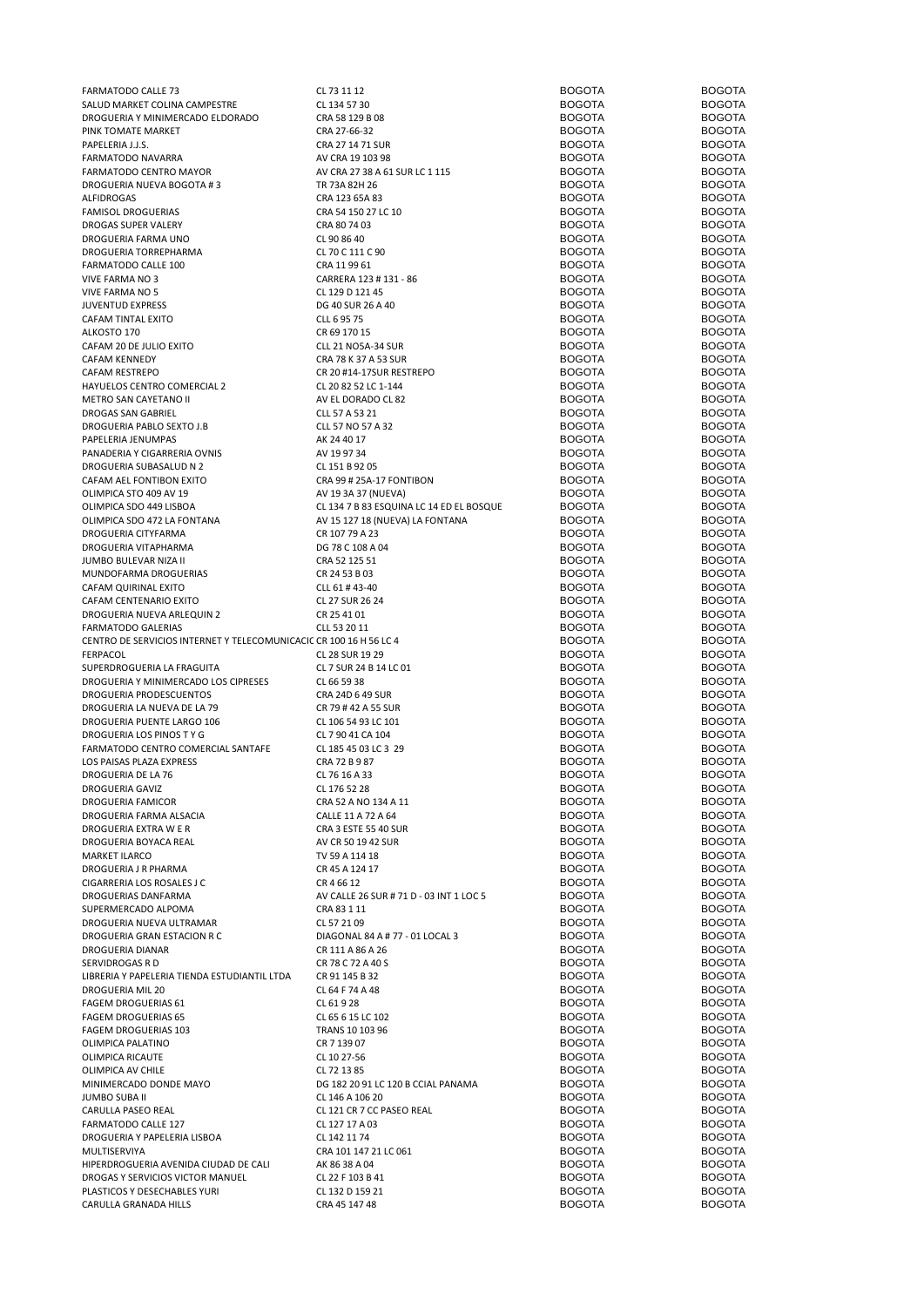| | | | |
|---|---|---|---|
| FARMATODO CALLE 73 | CL 73 11 12 | BOGOTA | BOGOTA |
| SALUD MARKET COLINA CAMPESTRE | CL 134 57 30 | BOGOTA | BOGOTA |
| DROGUERIA Y MINIMERCADO ELDORADO | CRA 58 129 B 08 | BOGOTA | BOGOTA |
| PINK TOMATE MARKET | CRA 27-66-32 | BOGOTA | BOGOTA |
| PAPELERIA J.J.S. | CRA 27 14 71 SUR | BOGOTA | BOGOTA |
| FARMATODO NAVARRA | AV CRA 19 103 98 | BOGOTA | BOGOTA |
| FARMATODO CENTRO MAYOR | AV CRA 27 38 A 61 SUR LC 1 115 | BOGOTA | BOGOTA |
| DROGUERIA NUEVA BOGOTA # 3 | TR 73A 82H 26 | BOGOTA | BOGOTA |
| ALFIDROGAS | CRA 123 65A 83 | BOGOTA | BOGOTA |
| FAMISOL DROGUERIAS | CRA 54 150 27 LC 10 | BOGOTA | BOGOTA |
| DROGAS SUPER VALERY | CRA 80 74 03 | BOGOTA | BOGOTA |
| DROGUERIA FARMA UNO | CL 90 86 40 | BOGOTA | BOGOTA |
| DROGUERIA TORREPHARMA | CL 70 C 111 C 90 | BOGOTA | BOGOTA |
| FARMATODO CALLE 100 | CRA 11 99 61 | BOGOTA | BOGOTA |
| VIVE FARMA NO 3 | CARRERA 123 # 131 - 86 | BOGOTA | BOGOTA |
| VIVE FARMA NO 5 | CL 129 D 121 45 | BOGOTA | BOGOTA |
| JUVENTUD EXPRESS | DG 40 SUR 26 A 40 | BOGOTA | BOGOTA |
| CAFAM TINTAL EXITO | CLL 6 95 75 | BOGOTA | BOGOTA |
| ALKOSTO 170 | CR 69 170 15 | BOGOTA | BOGOTA |
| CAFAM 20 DE JULIO EXITO | CLL 21 NO5A-34 SUR | BOGOTA | BOGOTA |
| CAFAM KENNEDY | CRA 78 K 37 A 53 SUR | BOGOTA | BOGOTA |
| CAFAM RESTREPO | CR 20 #14-17SUR RESTREPO | BOGOTA | BOGOTA |
| HAYUELOS CENTRO COMERCIAL 2 | CL 20 82 52 LC 1-144 | BOGOTA | BOGOTA |
| METRO SAN CAYETANO II | AV EL DORADO CL 82 | BOGOTA | BOGOTA |
| DROGAS SAN GABRIEL | CLL 57 A 53 21 | BOGOTA | BOGOTA |
| DROGUERIA PABLO SEXTO J.B | CLL 57 NO 57 A 32 | BOGOTA | BOGOTA |
| PAPELERIA JENUMPAS | AK 24 40 17 | BOGOTA | BOGOTA |
| PANADERIA Y CIGARRERIA OVNIS | AV 19 97 34 | BOGOTA | BOGOTA |
| DROGUERIA SUBASALUD N 2 | CL 151 B 92 05 | BOGOTA | BOGOTA |
| CAFAM AEL FONTIBON EXITO | CRA 99 # 25A-17 FONTIBON | BOGOTA | BOGOTA |
| OLIMPICA STO 409 AV 19 | AV 19 3A 37 (NUEVA) | BOGOTA | BOGOTA |
| OLIMPICA SDO 449 LISBOA | CL 134 7 B 83 ESQUINA LC 14 ED EL BOSQUE | BOGOTA | BOGOTA |
| OLIMPICA SDO 472 LA FONTANA | AV 15 127 18 (NUEVA) LA FONTANA | BOGOTA | BOGOTA |
| DROGUERIA CITYFARMA | CR 107 79 A 23 | BOGOTA | BOGOTA |
| DROGUERIA VITAPHARMA | DG 78 C 108 A 04 | BOGOTA | BOGOTA |
| JUMBO BULEVAR NIZA II | CRA 52 125 51 | BOGOTA | BOGOTA |
| MUNDOFARMA DROGUERIAS | CR 24 53 B 03 | BOGOTA | BOGOTA |
| CAFAM QUIRINAL EXITO | CLL 61 # 43-40 | BOGOTA | BOGOTA |
| CAFAM CENTENARIO EXITO | CL 27 SUR 26 24 | BOGOTA | BOGOTA |
| DROGUERIA NUEVA ARLEQUIN 2 | CR 25 41 01 | BOGOTA | BOGOTA |
| FARMATODO GALERIAS | CLL 53 20 11 | BOGOTA | BOGOTA |
| CENTRO DE SERVICIOS INTERNET Y TELECOMUNICACIC | CR 100 16 H 56 LC 4 | BOGOTA | BOGOTA |
| FERPACOL | CL 28 SUR 19 29 | BOGOTA | BOGOTA |
| SUPERDROGUERIA LA FRAGUITA | CL 7 SUR 24 B 14 LC 01 | BOGOTA | BOGOTA |
| DROGUERIA Y MINIMERCADO LOS CIPRESES | CL 66 59 38 | BOGOTA | BOGOTA |
| DROGUERIA PRODESCUENTOS | CRA 24D 6 49 SUR | BOGOTA | BOGOTA |
| DROGUERIA LA NUEVA DE LA 79 | CR 79 # 42 A 55 SUR | BOGOTA | BOGOTA |
| DROGUERIA PUENTE LARGO 106 | CL 106 54 93 LC 101 | BOGOTA | BOGOTA |
| DROGUERIA LOS PINOS T Y G | CL 7 90 41 CA 104 | BOGOTA | BOGOTA |
| FARMATODO CENTRO COMERCIAL SANTAFE | CL 185 45 03 LC 3 29 | BOGOTA | BOGOTA |
| LOS PAISAS PLAZA EXPRESS | CRA 72 B 9 87 | BOGOTA | BOGOTA |
| DROGUERIA DE LA 76 | CL 76 16 A 33 | BOGOTA | BOGOTA |
| DROGUERIA GAVIZ | CL 176 52 28 | BOGOTA | BOGOTA |
| DROGUERIA FAMICOR | CRA 52 A NO 134 A 11 | BOGOTA | BOGOTA |
| DROGUERIA FARMA ALSACIA | CALLE 11 A 72 A 64 | BOGOTA | BOGOTA |
| DROGUERIA EXTRA W E R | CRA 3 ESTE 55 40 SUR | BOGOTA | BOGOTA |
| DROGUERIA BOYACA REAL | AV CR 50 19 42 SUR | BOGOTA | BOGOTA |
| MARKET ILARCO | TV 59 A 114 18 | BOGOTA | BOGOTA |
| DROGUERIA J R PHARMA | CR 45 A 124 17 | BOGOTA | BOGOTA |
| CIGARRERIA LOS ROSALES J C | CR 4 66 12 | BOGOTA | BOGOTA |
| DROGUERIAS DANFARMA | AV CALLE 26 SUR # 71 D - 03 INT 1 LOC 5 | BOGOTA | BOGOTA |
| SUPERMERCADO ALPOMA | CRA 83 1 11 | BOGOTA | BOGOTA |
| DROGUERIA NUEVA ULTRAMAR | CL 57 21 09 | BOGOTA | BOGOTA |
| DROGUERIA GRAN ESTACION R C | DIAGONAL 84 A # 77 - 01 LOCAL 3 | BOGOTA | BOGOTA |
| DROGUERIA DIANAR | CR 111 A 86 A 26 | BOGOTA | BOGOTA |
| SERVIDROGAS R D | CR 78 C 72 A 40 S | BOGOTA | BOGOTA |
| LIBRERIA Y PAPELERIA TIENDA ESTUDIANTIL LTDA | CR 91 145 B 32 | BOGOTA | BOGOTA |
| DROGUERIA MIL 20 | CL 64 F 74 A 48 | BOGOTA | BOGOTA |
| FAGEM DROGUERIAS 61 | CL 61 9 28 | BOGOTA | BOGOTA |
| FAGEM DROGUERIAS 65 | CL 65 6 15 LC 102 | BOGOTA | BOGOTA |
| FAGEM DROGUERIAS 103 | TRANS 10 103 96 | BOGOTA | BOGOTA |
| OLIMPICA PALATINO | CR 7 139 07 | BOGOTA | BOGOTA |
| OLIMPICA RICAUTE | CL 10 27-56 | BOGOTA | BOGOTA |
| OLIMPICA AV CHILE | CL 72 13 85 | BOGOTA | BOGOTA |
| MINIMERCADO DONDE MAYO | DG 182 20 91 LC 120 B CCIAL PANAMA | BOGOTA | BOGOTA |
| JUMBO SUBA II | CL 146 A 106 20 | BOGOTA | BOGOTA |
| CARULLA PASEO REAL | CL 121 CR 7 CC PASEO REAL | BOGOTA | BOGOTA |
| FARMATODO CALLE 127 | CL 127 17 A 03 | BOGOTA | BOGOTA |
| DROGUERIA Y PAPELERIA LISBOA | CL 142 11 74 | BOGOTA | BOGOTA |
| MULTISERVIYA | CRA 101 147 21 LC 061 | BOGOTA | BOGOTA |
| HIPERDROGUERIA AVENIDA CIUDAD DE CALI | AK 86 38 A 04 | BOGOTA | BOGOTA |
| DROGAS Y SERVICIOS VICTOR MANUEL | CL 22 F 103 B 41 | BOGOTA | BOGOTA |
| PLASTICOS Y DESECHABLES YURI | CL 132 D 159 21 | BOGOTA | BOGOTA |
| CARULLA GRANADA HILLS | CRA 45 147 48 | BOGOTA | BOGOTA |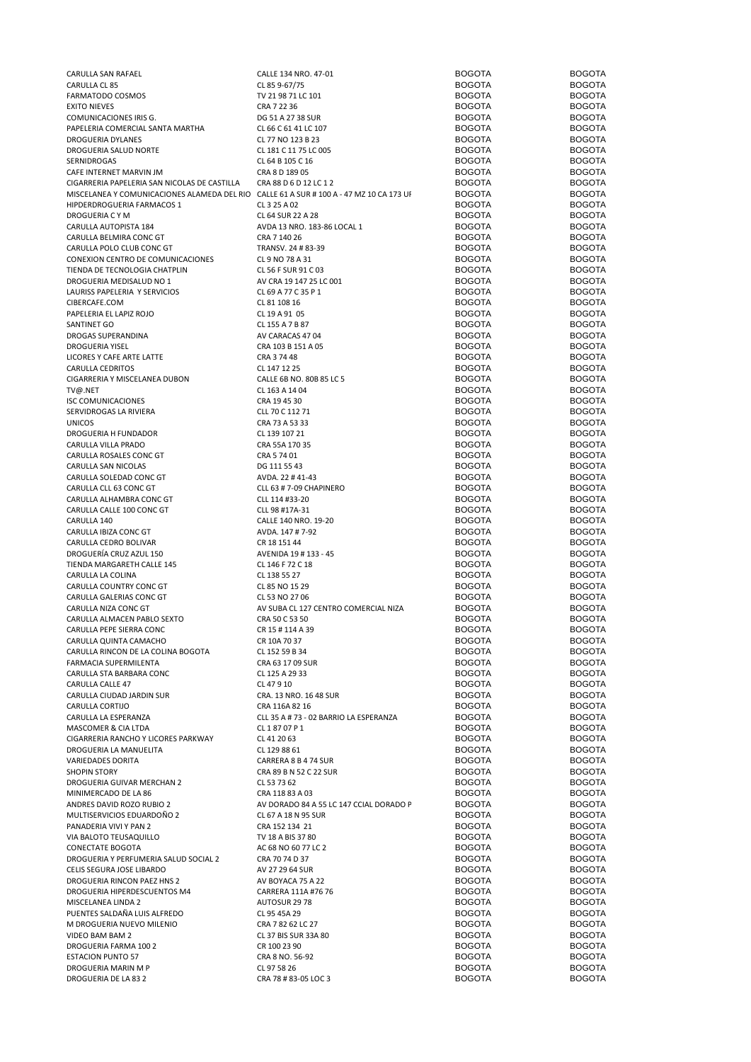| | | | |
|---|---|---|---|
| CARULLA SAN RAFAEL | CALLE 134 NRO. 47-01 | BOGOTA | BOGOTA |
| CARULLA CL 85 | CL 85 9-67/75 | BOGOTA | BOGOTA |
| FARMATODO COSMOS | TV 21 98 71 LC 101 | BOGOTA | BOGOTA |
| EXITO NIEVES | CRA 7 22 36 | BOGOTA | BOGOTA |
| COMUNICACIONES IRIS G. | DG 51 A 27 38 SUR | BOGOTA | BOGOTA |
| PAPELERIA COMERCIAL SANTA MARTHA | CL 66 C 61 41 LC 107 | BOGOTA | BOGOTA |
| DROGUERIA DYLANES | CL 77 NO 123 B 23 | BOGOTA | BOGOTA |
| DROGUERIA SALUD NORTE | CL 181 C 11 75 LC 005 | BOGOTA | BOGOTA |
| SERNIDROGAS | CL 64 B 105 C 16 | BOGOTA | BOGOTA |
| CAFE INTERNET MARVIN JM | CRA 8 D 189 05 | BOGOTA | BOGOTA |
| CIGARRERIA PAPELERIA SAN NICOLAS DE CASTILLA | CRA 88 D 6 D 12 LC 1 2 | BOGOTA | BOGOTA |
| MISCELANEA Y COMUNICACIONES ALAMEDA DEL RIO | CALLE 61 A SUR # 100 A - 47 MZ 10 CA 173 UI | BOGOTA | BOGOTA |
| HIPDERDROGUERIA FARMACOS 1 | CL 3 25 A 02 | BOGOTA | BOGOTA |
| DROGUERIA C Y M | CL 64 SUR 22 A 28 | BOGOTA | BOGOTA |
| CARULLA AUTOPISTA 184 | AVDA 13 NRO. 183-86 LOCAL 1 | BOGOTA | BOGOTA |
| CARULLA BELMIRA CONC GT | CRA 7 140 26 | BOGOTA | BOGOTA |
| CARULLA POLO CLUB CONC GT | TRANSV. 24 # 83-39 | BOGOTA | BOGOTA |
| CONEXION CENTRO DE COMUNICACIONES | CL 9 NO 78 A 31 | BOGOTA | BOGOTA |
| TIENDA DE TECNOLOGIA CHATPLIN | CL 56 F SUR 91 C 03 | BOGOTA | BOGOTA |
| DROGUERIA MEDISALUD NO 1 | AV CRA 19 147 25 LC 001 | BOGOTA | BOGOTA |
| LAURISS PAPELERIA Y SERVICIOS | CL 69 A 77 C 35 P 1 | BOGOTA | BOGOTA |
| CIBERCAFE.COM | CL 81 108 16 | BOGOTA | BOGOTA |
| PAPELERIA EL LAPIZ ROJO | CL 19 A 91 05 | BOGOTA | BOGOTA |
| SANTINET GO | CL 155 A 7 B 87 | BOGOTA | BOGOTA |
| DROGAS SUPERANDINA | AV CARACAS 47 04 | BOGOTA | BOGOTA |
| DROGUERIA YISEL | CRA 103 B 151 A 05 | BOGOTA | BOGOTA |
| LICORES Y CAFE ARTE LATTE | CRA 3 74 48 | BOGOTA | BOGOTA |
| CARULLA CEDRITOS | CL 147 12 25 | BOGOTA | BOGOTA |
| CIGARRERIA Y MISCELANEA DUBON | CALLE 6B NO. 80B 85 LC 5 | BOGOTA | BOGOTA |
| TV@.NET | CL 163 A 14 04 | BOGOTA | BOGOTA |
| ISC COMUNICACIONES | CRA 19 45 30 | BOGOTA | BOGOTA |
| SERVIDROGAS LA RIVIERA | CLL 70 C 112 71 | BOGOTA | BOGOTA |
| UNICOS | CRA 73 A 53 33 | BOGOTA | BOGOTA |
| DROGUERIA H FUNDADOR | CL 139 107 21 | BOGOTA | BOGOTA |
| CARULLA VILLA PRADO | CRA 55A 170 35 | BOGOTA | BOGOTA |
| CARULLA ROSALES CONC GT | CRA 5 74 01 | BOGOTA | BOGOTA |
| CARULLA SAN NICOLAS | DG 111 55 43 | BOGOTA | BOGOTA |
| CARULLA SOLEDAD CONC GT | AVDA. 22 # 41-43 | BOGOTA | BOGOTA |
| CARULLA CLL 63 CONC GT | CLL 63 # 7-09 CHAPINERO | BOGOTA | BOGOTA |
| CARULLA ALHAMBRA CONC GT | CLL 114 #33-20 | BOGOTA | BOGOTA |
| CARULLA CALLE 100 CONC GT | CLL 98 #17A-31 | BOGOTA | BOGOTA |
| CARULLA 140 | CALLE 140 NRO. 19-20 | BOGOTA | BOGOTA |
| CARULLA IBIZA CONC GT | AVDA. 147 # 7-92 | BOGOTA | BOGOTA |
| CARULLA CEDRO BOLIVAR | CR 18 151 44 | BOGOTA | BOGOTA |
| DROGUERÍA CRUZ AZUL 150 | AVENIDA 19 # 133 - 45 | BOGOTA | BOGOTA |
| TIENDA MARGARETH CALLE 145 | CL 146 F 72 C 18 | BOGOTA | BOGOTA |
| CARULLA LA COLINA | CL 138 55 27 | BOGOTA | BOGOTA |
| CARULLA COUNTRY CONC GT | CL 85 NO 15 29 | BOGOTA | BOGOTA |
| CARULLA GALERIAS CONC GT | CL 53 NO 27 06 | BOGOTA | BOGOTA |
| CARULLA NIZA CONC GT | AV SUBA CL 127 CENTRO COMERCIAL NIZA | BOGOTA | BOGOTA |
| CARULLA ALMACEN PABLO SEXTO | CRA 50 C 53 50 | BOGOTA | BOGOTA |
| CARULLA PEPE SIERRA CONC | CR 15 # 114 A 39 | BOGOTA | BOGOTA |
| CARULLA QUINTA CAMACHO | CR 10A 70 37 | BOGOTA | BOGOTA |
| CARULLA RINCON DE LA COLINA BOGOTA | CL 152 59 B 34 | BOGOTA | BOGOTA |
| FARMACIA SUPERMILENTA | CRA 63 17 09 SUR | BOGOTA | BOGOTA |
| CARULLA STA BARBARA CONC | CL 125 A 29 33 | BOGOTA | BOGOTA |
| CARULLA CALLE 47 | CL 47 9 10 | BOGOTA | BOGOTA |
| CARULLA CIUDAD JARDIN SUR | CRA. 13 NRO. 16 48 SUR | BOGOTA | BOGOTA |
| CARULLA CORTIJO | CRA 116A 82 16 | BOGOTA | BOGOTA |
| CARULLA LA ESPERANZA | CLL 35 A # 73 - 02 BARRIO LA ESPERANZA | BOGOTA | BOGOTA |
| MASCOMER & CIA LTDA | CL 1 87 07 P 1 | BOGOTA | BOGOTA |
| CIGARRERIA RANCHO Y LICORES PARKWAY | CL 41 20 63 | BOGOTA | BOGOTA |
| DROGUERIA LA MANUELITA | CL 129 88 61 | BOGOTA | BOGOTA |
| VARIEDADES DORITA | CARRERA 8 B 4 74 SUR | BOGOTA | BOGOTA |
| SHOPIN STORY | CRA 89 B N 52 C 22 SUR | BOGOTA | BOGOTA |
| DROGUERIA GUIVAR MERCHAN 2 | CL 53 73 62 | BOGOTA | BOGOTA |
| MINIMERCADO DE LA 86 | CRA 118 83 A 03 | BOGOTA | BOGOTA |
| ANDRES DAVID ROZO RUBIO 2 | AV DORADO 84 A 55 LC 147 CCIAL DORADO P | BOGOTA | BOGOTA |
| MULTISERVICIOS EDUARDOÑO 2 | CL 67 A 18 N 95 SUR | BOGOTA | BOGOTA |
| PANADERIA VIVI Y PAN 2 | CRA 152 134 21 | BOGOTA | BOGOTA |
| VIA BALOTO TEUSAQUILLO | TV 18 A BIS 37 80 | BOGOTA | BOGOTA |
| CONECTATE BOGOTA | AC 68 NO 60 77 LC 2 | BOGOTA | BOGOTA |
| DROGUERIA Y PERFUMERIA SALUD SOCIAL 2 | CRA 70 74 D 37 | BOGOTA | BOGOTA |
| CELIS SEGURA JOSE LIBARDO | AV 27 29 64 SUR | BOGOTA | BOGOTA |
| DROGUERIA RINCON PAEZ HNS 2 | AV BOYACA 75 A 22 | BOGOTA | BOGOTA |
| DROGUERIA HIPERDESCUENTOS M4 | CARRERA 111A #76 76 | BOGOTA | BOGOTA |
| MISCELANEA LINDA 2 | AUTOSUR 29 78 | BOGOTA | BOGOTA |
| PUENTES SALDAÑA LUIS ALFREDO | CL 95 45A 29 | BOGOTA | BOGOTA |
| M DROGUERIA NUEVO MILENIO | CRA 7 82 62 LC 27 | BOGOTA | BOGOTA |
| VIDEO BAM BAM 2 | CL 37 BIS SUR 33A 80 | BOGOTA | BOGOTA |
| DROGUERIA FARMA 100 2 | CR 100 23 90 | BOGOTA | BOGOTA |
| ESTACION PUNTO 57 | CRA 8 NO. 56-92 | BOGOTA | BOGOTA |
| DROGUERIA MARIN M P | CL 97 58 26 | BOGOTA | BOGOTA |
| DROGUERIA DE LA 83 2 | CRA 78 # 83-05 LOC 3 | BOGOTA | BOGOTA |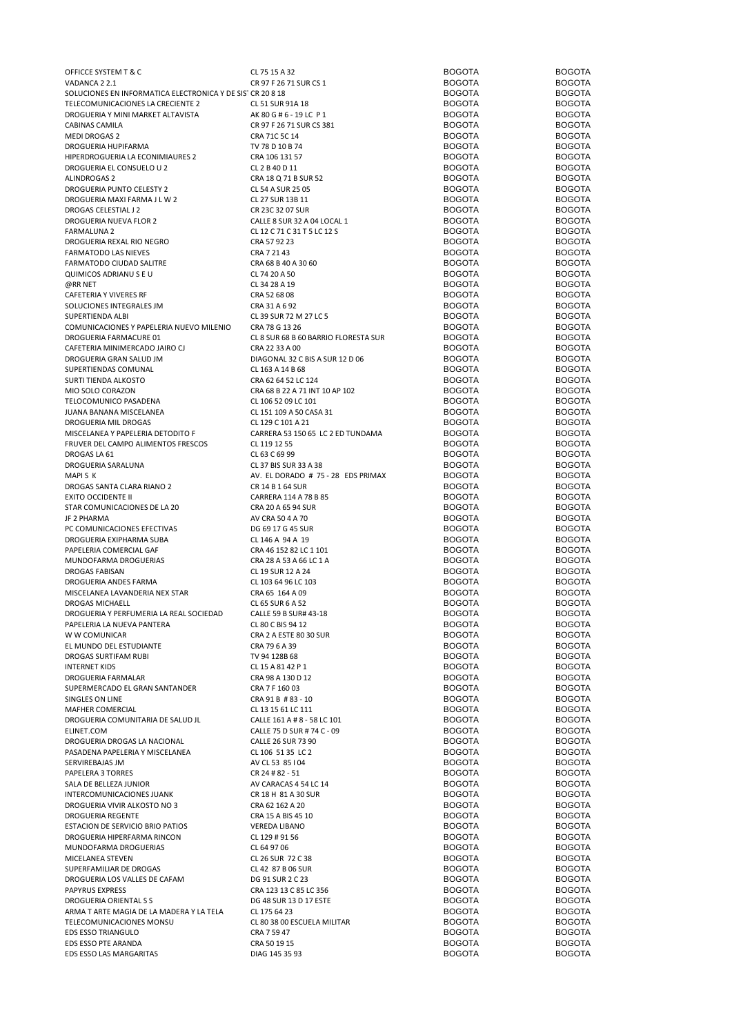| | | | |
|---|---|---|---|
| OFFICCE SYSTEM T & C | CL 75 15 A 32 | BOGOTA | BOGOTA |
| VADANCA 2 2.1 | CR 97 F 26 71 SUR CS 1 | BOGOTA | BOGOTA |
| SOLUCIONES EN INFORMATICA ELECTRONICA Y DE SIS | CR 20 8 18 | BOGOTA | BOGOTA |
| TELECOMUNICACIONES LA CRECIENTE 2 | CL 51 SUR 91A 18 | BOGOTA | BOGOTA |
| DROGUERIA Y MINI MARKET ALTAVISTA | AK 80 G # 6 - 19 LC P 1 | BOGOTA | BOGOTA |
| CABINAS CAMILA | CR 97 F 26 71 SUR CS 381 | BOGOTA | BOGOTA |
| MEDI DROGAS 2 | CRA 71C 5C 14 | BOGOTA | BOGOTA |
| DROGUERIA HUPIFARMA | TV 78 D 10 B 74 | BOGOTA | BOGOTA |
| HIPERDROGUERIA LA ECONIMIAURES 2 | CRA 106 131 57 | BOGOTA | BOGOTA |
| DROGUERIA EL CONSUELO U 2 | CL 2 B 40 D 11 | BOGOTA | BOGOTA |
| ALINDROGAS 2 | CRA 18 Q 71 B SUR 52 | BOGOTA | BOGOTA |
| DROGUERIA PUNTO CELESTY 2 | CL 54 A SUR 25 05 | BOGOTA | BOGOTA |
| DROGUERIA MAXI FARMA J L W 2 | CL 27 SUR 13B 11 | BOGOTA | BOGOTA |
| DROGAS CELESTIAL J 2 | CR 23C 32 07 SUR | BOGOTA | BOGOTA |
| DROGUERIA NUEVA FLOR 2 | CALLE 8 SUR 32 A 04 LOCAL 1 | BOGOTA | BOGOTA |
| FARMALUNA 2 | CL 12 C 71 C 31 T 5 LC 12 S | BOGOTA | BOGOTA |
| DROGUERIA REXAL RIO NEGRO | CRA 57 92 23 | BOGOTA | BOGOTA |
| FARMATODO LAS NIEVES | CRA 7 21 43 | BOGOTA | BOGOTA |
| FARMATODO CIUDAD SALITRE | CRA 68 B 40 A 30 60 | BOGOTA | BOGOTA |
| QUIMICOS ADRIANU S E U | CL 74 20 A 50 | BOGOTA | BOGOTA |
| @RR NET | CL 34 28 A 19 | BOGOTA | BOGOTA |
| CAFETERIA Y VIVERES RF | CRA 52 68 08 | BOGOTA | BOGOTA |
| SOLUCIONES INTEGRALES JM | CRA 31 A 6 92 | BOGOTA | BOGOTA |
| SUPERTIENDA ALBI | CL 39 SUR 72 M 27 LC 5 | BOGOTA | BOGOTA |
| COMUNICACIONES Y PAPELERIA NUEVO MILENIO | CRA 78 G 13 26 | BOGOTA | BOGOTA |
| DROGUERIA FARMACURE 01 | CL 8 SUR 68 B 60 BARRIO FLORESTA SUR | BOGOTA | BOGOTA |
| CAFETERIA MINIMERCADO JAIRO CJ | CRA 22 33 A 00 | BOGOTA | BOGOTA |
| DROGUERIA GRAN SALUD JM | DIAGONAL 32 C BIS A SUR 12 D 06 | BOGOTA | BOGOTA |
| SUPERTIENDAS COMUNAL | CL 163 A 14 B 68 | BOGOTA | BOGOTA |
| SURTI TIENDA ALKOSTO | CRA 62 64 52 LC 124 | BOGOTA | BOGOTA |
| MIO SOLO CORAZON | CRA 68 B 22 A 71 INT 10 AP 102 | BOGOTA | BOGOTA |
| TELOCOMUNICO PASADENA | CL 106 52 09 LC 101 | BOGOTA | BOGOTA |
| JUANA BANANA MISCELANEA | CL 151 109 A 50 CASA 31 | BOGOTA | BOGOTA |
| DROGUERIA MIL DROGAS | CL 129 C 101 A 21 | BOGOTA | BOGOTA |
| MISCELANEA Y PAPELERIA DETODITO F | CARRERA 53 150 65 LC 2 ED TUNDAMA | BOGOTA | BOGOTA |
| FRUVER DEL CAMPO ALIMENTOS FRESCOS | CL 119 12 55 | BOGOTA | BOGOTA |
| DROGAS LA 61 | CL 63 C 69 99 | BOGOTA | BOGOTA |
| DROGUERIA SARALUNA | CL 37 BIS SUR 33 A 38 | BOGOTA | BOGOTA |
| MAPI S K | AV. EL DORADO # 75 - 28 EDS PRIMAX | BOGOTA | BOGOTA |
| DROGAS SANTA CLARA RIANO 2 | CR 14 B 1 64 SUR | BOGOTA | BOGOTA |
| EXITO OCCIDENTE II | CARRERA 114 A 78 B 85 | BOGOTA | BOGOTA |
| STAR COMUNICACIONES DE LA 20 | CRA 20 A 65 94 SUR | BOGOTA | BOGOTA |
| JF 2 PHARMA | AV CRA 50 4 A 70 | BOGOTA | BOGOTA |
| PC COMUNICACIONES EFECTIVAS | DG 69 17 G 45 SUR | BOGOTA | BOGOTA |
| DROGUERIA EXIPHARMA SUBA | CL 146 A 94 A 19 | BOGOTA | BOGOTA |
| PAPELERIA COMERCIAL GAF | CRA 46 152 82 LC 1 101 | BOGOTA | BOGOTA |
| MUNDOFARMA DROGUERIAS | CRA 28 A 53 A 66 LC 1 A | BOGOTA | BOGOTA |
| DROGAS FABISAN | CL 19 SUR 12 A 24 | BOGOTA | BOGOTA |
| DROGUERIA ANDES FARMA | CL 103 64 96 LC 103 | BOGOTA | BOGOTA |
| MISCELANEA LAVANDERIA NEX STAR | CRA 65 164 A 09 | BOGOTA | BOGOTA |
| DROGAS MICHAELL | CL 65 SUR 6 A 52 | BOGOTA | BOGOTA |
| DROGUERIA Y PERFUMERIA LA REAL SOCIEDAD | CALLE 59 B SUR# 43-18 | BOGOTA | BOGOTA |
| PAPELERIA LA NUEVA PANTERA | CL 80 C BIS 94 12 | BOGOTA | BOGOTA |
| W W COMUNICAR | CRA 2 A ESTE 80 30 SUR | BOGOTA | BOGOTA |
| EL MUNDO DEL ESTUDIANTE | CRA 79 6 A 39 | BOGOTA | BOGOTA |
| DROGAS SURTIFAM RUBI | TV 94 128B 68 | BOGOTA | BOGOTA |
| INTERNET KIDS | CL 15 A 81 42 P 1 | BOGOTA | BOGOTA |
| DROGUERIA FARMALAR | CRA 98 A 130 D 12 | BOGOTA | BOGOTA |
| SUPERMERCADO EL GRAN SANTANDER | CRA 7 F 160 03 | BOGOTA | BOGOTA |
| SINGLES ON LINE | CRA 91 B # 83 - 10 | BOGOTA | BOGOTA |
| MAFHER COMERCIAL | CL 13 15 61 LC 111 | BOGOTA | BOGOTA |
| DROGUERIA COMUNITARIA DE SALUD JL | CALLE 161 A # 8 - 58 LC 101 | BOGOTA | BOGOTA |
| ELINET.COM | CALLE 75 D SUR # 74 C - 09 | BOGOTA | BOGOTA |
| DROGUERIA DROGAS LA NACIONAL | CALLE 26 SUR 73 90 | BOGOTA | BOGOTA |
| PASADENA PAPELERIA Y MISCELANEA | CL 106 51 35 LC 2 | BOGOTA | BOGOTA |
| SERVIREBAJAS JM | AV CL 53 85 I 04 | BOGOTA | BOGOTA |
| PAPELERA 3 TORRES | CR 24 # 82 - 51 | BOGOTA | BOGOTA |
| SALA DE BELLEZA JUNIOR | AV CARACAS 4 54 LC 14 | BOGOTA | BOGOTA |
| INTERCOMUNICACIONES JUANK | CR 18 H 81 A 30 SUR | BOGOTA | BOGOTA |
| DROGUERIA VIVIR ALKOSTO NO 3 | CRA 62 162 A 20 | BOGOTA | BOGOTA |
| DROGUERIA REGENTE | CRA 15 A BIS 45 10 | BOGOTA | BOGOTA |
| ESTACION DE SERVICIO BRIO PATIOS | VEREDA LIBANO | BOGOTA | BOGOTA |
| DROGUERIA HIPERFARMA RINCON | CL 129 # 91 56 | BOGOTA | BOGOTA |
| MUNDOFARMA DROGUERIAS | CL 64 97 06 | BOGOTA | BOGOTA |
| MICELANEA STEVEN | CL 26 SUR 72 C 38 | BOGOTA | BOGOTA |
| SUPERFAMILIAR DE DROGAS | CL 42 87 B 06 SUR | BOGOTA | BOGOTA |
| DROGUERIA LOS VALLES DE CAFAM | DG 91 SUR 2 C 23 | BOGOTA | BOGOTA |
| PAPYRUS EXPRESS | CRA 123 13 C 85 LC 356 | BOGOTA | BOGOTA |
| DROGUERIA ORIENTAL S S | DG 48 SUR 13 D 17 ESTE | BOGOTA | BOGOTA |
| ARMA T ARTE MAGIA DE LA MADERA Y LA TELA | CL 175 64 23 | BOGOTA | BOGOTA |
| TELECOMUNICACIONES MONSU | CL 80 38 00 ESCUELA MILITAR | BOGOTA | BOGOTA |
| EDS ESSO TRIANGULO | CRA 7 59 47 | BOGOTA | BOGOTA |
| EDS ESSO PTE ARANDA | CRA 50 19 15 | BOGOTA | BOGOTA |
| EDS ESSO LAS MARGARITAS | DIAG 145 35 93 | BOGOTA | BOGOTA |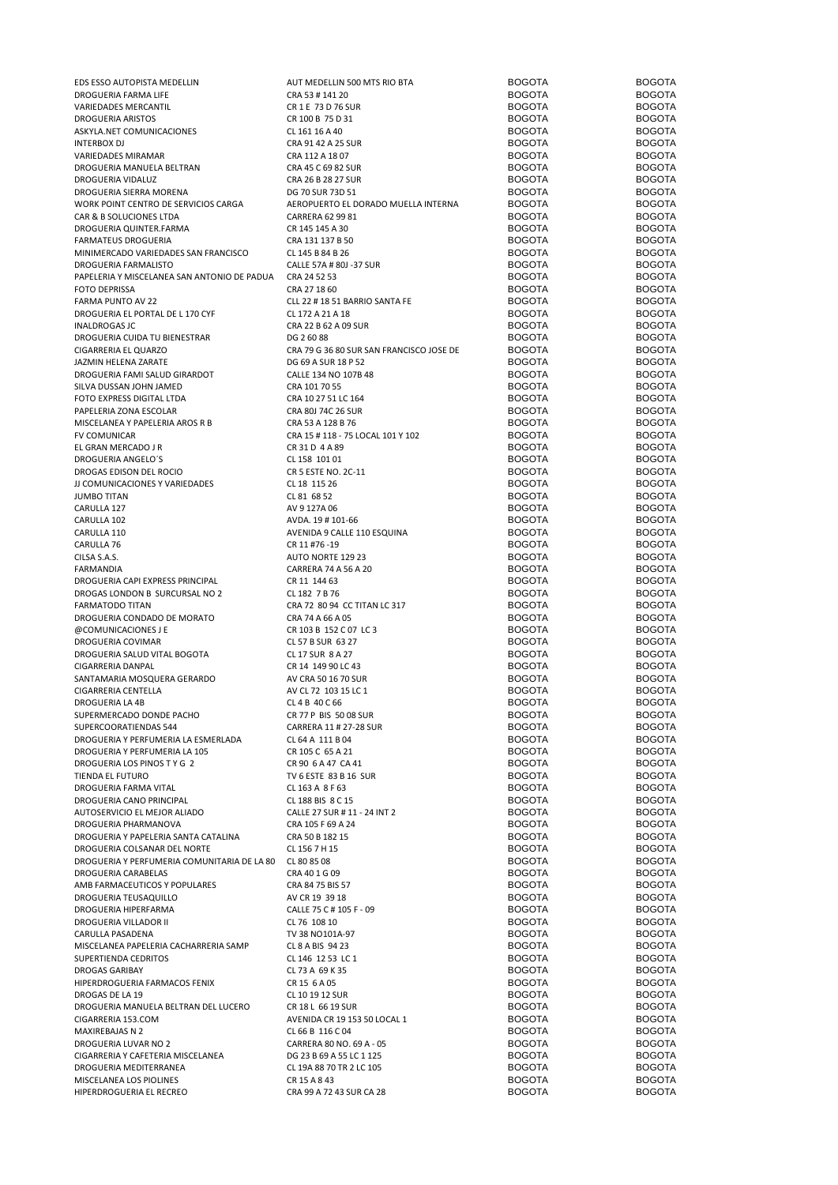| | | | |
|---|---|---|---|
| EDS ESSO AUTOPISTA MEDELLIN | AUT MEDELLIN 500 MTS RIO BTA | BOGOTA | BOGOTA |
| DROGUERIA FARMA LIFE | CRA 53 # 141 20 | BOGOTA | BOGOTA |
| VARIEDADES MERCANTIL | CR 1 E 73 D 76 SUR | BOGOTA | BOGOTA |
| DROGUERIA ARISTOS | CR 100 B 75 D 31 | BOGOTA | BOGOTA |
| ASKYLA.NET COMUNICACIONES | CL 161 16 A 40 | BOGOTA | BOGOTA |
| INTERBOX DJ | CRA 91 42 A 25 SUR | BOGOTA | BOGOTA |
| VARIEDADES MIRAMAR | CRA 112 A 18 07 | BOGOTA | BOGOTA |
| DROGUERIA MANUELA BELTRAN | CRA 45 C 69 82 SUR | BOGOTA | BOGOTA |
| DROGUERIA VIDALUZ | CRA 26 B 28 27 SUR | BOGOTA | BOGOTA |
| DROGUERIA SIERRA MORENA | DG 70 SUR 73D 51 | BOGOTA | BOGOTA |
| WORK POINT CENTRO DE SERVICIOS CARGA | AEROPUERTO EL DORADO MUELLA INTERNA | BOGOTA | BOGOTA |
| CAR & B SOLUCIONES LTDA | CARRERA 62 99 81 | BOGOTA | BOGOTA |
| DROGUERIA QUINTER.FARMA | CR 145 145 A 30 | BOGOTA | BOGOTA |
| FARMATEUS DROGUERIA | CRA 131 137 B 50 | BOGOTA | BOGOTA |
| MINIMERCADO VARIEDADES SAN FRANCISCO | CL 145 B 84 B 26 | BOGOTA | BOGOTA |
| DROGUERIA FARMALISTO | CALLE 57A # 80J -37 SUR | BOGOTA | BOGOTA |
| PAPELERIA Y MISCELANEA SAN ANTONIO DE PADUA | CRA 24 52 53 | BOGOTA | BOGOTA |
| FOTO DEPRISSA | CRA 27 18 60 | BOGOTA | BOGOTA |
| FARMA PUNTO AV 22 | CLL 22 # 18 51 BARRIO SANTA FE | BOGOTA | BOGOTA |
| DROGUERIA EL PORTAL DE L 170 CYF | CL 172 A 21 A 18 | BOGOTA | BOGOTA |
| INALDROGAS JC | CRA 22 B 62 A 09 SUR | BOGOTA | BOGOTA |
| DROGUERIA CUIDA TU BIENESTRAR | DG 2 60 88 | BOGOTA | BOGOTA |
| CIGARRERIA EL QUARZO | CRA 79 G 36 80 SUR SAN FRANCISCO JOSE DE | BOGOTA | BOGOTA |
| JAZMIN HELENA ZARATE | DG 69 A SUR 18 P 52 | BOGOTA | BOGOTA |
| DROGUERIA FAMI SALUD GIRARDOT | CALLE 134 NO 107B 48 | BOGOTA | BOGOTA |
| SILVA DUSSAN JOHN JAMED | CRA 101 70 55 | BOGOTA | BOGOTA |
| FOTO EXPRESS DIGITAL LTDA | CRA 10 27 51 LC 164 | BOGOTA | BOGOTA |
| PAPELERIA ZONA ESCOLAR | CRA 80J 74C 26 SUR | BOGOTA | BOGOTA |
| MISCELANEA Y PAPELERIA AROS R B | CRA 53 A 128 B 76 | BOGOTA | BOGOTA |
| FV COMUNICAR | CRA 15 # 118 - 75 LOCAL 101 Y 102 | BOGOTA | BOGOTA |
| EL GRAN MERCADO J R | CR 31 D 4 A 89 | BOGOTA | BOGOTA |
| DROGUERIA ANGELO´S | CL 158 101 01 | BOGOTA | BOGOTA |
| DROGAS EDISON DEL ROCIO | CR 5 ESTE NO. 2C-11 | BOGOTA | BOGOTA |
| JJ COMUNICACIONES Y VARIEDADES | CL 18 115 26 | BOGOTA | BOGOTA |
| JUMBO TITAN | CL 81 68 52 | BOGOTA | BOGOTA |
| CARULLA 127 | AV 9 127A 06 | BOGOTA | BOGOTA |
| CARULLA 102 | AVDA. 19 # 101-66 | BOGOTA | BOGOTA |
| CARULLA 110 | AVENIDA 9 CALLE 110 ESQUINA | BOGOTA | BOGOTA |
| CARULLA 76 | CR 11 #76 -19 | BOGOTA | BOGOTA |
| CILSA S.A.S. | AUTO NORTE 129 23 | BOGOTA | BOGOTA |
| FARMANDIA | CARRERA 74 A 56 A 20 | BOGOTA | BOGOTA |
| DROGUERIA CAPI EXPRESS PRINCIPAL | CR 11 144 63 | BOGOTA | BOGOTA |
| DROGAS LONDON B SURCURSAL NO 2 | CL 182 7 B 76 | BOGOTA | BOGOTA |
| FARMATODO TITAN | CRA 72 80 94 CC TITAN LC 317 | BOGOTA | BOGOTA |
| DROGUERIA CONDADO DE MORATO | CRA 74 A 66 A 05 | BOGOTA | BOGOTA |
| @COMUNICACIONES J E | CR 103 B 152 C 07 LC 3 | BOGOTA | BOGOTA |
| DROGUERIA COVIMAR | CL 57 B SUR 63 27 | BOGOTA | BOGOTA |
| DROGUERIA SALUD VITAL BOGOTA | CL 17 SUR 8 A 27 | BOGOTA | BOGOTA |
| CIGARRERIA DANPAL | CR 14 149 90 LC 43 | BOGOTA | BOGOTA |
| SANTAMARIA MOSQUERA GERARDO | AV CRA 50 16 70 SUR | BOGOTA | BOGOTA |
| CIGARRERIA CENTELLA | AV CL 72 103 15 LC 1 | BOGOTA | BOGOTA |
| DROGUERIA LA 4B | CL 4 B 40 C 66 | BOGOTA | BOGOTA |
| SUPERMERCADO DONDE PACHO | CR 77 P BIS 50 08 SUR | BOGOTA | BOGOTA |
| SUPERCOORATIENDAS 544 | CARRERA 11 # 27-28 SUR | BOGOTA | BOGOTA |
| DROGUERIA Y PERFUMERIA LA ESMERLADA | CL 64 A 111 B 04 | BOGOTA | BOGOTA |
| DROGUERIA Y PERFUMERIA LA 105 | CR 105 C 65 A 21 | BOGOTA | BOGOTA |
| DROGUERIA LOS PINOS T Y G 2 | CR 90 6 A 47 CA 41 | BOGOTA | BOGOTA |
| TIENDA EL FUTURO | TV 6 ESTE 83 B 16 SUR | BOGOTA | BOGOTA |
| DROGUERIA FARMA VITAL | CL 163 A 8 F 63 | BOGOTA | BOGOTA |
| DROGUERIA CANO PRINCIPAL | CL 188 BIS 8 C 15 | BOGOTA | BOGOTA |
| AUTOSERVICIO EL MEJOR ALIADO | CALLE 27 SUR # 11 - 24 INT 2 | BOGOTA | BOGOTA |
| DROGUERIA PHARMANOVA | CRA 105 F 69 A 24 | BOGOTA | BOGOTA |
| DROGUERIA Y PAPELERIA SANTA CATALINA | CRA 50 B 182 15 | BOGOTA | BOGOTA |
| DROGUERIA COLSANAR DEL NORTE | CL 156 7 H 15 | BOGOTA | BOGOTA |
| DROGUERIA Y PERFUMERIA COMUNITARIA DE LA 80 | CL 80 85 08 | BOGOTA | BOGOTA |
| DROGUERIA CARABELAS | CRA 40 1 G 09 | BOGOTA | BOGOTA |
| AMB FARMACEUTICOS Y POPULARES | CRA 84 75 BIS 57 | BOGOTA | BOGOTA |
| DROGUERIA TEUSAQUILLO | AV CR 19 39 18 | BOGOTA | BOGOTA |
| DROGUERIA HIPERFARMA | CALLE 75 C # 105 F - 09 | BOGOTA | BOGOTA |
| DROGUERIA VILLADOR II | CL 76 108 10 | BOGOTA | BOGOTA |
| CARULLA PASADENA | TV 38 NO101A-97 | BOGOTA | BOGOTA |
| MISCELANEA PAPELERIA CACHARRERIA SAMP | CL 8 A BIS 94 23 | BOGOTA | BOGOTA |
| SUPERTIENDA CEDRITOS | CL 146 12 53 LC 1 | BOGOTA | BOGOTA |
| DROGAS GARIBAY | CL 73 A 69 K 35 | BOGOTA | BOGOTA |
| HIPERDROGUERIA FARMACOS FENIX | CR 15 6 A 05 | BOGOTA | BOGOTA |
| DROGAS DE LA 19 | CL 10 19 12 SUR | BOGOTA | BOGOTA |
| DROGUERIA MANUELA BELTRAN DEL LUCERO | CR 18 L 66 19 SUR | BOGOTA | BOGOTA |
| CIGARRERIA 153.COM | AVENIDA CR 19 153 50 LOCAL 1 | BOGOTA | BOGOTA |
| MAXIREBAJAS N 2 | CL 66 B 116 C 04 | BOGOTA | BOGOTA |
| DROGUERIA LUVAR NO 2 | CARRERA 80 NO. 69 A - 05 | BOGOTA | BOGOTA |
| CIGARRERIA Y CAFETERIA MISCELANEA | DG 23 B 69 A 55 LC 1 125 | BOGOTA | BOGOTA |
| DROGUERIA MEDITERRANEA | CL 19A 88 70 TR 2 LC 105 | BOGOTA | BOGOTA |
| MISCELANEA LOS PIOLINES | CR 15 A 8 43 | BOGOTA | BOGOTA |
| HIPERDROGUERIA EL RECREO | CRA 99 A 72 43 SUR CA 28 | BOGOTA | BOGOTA |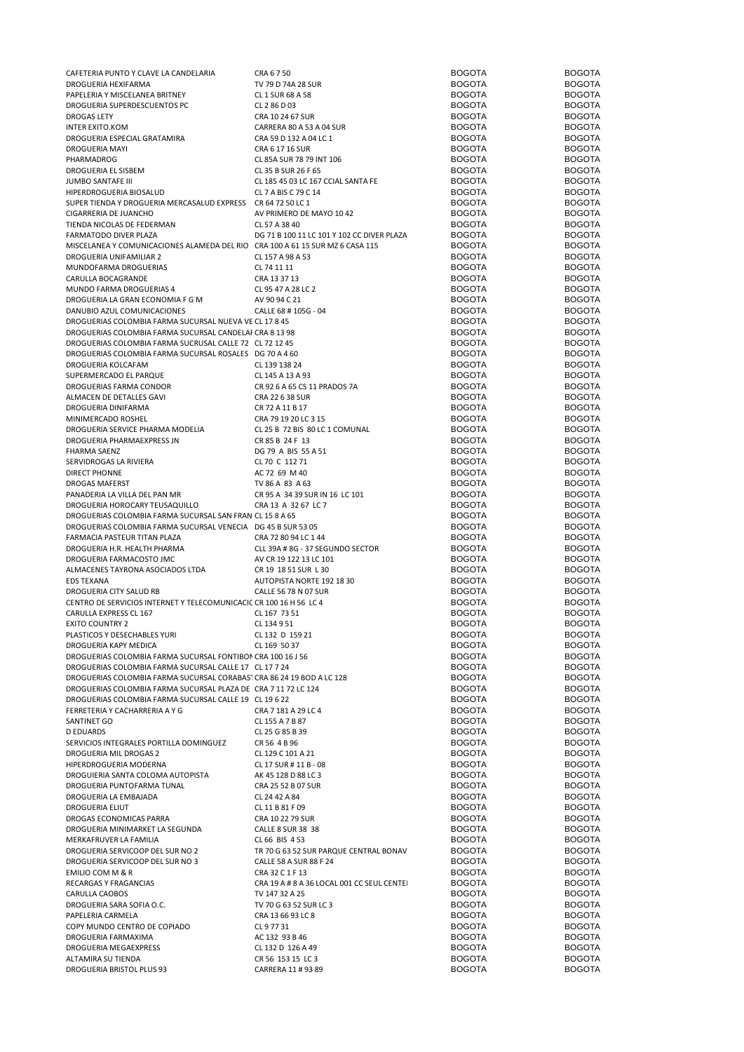| | | | |
|---|---|---|---|
| CAFETERIA PUNTO Y CLAVE LA CANDELARIA | CRA 6 7 50 | BOGOTA | BOGOTA |
| DROGUERIA HEXIFARMA | TV 79 D 74A 28 SUR | BOGOTA | BOGOTA |
| PAPELERIA Y MISCELANEA BRITNEY | CL 1 SUR 68 A 58 | BOGOTA | BOGOTA |
| DROGUERIA SUPERDESCUENTOS PC | CL 2 86 D 03 | BOGOTA | BOGOTA |
| DROGAS LETY | CRA 10 24 67 SUR | BOGOTA | BOGOTA |
| INTER EXITO.KOM | CARRERA 80 A 53 A 04 SUR | BOGOTA | BOGOTA |
| DROGUERIA ESPECIAL GRATAMIRA | CRA 59 D 132 A 04 LC 1 | BOGOTA | BOGOTA |
| DROGUERIA MAYI | CRA 6 17 16 SUR | BOGOTA | BOGOTA |
| PHARMADROG | CL 85A SUR 78 79 INT 106 | BOGOTA | BOGOTA |
| DROGUERIA EL SISBEM | CL 35 B SUR 26 F 65 | BOGOTA | BOGOTA |
| JUMBO SANTAFE III | CL 185 45 03 LC 167 CCIAL SANTA FE | BOGOTA | BOGOTA |
| HIPERDROGUERIA BIOSALUD | CL 7 A BIS C 79 C 14 | BOGOTA | BOGOTA |
| SUPER TIENDA Y DROGUERIA MERCASALUD EXPRESS | CR 64 72 50 LC 1 | BOGOTA | BOGOTA |
| CIGARRERIA DE JUANCHO | AV PRIMERO DE MAYO 10 42 | BOGOTA | BOGOTA |
| TIENDA NICOLAS DE FEDERMAN | CL 57 A 38 40 | BOGOTA | BOGOTA |
| FARMATODO DIVER PLAZA | DG 71 B 100 11 LC 101 Y 102 CC DIVER PLAZA | BOGOTA | BOGOTA |
| MISCELANEA Y COMUNICACIONES ALAMEDA DEL RIO | CRA 100 A 61 15 SUR MZ 6 CASA 115 | BOGOTA | BOGOTA |
| DROGUERIA UNIFAMILIAR 2 | CL 157 A 98 A 53 | BOGOTA | BOGOTA |
| MUNDOFARMA DROGUERIAS | CL 74 11 11 | BOGOTA | BOGOTA |
| CARULLA BOCAGRANDE | CRA 13 37 13 | BOGOTA | BOGOTA |
| MUNDO FARMA DROGUERIAS 4 | CL 95 47 A 28 LC 2 | BOGOTA | BOGOTA |
| DROGUERIA LA GRAN ECONOMIA F G M | AV 90 94 C 21 | BOGOTA | BOGOTA |
| DANUBIO AZUL COMUNICACIONES | CALLE 68 # 105G - 04 | BOGOTA | BOGOTA |
| DROGUERIAS COLOMBIA FARMA SUCURSAL NUEVA VE | CL 17 8 45 | BOGOTA | BOGOTA |
| DROGUERIAS COLOMBIA FARMA SUCURSAL CANDELAI | CRA 8 13 98 | BOGOTA | BOGOTA |
| DROGUERIAS COLOMBIA FARMA SUCURSAL CALLE 72 | CL 72 12 45 | BOGOTA | BOGOTA |
| DROGUERIAS COLOMBIA FARMA SUCURSAL ROSALES | DG 70 A 4 60 | BOGOTA | BOGOTA |
| DROGUERIA KOLCAFAM | CL 139 138 24 | BOGOTA | BOGOTA |
| SUPERMERCADO EL PARQUE | CL 145 A 13 A 93 | BOGOTA | BOGOTA |
| DROGUERIAS FARMA CONDOR | CR 92 6 A 65 CS 11 PRADOS 7A | BOGOTA | BOGOTA |
| ALMACEN DE DETALLES GAVI | CRA 22 6 38 SUR | BOGOTA | BOGOTA |
| DROGUERIA DINIFARMA | CR 72 A 11 B 17 | BOGOTA | BOGOTA |
| MINIMERCADO ROSHEL | CRA 79 19 20 LC 3 15 | BOGOTA | BOGOTA |
| DROGUERIA SERVICE PHARMA MODELIA | CL 25 B 72 BIS 80 LC 1 COMUNAL | BOGOTA | BOGOTA |
| DROGUERIA PHARMAEXPRESS JN | CR 85 B 24 F 13 | BOGOTA | BOGOTA |
| FHARMA SAENZ | DG 79 A BIS 55 A 51 | BOGOTA | BOGOTA |
| SERVIDROGAS LA RIVIERA | CL 70 C 112 71 | BOGOTA | BOGOTA |
| DIRECT PHONNE | AC 72 69 M 40 | BOGOTA | BOGOTA |
| DROGAS MAFERST | TV 86 A 83 A 63 | BOGOTA | BOGOTA |
| PANADERIA LA VILLA DEL PAN MR | CR 95 A 34 39 SUR IN 16 LC 101 | BOGOTA | BOGOTA |
| DROGUERIA HOROCARY TEUSAQUILLO | CRA 13 A 32 67 LC 7 | BOGOTA | BOGOTA |
| DROGUERIAS COLOMBIA FARMA SUCURSAL SAN FRAN | CL 15 8 A 65 | BOGOTA | BOGOTA |
| DROGUERIAS COLOMBIA FARMA SUCURSAL VENECIA | DG 45 B SUR 53 05 | BOGOTA | BOGOTA |
| FARMACIA PASTEUR TITAN PLAZA | CRA 72 80 94 LC 1 44 | BOGOTA | BOGOTA |
| DROGUERIA H.R. HEALTH PHARMA | CLL 39A # 8G - 37 SEGUNDO SECTOR | BOGOTA | BOGOTA |
| DROGUERIA FARMACOSTO JMC | AV CR 19 122 13 LC 101 | BOGOTA | BOGOTA |
| ALMACENES TAYRONA ASOCIADOS LTDA | CR 19 18 51 SUR L 30 | BOGOTA | BOGOTA |
| EDS TEXANA | AUTOPISTA NORTE 192 18 30 | BOGOTA | BOGOTA |
| DROGUERIA CITY SALUD RB | CALLE 56 78 N 07 SUR | BOGOTA | BOGOTA |
| CENTRO DE SERVICIOS INTERNET Y TELECOMUNICACIC | CR 100 16 H 56 LC 4 | BOGOTA | BOGOTA |
| CARULLA EXPRESS CL 167 | CL 167 73 51 | BOGOTA | BOGOTA |
| EXITO COUNTRY 2 | CL 134 9 51 | BOGOTA | BOGOTA |
| PLASTICOS Y DESECHABLES YURI | CL 132 D 159 21 | BOGOTA | BOGOTA |
| DROGUERIA KAPY MEDICA | CL 169 50 37 | BOGOTA | BOGOTA |
| DROGUERIAS COLOMBIA FARMA SUCURSAL FONTIBON | CRA 100 16 J 56 | BOGOTA | BOGOTA |
| DROGUERIAS COLOMBIA FARMA SUCURSAL CALLE 17 | CL 17 7 24 | BOGOTA | BOGOTA |
| DROGUERIAS COLOMBIA FARMA SUCURSAL CORABAS1 | CRA 86 24 19 BOD A LC 128 | BOGOTA | BOGOTA |
| DROGUERIAS COLOMBIA FARMA SUCURSAL PLAZA DE | CRA 7 11 72 LC 124 | BOGOTA | BOGOTA |
| DROGUERIAS COLOMBIA FARMA SUCURSAL CALLE 19 | CL 19 6 22 | BOGOTA | BOGOTA |
| FERRETERIA Y CACHARRERIA A Y G | CRA 7 181 A 29 LC 4 | BOGOTA | BOGOTA |
| SANTINET GO | CL 155 A 7 B 87 | BOGOTA | BOGOTA |
| D EDUARDS | CL 25 G 85 B 39 | BOGOTA | BOGOTA |
| SERVICIOS INTEGRALES PORTILLA DOMINGUEZ | CR 56 4 B 96 | BOGOTA | BOGOTA |
| DROGUERIA MIL DROGAS 2 | CL 129 C 101 A 21 | BOGOTA | BOGOTA |
| HIPERDROGUERIA MODERNA | CL 17 SUR # 11 B - 08 | BOGOTA | BOGOTA |
| DROGUIERIA SANTA COLOMA AUTOPISTA | AK 45 128 D 88 LC 3 | BOGOTA | BOGOTA |
| DROGUERIA PUNTOFARMA TUNAL | CRA 25 52 B 07 SUR | BOGOTA | BOGOTA |
| DROGUERIA LA EMBAJADA | CL 24 42 A 84 | BOGOTA | BOGOTA |
| DROGUERIA ELIUT | CL 11 B 81 F 09 | BOGOTA | BOGOTA |
| DROGAS ECONOMICAS PARRA | CRA 10 22 79 SUR | BOGOTA | BOGOTA |
| DROGUERIA MINIMARKET LA SEGUNDA | CALLE 8 SUR 38 38 | BOGOTA | BOGOTA |
| MERKAFRUVER LA FAMILIA | CL 66 BIS 4 53 | BOGOTA | BOGOTA |
| DROGUERIA SERVICOOP DEL SUR NO 2 | TR 70 G 63 52 SUR PARQUE CENTRAL BONAV | BOGOTA | BOGOTA |
| DROGUERIA SERVICOOP DEL SUR NO 3 | CALLE 58 A SUR 88 F 24 | BOGOTA | BOGOTA |
| EMILIO COM M & R | CRA 32 C 1 F 13 | BOGOTA | BOGOTA |
| RECARGAS Y FRAGANCIAS | CRA 19 A # 8 A 36 LOCAL 001 CC SEUL CENTEI | BOGOTA | BOGOTA |
| CARULLA CAOBOS | TV 147 32 A 25 | BOGOTA | BOGOTA |
| DROGUERIA SARA SOFIA O.C. | TV 70 G 63 52 SUR LC 3 | BOGOTA | BOGOTA |
| PAPELERIA CARMELA | CRA 13 66 93 LC 8 | BOGOTA | BOGOTA |
| COPY MUNDO CENTRO DE COPIADO | CL 9 77 31 | BOGOTA | BOGOTA |
| DROGUERIA FARMAXIMA | AC 132 93 B 46 | BOGOTA | BOGOTA |
| DROGUERIA MEGAEXPRESS | CL 132 D 126 A 49 | BOGOTA | BOGOTA |
| ALTAMIRA SU TIENDA | CR 56 153 15 LC 3 | BOGOTA | BOGOTA |
| DROGUERIA BRISTOL PLUS 93 | CARRERA 11 # 93 89 | BOGOTA | BOGOTA |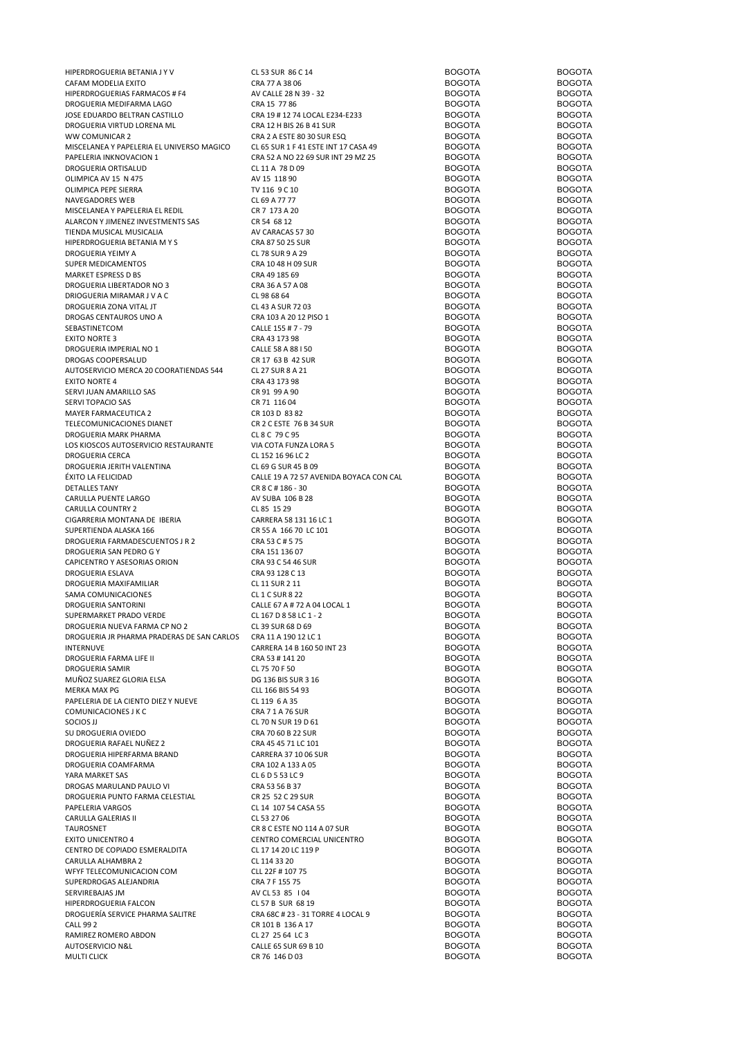| | | | |
|---|---|---|---|
| HIPERDROGUERIA BETANIA J Y V | CL 53 SUR 86 C 14 | BOGOTA | BOGOTA |
| CAFAM MODELIA EXITO | CRA 77 A 38 06 | BOGOTA | BOGOTA |
| HIPERDROGUERIAS FARMACOS # F4 | AV CALLE 28 N 39 - 32 | BOGOTA | BOGOTA |
| DROGUERIA MEDIFARMA LAGO | CRA 15 77 86 | BOGOTA | BOGOTA |
| JOSE EDUARDO BELTRAN CASTILLO | CRA 19 # 12 74 LOCAL E234-E233 | BOGOTA | BOGOTA |
| DROGUERIA VIRTUD LORENA ML | CRA 12 H BIS 26 B 41 SUR | BOGOTA | BOGOTA |
| WW COMUNICAR 2 | CRA 2 A ESTE 80 30 SUR ESQ | BOGOTA | BOGOTA |
| MISCELANEA Y PAPELERIA EL UNIVERSO MAGICO | CL 65 SUR 1 F 41 ESTE INT 17 CASA 49 | BOGOTA | BOGOTA |
| PAPELERIA INKNOVACION 1 | CRA 52 A NO 22 69 SUR INT 29 MZ 25 | BOGOTA | BOGOTA |
| DROGUERIA ORTISALUD | CL 11 A 78 D 09 | BOGOTA | BOGOTA |
| OLIMPICA AV 15 N 475 | AV 15 118 90 | BOGOTA | BOGOTA |
| OLIMPICA PEPE SIERRA | TV 116 9 C 10 | BOGOTA | BOGOTA |
| NAVEGADORES WEB | CL 69 A 77 77 | BOGOTA | BOGOTA |
| MISCELANEA Y PAPELERIA EL REDIL | CR 7 173 A 20 | BOGOTA | BOGOTA |
| ALARCON Y JIMENEZ INVESTMENTS SAS | CR 54 68 12 | BOGOTA | BOGOTA |
| TIENDA MUSICAL MUSICALIA | AV CARACAS 57 30 | BOGOTA | BOGOTA |
| HIPERDROGUERIA BETANIA M Y S | CRA 87 50 25 SUR | BOGOTA | BOGOTA |
| DROGUERIA YEIMY A | CL 78 SUR 9 A 29 | BOGOTA | BOGOTA |
| SUPER MEDICAMENTOS | CRA 10 48 H 09 SUR | BOGOTA | BOGOTA |
| MARKET ESPRESS D BS | CRA 49 185 69 | BOGOTA | BOGOTA |
| DROGUERIA LIBERTADOR NO 3 | CRA 36 A 57 A 08 | BOGOTA | BOGOTA |
| DRIOGUERIA MIRAMAR J V A C | CL 98 68 64 | BOGOTA | BOGOTA |
| DROGUERIA ZONA VITAL JT | CL 43 A SUR 72 03 | BOGOTA | BOGOTA |
| DROGAS CENTAUROS UNO A | CRA 103 A 20 12 PISO 1 | BOGOTA | BOGOTA |
| SEBASTINETCOM | CALLE 155 # 7 - 79 | BOGOTA | BOGOTA |
| EXITO NORTE 3 | CRA 43 173 98 | BOGOTA | BOGOTA |
| DROGUERIA IMPERIAL NO 1 | CALLE 58 A 88 I 50 | BOGOTA | BOGOTA |
| DROGAS COOPERSALUD | CR 17 63 B 42 SUR | BOGOTA | BOGOTA |
| AUTOSERVICIO MERCA 20 COORATIENDAS 544 | CL 27 SUR 8 A 21 | BOGOTA | BOGOTA |
| EXITO NORTE 4 | CRA 43 173 98 | BOGOTA | BOGOTA |
| SERVI JUAN AMARILLO SAS | CR 91 99 A 90 | BOGOTA | BOGOTA |
| SERVI TOPACIO SAS | CR 71 116 04 | BOGOTA | BOGOTA |
| MAYER FARMACEUTICA 2 | CR 103 D 83 82 | BOGOTA | BOGOTA |
| TELECOMUNICACIONES DIANET | CR 2 C ESTE 76 B 34 SUR | BOGOTA | BOGOTA |
| DROGUERIA MARK PHARMA | CL 8 C 79 C 95 | BOGOTA | BOGOTA |
| LOS KIOSCOS AUTOSERVICIO RESTAURANTE | VIA COTA FUNZA LORA 5 | BOGOTA | BOGOTA |
| DROGUERIA CERCA | CL 152 16 96 LC 2 | BOGOTA | BOGOTA |
| DROGUERIA JERITH VALENTINA | CL 69 G SUR 45 B 09 | BOGOTA | BOGOTA |
| ÉXITO LA FELICIDAD | CALLE 19 A 72 57 AVENIDA BOYACA CON CAL | BOGOTA | BOGOTA |
| DETALLES TANY | CR 8 C # 186 - 30 | BOGOTA | BOGOTA |
| CARULLA PUENTE LARGO | AV SUBA 106 B 28 | BOGOTA | BOGOTA |
| CARULLA COUNTRY 2 | CL 85 15 29 | BOGOTA | BOGOTA |
| CIGARRERIA MONTANA DE IBERIA | CARRERA 58 131 16 LC 1 | BOGOTA | BOGOTA |
| SUPERTIENDA ALASKA 166 | CR 55 A 166 70 LC 101 | BOGOTA | BOGOTA |
| DROGUERIA FARMADESCUENTOS J R 2 | CRA 53 C # 5 75 | BOGOTA | BOGOTA |
| DROGUERIA SAN PEDRO G Y | CRA 151 136 07 | BOGOTA | BOGOTA |
| CAPICENTRO Y ASESORIAS ORION | CRA 93 C 54 46 SUR | BOGOTA | BOGOTA |
| DROGUERIA ESLAVA | CRA 93 128 C 13 | BOGOTA | BOGOTA |
| DROGUERIA MAXIFAMILIAR | CL 11 SUR 2 11 | BOGOTA | BOGOTA |
| SAMA COMUNICACIONES | CL 1 C SUR 8 22 | BOGOTA | BOGOTA |
| DROGUERIA SANTORINI | CALLE 67 A # 72 A 04 LOCAL 1 | BOGOTA | BOGOTA |
| SUPERMARKET PRADO VERDE | CL 167 D 8 58 LC 1 - 2 | BOGOTA | BOGOTA |
| DROGUERIA NUEVA FARMA CP NO 2 | CL 39 SUR 68 D 69 | BOGOTA | BOGOTA |
| DROGUERIA JR PHARMA PRADERAS DE SAN CARLOS | CRA 11 A 190 12 LC 1 | BOGOTA | BOGOTA |
| INTERNUVE | CARRERA 14 B 160 50 INT 23 | BOGOTA | BOGOTA |
| DROGUERIA FARMA LIFE II | CRA 53 # 141 20 | BOGOTA | BOGOTA |
| DROGUERIA SAMIR | CL 75 70 F 50 | BOGOTA | BOGOTA |
| MUÑOZ SUAREZ GLORIA ELSA | DG 136 BIS SUR 3 16 | BOGOTA | BOGOTA |
| MERKA MAX PG | CLL 166 BIS 54 93 | BOGOTA | BOGOTA |
| PAPELERIA DE LA CIENTO DIEZ Y NUEVE | CL 119 6 A 35 | BOGOTA | BOGOTA |
| COMUNICACIONES J K C | CRA 7 1 A 76 SUR | BOGOTA | BOGOTA |
| SOCIOS JJ | CL 70 N SUR 19 D 61 | BOGOTA | BOGOTA |
| SU DROGUERIA OVIEDO | CRA 70 60 B 22 SUR | BOGOTA | BOGOTA |
| DROGUERIA RAFAEL NUÑEZ 2 | CRA 45 45 71 LC 101 | BOGOTA | BOGOTA |
| DROGUERIA HIPERFARMA BRAND | CARRERA 37 10 06 SUR | BOGOTA | BOGOTA |
| DROGUERIA COAMFARMA | CRA 102 A 133 A 05 | BOGOTA | BOGOTA |
| YARA MARKET SAS | CL 6 D 5 53 LC 9 | BOGOTA | BOGOTA |
| DROGAS MARULAND PAULO VI | CRA 53 56 B 37 | BOGOTA | BOGOTA |
| DROGUERIA PUNTO FARMA CELESTIAL | CR 25 52 C 29 SUR | BOGOTA | BOGOTA |
| PAPELERIA VARGOS | CL 14 107 54 CASA 55 | BOGOTA | BOGOTA |
| CARULLA GALERIAS II | CL 53 27 06 | BOGOTA | BOGOTA |
| TAUROSNET | CR 8 C ESTE NO 114 A 07 SUR | BOGOTA | BOGOTA |
| EXITO UNICENTRO 4 | CENTRO COMERCIAL UNICENTRO | BOGOTA | BOGOTA |
| CENTRO DE COPIADO ESMERALDITA | CL 17 14 20 LC 119 P | BOGOTA | BOGOTA |
| CARULLA ALHAMBRA 2 | CL 114 33 20 | BOGOTA | BOGOTA |
| WFYF TELECOMUNICACION COM | CLL 22F # 107 75 | BOGOTA | BOGOTA |
| SUPERDROGAS ALEJANDRIA | CRA 7 F 155 75 | BOGOTA | BOGOTA |
| SERVIREBAJAS JM | AV CL 53 85 I 04 | BOGOTA | BOGOTA |
| HIPERDROGUERIA FALCON | CL 57 B SUR 68 19 | BOGOTA | BOGOTA |
| DROGUERÍA SERVICE PHARMA SALITRE | CRA 68C # 23 - 31 TORRE 4 LOCAL 9 | BOGOTA | BOGOTA |
| CALL 99 2 | CR 101 B 136 A 17 | BOGOTA | BOGOTA |
| RAMIREZ ROMERO ABDON | CL 27 25 64 LC 3 | BOGOTA | BOGOTA |
| AUTOSERVICIO N&L | CALLE 65 SUR 69 B 10 | BOGOTA | BOGOTA |
| MULTI CLICK | CR 76 146 D 03 | BOGOTA | BOGOTA |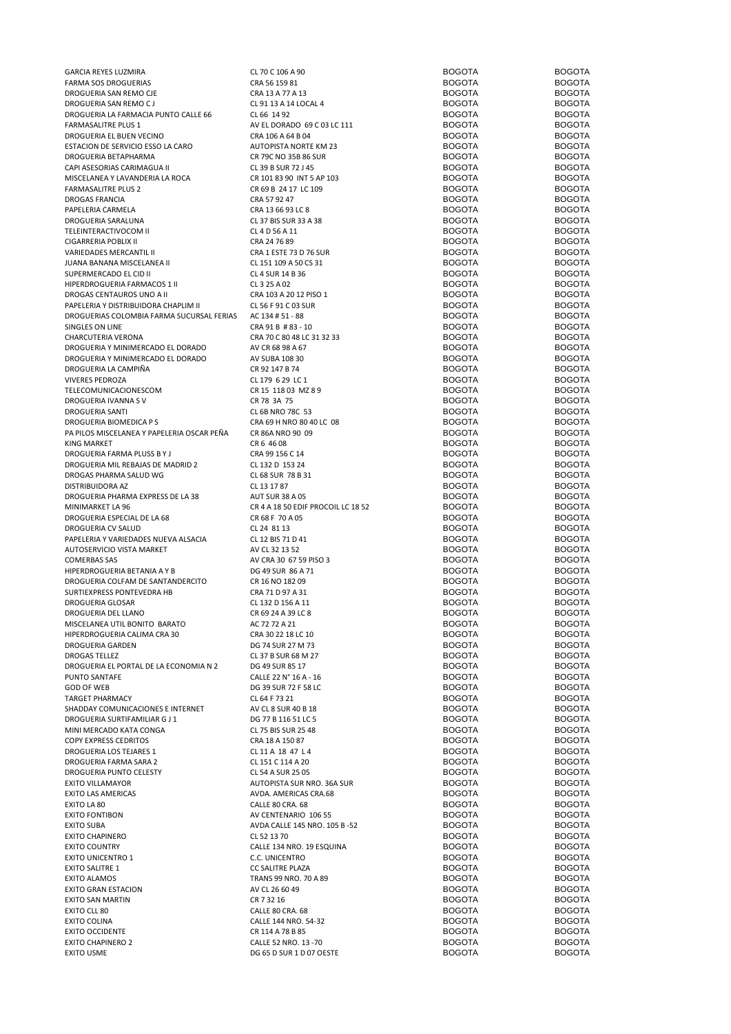| | | | |
|---|---|---|---|
| GARCIA REYES LUZMIRA | CL 70 C 106 A 90 | BOGOTA | BOGOTA |
| FARMA SOS DROGUERIAS | CRA 56 159 81 | BOGOTA | BOGOTA |
| DROGUERIA SAN REMO CJE | CRA 13 A 77 A 13 | BOGOTA | BOGOTA |
| DROGUERIA SAN REMO C J | CL 91 13 A 14 LOCAL 4 | BOGOTA | BOGOTA |
| DROGUERIA LA FARMACIA PUNTO CALLE 66 | CL 66 14 92 | BOGOTA | BOGOTA |
| FARMASALITRE PLUS 1 | AV EL DORADO 69 C 03 LC 111 | BOGOTA | BOGOTA |
| DROGUERIA EL BUEN VECINO | CRA 106 A 64 B 04 | BOGOTA | BOGOTA |
| ESTACION DE SERVICIO ESSO LA CARO | AUTOPISTA NORTE KM 23 | BOGOTA | BOGOTA |
| DROGUERIA BETAPHARMA | CR 79C NO 35B 86 SUR | BOGOTA | BOGOTA |
| CAPI ASESORIAS CARIMAGUA II | CL 39 B SUR 72 J 45 | BOGOTA | BOGOTA |
| MISCELANEA Y LAVANDERIA LA ROCA | CR 101 83 90 INT 5 AP 103 | BOGOTA | BOGOTA |
| FARMASALITRE PLUS 2 | CR 69 B 24 17 LC 109 | BOGOTA | BOGOTA |
| DROGAS FRANCIA | CRA 57 92 47 | BOGOTA | BOGOTA |
| PAPELERIA CARMELA | CRA 13 66 93 LC 8 | BOGOTA | BOGOTA |
| DROGUERIA SARALUNA | CL 37 BIS SUR 33 A 38 | BOGOTA | BOGOTA |
| TELEINTERACTIVOCOM II | CL 4 D 56 A 11 | BOGOTA | BOGOTA |
| CIGARRERIA POBLIX II | CRA 24 76 89 | BOGOTA | BOGOTA |
| VARIEDADES MERCANTIL II | CRA 1 ESTE 73 D 76 SUR | BOGOTA | BOGOTA |
| JUANA BANANA MISCELANEA II | CL 151 109 A 50 CS 31 | BOGOTA | BOGOTA |
| SUPERMERCADO EL CID II | CL 4 SUR 14 B 36 | BOGOTA | BOGOTA |
| HIPERDROGUERIA FARMACOS 1 II | CL 3 25 A 02 | BOGOTA | BOGOTA |
| DROGAS CENTAUROS UNO A II | CRA 103 A 20 12 PISO 1 | BOGOTA | BOGOTA |
| PAPELERIA Y DISTRIBUIDORA CHAPLIM II | CL 56 F 91 C 03 SUR | BOGOTA | BOGOTA |
| DROGUERIAS COLOMBIA FARMA SUCURSAL FERIAS | AC 134 # 51 - 88 | BOGOTA | BOGOTA |
| SINGLES ON LINE | CRA 91 B # 83 - 10 | BOGOTA | BOGOTA |
| CHARCUTERIA VERONA | CRA 70 C 80 48 LC 31 32 33 | BOGOTA | BOGOTA |
| DROGUERIA Y MINIMERCADO EL DORADO | AV CR 68 98 A 67 | BOGOTA | BOGOTA |
| DROGUERIA Y MINIMERCADO EL DORADO | AV SUBA 108 30 | BOGOTA | BOGOTA |
| DROGUERIA LA CAMPIÑA | CR 92 147 B 74 | BOGOTA | BOGOTA |
| VIVERES PEDROZA | CL 179 6 29 LC 1 | BOGOTA | BOGOTA |
| TELECOMUNICACIONESCOM | CR 15 118 03 MZ 8 9 | BOGOTA | BOGOTA |
| DROGUERIA IVANNA S V | CR 78 3A 75 | BOGOTA | BOGOTA |
| DROGUERIA SANTI | CL 6B NRO 78C 53 | BOGOTA | BOGOTA |
| DROGUERIA BIOMEDICA P S | CRA 69 H NRO 80 40 LC 08 | BOGOTA | BOGOTA |
| PA PILOS MISCELANEA Y PAPELERIA OSCAR PEÑA | CR 86A NRO 90 09 | BOGOTA | BOGOTA |
| KING MARKET | CR 6 46 08 | BOGOTA | BOGOTA |
| DROGUERIA FARMA PLUSS B Y J | CRA 99 156 C 14 | BOGOTA | BOGOTA |
| DROGUERIA MIL REBAJAS DE MADRID 2 | CL 132 D 153 24 | BOGOTA | BOGOTA |
| DROGAS PHARMA SALUD WG | CL 68 SUR 78 B 31 | BOGOTA | BOGOTA |
| DISTRIBUIDORA AZ | CL 13 17 87 | BOGOTA | BOGOTA |
| DROGUERIA PHARMA EXPRESS DE LA 38 | AUT SUR 38 A 05 | BOGOTA | BOGOTA |
| MINIMARKET LA 96 | CR 4 A 18 50 EDIF PROCOIL LC 18 52 | BOGOTA | BOGOTA |
| DROGUERIA ESPECIAL DE LA 68 | CR 68 F 70 A 05 | BOGOTA | BOGOTA |
| DROGUERIA CV SALUD | CL 24 81 13 | BOGOTA | BOGOTA |
| PAPELERIA Y VARIEDADES NUEVA ALSACIA | CL 12 BIS 71 D 41 | BOGOTA | BOGOTA |
| AUTOSERVICIO VISTA MARKET | AV CL 32 13 52 | BOGOTA | BOGOTA |
| COMERBAS SAS | AV CRA 30 67 59 PISO 3 | BOGOTA | BOGOTA |
| HIPERDROGUERIA BETANIA A Y B | DG 49 SUR 86 A 71 | BOGOTA | BOGOTA |
| DROGUERIA COLFAM DE SANTANDERCITO | CR 16 NO 182 09 | BOGOTA | BOGOTA |
| SURTIEXPRESS PONTEVEDRA HB | CRA 71 D 97 A 31 | BOGOTA | BOGOTA |
| DROGUERIA GLOSAR | CL 132 D 156 A 11 | BOGOTA | BOGOTA |
| DROGUERIA DEL LLANO | CR 69 24 A 39 LC 8 | BOGOTA | BOGOTA |
| MISCELANEA UTIL BONITO BARATO | AC 72 72 A 21 | BOGOTA | BOGOTA |
| HIPERDROGUERIA CALIMA CRA 30 | CRA 30 22 18 LC 10 | BOGOTA | BOGOTA |
| DROGUERIA GARDEN | DG 74 SUR 27 M 73 | BOGOTA | BOGOTA |
| DROGAS TELLEZ | CL 37 B SUR 68 M 27 | BOGOTA | BOGOTA |
| DROGUERIA EL PORTAL DE LA ECONOMIA N 2 | DG 49 SUR 85 17 | BOGOTA | BOGOTA |
| PUNTO SANTAFE | CALLE 22 N° 16 A - 16 | BOGOTA | BOGOTA |
| GOD OF WEB | DG 39 SUR 72 F 58 LC | BOGOTA | BOGOTA |
| TARGET PHARMACY | CL 64 F 73 21 | BOGOTA | BOGOTA |
| SHADDAY COMUNICACIONES E INTERNET | AV CL 8 SUR 40 B 18 | BOGOTA | BOGOTA |
| DROGUERIA SURTIFAMILIAR G J 1 | DG 77 B 116 51 LC 5 | BOGOTA | BOGOTA |
| MINI MERCADO KATA CONGA | CL 75 BIS SUR 25 48 | BOGOTA | BOGOTA |
| COPY EXPRESS CEDRITOS | CRA 18 A 150 87 | BOGOTA | BOGOTA |
| DROGUERIA LOS TEJARES 1 | CL 11 A 18 47 L 4 | BOGOTA | BOGOTA |
| DROGUERIA FARMA SARA 2 | CL 151 C 114 A 20 | BOGOTA | BOGOTA |
| DROGUERIA PUNTO CELESTY | CL 54 A SUR 25 05 | BOGOTA | BOGOTA |
| EXITO VILLAMAYOR | AUTOPISTA SUR NRO. 36A SUR | BOGOTA | BOGOTA |
| EXITO LAS AMERICAS | AVDA. AMERICAS CRA.68 | BOGOTA | BOGOTA |
| EXITO LA 80 | CALLE 80 CRA. 68 | BOGOTA | BOGOTA |
| EXITO FONTIBON | AV CENTENARIO 106 55 | BOGOTA | BOGOTA |
| EXITO SUBA | AVDA CALLE 145 NRO. 105 B -52 | BOGOTA | BOGOTA |
| EXITO CHAPINERO | CL 52 13 70 | BOGOTA | BOGOTA |
| EXITO COUNTRY | CALLE 134 NRO. 19 ESQUINA | BOGOTA | BOGOTA |
| EXITO UNICENTRO 1 | C.C. UNICENTRO | BOGOTA | BOGOTA |
| EXITO SALITRE 1 | CC SALITRE PLAZA | BOGOTA | BOGOTA |
| EXITO ALAMOS | TRANS 99 NRO. 70 A 89 | BOGOTA | BOGOTA |
| EXITO GRAN ESTACION | AV CL 26 60 49 | BOGOTA | BOGOTA |
| EXITO SAN MARTIN | CR 7 32 16 | BOGOTA | BOGOTA |
| EXITO CLL 80 | CALLE 80 CRA. 68 | BOGOTA | BOGOTA |
| EXITO COLINA | CALLE 144 NRO. 54-32 | BOGOTA | BOGOTA |
| EXITO OCCIDENTE | CR 114 A 78 B 85 | BOGOTA | BOGOTA |
| EXITO CHAPINERO 2 | CALLE 52 NRO. 13 -70 | BOGOTA | BOGOTA |
| EXITO USME | DG 65 D SUR 1 D 07 OESTE | BOGOTA | BOGOTA |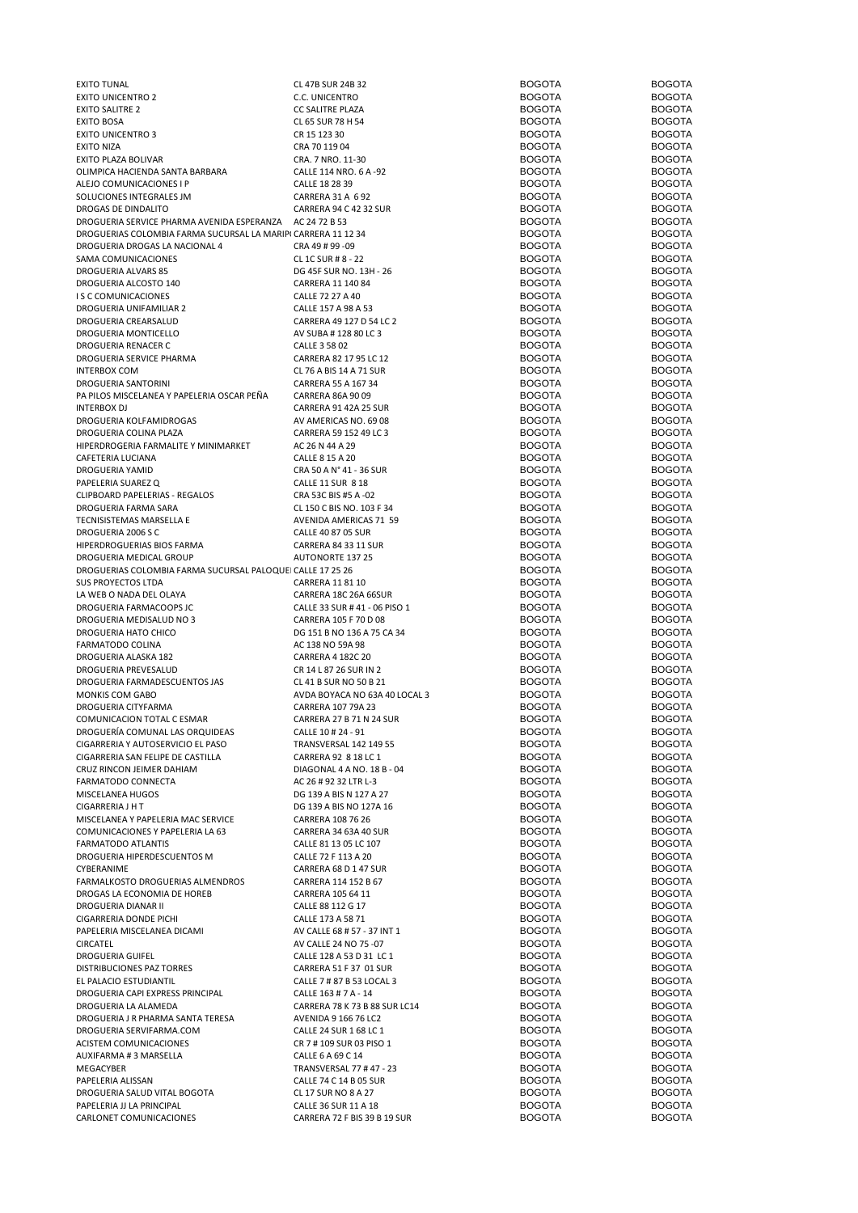| | | | |
|---|---|---|---|
| EXITO TUNAL | CL 47B SUR 24B 32 | BOGOTA | BOGOTA |
| EXITO UNICENTRO 2 | C.C. UNICENTRO | BOGOTA | BOGOTA |
| EXITO SALITRE 2 | CC SALITRE PLAZA | BOGOTA | BOGOTA |
| EXITO BOSA | CL 65 SUR 78 H 54 | BOGOTA | BOGOTA |
| EXITO UNICENTRO 3 | CR 15 123 30 | BOGOTA | BOGOTA |
| EXITO NIZA | CRA 70 119 04 | BOGOTA | BOGOTA |
| EXITO PLAZA BOLIVAR | CRA. 7 NRO. 11-30 | BOGOTA | BOGOTA |
| OLIMPICA HACIENDA SANTA BARBARA | CALLE 114 NRO. 6 A -92 | BOGOTA | BOGOTA |
| ALEJO COMUNICACIONES I P | CALLE 18 28 39 | BOGOTA | BOGOTA |
| SOLUCIONES INTEGRALES JM | CARRERA 31 A 6 92 | BOGOTA | BOGOTA |
| DROGAS DE DINDALITO | CARRERA 94 C 42 32 SUR | BOGOTA | BOGOTA |
| DROGUERIA SERVICE PHARMA AVENIDA ESPERANZA | AC 24 72 B 53 | BOGOTA | BOGOTA |
| DROGUERIAS COLOMBIA FARMA SUCURSAL LA MARIP( | CARRERA 11 12 34 | BOGOTA | BOGOTA |
| DROGUERIA DROGAS LA NACIONAL 4 | CRA 49 # 99 -09 | BOGOTA | BOGOTA |
| SAMA COMUNICACIONES | CL 1C SUR # 8 - 22 | BOGOTA | BOGOTA |
| DROGUERIA ALVARS 85 | DG 45F SUR NO. 13H - 26 | BOGOTA | BOGOTA |
| DROGUERIA ALCOSTO 140 | CARRERA 11 140 84 | BOGOTA | BOGOTA |
| I S C COMUNICACIONES | CALLE 72 27 A 40 | BOGOTA | BOGOTA |
| DROGUERIA UNIFAMILIAR 2 | CALLE 157 A 98 A 53 | BOGOTA | BOGOTA |
| DROGUERIA CREARSALUD | CARRERA 49 127 D 54 LC 2 | BOGOTA | BOGOTA |
| DROGUERIA MONTICELLO | AV SUBA # 128 80 LC 3 | BOGOTA | BOGOTA |
| DROGUERIA RENACER C | CALLE 3 58 02 | BOGOTA | BOGOTA |
| DROGUERIA SERVICE PHARMA | CARRERA 82 17 95 LC 12 | BOGOTA | BOGOTA |
| INTERBOX COM | CL 76 A BIS 14 A 71 SUR | BOGOTA | BOGOTA |
| DROGUERIA SANTORINI | CARRERA 55 A 167 34 | BOGOTA | BOGOTA |
| PA PILOS MISCELANEA Y PAPELERIA OSCAR PEÑA | CARRERA 86A 90 09 | BOGOTA | BOGOTA |
| INTERBOX DJ | CARRERA 91 42A 25 SUR | BOGOTA | BOGOTA |
| DROGUERIA KOLFAMIDROGAS | AV AMERICAS NO. 69 08 | BOGOTA | BOGOTA |
| DROGUERIA COLINA PLAZA | CARRERA 59 152 49 LC 3 | BOGOTA | BOGOTA |
| HIPERDROGERIA FARMALITE Y MINIMARKET | AC 26 N 44 A 29 | BOGOTA | BOGOTA |
| CAFETERIA LUCIANA | CALLE 8 15 A 20 | BOGOTA | BOGOTA |
| DROGUERIA YAMID | CRA 50 A N° 41 - 36 SUR | BOGOTA | BOGOTA |
| PAPELERIA SUAREZ Q | CALLE 11 SUR 8 18 | BOGOTA | BOGOTA |
| CLIPBOARD PAPELERIAS - REGALOS | CRA 53C BIS #5 A -02 | BOGOTA | BOGOTA |
| DROGUERIA FARMA SARA | CL 150 C BIS NO. 103 F 34 | BOGOTA | BOGOTA |
| TECNISISTEMAS MARSELLA E | AVENIDA AMERICAS 71 59 | BOGOTA | BOGOTA |
| DROGUERIA 2006 S C | CALLE 40 87 05 SUR | BOGOTA | BOGOTA |
| HIPERDROGUERIAS BIOS FARMA | CARRERA 84 33 11 SUR | BOGOTA | BOGOTA |
| DROGUERIA MEDICAL GROUP | AUTONORTE 137 25 | BOGOTA | BOGOTA |
| DROGUERIAS COLOMBIA FARMA SUCURSAL PALOQUE | CALLE 17 25 26 | BOGOTA | BOGOTA |
| SUS PROYECTOS LTDA | CARRERA 11 81 10 | BOGOTA | BOGOTA |
| LA WEB O NADA DEL OLAYA | CARRERA 18C 26A 66SUR | BOGOTA | BOGOTA |
| DROGUERIA FARMACOOPS JC | CALLE 33 SUR # 41 - 06 PISO 1 | BOGOTA | BOGOTA |
| DROGUERIA MEDISALUD NO 3 | CARRERA 105 F 70 D 08 | BOGOTA | BOGOTA |
| DROGUERIA HATO CHICO | DG 151 B NO 136 A 75 CA 34 | BOGOTA | BOGOTA |
| FARMATODO COLINA | AC 138 NO 59A 98 | BOGOTA | BOGOTA |
| DROGUERIA ALASKA 182 | CARRERA 4 182C 20 | BOGOTA | BOGOTA |
| DROGUERIA PREVESALUD | CR 14 L 87 26 SUR IN 2 | BOGOTA | BOGOTA |
| DROGUERIA FARMADESCUENTOS JAS | CL 41 B SUR NO 50 B 21 | BOGOTA | BOGOTA |
| MONKIS COM GABO | AVDA BOYACA NO 63A 40 LOCAL 3 | BOGOTA | BOGOTA |
| DROGUERIA CITYFARMA | CARRERA 107 79A 23 | BOGOTA | BOGOTA |
| COMUNICACION TOTAL C ESMAR | CARRERA 27 B 71 N 24 SUR | BOGOTA | BOGOTA |
| DROGUERÍA COMUNAL LAS ORQUIDEAS | CALLE 10 # 24 - 91 | BOGOTA | BOGOTA |
| CIGARRERIA Y AUTOSERVICIO EL PASO | TRANSVERSAL 142 149 55 | BOGOTA | BOGOTA |
| CIGARRERIA SAN FELIPE DE CASTILLA | CARRERA 92 8 18 LC 1 | BOGOTA | BOGOTA |
| CRUZ RINCON JEIMER DAHIAM | DIAGONAL 4 A NO. 18 B - 04 | BOGOTA | BOGOTA |
| FARMATODO CONNECTA | AC 26 # 92 32 LTR L-3 | BOGOTA | BOGOTA |
| MISCELANEA HUGOS | DG 139 A BIS N 127 A 27 | BOGOTA | BOGOTA |
| CIGARRERIA J H T | DG 139 A BIS NO 127A 16 | BOGOTA | BOGOTA |
| MISCELANEA Y PAPELERIA MAC SERVICE | CARRERA 108 76 26 | BOGOTA | BOGOTA |
| COMUNICACIONES Y PAPELERIA LA 63 | CARRERA 34 63A 40 SUR | BOGOTA | BOGOTA |
| FARMATODO ATLANTIS | CALLE 81 13 05 LC 107 | BOGOTA | BOGOTA |
| DROGUERIA HIPERDESCUENTOS M | CALLE 72 F 113 A 20 | BOGOTA | BOGOTA |
| CYBERANIME | CARRERA 68 D 1 47 SUR | BOGOTA | BOGOTA |
| FARMALKOSTO DROGUERIAS ALMENDROS | CARRERA 114 152 B 67 | BOGOTA | BOGOTA |
| DROGAS LA ECONOMIA DE HOREB | CARRERA 105 64 11 | BOGOTA | BOGOTA |
| DROGUERIA DIANAR II | CALLE 88 112 G 17 | BOGOTA | BOGOTA |
| CIGARRERIA DONDE PICHI | CALLE 173 A 58 71 | BOGOTA | BOGOTA |
| PAPELERIA MISCELANEA DICAMI | AV CALLE 68 # 57 - 37 INT 1 | BOGOTA | BOGOTA |
| CIRCATEL | AV CALLE 24 NO 75 -07 | BOGOTA | BOGOTA |
| DROGUERIA GUIFEL | CALLE 128 A 53 D 31 LC 1 | BOGOTA | BOGOTA |
| DISTRIBUCIONES PAZ TORRES | CARRERA 51 F 37 01 SUR | BOGOTA | BOGOTA |
| EL PALACIO ESTUDIANTIL | CALLE 7 # 87 B 53 LOCAL 3 | BOGOTA | BOGOTA |
| DROGUERIA CAPI EXPRESS PRINCIPAL | CALLE 163 # 7 A - 14 | BOGOTA | BOGOTA |
| DROGUERIA LA ALAMEDA | CARRERA 78 K 73 B 88 SUR LC14 | BOGOTA | BOGOTA |
| DROGUERIA J R PHARMA SANTA TERESA | AVENIDA 9 166 76 LC2 | BOGOTA | BOGOTA |
| DROGUERIA SERVIFARMA.COM | CALLE 24 SUR 1 68 LC 1 | BOGOTA | BOGOTA |
| ACISTEM COMUNICACIONES | CR 7 # 109 SUR 03 PISO 1 | BOGOTA | BOGOTA |
| AUXIFARMA # 3 MARSELLA | CALLE 6 A 69 C 14 | BOGOTA | BOGOTA |
| MEGACYBER | TRANSVERSAL 77 # 47 - 23 | BOGOTA | BOGOTA |
| PAPELERIA ALISSAN | CALLE 74 C 14 B 05 SUR | BOGOTA | BOGOTA |
| DROGUERIA SALUD VITAL BOGOTA | CL 17 SUR NO 8 A 27 | BOGOTA | BOGOTA |
| PAPELERIA JJ LA PRINCIPAL | CALLE 36 SUR 11 A 18 | BOGOTA | BOGOTA |
| CARLONET COMUNICACIONES | CARRERA 72 F BIS 39 B 19 SUR | BOGOTA | BOGOTA |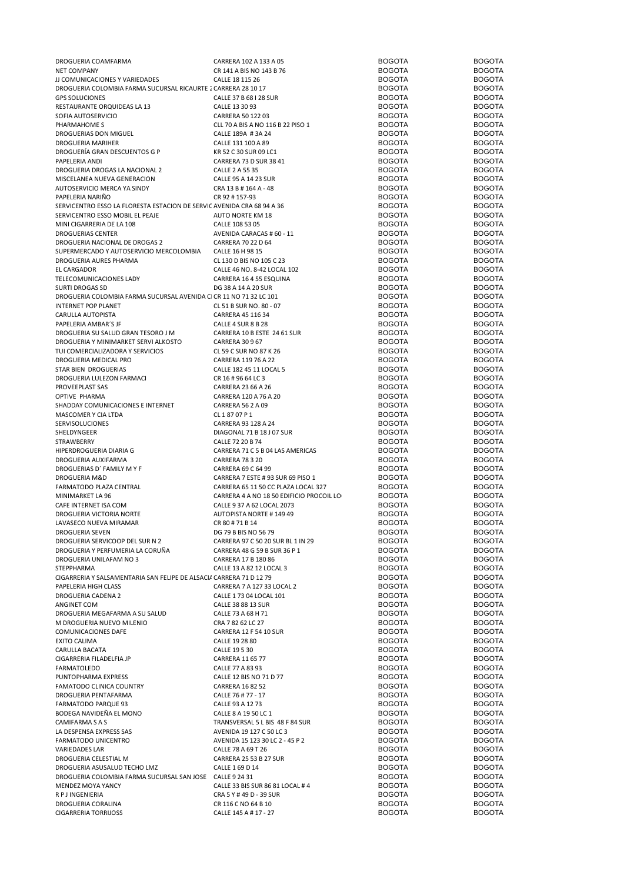| | | | |
|---|---|---|---|
| DROGUERIA COAMFARMA | CARRERA 102 A 133 A 05 | BOGOTA | BOGOTA |
| NET COMPANY | CR 141 A BIS NO 143 B 76 | BOGOTA | BOGOTA |
| JJ COMUNICACIONES Y VARIEDADES | CALLE 18 115 26 | BOGOTA | BOGOTA |
| DROGUERIA COLOMBIA FARMA SUCURSAL RICAURTE 2 | CARRERA 28 10 17 | BOGOTA | BOGOTA |
| GPS SOLUCIONES | CALLE 37 B 68 I 28 SUR | BOGOTA | BOGOTA |
| RESTAURANTE ORQUIDEAS LA 13 | CALLE 13 30 93 | BOGOTA | BOGOTA |
| SOFIA AUTOSERVICIO | CARRERA 50 122 03 | BOGOTA | BOGOTA |
| PHARMAHOME S | CLL 70 A BIS A NO 116 B 22 PISO 1 | BOGOTA | BOGOTA |
| DROGUERIAS DON MIGUEL | CALLE 189A # 3A 24 | BOGOTA | BOGOTA |
| DROGUERIA MARIHER | CALLE 131 100 A 89 | BOGOTA | BOGOTA |
| DROGUERÍA GRAN DESCUENTOS G P | KR 52 C 30 SUR 09 LC1 | BOGOTA | BOGOTA |
| PAPELERIA ANDI | CARRERA 73 D SUR 38 41 | BOGOTA | BOGOTA |
| DROGUERIA DROGAS LA NACIONAL 2 | CALLE 2 A 55 35 | BOGOTA | BOGOTA |
| MISCELANEA NUEVA GENERACION | CALLE 95 A 14 23 SUR | BOGOTA | BOGOTA |
| AUTOSERVICIO MERCA YA SINDY | CRA 13 B # 164 A - 48 | BOGOTA | BOGOTA |
| PAPELERIA NARIÑO | CR 92 # 157-93 | BOGOTA | BOGOTA |
| SERVICENTRO ESSO LA FLORESTA ESTACION DE SERVIC | AVENIDA CRA 68 94 A 36 | BOGOTA | BOGOTA |
| SERVICENTRO ESSO MOBIL EL PEAJE | AUTO NORTE KM 18 | BOGOTA | BOGOTA |
| MINI CIGARRERIA DE LA 108 | CALLE 108 53 05 | BOGOTA | BOGOTA |
| DROGUERIAS CENTER | AVENIDA CARACAS # 60 - 11 | BOGOTA | BOGOTA |
| DROGUERIA NACIONAL DE DROGAS 2 | CARRERA 70 22 D 64 | BOGOTA | BOGOTA |
| SUPERMERCADO Y AUTOSERVICIO MERCOLOMBIA | CALLE 16 H 98 15 | BOGOTA | BOGOTA |
| DROGUERIA AURES PHARMA | CL 130 D BIS NO 105 C 23 | BOGOTA | BOGOTA |
| EL CARGADOR | CALLE 46 NO. 8-42 LOCAL 102 | BOGOTA | BOGOTA |
| TELECOMUNICACIONES LADY | CARRERA 16 4 55 ESQUINA | BOGOTA | BOGOTA |
| SURTI DROGAS SD | DG 38 A 14 A 20 SUR | BOGOTA | BOGOTA |
| DROGUERIA COLOMBIA FARMA SUCURSAL AVENIDA CI | CR 11 NO 71 32 LC 101 | BOGOTA | BOGOTA |
| INTERNET POP PLANET | CL 51 B SUR NO. 80 - 07 | BOGOTA | BOGOTA |
| CARULLA AUTOPISTA | CARRERA 45 116 34 | BOGOTA | BOGOTA |
| PAPELERIA AMBAR´S JF | CALLE 4 SUR 8 B 28 | BOGOTA | BOGOTA |
| DROGUERIA SU SALUD GRAN TESORO J M | CARRERA 10 B ESTE 24 61 SUR | BOGOTA | BOGOTA |
| DROGUERIA Y MINIMARKET SERVI ALKOSTO | CARRERA 30 9 67 | BOGOTA | BOGOTA |
| TUI COMERCIALIZADORA Y SERVICIOS | CL 59 C SUR NO 87 K 26 | BOGOTA | BOGOTA |
| DROGUERIA MEDICAL PRO | CARRERA 119 76 A 22 | BOGOTA | BOGOTA |
| STAR BIEN DROGUERIAS | CALLE 182 45 11 LOCAL 5 | BOGOTA | BOGOTA |
| DROGUERIA LULEZON FARMACI | CR 16 # 96 64 LC 3 | BOGOTA | BOGOTA |
| PROVEEPLAST SAS | CARRERA 23 66 A 26 | BOGOTA | BOGOTA |
| OPTIVE PHARMA | CARRERA 120 A 76 A 20 | BOGOTA | BOGOTA |
| SHADDAY COMUNICACIONES E INTERNET | CARRERA 56 2 A 09 | BOGOTA | BOGOTA |
| MASCOMER Y CIA LTDA | CL 1 87 07 P 1 | BOGOTA | BOGOTA |
| SERVISOLUCIONES | CARRERA 93 128 A 24 | BOGOTA | BOGOTA |
| SHELDYNGEER | DIAGONAL 71 B 18 J 07 SUR | BOGOTA | BOGOTA |
| STRAWBERRY | CALLE 72 20 B 74 | BOGOTA | BOGOTA |
| HIPERDROGUERIA DIARIA G | CARRERA 71 C 5 B 04 LAS AMERICAS | BOGOTA | BOGOTA |
| DROGUERIA AUXIFARMA | CARRERA 78 3 20 | BOGOTA | BOGOTA |
| DROGUERIAS D´ FAMILY M Y F | CARRERA 69 C 64 99 | BOGOTA | BOGOTA |
| DROGUERIA M&D | CARRERA 7 ESTE # 93 SUR 69 PISO 1 | BOGOTA | BOGOTA |
| FARMATODO PLAZA CENTRAL | CARRERA 65 11 50 CC PLAZA LOCAL 327 | BOGOTA | BOGOTA |
| MINIMARKET LA 96 | CARRERA 4 A NO 18 50 EDIFICIO PROCOIL LO | BOGOTA | BOGOTA |
| CAFE INTERNET ISA COM | CALLE 9 37 A 62 LOCAL 2073 | BOGOTA | BOGOTA |
| DROGUERIA VICTORIA NORTE | AUTOPISTA NORTE # 149 49 | BOGOTA | BOGOTA |
| LAVASECO NUEVA MIRAMAR | CR 80 # 71 B 14 | BOGOTA | BOGOTA |
| DROGUERIA SEVEN | DG 79 B BIS NO 56 79 | BOGOTA | BOGOTA |
| DROGUERIA SERVICOOP DEL SUR N 2 | CARRERA 97 C 50 20 SUR BL 1 IN 29 | BOGOTA | BOGOTA |
| DROGUERIA Y PERFUMERIA LA CORUÑA | CARRERA 48 G 59 B SUR 36 P 1 | BOGOTA | BOGOTA |
| DROGUERIA UNILAFAM NO 3 | CARRERA 17 B 180 86 | BOGOTA | BOGOTA |
| STEPPHARMA | CALLE 13 A 82 12 LOCAL 3 | BOGOTA | BOGOTA |
| CIGARRERIA Y SALSAMENTARIA SAN FELIPE DE ALSACIA | CARRERA 71 D 12 79 | BOGOTA | BOGOTA |
| PAPELERIA HIGH CLASS | CARRERA 7 A 127 33 LOCAL 2 | BOGOTA | BOGOTA |
| DROGUERIA CADENA 2 | CALLE 1 73 04 LOCAL 101 | BOGOTA | BOGOTA |
| ANGINET COM | CALLE 38 88 13 SUR | BOGOTA | BOGOTA |
| DROGUERIA MEGAFARMA A SU SALUD | CALLE 73 A 68 H 71 | BOGOTA | BOGOTA |
| M DROGUERIA NUEVO MILENIO | CRA 7 82 62 LC 27 | BOGOTA | BOGOTA |
| COMUNICACIONES DAFE | CARRERA 12 F 54 10 SUR | BOGOTA | BOGOTA |
| EXITO CALIMA | CALLE 19 28 80 | BOGOTA | BOGOTA |
| CARULLA BACATA | CALLE 19 5 30 | BOGOTA | BOGOTA |
| CIGARRERIA FILADELFIA JP | CARRERA 11 65 77 | BOGOTA | BOGOTA |
| FARMATOLEDO | CALLE 77 A 83 93 | BOGOTA | BOGOTA |
| PUNTOPHARMA EXPRESS | CALLE 12 BIS NO 71 D 77 | BOGOTA | BOGOTA |
| FAMATODO CLINICA COUNTRY | CARRERA 16 82 52 | BOGOTA | BOGOTA |
| DROGUERIA PENTAFARMA | CALLE 76 # 77 - 17 | BOGOTA | BOGOTA |
| FARMATODO PARQUE 93 | CALLE 93 A 12 73 | BOGOTA | BOGOTA |
| BODEGA NAVIDEÑA EL MONO | CALLE 8 A 19 50 LC 1 | BOGOTA | BOGOTA |
| CAMIFARMA S A S | TRANSVERSAL 5 L BIS 48 F 84 SUR | BOGOTA | BOGOTA |
| LA DESPENSA EXPRESS SAS | AVENIDA 19 127 C 50 LC 3 | BOGOTA | BOGOTA |
| FARMATODO UNICENTRO | AVENIDA 15 123 30 LC 2 - 45 P 2 | BOGOTA | BOGOTA |
| VARIEDADES LAR | CALLE 78 A 69 T 26 | BOGOTA | BOGOTA |
| DROGUERIA CELESTIAL M | CARRERA 25 53 B 27 SUR | BOGOTA | BOGOTA |
| DROGUERIA ASUSALUD TECHO LMZ | CALLE 1 69 D 14 | BOGOTA | BOGOTA |
| DROGUERIA COLOMBIA FARMA SUCURSAL SAN JOSE | CALLE 9 24 31 | BOGOTA | BOGOTA |
| MENDEZ MOYA YANCY | CALLE 33 BIS SUR 86 81 LOCAL # 4 | BOGOTA | BOGOTA |
| R P J INGENIERIA | CRA 5 Y # 49 D - 39 SUR | BOGOTA | BOGOTA |
| DROGUERIA CORALINA | CR 116 C NO 64 B 10 | BOGOTA | BOGOTA |
| CIGARRERIA TORRIJOSS | CALLE 145 A # 17 - 27 | BOGOTA | BOGOTA |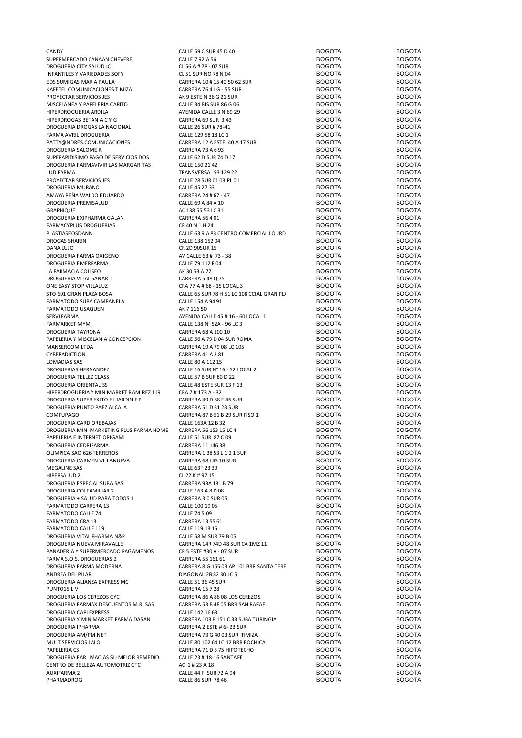| | | | |
|---|---|---|---|
| CANDY | CALLE 59 C SUR 45 D 40 | BOGOTA | BOGOTA |
| SUPERMERCADO CANAAN CHEVERE | CALLE 7 92 A 56 | BOGOTA | BOGOTA |
| DROGUERIA CITY SALUD JC | CL 56 A # 78 - 07 SUR | BOGOTA | BOGOTA |
| INFANTILES Y VARIEDADES SOFY | CL 51 SUR NO 78 N 04 | BOGOTA | BOGOTA |
| EDS SUMIGAS MARIA PAULA | CARRERA 10 # 15 40 50 62 SUR | BOGOTA | BOGOTA |
| KAFETEL COMUNICACIONES TIMIZA | CARRERA 76 41 G - 55 SUR | BOGOTA | BOGOTA |
| PROYECTAR SERVICIOS JES | AK 9 ESTE N 36 G 21 SUR | BOGOTA | BOGOTA |
| MISCELANEA Y PAPELERIA CARITO | CALLE 34 BIS SUR 86 G 06 | BOGOTA | BOGOTA |
| HIPERDROGUERIA ARDILA | AVENIDA CALLE 3 N 69 29 | BOGOTA | BOGOTA |
| HIPERDROGAS BETANIA C Y G | CARRERA 69 SUR 3 43 | BOGOTA | BOGOTA |
| DROGUERIA DROGAS LA NACIONAL | CALLE 26 SUR # 78-41 | BOGOTA | BOGOTA |
| FARMA AVRIL DROGUERIA | CALLE 129 58 18 LC 1 | BOGOTA | BOGOTA |
| PATTY@NDRES.COMUNICACIONES | CARRERA 12 A ESTE 40 A 17 SUR | BOGOTA | BOGOTA |
| DROGUERIA SALOME R | CARRERA 73 A 6 93 | BOGOTA | BOGOTA |
| SUPERAPIDISIMO PAGO DE SERVICIOS DOS | CALLE 62 D SUR 74 D 17 | BOGOTA | BOGOTA |
| DROGUERIA FARMAVIVIR LAS MARGARITAS | CALLE 150 21 42 | BOGOTA | BOGOTA |
| LUDIFARMA | TRANSVERSAL 93 129 22 | BOGOTA | BOGOTA |
| PROYECTAR SERVICIOS JES | CALLE 28 SUR 01 03 PL 01 | BOGOTA | BOGOTA |
| DROGUERIA MURANO | CALLE 45 27 33 | BOGOTA | BOGOTA |
| AMAYA PEÑA WALDO EDUARDO | CARRERA 24 # 67 - 47 | BOGOTA | BOGOTA |
| DROGUERIA PREMISALUD | CALLE 69 A 84 A 10 | BOGOTA | BOGOTA |
| GRAPHIQUE | AC 138 55 53 LC 31 | BOGOTA | BOGOTA |
| DROGUERIA EXIPHARMA GALAN | CARRERA 56 4 01 | BOGOTA | BOGOTA |
| FARMACYPLUS DROGUERIAS | CR 40 N 1 H 24 | BOGOTA | BOGOTA |
| PLASTIASEOSDANNI | CALLE 63 9 A 83 CENTRO COMERCIAL LOURD | BOGOTA | BOGOTA |
| DROGAS SHARIN | CALLE 138 152 04 | BOGOTA | BOGOTA |
| DANA LUJO | CR 2D 90SUR 15 | BOGOTA | BOGOTA |
| DROGUERIA FARMA OXIGENO | AV CALLE 63 # 73 - 38 | BOGOTA | BOGOTA |
| DROGUERIA EMERFARMA | CALLE 79 112 F 04 | BOGOTA | BOGOTA |
| LA FARMACIA COLISEO | AK 30 53 A 77 | BOGOTA | BOGOTA |
| DROGUERIA VITAL SANAR 1 | CARRERA 5 48 Q 75 | BOGOTA | BOGOTA |
| ONE EASY STOP VILLALUZ | CRA 77 A # 68 - 15 LOCAL 3 | BOGOTA | BOGOTA |
| STO 601 GRAN PLAZA BOSA | CALLE 65 SUR 78 H 51 LC 108 CCIAL GRAN PL/ | BOGOTA | BOGOTA |
| FARMATODO SUBA CAMPANELA | CALLE 154 A 94 91 | BOGOTA | BOGOTA |
| FARMATODO USAQUEN | AK 7 116 50 | BOGOTA | BOGOTA |
| SERVI FARMA | AVENIDA CALLE 45 # 16 - 60 LOCAL 1 | BOGOTA | BOGOTA |
| FARMARKET MYM | CALLE 138 N° 52A - 96 LC 3 | BOGOTA | BOGOTA |
| DROGUERIA TAYRONA | CARRERA 68 A 100 10 | BOGOTA | BOGOTA |
| PAPELERIA Y MISCELANIA CONCEPCION | CALLE 56 A 79 D 04 SUR ROMA | BOGOTA | BOGOTA |
| MANSERCOM LTDA | CARRERA 19 A 79 08 LC 105 | BOGOTA | BOGOTA |
| CYBERADICTION | CARRERA 41 A 3 81 | BOGOTA | BOGOTA |
| LOMADIAS SAS | CALLE 80 A 112 15 | BOGOTA | BOGOTA |
| DROGUERIAS HERNANDEZ | CALLE 16 SUR N° 16 - 52 LOCAL 2 | BOGOTA | BOGOTA |
| DROGUERIA TELLEZ CLASS | CALLE 57 B SUR 80 D 22 | BOGOTA | BOGOTA |
| DROGUERIA ORIENTAL SS | CALLE 48 ESTE SUR 13 F 13 | BOGOTA | BOGOTA |
| HIPERDROGUERIA Y MINIMARKET RAMIREZ 119 | CRA 7 # 173 A - 32 | BOGOTA | BOGOTA |
| DROGUERIA SUPER EXITO EL JARDIN F P | CARRERA 49 D 68 F 46 SUR | BOGOTA | BOGOTA |
| DROGUERIA PUNTO PAEZ ALCALA | CARRERA 51 D 31 23 SUR | BOGOTA | BOGOTA |
| COMPUPAGO | CARRERA 87 B 51 B 29 SUR PISO 1 | BOGOTA | BOGOTA |
| DROGUERIA CARDIOREBAJAS | CALLE 163A 12 B 32 | BOGOTA | BOGOTA |
| DROGUERIA MINI MARKETING PLUS FARMA HOME | CARRERA 56 153 15 LC 4 | BOGOTA | BOGOTA |
| PAPELERIA E INTERNET ORIGAMI | CALLE 51 SUR 87 C 09 | BOGOTA | BOGOTA |
| DROGUERIA CEDRIFARMA | CARRERA 11 146 38 | BOGOTA | BOGOTA |
| OLIMPICA SAO 626 TERREROS | CARRERA 1 38 53 L 1 2 1 SUR | BOGOTA | BOGOTA |
| DROGUERIA CARMEN VILLANUEVA | CARRERA 68 I 43 10 SUR | BOGOTA | BOGOTA |
| MEGALINE SAS | CALLE 63F 23 30 | BOGOTA | BOGOTA |
| HIPERSALUD 2 | CL 22 K # 97 15 | BOGOTA | BOGOTA |
| DROGUERIA ESPECIAL SUBA SAS | CARRERA 93A 131 B 79 | BOGOTA | BOGOTA |
| DROGUERIA COLFAMILIAR 2 | CALLE 163 A 8 D 08 | BOGOTA | BOGOTA |
| DROGUERIA + SALUD PARA TODOS 1 | CARRERA 3 0 SUR 05 | BOGOTA | BOGOTA |
| FARMATODO CARRERA 13 | CALLE 100 19 05 | BOGOTA | BOGOTA |
| FARMATODO CALLE 74 | CALLE 74 5 09 | BOGOTA | BOGOTA |
| FARMATODO CRA 13 | CARRERA 13 55 61 | BOGOTA | BOGOTA |
| FARMATODO CALLE 119 | CALLE 119 13 15 | BOGOTA | BOGOTA |
| DROGUERIA VITAL FHARMA N&P | CALLE 58 M SUR 79 B 05 | BOGOTA | BOGOTA |
| DROGUERIA NUEVA MIRAVALLE | CARRERA 14R 74D 48 SUR CA 1MZ 11 | BOGOTA | BOGOTA |
| PANADERIA Y SUPERMERCADO PAGAMENOS | CR 5 ESTE #30 A - 07 SUR | BOGOTA | BOGOTA |
| FARMA S.O.S. DROGUERIAS 2 | CARRERA 55 161 61 | BOGOTA | BOGOTA |
| DROGUERIA FARMA MODERNA | CARRERA 8 G 165 03 AP 101 BRR SANTA TERE | BOGOTA | BOGOTA |
| ANDREA DEL PILAR | DIAGONAL 2B 82 30 LC 5 | BOGOTA | BOGOTA |
| DROGUERIA ALIANZA EXPRESS MC | CALLE 51 36 45 SUR | BOGOTA | BOGOTA |
| PUNTO15 LIVI | CARRERA 15 7 28 | BOGOTA | BOGOTA |
| DROGUERIA LOS CEREZOS CYC | CARRERA 86 A 86 08 LOS CEREZOS | BOGOTA | BOGOTA |
| DROGUERIA FARMAX DESCUENTOS M.R. SAS | CARRERA 53 B 4F 05 BRR SAN RAFAEL | BOGOTA | BOGOTA |
| DROGUERIA CAPI EXPRESS | CALLE 142 16 63 | BOGOTA | BOGOTA |
| DROGUERIA Y MINIMARKET FARMA DASAN | CARRERA 103 B 151 C 33 SUBA TURINGIA | BOGOTA | BOGOTA |
| DROGUERIA IPHARMA | CARRERA 2 ESTE # 6- 23 SUR | BOGOTA | BOGOTA |
| DROGUERIA AM/PM.NET | CARRERA 73 G 40 03 SUR TIMIZA | BOGOTA | BOGOTA |
| MULTISERVICIOS LALO | CALLE 80 102 64 LC 12 BRR BOCHICA | BOGOTA | BOGOTA |
| PAPELERIA CS | CARRERA 71 D 3 75 HIPOTECHO | BOGOTA | BOGOTA |
| DROGUERIA FAR ' MACIAS SU MEJOR REMEDIO | CALLE 23 # 18-16 SANTAFE | BOGOTA | BOGOTA |
| CENTRO DE BELLEZA AUTOMOTRIZ CTC | AC 1 # 23 A 18 | BOGOTA | BOGOTA |
| AUXIFARMA 2 | CALLE 44 F SUR 72 A 94 | BOGOTA | BOGOTA |
| PHARMADROG | CALLE 86 SUR 78 46 | BOGOTA | BOGOTA |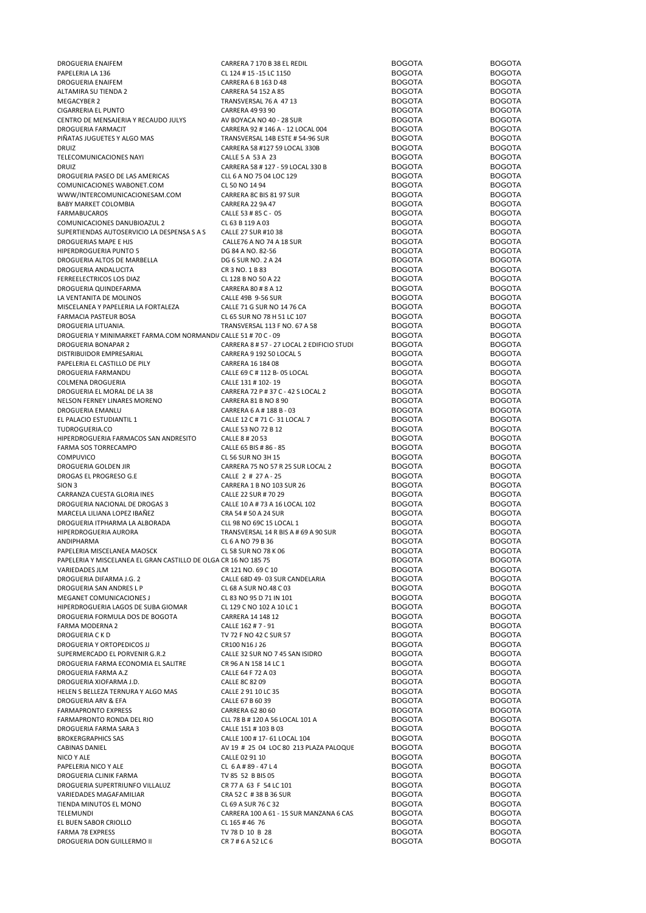| | | | |
|---|---|---|---|
| DROGUERIA ENAIFEM | CARRERA 7 170 B 38 EL REDIL | BOGOTA | BOGOTA |
| PAPELERIA LA 136 | CL 124 # 15 -15 LC 1150 | BOGOTA | BOGOTA |
| DROGUERIA ENAIFEM | CARRERA 6 B 163 D 48 | BOGOTA | BOGOTA |
| ALTAMIRA SU TIENDA 2 | CARRERA 54 152 A 85 | BOGOTA | BOGOTA |
| MEGACYBER 2 | TRANSVERSAL 76 A 47 13 | BOGOTA | BOGOTA |
| CIGARRERIA EL PUNTO | CARRERA 49 93 90 | BOGOTA | BOGOTA |
| CENTRO DE MENSAJERIA Y RECAUDO JULYS | AV BOYACA NO 40 - 28 SUR | BOGOTA | BOGOTA |
| DROGUERIA FARMACIT | CARRERA 92 # 146 A - 12 LOCAL 004 | BOGOTA | BOGOTA |
| PIÑATAS JUGUETES Y ALGO MAS | TRANSVERSAL 14B ESTE # 54-96 SUR | BOGOTA | BOGOTA |
| DRUIZ | CARRERA 58 #127 59 LOCAL 330B | BOGOTA | BOGOTA |
| TELECOMUNICACIONES NAYI | CALLE 5 A 53 A 23 | BOGOTA | BOGOTA |
| DRUIZ | CARRERA 58 # 127 - 59 LOCAL 330 B | BOGOTA | BOGOTA |
| DROGUERIA PASEO DE LAS AMERICAS | CLL 6 A NO 75 04 LOC 129 | BOGOTA | BOGOTA |
| COMUNICACIONES WABONET.COM | CL 50 NO 14 94 | BOGOTA | BOGOTA |
| WWW/INTERCOMUNICACIONESAM.COM | CARRERA 8C BIS 81 97 SUR | BOGOTA | BOGOTA |
| BABY MARKET COLOMBIA | CARRERA 22 9A 47 | BOGOTA | BOGOTA |
| FARMABUCAROS | CALLE 53 # 85 C - 05 | BOGOTA | BOGOTA |
| COMUNICACIONES DANUBIOAZUL 2 | CL 63 B 119 A 03 | BOGOTA | BOGOTA |
| SUPERTIENDAS AUTOSERVICIO LA DESPENSA S A S | CALLE 27 SUR #10 38 | BOGOTA | BOGOTA |
| DROGUERIAS MAPE E HJS | CALLE76 A NO 74 A 18 SUR | BOGOTA | BOGOTA |
| HIPERDROGUERIA PUNTO 5 | DG 84 A NO. 82-56 | BOGOTA | BOGOTA |
| DROGUERIA ALTOS DE MARBELLA | DG 6 SUR NO. 2 A 24 | BOGOTA | BOGOTA |
| DROGUERIA ANDALUCITA | CR 3 NO. 1 B 83 | BOGOTA | BOGOTA |
| FERREELECTRICOS LOS DIAZ | CL 128 B NO 50 A 22 | BOGOTA | BOGOTA |
| DROGUERIA QUINDEFARMA | CARRERA 80 # 8 A 12 | BOGOTA | BOGOTA |
| LA VENTANITA DE MOLINOS | CALLE 49B 9-56 SUR | BOGOTA | BOGOTA |
| MISCELANEA Y PAPELERIA LA FORTALEZA | CALLE 71 G SUR NO 14 76 CA | BOGOTA | BOGOTA |
| FARMACIA PASTEUR BOSA | CL 65 SUR NO 78 H 51 LC 107 | BOGOTA | BOGOTA |
| DROGUERIA LITUANIA. | TRANSVERSAL 113 F NO. 67 A 58 | BOGOTA | BOGOTA |
| DROGUERIA Y MINIMARKET FARMA.COM NORMANDI/ | CALLE 51 # 70 C - 09 | BOGOTA | BOGOTA |
| DROGUERIA BONAPAR 2 | CARRERA 8 # 57 - 27 LOCAL 2 EDIFICIO STUDI | BOGOTA | BOGOTA |
| DISTRIBUIDOR EMPRESARIAL | CARRERA 9 192 50 LOCAL 5 | BOGOTA | BOGOTA |
| PAPELERIA EL CASTILLO DE PILY | CARRERA 16 184 08 | BOGOTA | BOGOTA |
| DROGUERIA FARMANDU | CALLE 69 C # 112 B- 05 LOCAL | BOGOTA | BOGOTA |
| COLMENA DROGUERIA | CALLE 131 # 102- 19 | BOGOTA | BOGOTA |
| DROGUERIA EL MORAL DE LA 38 | CARRERA 72 P # 37 C - 42 S LOCAL 2 | BOGOTA | BOGOTA |
| NELSON FERNEY LINARES MORENO | CARRERA 81 B NO 8 90 | BOGOTA | BOGOTA |
| DROGUERIA EMANLU | CARRERA 6 A # 188 B - 03 | BOGOTA | BOGOTA |
| EL PALACIO ESTUDIANTIL 1 | CALLE 12 C # 71 C- 31 LOCAL 7 | BOGOTA | BOGOTA |
| TUDROGUERIA.CO | CALLE 53 NO 72 B 12 | BOGOTA | BOGOTA |
| HIPERDROGUERIA FARMACOS SAN ANDRESITO | CALLE 8 # 20 53 | BOGOTA | BOGOTA |
| FARMA SOS TORRECAMPO | CALLE 65 BIS # 86 - 85 | BOGOTA | BOGOTA |
| COMPUVICO | CL 56 SUR NO 3H 15 | BOGOTA | BOGOTA |
| DROGUERIA GOLDEN JIR | CARRERA 75 NO 57 R 25 SUR LOCAL 2 | BOGOTA | BOGOTA |
| DROGAS EL PROGRESO G.E | CALLE 2 # 27 A - 25 | BOGOTA | BOGOTA |
| SION 3 | CARRERA 1 B NO 103 SUR 26 | BOGOTA | BOGOTA |
| CARRANZA CUESTA GLORIA INES | CALLE 22 SUR # 70 29 | BOGOTA | BOGOTA |
| DROGUERIA NACIONAL DE DROGAS 3 | CALLE 10 A # 73 A 16 LOCAL 102 | BOGOTA | BOGOTA |
| MARCELA LILIANA LOPEZ IBAÑEZ | CRA 54 # 50 A 24 SUR | BOGOTA | BOGOTA |
| DROGUERIA ITPHARMA LA ALBORADA | CLL 98 NO 69C 15 LOCAL 1 | BOGOTA | BOGOTA |
| HIPERDROGUERIA AURORA | TRANSVERSAL 14 R BIS A # 69 A 90 SUR | BOGOTA | BOGOTA |
| ANDIPHARMA | CL 6 A NO 79 B 36 | BOGOTA | BOGOTA |
| PAPELERIA MISCELANEA MAOSCK | CL 58 SUR NO 78 K 06 | BOGOTA | BOGOTA |
| PAPELERIA Y MISCELANEA EL GRAN CASTILLO DE OLGA | CR 16 NO 185 75 | BOGOTA | BOGOTA |
| VARIEDADES JLM | CR 121 NO. 69 C 10 | BOGOTA | BOGOTA |
| DROGUERIA DIFARMA J.G. 2 | CALLE 68D 49- 03 SUR CANDELARIA | BOGOTA | BOGOTA |
| DROGUERIA SAN ANDRES L P | CL 68 A SUR NO.48 C 03 | BOGOTA | BOGOTA |
| MEGANET COMUNICACIONES J | CL 83 NO 95 D 71 IN 101 | BOGOTA | BOGOTA |
| HIPERDROGUERIA LAGOS DE SUBA GIOMAR | CL 129 C NO 102 A 10 LC 1 | BOGOTA | BOGOTA |
| DROGUERIA FORMULA DOS DE BOGOTA | CARRERA 14 148 12 | BOGOTA | BOGOTA |
| FARMA MODERNA 2 | CALLE 162 # 7 - 91 | BOGOTA | BOGOTA |
| DROGUERIA C K D | TV 72 F NO 42 C SUR 57 | BOGOTA | BOGOTA |
| DROGUERIA Y ORTOPEDICOS JJ | CR100 N16 J 26 | BOGOTA | BOGOTA |
| SUPERMERCADO EL PORVENIR G.R.2 | CALLE 32 SUR NO 7 45 SAN ISIDRO | BOGOTA | BOGOTA |
| DROGUERIA FARMA ECONOMIA EL SALITRE | CR 96 A N 158 14 LC 1 | BOGOTA | BOGOTA |
| DROGUERIA FARMA A.Z | CALLE 64 F 72 A 03 | BOGOTA | BOGOTA |
| DROGUERIA XIOFARMA J.D. | CALLE 8C 82 09 | BOGOTA | BOGOTA |
| HELEN S BELLEZA TERNURA Y ALGO MAS | CALLE 2 91 10 LC 35 | BOGOTA | BOGOTA |
| DROGUERIA ARV & EFA | CALLE 67 B 60 39 | BOGOTA | BOGOTA |
| FARMAPRONTO EXPRESS | CARRERA 62 80 60 | BOGOTA | BOGOTA |
| FARMAPRONTO RONDA DEL RIO | CLL 78 B # 120 A 56 LOCAL 101 A | BOGOTA | BOGOTA |
| DROGUERIA FARMA SARA 3 | CALLE 151 # 103 B 03 | BOGOTA | BOGOTA |
| BROKERGRAPHICS SAS | CALLE 100 # 17- 61 LOCAL 104 | BOGOTA | BOGOTA |
| CABINAS DANIEL | AV 19 # 25 04 LOC 80 213 PLAZA PALOQUE | BOGOTA | BOGOTA |
| NICO Y ALE | CALLE 02 91 10 | BOGOTA | BOGOTA |
| PAPELERIA NICO Y ALE | CL 6 A # 89 - 47 L 4 | BOGOTA | BOGOTA |
| DROGUERIA CLINIK FARMA | TV 85 52 B BIS 05 | BOGOTA | BOGOTA |
| DROGUERIA SUPERTRIUNFO VILLALUZ | CR 77 A 63 F 54 LC 101 | BOGOTA | BOGOTA |
| VARIEDADES MAGAFAMILIAR | CRA 52 C # 38 B 36 SUR | BOGOTA | BOGOTA |
| TIENDA MINUTOS EL MONO | CL 69 A SUR 76 C 32 | BOGOTA | BOGOTA |
| TELEMUNDI | CARRERA 100 A 61 - 15 SUR MANZANA 6 CAS | BOGOTA | BOGOTA |
| EL BUEN SABOR CRIOLLO | CL 165 # 46 76 | BOGOTA | BOGOTA |
| FARMA 78 EXPRESS | TV 78 D 10 B 28 | BOGOTA | BOGOTA |
| DROGUERIA DON GUILLERMO II | CR 7 # 6 A 52 LC 6 | BOGOTA | BOGOTA |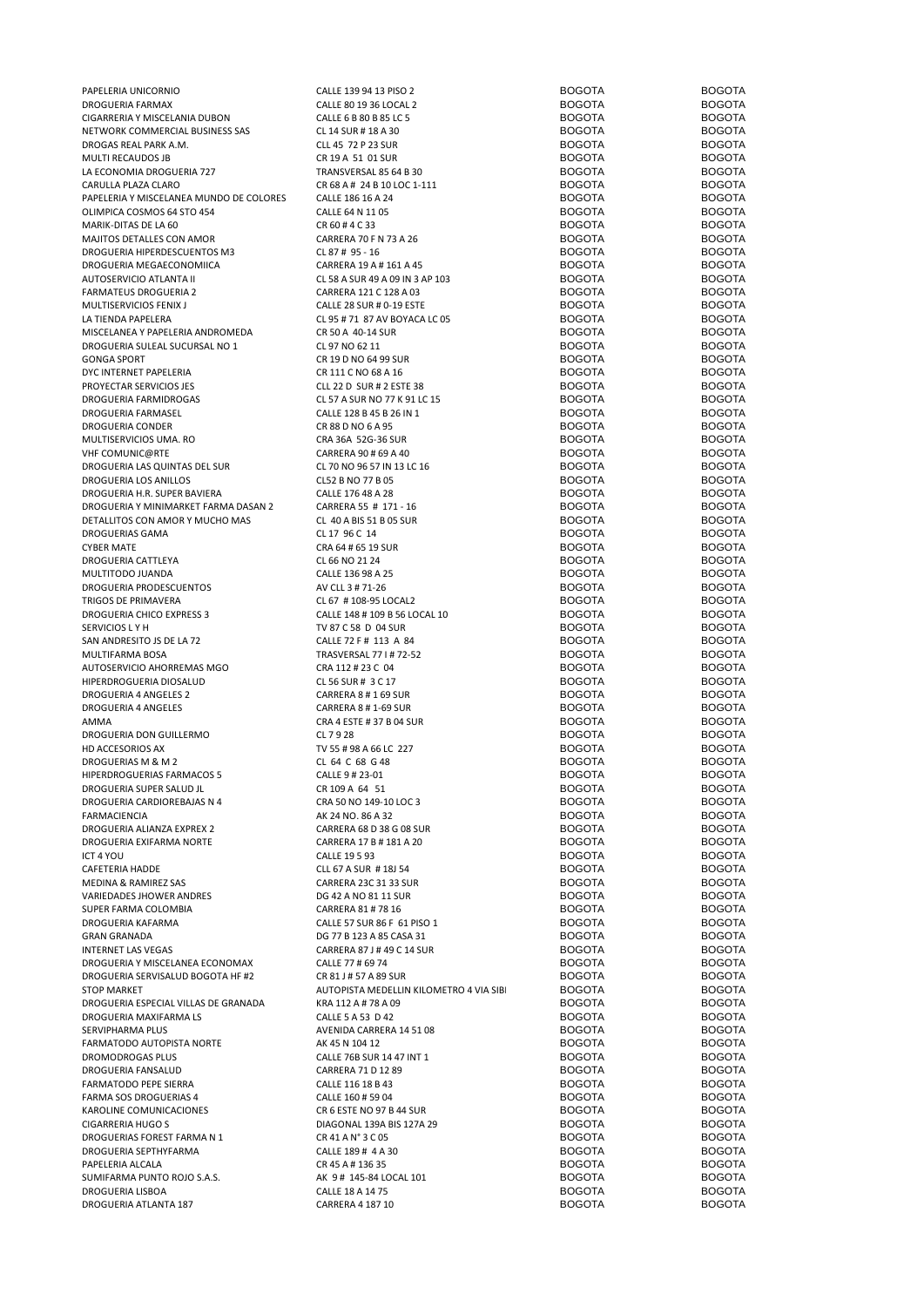| | | | |
|---|---|---|---|
| PAPELERIA UNICORNIO | CALLE 139 94 13 PISO 2 | BOGOTA | BOGOTA |
| DROGUERIA FARMAX | CALLE 80 19 36 LOCAL 2 | BOGOTA | BOGOTA |
| CIGARRERIA Y MISCELANIA DUBON | CALLE 6 B 80 B 85 LC 5 | BOGOTA | BOGOTA |
| NETWORK COMMERCIAL BUSINESS SAS | CL 14 SUR # 18 A 30 | BOGOTA | BOGOTA |
| DROGAS REAL PARK A.M. | CLL 45 72 P 23 SUR | BOGOTA | BOGOTA |
| MULTI RECAUDOS JB | CR 19 A 51 01 SUR | BOGOTA | BOGOTA |
| LA ECONOMIA DROGUERIA 727 | TRANSVERSAL 85 64 B 30 | BOGOTA | BOGOTA |
| CARULLA PLAZA CLARO | CR 68 A # 24 B 10 LOC 1-111 | BOGOTA | BOGOTA |
| PAPELERIA Y MISCELANEA MUNDO DE COLORES | CALLE 186 16 A 24 | BOGOTA | BOGOTA |
| OLIMPICA COSMOS 64 STO 454 | CALLE 64 N 11 05 | BOGOTA | BOGOTA |
| MARIK-DITAS DE LA 60 | CR 60 # 4 C 33 | BOGOTA | BOGOTA |
| MAJITOS DETALLES CON AMOR | CARRERA 70 F N 73 A 26 | BOGOTA | BOGOTA |
| DROGUERIA HIPERDESCUENTOS M3 | CL 87 # 95 - 16 | BOGOTA | BOGOTA |
| DROGUERIA MEGAECONOMIICA | CARRERA 19 A # 161 A 45 | BOGOTA | BOGOTA |
| AUTOSERVICIO ATLANTA II | CL 58 A SUR 49 A 09 IN 3 AP 103 | BOGOTA | BOGOTA |
| FARMATEUS DROGUERIA 2 | CARRERA 121 C 128 A 03 | BOGOTA | BOGOTA |
| MULTISERVICIOS FENIX J | CALLE 28 SUR # 0-19 ESTE | BOGOTA | BOGOTA |
| LA TIENDA PAPELERA | CL 95 # 71 87 AV BOYACA LC 05 | BOGOTA | BOGOTA |
| MISCELANEA Y PAPELERIA ANDROMEDA | CR 50 A 40-14 SUR | BOGOTA | BOGOTA |
| DROGUERIA SULEAL SUCURSAL NO 1 | CL 97 NO 62 11 | BOGOTA | BOGOTA |
| GONGA SPORT | CR 19 D NO 64 99 SUR | BOGOTA | BOGOTA |
| DYC INTERNET PAPELERIA | CR 111 C NO 68 A 16 | BOGOTA | BOGOTA |
| PROYECTAR SERVICIOS JES | CLL 22 D SUR # 2 ESTE 38 | BOGOTA | BOGOTA |
| DROGUERIA FARMIDROGAS | CL 57 A SUR NO 77 K 91 LC 15 | BOGOTA | BOGOTA |
| DROGUERIA FARMASEL | CALLE 128 B 45 B 26 IN 1 | BOGOTA | BOGOTA |
| DROGUERIA CONDER | CR 88 D NO 6 A 95 | BOGOTA | BOGOTA |
| MULTISERVICIOS UMA. RO | CRA 36A 52G-36 SUR | BOGOTA | BOGOTA |
| VHF COMUNIC@RTE | CARRERA 90 # 69 A 40 | BOGOTA | BOGOTA |
| DROGUERIA LAS QUINTAS DEL SUR | CL 70 NO 96 57 IN 13 LC 16 | BOGOTA | BOGOTA |
| DROGUERIA LOS ANILLOS | CL52 B NO 77 B 05 | BOGOTA | BOGOTA |
| DROGUERIA H.R. SUPER BAVIERA | CALLE 176 48 A 28 | BOGOTA | BOGOTA |
| DROGUERIA Y MINIMARKET FARMA DASAN 2 | CARRERA 55 # 171 - 16 | BOGOTA | BOGOTA |
| DETALLITOS CON AMOR Y MUCHO MAS | CL 40 A BIS 51 B 05 SUR | BOGOTA | BOGOTA |
| DROGUERIAS GAMA | CL 17 96 C 14 | BOGOTA | BOGOTA |
| CYBER MATE | CRA 64 # 65 19 SUR | BOGOTA | BOGOTA |
| DROGUERIA CATTLEYA | CL 66 NO 21 24 | BOGOTA | BOGOTA |
| MULTITODO JUANDA | CALLE 136 98 A 25 | BOGOTA | BOGOTA |
| DROGUERIA PRODESCUENTOS | AV CLL 3 # 71-26 | BOGOTA | BOGOTA |
| TRIGOS DE PRIMAVERA | CL 67 # 108-95 LOCAL2 | BOGOTA | BOGOTA |
| DROGUERIA CHICO EXPRESS 3 | CALLE 148 # 109 B 56 LOCAL 10 | BOGOTA | BOGOTA |
| SERVICIOS L Y H | TV 87 C 58 D 04 SUR | BOGOTA | BOGOTA |
| SAN ANDRESITO JS DE LA 72 | CALLE 72 F # 113 A 84 | BOGOTA | BOGOTA |
| MULTIFARMA BOSA | TRASVERSAL 77 I # 72-52 | BOGOTA | BOGOTA |
| AUTOSERVICIO AHORREMAS MGO | CRA 112 # 23 C 04 | BOGOTA | BOGOTA |
| HIPERDROGUERIA DIOSALUD | CL 56 SUR # 3 C 17 | BOGOTA | BOGOTA |
| DROGUERIA 4 ANGELES 2 | CARRERA 8 # 1 69 SUR | BOGOTA | BOGOTA |
| DROGUERIA 4 ANGELES | CARRERA 8 # 1-69 SUR | BOGOTA | BOGOTA |
| AMMA | CRA 4 ESTE # 37 B 04 SUR | BOGOTA | BOGOTA |
| DROGUERIA DON GUILLERMO | CL 7 9 28 | BOGOTA | BOGOTA |
| HD ACCESORIOS AX | TV 55 # 98 A 66 LC 227 | BOGOTA | BOGOTA |
| DROGUERIAS M & M 2 | CL 64 C 68 G 48 | BOGOTA | BOGOTA |
| HIPERDROGUERIAS FARMACOS 5 | CALLE 9 # 23-01 | BOGOTA | BOGOTA |
| DROGUERIA SUPER SALUD JL | CR 109 A 64 51 | BOGOTA | BOGOTA |
| DROGUERIA CARDIOREBAJAS N 4 | CRA 50 NO 149-10 LOC 3 | BOGOTA | BOGOTA |
| FARMACIENCIA | AK 24 NO. 86 A 32 | BOGOTA | BOGOTA |
| DROGUERIA ALIANZA EXPREX 2 | CARRERA 68 D 38 G 08 SUR | BOGOTA | BOGOTA |
| DROGUERIA EXIFARMA NORTE | CARRERA 17 B # 181 A 20 | BOGOTA | BOGOTA |
| ICT 4 YOU | CALLE 19 5 93 | BOGOTA | BOGOTA |
| CAFETERIA HADDE | CLL 67 A SUR # 18J 54 | BOGOTA | BOGOTA |
| MEDINA & RAMIREZ SAS | CARRERA 23C 31 33 SUR | BOGOTA | BOGOTA |
| VARIEDADES JHOWER ANDRES | DG 42 A NO 81 11 SUR | BOGOTA | BOGOTA |
| SUPER FARMA COLOMBIA | CARRERA 81 # 78 16 | BOGOTA | BOGOTA |
| DROGUERIA KAFARMA | CALLE 57 SUR 86 F 61 PISO 1 | BOGOTA | BOGOTA |
| GRAN GRANADA | DG 77 B 123 A 85 CASA 31 | BOGOTA | BOGOTA |
| INTERNET LAS VEGAS | CARRERA 87 J # 49 C 14 SUR | BOGOTA | BOGOTA |
| DROGUERIA Y MISCELANEA ECONOMAX | CALLE 77 # 69 74 | BOGOTA | BOGOTA |
| DROGUERIA SERVISALUD BOGOTA HF #2 | CR 81 J # 57 A 89 SUR | BOGOTA | BOGOTA |
| STOP MARKET | AUTOPISTA MEDELLIN KILOMETRO 4 VIA SIBI | BOGOTA | BOGOTA |
| DROGUERIA ESPECIAL VILLAS DE GRANADA | KRA 112 A # 78 A 09 | BOGOTA | BOGOTA |
| DROGUERIA MAXIFARMA LS | CALLE 5 A 53 D 42 | BOGOTA | BOGOTA |
| SERVIPHARMA PLUS | AVENIDA CARRERA 14 51 08 | BOGOTA | BOGOTA |
| FARMATODO AUTOPISTA NORTE | AK 45 N 104 12 | BOGOTA | BOGOTA |
| DROMODROGAS PLUS | CALLE 76B SUR 14 47 INT 1 | BOGOTA | BOGOTA |
| DROGUERIA FANSALUD | CARRERA 71 D 12 89 | BOGOTA | BOGOTA |
| FARMATODO PEPE SIERRA | CALLE 116 18 B 43 | BOGOTA | BOGOTA |
| FARMA SOS DROGUERIAS 4 | CALLE 160 # 59 04 | BOGOTA | BOGOTA |
| KAROLINE COMUNICACIONES | CR 6 ESTE NO 97 B 44 SUR | BOGOTA | BOGOTA |
| CIGARRERIA HUGO S | DIAGONAL 139A BIS 127A 29 | BOGOTA | BOGOTA |
| DROGUERIAS FOREST FARMA N 1 | CR 41 A N° 3 C 05 | BOGOTA | BOGOTA |
| DROGUERIA SEPTHYFARMA | CALLE 189 # 4 A 30 | BOGOTA | BOGOTA |
| PAPELERIA ALCALA | CR 45 A # 136 35 | BOGOTA | BOGOTA |
| SUMIFARMA PUNTO ROJO S.A.S. | AK 9 # 145-84 LOCAL 101 | BOGOTA | BOGOTA |
| DROGUERIA LISBOA | CALLE 18 A 14 75 | BOGOTA | BOGOTA |
| DROGUERIA ATLANTA 187 | CARRERA 4 187 10 | BOGOTA | BOGOTA |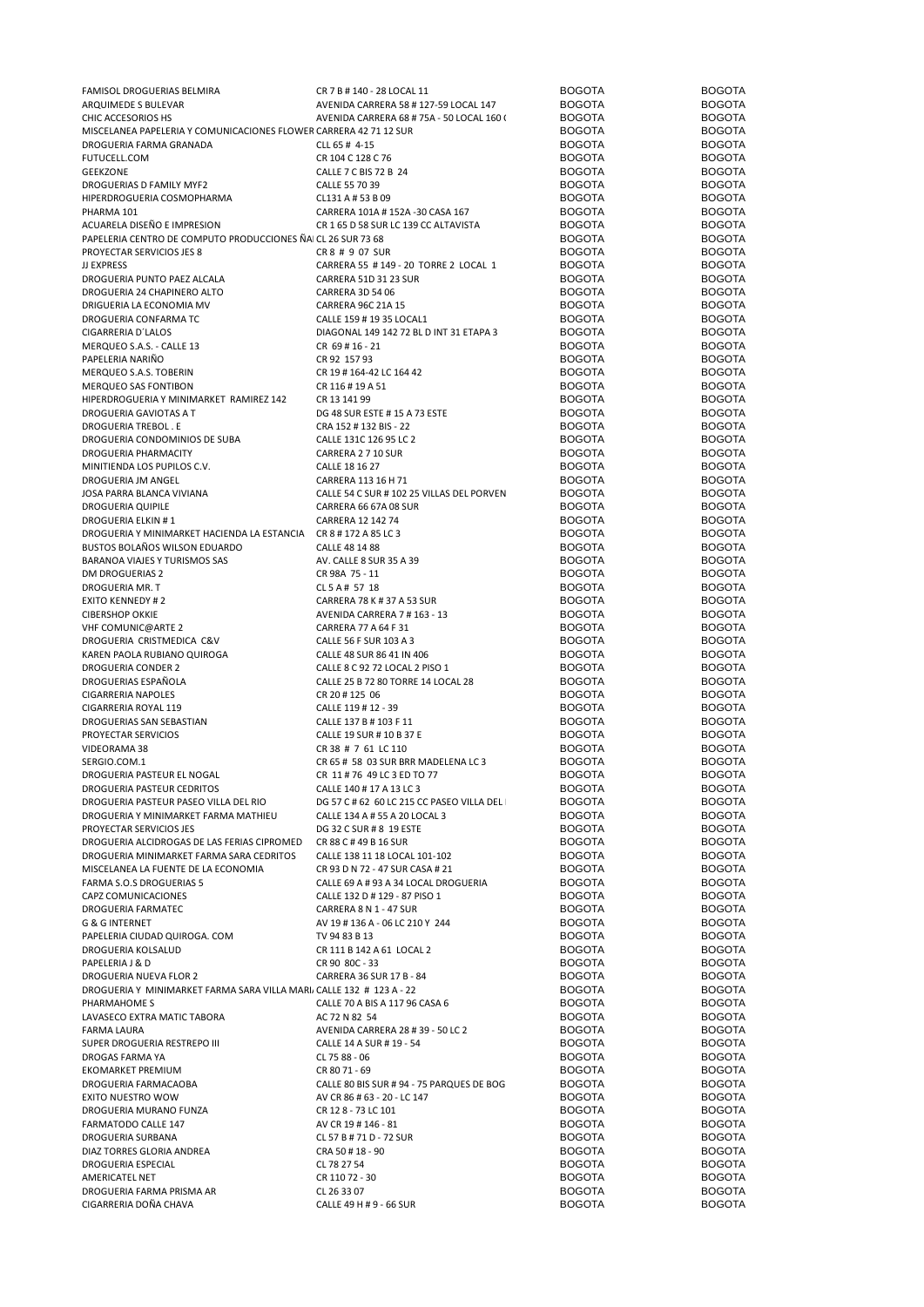| | | | |
|---|---|---|---|
| FAMISOL DROGUERIAS BELMIRA | CR 7 B # 140 - 28 LOCAL 11 | BOGOTA | BOGOTA |
| ARQUIMEDE S BULEVAR | AVENIDA CARRERA 58 # 127-59 LOCAL 147 | BOGOTA | BOGOTA |
| CHIC ACCESORIOS HS | AVENIDA CARRERA 68 # 75A - 50 LOCAL 160 ( | BOGOTA | BOGOTA |
| MISCELANEA PAPELERIA Y COMUNICACIONES FLOWER | CARRERA 42 71 12 SUR | BOGOTA | BOGOTA |
| DROGUERIA FARMA GRANADA | CLL 65 # 4-15 | BOGOTA | BOGOTA |
| FUTUCELL.COM | CR 104 C 128 C 76 | BOGOTA | BOGOTA |
| GEEKZONE | CALLE 7 C BIS 72 B 24 | BOGOTA | BOGOTA |
| DROGUERIAS D FAMILY MYF2 | CALLE 55 70 39 | BOGOTA | BOGOTA |
| HIPERDROGUERIA COSMOPHARMA | CL131 A # 53 B 09 | BOGOTA | BOGOTA |
| PHARMA 101 | CARRERA 101A # 152A -30 CASA 167 | BOGOTA | BOGOTA |
| ACUARELA DISEÑO E IMPRESION | CR 1 65 D 58 SUR LC 139 CC ALTAVISTA | BOGOTA | BOGOTA |
| PAPELERIA CENTRO DE COMPUTO PRODUCCIONES ÑA | CL 26 SUR 73 68 | BOGOTA | BOGOTA |
| PROYECTAR SERVICIOS JES 8 | CR 8 # 9 07 SUR | BOGOTA | BOGOTA |
| JJ EXPRESS | CARRERA 55 # 149 - 20 TORRE 2 LOCAL 1 | BOGOTA | BOGOTA |
| DROGUERIA PUNTO PAEZ ALCALA | CARRERA 51D 31 23 SUR | BOGOTA | BOGOTA |
| DROGUERIA 24 CHAPINERO ALTO | CARRERA 3D 54 06 | BOGOTA | BOGOTA |
| DRIGUERIA LA ECONOMIA MV | CARRERA 96C 21A 15 | BOGOTA | BOGOTA |
| DROGUERIA CONFARMA TC | CALLE 159 # 19 35 LOCAL1 | BOGOTA | BOGOTA |
| CIGARRERIA D´LALOS | DIAGONAL 149 142 72 BL D INT 31 ETAPA 3 | BOGOTA | BOGOTA |
| MERQUEO S.A.S. - CALLE 13 | CR 69 # 16 - 21 | BOGOTA | BOGOTA |
| PAPELERIA NARIÑO | CR 92 157 93 | BOGOTA | BOGOTA |
| MERQUEO S.A.S. TOBERIN | CR 19 # 164-42 LC 164 42 | BOGOTA | BOGOTA |
| MERQUEO SAS FONTIBON | CR 116 # 19 A 51 | BOGOTA | BOGOTA |
| HIPERDROGUERIA Y MINIMARKET RAMIREZ 142 | CR 13 141 99 | BOGOTA | BOGOTA |
| DROGUERIA GAVIOTAS A T | DG 48 SUR ESTE # 15 A 73 ESTE | BOGOTA | BOGOTA |
| DROGUERIA TREBOL . E | CRA 152 # 132 BIS - 22 | BOGOTA | BOGOTA |
| DROGUERIA CONDOMINIOS DE SUBA | CALLE 131C 126 95 LC 2 | BOGOTA | BOGOTA |
| DROGUERIA PHARMACITY | CARRERA 2 7 10 SUR | BOGOTA | BOGOTA |
| MINITIENDA LOS PUPILOS C.V. | CALLE 18 16 27 | BOGOTA | BOGOTA |
| DROGUERIA JM ANGEL | CARRERA 113 16 H 71 | BOGOTA | BOGOTA |
| JOSA PARRA BLANCA VIVIANA | CALLE 54 C SUR # 102 25 VILLAS DEL PORVEN | BOGOTA | BOGOTA |
| DROGUERIA QUIPILE | CARRERA 66 67A 08 SUR | BOGOTA | BOGOTA |
| DROGUERIA ELKIN # 1 | CARRERA 12 142 74 | BOGOTA | BOGOTA |
| DROGUERIA Y MINIMARKET HACIENDA LA ESTANCIA | CR 8 # 172 A 85 LC 3 | BOGOTA | BOGOTA |
| BUSTOS BOLAÑOS WILSON EDUARDO | CALLE 48 14 88 | BOGOTA | BOGOTA |
| BARANOA VIAJES Y TURISMOS SAS | AV. CALLE 8 SUR 35 A 39 | BOGOTA | BOGOTA |
| DM DROGUERIAS 2 | CR 98A 75 - 11 | BOGOTA | BOGOTA |
| DROGUERIA MR. T | CL 5 A # 57 18 | BOGOTA | BOGOTA |
| EXITO KENNEDY # 2 | CARRERA 78 K # 37 A 53 SUR | BOGOTA | BOGOTA |
| CIBERSHOP OKKIE | AVENIDA CARRERA 7 # 163 - 13 | BOGOTA | BOGOTA |
| VHF COMUNIC@ARTE 2 | CARRERA 77 A 64 F 31 | BOGOTA | BOGOTA |
| DROGUERIA CRISTMEDICA C&V | CALLE 56 F SUR 103 A 3 | BOGOTA | BOGOTA |
| KAREN PAOLA RUBIANO QUIROGA | CALLE 48 SUR 86 41 IN 406 | BOGOTA | BOGOTA |
| DROGUERIA CONDER 2 | CALLE 8 C 92 72 LOCAL 2 PISO 1 | BOGOTA | BOGOTA |
| DROGUERIAS ESPAÑOLA | CALLE 25 B 72 80 TORRE 14 LOCAL 28 | BOGOTA | BOGOTA |
| CIGARRERIA NAPOLES | CR 20 # 125 06 | BOGOTA | BOGOTA |
| CIGARRERIA ROYAL 119 | CALLE 119 # 12 - 39 | BOGOTA | BOGOTA |
| DROGUERIAS SAN SEBASTIAN | CALLE 137 B # 103 F 11 | BOGOTA | BOGOTA |
| PROYECTAR SERVICIOS | CALLE 19 SUR # 10 B 37 E | BOGOTA | BOGOTA |
| VIDEORAMA 38 | CR 38 # 7 61 LC 110 | BOGOTA | BOGOTA |
| SERGIO.COM.1 | CR 65 # 58 03 SUR BRR MADELENA LC 3 | BOGOTA | BOGOTA |
| DROGUERIA PASTEUR EL NOGAL | CR 11 # 76 49 LC 3 ED TO 77 | BOGOTA | BOGOTA |
| DROGUERIA PASTEUR CEDRITOS | CALLE 140 # 17 A 13 LC 3 | BOGOTA | BOGOTA |
| DROGUERIA PASTEUR PASEO VILLA DEL RIO | DG 57 C # 62 60 LC 215 CC PASEO VILLA DEL | BOGOTA | BOGOTA |
| DROGUERIA Y MINIMARKET FARMA MATHIEU | CALLE 134 A # 55 A 20 LOCAL 3 | BOGOTA | BOGOTA |
| PROYECTAR SERVICIOS JES | DG 32 C SUR # 8 19 ESTE | BOGOTA | BOGOTA |
| DROGUERIA ALCIDROGAS DE LAS FERIAS CIPROMED | CR 88 C # 49 B 16 SUR | BOGOTA | BOGOTA |
| DROGUERIA MINIMARKET FARMA SARA CEDRITOS | CALLE 138 11 18 LOCAL 101-102 | BOGOTA | BOGOTA |
| MISCELANEA LA FUENTE DE LA ECONOMIA | CR 93 D N 72 - 47 SUR CASA # 21 | BOGOTA | BOGOTA |
| FARMA S.O.S DROGUERIAS 5 | CALLE 69 A # 93 A 34 LOCAL DROGUERIA | BOGOTA | BOGOTA |
| CAPZ COMUNICACIONES | CALLE 132 D # 129 - 87 PISO 1 | BOGOTA | BOGOTA |
| DROGUERIA FARMATEC | CARRERA 8 N 1 - 47 SUR | BOGOTA | BOGOTA |
| G & G INTERNET | AV 19 # 136 A - 06 LC 210 Y 244 | BOGOTA | BOGOTA |
| PAPELERIA CIUDAD QUIROGA. COM | TV 94 83 B 13 | BOGOTA | BOGOTA |
| DROGUERIA KOLSALUD | CR 111 B 142 A 61 LOCAL 2 | BOGOTA | BOGOTA |
| PAPELERIA J & D | CR 90 80C - 33 | BOGOTA | BOGOTA |
| DROGUERIA NUEVA FLOR 2 | CARRERA 36 SUR 17 B - 84 | BOGOTA | BOGOTA |
| DROGUERIA Y MINIMARKET FARMA SARA VILLA MARI | CALLE 132 # 123 A - 22 | BOGOTA | BOGOTA |
| PHARMAHOME S | CALLE 70 A BIS A 117 96 CASA 6 | BOGOTA | BOGOTA |
| LAVASECO EXTRA MATIC TABORA | AC 72 N 82 54 | BOGOTA | BOGOTA |
| FARMA LAURA | AVENIDA CARRERA 28 # 39 - 50 LC 2 | BOGOTA | BOGOTA |
| SUPER DROGUERIA RESTREPO III | CALLE 14 A SUR # 19 - 54 | BOGOTA | BOGOTA |
| DROGAS FARMA YA | CL 75 88 - 06 | BOGOTA | BOGOTA |
| EKOMARKET PREMIUM | CR 80 71 - 69 | BOGOTA | BOGOTA |
| DROGUERIA FARMACAOBA | CALLE 80 BIS SUR # 94 - 75 PARQUES DE BOG | BOGOTA | BOGOTA |
| EXITO NUESTRO WOW | AV CR 86 # 63 - 20 - LC 147 | BOGOTA | BOGOTA |
| DROGUERIA MURANO FUNZA | CR 12 8 - 73 LC 101 | BOGOTA | BOGOTA |
| FARMATODO CALLE 147 | AV CR 19 # 146 - 81 | BOGOTA | BOGOTA |
| DROGUERIA SURBANA | CL 57 B # 71 D - 72 SUR | BOGOTA | BOGOTA |
| DIAZ TORRES GLORIA ANDREA | CRA 50 # 18 - 90 | BOGOTA | BOGOTA |
| DROGUERIA ESPECIAL | CL 78 27 54 | BOGOTA | BOGOTA |
| AMERICATEL NET | CR 110 72 - 30 | BOGOTA | BOGOTA |
| DROGUERIA FARMA PRISMA AR | CL 26 33 07 | BOGOTA | BOGOTA |
| CIGARRERIA DOÑA CHAVA | CALLE 49 H # 9 - 66 SUR | BOGOTA | BOGOTA |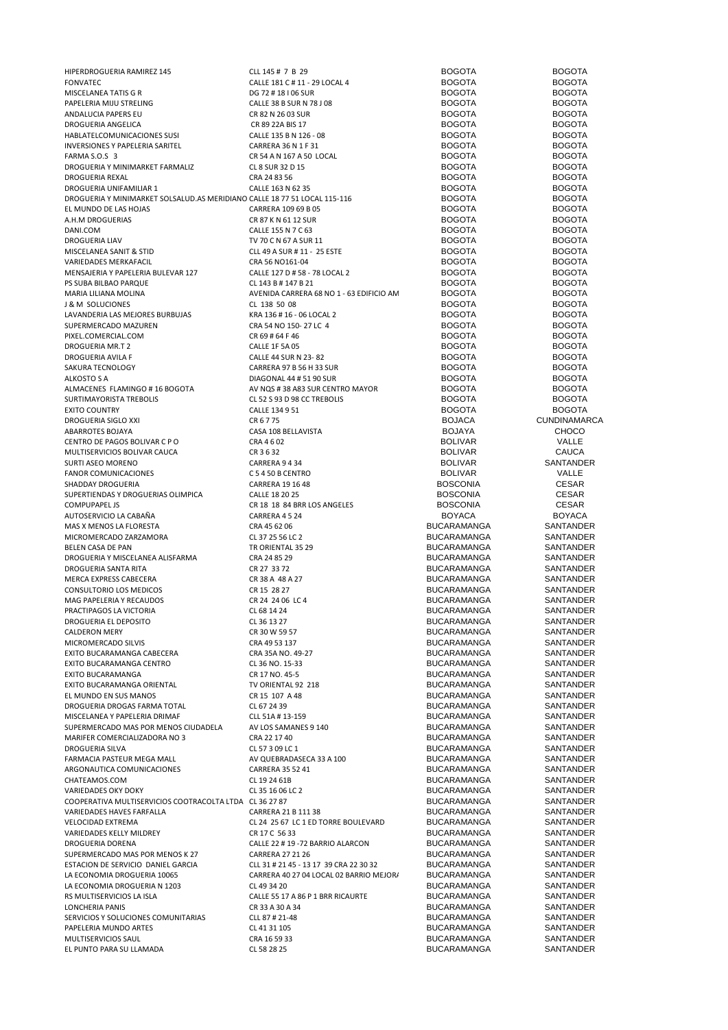| | | | |
|---|---|---|---|
| HIPERDROGUERIA RAMIREZ 145 | CLL 145 # 7 B 29 | BOGOTA | BOGOTA |
| FONVATEC | CALLE 181 C # 11 - 29 LOCAL 4 | BOGOTA | BOGOTA |
| MISCELANEA TATIS G R | DG 72 # 18 I 06 SUR | BOGOTA | BOGOTA |
| PAPELERIA MIJU STRELING | CALLE 38 B SUR N 78 J 08 | BOGOTA | BOGOTA |
| ANDALUCIA PAPERS EU | CR 82 N 26 03 SUR | BOGOTA | BOGOTA |
| DROGUERIA ANGELICA | CR 89 22A BIS 17 | BOGOTA | BOGOTA |
| HABLATELCOMUNICACIONES SUSI | CALLE 135 B N 126 - 08 | BOGOTA | BOGOTA |
| INVERSIONES Y PAPELERIA SARITEL | CARRERA 36 N 1 F 31 | BOGOTA | BOGOTA |
| FARMA S.O.S 3 | CR 54 A N 167 A 50 LOCAL | BOGOTA | BOGOTA |
| DROGUERIA Y MINIMARKET FARMALIZ | CL 8 SUR 32 D 15 | BOGOTA | BOGOTA |
| DROGUERIA REXAL | CRA 24 83 56 | BOGOTA | BOGOTA |
| DROGUERIA UNIFAMILIAR 1 | CALLE 163 N 62 35 | BOGOTA | BOGOTA |
| DROGUERIA Y MINIMARKET SOLSALUD.AS MERIDIANO | CALLE 18 77 51 LOCAL 115-116 | BOGOTA | BOGOTA |
| EL MUNDO DE LAS HOJAS | CARRERA 109 69 B 05 | BOGOTA | BOGOTA |
| A.H.M DROGUERIAS | CR 87 K N 61 12 SUR | BOGOTA | BOGOTA |
| DANI.COM | CALLE 155 N 7 C 63 | BOGOTA | BOGOTA |
| DROGUERIA LIAV | TV 70 C N 67 A SUR 11 | BOGOTA | BOGOTA |
| MISCELANEA SANIT & STID | CLL 49 A SUR # 11 - 25 ESTE | BOGOTA | BOGOTA |
| VARIEDADES MERKAFACIL | CRA 56 NO161-04 | BOGOTA | BOGOTA |
| MENSAJERIA Y PAPELERIA BULEVAR 127 | CALLE 127 D # 58 - 78 LOCAL 2 | BOGOTA | BOGOTA |
| PS SUBA BILBAO PARQUE | CL 143 B # 147 B 21 | BOGOTA | BOGOTA |
| MARIA LILIANA MOLINA | AVENIDA CARRERA 68 NO 1 - 63 EDIFICIO AM | BOGOTA | BOGOTA |
| J & M SOLUCIONES | CL 138 50 08 | BOGOTA | BOGOTA |
| LAVANDERIA LAS MEJORES BURBUJAS | KRA 136 # 16 - 06 LOCAL 2 | BOGOTA | BOGOTA |
| SUPERMERCADO MAZUREN | CRA 54 NO 150- 27 LC 4 | BOGOTA | BOGOTA |
| PIXEL.COMERCIAL.COM | CR 69 # 64 F 46 | BOGOTA | BOGOTA |
| DROGUERIA MR.T 2 | CALLE 1F 5A 05 | BOGOTA | BOGOTA |
| DROGUERIA AVILA F | CALLE 44 SUR N 23- 82 | BOGOTA | BOGOTA |
| SAKURA TECNOLOGY | CARRERA 97 B 56 H 33 SUR | BOGOTA | BOGOTA |
| ALKOSTO S A | DIAGONAL 44 # 51 90 SUR | BOGOTA | BOGOTA |
| ALMACENES FLAMINGO # 16 BOGOTA | AV NQS # 38 A83 SUR CENTRO MAYOR | BOGOTA | BOGOTA |
| SURTIMAYORISTA TREBOLIS | CL 52 S 93 D 98 CC TREBOLIS | BOGOTA | BOGOTA |
| EXITO COUNTRY | CALLE 134 9 51 | BOGOTA | BOGOTA |
| DROGUERIA SIGLO XXI | CR 6 7 75 | BOJACA | CUNDINAMARCA |
| ABARROTES BOJAYA | CASA 108 BELLAVISTA | BOJAYA | CHOCO |
| CENTRO DE PAGOS BOLIVAR C P O | CRA 4 6 02 | BOLIVAR | VALLE |
| MULTISERVICIOS BOLIVAR CAUCA | CR 3 6 32 | BOLIVAR | CAUCA |
| SURTI ASEO MORENO | CARRERA 9 4 34 | BOLIVAR | SANTANDER |
| FANOR COMUNICACIONES | C 5 4 50 B CENTRO | BOLIVAR | VALLE |
| SHADDAY DROGUERIA | CARRERA 19 16 48 | BOSCONIA | CESAR |
| SUPERTIENDAS Y DROGUERIAS OLIMPICA | CALLE 18 20 25 | BOSCONIA | CESAR |
| COMPUPAPEL JS | CR 18 18 84 BRR LOS ANGELES | BOSCONIA | CESAR |
| AUTOSERVICIO LA CABAÑA | CARRERA 4 5 24 | BOYACA | BOYACA |
| MAS X MENOS LA FLORESTA | CRA 45 62 06 | BUCARAMANGA | SANTANDER |
| MICROMERCADO ZARZAMORA | CL 37 25 56 LC 2 | BUCARAMANGA | SANTANDER |
| BELEN CASA DE PAN | TR ORIENTAL 35 29 | BUCARAMANGA | SANTANDER |
| DROGUERIA Y MISCELANEA ALISFARMA | CRA 24 85 29 | BUCARAMANGA | SANTANDER |
| DROGUERIA SANTA RITA | CR 27 33 72 | BUCARAMANGA | SANTANDER |
| MERCA EXPRESS CABECERA | CR 38 A 48 A 27 | BUCARAMANGA | SANTANDER |
| CONSULTORIO LOS MEDICOS | CR 15 28 27 | BUCARAMANGA | SANTANDER |
| MAG PAPELERIA Y RECAUDOS | CR 24 24 06 LC 4 | BUCARAMANGA | SANTANDER |
| PRACTIPAGOS LA VICTORIA | CL 68 14 24 | BUCARAMANGA | SANTANDER |
| DROGUERIA EL DEPOSITO | CL 36 13 27 | BUCARAMANGA | SANTANDER |
| CALDERON MERY | CR 30 W 59 57 | BUCARAMANGA | SANTANDER |
| MICROMERCADO SILVIS | CRA 49 53 137 | BUCARAMANGA | SANTANDER |
| EXITO BUCARAMANGA CABECERA | CRA 35A NO. 49-27 | BUCARAMANGA | SANTANDER |
| EXITO BUCARAMANGA CENTRO | CL 36 NO. 15-33 | BUCARAMANGA | SANTANDER |
| EXITO BUCARAMANGA | CR 17 NO. 45-5 | BUCARAMANGA | SANTANDER |
| EXITO BUCARAMANGA ORIENTAL | TV ORIENTAL 92 218 | BUCARAMANGA | SANTANDER |
| EL MUNDO EN SUS MANOS | CR 15 107 A 48 | BUCARAMANGA | SANTANDER |
| DROGUERIA DROGAS FARMA TOTAL | CL 67 24 39 | BUCARAMANGA | SANTANDER |
| MISCELANEA Y PAPELERIA DRIMAF | CLL 51A # 13-159 | BUCARAMANGA | SANTANDER |
| SUPERMERCADO MAS POR MENOS CIUDADELA | AV LOS SAMANES 9 140 | BUCARAMANGA | SANTANDER |
| MARIFER COMERCIALIZADORA NO 3 | CRA 22 17 40 | BUCARAMANGA | SANTANDER |
| DROGUERIA SILVA | CL 57 3 09 LC 1 | BUCARAMANGA | SANTANDER |
| FARMACIA PASTEUR MEGA MALL | AV QUEBRADASECA 33 A 100 | BUCARAMANGA | SANTANDER |
| ARGONAUTICA COMUNICACIONES | CARRERA 35 52 41 | BUCARAMANGA | SANTANDER |
| CHATEAMOS.COM | CL 19 24 61B | BUCARAMANGA | SANTANDER |
| VARIEDADES OKY DOKY | CL 35 16 06 LC 2 | BUCARAMANGA | SANTANDER |
| COOPERATIVA MULTISERVICIOS COOTRACOLTA LTDA | CL 36 27 87 | BUCARAMANGA | SANTANDER |
| VARIEDADES HAVES FARFALLA | CARRERA 21 B 111 38 | BUCARAMANGA | SANTANDER |
| VELOCIDAD EXTREMA | CL 24 25 67 LC 1 ED TORRE BOULEVARD | BUCARAMANGA | SANTANDER |
| VARIEDADES KELLY MILDREY | CR 17 C 56 33 | BUCARAMANGA | SANTANDER |
| DROGUERIA DORENA | CALLE 22 # 19 -72 BARRIO ALARCON | BUCARAMANGA | SANTANDER |
| SUPERMERCADO MAS POR MENOS K 27 | CARRERA 27 21 26 | BUCARAMANGA | SANTANDER |
| ESTACION DE SERVICIO DANIEL GARCIA | CLL 31 # 21 45 - 13 17 39 CRA 22 30 32 | BUCARAMANGA | SANTANDER |
| LA ECONOMIA DROGUERIA 10065 | CARRERA 40 27 04 LOCAL 02 BARRIO MEJORA | BUCARAMANGA | SANTANDER |
| LA ECONOMIA DROGUERIA N 1203 | CL 49 34 20 | BUCARAMANGA | SANTANDER |
| RS MULTISERVICIOS LA ISLA | CALLE 55 17 A 86 P 1 BRR RICAURTE | BUCARAMANGA | SANTANDER |
| LONCHERIA PANIS | CR 33 A 30 A 34 | BUCARAMANGA | SANTANDER |
| SERVICIOS Y SOLUCIONES COMUNITARIAS | CLL 87 # 21-48 | BUCARAMANGA | SANTANDER |
| PAPELERIA MUNDO ARTES | CL 41 31 105 | BUCARAMANGA | SANTANDER |
| MULTISERVICIOS SAUL | CRA 16 59 33 | BUCARAMANGA | SANTANDER |
| EL PUNTO PARA SU LLAMADA | CL 58 28 25 | BUCARAMANGA | SANTANDER |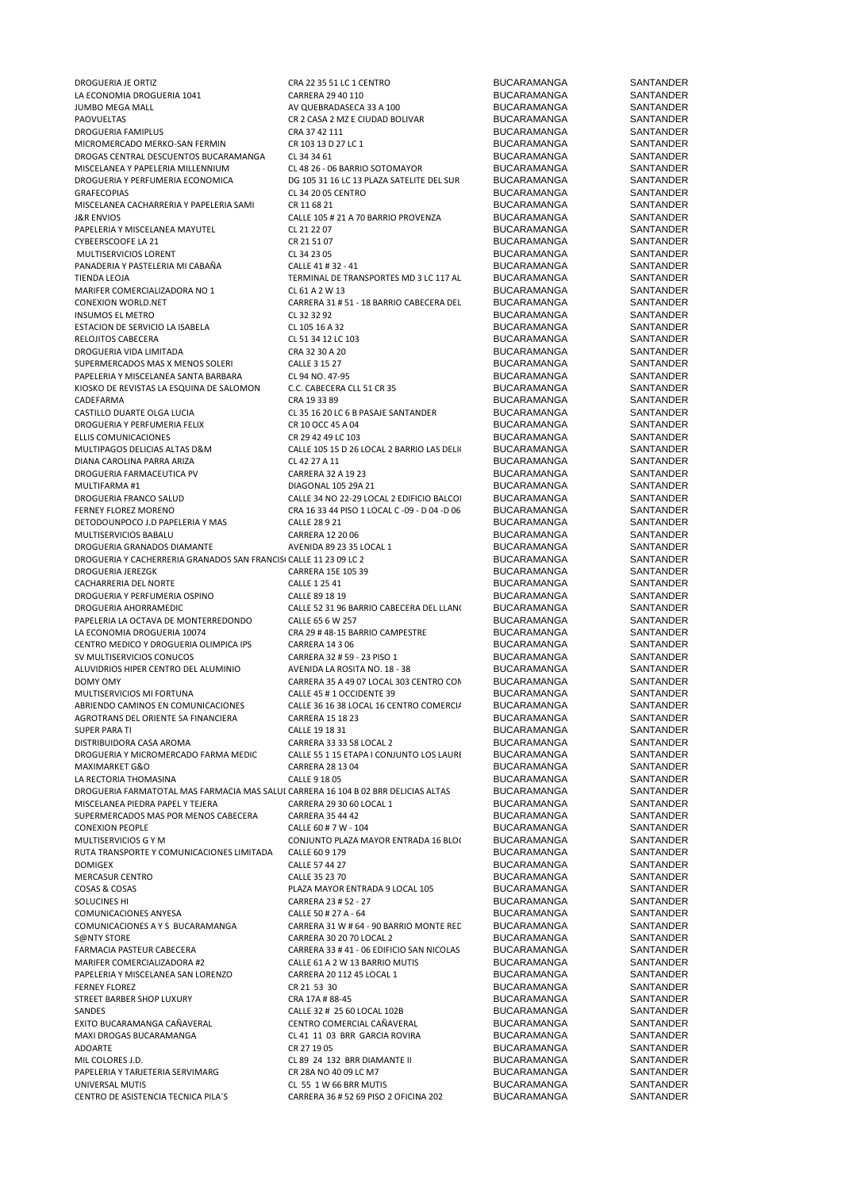| | | | |
|---|---|---|---|
| DROGUERIA JE ORTIZ | CRA 22 35 51 LC 1 CENTRO | BUCARAMANGA | SANTANDER |
| LA ECONOMIA DROGUERIA 1041 | CARRERA 29 40 110 | BUCARAMANGA | SANTANDER |
| JUMBO MEGA MALL | AV QUEBRADASECA 33 A 100 | BUCARAMANGA | SANTANDER |
| PAOVUELTAS | CR 2 CASA 2 MZ E CIUDAD BOLIVAR | BUCARAMANGA | SANTANDER |
| DROGUERIA FAMIPLUS | CRA 37 42 111 | BUCARAMANGA | SANTANDER |
| MICROMERCADO MERKO-SAN FERMIN | CR 103 13 D 27 LC 1 | BUCARAMANGA | SANTANDER |
| DROGAS CENTRAL DESCUENTOS BUCARAMANGA | CL 34 34 61 | BUCARAMANGA | SANTANDER |
| MISCELANEA Y PAPELERIA MILLENNIUM | CL 48 26 - 06 BARRIO SOTOMAYOR | BUCARAMANGA | SANTANDER |
| DROGUERIA Y PERFUMERIA ECONOMICA | DG 105 31 16 LC 13 PLAZA SATELITE DEL SUR | BUCARAMANGA | SANTANDER |
| GRAFECOPIAS | CL 34 20 05 CENTRO | BUCARAMANGA | SANTANDER |
| MISCELANEA CACHARRERIA Y PAPELERIA SAMI | CR 11 68 21 | BUCARAMANGA | SANTANDER |
| J&R ENVIOS | CALLE 105 # 21 A 70 BARRIO PROVENZA | BUCARAMANGA | SANTANDER |
| PAPELERIA Y MISCELANEA MAYUTEL | CL 21 22 07 | BUCARAMANGA | SANTANDER |
| CYBEERSCOOFE LA 21 | CR 21 51 07 | BUCARAMANGA | SANTANDER |
| MULTISERVICIOS LORENT | CL 34 23 05 | BUCARAMANGA | SANTANDER |
| PANADERIA Y PASTELERIA MI CABAÑA | CALLE 41 # 32 - 41 | BUCARAMANGA | SANTANDER |
| TIENDA LEOJA | TERMINAL DE TRANSPORTES MD 3 LC 117 AL | BUCARAMANGA | SANTANDER |
| MARIFER COMERCIALIZADORA NO 1 | CL 61 A 2 W 13 | BUCARAMANGA | SANTANDER |
| CONEXION WORLD.NET | CARRERA 31 # 51 - 18 BARRIO CABECERA DEL | BUCARAMANGA | SANTANDER |
| INSUMOS EL METRO | CL 32 32 92 | BUCARAMANGA | SANTANDER |
| ESTACION DE SERVICIO LA ISABELA | CL 105 16 A 32 | BUCARAMANGA | SANTANDER |
| RELOJITOS CABECERA | CL 51 34 12 LC 103 | BUCARAMANGA | SANTANDER |
| DROGUERIA VIDA LIMITADA | CRA 32 30 A 20 | BUCARAMANGA | SANTANDER |
| SUPERMERCADOS MAS X MENOS SOLERI | CALLE 3 15 27 | BUCARAMANGA | SANTANDER |
| PAPELERIA Y MISCELANEA SANTA BARBARA | CL 94 NO. 47-95 | BUCARAMANGA | SANTANDER |
| KIOSKO DE REVISTAS LA ESQUINA DE SALOMON | C.C. CABECERA CLL 51 CR 35 | BUCARAMANGA | SANTANDER |
| CADEFARMA | CRA 19 33 89 | BUCARAMANGA | SANTANDER |
| CASTILLO DUARTE OLGA LUCIA | CL 35 16 20 LC 6 B PASAJE SANTANDER | BUCARAMANGA | SANTANDER |
| DROGUERIA Y PERFUMERIA FELIX | CR 10 OCC 45 A 04 | BUCARAMANGA | SANTANDER |
| ELLIS COMUNICACIONES | CR 29 42 49 LC 103 | BUCARAMANGA | SANTANDER |
| MULTIPAGOS DELICIAS ALTAS D&M | CALLE 105 15 D 26 LOCAL 2 BARRIO LAS DELI( | BUCARAMANGA | SANTANDER |
| DIANA CAROLINA PARRA ARIZA | CL 42 27 A 11 | BUCARAMANGA | SANTANDER |
| DROGUERIA FARMACEUTICA PV | CARRERA 32 A 19 23 | BUCARAMANGA | SANTANDER |
| MULTIFARMA #1 | DIAGONAL 105 29A 21 | BUCARAMANGA | SANTANDER |
| DROGUERIA FRANCO SALUD | CALLE 34 NO 22-29 LOCAL 2 EDIFICIO BALCOI | BUCARAMANGA | SANTANDER |
| FERNEY FLOREZ MORENO | CRA 16 33 44 PISO 1 LOCAL C -09 - D 04 -D 06 | BUCARAMANGA | SANTANDER |
| DETODOUNPOCO J.D PAPELERIA Y MAS | CALLE 28 9 21 | BUCARAMANGA | SANTANDER |
| MULTISERVICIOS BABALU | CARRERA 12 20 06 | BUCARAMANGA | SANTANDER |
| DROGUERIA GRANADOS DIAMANTE | AVENIDA 89 23 35 LOCAL 1 | BUCARAMANGA | SANTANDER |
| DROGUERIA Y CACHERRERIA GRANADOS SAN FRANCIS( | CALLE 11 23 09 LC 2 | BUCARAMANGA | SANTANDER |
| DROGUERIA JEREZGK | CARRERA 15E 105 39 | BUCARAMANGA | SANTANDER |
| CACHARRERIA DEL NORTE | CALLE 1 25 41 | BUCARAMANGA | SANTANDER |
| DROGUERIA Y PERFUMERIA OSPINO | CALLE 89 18 19 | BUCARAMANGA | SANTANDER |
| DROGUERIA AHORRAMEDIC | CALLE 52 31 96 BARRIO CABECERA DEL LLAN( | BUCARAMANGA | SANTANDER |
| PAPELERIA LA OCTAVA DE MONTERREDONDO | CALLE 65 6 W 257 | BUCARAMANGA | SANTANDER |
| LA ECONOMIA DROGUERIA 10074 | CRA 29 # 48-15 BARRIO CAMPESTRE | BUCARAMANGA | SANTANDER |
| CENTRO MEDICO Y DROGUERIA OLIMPICA IPS | CARRERA 14 3 06 | BUCARAMANGA | SANTANDER |
| SV MULTISERVICIOS CONUCOS | CARRERA 32 # 59 - 23 PISO 1 | BUCARAMANGA | SANTANDER |
| ALUVIDRIOS HIPER CENTRO DEL ALUMINIO | AVENIDA LA ROSITA NO. 18 - 38 | BUCARAMANGA | SANTANDER |
| DOMY OMY | CARRERA 35 A 49 07 LOCAL 303 CENTRO CON | BUCARAMANGA | SANTANDER |
| MULTISERVICIOS MI FORTUNA | CALLE 45 # 1 OCCIDENTE 39 | BUCARAMANGA | SANTANDER |
| ABRIENDO CAMINOS EN COMUNICACIONES | CALLE 36 16 38 LOCAL 16 CENTRO COMERCIA | BUCARAMANGA | SANTANDER |
| AGROTRANS DEL ORIENTE SA FINANCIERA | CARRERA 15 18 23 | BUCARAMANGA | SANTANDER |
| SUPER PARA TI | CALLE 19 18 31 | BUCARAMANGA | SANTANDER |
| DISTRIBUIDORA CASA AROMA | CARRERA 33 33 58 LOCAL 2 | BUCARAMANGA | SANTANDER |
| DROGUERIA Y MICROMERCADO FARMA MEDIC | CALLE 55 1 15 ETAPA I CONJUNTO LOS LAURI | BUCARAMANGA | SANTANDER |
| MAXIMARKET G&O | CARRERA 28 13 04 | BUCARAMANGA | SANTANDER |
| LA RECTORIA THOMASINA | CALLE 9 18 05 | BUCARAMANGA | SANTANDER |
| DROGUERIA FARMATOTAL MAS FARMACIA MAS SALUI | CARRERA 16 104 B 02 BRR DELICIAS ALTAS | BUCARAMANGA | SANTANDER |
| MISCELANEA PIEDRA PAPEL Y TEJERA | CARRERA 29 30 60 LOCAL 1 | BUCARAMANGA | SANTANDER |
| SUPERMERCADOS MAS POR MENOS CABECERA | CARRERA 35 44 42 | BUCARAMANGA | SANTANDER |
| CONEXION PEOPLE | CALLE 60 # 7 W - 104 | BUCARAMANGA | SANTANDER |
| MULTISERVICIOS G Y M | CONJUNTO PLAZA MAYOR ENTRADA 16 BLO( | BUCARAMANGA | SANTANDER |
| RUTA TRANSPORTE Y COMUNICACIONES LIMITADA | CALLE 60 9 179 | BUCARAMANGA | SANTANDER |
| DOMIGEX | CALLE 57 44 27 | BUCARAMANGA | SANTANDER |
| MERCASUR CENTRO | CALLE 35 23 70 | BUCARAMANGA | SANTANDER |
| COSAS & COSAS | PLAZA MAYOR ENTRADA 9 LOCAL 105 | BUCARAMANGA | SANTANDER |
| SOLUCINES HI | CARRERA 23 # 52 - 27 | BUCARAMANGA | SANTANDER |
| COMUNICACIONES ANYESA | CALLE 50 # 27 A - 64 | BUCARAMANGA | SANTANDER |
| COMUNICACIONES A Y S BUCARAMANGA | CARRERA 31 W # 64 - 90 BARRIO MONTE REC | BUCARAMANGA | SANTANDER |
| S@NTY STORE | CARRERA 30 20 70 LOCAL 2 | BUCARAMANGA | SANTANDER |
| FARMACIA PASTEUR CABECERA | CARRERA 33 # 41 - 06 EDIFICIO SAN NICOLAS | BUCARAMANGA | SANTANDER |
| MARIFER COMERCIALIZADORA #2 | CALLE 61 A 2 W 13 BARRIO MUTIS | BUCARAMANGA | SANTANDER |
| PAPELERIA Y MISCELANEA SAN LORENZO | CARRERA 20 112 45 LOCAL 1 | BUCARAMANGA | SANTANDER |
| FERNEY FLOREZ | CR 21 53 30 | BUCARAMANGA | SANTANDER |
| STREET BARBER SHOP LUXURY | CRA 17A # 88-45 | BUCARAMANGA | SANTANDER |
| SANDES | CALLE 32 # 25 60 LOCAL 102B | BUCARAMANGA | SANTANDER |
| EXITO BUCARAMANGA CAÑAVERAL | CENTRO COMERCIAL CAÑAVERAL | BUCARAMANGA | SANTANDER |
| MAXI DROGAS BUCARAMANGA | CL 41 11 03 BRR GARCIA ROVIRA | BUCARAMANGA | SANTANDER |
| ADOARTE | CR 27 19 05 | BUCARAMANGA | SANTANDER |
| MIL COLORES J.D. | CL 89 24 132 BRR DIAMANTE II | BUCARAMANGA | SANTANDER |
| PAPELERIA Y TARJETERIA SERVIMARG | CR 28A NO 40 09 LC M7 | BUCARAMANGA | SANTANDER |
| UNIVERSAL MUTIS | CL 55 1 W 66 BRR MUTIS | BUCARAMANGA | SANTANDER |
| CENTRO DE ASISTENCIA TECNICA PILA´S | CARRERA 36 # 52 69 PISO 2 OFICINA 202 | BUCARAMANGA | SANTANDER |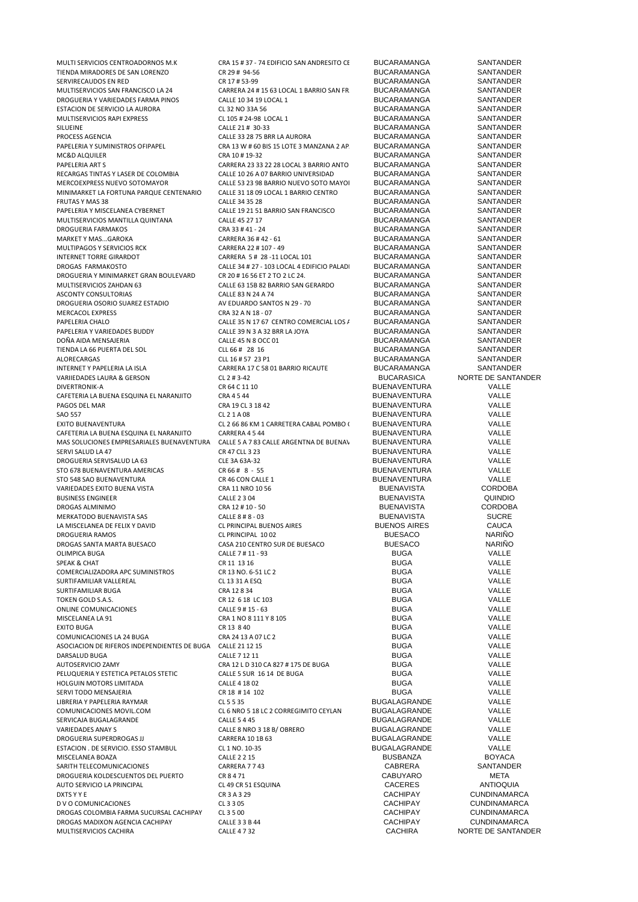| | | | |
|---|---|---|---|
| MULTI SERVICIOS CENTROADORNOS M.K | CRA 15 # 37 - 74 EDIFICIO SAN ANDRESITO CE | BUCARAMANGA | SANTANDER |
| TIENDA MIRADORES DE SAN LORENZO | CR 29 # 94-56 | BUCARAMANGA | SANTANDER |
| SERVIRECAUDOS EN RED | CR 17 # 53-99 | BUCARAMANGA | SANTANDER |
| MULTISERVICIOS SAN FRANCISCO LA 24 | CARRERA 24 # 15 63 LOCAL 1 BARRIO SAN FR | BUCARAMANGA | SANTANDER |
| DROGUERIA Y VARIEDADES FARMA PINOS | CALLE 10 34 19 LOCAL 1 | BUCARAMANGA | SANTANDER |
| ESTACION DE SERVICIO LA AURORA | CL 32 NO 33A 56 | BUCARAMANGA | SANTANDER |
| MULTISERVICIOS RAPI EXPRESS | CL 105 # 24-98 LOCAL 1 | BUCARAMANGA | SANTANDER |
| SILUEINE | CALLE 21 # 30-33 | BUCARAMANGA | SANTANDER |
| PROCESS AGENCIA | CALLE 33 28 75 BRR LA AURORA | BUCARAMANGA | SANTANDER |
| PAPELERIA Y SUMINISTROS OFIPAPEL | CRA 13 W # 60 BIS 15 LOTE 3 MANZANA 2 AP | BUCARAMANGA | SANTANDER |
| MC&D ALQUILER | CRA 10 # 19-32 | BUCARAMANGA | SANTANDER |
| PAPELERIA ART S | CARRERA 23 33 22 28 LOCAL 3 BARRIO ANTO | BUCARAMANGA | SANTANDER |
| RECARGAS TINTAS Y LASER DE COLOMBIA | CALLE 10 26 A 07 BARRIO UNIVERSIDAD | BUCARAMANGA | SANTANDER |
| MERCOEXPRESS NUEVO SOTOMAYOR | CALLE 53 23 98 BARRIO NUEVO SOTO MAYOI | BUCARAMANGA | SANTANDER |
| MINIMARKET LA FORTUNA PARQUE CENTENARIO | CALLE 31 18 09 LOCAL 1 BARRIO CENTRO | BUCARAMANGA | SANTANDER |
| FRUTAS Y MAS 38 | CALLE 34 35 28 | BUCARAMANGA | SANTANDER |
| PAPELERIA Y MISCELANEA CYBERNET | CALLE 19 21 51 BARRIO SAN FRANCISCO | BUCARAMANGA | SANTANDER |
| MULTISERVICIOS MANTILLA QUINTANA | CALLE 45 27 17 | BUCARAMANGA | SANTANDER |
| DROGUERIA FARMAKOS | CRA 33 # 41 - 24 | BUCARAMANGA | SANTANDER |
| MARKET Y MAS...GAROKA | CARRERA 36 # 42 - 61 | BUCARAMANGA | SANTANDER |
| MULTIPAGOS Y SERVICIOS RCK | CARRERA 22 # 107 - 49 | BUCARAMANGA | SANTANDER |
| INTERNET TORRE GIRARDOT | CARRERA 5 # 28 -11 LOCAL 101 | BUCARAMANGA | SANTANDER |
| DROGAS FARMAKOSTO | CALLE 34 # 27 - 103 LOCAL 4 EDIFICIO PALADI | BUCARAMANGA | SANTANDER |
| DROGUERIA Y MINIMARKET GRAN BOULEVARD | CR 20 # 16 56 ET 2 TO 2 LC 24. | BUCARAMANGA | SANTANDER |
| MULTISERVICIOS ZAHDAN 63 | CALLE 63 15B 82 BARRIO SAN GERARDO | BUCARAMANGA | SANTANDER |
| ASCONTY CONSULTORIAS | CALLE 83 N 24 A 74 | BUCARAMANGA | SANTANDER |
| DROGUERIA OSORIO SUAREZ ESTADIO | AV EDUARDO SANTOS N 29 - 70 | BUCARAMANGA | SANTANDER |
| MERCACOL EXPRESS | CRA 32 A N 18 - 07 | BUCARAMANGA | SANTANDER |
| PAPELERIA CHALO | CALLE 35 N 17 67 CENTRO COMERCIAL LOS A | BUCARAMANGA | SANTANDER |
| PAPELERIA Y VARIEDADES BUDDY | CALLE 39 N 3 A 32 BRR LA JOYA | BUCARAMANGA | SANTANDER |
| DOÑA AIDA MENSAJERIA | CALLE 45 N 8 OCC 01 | BUCARAMANGA | SANTANDER |
| TIENDA LA 66 PUERTA DEL SOL | CLL 66 # 28 16 | BUCARAMANGA | SANTANDER |
| ALORECARGAS | CLL 16 # 57 23 P1 | BUCARAMANGA | SANTANDER |
| INTERNET Y PAPELERIA LA ISLA | CARRERA 17 C 58 01 BARRIO RICAUTE | BUCARAMANGA | SANTANDER |
| VARIIEDADES LAURA & GERSON | CL 2 # 3-42 | BUCARASICA | NORTE DE SANTANDER |
| DIVERTRONIK-A | CR 64 C 11 10 | BUENAVENTURA | VALLE |
| CAFETERIA LA BUENA ESQUINA EL NARANJITO | CRA 4 5 44 | BUENAVENTURA | VALLE |
| PAGOS DEL MAR | CRA 19 CL 3 18 42 | BUENAVENTURA | VALLE |
| SAO 557 | CL 2 1 A 08 | BUENAVENTURA | VALLE |
| EXITO BUENAVENTURA | CL 2 66 86 KM 1 CARRETERA CABAL POMBO ( | BUENAVENTURA | VALLE |
| CAFETERIA LA BUENA ESQUINA EL NARANJITO | CARRERA 4 5 44 | BUENAVENTURA | VALLE |
| MAS SOLUCIONES EMPRESARIALES BUENAVENTURA | CALLE 5 A 7 83 CALLE ARGENTNA DE BUENAV | BUENAVENTURA | VALLE |
| SERVI SALUD LA 47 | CR 47 CLL 3 23 | BUENAVENTURA | VALLE |
| DROGUERIA SERVISALUD LA 63 | CLE 3A 63A-32 | BUENAVENTURA | VALLE |
| STO 678 BUENAVENTURA AMERICAS | CR 66 # 8 - 55 | BUENAVENTURA | VALLE |
| STO 548 SAO BUENAVENTURA | CR 46 CON CALLE 1 | BUENAVENTURA | VALLE |
| VARIEDADES EXITO BUENA VISTA | CRA 11 NRO 10 56 | BUENAVISTA | CORDOBA |
| BUSINESS ENGINEER | CALLE 2 3 04 | BUENAVISTA | QUINDIO |
| DROGAS ALMINIMO | CRA 12 # 10 - 50 | BUENAVISTA | CORDOBA |
| MERKATODO BUENAVISTA SAS | CALLE 8 # 8 - 03 | BUENAVISTA | SUCRE |
| LA MISCELANEA DE FELIX Y DAVID | CL PRINCIPAL BUENOS AIRES | BUENOS AIRES | CAUCA |
| DROGUERIA RAMOS | CL PRINCIPAL 10 02 | BUESACO | NARIÑO |
| DROGAS SANTA MARTA BUESACO | CASA 210 CENTRO SUR DE BUESACO | BUESACO | NARIÑO |
| OLIMPICA BUGA | CALLE 7 # 11 - 93 | BUGA | VALLE |
| SPEAK & CHAT | CR 11 13 16 | BUGA | VALLE |
| COMERCIALIZADORA APC SUMINISTROS | CR 13 NO. 6-51 LC 2 | BUGA | VALLE |
| SURTIFAMILIAR VALLEREAL | CL 13 31 A ESQ | BUGA | VALLE |
| SURTIFAMILIAR BUGA | CRA 12 8 34 | BUGA | VALLE |
| TOKEN GOLD S.A.S. | CR 12 6 18 LC 103 | BUGA | VALLE |
| ONLINE COMUNICACIONES | CALLE 9 # 15 - 63 | BUGA | VALLE |
| MISCELANEA LA 91 | CRA 1 NO 8 111 Y 8 105 | BUGA | VALLE |
| EXITO BUGA | CR 13 8 40 | BUGA | VALLE |
| COMUNICACIONES LA 24 BUGA | CRA 24 13 A 07 LC 2 | BUGA | VALLE |
| ASOCIACION DE RIFEROS INDEPENDIENTES DE BUGA | CALLE 21 12 15 | BUGA | VALLE |
| DARSALUD BUGA | CALLE 7 12 11 | BUGA | VALLE |
| AUTOSERVICIO ZAMY | CRA 12 L D 310 CA 827 # 175 DE BUGA | BUGA | VALLE |
| PELUQUERIA Y ESTETICA PETALOS STETIC | CALLE 5 SUR 16 14 DE BUGA | BUGA | VALLE |
| HOLGUIN MOTORS LIMITADA | CALLE 4 18 02 | BUGA | VALLE |
| SERVI TODO MENSAJERIA | CR 18 # 14 102 | BUGA | VALLE |
| LIBRERIA Y PAPELERIA RAYMAR | CL 5 5 35 | BUGALAGRANDE | VALLE |
| COMUNICACIONES MOVIL.COM | CL 6 NRO 5 18 LC 2 CORREGIMITO CEYLAN | BUGALAGRANDE | VALLE |
| SERVICAJA BUGALAGRANDE | CALLE 5 4 45 | BUGALAGRANDE | VALLE |
| VARIEDADES ANAY S | CALLE 8 NRO 3 18 B/ OBRERO | BUGALAGRANDE | VALLE |
| DROGUERIA SUPERDROGAS JJ | CARRERA 10 18 63 | BUGALAGRANDE | VALLE |
| ESTACION . DE SERVICIO. ESSO STAMBUL | CL 1 NO. 10-35 | BUGALAGRANDE | VALLE |
| MISCELANEA BOAZA | CALLE 2 2 15 | BUSBANZA | BOYACA |
| SARITH TELECOMUNICACIONES | CARRERA 7 7 43 | CABRERA | SANTANDER |
| DROGUERIA KOLDESCUENTOS DEL PUERTO | CR 8 4 71 | CABUYARO | META |
| AUTO SERVICIO LA PRINCIPAL | CL 49 CR 51 ESQUINA | CACERES | ANTIOQUIA |
| DXTS Y Y E | CR 3 A 3 29 | CACHIPAY | CUNDINAMARCA |
| D V O COMUNICACIONES | CL 3 3 05 | CACHIPAY | CUNDINAMARCA |
| DROGAS COLOMBIA FARMA SUCURSAL CACHIPAY | CL 3 5 00 | CACHIPAY | CUNDINAMARCA |
| DROGAS MADIXON AGENCIA CACHIPAY | CALLE 3 3 B 44 | CACHIPAY | CUNDINAMARCA |
| MULTISERVICIOS CACHIRA | CALLE 4 7 32 | CACHIRA | NORTE DE SANTANDER |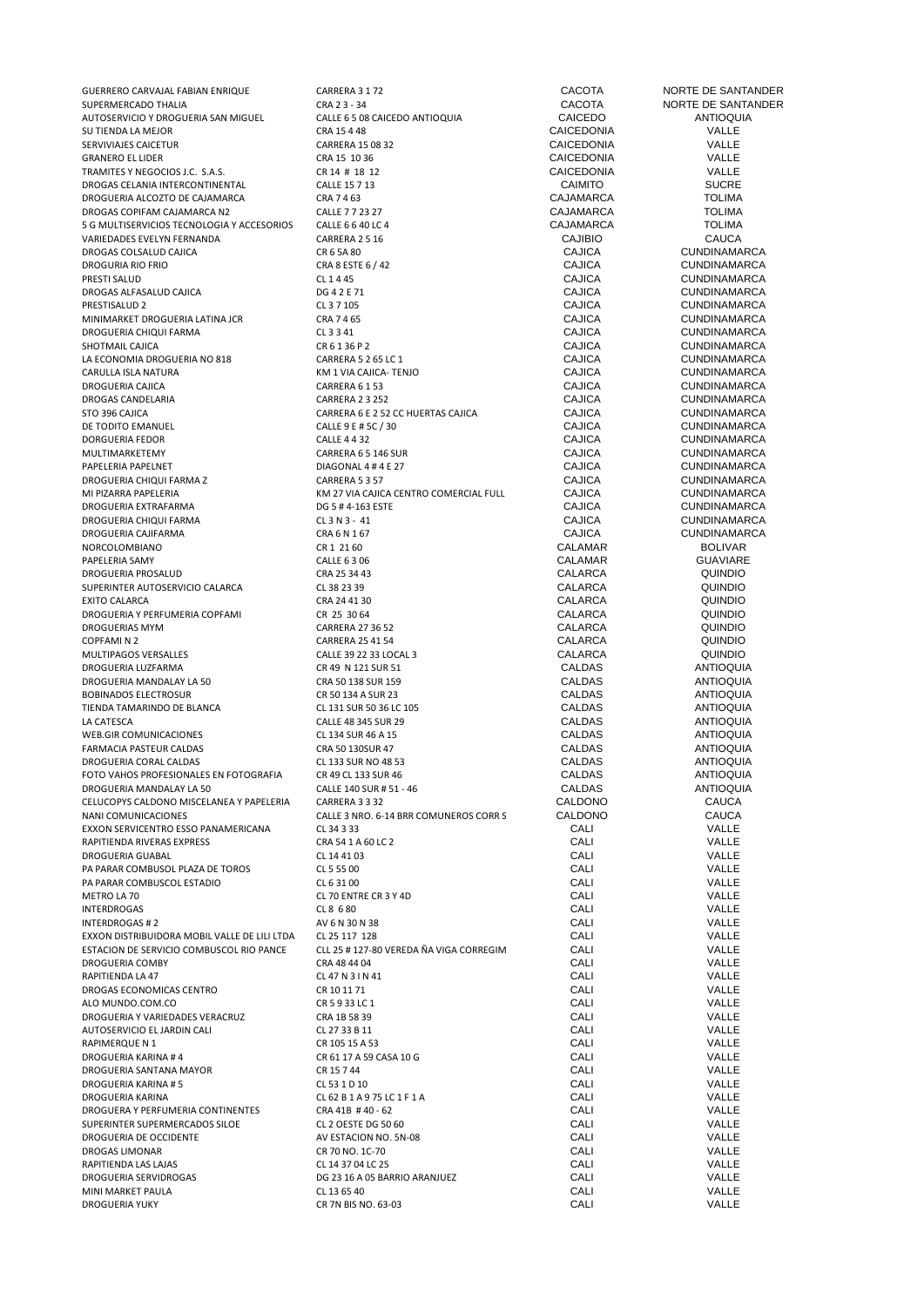| | | | |
|---|---|---|---|
| GUERRERO CARVAJAL FABIAN ENRIQUE | CARRERA 3 1 72 | CACOTA | NORTE DE SANTANDER |
| SUPERMERCADO THALIA | CRA 2 3 - 34 | CACOTA | NORTE DE SANTANDER |
| AUTOSERVICIO Y DROGUERIA SAN MIGUEL | CALLE 6 5 08 CAICEDO ANTIOQUIA | CAICEDO | ANTIOQUIA |
| SU TIENDA LA MEJOR | CRA 15 4 48 | CAICEDONIA | VALLE |
| SERVIVIAJES CAICETUR | CARRERA 15 08 32 | CAICEDONIA | VALLE |
| GRANERO EL LIDER | CRA 15 10 36 | CAICEDONIA | VALLE |
| TRAMITES Y NEGOCIOS J.C. S.A.S. | CR 14 # 18 12 | CAICEDONIA | VALLE |
| DROGAS CELANIA INTERCONTINENTAL | CALLE 15 7 13 | CAIMITO | SUCRE |
| DROGUERIA ALCOZTO DE CAJAMARCA | CRA 7 4 63 | CAJAMARCA | TOLIMA |
| DROGAS COPIFAM CAJAMARCA N2 | CALLE 7 7 23 27 | CAJAMARCA | TOLIMA |
| 5 G MULTISERVICIOS TECNOLOGIA Y ACCESORIOS | CALLE 6 6 40 LC 4 | CAJAMARCA | TOLIMA |
| VARIEDADES EVELYN FERNANDA | CARRERA 2 5 16 | CAJIBIO | CAUCA |
| DROGAS COLSALUD CAJICA | CR 6 5A 80 | CAJICA | CUNDINAMARCA |
| DROGURIA RIO FRIO | CRA 8 ESTE 6 / 42 | CAJICA | CUNDINAMARCA |
| PRESTI SALUD | CL 1 4 45 | CAJICA | CUNDINAMARCA |
| DROGAS ALFASALUD CAJICA | DG 4 2 E 71 | CAJICA | CUNDINAMARCA |
| PRESTISALUD 2 | CL 3 7 105 | CAJICA | CUNDINAMARCA |
| MINIMARKET DROGUERIA LATINA JCR | CRA 7 4 65 | CAJICA | CUNDINAMARCA |
| DROGUERIA CHIQUI FARMA | CL 3 3 41 | CAJICA | CUNDINAMARCA |
| SHOTMAIL CAJICA | CR 6 1 36 P 2 | CAJICA | CUNDINAMARCA |
| LA ECONOMIA DROGUERIA NO 818 | CARRERA 5 2 65 LC 1 | CAJICA | CUNDINAMARCA |
| CARULLA ISLA NATURA | KM 1 VIA CAJICA- TENJO | CAJICA | CUNDINAMARCA |
| DROGUERIA CAJICA | CARRERA 6 1 53 | CAJICA | CUNDINAMARCA |
| DROGAS CANDELARIA | CARRERA 2 3 252 | CAJICA | CUNDINAMARCA |
| STO 396 CAJICA | CARRERA 6 E 2 52 CC HUERTAS CAJICA | CAJICA | CUNDINAMARCA |
| DE TODITO EMANUEL | CALLE 9 E # 5C / 30 | CAJICA | CUNDINAMARCA |
| DORGUERIA FEDOR | CALLE 4 4 32 | CAJICA | CUNDINAMARCA |
| MULTIMARKETEMY | CARRERA 6 5 146 SUR | CAJICA | CUNDINAMARCA |
| PAPELERIA PAPELNET | DIAGONAL 4 # 4 E 27 | CAJICA | CUNDINAMARCA |
| DROGUERIA CHIQUI FARMA Z | CARRERA 5 3 57 | CAJICA | CUNDINAMARCA |
| MI PIZARRA PAPELERIA | KM 27 VIA CAJICA CENTRO COMERCIAL FULL | CAJICA | CUNDINAMARCA |
| DROGUERIA EXTRAFARMA | DG 5 # 4-163 ESTE | CAJICA | CUNDINAMARCA |
| DROGUERIA CHIQUI FARMA | CL 3 N 3 - 41 | CAJICA | CUNDINAMARCA |
| DROGUERIA CAJIFARMA | CRA 6 N 1 67 | CAJICA | CUNDINAMARCA |
| NORCOLOMBIANO | CR 1 21 60 | CALAMAR | BOLIVAR |
| PAPELERIA SAMY | CALLE 6 3 06 | CALAMAR | GUAVIARE |
| DROGUERIA PROSALUD | CRA 25 34 43 | CALARCA | QUINDIO |
| SUPERINTER AUTOSERVICIO CALARCA | CL 38 23 39 | CALARCA | QUINDIO |
| EXITO CALARCA | CRA 24 41 30 | CALARCA | QUINDIO |
| DROGUERIA Y PERFUMERIA COPFAMI | CR 25 30 64 | CALARCA | QUINDIO |
| DROGUERIAS MYM | CARRERA 27 36 52 | CALARCA | QUINDIO |
| COPFAMI N 2 | CARRERA 25 41 54 | CALARCA | QUINDIO |
| MULTIPAGOS VERSALLES | CALLE 39 22 33 LOCAL 3 | CALARCA | QUINDIO |
| DROGUERIA LUZFARMA | CR 49 N 121 SUR 51 | CALDAS | ANTIOQUIA |
| DROGUERIA MANDALAY LA 50 | CRA 50 138 SUR 159 | CALDAS | ANTIOQUIA |
| BOBINADOS ELECTROSUR | CR 50 134 A SUR 23 | CALDAS | ANTIOQUIA |
| TIENDA TAMARINDO DE BLANCA | CL 131 SUR 50 36 LC 105 | CALDAS | ANTIOQUIA |
| LA CATESCA | CALLE 48 345 SUR 29 | CALDAS | ANTIOQUIA |
| WEB.GIR COMUNICACIONES | CL 134 SUR 46 A 15 | CALDAS | ANTIOQUIA |
| FARMACIA PASTEUR CALDAS | CRA 50 130SUR 47 | CALDAS | ANTIOQUIA |
| DROGUERIA CORAL CALDAS | CL 133 SUR NO 48 53 | CALDAS | ANTIOQUIA |
| FOTO VAHOS PROFESIONALES EN FOTOGRAFIA | CR 49 CL 133 SUR 46 | CALDAS | ANTIOQUIA |
| DROGUERIA MANDALAY LA 50 | CALLE 140 SUR # 51 - 46 | CALDAS | ANTIOQUIA |
| CELUCOPYS CALDONO MISCELANEA Y PAPELERIA | CARRERA 3 3 32 | CALDONO | CAUCA |
| NANI COMUNICACIONES | CALLE 3 NRO. 6-14 BRR COMUNEROS CORR S | CALDONO | CAUCA |
| EXXON SERVICENTRO ESSO PANAMERICANA | CL 34 3 33 | CALI | VALLE |
| RAPITIENDA RIVERAS EXPRESS | CRA 54 1 A 60 LC 2 | CALI | VALLE |
| DROGUERIA GUABAL | CL 14 41 03 | CALI | VALLE |
| PA PARAR COMBUSOL PLAZA DE TOROS | CL 5 55 00 | CALI | VALLE |
| PA PARAR COMBUSCOL ESTADIO | CL 6 31 00 | CALI | VALLE |
| METRO LA 70 | CL 70 ENTRE CR 3 Y 4D | CALI | VALLE |
| INTERDROGAS | CL 8 6 80 | CALI | VALLE |
| INTERDROGAS # 2 | AV 6 N 30 N 38 | CALI | VALLE |
| EXXON DISTRIBUIDORA MOBIL VALLE DE LILI LTDA | CL 25 117 128 | CALI | VALLE |
| ESTACION DE SERVICIO COMBUSCOL RIO PANCE | CLL 25 # 127-80 VEREDA ÑA VIGA CORREGIM | CALI | VALLE |
| DROGUERIA COMBY | CRA 48 44 04 | CALI | VALLE |
| RAPITIENDA LA 47 | CL 47 N 3 I N 41 | CALI | VALLE |
| DROGAS ECONOMICAS CENTRO | CR 10 11 71 | CALI | VALLE |
| ALO MUNDO.COM.CO | CR 5 9 33 LC 1 | CALI | VALLE |
| DROGUERIA Y VARIEDADES VERACRUZ | CRA 1B 58 39 | CALI | VALLE |
| AUTOSERVICIO EL JARDIN CALI | CL 27 33 B 11 | CALI | VALLE |
| RAPIMERQUE N 1 | CR 105 15 A 53 | CALI | VALLE |
| DROGUERIA KARINA # 4 | CR 61 17 A 59 CASA 10 G | CALI | VALLE |
| DROGUERIA SANTANA MAYOR | CR 15 7 44 | CALI | VALLE |
| DROGUERIA KARINA # 5 | CL 53 1 D 10 | CALI | VALLE |
| DROGUERIA KARINA | CL 62 B 1 A 9 75 LC 1 F 1 A | CALI | VALLE |
| DROGUERA Y PERFUMERIA CONTINENTES | CRA 41B # 40 - 62 | CALI | VALLE |
| SUPERINTER SUPERMERCADOS SILOE | CL 2 OESTE DG 50 60 | CALI | VALLE |
| DROGUERIA DE OCCIDENTE | AV ESTACION NO. 5N-08 | CALI | VALLE |
| DROGAS LIMONAR | CR 70 NO. 1C-70 | CALI | VALLE |
| RAPITIENDA LAS LAJAS | CL 14 37 04 LC 25 | CALI | VALLE |
| DROGUERIA SERVIDROGAS | DG 23 16 A 05 BARRIO ARANJUEZ | CALI | VALLE |
| MINI MARKET PAULA | CL 13 65 40 | CALI | VALLE |
| DROGUERIA YUKY | CR 7N BIS NO. 63-03 | CALI | VALLE |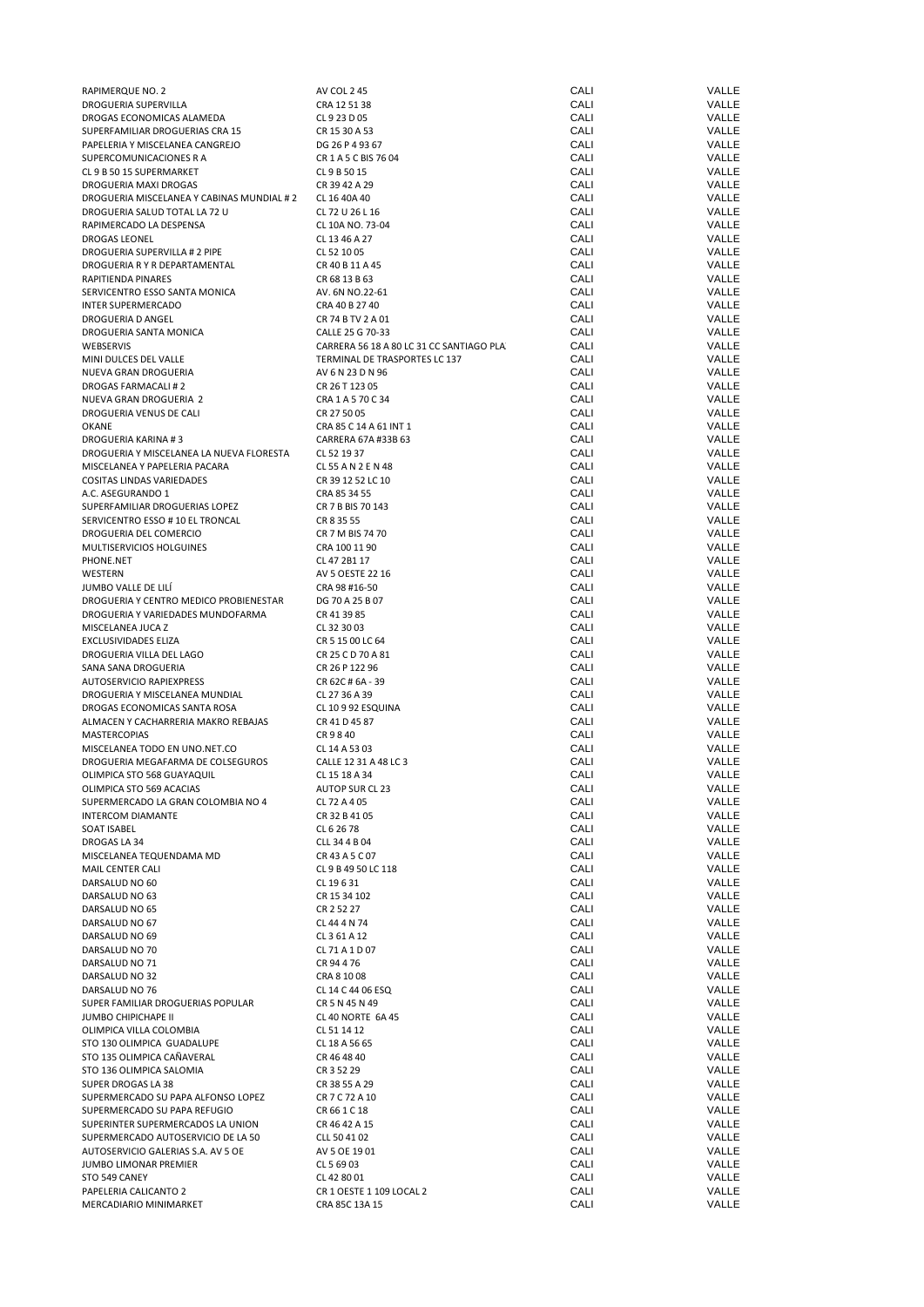| | | | |
|---|---|---|---|
| RAPIMERQUE NO. 2 | AV COL 2 45 | CALI | VALLE |
| DROGUERIA SUPERVILLA | CRA 12 51 38 | CALI | VALLE |
| DROGAS ECONOMICAS ALAMEDA | CL 9 23 D 05 | CALI | VALLE |
| SUPERFAMILIAR DROGUERIAS CRA 15 | CR 15 30 A 53 | CALI | VALLE |
| PAPELERIA Y MISCELANEA CANGREJO | DG 26 P 4 93 67 | CALI | VALLE |
| SUPERCOMUNICACIONES R A | CR 1 A 5 C BIS 76 04 | CALI | VALLE |
| CL 9 B 50 15 SUPERMARKET | CL 9 B 50 15 | CALI | VALLE |
| DROGUERIA MAXI DROGAS | CR 39 42 A 29 | CALI | VALLE |
| DROGUERIA MISCELANEA Y CABINAS MUNDIAL # 2 | CL 16 40A 40 | CALI | VALLE |
| DROGUERIA SALUD TOTAL LA 72 U | CL 72 U 26 L 16 | CALI | VALLE |
| RAPIMERCADO LA DESPENSA | CL 10A NO. 73-04 | CALI | VALLE |
| DROGAS LEONEL | CL 13 46 A 27 | CALI | VALLE |
| DROGUERIA SUPERVILLA # 2 PIPE | CL 52 10 05 | CALI | VALLE |
| DROGUERIA R Y R DEPARTAMENTAL | CR 40 B 11 A 45 | CALI | VALLE |
| RAPITIENDA PINARES | CR 68 13 B 63 | CALI | VALLE |
| SERVICENTRO ESSO SANTA MONICA | AV. 6N NO.22-61 | CALI | VALLE |
| INTER SUPERMERCADO | CRA 40 B 27 40 | CALI | VALLE |
| DROGUERIA D ANGEL | CR 74 B TV 2 A 01 | CALI | VALLE |
| DROGUERIA SANTA MONICA | CALLE 25 G 70-33 | CALI | VALLE |
| WEBSERVIS | CARRERA 56 18 A 80 LC 31 CC SANTIAGO PLA | CALI | VALLE |
| MINI DULCES DEL VALLE | TERMINAL DE TRASPORTES LC 137 | CALI | VALLE |
| NUEVA GRAN DROGUERIA | AV 6 N 23 D N 96 | CALI | VALLE |
| DROGAS FARMACALI # 2 | CR 26 T 123 05 | CALI | VALLE |
| NUEVA GRAN DROGUERIA 2 | CRA 1 A 5 70 C 34 | CALI | VALLE |
| DROGUERIA VENUS DE CALI | CR 27 50 05 | CALI | VALLE |
| OKANE | CRA 85 C 14 A 61 INT 1 | CALI | VALLE |
| DROGUERIA KARINA # 3 | CARRERA 67A #33B 63 | CALI | VALLE |
| DROGUERIA Y MISCELANEA LA NUEVA FLORESTA | CL 52 19 37 | CALI | VALLE |
| MISCELANEA Y PAPELERIA PACARA | CL 55 A N 2 E N 48 | CALI | VALLE |
| COSITAS LINDAS VARIEDADES | CR 39 12 52 LC 10 | CALI | VALLE |
| A.C. ASEGURANDO 1 | CRA 85 34 55 | CALI | VALLE |
| SUPERFAMILIAR DROGUERIAS LOPEZ | CR 7 B BIS 70 143 | CALI | VALLE |
| SERVICENTRO ESSO # 10 EL TRONCAL | CR 8 35 55 | CALI | VALLE |
| DROGUERIA DEL COMERCIO | CR 7 M BIS 74 70 | CALI | VALLE |
| MULTISERVICIOS HOLGUINES | CRA 100 11 90 | CALI | VALLE |
| PHONE.NET | CL 47 2B1 17 | CALI | VALLE |
| WESTERN | AV 5 OESTE 22 16 | CALI | VALLE |
| JUMBO VALLE DE LILÍ | CRA 98 #16-50 | CALI | VALLE |
| DROGUERIA Y CENTRO MEDICO PROBIENESTAR | DG 70 A 25 B 07 | CALI | VALLE |
| DROGUERIA Y VARIEDADES MUNDOFARMA | CR 41 39 85 | CALI | VALLE |
| MISCELANEA JUCA Z | CL 32 30 03 | CALI | VALLE |
| EXCLUSIVIDADES ELIZA | CR 5 15 00 LC 64 | CALI | VALLE |
| DROGUERIA VILLA DEL LAGO | CR 25 C D 70 A 81 | CALI | VALLE |
| SANA SANA DROGUERIA | CR 26 P 122 96 | CALI | VALLE |
| AUTOSERVICIO RAPIEXPRESS | CR 62C # 6A - 39 | CALI | VALLE |
| DROGUERIA Y MISCELANEA MUNDIAL | CL 27 36 A 39 | CALI | VALLE |
| DROGAS ECONOMICAS SANTA ROSA | CL 10 9 92 ESQUINA | CALI | VALLE |
| ALMACEN Y CACHARRERIA MAKRO REBAJAS | CR 41 D 45 87 | CALI | VALLE |
| MASTERCOPIAS | CR 9 8 40 | CALI | VALLE |
| MISCELANEA TODO EN UNO.NET.CO | CL 14 A 53 03 | CALI | VALLE |
| DROGUERIA MEGAFARMA DE COLSEGUROS | CALLE 12 31 A 48 LC 3 | CALI | VALLE |
| OLIMPICA STO 568 GUAYAQUIL | CL 15 18 A 34 | CALI | VALLE |
| OLIMPICA STO 569 ACACIAS | AUTOP SUR CL 23 | CALI | VALLE |
| SUPERMERCADO LA GRAN COLOMBIA NO 4 | CL 72 A 4 05 | CALI | VALLE |
| INTERCOM DIAMANTE | CR 32 B 41 05 | CALI | VALLE |
| SOAT ISABEL | CL 6 26 78 | CALI | VALLE |
| DROGAS LA 34 | CLL 34 4 B 04 | CALI | VALLE |
| MISCELANEA TEQUENDAMA MD | CR 43 A 5 C 07 | CALI | VALLE |
| MAIL CENTER CALI | CL 9 B 49 50 LC 118 | CALI | VALLE |
| DARSALUD NO 60 | CL 19 6 31 | CALI | VALLE |
| DARSALUD NO 63 | CR 15 34 102 | CALI | VALLE |
| DARSALUD NO 65 | CR 2 52 27 | CALI | VALLE |
| DARSALUD NO 67 | CL 44 4 N 74 | CALI | VALLE |
| DARSALUD NO 69 | CL 3 61 A 12 | CALI | VALLE |
| DARSALUD NO 70 | CL 71 A 1 D 07 | CALI | VALLE |
| DARSALUD NO 71 | CR 94 4 76 | CALI | VALLE |
| DARSALUD NO 32 | CRA 8 10 08 | CALI | VALLE |
| DARSALUD NO 76 | CL 14 C 44 06 ESQ | CALI | VALLE |
| SUPER FAMILIAR DROGUERIAS POPULAR | CR 5 N 45 N 49 | CALI | VALLE |
| JUMBO CHIPICHAPE II | CL 40 NORTE 6A 45 | CALI | VALLE |
| OLIMPICA VILLA COLOMBIA | CL 51 14 12 | CALI | VALLE |
| STO 130 OLIMPICA GUADALUPE | CL 18 A 56 65 | CALI | VALLE |
| STO 135 OLIMPICA CAÑAVERAL | CR 46 48 40 | CALI | VALLE |
| STO 136 OLIMPICA SALOMIA | CR 3 52 29 | CALI | VALLE |
| SUPER DROGAS LA 38 | CR 38 55 A 29 | CALI | VALLE |
| SUPERMERCADO SU PAPA ALFONSO LOPEZ | CR 7 C 72 A 10 | CALI | VALLE |
| SUPERMERCADO SU PAPA REFUGIO | CR 66 1 C 18 | CALI | VALLE |
| SUPERINTER SUPERMERCADOS LA UNION | CR 46 42 A 15 | CALI | VALLE |
| SUPERMERCADO AUTOSERVICIO DE LA 50 | CLL 50 41 02 | CALI | VALLE |
| AUTOSERVICIO GALERIAS S.A. AV 5 OE | AV 5 OE 19 01 | CALI | VALLE |
| JUMBO LIMONAR PREMIER | CL 5 69 03 | CALI | VALLE |
| STO 549 CANEY | CL 42 80 01 | CALI | VALLE |
| PAPELERIA CALICANTO 2 | CR 1 OESTE 1 109 LOCAL 2 | CALI | VALLE |
| MERCADIARIO MINIMARKET | CRA 85C 13A 15 | CALI | VALLE |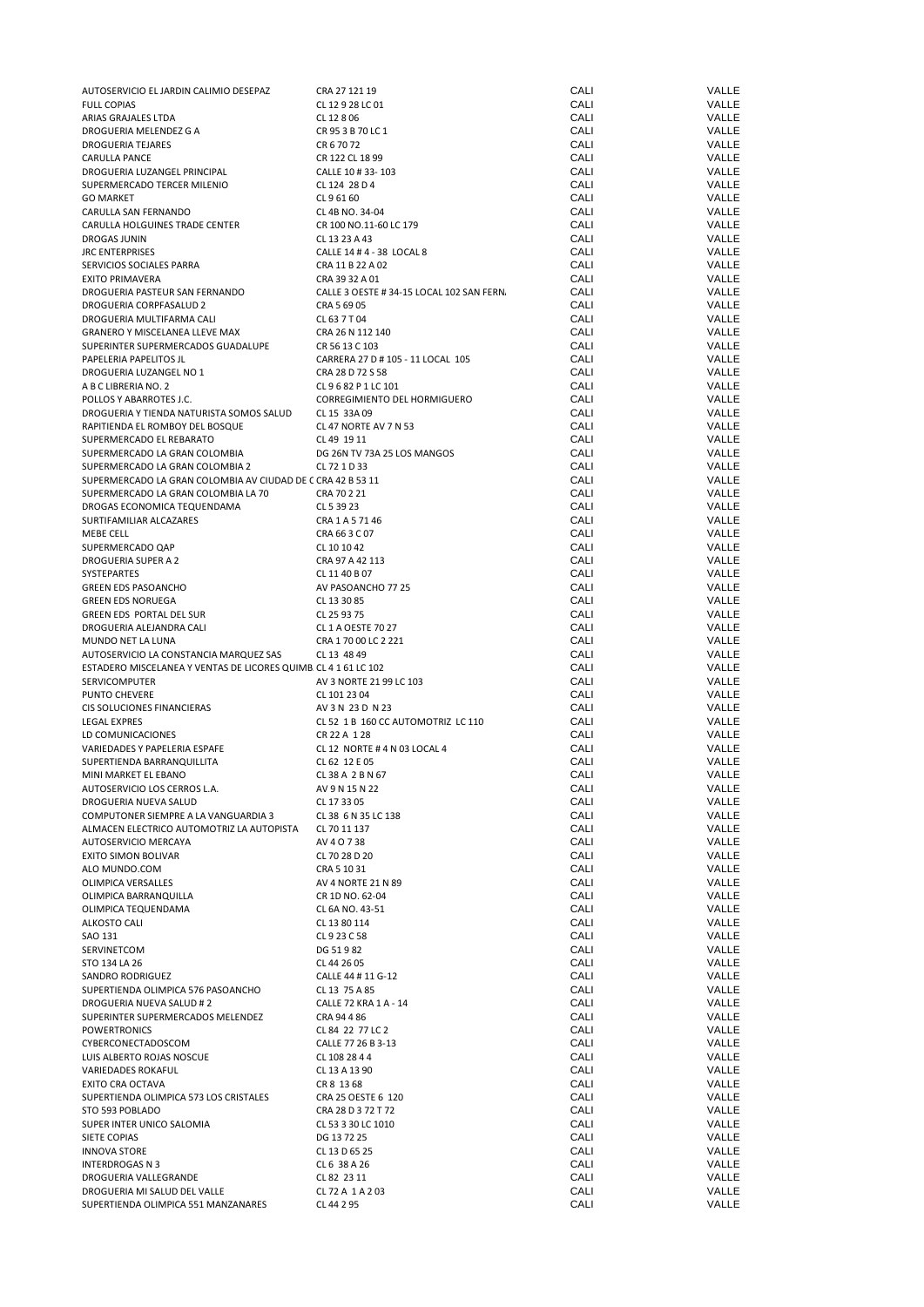| | | | |
|---|---|---|---|
| AUTOSERVICIO EL JARDIN CALIMIO DESEPAZ | CRA 27 121 19 | CALI | VALLE |
| FULL COPIAS | CL 12 9 28 LC 01 | CALI | VALLE |
| ARIAS GRAJALES LTDA | CL 12 8 06 | CALI | VALLE |
| DROGUERIA MELENDEZ G A | CR 95 3 B 70 LC 1 | CALI | VALLE |
| DROGUERIA TEJARES | CR 6 70 72 | CALI | VALLE |
| CARULLA PANCE | CR 122 CL 18 99 | CALI | VALLE |
| DROGUERIA LUZANGEL PRINCIPAL | CALLE 10 # 33- 103 | CALI | VALLE |
| SUPERMERCADO TERCER MILENIO | CL 124 28 D 4 | CALI | VALLE |
| GO MARKET | CL 9 61 60 | CALI | VALLE |
| CARULLA SAN FERNANDO | CL 4B NO. 34-04 | CALI | VALLE |
| CARULLA HOLGUINES TRADE CENTER | CR 100 NO.11-60 LC 179 | CALI | VALLE |
| DROGAS JUNIN | CL 13 23 A 43 | CALI | VALLE |
| JRC ENTERPRISES | CALLE 14 # 4 - 38 LOCAL 8 | CALI | VALLE |
| SERVICIOS SOCIALES PARRA | CRA 11 B 22 A 02 | CALI | VALLE |
| EXITO PRIMAVERA | CRA 39 32 A 01 | CALI | VALLE |
| DROGUERIA PASTEUR SAN FERNANDO | CALLE 3 OESTE # 34-15 LOCAL 102 SAN FERN. | CALI | VALLE |
| DROGUERIA CORPFASALUD 2 | CRA 5 69 05 | CALI | VALLE |
| DROGUERIA MULTIFARMA CALI | CL 63 7 T 04 | CALI | VALLE |
| GRANERO Y MISCELANEA LLEVE MAX | CRA 26 N 112 140 | CALI | VALLE |
| SUPERINTER SUPERMERCADOS GUADALUPE | CR 56 13 C 103 | CALI | VALLE |
| PAPELERIA PAPELITOS JL | CARRERA 27 D # 105 - 11 LOCAL 105 | CALI | VALLE |
| DROGUERIA LUZANGEL NO 1 | CRA 28 D 72 S 58 | CALI | VALLE |
| A B C LIBRERIA NO. 2 | CL 9 6 82 P 1 LC 101 | CALI | VALLE |
| POLLOS Y ABARROTES J.C. | CORREGIMIENTO DEL HORMIGUERO | CALI | VALLE |
| DROGUERIA Y TIENDA NATURISTA SOMOS SALUD | CL 15 33A 09 | CALI | VALLE |
| RAPITIENDA EL ROMBOY DEL BOSQUE | CL 47 NORTE AV 7 N 53 | CALI | VALLE |
| SUPERMERCADO EL REBARATO | CL 49 19 11 | CALI | VALLE |
| SUPERMERCADO LA GRAN COLOMBIA | DG 26N TV 73A 25 LOS MANGOS | CALI | VALLE |
| SUPERMERCADO LA GRAN COLOMBIA 2 | CL 72 1 D 33 | CALI | VALLE |
| SUPERMERCADO LA GRAN COLOMBIA AV CIUDAD DE C | CRA 42 B 53 11 | CALI | VALLE |
| SUPERMERCADO LA GRAN COLOMBIA LA 70 | CRA 70 2 21 | CALI | VALLE |
| DROGAS ECONOMICA TEQUENDAMA | CL 5 39 23 | CALI | VALLE |
| SURTIFAMILIAR ALCAZARES | CRA 1 A 5 71 46 | CALI | VALLE |
| MEBE CELL | CRA 66 3 C 07 | CALI | VALLE |
| SUPERMERCADO QAP | CL 10 10 42 | CALI | VALLE |
| DROGUERIA SUPER A 2 | CRA 97 A 42 113 | CALI | VALLE |
| SYSTEPARTES | CL 11 40 B 07 | CALI | VALLE |
| GREEN EDS PASOANCHO | AV PASOANCHO 77 25 | CALI | VALLE |
| GREEN EDS NORUEGA | CL 13 30 85 | CALI | VALLE |
| GREEN EDS PORTAL DEL SUR | CL 25 93 75 | CALI | VALLE |
| DROGUERIA ALEJANDRA CALI | CL 1 A OESTE 70 27 | CALI | VALLE |
| MUNDO NET LA LUNA | CRA 1 70 00 LC 2 221 | CALI | VALLE |
| AUTOSERVICIO LA CONSTANCIA MARQUEZ SAS | CL 13 48 49 | CALI | VALLE |
| ESTADERO MISCELANEA Y VENTAS DE LICORES QUIMB | CL 4 1 61 LC 102 | CALI | VALLE |
| SERVICOMPUTER | AV 3 NORTE 21 99 LC 103 | CALI | VALLE |
| PUNTO CHEVERE | CL 101 23 04 | CALI | VALLE |
| CIS SOLUCIONES FINANCIERAS | AV 3 N 23 D N 23 | CALI | VALLE |
| LEGAL EXPRES | CL 52 1 B 160 CC AUTOMOTRIZ LC 110 | CALI | VALLE |
| LD COMUNICACIONES | CR 22 A 1 28 | CALI | VALLE |
| VARIEDADES Y PAPELERIA ESPAFE | CL 12 NORTE # 4 N 03 LOCAL 4 | CALI | VALLE |
| SUPERTIENDA BARRANQUILLITA | CL 62 12 E 05 | CALI | VALLE |
| MINI MARKET EL EBANO | CL 38 A 2 B N 67 | CALI | VALLE |
| AUTOSERVICIO LOS CERROS L.A. | AV 9 N 15 N 22 | CALI | VALLE |
| DROGUERIA NUEVA SALUD | CL 17 33 05 | CALI | VALLE |
| COMPUTONER SIEMPRE A LA VANGUARDIA 3 | CL 38 6 N 35 LC 138 | CALI | VALLE |
| ALMACEN ELECTRICO AUTOMOTRIZ LA AUTOPISTA | CL 70 11 137 | CALI | VALLE |
| AUTOSERVICIO MERCAYA | AV 4 O 7 38 | CALI | VALLE |
| EXITO SIMON BOLIVAR | CL 70 28 D 20 | CALI | VALLE |
| ALO MUNDO.COM | CRA 5 10 31 | CALI | VALLE |
| OLIMPICA VERSALLES | AV 4 NORTE 21 N 89 | CALI | VALLE |
| OLIMPICA BARRANQUILLA | CR 1D NO. 62-04 | CALI | VALLE |
| OLIMPICA TEQUENDAMA | CL 6A NO. 43-51 | CALI | VALLE |
| ALKOSTO CALI | CL 13 80 114 | CALI | VALLE |
| SAO 131 | CL 9 23 C 58 | CALI | VALLE |
| SERVINETCOM | DG 51 9 82 | CALI | VALLE |
| STO 134 LA 26 | CL 44 26 05 | CALI | VALLE |
| SANDRO RODRIGUEZ | CALLE 44 # 11 G-12 | CALI | VALLE |
| SUPERTIENDA OLIMPICA 576 PASOANCHO | CL 13 75 A 85 | CALI | VALLE |
| DROGUERIA NUEVA SALUD # 2 | CALLE 72 KRA 1 A - 14 | CALI | VALLE |
| SUPERINTER SUPERMERCADOS MELENDEZ | CRA 94 4 86 | CALI | VALLE |
| POWERTRONICS | CL 84 22 77 LC 2 | CALI | VALLE |
| CYBERCONECTADOSCOM | CALLE 77 26 B 3-13 | CALI | VALLE |
| LUIS ALBERTO ROJAS NOSCUE | CL 108 28 4 4 | CALI | VALLE |
| VARIEDADES ROKAFUL | CL 13 A 13 90 | CALI | VALLE |
| EXITO CRA OCTAVA | CR 8 13 68 | CALI | VALLE |
| SUPERTIENDA OLIMPICA 573 LOS CRISTALES | CRA 25 OESTE 6 120 | CALI | VALLE |
| STO 593 POBLADO | CRA 28 D 3 72 T 72 | CALI | VALLE |
| SUPER INTER UNICO SALOMIA | CL 53 3 30 LC 1010 | CALI | VALLE |
| SIETE COPIAS | DG 13 72 25 | CALI | VALLE |
| INNOVA STORE | CL 13 D 65 25 | CALI | VALLE |
| INTERDROGAS N 3 | CL 6 38 A 26 | CALI | VALLE |
| DROGUERIA VALLEGRANDE | CL 82 23 11 | CALI | VALLE |
| DROGUERIA MI SALUD DEL VALLE | CL 72 A 1 A 2 03 | CALI | VALLE |
| SUPERTIENDA OLIMPICA 551 MANZANARES | CL 44 2 95 | CALI | VALLE |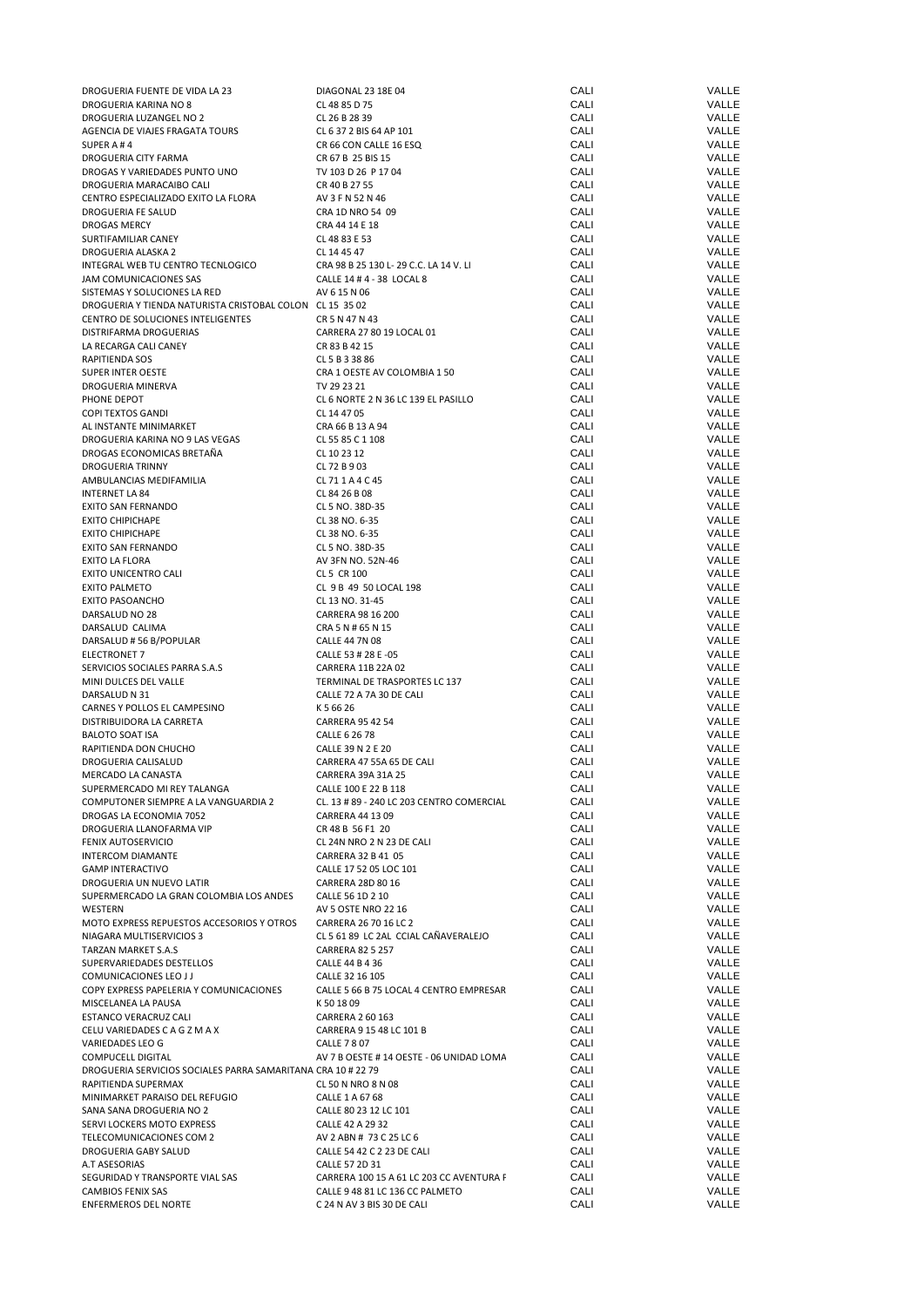| | | | |
|---|---|---|---|
| DROGUERIA FUENTE DE VIDA LA 23 | DIAGONAL 23 18E 04 | CALI | VALLE |
| DROGUERIA KARINA NO 8 | CL 48 85 D 75 | CALI | VALLE |
| DROGUERIA LUZANGEL NO 2 | CL 26 B 28 39 | CALI | VALLE |
| AGENCIA DE VIAJES FRAGATA TOURS | CL 6 37 2 BIS 64 AP 101 | CALI | VALLE |
| SUPER A # 4 | CR 66 CON CALLE 16 ESQ | CALI | VALLE |
| DROGUERIA CITY FARMA | CR 67 B 25 BIS 15 | CALI | VALLE |
| DROGAS Y VARIEDADES PUNTO UNO | TV 103 D 26 P 17 04 | CALI | VALLE |
| DROGUERIA MARACAIBO CALI | CR 40 B 27 55 | CALI | VALLE |
| CENTRO ESPECIALIZADO EXITO LA FLORA | AV 3 F N 52 N 46 | CALI | VALLE |
| DROGUERIA FE SALUD | CRA 1D NRO 54 09 | CALI | VALLE |
| DROGAS MERCY | CRA 44 14 E 18 | CALI | VALLE |
| SURTIFAMILIAR CANEY | CL 48 83 E 53 | CALI | VALLE |
| DROGUERIA ALASKA 2 | CL 14 45 47 | CALI | VALLE |
| INTEGRAL WEB TU CENTRO TECNLOGICO | CRA 98 B 25 130 L- 29 C.C. LA 14 V. LI | CALI | VALLE |
| JAM COMUNICACIONES SAS | CALLE 14 # 4 - 38 LOCAL 8 | CALI | VALLE |
| SISTEMAS Y SOLUCIONES LA RED | AV 6 15 N 06 | CALI | VALLE |
| DROGUERIA Y TIENDA NATURISTA CRISTOBAL COLON | CL 15 35 02 | CALI | VALLE |
| CENTRO DE SOLUCIONES INTELIGENTES | CR 5 N 47 N 43 | CALI | VALLE |
| DISTRIFARMA DROGUERIAS | CARRERA 27 80 19 LOCAL 01 | CALI | VALLE |
| LA RECARGA CALI CANEY | CR 83 B 42 15 | CALI | VALLE |
| RAPITIENDA SOS | CL 5 B 3 38 86 | CALI | VALLE |
| SUPER INTER OESTE | CRA 1 OESTE AV COLOMBIA 1 50 | CALI | VALLE |
| DROGUERIA MINERVA | TV 29 23 21 | CALI | VALLE |
| PHONE DEPOT | CL 6 NORTE 2 N 36 LC 139 EL PASILLO | CALI | VALLE |
| COPI TEXTOS GANDI | CL 14 47 05 | CALI | VALLE |
| AL INSTANTE MINIMARKET | CRA 66 B 13 A 94 | CALI | VALLE |
| DROGUERIA KARINA NO 9 LAS VEGAS | CL 55 85 C 1 108 | CALI | VALLE |
| DROGAS ECONOMICAS BRETAÑA | CL 10 23 12 | CALI | VALLE |
| DROGUERIA TRINNY | CL 72 B 9 03 | CALI | VALLE |
| AMBULANCIAS MEDIFAMILIA | CL 71 1 A 4 C 45 | CALI | VALLE |
| INTERNET LA 84 | CL 84 26 B 08 | CALI | VALLE |
| EXITO SAN FERNANDO | CL 5 NO. 38D-35 | CALI | VALLE |
| EXITO CHIPICHAPE | CL 38 NO. 6-35 | CALI | VALLE |
| EXITO CHIPICHAPE | CL 38 NO. 6-35 | CALI | VALLE |
| EXITO SAN FERNANDO | CL 5 NO. 38D-35 | CALI | VALLE |
| EXITO LA FLORA | AV 3FN NO. 52N-46 | CALI | VALLE |
| EXITO UNICENTRO CALI | CL 5 CR 100 | CALI | VALLE |
| EXITO PALMETO | CL 9 B 49 50 LOCAL 198 | CALI | VALLE |
| EXITO PASOANCHO | CL 13 NO. 31-45 | CALI | VALLE |
| DARSALUD NO 28 | CARRERA 98 16 200 | CALI | VALLE |
| DARSALUD CALIMA | CRA 5 N # 65 N 15 | CALI | VALLE |
| DARSALUD # 56 B/POPULAR | CALLE 44 7N 08 | CALI | VALLE |
| ELECTRONET 7 | CALLE 53 # 28 E -05 | CALI | VALLE |
| SERVICIOS SOCIALES PARRA S.A.S | CARRERA 11B 22A 02 | CALI | VALLE |
| MINI DULCES DEL VALLE | TERMINAL DE TRASPORTES LC 137 | CALI | VALLE |
| DARSALUD N 31 | CALLE 72 A 7A 30 DE CALI | CALI | VALLE |
| CARNES Y POLLOS EL CAMPESINO | K 5 66 26 | CALI | VALLE |
| DISTRIBUIDORA LA CARRETA | CARRERA 95 42 54 | CALI | VALLE |
| BALOTO SOAT ISA | CALLE 6 26 78 | CALI | VALLE |
| RAPITIENDA DON CHUCHO | CALLE 39 N 2 E 20 | CALI | VALLE |
| DROGUERIA CALISALUD | CARRERA 47 55A 65 DE CALI | CALI | VALLE |
| MERCADO LA CANASTA | CARRERA 39A 31A 25 | CALI | VALLE |
| SUPERMERCADO MI REY TALANGA | CALLE 100 E 22 B 118 | CALI | VALLE |
| COMPUTONER SIEMPRE A LA VANGUARDIA 2 | CL. 13 # 89 - 240 LC 203 CENTRO COMERCIAL | CALI | VALLE |
| DROGAS LA ECONOMIA 7052 | CARRERA 44 13 09 | CALI | VALLE |
| DROGUERIA LLANOFARMA VIP | CR 48 B 56 F1 20 | CALI | VALLE |
| FENIX AUTOSERVICIO | CL 24N NRO 2 N 23 DE CALI | CALI | VALLE |
| INTERCOM DIAMANTE | CARRERA 32 B 41 05 | CALI | VALLE |
| GAMP INTERACTIVO | CALLE 17 52 05 LOC 101 | CALI | VALLE |
| DROGUERIA UN NUEVO LATIR | CARRERA 28D 80 16 | CALI | VALLE |
| SUPERMERCADO LA GRAN COLOMBIA LOS ANDES | CALLE 56 1D 2 10 | CALI | VALLE |
| WESTERN | AV 5 OSTE NRO 22 16 | CALI | VALLE |
| MOTO EXPRESS REPUESTOS ACCESORIOS Y OTROS | CARRERA 26 70 16 LC 2 | CALI | VALLE |
| NIAGARA MULTISERVICIOS 3 | CL 5 61 89 LC 2AL CCIAL CAÑAVERALEJO | CALI | VALLE |
| TARZAN MARKET S.A.S | CARRERA 82 5 257 | CALI | VALLE |
| SUPERVARIEDADES DESTELLOS | CALLE 44 B 4 36 | CALI | VALLE |
| COMUNICACIONES LEO J J | CALLE 32 16 105 | CALI | VALLE |
| COPY EXPRESS PAPELERIA Y COMUNICACIONES | CALLE 5 66 B 75 LOCAL 4 CENTRO EMPRESAR | CALI | VALLE |
| MISCELANEA LA PAUSA | K 50 18 09 | CALI | VALLE |
| ESTANCO VERACRUZ CALI | CARRERA 2 60 163 | CALI | VALLE |
| CELU VARIEDADES C A G Z M A X | CARRERA 9 15 48 LC 101 B | CALI | VALLE |
| VARIEDADES LEO G | CALLE 7 8 07 | CALI | VALLE |
| COMPUCELL DIGITAL | AV 7 B OESTE # 14 OESTE - 06 UNIDAD LOMA | CALI | VALLE |
| DROGUERIA SERVICIOS SOCIALES PARRA SAMARITANA | CRA 10 # 22 79 | CALI | VALLE |
| RAPITIENDA SUPERMAX | CL 50 N NRO 8 N 08 | CALI | VALLE |
| MINIMARKET PARAISO DEL REFUGIO | CALLE 1 A 67 68 | CALI | VALLE |
| SANA SANA DROGUERIA NO 2 | CALLE 80 23 12 LC 101 | CALI | VALLE |
| SERVI LOCKERS MOTO EXPRESS | CALLE 42 A 29 32 | CALI | VALLE |
| TELECOMUNICACIONES COM 2 | AV 2 ABN # 73 C 25 LC 6 | CALI | VALLE |
| DROGUERIA GABY SALUD | CALLE 54 42 C 2 23 DE CALI | CALI | VALLE |
| A.T ASESORIAS | CALLE 57 2D 31 | CALI | VALLE |
| SEGURIDAD Y TRANSPORTE VIAL SAS | CARRERA 100 15 A 61 LC 203 CC AVENTURA F | CALI | VALLE |
| CAMBIOS FENIX SAS | CALLE 9 48 81 LC 136 CC PALMETO | CALI | VALLE |
| ENFERMEROS DEL NORTE | C 24 N AV 3 BIS 30 DE CALI | CALI | VALLE |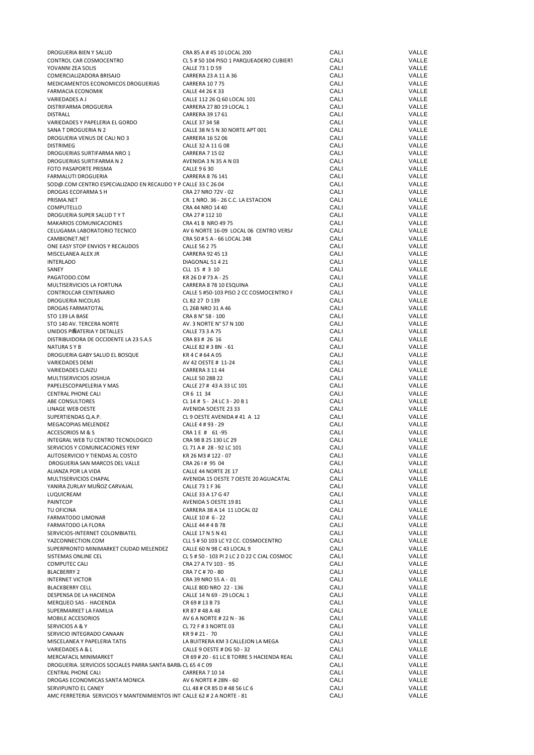| | | | |
|---|---|---|---|
| DROGUERIA BIEN Y SALUD | CRA 85 A # 45 10 LOCAL 200 | CALI | VALLE |
| CONTROL CAR COSMOCENTRO | CL 5 # 50 104 PISO 1 PARQUEADERO CUBIERT | CALI | VALLE |
| YOVANNI ZEA SOLIS | CALLE 73 1 D 59 | CALI | VALLE |
| COMERCIALIZADORA BRISAJO | CARRERA 23 A 11 A 36 | CALI | VALLE |
| MEDICAMENTOS ECONOMICOS DROGUERIAS | CARRERA 10 7 75 | CALI | VALLE |
| FARMACIA ECONOMIK | CALLE 44 26 K 33 | CALI | VALLE |
| VARIEDADES A J | CALLE 112 26 Q 60 LOCAL 101 | CALI | VALLE |
| DISTRIFARMA DROGUERIA | CARRERA 27 80 19 LOCAL 1 | CALI | VALLE |
| DISTRALL | CARRERA 39 17 61 | CALI | VALLE |
| VARIEDADES Y PAPELERIA EL GORDO | CALLE 37 34 58 | CALI | VALLE |
| SANA T DROGUERIA N 2 | CALLE 38 N 5 N 30 NORTE APT 001 | CALI | VALLE |
| DROGUERIA VENUS DE CALI NO 3 | CARRERA 16 52 06 | CALI | VALLE |
| DISTRIMEG | CALLE 32 A 11 G 08 | CALI | VALLE |
| DROGUERIAS SURTIFARMA NRO 1 | CARRERA 7 15 02 | CALI | VALLE |
| DROGUERIAS SURTIFARMA N 2 | AVENIDA 3 N 35 A N 03 | CALI | VALLE |
| FOTO PASAPORTE PRISMA | CALLE 9 6 30 | CALI | VALLE |
| FARMALUTI DROGUERIA | CARRERA 8 76 141 | CALI | VALLE |
| SOD@.COM CENTRO ESPECIALIZADO EN RECAUDO Y P | CALLE 33 C 26 04 | CALI | VALLE |
| DROGAS ECOFARMA S H | CRA 27 NRO 72V - 02 | CALI | VALLE |
| PRISMA.NET | CR. 1 NRO. 36 - 26 C.C. LA ESTACION | CALI | VALLE |
| COMPUTELLO | CRA 44 NRO 14 40 | CALI | VALLE |
| DROGUERIA SUPER SALUD T Y T | CRA 27 # 112 10 | CALI | VALLE |
| MAKARIOS COMUNICACIONES | CRA 41 B NRO 49 75 | CALI | VALLE |
| CELUGAMA LABORATORIO TECNICO | AV 6 NORTE 16-09 LOCAL 06 CENTRO VERSA | CALI | VALLE |
| CAMBIONET.NET | CRA 50 # 5 A - 66 LOCAL 248 | CALI | VALLE |
| ONE EASY STOP ENVIOS Y RECAUDOS | CALLE 56 2 75 | CALI | VALLE |
| MISCELANEA ALEX JR | CARRERA 92 45 13 | CALI | VALLE |
| INTERLADO | DIAGONAL 51 4 21 | CALI | VALLE |
| SANEY | CLL 15 # 3 10 | CALI | VALLE |
| PAGATODO.COM | KR 26 D # 73 A - 25 | CALI | VALLE |
| MULTISERVICIOS LA FORTUNA | CARRERA 8 78 10 ESQUINA | CALI | VALLE |
| CONTROLCAR CENTENARIO | CALLE 5 #50-103 PISO 2 CC COSMOCENTRO F | CALI | VALLE |
| DROGUERIA NICOLAS | CL 82 27 D 139 | CALI | VALLE |
| DROGAS FARMATOTAL | CL 26B NRO 31 A 46 | CALI | VALLE |
| STO 139 LA BASE | CRA 8 N° 58 - 100 | CALI | VALLE |
| STO 140 AV. TERCERA NORTE | AV. 3 NORTE N° 57 N 100 | CALI | VALLE |
| UNIDOS PIÑATERIA Y DETALLES | CALLE 73 3 A 75 | CALI | VALLE |
| DISTRIBUIDORA DE OCCIDENTE LA 23 S.A.S | CRA 83 # 26 16 | CALI | VALLE |
| NATURA S Y B | CALLE 82 # 3 BN - 61 | CALI | VALLE |
| DROGUERIA GABY SALUD EL BOSQUE | KR 4 C # 64 A 05 | CALI | VALLE |
| VARIEDADES DEMI | AV 42 OESTE # 11-24 | CALI | VALLE |
| VARIEDADES CLAIZU | CARRERA 3 11 44 | CALI | VALLE |
| MULTISERVICIOS JOSHUA | CALLE 50 28B 22 | CALI | VALLE |
| PAPELESCOPAPELERIA Y MAS | CALLE 27 # 43 A 33 LC 101 | CALI | VALLE |
| CENTRAL PHONE CALI | CR 6 11 34 | CALI | VALLE |
| ABE CONSULTORES | CL 14 # 5 - 24 LC 3 - 20 B 1 | CALI | VALLE |
| LINAGE WEB OESTE | AVENIDA 5OESTE 23 33 | CALI | VALLE |
| SUPERTIENDAS Q.A.P. | CL 9 OESTE AVENIDA # 41 A 12 | CALI | VALLE |
| MEGACOPIAS MELENDEZ | CALLE 4 # 93 - 29 | CALI | VALLE |
| ACCESORIOS M & S | CRA 1 E # 61 -95 | CALI | VALLE |
| INTEGRAL WEB TU CENTRO TECNOLOGICO | CRA 98 B 25 130 LC 29 | CALI | VALLE |
| SERVICIOS Y COMUNICACIONES YENY | CL 71 A # 28 - 92 LC 101 | CALI | VALLE |
| AUTOSERVICIO Y TIENDAS AL COSTO | KR 26 M3 # 122 - 07 | CALI | VALLE |
| DROGUERIA SAN MARCOS DEL VALLE | CRA 26 I # 95 04 | CALI | VALLE |
| ALIANZA POR LA VIDA | CALLE 44 NORTE 2E 17 | CALI | VALLE |
| MULTISERVICIOS CHAPAL | AVENIDA 15 OESTE 7 OESTE 20 AGUACATAL | CALI | VALLE |
| YANIRA ZURLAY MUÑOZ CARVAJAL | CALLE 73 1 F 36 | CALI | VALLE |
| LUQUICREAM | CALLE 33 A 17 G 47 | CALI | VALLE |
| PAINTCOP | AVENIDA 5 OESTE 19 81 | CALI | VALLE |
| TU OFICINA | CARRERA 38 A 14 11 LOCAL 02 | CALI | VALLE |
| FARMATODO LIMONAR | CALLE 10 # 6 - 22 | CALI | VALLE |
| FARMATODO LA FLORA | CALLE 44 # 4 B 78 | CALI | VALLE |
| SERVICIOS-INTERNET COLOMBIATEL | CALLE 17 N 5 N 41 | CALI | VALLE |
| YAZCONNECTION.COM | CLL 5 # 50 103 LC Y2 CC. COSMOCENTRO | CALI | VALLE |
| SUPERPRONTO MINIMARKET CIUDAD MELENDEZ | CALLE 60 N 98 C 43 LOCAL 9 | CALI | VALLE |
| SISTEMAS ONLINE CEL | CL 5 # 50 - 103 PI 2 LC 2 D 22 C CIAL COSMOC | CALI | VALLE |
| COMPUTEC CALI | CRA 27 A TV 103 - 95 | CALI | VALLE |
| BLACBERRY 2 | CRA 7 C # 70 - 80 | CALI | VALLE |
| INTERNET VICTOR | CRA 39 NRO 55 A - 01 | CALI | VALLE |
| BLACKBERRY CELL | CALLE 80D NRO 22 - 136 | CALI | VALLE |
| DESPENSA DE LA HACIENDA | CALLE 14 N 69 - 29 LOCAL 1 | CALI | VALLE |
| MERQUEO SAS - HACIENDA | CR 69 # 13 B 73 | CALI | VALLE |
| SUPERMARKET LA FAMILIA | KR 87 # 48 A 48 | CALI | VALLE |
| MOBILE ACCESORIOS | AV 6 A NORTE # 22 N - 36 | CALI | VALLE |
| SERVICIOS A & Y | CL 72 F # 3 NORTE 03 | CALI | VALLE |
| SERVICIO INTEGRADO CANAAN | KR 9 # 21 - 70 | CALI | VALLE |
| MISCELANEA Y PAPELERIA TATIS | LA BUITRERA KM 3 CALLEJON LA MEGA | CALI | VALLE |
| VARIEDADES A & L | CALLE 9 OESTE # DG 50 - 32 | CALI | VALLE |
| MERCAFACIL MINIMARKET | CR 69 # 20 - 61 LC 8 TORRE 5 HACIENDA REAL | CALI | VALLE |
| DROGUERIA. SERVICIOS SOCIALES PARRA SANTA BARB | CL 65 4 C 09 | CALI | VALLE |
| CENTRAL PHONE CALI | CARRERA 7 10 14 | CALI | VALLE |
| DROGAS ECONOMICAS SANTA MONICA | AV 6 NORTE # 28N - 60 | CALI | VALLE |
| SERVIPUNTO EL CANEY | CLL 48 # CR 85 D # 48 56 LC 6 | CALI | VALLE |
| AMC FERRETERIA SERVICIOS Y MANTENIMIENTOS INT | CALLE 62 # 2 A NORTE - 81 | CALI | VALLE |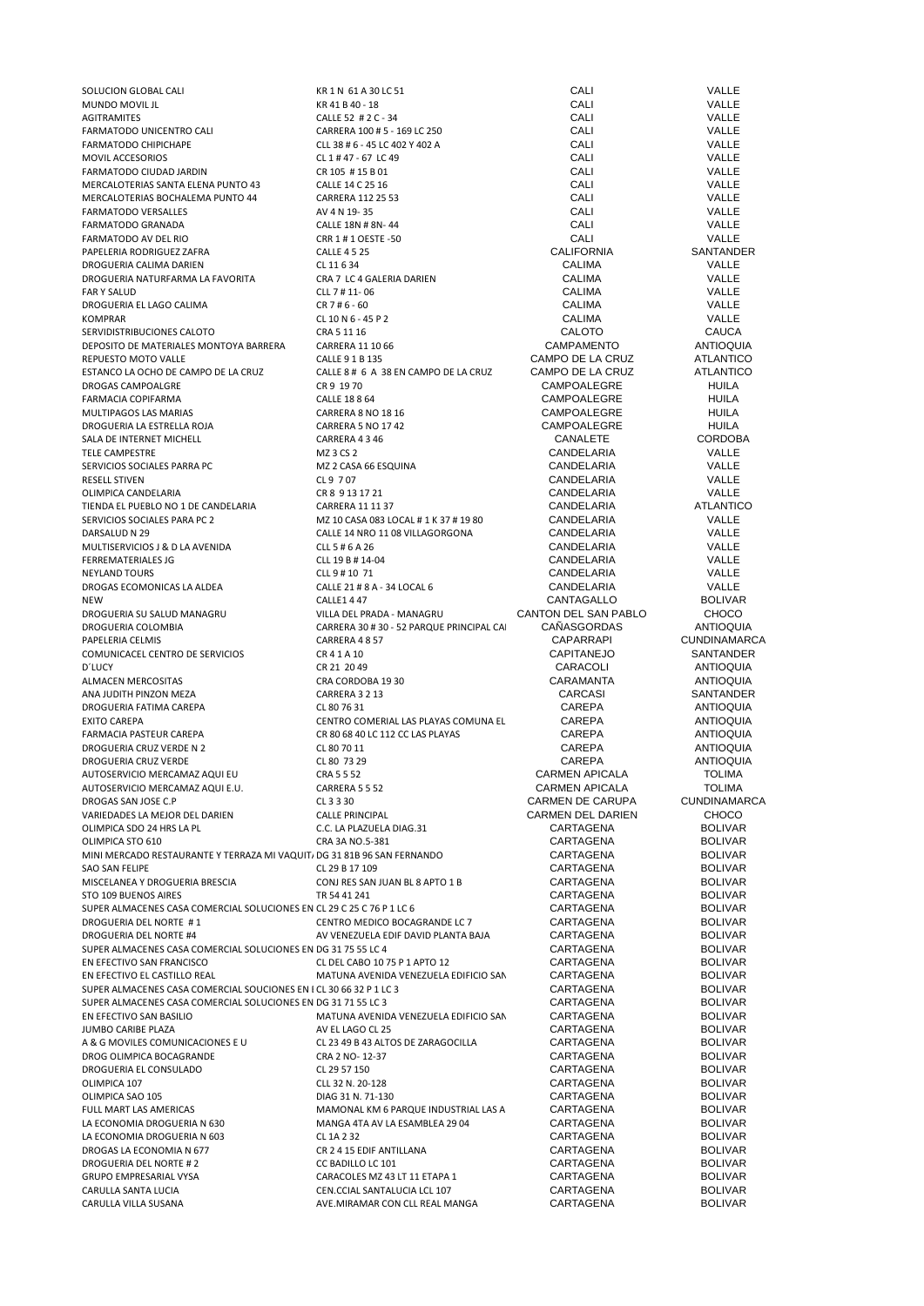| | | | |
|---|---|---|---|
| SOLUCION GLOBAL CALI | KR 1 N 61 A 30 LC 51 | CALI | VALLE |
| MUNDO MOVIL JL | KR 41 B 40 - 18 | CALI | VALLE |
| AGITRAMITES | CALLE 52 # 2 C - 34 | CALI | VALLE |
| FARMATODO UNICENTRO CALI | CARRERA 100 # 5 - 169 LC 250 | CALI | VALLE |
| FARMATODO CHIPICHAPE | CLL 38 # 6 - 45 LC 402 Y 402 A | CALI | VALLE |
| MOVIL ACCESORIOS | CL 1 # 47 - 67 LC 49 | CALI | VALLE |
| FARMATODO CIUDAD JARDIN | CR 105 # 15 B 01 | CALI | VALLE |
| MERCALOTERIAS SANTA ELENA PUNTO 43 | CALLE 14 C 25 16 | CALI | VALLE |
| MERCALOTERIAS BOCHALEMA PUNTO 44 | CARRERA 112 25 53 | CALI | VALLE |
| FARMATODO VERSALLES | AV 4 N 19- 35 | CALI | VALLE |
| FARMATODO GRANADA | CALLE 18N # 8N- 44 | CALI | VALLE |
| FARMATODO AV DEL RIO | CRR 1 # 1 OESTE -50 | CALI | VALLE |
| PAPELERIA RODRIGUEZ ZAFRA | CALLE 4 5 25 | CALIFORNIA | SANTANDER |
| DROGUERIA CALIMA DARIEN | CL 11 6 34 | CALIMA | VALLE |
| DROGUERIA NATURFARMA LA FAVORITA | CRA 7 LC 4 GALERIA DARIEN | CALIMA | VALLE |
| FAR Y SALUD | CLL 7 # 11- 06 | CALIMA | VALLE |
| DROGUERIA EL LAGO CALIMA | CR 7 # 6 - 60 | CALIMA | VALLE |
| KOMPRAR | CL 10 N 6 - 45 P 2 | CALIMA | VALLE |
| SERVIDISTRIBUCIONES CALOTO | CRA 5 11 16 | CALOTO | CAUCA |
| DEPOSITO DE MATERIALES MONTOYA BARRERA | CARRERA 11 10 66 | CAMPAMENTO | ANTIOQUIA |
| REPUESTO MOTO VALLE | CALLE 9 1 B 135 | CAMPO DE LA CRUZ | ATLANTICO |
| ESTANCO LA OCHO DE CAMPO DE LA CRUZ | CALLE 8 # 6 A 38 EN CAMPO DE LA CRUZ | CAMPO DE LA CRUZ | ATLANTICO |
| DROGAS CAMPOALGRE | CR 9 19 70 | CAMPOALEGRE | HUILA |
| FARMACIA COPIFARMA | CALLE 18 8 64 | CAMPOALEGRE | HUILA |
| MULTIPAGOS LAS MARIAS | CARRERA 8 NO 18 16 | CAMPOALEGRE | HUILA |
| DROGUERIA LA ESTRELLA ROJA | CARRERA 5 NO 17 42 | CAMPOALEGRE | HUILA |
| SALA DE INTERNET MICHELL | CARRERA 4 3 46 | CANALETE | CORDOBA |
| TELE CAMPESTRE | MZ 3 CS 2 | CANDELARIA | VALLE |
| SERVICIOS SOCIALES PARRA PC | MZ 2 CASA 66 ESQUINA | CANDELARIA | VALLE |
| RESELL STIVEN | CL 9 7 07 | CANDELARIA | VALLE |
| OLIMPICA CANDELARIA | CR 8 9 13 17 21 | CANDELARIA | VALLE |
| TIENDA EL PUEBLO NO 1 DE CANDELARIA | CARRERA 11 11 37 | CANDELARIA | ATLANTICO |
| SERVICIOS SOCIALES PARA PC 2 | MZ 10 CASA 083 LOCAL # 1 K 37 # 19 80 | CANDELARIA | VALLE |
| DARSALUD N 29 | CALLE 14 NRO 11 08 VILLAGORGONA | CANDELARIA | VALLE |
| MULTISERVICIOS J & D LA AVENIDA | CLL 5 # 6 A 26 | CANDELARIA | VALLE |
| FERREMATERIALES JG | CLL 19 B # 14-04 | CANDELARIA | VALLE |
| NEYLAND TOURS | CLL 9 # 10 71 | CANDELARIA | VALLE |
| DROGAS ECOMONICAS LA ALDEA | CALLE 21 # 8 A - 34 LOCAL 6 | CANDELARIA | VALLE |
| NEW | CALLE1 4 47 | CANTAGALLO | BOLIVAR |
| DROGUERIA SU SALUD MANAGRU | VILLA DEL PRADA - MANAGRU | CANTON DEL SAN PABLO | CHOCO |
| DROGUERIA COLOMBIA | CARRERA 30 # 30 - 52 PARQUE PRINCIPAL CA | CAÑASGORDAS | ANTIOQUIA |
| PAPELERIA CELMIS | CARRERA 4 8 57 | CAPARRAPI | CUNDINAMARCA |
| COMUNICACEL CENTRO DE SERVICIOS | CR 4 1 A 10 | CAPITANEJO | SANTANDER |
| D´LUCY | CR 21 20 49 | CARACOLI | ANTIOQUIA |
| ALMACEN MERCOSITAS | CRA CORDOBA 19 30 | CARAMANTA | ANTIOQUIA |
| ANA JUDITH PINZON MEZA | CARRERA 3 2 13 | CARCASI | SANTANDER |
| DROGUERIA FATIMA CAREPA | CL 80 76 31 | CAREPA | ANTIOQUIA |
| EXITO CAREPA | CENTRO COMERIAL LAS PLAYAS COMUNA EL | CAREPA | ANTIOQUIA |
| FARMACIA PASTEUR CAREPA | CR 80 68 40 LC 112 CC LAS PLAYAS | CAREPA | ANTIOQUIA |
| DROGUERIA CRUZ VERDE N 2 | CL 80 70 11 | CAREPA | ANTIOQUIA |
| DROGUERIA CRUZ VERDE | CL 80 73 29 | CAREPA | ANTIOQUIA |
| AUTOSERVICIO MERCAMAZ AQUI EU | CRA 5 5 52 | CARMEN APICALA | TOLIMA |
| AUTOSERVICIO MERCAMAZ AQUI E.U. | CARRERA 5 5 52 | CARMEN APICALA | TOLIMA |
| DROGAS SAN JOSE C.P | CL 3 3 30 | CARMEN DE CARUPA | CUNDINAMARCA |
| VARIEDADES LA MEJOR DEL DARIEN | CALLE PRINCIPAL | CARMEN DEL DARIEN | CHOCO |
| OLIMPICA SDO 24 HRS LA PL | C.C. LA PLAZUELA DIAG.31 | CARTAGENA | BOLIVAR |
| OLIMPICA STO 610 | CRA 3A NO.5-381 | CARTAGENA | BOLIVAR |
| MINI MERCADO RESTAURANTE Y TERRAZA MI VAQUIT | DG 31 81B 96 SAN FERNANDO | CARTAGENA | BOLIVAR |
| SAO SAN FELIPE | CL 29 B 17 109 | CARTAGENA | BOLIVAR |
| MISCELANEA Y DROGUERIA BRESCIA | CONJ RES SAN JUAN BL 8 APTO 1 B | CARTAGENA | BOLIVAR |
| STO 109 BUENOS AIRES | TR 54 41 241 | CARTAGENA | BOLIVAR |
| SUPER ALMACENES CASA COMERCIAL SOLUCIONES EN | CL 29 C 25 C 76 P 1 LC 6 | CARTAGENA | BOLIVAR |
| DROGUERIA DEL NORTE # 1 | CENTRO MEDICO BOCAGRANDE LC 7 | CARTAGENA | BOLIVAR |
| DROGUERIA DEL NORTE #4 | AV VENEZUELA EDIF DAVID PLANTA BAJA | CARTAGENA | BOLIVAR |
| SUPER ALMACENES CASA COMERCIAL SOLUCIONES EN | DG 31 75 55 LC 4 | CARTAGENA | BOLIVAR |
| EN EFECTIVO SAN FRANCISCO | CL DEL CABO 10 75 P 1 APTO 12 | CARTAGENA | BOLIVAR |
| EN EFECTIVO EL CASTILLO REAL | MATUNA AVENIDA VENEZUELA EDIFICIO SAN | CARTAGENA | BOLIVAR |
| SUPER ALMACENES CASA COMERCIAL SOUCIONES EN | CL 30 66 32 P 1 LC 3 | CARTAGENA | BOLIVAR |
| SUPER ALMACENES CASA COMERCIAL SOLUCIONES EN | DG 31 71 55 LC 3 | CARTAGENA | BOLIVAR |
| EN EFECTIVO SAN BASILIO | MATUNA AVENIDA VENEZUELA EDIFICIO SAN | CARTAGENA | BOLIVAR |
| JUMBO CARIBE PLAZA | AV EL LAGO CL 25 | CARTAGENA | BOLIVAR |
| A & G MOVILES COMUNICACIONES E U | CL 23 49 B 43 ALTOS DE ZARAGOCILLA | CARTAGENA | BOLIVAR |
| DROG OLIMPICA BOCAGRANDE | CRA 2 NO- 12-37 | CARTAGENA | BOLIVAR |
| DROGUERIA EL CONSULADO | CL 29 57 150 | CARTAGENA | BOLIVAR |
| OLIMPICA 107 | CLL 32 N. 20-128 | CARTAGENA | BOLIVAR |
| OLIMPICA SAO 105 | DIAG 31 N. 71-130 | CARTAGENA | BOLIVAR |
| FULL MART LAS AMERICAS | MAMONAL KM 6 PARQUE INDUSTRIAL LAS A | CARTAGENA | BOLIVAR |
| LA ECONOMIA DROGUERIA N 630 | MANGA 4TA AV LA ESAMBLEA 29 04 | CARTAGENA | BOLIVAR |
| LA ECONOMIA DROGUERIA N 603 | CL 1A 2 32 | CARTAGENA | BOLIVAR |
| DROGAS LA ECONOMIA N 677 | CR 2 4 15 EDIF ANTILLANA | CARTAGENA | BOLIVAR |
| DROGUERIA DEL NORTE # 2 | CC BADILLO LC 101 | CARTAGENA | BOLIVAR |
| GRUPO EMPRESARIAL VYSA | CARACOLES MZ 43 LT 11 ETAPA 1 | CARTAGENA | BOLIVAR |
| CARULLA SANTA LUCIA | CEN.CCIAL SANTALUCIA LCL 107 | CARTAGENA | BOLIVAR |
| CARULLA VILLA SUSANA | AVE.MIRAMAR CON CLL REAL MANGA | CARTAGENA | BOLIVAR |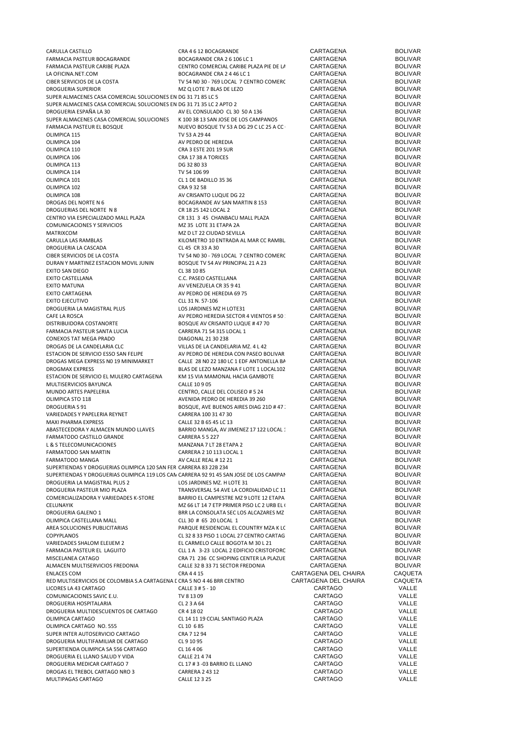| | | | |
|---|---|---|---|
| CARULLA CASTILLO | CRA 4 6 12 BOCAGRANDE | CARTAGENA | BOLIVAR |
| FARMACIA PASTEUR BOCAGRANDE | BOCAGRANDE CRA 2 6 106 LC 1 | CARTAGENA | BOLIVAR |
| FARMACIA PASTEUR CARIBE PLAZA | CENTRO COMERCIAL CARIBE PLAZA PIE DE LA | CARTAGENA | BOLIVAR |
| LA OFICINA.NET.COM | BOCAGRANDE CRA 2 4 46 LC 1 | CARTAGENA | BOLIVAR |
| CIBER SERVICIOS DE LA COSTA | TV 54 N0 30 - 769 LOCAL 7 CENTRO COMERC | CARTAGENA | BOLIVAR |
| DROGUERIA SUPERIOR | MZ Q LOTE 7 BLAS DE LEZO | CARTAGENA | BOLIVAR |
| SUPER ALMACENES CASA COMERCIAL SOLUCIONES EN | DG 31 71 85 LC 5 | CARTAGENA | BOLIVAR |
| SUPER ALMACENES CASA COMERCIAL SOLUCIONES EN | DG 31 71 35 LC 2 APTO 2 | CARTAGENA | BOLIVAR |
| DROGUERIA ESPAÑA LA 30 | AV EL CONSULADO CL 30 50 A 136 | CARTAGENA | BOLIVAR |
| SUPER ALMACENES CASA COMERCIAL SOLUCIONES | K 100 38 13 SAN JOSE DE LOS CAMPANOS | CARTAGENA | BOLIVAR |
| FARMACIA PASTEUR EL BOSQUE | NUEVO BOSQUE TV 53 A DG 29 C LC 25 A CC | CARTAGENA | BOLIVAR |
| OLIMPICA 115 | TV 53 A 29 44 | CARTAGENA | BOLIVAR |
| OLIMPICA 104 | AV PEDRO DE HEREDIA | CARTAGENA | BOLIVAR |
| OLIMPICA 110 | CRA 3 ESTE 201 19 SUR | CARTAGENA | BOLIVAR |
| OLIMPICA 106 | CRA 17 38 A TORICES | CARTAGENA | BOLIVAR |
| OLIMPICA 113 | DG 32 80 33 | CARTAGENA | BOLIVAR |
| OLIMPICA 114 | TV 54 106 99 | CARTAGENA | BOLIVAR |
| OLIMPICA 101 | CL 1 DE BADILLO 35 36 | CARTAGENA | BOLIVAR |
| OLIMPICA 102 | CRA 9 32 58 | CARTAGENA | BOLIVAR |
| OLIMPICA 108 | AV CRISANTO LUQUE DG 22 | CARTAGENA | BOLIVAR |
| DROGAS DEL NORTE N 6 | BOCAGRANDE AV SAN MARTIN 8 153 | CARTAGENA | BOLIVAR |
| DROGUERIAS DEL NORTE N 8 | CR 18 25 142 LOCAL 2 | CARTAGENA | BOLIVAR |
| CENTRO VIA ESPECIALIZADO MALL PLAZA | CR 131 3 45 CHANBACU MALL PLAZA | CARTAGENA | BOLIVAR |
| COMUNICACIONES Y SERVICIOS | MZ 35 LOTE 31 ETAPA 2A | CARTAGENA | BOLIVAR |
| MATRIXCOM | MZ D LT 22 CIUDAD SEVILLA | CARTAGENA | BOLIVAR |
| CARULLA LAS RAMBLAS | KILOMETRO 10 ENTRADA AL MAR CC RAMBL | CARTAGENA | BOLIVAR |
| DROGUERIA LA CASCADA | CL 45 CR 33 A 30 | CARTAGENA | BOLIVAR |
| CIBER SERVICIOS DE LA COSTA | TV 54 N0 30 - 769 LOCAL 7 CENTRO COMERC | CARTAGENA | BOLIVAR |
| DURAN Y MARTINEZ ESTACION MOVIL JUNIN | BOSQUE TV 54 AV PRINCIPAL 21 A 23 | CARTAGENA | BOLIVAR |
| EXITO SAN DIEGO | CL 38 10 85 | CARTAGENA | BOLIVAR |
| EXITO CASTELLANA | C.C. PASEO CASTELLANA | CARTAGENA | BOLIVAR |
| EXITO MATUNA | AV VENEZUELA CR 35 9 41 | CARTAGENA | BOLIVAR |
| EXITO CARTAGENA | AV PEDRO DE HEREDIA 69 75 | CARTAGENA | BOLIVAR |
| EXITO EJECUTIVO | CLL 31 N. 57-106 | CARTAGENA | BOLIVAR |
| DROGUERIA LA MAGISTRAL PLUS | LOS JARDINES MZ H LOTE31 | CARTAGENA | BOLIVAR |
| CAFE LA ROSCA | AV PEDRO HEREDIA SECTOR 4 VIENTOS # 50 | CARTAGENA | BOLIVAR |
| DISTRIBUIDORA COSTANORTE | BOSQUE AV CRISANTO LUQUE # 47 70 | CARTAGENA | BOLIVAR |
| FARMACIA PASTEUR SANTA LUCIA | CARRERA 71 54 315 LOCAL 1 | CARTAGENA | BOLIVAR |
| CONEXOS TAT MEGA PRADO | DIAGONAL 21 30 238 | CARTAGENA | BOLIVAR |
| DROGAS DE LA CANDELARIA CLC | VILLAS DE LA CANDELARIA MZ. 4 L 42 | CARTAGENA | BOLIVAR |
| ESTACION DE SERVICIO ESSO SAN FELIPE | AV PEDRO DE HEREDIA CON PASEO BOLIVAR | CARTAGENA | BOLIVAR |
| DROGAS MEGA EXPRESS N0 19 MINIMARKET | CALLE 28 N0 22 180 LC 1 EDF ANTONELLA BA | CARTAGENA | BOLIVAR |
| DROGMAX EXPRESS | BLAS DE LEZO MANZANA F LOTE 1 LOCAL102 | CARTAGENA | BOLIVAR |
| ESTACION DE SERVICIO EL MULERO CARTAGENA | KM 15 VIA MAMONAL HACIA GAMBOTE | CARTAGENA | BOLIVAR |
| MULTISERVICIOS BAYUNCA | CALLE 10 9 05 | CARTAGENA | BOLIVAR |
| MUNDO ARTES PAPELERIA | CENTRO, CALLE DEL COLISEO # 5 24 | CARTAGENA | BOLIVAR |
| OLIMPICA STO 118 | AVENIDA PEDRO DE HEREDIA 39 260 | CARTAGENA | BOLIVAR |
| DROGUERIA S 91 | BOSQUE, AVE BUENOS AIRES DIAG 21D # 47 | CARTAGENA | BOLIVAR |
| VARIEDADES Y PAPELERIA REYNET | CARRERA 100 31 47 30 | CARTAGENA | BOLIVAR |
| MAXI PHARMA EXPRESS | CALLE 32 B 65 45 LC 13 | CARTAGENA | BOLIVAR |
| ABASTECEDORA Y ALMACEN MUNDO LLAVES | BARRIO MANGA, AV JIMENEZ 17 122 LOCAL 1 | CARTAGENA | BOLIVAR |
| FARMATODO CASTILLO GRANDE | CARRERA 5 5 227 | CARTAGENA | BOLIVAR |
| L & S TELECOMUNICACIONES | MANZANA 7 LT 28 ETAPA 2 | CARTAGENA | BOLIVAR |
| FARMATODO SAN MARTIN | CARRERA 2 10 113 LOCAL 1 | CARTAGENA | BOLIVAR |
| FARMATODO MANGA | AV CALLE REAL # 12 21 | CARTAGENA | BOLIVAR |
| SUPERTIENDAS Y DROGUERIAS OLIMPICA 120 SAN FER | CARRERA 83 22B 234 | CARTAGENA | BOLIVAR |
| SUPERTIENDAS Y DROGUERIAS OLIMPICA 119 LOS CAN | CARRERA 92 91 45 SAN JOSE DE LOS CAMPAN | CARTAGENA | BOLIVAR |
| DROGUERIA LA MAGISTRAL PLUS 2 | LOS JARDINES MZ. H LOTE 31 | CARTAGENA | BOLIVAR |
| DROGUERIA PASTEUR MIO PLAZA | TRANSVERSAL 54 AVE LA CORDIALIDAD LC 11 | CARTAGENA | BOLIVAR |
| COMERCIALIZADORA Y VARIEDADES K-STORE | BARRIO EL CAMPESTRE MZ 9 LOTE 12 ETAPA | CARTAGENA | BOLIVAR |
| CELUNAYIK | MZ 66 LT 14 7 ETP PRIMER PISO LC 2 URB EL | CARTAGENA | BOLIVAR |
| DROGUERIA GALENO 1 | BRR LA CONSOLATA SEC LOS ALCAZARES MZ | CARTAGENA | BOLIVAR |
| OLIMPICA CASTELLANA MALL | CLL 30 # 65 20 LOCAL 1 | CARTAGENA | BOLIVAR |
| AREA SOLUCIONES PUBLICITARIAS | PARQUE RESIDENCIAL EL COUNTRY MZA K LC | CARTAGENA | BOLIVAR |
| COPYPLANOS | CL 32 8 33 PISO 1 LOCAL 27 CENTRO CARTAG | CARTAGENA | BOLIVAR |
| VARIEDADES SHALOM ELEIJEM 2 | EL CARMELO CALLE BOGOTA M 30 L 21 | CARTAGENA | BOLIVAR |
| FARMACIA PASTEUR EL LAGUITO | CLL 1 A 3-23 LOCAL 2 EDIFICIO CRISTOFORC | CARTAGENA | BOLIVAR |
| MISCELANEA CATAGO | CRA 71 236 CC SHOPING CENTER LA PLAZUE | CARTAGENA | BOLIVAR |
| ALMACEN MULTISERVICIOS FREDONIA | CALLE 32 B 33 71 SECTOR FREDONIA | CARTAGENA | BOLIVAR |
| ENLACES COM | CRA 4 4 15 | CARTAGENA DEL CHAIRA | CAQUETA |
| RED MULTISERVICIOS DE COLOMBIA S.A CARTAGENA D | CRA 5 NO 4 46 BRR CENTRO | CARTAGENA DEL CHAIRA | CAQUETA |
| LICORES LA 43 CARTAGO | CALLE 3 # 5 - 10 | CARTAGO | VALLE |
| COMUNICACIONES SAVIC E.U. | TV 8 13 09 | CARTAGO | VALLE |
| DROGUERIA HOSPITALARIA | CL 2 3 A 64 | CARTAGO | VALLE |
| DROGUERIA MULTIDESCUENTOS DE CARTAGO | CR 4 18 02 | CARTAGO | VALLE |
| OLIMPICA CARTAGO | CL 14 11 19 CCIAL SANTIAGO PLAZA | CARTAGO | VALLE |
| OLIMPICA CARTAGO NO. 555 | CL 10 6 85 | CARTAGO | VALLE |
| SUPER INTER AUTOSERVICIO CARTAGO | CRA 7 12 94 | CARTAGO | VALLE |
| DROGUERIA MULTIFAMILIAR DE CARTAGO | CL 9 10 95 | CARTAGO | VALLE |
| SUPERTIENDA OLIMPICA SA 556 CARTAGO | CL 16 4 06 | CARTAGO | VALLE |
| DROGUERIA EL LLANO SALUD Y VIDA | CALLE 21 4 74 | CARTAGO | VALLE |
| DROGUERIA MEDICAR CARTAGO 7 | CL 17 # 3 -03 BARRIO EL LLANO | CARTAGO | VALLE |
| DROGAS EL TREBOL CARTAGO NRO 3 | CARRERA 2 43 12 | CARTAGO | VALLE |
| MULTIPAGAS CARTAGO | CALLE 12 3 25 | CARTAGO | VALLE |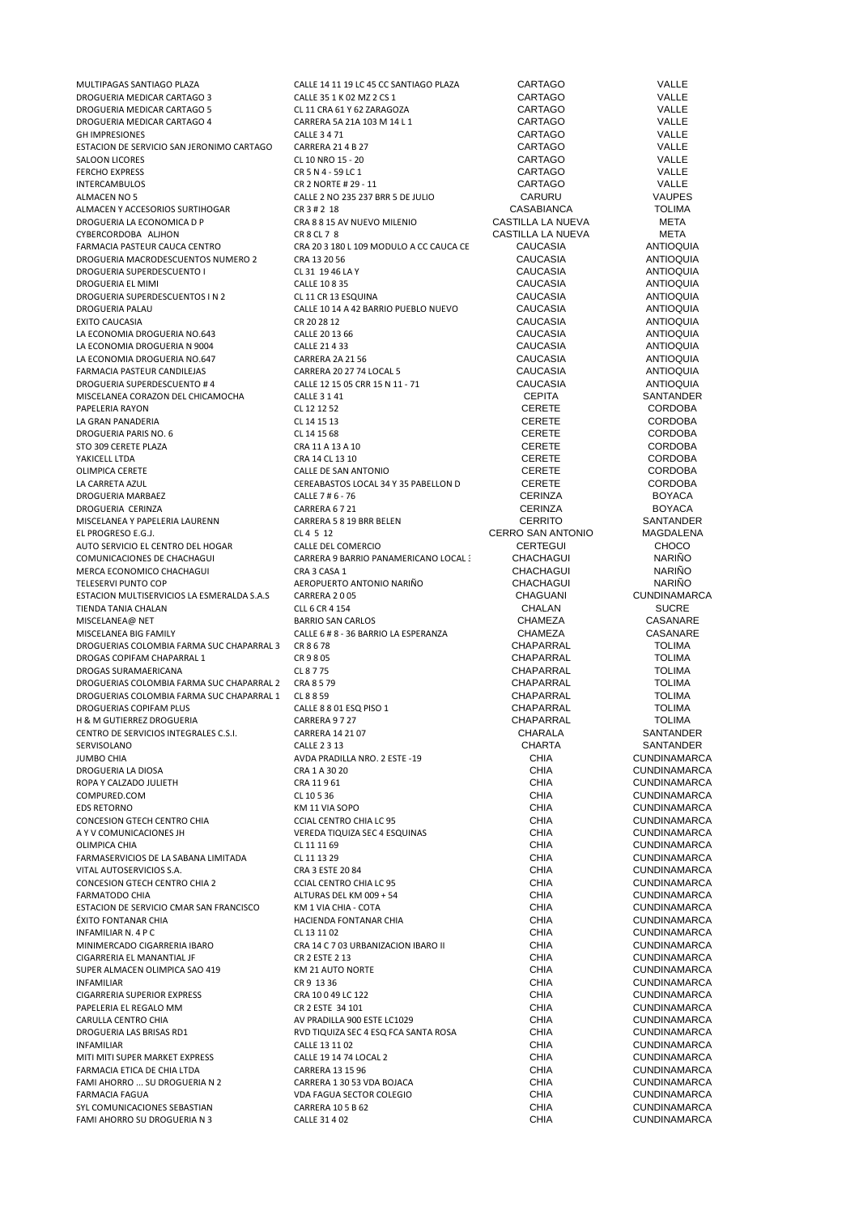| | | | |
|---|---|---|---|
| MULTIPAGAS SANTIAGO PLAZA | CALLE 14 11 19 LC 45 CC SANTIAGO PLAZA | CARTAGO | VALLE |
| DROGUERIA MEDICAR CARTAGO 3 | CALLE 35 1 K 02 MZ 2 CS 1 | CARTAGO | VALLE |
| DROGUERIA MEDICAR CARTAGO 5 | CL 11 CRA 61 Y 62 ZARAGOZA | CARTAGO | VALLE |
| DROGUERIA MEDICAR CARTAGO 4 | CARRERA 5A 21A 103 M 14 L 1 | CARTAGO | VALLE |
| GH IMPRESIONES | CALLE 3 4 71 | CARTAGO | VALLE |
| ESTACION DE SERVICIO SAN JERONIMO CARTAGO | CARRERA 21 4 B 27 | CARTAGO | VALLE |
| SALOON LICORES | CL 10 NRO 15 - 20 | CARTAGO | VALLE |
| FERCHO EXPRESS | CR 5 N 4 - 59 LC 1 | CARTAGO | VALLE |
| INTERCAMBULOS | CR 2 NORTE # 29 - 11 | CARTAGO | VALLE |
| ALMACEN NO 5 | CALLE 2 NO 235 237 BRR 5 DE JULIO | CARURU | VAUPES |
| ALMACEN Y ACCESORIOS SURTIHOGAR | CR 3 # 2 18 | CASABIANCA | TOLIMA |
| DROGUERIA LA ECONOMICA D P | CRA 8 8 15 AV NUEVO MILENIO | CASTILLA LA NUEVA | META |
| CYBERCORDOBA ALJHON | CR 8 CL 7 8 | CASTILLA LA NUEVA | META |
| FARMACIA PASTEUR CAUCA CENTRO | CRA 20 3 180 L 109 MODULO A CC CAUCA CE | CAUCASIA | ANTIOQUIA |
| DROGUERIA MACRODESCUENTOS NUMERO 2 | CRA 13 20 56 | CAUCASIA | ANTIOQUIA |
| DROGUERIA SUPERDESCUENTO I | CL 31 19 46 LA Y | CAUCASIA | ANTIOQUIA |
| DROGUERIA EL MIMI | CALLE 10 8 35 | CAUCASIA | ANTIOQUIA |
| DROGUERIA SUPERDESCUENTOS I N 2 | CL 11 CR 13 ESQUINA | CAUCASIA | ANTIOQUIA |
| DROGUERIA PALAU | CALLE 10 14 A 42 BARRIO PUEBLO NUEVO | CAUCASIA | ANTIOQUIA |
| EXITO CAUCASIA | CR 20 28 12 | CAUCASIA | ANTIOQUIA |
| LA ECONOMIA DROGUERIA NO.643 | CALLE 20 13 66 | CAUCASIA | ANTIOQUIA |
| LA ECONOMIA DROGUERIA N 9004 | CALLE 21 4 33 | CAUCASIA | ANTIOQUIA |
| LA ECONOMIA DROGUERIA NO.647 | CARRERA 2A 21 56 | CAUCASIA | ANTIOQUIA |
| FARMACIA PASTEUR CANDILEJAS | CARRERA 20 27 74 LOCAL 5 | CAUCASIA | ANTIOQUIA |
| DROGUERIA SUPERDESCUENTO # 4 | CALLE 12 15 05 CRR 15 N 11 - 71 | CAUCASIA | ANTIOQUIA |
| MISCELANEA CORAZON DEL CHICAMOCHA | CALLE 3 1 41 | CEPITA | SANTANDER |
| PAPELERIA RAYON | CL 12 12 52 | CERETE | CORDOBA |
| LA GRAN PANADERIA | CL 14 15 13 | CERETE | CORDOBA |
| DROGUERIA PARIS NO. 6 | CL 14 15 68 | CERETE | CORDOBA |
| STO 309 CERETE PLAZA | CRA 11 A 13 A 10 | CERETE | CORDOBA |
| YAKICELL LTDA | CRA 14 CL 13 10 | CERETE | CORDOBA |
| OLIMPICA CERETE | CALLE DE SAN ANTONIO | CERETE | CORDOBA |
| LA CARRETA AZUL | CEREABASTOS LOCAL 34 Y 35 PABELLON D | CERETE | CORDOBA |
| DROGUERIA MARBAEZ | CALLE 7 # 6 - 76 | CERINZA | BOYACA |
| DROGUERIA CERINZA | CARRERA 6 7 21 | CERINZA | BOYACA |
| MISCELANEA Y PAPELERIA LAURENN | CARRERA 5 8 19 BRR BELEN | CERRITO | SANTANDER |
| EL PROGRESO E.G.J. | CL 4 5 12 | CERRO SAN ANTONIO | MAGDALENA |
| AUTO SERVICIO EL CENTRO DEL HOGAR | CALLE DEL COMERCIO | CERTEGUI | CHOCO |
| COMUNICACIONES DE CHACHAGUI | CARRERA 9 BARRIO PANAMERICANO LOCAL 1 | CHACHAGUI | NARIÑO |
| MERCA ECONOMICO CHACHAGUI | CRA 3 CASA 1 | CHACHAGUI | NARIÑO |
| TELESERVI PUNTO COP | AEROPUERTO ANTONIO NARIÑO | CHACHAGUI | NARIÑO |
| ESTACION MULTISERVICIOS LA ESMERALDA S.A.S | CARRERA 2 0 05 | CHAGUANI | CUNDINAMARCA |
| TIENDA TANIA CHALAN | CLL 6 CR 4 154 | CHALAN | SUCRE |
| MISCELANEA@ NET | BARRIO SAN CARLOS | CHAMEZA | CASANARE |
| MISCELANEA BIG FAMILY | CALLE 6 # 8 - 36 BARRIO LA ESPERANZA | CHAMEZA | CASANARE |
| DROGUERIAS COLOMBIA FARMA SUC CHAPARRAL 3 | CR 8 6 78 | CHAPARRAL | TOLIMA |
| DROGAS COPIFAM CHAPARRAL 1 | CR 9 8 05 | CHAPARRAL | TOLIMA |
| DROGAS SURAMERICANA | CL 8 7 75 | CHAPARRAL | TOLIMA |
| DROGUERIAS COLOMBIA FARMA SUC CHAPARRAL 2 | CRA 8 5 79 | CHAPARRAL | TOLIMA |
| DROGUERIAS COLOMBIA FARMA SUC CHAPARRAL 1 | CL 8 8 59 | CHAPARRAL | TOLIMA |
| DROGUERIAS COPIFAM PLUS | CALLE 8 8 01 ESQ PISO 1 | CHAPARRAL | TOLIMA |
| H & M GUTIERREZ DROGUERIA | CARRERA 9 7 27 | CHAPARRAL | TOLIMA |
| CENTRO DE SERVICIOS INTEGRALES C.S.I. | CARRERA 14 21 07 | CHARALA | SANTANDER |
| SERVISOLANO | CALLE 2 3 13 | CHARTA | SANTANDER |
| JUMBO CHIA | AVDA PRADILLA NRO. 2 ESTE -19 | CHIA | CUNDINAMARCA |
| DROGUERIA LA DIOSA | CRA 1 A 30 20 | CHIA | CUNDINAMARCA |
| ROPA Y CALZADO JULIETH | CRA 11 9 61 | CHIA | CUNDINAMARCA |
| COMPURED.COM | CL 10 5 36 | CHIA | CUNDINAMARCA |
| EDS RETORNO | KM 11 VIA SOPO | CHIA | CUNDINAMARCA |
| CONCESION GTECH CENTRO CHIA | CCIAL CENTRO CHIA LC 95 | CHIA | CUNDINAMARCA |
| A Y V COMUNICACIONES JH | VEREDA TIQUIZA SEC 4 ESQUINAS | CHIA | CUNDINAMARCA |
| OLIMPICA CHIA | CL 11 11 69 | CHIA | CUNDINAMARCA |
| FARMASERVICIOS DE LA SABANA LIMITADA | CL 11 13 29 | CHIA | CUNDINAMARCA |
| VITAL AUTOSERVICIOS S.A. | CRA 3 ESTE 20 84 | CHIA | CUNDINAMARCA |
| CONCESION GTECH CENTRO CHIA 2 | CCIAL CENTRO CHIA LC 95 | CHIA | CUNDINAMARCA |
| FARMATODO CHIA | ALTURAS DEL KM 009 + 54 | CHIA | CUNDINAMARCA |
| ESTACION DE SERVICIO CMAR SAN FRANCISCO | KM 1 VIA CHIA - COTA | CHIA | CUNDINAMARCA |
| ÉXITO FONTANAR CHIA | HACIENDA FONTANAR CHIA | CHIA | CUNDINAMARCA |
| INFAMILIAR N. 4 P C | CL 13 11 02 | CHIA | CUNDINAMARCA |
| MINIMERCADO CIGARRERIA IBARO | CRA 14 C 7 03 URBANIZACION IBARO II | CHIA | CUNDINAMARCA |
| CIGARRERIA EL MANANTIAL JF | CR 2 ESTE 2 13 | CHIA | CUNDINAMARCA |
| SUPER ALMACEN OLIMPICA SAO 419 | KM 21 AUTO NORTE | CHIA | CUNDINAMARCA |
| INFAMILIAR | CR 9 13 36 | CHIA | CUNDINAMARCA |
| CIGARRERIA SUPERIOR EXPRESS | CRA 10 0 49 LC 122 | CHIA | CUNDINAMARCA |
| PAPELERIA EL REGALO MM | CR 2 ESTE 34 101 | CHIA | CUNDINAMARCA |
| CARULLA CENTRO CHIA | AV PRADILLA 900 ESTE LC1029 | CHIA | CUNDINAMARCA |
| DROGUERIA LAS BRISAS RD1 | RVD TIQUIZA SEC 4 ESQ FCA SANTA ROSA | CHIA | CUNDINAMARCA |
| INFAMILIAR | CALLE 13 11 02 | CHIA | CUNDINAMARCA |
| MITI MITI SUPER MARKET EXPRESS | CALLE 19 14 74 LOCAL 2 | CHIA | CUNDINAMARCA |
| FARMACIA ETICA DE CHIA LTDA | CARRERA 13 15 96 | CHIA | CUNDINAMARCA |
| FAMI AHORRO ... SU DROGUERIA N 2 | CARRERA 1 30 53 VDA BOJACA | CHIA | CUNDINAMARCA |
| FARMACIA FAGUA | VDA FAGUA SECTOR COLEGIO | CHIA | CUNDINAMARCA |
| SYL COMUNICACIONES SEBASTIAN | CARRERA 10 5 B 62 | CHIA | CUNDINAMARCA |
| FAMI AHORRO SU DROGUERIA N 3 | CALLE 31 4 02 | CHIA | CUNDINAMARCA |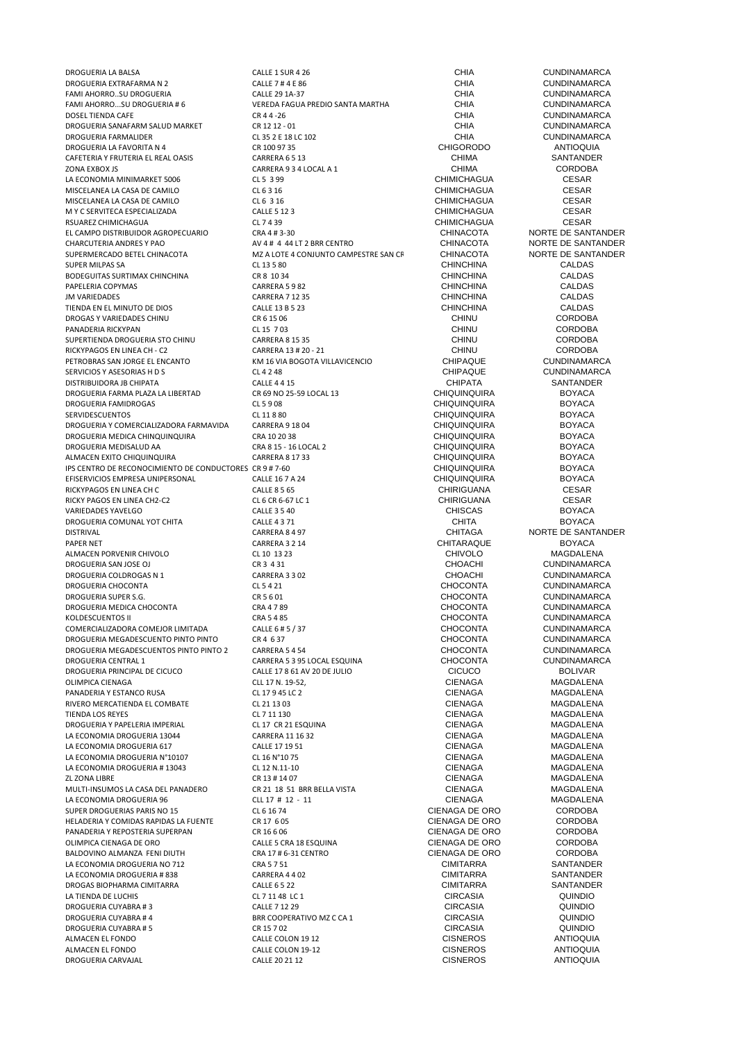| | | | |
|---|---|---|---|
| DROGUERIA LA BALSA | CALLE 1 SUR 4 26 | CHIA | CUNDINAMARCA |
| DROGUERIA EXTRAFARMA N 2 | CALLE 7 # 4 E 86 | CHIA | CUNDINAMARCA |
| FAMI AHORRO..SU DROGUERIA | CALLE 29 1A-37 | CHIA | CUNDINAMARCA |
| FAMI AHORRO...SU DROGUERIA # 6 | VEREDA FAGUA PREDIO SANTA MARTHA | CHIA | CUNDINAMARCA |
| DOSEL TIENDA CAFE | CR 4 4 -26 | CHIA | CUNDINAMARCA |
| DROGUERIA SANAFARM SALUD MARKET | CR 12 12 - 01 | CHIA | CUNDINAMARCA |
| DROGUERIA FARMALIDER | CL 35 2 E 18 LC 102 | CHIA | CUNDINAMARCA |
| DROGUERIA LA FAVORITA N 4 | CR 100 97 35 | CHIGORODO | ANTIOQUIA |
| CAFETERIA Y FRUTERIA EL REAL OASIS | CARRERA 6 5 13 | CHIMA | SANTANDER |
| ZONA EXBOX JS | CARRERA 9 3 4 LOCAL A 1 | CHIMA | CORDOBA |
| LA ECONOMIA MINIMARKET 5006 | CL 5 3 99 | CHIMICHAGUA | CESAR |
| MISCELANEA LA CASA DE CAMILO | CL 6 3 16 | CHIMICHAGUA | CESAR |
| MISCELANEA LA CASA DE CAMILO | CL 6 3 16 | CHIMICHAGUA | CESAR |
| M Y C SERVITECA ESPECIALIZADA | CALLE 5 12 3 | CHIMICHAGUA | CESAR |
| RSUAREZ CHIMICHAGUA | CL 7 4 39 | CHIMICHAGUA | CESAR |
| EL CAMPO DISTRIBUIDOR AGROPECUARIO | CRA 4 # 3-30 | CHINACOTA | NORTE DE SANTANDER |
| CHARCUTERIA ANDRES Y PAO | AV 4 # 4 44 LT 2 BRR CENTRO | CHINACOTA | NORTE DE SANTANDER |
| SUPERMERCADO BETEL CHINACOTA | MZ A LOTE 4 CONJUNTO CAMPESTRE SAN CR | CHINACOTA | NORTE DE SANTANDER |
| SUPER MILPAS SA | CL 13 5 80 | CHINCHINA | CALDAS |
| BODEGUITAS SURTIMAX CHINCHINA | CR 8 10 34 | CHINCHINA | CALDAS |
| PAPELERIA COPYMAS | CARRERA 5 9 82 | CHINCHINA | CALDAS |
| JM VARIEDADES | CARRERA 7 12 35 | CHINCHINA | CALDAS |
| TIENDA EN EL MINUTO DE DIOS | CALLE 13 B 5 23 | CHINCHINA | CALDAS |
| DROGAS Y VARIEDADES CHINU | CR 6 15 06 | CHINU | CORDOBA |
| PANADERIA RICKYPAN | CL 15 7 03 | CHINU | CORDOBA |
| SUPERTIENDA DROGUERIA STO CHINU | CARRERA 8 15 35 | CHINU | CORDOBA |
| RICKYPAGOS EN LINEA CH - C2 | CARRERA 13 # 20 - 21 | CHINU | CORDOBA |
| PETROBRAS SAN JORGE EL ENCANTO | KM 16 VIA BOGOTA VILLAVICENCIO | CHIPAQUE | CUNDINAMARCA |
| SERVICIOS Y ASESORIAS H D S | CL 4 2 48 | CHIPAQUE | CUNDINAMARCA |
| DISTRIBUIDORA JB CHIPATA | CALLE 4 4 15 | CHIPATA | SANTANDER |
| DROGUERIA FARMA PLAZA LA LIBERTAD | CR 69 NO 25-59 LOCAL 13 | CHIQUINQUIRA | BOYACA |
| DROGUERIA FAMIDROGAS | CL 5 9 08 | CHIQUINQUIRA | BOYACA |
| SERVIDESCUENTOS | CL 11 8 80 | CHIQUINQUIRA | BOYACA |
| DROGUERIA Y COMERCIALIZADORA FARMAVIDA | CARRERA 9 18 04 | CHIQUINQUIRA | BOYACA |
| DROGUERIA MEDICA CHINQUINQUIRA | CRA 10 20 38 | CHIQUINQUIRA | BOYACA |
| DROGUERIA MEDISALUD AA | CRA 8 15 - 16 LOCAL 2 | CHIQUINQUIRA | BOYACA |
| ALMACEN EXITO CHIQUINQUIRA | CARRERA 8 17 33 | CHIQUINQUIRA | BOYACA |
| IPS CENTRO DE RECONOCIMIENTO DE CONDUCTORES | CR 9 # 7-60 | CHIQUINQUIRA | BOYACA |
| EFISERVICIOS EMPRESA UNIPERSONAL | CALLE 16 7 A 24 | CHIQUINQUIRA | BOYACA |
| RICKYPAGOS EN LINEA CH C | CALLE 8 5 65 | CHIRIGUANA | CESAR |
| RICKY PAGOS EN LINEA CH2-C2 | CL 6 CR 6-67 LC 1 | CHIRIGUANA | CESAR |
| VARIEDADES YAVELGO | CALLE 3 5 40 | CHISCAS | BOYACA |
| DROGUERIA COMUNAL YOT CHITA | CALLE 4 3 71 | CHITA | BOYACA |
| DISTRIVAL | CARRERA 8 4 97 | CHITAGA | NORTE DE SANTANDER |
| PAPER NET | CARRERA 3 2 14 | CHITARAQUE | BOYACA |
| ALMACEN PORVENIR CHIVOLO | CL 10 13 23 | CHIVOLO | MAGDALENA |
| DROGUERIA SAN JOSE OJ | CR 3 4 31 | CHOACHI | CUNDINAMARCA |
| DROGUERIA COLDROGAS N 1 | CARRERA 3 3 02 | CHOACHI | CUNDINAMARCA |
| DROGUERIA CHOCONTA | CL 5 4 21 | CHOCONTA | CUNDINAMARCA |
| DROGUERIA SUPER S.G. | CR 5 6 01 | CHOCONTA | CUNDINAMARCA |
| DROGUERIA MEDICA CHOCONTA | CRA 4 7 89 | CHOCONTA | CUNDINAMARCA |
| KOLDESCUENTOS II | CRA 5 4 85 | CHOCONTA | CUNDINAMARCA |
| COMERCIALIZADORA COMEJOR LIMITADA | CALLE 6 # 5 / 37 | CHOCONTA | CUNDINAMARCA |
| DROGUERIA MEGADESCUENTO PINTO PINTO | CR 4 6 37 | CHOCONTA | CUNDINAMARCA |
| DROGUERIA MEGADESCUENTOS PINTO PINTO 2 | CARRERA 5 4 54 | CHOCONTA | CUNDINAMARCA |
| DROGUERIA CENTRAL 1 | CARRERA 5 3 95 LOCAL ESQUINA | CHOCONTA | CUNDINAMARCA |
| DROGUERIA PRINCIPAL DE CICUCO | CALLE 17 8 61 AV 20 DE JULIO | CICUCO | BOLIVAR |
| OLIMPICA CIENAGA | CLL 17 N. 19-52, | CIENAGA | MAGDALENA |
| PANADERIA Y ESTANCO RUSA | CL 17 9 45 LC 2 | CIENAGA | MAGDALENA |
| RIVERO MERCATIENDA EL COMBATE | CL 21 13 03 | CIENAGA | MAGDALENA |
| TIENDA LOS REYES | CL 7 11 130 | CIENAGA | MAGDALENA |
| DROGUERIA Y PAPELERIA IMPERIAL | CL 17 CR 21 ESQUINA | CIENAGA | MAGDALENA |
| LA ECONOMIA DROGUERIA 13044 | CARRERA 11 16 32 | CIENAGA | MAGDALENA |
| LA ECONOMIA DROGUERIA 617 | CALLE 17 19 51 | CIENAGA | MAGDALENA |
| LA ECONOMIA DROGUERIA N°10107 | CL 16 N°10 75 | CIENAGA | MAGDALENA |
| LA ECONOMIA DROGUERIA # 13043 | CL 12 N.11-10 | CIENAGA | MAGDALENA |
| ZL ZONA LIBRE | CR 13 # 14 07 | CIENAGA | MAGDALENA |
| MULTI-INSUMOS LA CASA DEL PANADERO | CR 21 18 51 BRR BELLA VISTA | CIENAGA | MAGDALENA |
| LA ECONOMIA DROGUERIA 96 | CLL 17 # 12 - 11 | CIENAGA | MAGDALENA |
| SUPER DROGUERIAS PARIS NO 15 | CL 6 16 74 | CIENAGA DE ORO | CORDOBA |
| HELADERIA Y COMIDAS RAPIDAS LA FUENTE | CR 17 6 05 | CIENAGA DE ORO | CORDOBA |
| PANADERIA Y REPOSTERIA SUPERPAN | CR 16 6 06 | CIENAGA DE ORO | CORDOBA |
| OLIMPICA CIENAGA DE ORO | CALLE 5 CRA 18 ESQUINA | CIENAGA DE ORO | CORDOBA |
| BALDOVINO ALMANZA FENI DIUTH | CRA 17 # 6-31 CENTRO | CIENAGA DE ORO | CORDOBA |
| LA ECONOMIA DROGUERIA NO 712 | CRA 5 7 51 | CIMITARRA | SANTANDER |
| LA ECONOMIA DROGUERIA # 838 | CARRERA 4 4 02 | CIMITARRA | SANTANDER |
| DROGAS BIOPHARMA CIMITARRA | CALLE 6 5 22 | CIMITARRA | SANTANDER |
| LA TIENDA DE LUCHIS | CL 7 11 48 LC 1 | CIRCASIA | QUINDIO |
| DROGUERIA CUYABRA # 3 | CALLE 7 12 29 | CIRCASIA | QUINDIO |
| DROGUERIA CUYABRA # 4 | BRR COOPERATIVO MZ C CA 1 | CIRCASIA | QUINDIO |
| DROGUERIA CUYABRA # 5 | CR 15 7 02 | CIRCASIA | QUINDIO |
| ALMACEN EL FONDO | CALLE COLON 19 12 | CISNEROS | ANTIOQUIA |
| ALMACEN EL FONDO | CALLE COLON 19-12 | CISNEROS | ANTIOQUIA |
| DROGUERIA CARVAJAL | CALLE 20 21 12 | CISNEROS | ANTIOQUIA |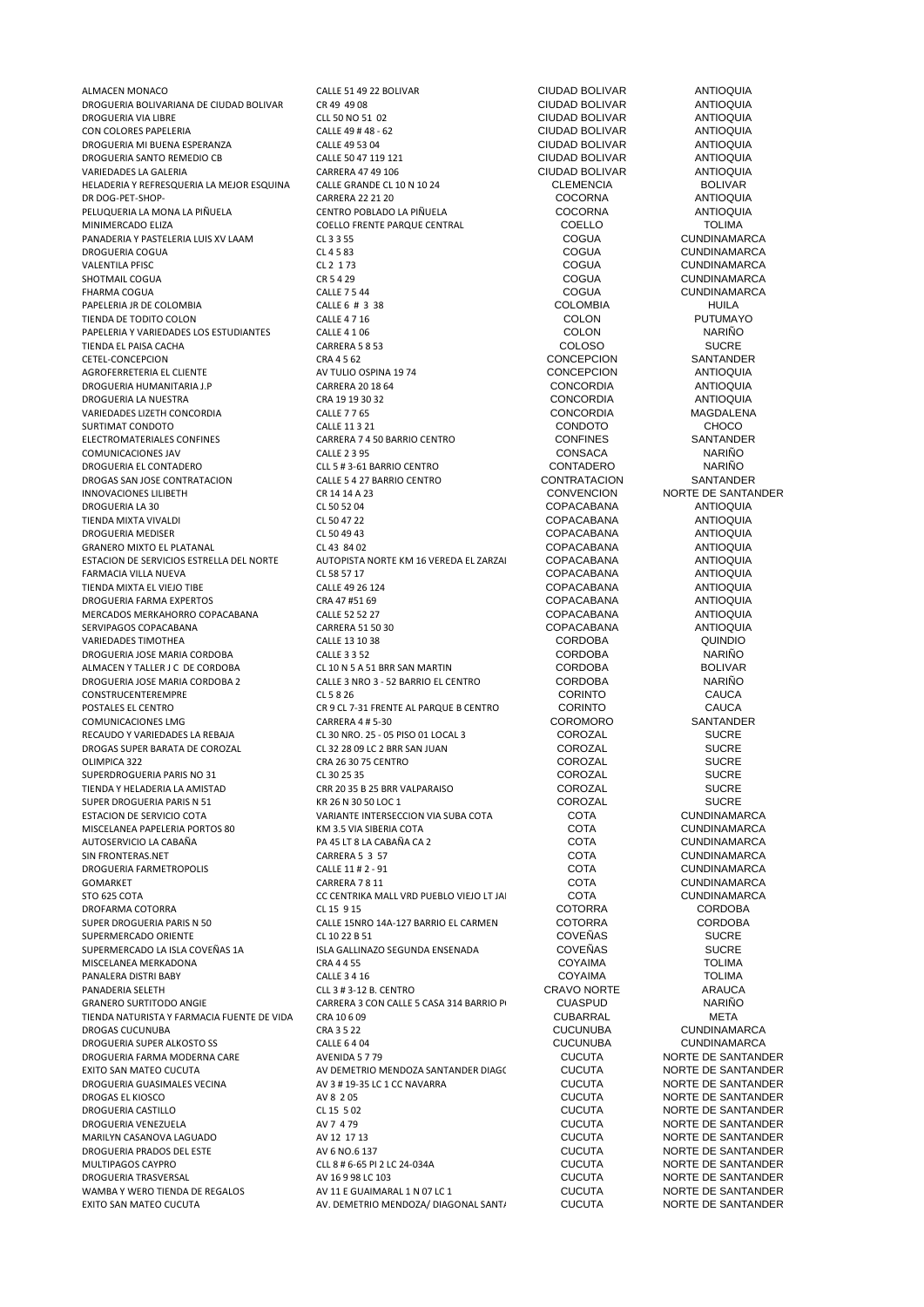| | | | |
|---|---|---|---|
| ALMACEN MONACO | CALLE 51 49 22 BOLIVAR | CIUDAD BOLIVAR | ANTIOQUIA |
| DROGUERIA BOLIVARIANA DE CIUDAD BOLIVAR | CR 49 49 08 | CIUDAD BOLIVAR | ANTIOQUIA |
| DROGUERIA VIA LIBRE | CLL 50 NO 51 02 | CIUDAD BOLIVAR | ANTIOQUIA |
| CON COLORES PAPELERIA | CALLE 49 # 48 - 62 | CIUDAD BOLIVAR | ANTIOQUIA |
| DROGUERIA MI BUENA ESPERANZA | CALLE 49 53 04 | CIUDAD BOLIVAR | ANTIOQUIA |
| DROGUERIA SANTO REMEDIO CB | CALLE 50 47 119 121 | CIUDAD BOLIVAR | ANTIOQUIA |
| VARIEDADES LA GALERIA | CARRERA 47 49 106 | CIUDAD BOLIVAR | ANTIOQUIA |
| HELADERIA Y REFRESQUERIA LA MEJOR ESQUINA | CALLE GRANDE CL 10 N 10 24 | CLEMENCIA | BOLIVAR |
| DR DOG-PET-SHOP- | CARRERA 22 21 20 | COCORNA | ANTIOQUIA |
| PELUQUERIA LA MONA LA PIÑUELA | CENTRO POBLADO LA PIÑUELA | COCORNA | ANTIOQUIA |
| MINIMERCADO ELIZA | COELLO FRENTE PARQUE CENTRAL | COELLO | TOLIMA |
| PANADERIA Y PASTELERIA LUIS XV LAAM | CL 3 3 55 | COGUA | CUNDINAMARCA |
| DROGUERIA COGUA | CL 4 5 83 | COGUA | CUNDINAMARCA |
| VALENTILA PFISC | CL 2 1 73 | COGUA | CUNDINAMARCA |
| SHOTMAIL COGUA | CR 5 4 29 | COGUA | CUNDINAMARCA |
| FHARMA COGUA | CALLE 7 5 44 | COGUA | CUNDINAMARCA |
| PAPELERIA JR DE COLOMBIA | CALLE 6 # 3 38 | COLOMBIA | HUILA |
| TIENDA DE TODITO COLON | CALLE 4 7 16 | COLON | PUTUMAYO |
| PAPELERIA Y VARIEDADES LOS ESTUDIANTES | CALLE 4 1 06 | COLON | NARIÑO |
| TIENDA EL PAISA CACHA | CARRERA 5 8 53 | COLOSO | SUCRE |
| CETEL-CONCEPCION | CRA 4 5 62 | CONCEPCION | SANTANDER |
| AGROFERRETERIA EL CLIENTE | AV TULIO OSPINA 19 74 | CONCEPCION | ANTIOQUIA |
| DROGUERIA HUMANITARIA J.P | CARRERA 20 18 64 | CONCORDIA | ANTIOQUIA |
| DROGUERIA LA NUESTRA | CRA 19 19 30 32 | CONCORDIA | ANTIOQUIA |
| VARIEDADES LIZETH CONCORDIA | CALLE 7 7 65 | CONCORDIA | MAGDALENA |
| SURTIMAT CONDOTO | CALLE 11 3 21 | CONDOTO | CHOCO |
| ELECTROMATERIALES CONFINES | CARRERA 7 4 50 BARRIO CENTRO | CONFINES | SANTANDER |
| COMUNICACIONES JAV | CALLE 2 3 95 | CONSACA | NARIÑO |
| DROGUERIA EL CONTADERO | CLL 5 # 3-61 BARRIO CENTRO | CONTADERO | NARIÑO |
| DROGAS SAN JOSE CONTRATACION | CALLE 5 4 27 BARRIO CENTRO | CONTRATACION | SANTANDER |
| INNOVACIONES LILIBETH | CR 14 14 A 23 | CONVENCION | NORTE DE SANTANDER |
| DROGUERIA LA 30 | CL 50 52 04 | COPACABANA | ANTIOQUIA |
| TIENDA MIXTA VIVALDI | CL 50 47 22 | COPACABANA | ANTIOQUIA |
| DROGUERIA MEDISER | CL 50 49 43 | COPACABANA | ANTIOQUIA |
| GRANERO MIXTO EL PLATANAL | CL 43 84 02 | COPACABANA | ANTIOQUIA |
| ESTACION DE SERVICIOS ESTRELLA DEL NORTE | AUTOPISTA NORTE KM 16 VEREDA EL ZARZAI | COPACABANA | ANTIOQUIA |
| FARMACIA VILLA NUEVA | CL 58 57 17 | COPACABANA | ANTIOQUIA |
| TIENDA MIXTA EL VIEJO TIBE | CALLE 49 26 124 | COPACABANA | ANTIOQUIA |
| DROGUERIA FARMA EXPERTOS | CRA 47 #51 69 | COPACABANA | ANTIOQUIA |
| MERCADOS MERKAHORRO COPACABANA | CALLE 52 52 27 | COPACABANA | ANTIOQUIA |
| SERVIPAGOS COPACABANA | CARRERA 51 50 30 | COPACABANA | ANTIOQUIA |
| VARIEDADES TIMOTHEA | CALLE 13 10 38 | CORDOBA | QUINDIO |
| DROGUERIA JOSE MARIA CORDOBA | CALLE 3 3 52 | CORDOBA | NARIÑO |
| ALMACEN Y TALLER J C DE CORDOBA | CL 10 N 5 A 51 BRR SAN MARTIN | CORDOBA | BOLIVAR |
| DROGUERIA JOSE MARIA CORDOBA 2 | CALLE 3 NRO 3 - 52 BARRIO EL CENTRO | CORDOBA | NARIÑO |
| CONSTRUCENTEREMPRE | CL 5 8 26 | CORINTO | CAUCA |
| POSTALES EL CENTRO | CR 9 CL 7-31 FRENTE AL PARQUE B CENTRO | CORINTO | CAUCA |
| COMUNICACIONES LMG | CARRERA 4 # 5-30 | COROMORO | SANTANDER |
| RECAUDO Y VARIEDADES LA REBAJA | CL 30 NRO. 25 - 05 PISO 01 LOCAL 3 | COROZAL | SUCRE |
| DROGAS SUPER BARATA DE COROZAL | CL 32 28 09 LC 2 BRR SAN JUAN | COROZAL | SUCRE |
| OLIMPICA 322 | CRA 26 30 75 CENTRO | COROZAL | SUCRE |
| SUPERDROGUERIA PARIS NO 31 | CL 30 25 35 | COROZAL | SUCRE |
| TIENDA Y HELADERIA LA AMISTAD | CRR 20 35 B 25 BRR VALPARAISO | COROZAL | SUCRE |
| SUPER DROGUERIA PARIS N 51 | KR 26 N 30 50 LOC 1 | COROZAL | SUCRE |
| ESTACION DE SERVICIO COTA | VARIANTE INTERSECCION VIA SUBA COTA | COTA | CUNDINAMARCA |
| MISCELANEA PAPELERIA PORTOS 80 | KM 3.5 VIA SIBERIA COTA | COTA | CUNDINAMARCA |
| AUTOSERVICIO LA CABAÑA | PA 45 LT 8 LA CABAÑA CA 2 | COTA | CUNDINAMARCA |
| SIN FRONTERAS.NET | CARRERA 5 3 57 | COTA | CUNDINAMARCA |
| DROGUERIA FARMETROPOLIS | CALLE 11 # 2 - 91 | COTA | CUNDINAMARCA |
| GOMARKET | CARRERA 7 8 11 | COTA | CUNDINAMARCA |
| STO 625 COTA | CC CENTRIKA MALL VRD PUEBLO VIEJO LT JAI | COTA | CUNDINAMARCA |
| DROFARMA COTORRA | CL 15 9 15 | COTORRA | CORDOBA |
| SUPER DROGUERIA PARIS N 50 | CALLE 15NRO 14A-127 BARRIO EL CARMEN | COTORRA | CORDOBA |
| SUPERMERCADO ORIENTE | CL 10 22 B 51 | COVEÑAS | SUCRE |
| SUPERMERCADO LA ISLA COVEÑAS 1A | ISLA GALLINAZO SEGUNDA ENSENADA | COVEÑAS | SUCRE |
| MISCELANEA MERKADONA | CRA 4 4 55 | COYAIMA | TOLIMA |
| PANALERA DISTRI BABY | CALLE 3 4 16 | COYAIMA | TOLIMA |
| PANADERIA SELETH | CLL 3 # 3-12 B. CENTRO | CRAVO NORTE | ARAUCA |
| GRANERO SURTITODO ANGIE | CARRERA 3 CON CALLE 5 CASA 314 BARRIO P | CUASPUD | NARIÑO |
| TIENDA NATURISTA Y FARMACIA FUENTE DE VIDA | CRA 10 6 09 | CUBARRAL | META |
| DROGAS CUCUNUBA | CRA 3 5 22 | CUCUNUBA | CUNDINAMARCA |
| DROGUERIA SUPER ALKOSTO SS | CALLE 6 4 04 | CUCUNUBA | CUNDINAMARCA |
| DROGUERIA FARMA MODERNA CARE | AVENIDA 5 7 79 | CUCUTA | NORTE DE SANTANDER |
| EXITO SAN MATEO CUCUTA | AV DEMETRIO MENDOZA SANTANDER DIAGO | CUCUTA | NORTE DE SANTANDER |
| DROGUERIA GUASIMALES VECINA | AV 3 # 19-35 LC 1 CC NAVARRA | CUCUTA | NORTE DE SANTANDER |
| DROGAS EL KIOSCO | AV 8 2 05 | CUCUTA | NORTE DE SANTANDER |
| DROGUERIA CASTILLO | CL 15 5 02 | CUCUTA | NORTE DE SANTANDER |
| DROGUERIA VENEZUELA | AV 7 4 79 | CUCUTA | NORTE DE SANTANDER |
| MARILYN CASANOVA LAGUADO | AV 12 17 13 | CUCUTA | NORTE DE SANTANDER |
| DROGUERIA PRADOS DEL ESTE | AV 6 NO.6 137 | CUCUTA | NORTE DE SANTANDER |
| MULTIPAGOS CAYPRO | CLL 8 # 6-65 PI 2 LC 24-034A | CUCUTA | NORTE DE SANTANDER |
| DROGUERIA TRASVERSAL | AV 16 9 98 LC 103 | CUCUTA | NORTE DE SANTANDER |
| WAMBA Y WERO TIENDA DE REGALOS | AV 11 E GUAIMARAL 1 N 07 LC 1 | CUCUTA | NORTE DE SANTANDER |
| EXITO SAN MATEO CUCUTA | AV. DEMETRIO MENDOZA/ DIAGONAL SANT/ | CUCUTA | NORTE DE SANTANDER |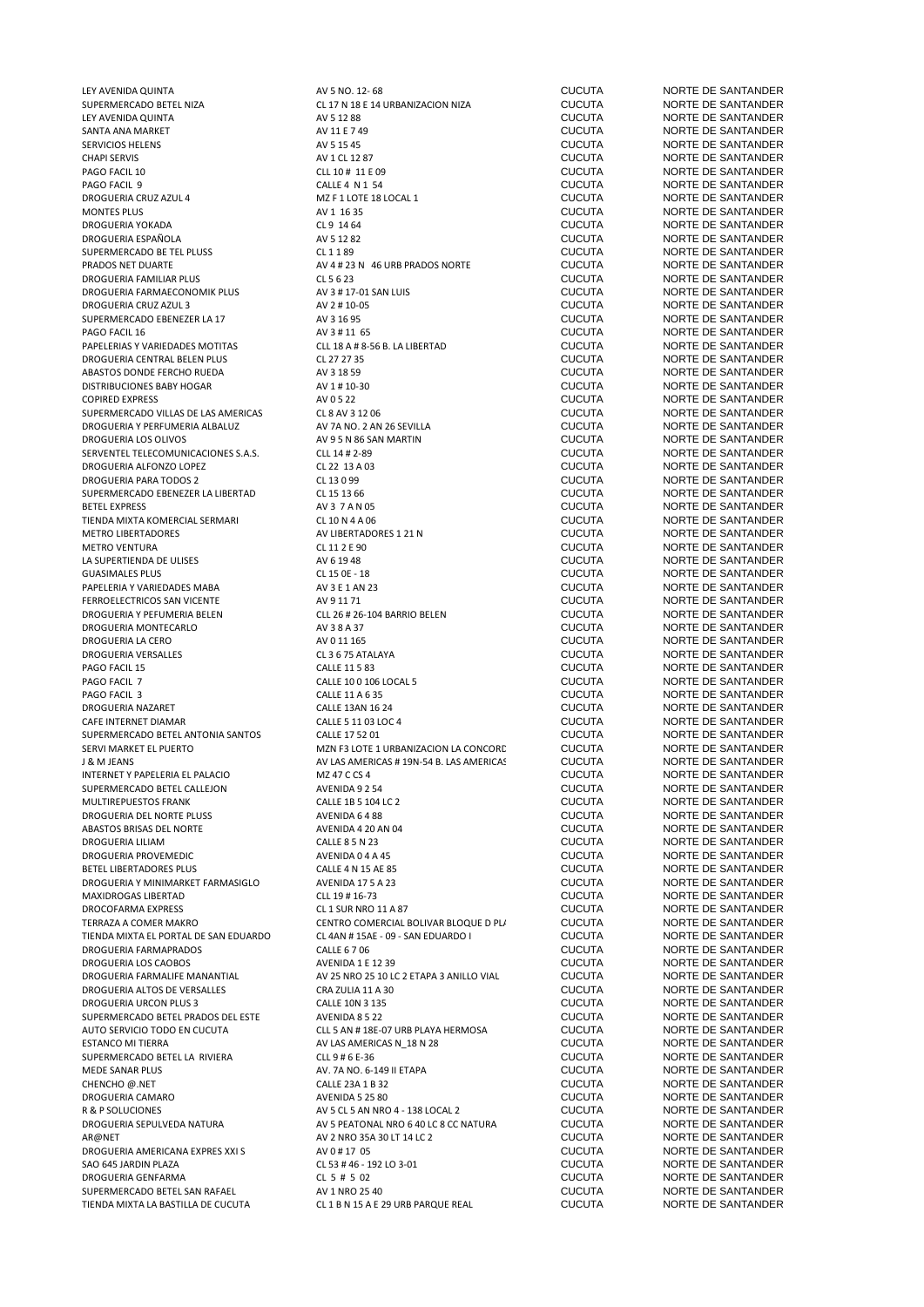| | | | |
|---|---|---|---|
| LEY AVENIDA QUINTA | AV 5 NO. 12- 68 | CUCUTA | NORTE DE SANTANDER |
| SUPERMERCADO BETEL NIZA | CL 17 N 18 E 14 URBANIZACION NIZA | CUCUTA | NORTE DE SANTANDER |
| LEY AVENIDA QUINTA | AV 5 12 88 | CUCUTA | NORTE DE SANTANDER |
| SANTA ANA MARKET | AV 11 E 7 49 | CUCUTA | NORTE DE SANTANDER |
| SERVICIOS HELENS | AV 5 15 45 | CUCUTA | NORTE DE SANTANDER |
| CHAPI SERVIS | AV 1 CL 12 87 | CUCUTA | NORTE DE SANTANDER |
| PAGO FACIL 10 | CLL 10 # 11 E 09 | CUCUTA | NORTE DE SANTANDER |
| PAGO FACIL 9 | CALLE 4 N 1 54 | CUCUTA | NORTE DE SANTANDER |
| DROGUERIA CRUZ AZUL 4 | MZ F 1 LOTE 18 LOCAL 1 | CUCUTA | NORTE DE SANTANDER |
| MONTES PLUS | AV 1 16 35 | CUCUTA | NORTE DE SANTANDER |
| DROGUERIA YOKADA | CL 9 14 64 | CUCUTA | NORTE DE SANTANDER |
| DROGUERIA ESPAÑOLA | AV 5 12 82 | CUCUTA | NORTE DE SANTANDER |
| SUPERMERCADO BE TEL PLUSS | CL 1 1 89 | CUCUTA | NORTE DE SANTANDER |
| PRADOS NET DUARTE | AV 4 # 23 N 46 URB PRADOS NORTE | CUCUTA | NORTE DE SANTANDER |
| DROGUERIA FAMILIAR PLUS | CL 5 6 23 | CUCUTA | NORTE DE SANTANDER |
| DROGUERIA FARMAECONOMIK PLUS | AV 3 # 17-01 SAN LUIS | CUCUTA | NORTE DE SANTANDER |
| DROGUERIA CRUZ AZUL 3 | AV 2 # 10-05 | CUCUTA | NORTE DE SANTANDER |
| SUPERMERCADO EBENEZER LA 17 | AV 3 16 95 | CUCUTA | NORTE DE SANTANDER |
| PAGO FACIL 16 | AV 3 # 11 65 | CUCUTA | NORTE DE SANTANDER |
| PAPELERIAS Y VARIEDADES MOTITAS | CLL 18 A # 8-56 B. LA LIBERTAD | CUCUTA | NORTE DE SANTANDER |
| DROGUERIA CENTRAL BELEN PLUS | CL 27 27 35 | CUCUTA | NORTE DE SANTANDER |
| ABASTOS DONDE FERCHO RUEDA | AV 3 18 59 | CUCUTA | NORTE DE SANTANDER |
| DISTRIBUCIONES BABY HOGAR | AV 1 # 10-30 | CUCUTA | NORTE DE SANTANDER |
| COPIRED EXPRESS | AV 0 5 22 | CUCUTA | NORTE DE SANTANDER |
| SUPERMERCADO VILLAS DE LAS AMERICAS | CL 8 AV 3 12 06 | CUCUTA | NORTE DE SANTANDER |
| DROGUERIA Y PERFUMERIA ALBALUZ | AV 7A NO. 2 AN 26 SEVILLA | CUCUTA | NORTE DE SANTANDER |
| DROGUERIA LOS OLIVOS | AV 9 5 N 86 SAN MARTIN | CUCUTA | NORTE DE SANTANDER |
| SERVENTEL TELECOMUNICACIONES S.A.S. | CLL 14 # 2-89 | CUCUTA | NORTE DE SANTANDER |
| DROGUERIA ALFONZO LOPEZ | CL 22 13 A 03 | CUCUTA | NORTE DE SANTANDER |
| DROGUERIA PARA TODOS 2 | CL 13 0 99 | CUCUTA | NORTE DE SANTANDER |
| SUPERMERCADO EBENEZER LA LIBERTAD | CL 15 13 66 | CUCUTA | NORTE DE SANTANDER |
| BETEL EXPRESS | AV 3 7 A N 05 | CUCUTA | NORTE DE SANTANDER |
| TIENDA MIXTA KOMERCIAL SERMARI | CL 10 N 4 A 06 | CUCUTA | NORTE DE SANTANDER |
| METRO LIBERTADORES | AV LIBERTADORES 1 21 N | CUCUTA | NORTE DE SANTANDER |
| METRO VENTURA | CL 11 2 E 90 | CUCUTA | NORTE DE SANTANDER |
| LA SUPERTIENDA DE ULISES | AV 6 19 48 | CUCUTA | NORTE DE SANTANDER |
| GUASIMALES PLUS | CL 15 0E - 18 | CUCUTA | NORTE DE SANTANDER |
| PAPELERIA Y VARIEDADES MABA | AV 3 E 1 AN 23 | CUCUTA | NORTE DE SANTANDER |
| FERROELECTRICOS SAN VICENTE | AV 9 11 71 | CUCUTA | NORTE DE SANTANDER |
| DROGUERIA Y PEFUMERIA BELEN | CLL 26 # 26-104 BARRIO BELEN | CUCUTA | NORTE DE SANTANDER |
| DROGUERIA MONTECARLO | AV 3 8 A 37 | CUCUTA | NORTE DE SANTANDER |
| DROGUERIA LA CERO | AV 0 11 165 | CUCUTA | NORTE DE SANTANDER |
| DROGUERIA VERSALLES | CL 3 6 75 ATALAYA | CUCUTA | NORTE DE SANTANDER |
| PAGO FACIL 15 | CALLE 11 5 83 | CUCUTA | NORTE DE SANTANDER |
| PAGO FACIL 7 | CALLE 10 0 106 LOCAL 5 | CUCUTA | NORTE DE SANTANDER |
| PAGO FACIL 3 | CALLE 11 A 6 35 | CUCUTA | NORTE DE SANTANDER |
| DROGUERIA NAZARET | CALLE 13AN 16 24 | CUCUTA | NORTE DE SANTANDER |
| CAFE INTERNET DIAMAR | CALLE 5 11 03 LOC 4 | CUCUTA | NORTE DE SANTANDER |
| SUPERMERCADO BETEL ANTONIA SANTOS | CALLE 17 52 01 | CUCUTA | NORTE DE SANTANDER |
| SERVI MARKET EL PUERTO | MZN F3 LOTE 1 URBANIZACION LA CONCORD | CUCUTA | NORTE DE SANTANDER |
| J & M JEANS | AV LAS AMERICAS # 19N-54 B. LAS AMERICAS | CUCUTA | NORTE DE SANTANDER |
| INTERNET Y PAPELERIA EL PALACIO | MZ 47 C CS 4 | CUCUTA | NORTE DE SANTANDER |
| SUPERMERCADO BETEL CALLEJON | AVENIDA 9 2 54 | CUCUTA | NORTE DE SANTANDER |
| MULTIREPUESTOS FRANK | CALLE 1B 5 104 LC 2 | CUCUTA | NORTE DE SANTANDER |
| DROGUERIA DEL NORTE PLUSS | AVENIDA 6 4 88 | CUCUTA | NORTE DE SANTANDER |
| ABASTOS BRISAS DEL NORTE | AVENIDA 4 20 AN 04 | CUCUTA | NORTE DE SANTANDER |
| DROGUERIA LILIAM | CALLE 8 5 N 23 | CUCUTA | NORTE DE SANTANDER |
| DROGUERIA PROVEMEDIC | AVENIDA 0 4 A 45 | CUCUTA | NORTE DE SANTANDER |
| BETEL LIBERTADORES PLUS | CALLE 4 N 15 AE 85 | CUCUTA | NORTE DE SANTANDER |
| DROGUERIA Y MINIMARKET FARMASIGLO | AVENIDA 17 5 A 23 | CUCUTA | NORTE DE SANTANDER |
| MAXIDROGAS LIBERTAD | CLL 19 # 16-73 | CUCUTA | NORTE DE SANTANDER |
| DROCOFARMA EXPRESS | CL 1 SUR NRO 11 A 87 | CUCUTA | NORTE DE SANTANDER |
| TERRAZA A COMER MAKRO | CENTRO COMERCIAL BOLIVAR BLOQUE D PLA | CUCUTA | NORTE DE SANTANDER |
| TIENDA MIXTA EL PORTAL DE SAN EDUARDO | CL 4AN # 15AE - 09 - SAN EDUARDO I | CUCUTA | NORTE DE SANTANDER |
| DROGUERIA FARMAPRADOS | CALLE 6 7 06 | CUCUTA | NORTE DE SANTANDER |
| DROGUERIA LOS CAOBOS | AVENIDA 1 E 12 39 | CUCUTA | NORTE DE SANTANDER |
| DROGUERIA FARMALIFE MANANTIAL | AV 25 NRO 25 10 LC 2 ETAPA 3 ANILLO VIAL | CUCUTA | NORTE DE SANTANDER |
| DROGUERIA ALTOS DE VERSALLES | CRA ZULIA 11 A 30 | CUCUTA | NORTE DE SANTANDER |
| DROGUERIA URCON PLUS 3 | CALLE 10N 3 135 | CUCUTA | NORTE DE SANTANDER |
| SUPERMERCADO BETEL PRADOS DEL ESTE | AVENIDA 8 5 22 | CUCUTA | NORTE DE SANTANDER |
| AUTO SERVICIO TODO EN CUCUTA | CLL 5 AN # 18E-07 URB PLAYA HERMOSA | CUCUTA | NORTE DE SANTANDER |
| ESTANCO MI TIERRA | AV LAS AMERICAS N_18 N 28 | CUCUTA | NORTE DE SANTANDER |
| SUPERMERCADO BETEL LA RIVIERA | CLL 9 # 6 E-36 | CUCUTA | NORTE DE SANTANDER |
| MEDE SANAR PLUS | AV. 7A NO. 6-149 II ETAPA | CUCUTA | NORTE DE SANTANDER |
| CHENCHO @.NET | CALLE 23A 1 B 32 | CUCUTA | NORTE DE SANTANDER |
| DROGUERIA CAMARO | AVENIDA 5 25 80 | CUCUTA | NORTE DE SANTANDER |
| R & P SOLUCIONES | AV 5 CL 5 AN NRO 4 - 138 LOCAL 2 | CUCUTA | NORTE DE SANTANDER |
| DROGUERIA SEPULVEDA NATURA | AV 5 PEATONAL NRO 6 40 LC 8 CC NATURA | CUCUTA | NORTE DE SANTANDER |
| AR@NET | AV 2 NRO 35A 30 LT 14 LC 2 | CUCUTA | NORTE DE SANTANDER |
| DROGUERIA AMERICANA EXPRES XXI S | AV 0 # 17 05 | CUCUTA | NORTE DE SANTANDER |
| SAO 645 JARDIN PLAZA | CL 53 # 46 - 192 LO 3-01 | CUCUTA | NORTE DE SANTANDER |
| DROGUERIA GENFARMA | CL 5 # 5 02 | CUCUTA | NORTE DE SANTANDER |
| SUPERMERCADO BETEL SAN RAFAEL | AV 1 NRO 25 40 | CUCUTA | NORTE DE SANTANDER |
| TIENDA MIXTA LA BASTILLA DE CUCUTA | CL 1 B N 15 A E 29 URB PARQUE REAL | CUCUTA | NORTE DE SANTANDER |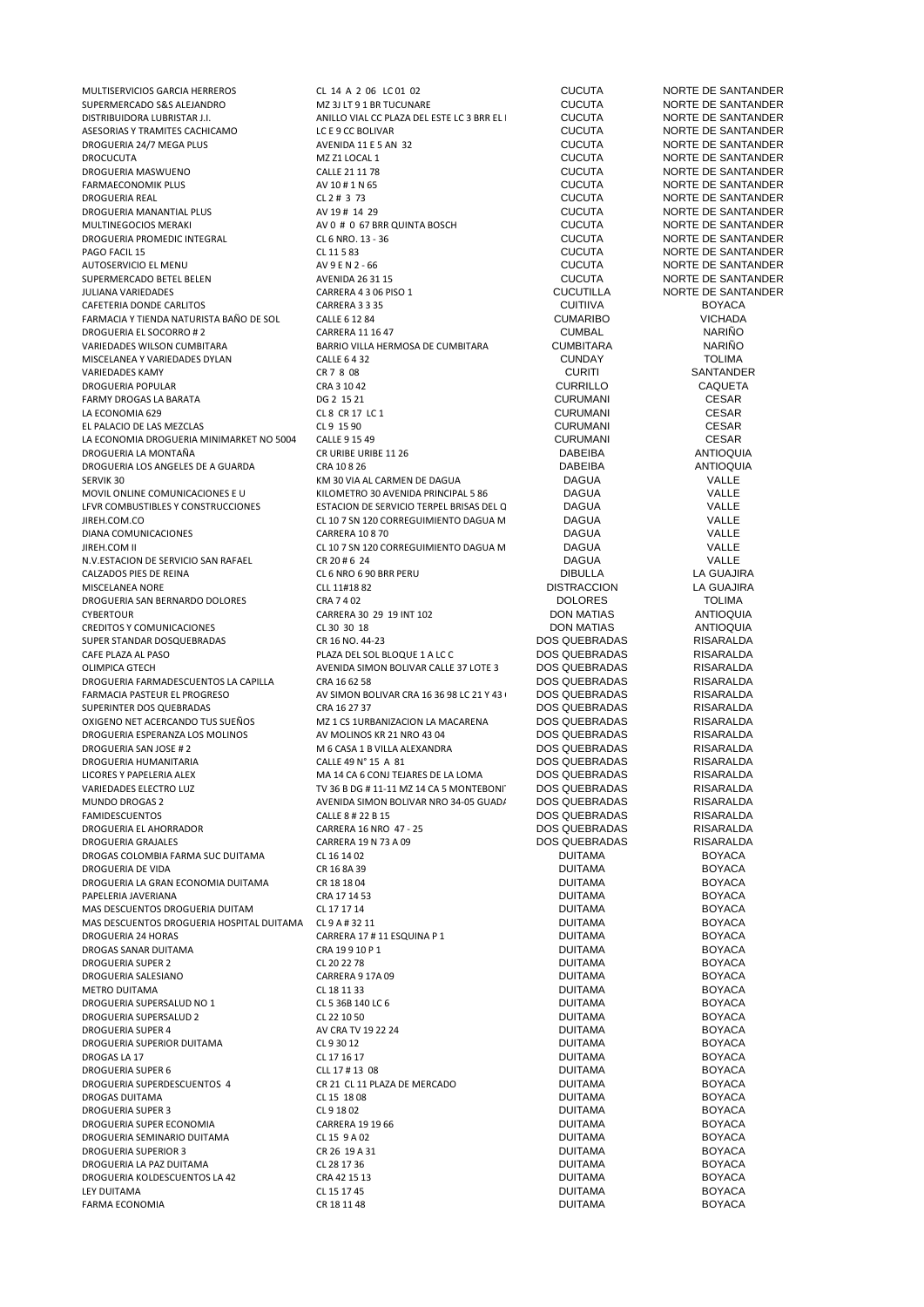| | | | |
|---|---|---|---|
| MULTISERVICIOS GARCIA HERREROS | CL 14 A 2 06 LC 01 02 | CUCUTA | NORTE DE SANTANDER |
| SUPERMERCADO S&S ALEJANDRO | MZ 3J LT 9 1 BR TUCUNARE | CUCUTA | NORTE DE SANTANDER |
| DISTRIBUIDORA LUBRISTAR J.I. | ANILLO VIAL CC PLAZA DEL ESTE LC 3 BRR EL I | CUCUTA | NORTE DE SANTANDER |
| ASESORIAS Y TRAMITES CACHICAMO | LC E 9 CC BOLIVAR | CUCUTA | NORTE DE SANTANDER |
| DROGUERIA 24/7 MEGA PLUS | AVENIDA 11 E 5 AN 32 | CUCUTA | NORTE DE SANTANDER |
| DROCUCUTA | MZ Z1 LOCAL 1 | CUCUTA | NORTE DE SANTANDER |
| DROGUERIA MASWUENO | CALLE 21 11 78 | CUCUTA | NORTE DE SANTANDER |
| FARMAECONOMIK PLUS | AV 10 # 1 N 65 | CUCUTA | NORTE DE SANTANDER |
| DROGUERIA REAL | CL 2 # 3 73 | CUCUTA | NORTE DE SANTANDER |
| DROGUERIA MANANTIAL PLUS | AV 19 # 14 29 | CUCUTA | NORTE DE SANTANDER |
| MULTINEGOCIOS MERAKI | AV 0 # 0 67 BRR QUINTA BOSCH | CUCUTA | NORTE DE SANTANDER |
| DROGUERIA PROMEDIC INTEGRAL | CL 6 NRO. 13 - 36 | CUCUTA | NORTE DE SANTANDER |
| PAGO FACIL 15 | CL 11 5 83 | CUCUTA | NORTE DE SANTANDER |
| AUTOSERVICIO EL MENU | AV 9 E N 2 - 66 | CUCUTA | NORTE DE SANTANDER |
| SUPERMERCADO BETEL BELEN | AVENIDA 26 31 15 | CUCUTA | NORTE DE SANTANDER |
| JULIANA VARIEDADES | CARRERA 4 3 06 PISO 1 | CUCUTILLA | NORTE DE SANTANDER |
| CAFETERIA DONDE CARLITOS | CARRERA 3 3 35 | CUITIVA | BOYACA |
| FARMACIA Y TIENDA NATURISTA BAÑO DE SOL | CALLE 6 12 84 | CUMARIBO | VICHADA |
| DROGUERIA EL SOCORRO # 2 | CARRERA 11 16 47 | CUMBAL | NARIÑO |
| VARIEDADES WILSON CUMBITARA | BARRIO VILLA HERMOSA DE CUMBITARA | CUMBITARA | NARIÑO |
| MISCELANEA Y VARIEDADES DYLAN | CALLE 6 4 32 | CUNDAY | TOLIMA |
| VARIEDADES KAMY | CR 7 8 08 | CURITI | SANTANDER |
| DROGUERIA POPULAR | CRA 3 10 42 | CURRILLO | CAQUETA |
| FARMY DROGAS LA BARATA | DG 2 15 21 | CURUMANI | CESAR |
| LA ECONOMIA 629 | CL 8 CR 17 LC 1 | CURUMANI | CESAR |
| EL PALACIO DE LAS MEZCLAS | CL 9 15 90 | CURUMANI | CESAR |
| LA ECONOMIA DROGUERIA MINIMARKET NO 5004 | CALLE 9 15 49 | CURUMANI | CESAR |
| DROGUERIA LA MONTAÑA | CR URIBE URIBE 11 26 | DABEIBA | ANTIOQUIA |
| DROGUERIA LOS ANGELES DE A GUARDA | CRA 10 8 26 | DABEIBA | ANTIOQUIA |
| SERVIK 30 | KM 30 VIA AL CARMEN DE DAGUA | DAGUA | VALLE |
| MOVIL ONLINE COMUNICACIONES E U | KILOMETRO 30 AVENIDA PRINCIPAL 5 86 | DAGUA | VALLE |
| LFVR COMBUSTIBLES Y CONSTRUCCIONES | ESTACION DE SERVICIO TERPEL BRISAS DEL Q | DAGUA | VALLE |
| JIREH.COM.CO | CL 10 7 SN 120 CORREGUIMIENTO DAGUA M | DAGUA | VALLE |
| DIANA COMUNICACIONES | CARRERA 10 8 70 | DAGUA | VALLE |
| JIREH.COM II | CL 10 7 SN 120 CORREGUIMIENTO DAGUA M | DAGUA | VALLE |
| N.V.ESTACION DE SERVICIO SAN RAFAEL | CR 20 # 6 24 | DAGUA | VALLE |
| CALZADOS PIES DE REINA | CL 6 NRO 6 90 BRR PERU | DIBULLA | LA GUAJIRA |
| MISCELANEA NORE | CLL 11#18 82 | DISTRACCION | LA GUAJIRA |
| DROGUERIA SAN BERNARDO DOLORES | CRA 7 4 02 | DOLORES | TOLIMA |
| CYBERTOUR | CARRERA 30 29 19 INT 102 | DON MATIAS | ANTIOQUIA |
| CREDITOS Y COMUNICACIONES | CL 30 30 18 | DON MATIAS | ANTIOQUIA |
| SUPER STANDAR DOSQUEBRADAS | CR 16 NO. 44-23 | DOS QUEBRADAS | RISARALDA |
| CAFE PLAZA AL PASO | PLAZA DEL SOL BLOQUE 1 A LC C | DOS QUEBRADAS | RISARALDA |
| OLIMPICA GTECH | AVENIDA SIMON BOLIVAR CALLE 37 LOTE 3 | DOS QUEBRADAS | RISARALDA |
| DROGUERIA FARMADESCUENTOS LA CAPILLA | CRA 16 62 58 | DOS QUEBRADAS | RISARALDA |
| FARMACIA PASTEUR EL PROGRESO | AV SIMON BOLIVAR CRA 16 36 98 LC 21 Y 43 ( | DOS QUEBRADAS | RISARALDA |
| SUPERINTER DOS QUEBRADAS | CRA 16 27 37 | DOS QUEBRADAS | RISARALDA |
| OXIGENO NET ACERCANDO TUS SUEÑOS | MZ 1 CS 1URBANIZACION LA MACARENA | DOS QUEBRADAS | RISARALDA |
| DROGUERIA ESPERANZA LOS MOLINOS | AV MOLINOS KR 21 NRO 43 04 | DOS QUEBRADAS | RISARALDA |
| DROGUERIA SAN JOSE # 2 | M 6 CASA 1 B VILLA ALEXANDRA | DOS QUEBRADAS | RISARALDA |
| DROGUERIA HUMANITARIA | CALLE 49 N° 15 A 81 | DOS QUEBRADAS | RISARALDA |
| LICORES Y PAPELERIA ALEX | MA 14 CA 6 CONJ TEJARES DE LA LOMA | DOS QUEBRADAS | RISARALDA |
| VARIEDADES ELECTRO LUZ | TV 36 B DG # 11-11 MZ 14 CA 5 MONTEBONI | DOS QUEBRADAS | RISARALDA |
| MUNDO DROGAS 2 | AVENIDA SIMON BOLIVAR NRO 34-05 GUAD/ | DOS QUEBRADAS | RISARALDA |
| FAMIDESCUENTOS | CALLE 8 # 22 B 15 | DOS QUEBRADAS | RISARALDA |
| DROGUERIA EL AHORRADOR | CARRERA 16 NRO 47 - 25 | DOS QUEBRADAS | RISARALDA |
| DROGUERIA GRAJALES | CARRERA 19 N 73 A 09 | DOS QUEBRADAS | RISARALDA |
| DROGAS COLOMBIA FARMA SUC DUITAMA | CL 16 14 02 | DUITAMA | BOYACA |
| DROGUERIA DE VIDA | CR 16 8A 39 | DUITAMA | BOYACA |
| DROGUERIA LA GRAN ECONOMIA DUITAMA | CR 18 18 04 | DUITAMA | BOYACA |
| PAPELERIA JAVERIANA | CRA 17 14 53 | DUITAMA | BOYACA |
| MAS DESCUENTOS DROGUERIA DUITAM | CL 17 17 14 | DUITAMA | BOYACA |
| MAS DESCUENTOS DROGUERIA HOSPITAL DUITAMA | CL 9 A # 32 11 | DUITAMA | BOYACA |
| DROGUERIA 24 HORAS | CARRERA 17 # 11 ESQUINA P 1 | DUITAMA | BOYACA |
| DROGAS SANAR DUITAMA | CRA 19 9 10 P 1 | DUITAMA | BOYACA |
| DROGUERIA SUPER 2 | CL 20 22 78 | DUITAMA | BOYACA |
| DROGUERIA SALESIANO | CARRERA 9 17A 09 | DUITAMA | BOYACA |
| METRO DUITAMA | CL 18 11 33 | DUITAMA | BOYACA |
| DROGUERIA SUPERSALUD NO 1 | CL 5 36B 140 LC 6 | DUITAMA | BOYACA |
| DROGUERIA SUPERSALUD 2 | CL 22 10 50 | DUITAMA | BOYACA |
| DROGUERIA SUPER 4 | AV CRA TV 19 22 24 | DUITAMA | BOYACA |
| DROGUERIA SUPERIOR DUITAMA | CL 9 30 12 | DUITAMA | BOYACA |
| DROGAS LA 17 | CL 17 16 17 | DUITAMA | BOYACA |
| DROGUERIA SUPER 6 | CLL 17 # 13 08 | DUITAMA | BOYACA |
| DROGUERIA SUPERDESCUENTOS 4 | CR 21 CL 11 PLAZA DE MERCADO | DUITAMA | BOYACA |
| DROGAS DUITAMA | CL 15 18 08 | DUITAMA | BOYACA |
| DROGUERIA SUPER 3 | CL 9 18 02 | DUITAMA | BOYACA |
| DROGUERIA SUPER ECONOMIA | CARRERA 19 19 66 | DUITAMA | BOYACA |
| DROGUERIA SEMINARIO DUITAMA | CL 15 9 A 02 | DUITAMA | BOYACA |
| DROGUERIA SUPERIOR 3 | CR 26 19 A 31 | DUITAMA | BOYACA |
| DROGUERIA LA PAZ DUITAMA | CL 28 17 36 | DUITAMA | BOYACA |
| DROGUERIA KOLDESCUENTOS LA 42 | CRA 42 15 13 | DUITAMA | BOYACA |
| LEY DUITAMA | CL 15 17 45 | DUITAMA | BOYACA |
| FARMA ECONOMIA | CR 18 11 48 | DUITAMA | BOYACA |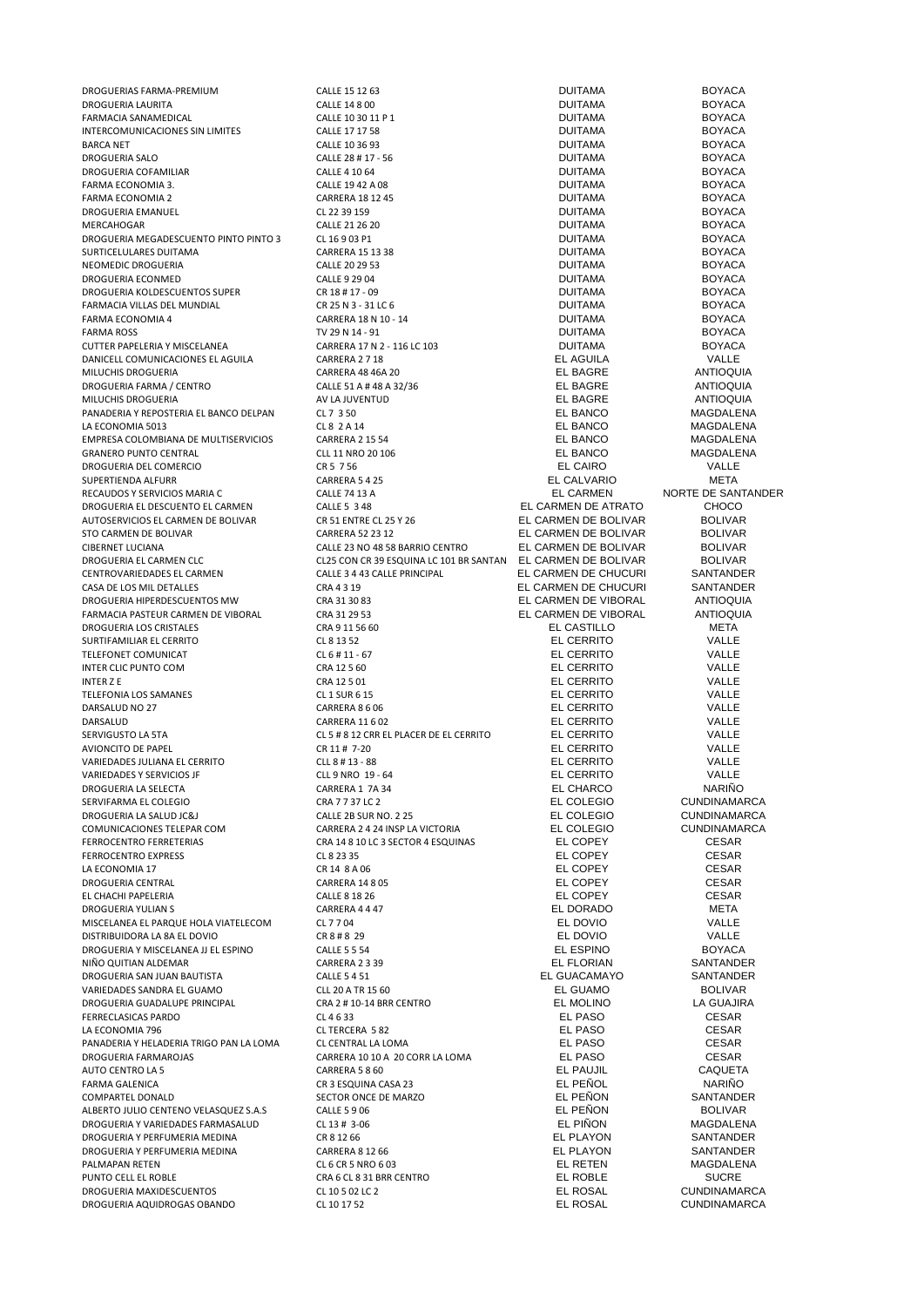| | | | |
|---|---|---|---|
| DROGUERIAS FARMA-PREMIUM | CALLE 15 12 63 | DUITAMA | BOYACA |
| DROGUERIA LAURITA | CALLE 14 8 00 | DUITAMA | BOYACA |
| FARMACIA SANAMEDICAL | CALLE 10 30 11 P 1 | DUITAMA | BOYACA |
| INTERCOMUNICACIONES SIN LIMITES | CALLE 17 17 58 | DUITAMA | BOYACA |
| BARCA NET | CALLE 10 36 93 | DUITAMA | BOYACA |
| DROGUERIA SALO | CALLE 28 # 17 - 56 | DUITAMA | BOYACA |
| DROGUERIA COFAMILIAR | CALLE 4 10 64 | DUITAMA | BOYACA |
| FARMA ECONOMIA 3. | CALLE 19 42 A 08 | DUITAMA | BOYACA |
| FARMA ECONOMIA 2 | CARRERA 18 12 45 | DUITAMA | BOYACA |
| DROGUERIA EMANUEL | CL 22 39 159 | DUITAMA | BOYACA |
| MERCAHOGAR | CALLE 21 26 20 | DUITAMA | BOYACA |
| DROGUERIA MEGADESCUENTO PINTO PINTO 3 | CL 16 9 03 P1 | DUITAMA | BOYACA |
| SURTICELULARES DUITAMA | CARRERA 15 13 38 | DUITAMA | BOYACA |
| NEOMEDIC DROGUERIA | CALLE 20 29 53 | DUITAMA | BOYACA |
| DROGUERIA ECONMED | CALLE 9 29 04 | DUITAMA | BOYACA |
| DROGUERIA KOLDESCUENTOS SUPER | CR 18 # 17 - 09 | DUITAMA | BOYACA |
| FARMACIA VILLAS DEL MUNDIAL | CR 25 N 3 - 31 LC 6 | DUITAMA | BOYACA |
| FARMA ECONOMIA 4 | CARRERA 18 N 10 - 14 | DUITAMA | BOYACA |
| FARMA ROSS | TV 29 N 14 - 91 | DUITAMA | BOYACA |
| CUTTER PAPELERIA Y MISCELANEA | CARRERA 17 N 2 - 116 LC 103 | DUITAMA | BOYACA |
| DANICELL COMUNICACIONES EL AGUILA | CARRERA 2 7 18 | EL AGUILA | VALLE |
| MILUCHIS DROGUERIA | CARRERA 48 46A 20 | EL BAGRE | ANTIOQUIA |
| DROGUERIA FARMA / CENTRO | CALLE 51 A # 48 A 32/36 | EL BAGRE | ANTIOQUIA |
| MILUCHIS DROGUERIA | AV LA JUVENTUD | EL BAGRE | ANTIOQUIA |
| PANADERIA Y REPOSTERIA EL BANCO DELPAN | CL 7 3 50 | EL BANCO | MAGDALENA |
| LA ECONOMIA 5013 | CL 8 2 A 14 | EL BANCO | MAGDALENA |
| EMPRESA COLOMBIANA DE MULTISERVICIOS | CARRERA 2 15 54 | EL BANCO | MAGDALENA |
| GRANERO PUNTO CENTRAL | CLL 11 NRO 20 106 | EL BANCO | MAGDALENA |
| DROGUERIA DEL COMERCIO | CR 5 7 56 | EL CAIRO | VALLE |
| SUPERTIENDA ALFURR | CARRERA 5 4 25 | EL CALVARIO | META |
| RECAUDOS Y SERVICIOS MARIA C | CALLE 74 13 A | EL CARMEN | NORTE DE SANTANDER |
| DROGUERIA EL DESCUENTO EL CARMEN | CALLE 5 3 48 | EL CARMEN DE ATRATO | CHOCO |
| AUTOSERVICIOS EL CARMEN DE BOLIVAR | CR 51 ENTRE CL 25 Y 26 | EL CARMEN DE BOLIVAR | BOLIVAR |
| STO CARMEN DE BOLIVAR | CARRERA 52 23 12 | EL CARMEN DE BOLIVAR | BOLIVAR |
| CIBERNET LUCIANA | CALLE 23 NO 48 58 BARRIO CENTRO | EL CARMEN DE BOLIVAR | BOLIVAR |
| DROGUERIA EL CARMEN CLC | CL25 CON CR 39 ESQUINA LC 101 BR SANTAN | EL CARMEN DE BOLIVAR | BOLIVAR |
| CENTROVARIEDADES EL CARMEN | CALLE 3 4 43 CALLE PRINCIPAL | EL CARMEN DE CHUCURI | SANTANDER |
| CASA DE LOS MIL DETALLES | CRA 4 3 19 | EL CARMEN DE CHUCURI | SANTANDER |
| DROGUERIA HIPERDESCUENTOS MW | CRA 31 30 83 | EL CARMEN DE VIBORAL | ANTIOQUIA |
| FARMACIA PASTEUR CARMEN DE VIBORAL | CRA 31 29 53 | EL CARMEN DE VIBORAL | ANTIOQUIA |
| DROGUERIA LOS CRISTALES | CRA 9 11 56 60 | EL CASTILLO | META |
| SURTIFAMILIAR EL CERRITO | CL 8 13 52 | EL CERRITO | VALLE |
| TELEFONET COMUNICAT | CL 6 # 11 - 67 | EL CERRITO | VALLE |
| INTER CLIC PUNTO COM | CRA 12 5 60 | EL CERRITO | VALLE |
| INTER Z E | CRA 12 5 01 | EL CERRITO | VALLE |
| TELEFONIA LOS SAMANES | CL 1 SUR 6 15 | EL CERRITO | VALLE |
| DARSALUD NO 27 | CARRERA 8 6 06 | EL CERRITO | VALLE |
| DARSALUD | CARRERA 11 6 02 | EL CERRITO | VALLE |
| SERVIGUSTO LA 5TA | CL 5 # 8 12 CRR EL PLACER DE EL CERRITO | EL CERRITO | VALLE |
| AVIONCITO DE PAPEL | CR 11 # 7-20 | EL CERRITO | VALLE |
| VARIEDADES JULIANA EL CERRITO | CLL 8 # 13 - 88 | EL CERRITO | VALLE |
| VARIEDADES Y SERVICIOS JF | CLL 9 NRO 19 - 64 | EL CERRITO | VALLE |
| DROGUERIA LA SELECTA | CARRERA 1 7A 34 | EL CHARCO | NARIÑO |
| SERVIFARMA EL COLEGIO | CRA 7 7 37 LC 2 | EL COLEGIO | CUNDINAMARCA |
| DROGUERIA LA SALUD JC&J | CALLE 2B SUR NO. 2 25 | EL COLEGIO | CUNDINAMARCA |
| COMUNICACIONES TELEPAR COM | CARRERA 2 4 24 INSP LA VICTORIA | EL COLEGIO | CUNDINAMARCA |
| FERROCENTRO FERRETERIAS | CRA 14 8 10 LC 3 SECTOR 4 ESQUINAS | EL COPEY | CESAR |
| FERROCENTRO EXPRESS | CL 8 23 35 | EL COPEY | CESAR |
| LA ECONOMIA 17 | CR 14 8 A 06 | EL COPEY | CESAR |
| DROGUERIA CENTRAL | CARRERA 14 8 05 | EL COPEY | CESAR |
| EL CHACHI PAPELERIA | CALLE 8 18 26 | EL COPEY | CESAR |
| DROGUERIA YULIAN S | CARRERA 4 4 47 | EL DORADO | META |
| MISCELANEA EL PARQUE HOLA VIATELECOM | CL 7 7 04 | EL DOVIO | VALLE |
| DISTRIBUIDORA LA 8A EL DOVIO | CR 8 # 8 29 | EL DOVIO | VALLE |
| DROGUERIA Y MISCELANEA JJ EL ESPINO | CALLE 5 5 54 | EL ESPINO | BOYACA |
| NIÑO QUITIAN ALDEMAR | CARRERA 2 3 39 | EL FLORIAN | SANTANDER |
| DROGUERIA SAN JUAN BAUTISTA | CALLE 5 4 51 | EL GUACAMAYO | SANTANDER |
| VARIEDADES SANDRA EL GUAMO | CLL 20 A TR 15 60 | EL GUAMO | BOLIVAR |
| DROGUERIA GUADALUPE PRINCIPAL | CRA 2 # 10-14 BRR CENTRO | EL MOLINO | LA GUAJIRA |
| FERRECLASICAS PARDO | CL 4 6 33 | EL PASO | CESAR |
| LA ECONOMIA 796 | CL TERCERA 5 82 | EL PASO | CESAR |
| PANADERIA Y HELADERIA TRIGO PAN LA LOMA | CL CENTRAL LA LOMA | EL PASO | CESAR |
| DROGUERIA FARMAROJAS | CARRERA 10 10 A 20 CORR LA LOMA | EL PASO | CESAR |
| AUTO CENTRO LA 5 | CARRERA 5 8 60 | EL PAUJIL | CAQUETA |
| FARMA GALENICA | CR 3 ESQUINA CASA 23 | EL PEÑOL | NARIÑO |
| COMPARTEL DONALD | SECTOR ONCE DE MARZO | EL PEÑON | SANTANDER |
| ALBERTO JULIO CENTENO VELASQUEZ S.A.S | CALLE 5 9 06 | EL PEÑON | BOLIVAR |
| DROGUERIA Y VARIEDADES FARMASALUD | CL 13 # 3-06 | EL PIÑON | MAGDALENA |
| DROGUERIA Y PERFUMERIA MEDINA | CR 8 12 66 | EL PLAYON | SANTANDER |
| DROGUERIA Y PERFUMERIA MEDINA | CARRERA 8 12 66 | EL PLAYON | SANTANDER |
| PALMAPAN RETEN | CL 6 CR 5 NRO 6 03 | EL RETEN | MAGDALENA |
| PUNTO CELL EL ROBLE | CRA 6 CL 8 31 BRR CENTRO | EL ROBLE | SUCRE |
| DROGUERIA MAXIDESCUENTOS | CL 10 5 02 LC 2 | EL ROSAL | CUNDINAMARCA |
| DROGUERIA AQUIDROGAS OBANDO | CL 10 17 52 | EL ROSAL | CUNDINAMARCA |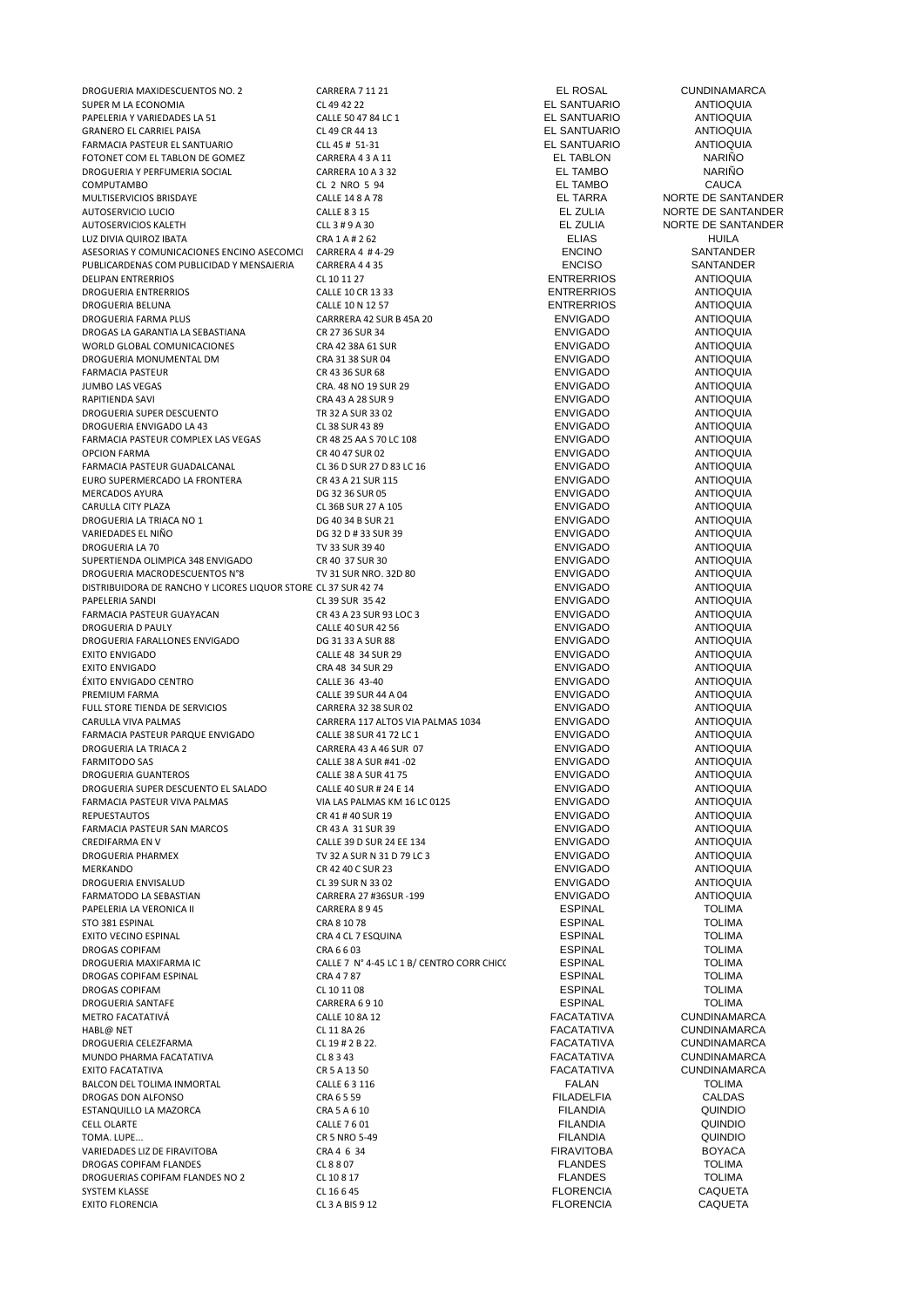| | | | |
|---|---|---|---|
| DROGUERIA MAXIDESCUENTOS NO. 2 | CARRERA 7 11 21 | EL ROSAL | CUNDINAMARCA |
| SUPER M LA ECONOMIA | CL 49 42 22 | EL SANTUARIO | ANTIOQUIA |
| PAPELERIA Y VARIEDADES LA 51 | CALLE 50 47 84 LC 1 | EL SANTUARIO | ANTIOQUIA |
| GRANERO EL CARRIEL PAISA | CL 49 CR 44 13 | EL SANTUARIO | ANTIOQUIA |
| FARMACIA PASTEUR EL SANTUARIO | CLL 45 # 51-31 | EL SANTUARIO | ANTIOQUIA |
| FOTONET COM EL TABLON DE GOMEZ | CARRERA 4 3 A 11 | EL TABLON | NARIÑO |
| DROGUERIA Y PERFUMERIA SOCIAL | CARRERA 10 A 3 32 | EL TAMBO | NARIÑO |
| COMPUTAMBO | CL 2 NRO 5 94 | EL TAMBO | CAUCA |
| MULTISERVICIOS BRISDAYE | CALLE 14 8 A 78 | EL TARRA | NORTE DE SANTANDER |
| AUTOSERVICIO LUCIO | CALLE 8 3 15 | EL ZULIA | NORTE DE SANTANDER |
| AUTOSERVICIOS KALETH | CLL 3 # 9 A 30 | EL ZULIA | NORTE DE SANTANDER |
| LUZ DIVIA QUIROZ IBATA | CRA 1 A # 2 62 | ELIAS | HUILA |
| ASESORIAS Y COMUNICACIONES ENCINO ASECOMCI | CARRERA 4 # 4-29 | ENCINO | SANTANDER |
| PUBLICARDENAS COM PUBLICIDAD Y MENSAJERIA | CARRERA 4 4 35 | ENCISO | SANTANDER |
| DELIPAN ENTRERRIOS | CL 10 11 27 | ENTRERRIOS | ANTIOQUIA |
| DROGUERIA ENTRERRIOS | CALLE 10 CR 13 33 | ENTRERRIOS | ANTIOQUIA |
| DROGUERIA BELUNA | CALLE 10 N 12 57 | ENTRERRIOS | ANTIOQUIA |
| DROGUERIA FARMA PLUS | CARRRERA 42 SUR B 45A 20 | ENVIGADO | ANTIOQUIA |
| DROGAS LA GARANTIA LA SEBASTIANA | CR 27 36 SUR 34 | ENVIGADO | ANTIOQUIA |
| WORLD GLOBAL COMUNICACIONES | CRA 42 38A 61 SUR | ENVIGADO | ANTIOQUIA |
| DROGUERIA MONUMENTAL DM | CRA 31 38 SUR 04 | ENVIGADO | ANTIOQUIA |
| FARMACIA PASTEUR | CR 43 36 SUR 68 | ENVIGADO | ANTIOQUIA |
| JUMBO LAS VEGAS | CRA. 48 NO 19 SUR 29 | ENVIGADO | ANTIOQUIA |
| RAPITIENDA SAVI | CRA 43 A 28 SUR 9 | ENVIGADO | ANTIOQUIA |
| DROGUERIA SUPER DESCUENTO | TR 32 A SUR 33 02 | ENVIGADO | ANTIOQUIA |
| DROGUERIA ENVIGADO LA 43 | CL 38 SUR 43 89 | ENVIGADO | ANTIOQUIA |
| FARMACIA PASTEUR COMPLEX LAS VEGAS | CR 48 25 AA S 70 LC 108 | ENVIGADO | ANTIOQUIA |
| OPCION FARMA | CR 40 47 SUR 02 | ENVIGADO | ANTIOQUIA |
| FARMACIA PASTEUR GUADALCANAL | CL 36 D SUR 27 D 83 LC 16 | ENVIGADO | ANTIOQUIA |
| EURO SUPERMERCADO LA FRONTERA | CR 43 A 21 SUR 115 | ENVIGADO | ANTIOQUIA |
| MERCADOS AYURA | DG 32 36 SUR 05 | ENVIGADO | ANTIOQUIA |
| CARULLA CITY PLAZA | CL 36B SUR 27 A 105 | ENVIGADO | ANTIOQUIA |
| DROGUERIA LA TRIACA NO 1 | DG 40 34 B SUR 21 | ENVIGADO | ANTIOQUIA |
| VARIEDADES EL NIÑO | DG 32 D # 33 SUR 39 | ENVIGADO | ANTIOQUIA |
| DROGUERIA LA 70 | TV 33 SUR 39 40 | ENVIGADO | ANTIOQUIA |
| SUPERTIENDA OLIMPICA 348 ENVIGADO | CR 40 37 SUR 30 | ENVIGADO | ANTIOQUIA |
| DROGUERIA MACRODESCUENTOS N°8 | TV 31 SUR NRO. 32D 80 | ENVIGADO | ANTIOQUIA |
| DISTRIBUIDORA DE RANCHO Y LICORES LIQUOR STORE | CL 37 SUR 42 74 | ENVIGADO | ANTIOQUIA |
| PAPELERIA SANDI | CL 39 SUR 35 42 | ENVIGADO | ANTIOQUIA |
| FARMACIA PASTEUR GUAYACAN | CR 43 A 23 SUR 93 LOC 3 | ENVIGADO | ANTIOQUIA |
| DROGUERIA D PAULY | CALLE 40 SUR 42 56 | ENVIGADO | ANTIOQUIA |
| DROGUERIA FARALLONES ENVIGADO | DG 31 33 A SUR 88 | ENVIGADO | ANTIOQUIA |
| EXITO ENVIGADO | CALLE 48 34 SUR 29 | ENVIGADO | ANTIOQUIA |
| EXITO ENVIGADO | CRA 48 34 SUR 29 | ENVIGADO | ANTIOQUIA |
| ÉXITO ENVIGADO CENTRO | CALLE 36 43-40 | ENVIGADO | ANTIOQUIA |
| PREMIUM FARMA | CALLE 39 SUR 44 A 04 | ENVIGADO | ANTIOQUIA |
| FULL STORE TIENDA DE SERVICIOS | CARRERA 32 38 SUR 02 | ENVIGADO | ANTIOQUIA |
| CARULLA VIVA PALMAS | CARRERA 117 ALTOS VIA PALMAS 1034 | ENVIGADO | ANTIOQUIA |
| FARMACIA PASTEUR PARQUE ENVIGADO | CALLE 38 SUR 41 72 LC 1 | ENVIGADO | ANTIOQUIA |
| DROGUERIA LA TRIACA 2 | CARRERA 43 A 46 SUR 07 | ENVIGADO | ANTIOQUIA |
| FARMITODO SAS | CALLE 38 A SUR #41 -02 | ENVIGADO | ANTIOQUIA |
| DROGUERIA GUANTEROS | CALLE 38 A SUR 41 75 | ENVIGADO | ANTIOQUIA |
| DROGUERIA SUPER DESCUENTO EL SALADO | CALLE 40 SUR # 24 E 14 | ENVIGADO | ANTIOQUIA |
| FARMACIA PASTEUR VIVA PALMAS | VIA LAS PALMAS KM 16 LC 0125 | ENVIGADO | ANTIOQUIA |
| REPUESTAUTOS | CR 41 # 40 SUR 19 | ENVIGADO | ANTIOQUIA |
| FARMACIA PASTEUR SAN MARCOS | CR 43 A 31 SUR 39 | ENVIGADO | ANTIOQUIA |
| CREDIFARMA EN V | CALLE 39 D SUR 24 EE 134 | ENVIGADO | ANTIOQUIA |
| DROGUERIA PHARMEX | TV 32 A SUR N 31 D 79 LC 3 | ENVIGADO | ANTIOQUIA |
| MERKANDO | CR 42 40 C SUR 23 | ENVIGADO | ANTIOQUIA |
| DROGUERIA ENVISALUD | CL 39 SUR N 33 02 | ENVIGADO | ANTIOQUIA |
| FARMATODO LA SEBASTIAN | CARRERA 27 #36SUR -199 | ENVIGADO | ANTIOQUIA |
| PAPELERIA LA VERONICA II | CARRERA 8 9 45 | ESPINAL | TOLIMA |
| STO 381 ESPINAL | CRA 8 10 78 | ESPINAL | TOLIMA |
| EXITO VECINO ESPINAL | CRA 4 CL 7 ESQUINA | ESPINAL | TOLIMA |
| DROGAS COPIFAM | CRA 6 6 03 | ESPINAL | TOLIMA |
| DROGUERIA MAXIFARMA IC | CALLE 7 N° 4-45 LC 1 B/ CENTRO CORR CHICO | ESPINAL | TOLIMA |
| DROGAS COPIFAM ESPINAL | CRA 4 7 87 | ESPINAL | TOLIMA |
| DROGAS COPIFAM | CL 10 11 08 | ESPINAL | TOLIMA |
| DROGUERIA SANTAFE | CARRERA 6 9 10 | ESPINAL | TOLIMA |
| METRO FACATATIVÁ | CALLE 10 8A 12 | FACATATIVA | CUNDINAMARCA |
| HABL@ NET | CL 11 8A 26 | FACATATIVA | CUNDINAMARCA |
| DROGUERIA CELEZFARMA | CL 19 # 2 B 22. | FACATATIVA | CUNDINAMARCA |
| MUNDO PHARMA FACATATIVA | CL 8 3 43 | FACATATIVA | CUNDINAMARCA |
| EXITO FACATATIVA | CR 5 A 13 50 | FACATATIVA | CUNDINAMARCA |
| BALCON DEL TOLIMA INMORTAL | CALLE 6 3 116 | FALAN | TOLIMA |
| DROGAS DON ALFONSO | CRA 6 5 59 | FILADELFIA | CALDAS |
| ESTANQUILLO LA MAZORCA | CRA 5 A 6 10 | FILANDIA | QUINDIO |
| CELL OLARTE | CALLE 7 6 01 | FILANDIA | QUINDIO |
| TOMA. LUPE... | CR 5 NRO 5-49 | FILANDIA | QUINDIO |
| VARIEDADES LIZ DE FIRAVITOBA | CRA 4 6 34 | FIRAVITOBA | BOYACA |
| DROGAS COPIFAM FLANDES | CL 8 8 07 | FLANDES | TOLIMA |
| DROGUERIAS COPIFAM FLANDES NO 2 | CL 10 8 17 | FLANDES | TOLIMA |
| SYSTEM KLASSE | CL 16 6 45 | FLORENCIA | CAQUETA |
| EXITO FLORENCIA | CL 3 A BIS 9 12 | FLORENCIA | CAQUETA |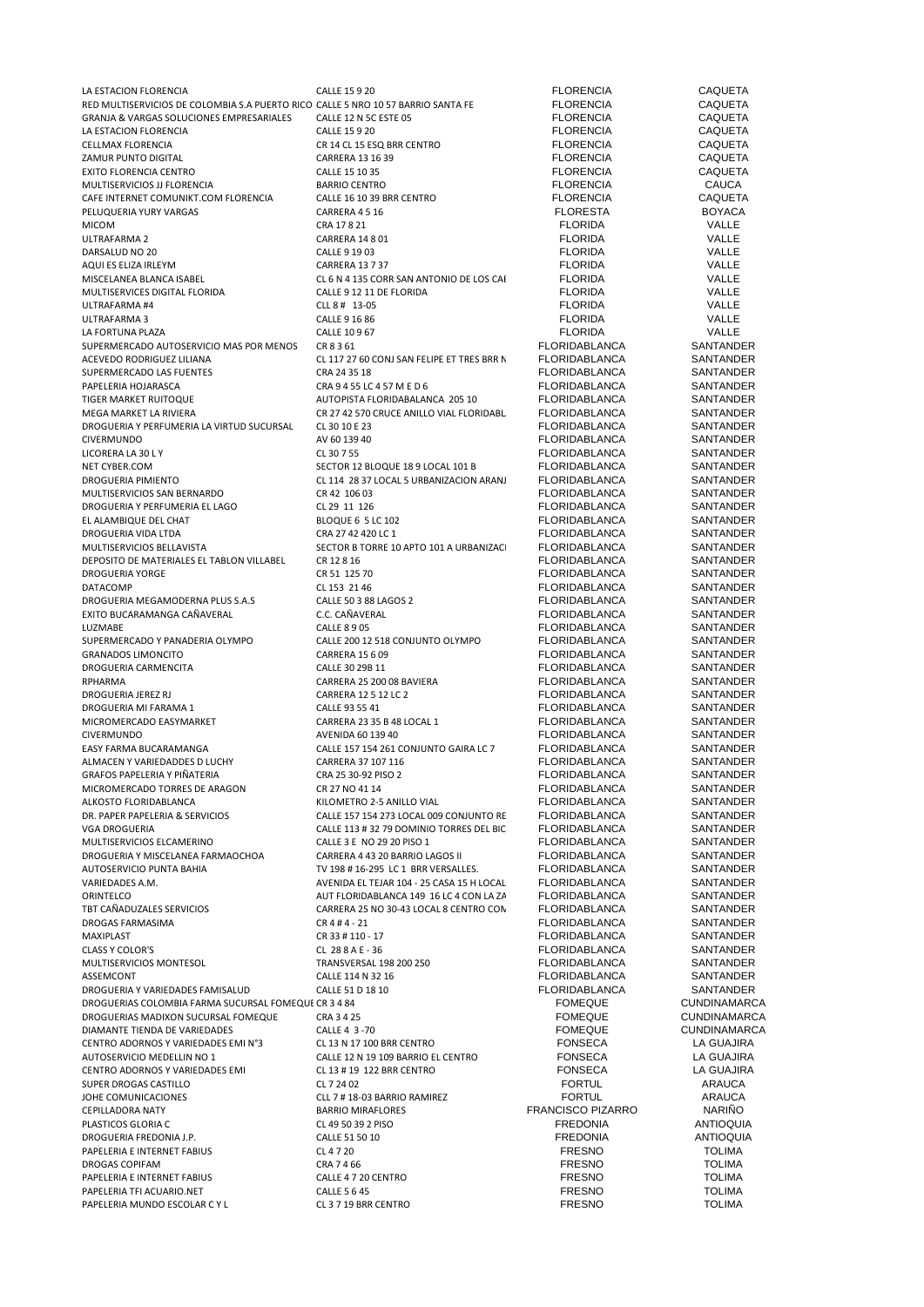| | | | |
|---|---|---|---|
| LA ESTACION FLORENCIA | CALLE 15 9 20 | FLORENCIA | CAQUETA |
| RED MULTISERVICIOS DE COLOMBIA S.A PUERTO RICO | CALLE 5 NRO 10 57 BARRIO SANTA FE | FLORENCIA | CAQUETA |
| GRANJA & VARGAS SOLUCIONES EMPRESARIALES | CALLE 12 N 5C ESTE 05 | FLORENCIA | CAQUETA |
| LA ESTACION FLORENCIA | CALLE 15 9 20 | FLORENCIA | CAQUETA |
| CELLMAX FLORENCIA | CR 14 CL 15 ESQ BRR CENTRO | FLORENCIA | CAQUETA |
| ZAMUR PUNTO DIGITAL | CARRERA 13 16 39 | FLORENCIA | CAQUETA |
| EXITO FLORENCIA CENTRO | CALLE 15 10 35 | FLORENCIA | CAQUETA |
| MULTISERVICIOS JJ FLORENCIA | BARRIO CENTRO | FLORENCIA | CAUCA |
| CAFE INTERNET COMUNIKT.COM FLORENCIA | CALLE 16 10 39 BRR CENTRO | FLORENCIA | CAQUETA |
| PELUQUERIA YURY VARGAS | CARRERA 4 5 16 | FLORESTA | BOYACA |
| MICOM | CRA 17 8 21 | FLORIDA | VALLE |
| ULTRAFARMA 2 | CARRERA 14 8 01 | FLORIDA | VALLE |
| DARSALUD NO 20 | CALLE 9 19 03 | FLORIDA | VALLE |
| AQUI ES ELIZA IRLEYM | CARRERA 13 7 37 | FLORIDA | VALLE |
| MISCELANEA BLANCA ISABEL | CL 6 N 4 135 CORR SAN ANTONIO DE LOS CAI | FLORIDA | VALLE |
| MULTISERVICES DIGITAL FLORIDA | CALLE 9 12 11 DE FLORIDA | FLORIDA | VALLE |
| ULTRAFARMA #4 | CLL 8 # 13-05 | FLORIDA | VALLE |
| ULTRAFARMA 3 | CALLE 9 16 86 | FLORIDA | VALLE |
| LA FORTUNA PLAZA | CALLE 10 9 67 | FLORIDA | VALLE |
| SUPERMERCADO AUTOSERVICIO MAS POR MENOS | CR 8 3 61 | FLORIDABLANCA | SANTANDER |
| ACEVEDO RODRIGUEZ LILIANA | CL 117 27 60 CONJ SAN FELIPE ET TRES BRR N | FLORIDABLANCA | SANTANDER |
| SUPERMERCADO LAS FUENTES | CRA 24 35 18 | FLORIDABLANCA | SANTANDER |
| PAPELERIA HOJARASCA | CRA 9 4 55 LC 4 57 M E D 6 | FLORIDABLANCA | SANTANDER |
| TIGER MARKET RUITOQUE | AUTOPISTA FLORIDABALANCA 205 10 | FLORIDABLANCA | SANTANDER |
| MEGA MARKET LA RIVIERA | CR 27 42 570 CRUCE ANILLO VIAL FLORIDABL | FLORIDABLANCA | SANTANDER |
| DROGUERIA Y PERFUMERIA LA VIRTUD SUCURSAL | CL 30 10 E 23 | FLORIDABLANCA | SANTANDER |
| CIVERMUNDO | AV 60 139 40 | FLORIDABLANCA | SANTANDER |
| LICORERA LA 30 L Y | CL 30 7 55 | FLORIDABLANCA | SANTANDER |
| NET CYBER.COM | SECTOR 12 BLOQUE 18 9 LOCAL 101 B | FLORIDABLANCA | SANTANDER |
| DROGUERIA PIMIENTO | CL 114 28 37 LOCAL 5 URBANIZACION ARANJ | FLORIDABLANCA | SANTANDER |
| MULTISERVICIOS SAN BERNARDO | CR 42 106 03 | FLORIDABLANCA | SANTANDER |
| DROGUERIA Y PERFUMERIA EL LAGO | CL 29 11 126 | FLORIDABLANCA | SANTANDER |
| EL ALAMBIQUE DEL CHAT | BLOQUE 6 5 LC 102 | FLORIDABLANCA | SANTANDER |
| DROGUERIA VIDA LTDA | CRA 27 42 420 LC 1 | FLORIDABLANCA | SANTANDER |
| MULTISERVICIOS BELLAVISTA | SECTOR B TORRE 10 APTO 101 A URBANIZACI | FLORIDABLANCA | SANTANDER |
| DEPOSITO DE MATERIALES EL TABLON VILLABEL | CR 12 8 16 | FLORIDABLANCA | SANTANDER |
| DROGUERIA YORGE | CR 51 125 70 | FLORIDABLANCA | SANTANDER |
| DATACOMP | CL 153 21 46 | FLORIDABLANCA | SANTANDER |
| DROGUERIA MEGAMODERNA PLUS S.A.S | CALLE 50 3 88 LAGOS 2 | FLORIDABLANCA | SANTANDER |
| EXITO BUCARAMANGA CAÑAVERAL | C.C. CAÑAVERAL | FLORIDABLANCA | SANTANDER |
| LUZMABE | CALLE 8 9 05 | FLORIDABLANCA | SANTANDER |
| SUPERMERCADO Y PANADERIA OLYMPO | CALLE 200 12 518 CONJUNTO OLYMPO | FLORIDABLANCA | SANTANDER |
| GRANADOS LIMONCITO | CARRERA 15 6 09 | FLORIDABLANCA | SANTANDER |
| DROGUERIA CARMENCITA | CALLE 30 29B 11 | FLORIDABLANCA | SANTANDER |
| RPHARMA | CARRERA 25 200 08 BAVIERA | FLORIDABLANCA | SANTANDER |
| DROGUERIA JEREZ RJ | CARRERA 12 5 12 LC 2 | FLORIDABLANCA | SANTANDER |
| DROGUERIA MI FARAMA 1 | CALLE 93 55 41 | FLORIDABLANCA | SANTANDER |
| MICROMERCADO EASYMARKET | CARRERA 23 35 B 48 LOCAL 1 | FLORIDABLANCA | SANTANDER |
| CIVERMUNDO | AVENIDA 60 139 40 | FLORIDABLANCA | SANTANDER |
| EASY FARMA BUCARAMANGA | CALLE 157 154 261 CONJUNTO GAIRA LC 7 | FLORIDABLANCA | SANTANDER |
| ALMACEN Y VARIEDADDES D LUCHY | CARRERA 37 107 116 | FLORIDABLANCA | SANTANDER |
| GRAFOS PAPELERIA Y PIÑATERIA | CRA 25 30-92 PISO 2 | FLORIDABLANCA | SANTANDER |
| MICROMERCADO TORRES DE ARAGON | CR 27 NO 41 14 | FLORIDABLANCA | SANTANDER |
| ALKOSTO FLORIDABLANCA | KILOMETRO 2-5 ANILLO VIAL | FLORIDABLANCA | SANTANDER |
| DR. PAPER PAPELERIA & SERVICIOS | CALLE 157 154 273 LOCAL 009 CONJUNTO RE | FLORIDABLANCA | SANTANDER |
| VGA DROGUERIA | CALLE 113 # 32 79 DOMINIO TORRES DEL BIC | FLORIDABLANCA | SANTANDER |
| MULTISERVICIOS ELCAMERINO | CALLE 3 E NO 29 20 PISO 1 | FLORIDABLANCA | SANTANDER |
| DROGUERIA Y MISCELANEA FARMAOCHOA | CARRERA 4 43 20 BARRIO LAGOS II | FLORIDABLANCA | SANTANDER |
| AUTOSERVICIO PUNTA BAHIA | TV 198 # 16-295 LC 1 BRR VERSALLES. | FLORIDABLANCA | SANTANDER |
| VARIEDADES A.M. | AVENIDA EL TEJAR 104 - 25 CASA 15 H LOCAL | FLORIDABLANCA | SANTANDER |
| ORINTELCO | AUT FLORIDABLANCA 149 16 LC 4 CON LA ZA | FLORIDABLANCA | SANTANDER |
| TBT CAÑADUZALES SERVICIOS | CARRERA 25 NO 30-43 LOCAL 8 CENTRO CON | FLORIDABLANCA | SANTANDER |
| DROGAS FARMASIMA | CR 4 # 4 - 21 | FLORIDABLANCA | SANTANDER |
| MAXIPLAST | CR 33 # 110 - 17 | FLORIDABLANCA | SANTANDER |
| CLASS Y COLOR'S | CL 28 8 A E - 36 | FLORIDABLANCA | SANTANDER |
| MULTISERVICIOS MONTESOL | TRANSVERSAL 198 200 250 | FLORIDABLANCA | SANTANDER |
| ASSEMCONT | CALLE 114 N 32 16 | FLORIDABLANCA | SANTANDER |
| DROGUERIA Y VARIEDADES FAMISALUD | CALLE 51 D 18 10 | FLORIDABLANCA | SANTANDER |
| DROGUERIAS COLOMBIA FARMA SUCURSAL FOMEQUE | CR 3 4 84 | FOMEQUE | CUNDINAMARCA |
| DROGUERIAS MADIXON SUCURSAL FOMEQUE | CRA 3 4 25 | FOMEQUE | CUNDINAMARCA |
| DIAMANTE TIENDA DE VARIEDADES | CALLE 4 3 -70 | FOMEQUE | CUNDINAMARCA |
| CENTRO ADORNOS Y VARIEDADES EMI N°3 | CL 13 N 17 100 BRR CENTRO | FONSECA | LA GUAJIRA |
| AUTOSERVICIO MEDELLIN NO 1 | CALLE 12 N 19 109 BARRIO EL CENTRO | FONSECA | LA GUAJIRA |
| CENTRO ADORNOS Y VARIEDADES EMI | CL 13 # 19 122 BRR CENTRO | FONSECA | LA GUAJIRA |
| SUPER DROGAS CASTILLO | CL 7 24 02 | FORTUL | ARAUCA |
| JOHE COMUNICACIONES | CLL 7 # 18-03 BARRIO RAMIREZ | FORTUL | ARAUCA |
| CEPILLADORA NATY | BARRIO MIRAFLORES | FRANCISCO PIZARRO | NARIÑO |
| PLASTICOS GLORIA C | CL 49 50 39 2 PISO | FREDONIA | ANTIOQUIA |
| DROGUERIA FREDONIA J.P. | CALLE 51 50 10 | FREDONIA | ANTIOQUIA |
| PAPELERIA E INTERNET FABIUS | CL 4 7 20 | FRESNO | TOLIMA |
| DROGAS COPIFAM | CRA 7 4 66 | FRESNO | TOLIMA |
| PAPELERIA E INTERNET FABIUS | CALLE 4 7 20 CENTRO | FRESNO | TOLIMA |
| PAPELERIA TFI ACUARIO.NET | CALLE 5 6 45 | FRESNO | TOLIMA |
| PAPELERIA MUNDO ESCOLAR C Y L | CL 3 7 19 BRR CENTRO | FRESNO | TOLIMA |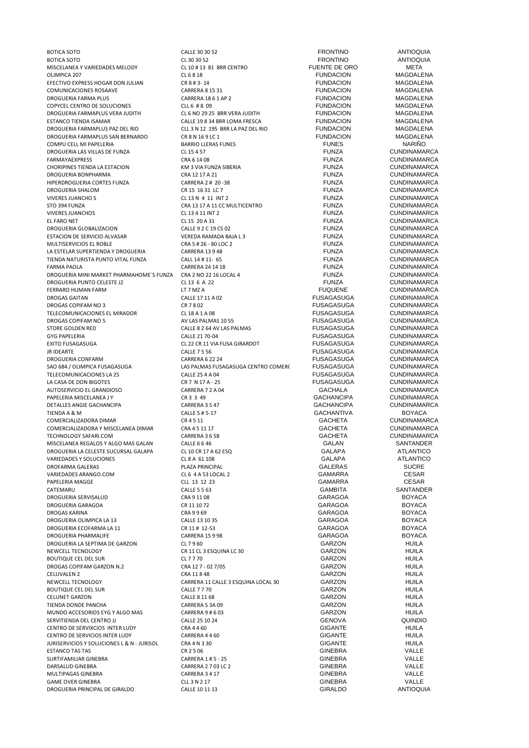| | | | |
|---|---|---|---|
| BOTICA SOTO | CALLE 30 30 52 | FRONTINO | ANTIOQUIA |
| BOTICA SOTO | CL 30 30 52 | FRONTINO | ANTIOQUIA |
| MISCELANEA Y VARIEDADES MELODY | CL 10 # 13 81 BRR CENTRO | FUENTE DE ORO | META |
| OLIMPICA 207 | CL 6 8 18 | FUNDACION | MAGDALENA |
| EFECTIVO EXPRESS HOGAR DON JULIAN | CR 8 # 3- 14 | FUNDACION | MAGDALENA |
| COMUNICACIONES ROSAAVE | CARRERA 8 15 31 | FUNDACION | MAGDALENA |
| DROGUERIA FARMA PLUS | CARRERA 18 6 1 AP 2 | FUNDACION | MAGDALENA |
| COPYCEL CENTRO DE SOLUCIONES | CLL 6 # 8 09 | FUNDACION | MAGDALENA |
| DROGUERIA FARMAPLUS VERA JUDITH | CL 6 NO 29 25 BRR VERA JUDITH | FUNDACION | MAGDALENA |
| ESTANCO TIENDA ISAMAR | CALLE 19 8 34 BRR LOMA FRESCA | FUNDACION | MAGDALENA |
| DROGUERIA FARMAPLUS PAZ DEL RIO | CLL 3 N 12 195 BRR LA PAZ DEL RIO | FUNDACION | MAGDALENA |
| DROGUERIA FARMAPLUS SAN BERNARDO | CR 8 N 16 9 LC 1 | FUNDACION | MAGDALENA |
| COMPU CELL MI PAPELERIA | BARRIO LLERAS FUNES | FUNES | NARIÑO |
| DROGUERIA LAS VILLAS DE FUNZA | CL 15 4 57 | FUNZA | CUNDINAMARCA |
| FARMAYAEXPRESS | CRA 6 14 08 | FUNZA | CUNDINAMARCA |
| CHORIPINES TIENDA LA ESTACION | KM 3 VIA FUNZA SIBERIA | FUNZA | CUNDINAMARCA |
| DROGUERIA BONPHARMA | CRA 12 17 A 21 | FUNZA | CUNDINAMARCA |
| HIPERDROGUERIA CORTES FUNZA | CARRERA 2 # 20 -38 | FUNZA | CUNDINAMARCA |
| DROGUERIA SHALOM | CR 15 16 31 LC 7 | FUNZA | CUNDINAMARCA |
| VIVERES JUANCHO S | CL 13 N 4 11 INT 2 | FUNZA | CUNDINAMARCA |
| STO 394 FUNZA | CRA 13 17 A 11 CC MULTICENTRO | FUNZA | CUNDINAMARCA |
| VIVERES JUANCHOS | CL 13 4 11 INT 2 | FUNZA | CUNDINAMARCA |
| EL FARO NET | CL 15 20 A 31 | FUNZA | CUNDINAMARCA |
| DROGUERIA GLOBALIZACION | CALLE 9 2 C 19 CS 02 | FUNZA | CUNDINAMARCA |
| ESTACION DE SERVICIO ALVASAR | VEREDA RAMADA BAJA L 3 | FUNZA | CUNDINAMARCA |
| MULTISERVICIOS EL ROBLE | CRA 5 # 26 - 80 LOC 2 | FUNZA | CUNDINAMARCA |
| LA ESTELAR SUPERTIENDA Y DROGUERIA | CARRERA 13 9 48 | FUNZA | CUNDINAMARCA |
| TIENDA NATURISTA PUNTO VITAL FUNZA | CALL 14 # 11- 65 | FUNZA | CUNDINAMARCA |
| FARMA PAOLA | CARRERA 24 14 18 | FUNZA | CUNDINAMARCA |
| DROGUERIA MINI MARKET PHARMAHOME´S FUNZA | CRA 2 NO 22 16 LOCAL 4 | FUNZA | CUNDINAMARCA |
| DROGUERIA PUNTO CELESTE J2 | CL 13 6 A 22 | FUNZA | CUNDINAMARCA |
| FERRARO HUMAN FARM | LT 7 MZ A | FUQUENE | CUNDINAMARCA |
| DROGAS GAITAN | CALLE 17 11 A 02 | FUSAGASUGA | CUNDINAMARCA |
| DROGAS COPIFAM NO 3 | CR 7 8 02 | FUSAGASUGA | CUNDINAMARCA |
| TELECOMUNICACIONES EL MIRADOR | CL 18 A 1 A 08 | FUSAGASUGA | CUNDINAMARCA |
| DROGAS COPIFAM NO 5 | AV LAS PALMAS 10 55 | FUSAGASUGA | CUNDINAMARCA |
| STORE GOLDEN RED | CALLE 8 2 64 AV LAS PALMAS | FUSAGASUGA | CUNDINAMARCA |
| GYG PAPELERIA | CALLE 21 70-04 | FUSAGASUGA | CUNDINAMARCA |
| EXITO FUSAGASUGA | CL 22 CR 11 VIA FUSA GIRARDOT | FUSAGASUGA | CUNDINAMARCA |
| JR IDEARTE | CALLE 7 5 56 | FUSAGASUGA | CUNDINAMARCA |
| DROGUERIA CONFARM | CARRERA 6 22 24 | FUSAGASUGA | CUNDINAMARCA |
| SAO 684 / OLIMPICA FUSAGASUGA | LAS PALMAS FUSAGASUGA CENTRO COMERC | FUSAGASUGA | CUNDINAMARCA |
| TELECOMUNICACIONES LA 25 | CALLE 25 4 A 04 | FUSAGASUGA | CUNDINAMARCA |
| LA CASA DE DON BIGOTES | CR 7 N 17 A - 25 | FUSAGASUGA | CUNDINAMARCA |
| AUTOSERVICIO EL GRANDIOSO | CARRERA 7 2 A 04 | GACHALA | CUNDINAMARCA |
| PAPELERIA MISCELANEA J Y | CR 3 3 49 | GACHANCIPA | CUNDINAMARCA |
| DETALLES ANGIE GACHANCIPA | CARRERA 3 5 47 | GACHANCIPA | CUNDINAMARCA |
| TIENDA A & M | CALLE 5 # 5-17 | GACHANTIVA | BOYACA |
| COMERCIALIZADORA DIMAR | CR 4 5 11 | GACHETA | CUNDINAMARCA |
| COMERCIALIZADORA Y MISCELANEA DIMAR | CRA 4 5 11 17 | GACHETA | CUNDINAMARCA |
| TECHNOLOGY SAFARI.COM | CARRERA 3 6 58 | GACHETA | CUNDINAMARCA |
| MISCELANEA REGALOS Y ALGO MAS GALAN | CALLE 6 6 46 | GALAN | SANTANDER |
| DROGUERIA LA CELESTE SUCURSAL GALAPA | CL 10 CR 17 A 62 ESQ | GALAPA | ATLANTICO |
| VARIEDADES Y SOLUCIONES | CL 8 A 61 108 | GALAPA | ATLANTICO |
| DROFARMA GALERAS | PLAZA PRINCIPAL | GALERAS | SUCRE |
| VARIEDADES ARANGO.COM | CL 6 4 A 53 LOCAL 2 | GAMARRA | CESAR |
| PAPELERIA MAGGE | CLL 13 12 23 | GAMARRA | CESAR |
| CATEMARU | CALLE 5 5 63 | GAMBITA | SANTANDER |
| DROGUERIA SERVISALUD | CRA 9 11 08 | GARAGOA | BOYACA |
| DROGUERIA GARAGOA | CR 11 10 72 | GARAGOA | BOYACA |
| DROGAS KARINA | CRA 9 9 69 | GARAGOA | BOYACA |
| DROGUERIA OLIMPICA LA 13 | CALLE 13 10 35 | GARAGOA | BOYACA |
| DROGUERIA ECOFARMA LA 11 | CR 11 # 12-53 | GARAGOA | BOYACA |
| DROGUERIA PHARMALIFE | CARRERA 15 9 98 | GARAGOA | BOYACA |
| DROGUERIA LA SEPTIMA DE GARZON | CL 7 9 60 | GARZON | HUILA |
| NEWCELL TECNOLOGY | CR 11 CL 3 ESQUINA LC 30 | GARZON | HUILA |
| BOUTIQUE CEL DEL SUR | CL 7 7 70 | GARZON | HUILA |
| DROGAS COPIFAM GARZON N.2 | CRA 12 7 - 02 7/05 | GARZON | HUILA |
| CELUVALEN 2 | CRA 11 8 48 | GARZON | HUILA |
| NEWCELL TECNOLOGY | CARRERA 11 CALLE 3 ESQUINA LOCAL 30 | GARZON | HUILA |
| BOUTIQUE CEL DEL SUR | CALLE 7 7 70 | GARZON | HUILA |
| CELUNET GARZON | CALLE 8 11 68 | GARZON | HUILA |
| TIENDA DONDE PANCHA | CARRERA 5 3A 09 | GARZON | HUILA |
| MUNDO ACCESORIOS EYG Y ALGO MAS | CARRERA 9 # 6 03 | GARZON | HUILA |
| SERVITIENDA DEL CENTRO JJ | CALLE 25 10 24 | GENOVA | QUINDIO |
| CENTRO DE SERVIXCIOS INTER LUDY | CRA 4 4 60 | GIGANTE | HUILA |
| CENTRO DE SERVICIOS INTER LUDY | CARRERA 4 4 60 | GIGANTE | HUILA |
| JURISERVICIOS Y SOLUCIONES L & N - JURISOL | CRA 4 N 3 30 | GIGANTE | HUILA |
| ESTANCO TAS TAS | CR 2 5 06 | GINEBRA | VALLE |
| SURTIFAMILIAR GINEBRA | CARRERA 1 # 5 - 25 | GINEBRA | VALLE |
| DARSALUD GINEBRA | CARRERA 2 7 03 LC 2 | GINEBRA | VALLE |
| MULTIPAGAS GINEBRA | CARRERA 3 4 17 | GINEBRA | VALLE |
| GAME OVER GINEBRA | CLL 3 N 2 17 | GINEBRA | VALLE |
| DROGUERIA PRINCIPAL DE GIRALDO | CALLE 10 11 13 | GIRALDO | ANTIOQUIA |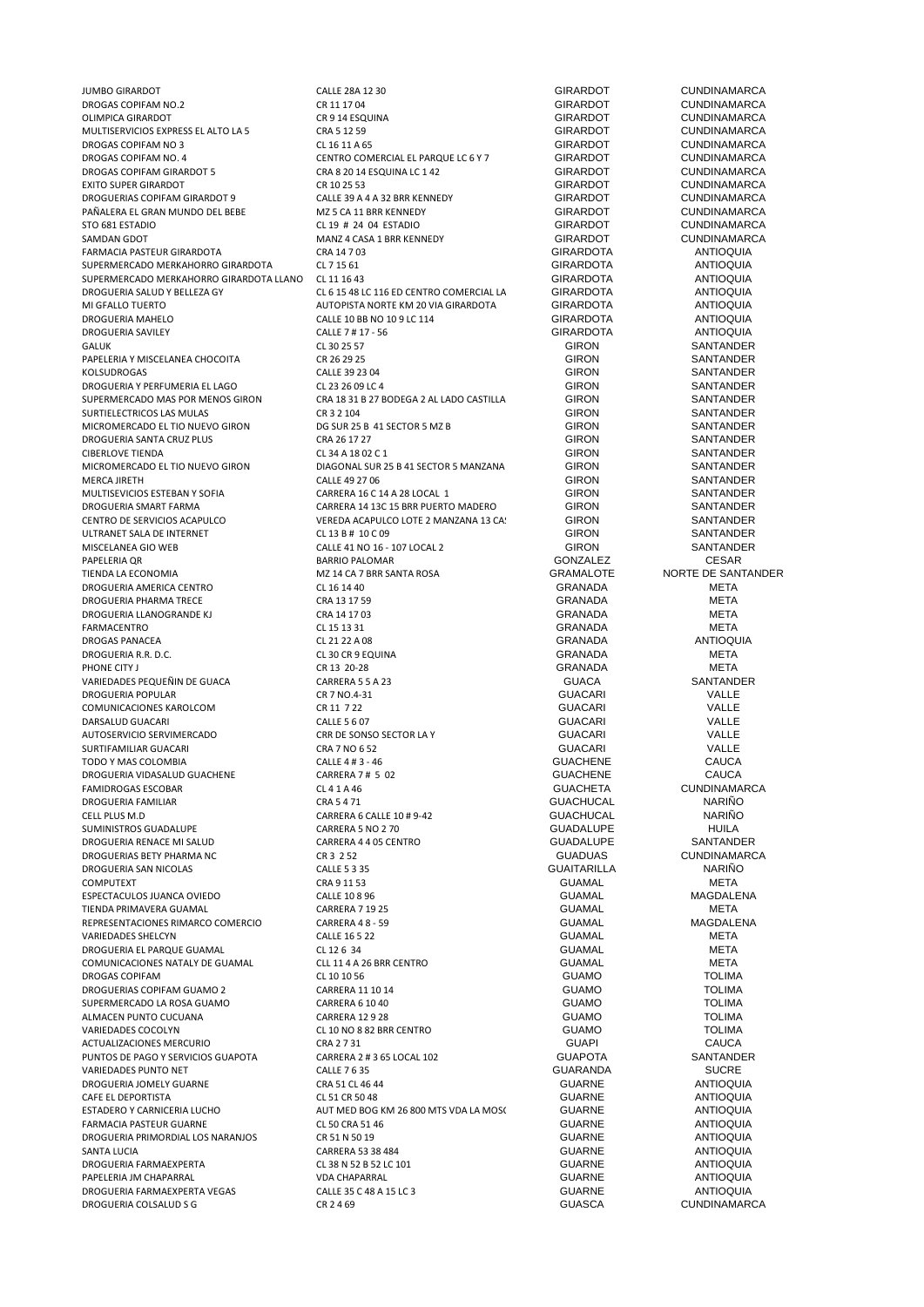| | | | |
|---|---|---|---|
| JUMBO GIRARDOT | CALLE 28A 12 30 | GIRARDOT | CUNDINAMARCA |
| DROGAS COPIFAM NO.2 | CR 11 17 04 | GIRARDOT | CUNDINAMARCA |
| OLIMPICA GIRARDOT | CR 9 14 ESQUINA | GIRARDOT | CUNDINAMARCA |
| MULTISERVICIOS EXPRESS EL ALTO LA 5 | CRA 5 12 59 | GIRARDOT | CUNDINAMARCA |
| DROGAS COPIFAM NO 3 | CL 16 11 A 65 | GIRARDOT | CUNDINAMARCA |
| DROGAS COPIFAM NO. 4 | CENTRO COMERCIAL EL PARQUE LC 6 Y 7 | GIRARDOT | CUNDINAMARCA |
| DROGAS COPIFAM GIRARDOT 5 | CRA 8 20 14 ESQUINA LC 1 42 | GIRARDOT | CUNDINAMARCA |
| EXITO SUPER GIRARDOT | CR 10 25 53 | GIRARDOT | CUNDINAMARCA |
| DROGUERIAS COPIFAM GIRARDOT 9 | CALLE 39 A 4 A 32 BRR KENNEDY | GIRARDOT | CUNDINAMARCA |
| PAÑALERA EL GRAN MUNDO DEL BEBE | MZ 5 CA 11 BRR KENNEDY | GIRARDOT | CUNDINAMARCA |
| STO 681 ESTADIO | CL 19 # 24 04 ESTADIO | GIRARDOT | CUNDINAMARCA |
| SAMDAN GDOT | MANZ 4 CASA 1 BRR KENNEDY | GIRARDOT | CUNDINAMARCA |
| FARMACIA PASTEUR GIRARDOTA | CRA 14 7 03 | GIRARDOTA | ANTIOQUIA |
| SUPERMERCADO MERKAHORRO GIRARDOTA | CL 7 15 61 | GIRARDOTA | ANTIOQUIA |
| SUPERMERCADO MERKAHORRO GIRARDOTA LLANO | CL 11 16 43 | GIRARDOTA | ANTIOQUIA |
| DROGUERIA SALUD Y BELLEZA GY | CL 6 15 48 LC 116 ED CENTRO COMERCIAL LA | GIRARDOTA | ANTIOQUIA |
| MI GFALLO TUERTO | AUTOPISTA NORTE KM 20 VIA GIRARDOTA | GIRARDOTA | ANTIOQUIA |
| DROGUERIA MAHELO | CALLE 10 BB NO 10 9 LC 114 | GIRARDOTA | ANTIOQUIA |
| DROGUERIA SAVILEY | CALLE 7 # 17 - 56 | GIRARDOTA | ANTIOQUIA |
| GALUK | CL 30 25 57 | GIRON | SANTANDER |
| PAPELERIA Y MISCELANEA CHOCOITA | CR 26 29 25 | GIRON | SANTANDER |
| KOLSUDROGAS | CALLE 39 23 04 | GIRON | SANTANDER |
| DROGUERIA Y PERFUMERIA EL LAGO | CL 23 26 09 LC 4 | GIRON | SANTANDER |
| SUPERMERCADO MAS POR MENOS GIRON | CRA 18 31 B 27 BODEGA 2 AL LADO CASTILLA | GIRON | SANTANDER |
| SURTIELECTRICOS LAS MULAS | CR 3 2 104 | GIRON | SANTANDER |
| MICROMERCADO EL TIO NUEVO GIRON | DG SUR 25 B 41 SECTOR 5 MZ B | GIRON | SANTANDER |
| DROGUERIA SANTA CRUZ PLUS | CRA 26 17 27 | GIRON | SANTANDER |
| CIBERLOVE TIENDA | CL 34 A 18 02 C 1 | GIRON | SANTANDER |
| MICROMERCADO EL TIO NUEVO GIRON | DIAGONAL SUR 25 B 41 SECTOR 5 MANZANA | GIRON | SANTANDER |
| MERCA JIRETH | CALLE 49 27 06 | GIRON | SANTANDER |
| MULTISEVICIOS ESTEBAN Y SOFIA | CARRERA 16 C 14 A 28 LOCAL 1 | GIRON | SANTANDER |
| DROGUERIA SMART FARMA | CARRERA 14 13C 15 BRR PUERTO MADERO | GIRON | SANTANDER |
| CENTRO DE SERVICIOS ACAPULCO | VEREDA ACAPULCO LOTE 2 MANZANA 13 CA! | GIRON | SANTANDER |
| ULTRANET SALA DE INTERNET | CL 13 B # 10 C 09 | GIRON | SANTANDER |
| MISCELANEA GIO WEB | CALLE 41 NO 16 - 107 LOCAL 2 | GIRON | SANTANDER |
| PAPELERIA QR | BARRIO PALOMAR | GONZALEZ | CESAR |
| TIENDA LA ECONOMIA | MZ 14 CA 7 BRR SANTA ROSA | GRAMALOTE | NORTE DE SANTANDER |
| DROGUERIA AMERICA CENTRO | CL 16 14 40 | GRANADA | META |
| DROGUERIA PHARMA TRECE | CRA 13 17 59 | GRANADA | META |
| DROGUERIA LLANOGRANDE KJ | CRA 14 17 03 | GRANADA | META |
| FARMACENTRO | CL 15 13 31 | GRANADA | META |
| DROGAS PANACEA | CL 21 22 A 08 | GRANADA | ANTIOQUIA |
| DROGUERIA R.R. D.C. | CL 30 CR 9 EQUINA | GRANADA | META |
| PHONE CITY J | CR 13 20-28 | GRANADA | META |
| VARIEDADES PEQUEÑIN DE GUACA | CARRERA 5 5 A 23 | GUACA | SANTANDER |
| DROGUERIA POPULAR | CR 7 NO.4-31 | GUACARI | VALLE |
| COMUNICACIONES KAROLCOM | CR 11 7 22 | GUACARI | VALLE |
| DARSALUD GUACARI | CALLE 5 6 07 | GUACARI | VALLE |
| AUTOSERVICIO SERVIMERCADO | CRR DE SONSO SECTOR LA Y | GUACARI | VALLE |
| SURTIFAMILIAR GUACARI | CRA 7 NO 6 52 | GUACARI | VALLE |
| TODO Y MAS COLOMBIA | CALLE 4 # 3 - 46 | GUACHENE | CAUCA |
| DROGUERIA VIDASALUD GUACHENE | CARRERA 7 # 5 02 | GUACHENE | CAUCA |
| FAMIDROGAS ESCOBAR | CL 4 1 A 46 | GUACHETA | CUNDINAMARCA |
| DROGUERIA FAMILIAR | CRA 5 4 71 | GUACHUCAL | NARIÑO |
| CELL PLUS M.D | CARRERA 6 CALLE 10 # 9-42 | GUACHUCAL | NARIÑO |
| SUMINISTROS GUADALUPE | CARRERA 5 NO 2 70 | GUADALUPE | HUILA |
| DROGUERIA RENACE MI SALUD | CARRERA 4 4 05 CENTRO | GUADALUPE | SANTANDER |
| DROGUERIAS BETY PHARMA NC | CR 3 2 52 | GUADUAS | CUNDINAMARCA |
| DROGUERIA SAN NICOLAS | CALLE 5 3 35 | GUAITARILLA | NARIÑO |
| COMPUTEXT | CRA 9 11 53 | GUAMAL | META |
| ESPECTACULOS JUANCA OVIEDO | CALLE 10 8 96 | GUAMAL | MAGDALENA |
| TIENDA PRIMAVERA GUAMAL | CARRERA 7 19 25 | GUAMAL | META |
| REPRESENTACIONES RIMARCO COMERCIO | CARRERA 4 8 - 59 | GUAMAL | MAGDALENA |
| VARIEDADES SHELCYN | CALLE 16 5 22 | GUAMAL | META |
| DROGUERIA EL PARQUE GUAMAL | CL 12 6 34 | GUAMAL | META |
| COMUNICACIONES NATALY DE GUAMAL | CLL 11 4 A 26 BRR CENTRO | GUAMAL | META |
| DROGAS COPIFAM | CL 10 10 56 | GUAMO | TOLIMA |
| DROGUERIAS COPIFAM GUAMO 2 | CARRERA 11 10 14 | GUAMO | TOLIMA |
| SUPERMERCADO LA ROSA GUAMO | CARRERA 6 10 40 | GUAMO | TOLIMA |
| ALMACEN PUNTO CUCUANA | CARRERA 12 9 28 | GUAMO | TOLIMA |
| VARIEDADES COCOLYN | CL 10 NO 8 82 BRR CENTRO | GUAMO | TOLIMA |
| ACTUALIZACIONES MERCURIO | CRA 2 7 31 | GUAPI | CAUCA |
| PUNTOS DE PAGO Y SERVICIOS GUAPOTA | CARRERA 2 # 3 65 LOCAL 102 | GUAPOTA | SANTANDER |
| VARIEDADES PUNTO NET | CALLE 7 6 35 | GUARANDA | SUCRE |
| DROGUERIA JOMELY GUARNE | CRA 51 CL 46 44 | GUARNE | ANTIOQUIA |
| CAFE EL DEPORTISTA | CL 51 CR 50 48 | GUARNE | ANTIOQUIA |
| ESTADERO Y CARNICERIA LUCHO | AUT MED BOG KM 26 800 MTS VDA LA MOS( | GUARNE | ANTIOQUIA |
| FARMACIA PASTEUR GUARNE | CL 50 CRA 51 46 | GUARNE | ANTIOQUIA |
| DROGUERIA PRIMORDIAL LOS NARANJOS | CR 51 N 50 19 | GUARNE | ANTIOQUIA |
| SANTA LUCIA | CARRERA 53 38 484 | GUARNE | ANTIOQUIA |
| DROGUERIA FARMAEXPERTA | CL 38 N 52 B 52 LC 101 | GUARNE | ANTIOQUIA |
| PAPELERIA JM CHAPARRAL | VDA CHAPARRAL | GUARNE | ANTIOQUIA |
| DROGUERIA FARMAEXPERTA VEGAS | CALLE 35 C 48 A 15 LC 3 | GUARNE | ANTIOQUIA |
| DROGUERIA COLSALUD S G | CR 2 4 69 | GUASCA | CUNDINAMARCA |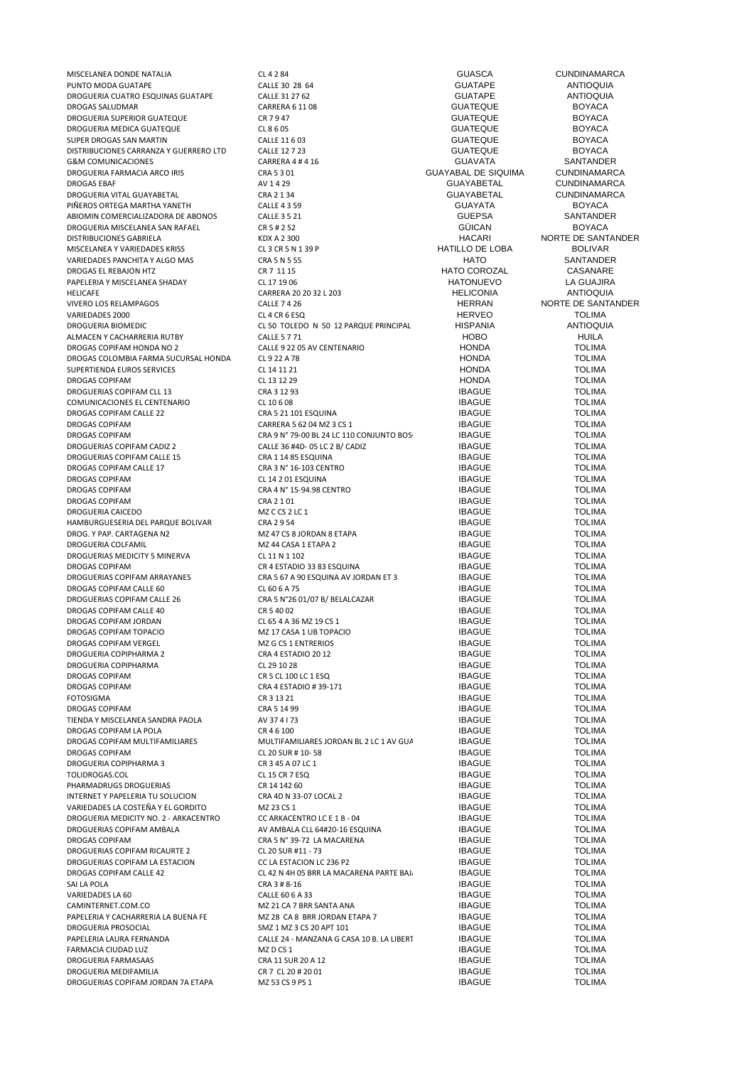| | | | |
|---|---|---|---|
| MISCELANEA DONDE NATALIA | CL 4 2 84 | GUASCA | CUNDINAMARCA |
| PUNTO MODA GUATAPE | CALLE 30 28 64 | GUATAPE | ANTIOQUIA |
| DROGUERIA CUATRO ESQUINAS GUATAPE | CALLE 31 27 62 | GUATAPE | ANTIOQUIA |
| DROGAS SALUDMAR | CARRERA 6 11 08 | GUATEQUE | BOYACA |
| DROGUERIA SUPERIOR GUATEQUE | CR 7 9 47 | GUATEQUE | BOYACA |
| DROGUERIA MEDICA GUATEQUE | CL 8 6 05 | GUATEQUE | BOYACA |
| SUPER DROGAS SAN MARTIN | CALLE 11 6 03 | GUATEQUE | BOYACA |
| DISTRIBUCIONES CARRANZA Y GUERRERO LTD | CALLE 12 7 23 | GUATEQUE | BOYACA |
| G&M COMUNICACIONES | CARRERA 4 # 4 16 | GUAVATA | SANTANDER |
| DROGUERIA FARMACIA ARCO IRIS | CRA 5 3 01 | GUAYABAL DE SIQUIMA | CUNDINAMARCA |
| DROGAS EBAF | AV 1 4 29 | GUAYABETAL | CUNDINAMARCA |
| DROGUERIA VITAL GUAYABETAL | CRA 2 1 34 | GUAYABETAL | CUNDINAMARCA |
| PIÑEROS ORTEGA MARTHA YANETH | CALLE 4 3 59 | GUAYATA | BOYACA |
| ABIOMIN COMERCIALIZADORA DE ABONOS | CALLE 3 5 21 | GUEPSA | SANTANDER |
| DROGUERIA MISCELANEA SAN RAFAEL | CR 5 # 2 52 | GÜICAN | BOYACA |
| DISTRIBUCIONES GABRIELA | KDX A 2 300 | HACARI | NORTE DE SANTANDER |
| MISCELANEA Y VARIEDADES KRISS | CL 3 CR 5 N 1 39 P | HATILLO DE LOBA | BOLIVAR |
| VARIEDADES PANCHITA Y ALGO MAS | CRA 5 N 5 55 | HATO | SANTANDER |
| DROGAS EL REBAJON HTZ | CR 7 11 15 | HATO COROZAL | CASANARE |
| PAPELERIA Y MISCELANEA SHADAY | CL 17 19 06 | HATONUEVO | LA GUAJIRA |
| HELICAFE | CARRERA 20 20 32 L 203 | HELICONIA | ANTIOQUIA |
| VIVERO LOS RELAMPAGOS | CALLE 7 4 26 | HERRAN | NORTE DE SANTANDER |
| VARIEDADES 2000 | CL 4 CR 6 ESQ | HERVEO | TOLIMA |
| DROGUERIA BIOMEDIC | CL 50 TOLEDO N 50 12 PARQUE PRINCIPAL | HISPANIA | ANTIOQUIA |
| ALMACEN Y CACHARRERIA RUTBY | CALLE 5 7 71 | HOBO | HUILA |
| DROGAS COPIFAM HONDA NO 2 | CALLE 9 22 05 AV CENTENARIO | HONDA | TOLIMA |
| DROGAS COLOMBIA FARMA SUCURSAL HONDA | CL 9 22 A 78 | HONDA | TOLIMA |
| SUPERTIENDA EUROS SERVICES | CL 14 11 21 | HONDA | TOLIMA |
| DROGAS COPIFAM | CL 13 12 29 | HONDA | TOLIMA |
| DROGUERIAS COPIFAM CLL 13 | CRA 3 12 93 | IBAGUE | TOLIMA |
| COMUNICACIONES EL CENTENARIO | CL 10 6 08 | IBAGUE | TOLIMA |
| DROGAS COPIFAM CALLE 22 | CRA 5 21 101 ESQUINA | IBAGUE | TOLIMA |
| DROGAS COPIFAM | CARRERA 5 62 04 MZ 3 CS 1 | IBAGUE | TOLIMA |
| DROGAS COPIFAM | CRA 9 N° 79-00 BL 24 LC 110 CONJUNTO BOS | IBAGUE | TOLIMA |
| DROGUERIAS COPIFAM CADIZ 2 | CALLE 36 #4D- 05 LC 2 B/ CADIZ | IBAGUE | TOLIMA |
| DROGUERIAS COPIFAM CALLE 15 | CRA 1 14 85 ESQUINA | IBAGUE | TOLIMA |
| DROGAS COPIFAM CALLE 17 | CRA 3 N° 16-103 CENTRO | IBAGUE | TOLIMA |
| DROGAS COPIFAM | CL 14 2 01 ESQUINA | IBAGUE | TOLIMA |
| DROGAS COPIFAM | CRA 4 N° 15-94.98 CENTRO | IBAGUE | TOLIMA |
| DROGAS COPIFAM | CRA 2 1 01 | IBAGUE | TOLIMA |
| DROGUERIA CAICEDO | MZ C CS 2 LC 1 | IBAGUE | TOLIMA |
| HAMBURGUESERIA DEL PARQUE BOLIVAR | CRA 2 9 54 | IBAGUE | TOLIMA |
| DROG. Y PAP. CARTAGENA N2 | MZ 47 CS 8 JORDAN 8 ETAPA | IBAGUE | TOLIMA |
| DROGUERIA COLFAMIL | MZ 44 CASA 1 ETAPA 2 | IBAGUE | TOLIMA |
| DROGUERIAS MEDICITY 5 MINERVA | CL 11 N 1 102 | IBAGUE | TOLIMA |
| DROGAS COPIFAM | CR 4 ESTADIO 33 83 ESQUINA | IBAGUE | TOLIMA |
| DROGUERIAS COPIFAM ARRAYANES | CRA 5 67 A 90 ESQUINA AV JORDAN ET 3 | IBAGUE | TOLIMA |
| DROGAS COPIFAM CALLE 60 | CL 60 6 A 75 | IBAGUE | TOLIMA |
| DROGUERIAS COPIFAM CALLE 26 | CRA 5 N°26 01/07 B/ BELALCAZAR | IBAGUE | TOLIMA |
| DROGAS COPIFAM CALLE 40 | CR 5 40 02 | IBAGUE | TOLIMA |
| DROGAS COPIFAM JORDAN | CL 65 4 A 36 MZ 19 CS 1 | IBAGUE | TOLIMA |
| DROGAS COPIFAM TOPACIO | MZ 17 CASA 1 UB TOPACIO | IBAGUE | TOLIMA |
| DROGAS COPIFAM VERGEL | MZ G CS 1 ENTRERIOS | IBAGUE | TOLIMA |
| DROGUERIA COPIPHARMA 2 | CRA 4 ESTADIO 20 12 | IBAGUE | TOLIMA |
| DROGUERIA COPIPHARMA | CL 29 10 28 | IBAGUE | TOLIMA |
| DROGAS COPIFAM | CR 5 CL 100 LC 1 ESQ | IBAGUE | TOLIMA |
| DROGAS COPIFAM | CRA 4 ESTADIO # 39-171 | IBAGUE | TOLIMA |
| FOTOSIGMA | CR 3 13 21 | IBAGUE | TOLIMA |
| DROGAS COPIFAM | CRA 5 14 99 | IBAGUE | TOLIMA |
| TIENDA Y MISCELANEA SANDRA PAOLA | AV 37 4 I 73 | IBAGUE | TOLIMA |
| DROGAS COPIFAM LA POLA | CR 4 6 100 | IBAGUE | TOLIMA |
| DROGAS COPIFAM MULTIFAMILIARES | MULTIFAMILIARES JORDAN BL 2 LC 1 AV GUA | IBAGUE | TOLIMA |
| DROGAS COPIFAM | CL 20 SUR # 10- 58 | IBAGUE | TOLIMA |
| DROGUERIA COPIPHARMA 3 | CR 3 45 A 07 LC 1 | IBAGUE | TOLIMA |
| TOLIDROGAS.COL | CL 15 CR 7 ESQ | IBAGUE | TOLIMA |
| PHARMADRUGS DROGUERIAS | CR 14 142 60 | IBAGUE | TOLIMA |
| INTERNET Y PAPELERIA TU SOLUCION | CRA 4D N 33-07 LOCAL 2 | IBAGUE | TOLIMA |
| VARIEDADES LA COSTEÑA Y EL GORDITO | MZ 23 CS 1 | IBAGUE | TOLIMA |
| DROGUERIA MEDICITY NO. 2 - ARKACENTRO | CC ARKACENTRO LC E 1 B - 04 | IBAGUE | TOLIMA |
| DROGUERIAS COPIFAM AMBALA | AV AMBALA CLL 64#20-16 ESQUINA | IBAGUE | TOLIMA |
| DROGAS COPIFAM | CRA 5 N° 39-72 LA MACARENA | IBAGUE | TOLIMA |
| DROGUERIAS COPIFAM RICAURTE 2 | CL 20 SUR #11 - 73 | IBAGUE | TOLIMA |
| DROGUERIAS COPIFAM LA ESTACION | CC LA ESTACION LC 236 P2 | IBAGUE | TOLIMA |
| DROGAS COPIFAM CALLE 42 | CL 42 N 4H 05 BRR LA MACARENA PARTE BAJ | IBAGUE | TOLIMA |
| SAI LA POLA | CRA 3 # 8-16 | IBAGUE | TOLIMA |
| VARIEDADES LA 60 | CALLE 60 6 A 33 | IBAGUE | TOLIMA |
| CAMINTERNET.COM.CO | MZ 21 CA 7 BRR SANTA ANA | IBAGUE | TOLIMA |
| PAPELERIA Y CACHARRERIA LA BUENA FE | MZ 28 CA 8 BRR JORDAN ETAPA 7 | IBAGUE | TOLIMA |
| DROGUERIA PROSOCIAL | SMZ 1 MZ 3 CS 20 APT 101 | IBAGUE | TOLIMA |
| PAPELERIA LAURA FERNANDA | CALLE 24 - MANZANA G CASA 10 B. LA LIBERT | IBAGUE | TOLIMA |
| FARMACIA CIUDAD LUZ | MZ D CS 1 | IBAGUE | TOLIMA |
| DROGUERIA FARMASAAS | CRA 11 SUR 20 A 12 | IBAGUE | TOLIMA |
| DROGUERIA MEDIFAMILIA | CR 7 CL 20 # 20 01 | IBAGUE | TOLIMA |
| DROGUERIAS COPIFAM JORDAN 7A ETAPA | MZ 53 CS 9 PS 1 | IBAGUE | TOLIMA |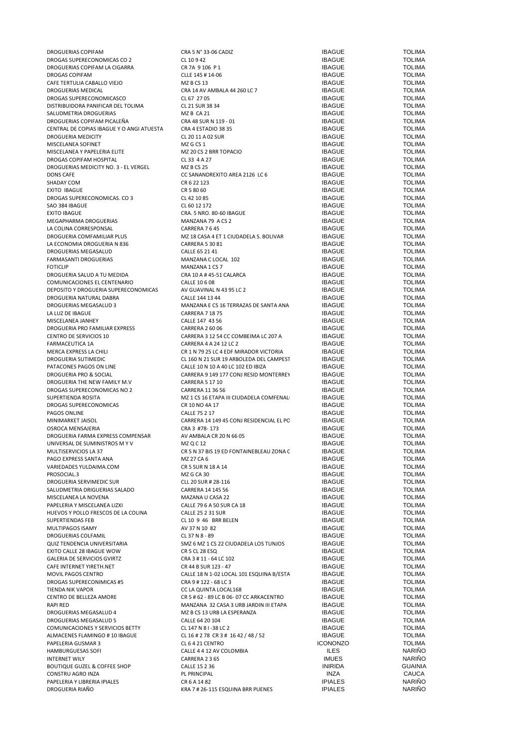| | | | |
|---|---|---|---|
| DROGUERIAS COPIFAM | CRA 5 N° 33-06 CADIZ | IBAGUE | TOLIMA |
| DROGAS SUPERECONOMICAS CO 2 | CL 10 9 42 | IBAGUE | TOLIMA |
| DROGUERIAS COPIFAM LA CIGARRA | CR 7A 9 106 P 1 | IBAGUE | TOLIMA |
| DROGAS COPIFAM | CLLE 145 # 14-06 | IBAGUE | TOLIMA |
| CAFE TERTULIA CABALLO VIEJO | MZ B CS 13 | IBAGUE | TOLIMA |
| DROGUERIAS MEDICAL | CRA 14 AV AMBALA 44 260 LC 7 | IBAGUE | TOLIMA |
| DROGAS SUPERECONOMICASCO | CL 67 27 05 | IBAGUE | TOLIMA |
| DISTRIBUIDORA PANIFICAR DEL TOLIMA | CL 21 SUR 38 34 | IBAGUE | TOLIMA |
| SALUDMETRIA DROGUERIAS | MZ B CA 21 | IBAGUE | TOLIMA |
| DROGUERIAS COPIFAM PICALEÑA | CRA 48 SUR N 119 - 01 | IBAGUE | TOLIMA |
| CENTRAL DE COPIAS IBAGUE Y O ANGI ATUESTA | CRA 4 ESTADIO 38 35 | IBAGUE | TOLIMA |
| DROGUERIA MEDICITY | CL 20 11 A 02 SUR | IBAGUE | TOLIMA |
| MISCELANEA SOFINET | MZ G CS 1 | IBAGUE | TOLIMA |
| MISCELANEA Y PAPELERIA ELITE | MZ 20 CS 2 BRR TOPACIO | IBAGUE | TOLIMA |
| DROGAS COPIFAM HOSPITAL | CL 33 4 A 27 | IBAGUE | TOLIMA |
| DROGUERIAS MEDICITY NO. 3 - EL VERGEL | MZ B CS 25 | IBAGUE | TOLIMA |
| DONS CAFE | CC SANANDREXITO AREA 2126 LC 6 | IBAGUE | TOLIMA |
| SHADAY COM | CR 6 22 123 | IBAGUE | TOLIMA |
| EXITO IBAGUE | CR 5 80 60 | IBAGUE | TOLIMA |
| DROGAS SUPERECONOMICAS. CO 3 | CL 42 10 85 | IBAGUE | TOLIMA |
| SAO 384 IBAGUE | CL 60 12 172 | IBAGUE | TOLIMA |
| EXITO IBAGUE | CRA. 5 NRO. 80-60 IBAGUE | IBAGUE | TOLIMA |
| MEGAPHARMA DROGUERIAS | MANZANA 79 A CS 2 | IBAGUE | TOLIMA |
| LA COLINA CORRESPONSAL | CARRERA 7 6 45 | IBAGUE | TOLIMA |
| DROGUERIA COMFAMILIAR PLUS | MZ 18 CASA 4 ET 1 CIUDADELA S. BOLIVAR | IBAGUE | TOLIMA |
| LA ECONOMIA DROGUERIA N 836 | CARRERA 5 30 81 | IBAGUE | TOLIMA |
| DROGUERIAS MEGASALUD | CALLE 65 21 41 | IBAGUE | TOLIMA |
| FARMASANTI DROGUERIAS | MANZANA C LOCAL 102 | IBAGUE | TOLIMA |
| FOTICLIP | MANZANA 1 CS 7 | IBAGUE | TOLIMA |
| DROGUERIA SALUD A TU MEDIDA | CRA 10 A # 45-51 CALARCA | IBAGUE | TOLIMA |
| COMUNICACIONES EL CENTENARIO | CALLE 10 6 08 | IBAGUE | TOLIMA |
| DEPOSITO Y DROGUERIA SUPERECONOMICAS | AV GUAVINAL N 43 95 LC 2 | IBAGUE | TOLIMA |
| DROGUERIA NATURAL DABRA | CALLE 144 13 44 | IBAGUE | TOLIMA |
| DROGUERIAS MEGASALUD 3 | MANZANA E CS 16 TERRAZAS DE SANTA ANA | IBAGUE | TOLIMA |
| LA LUZ DE IBAGUE | CARRERA 7 18 75 | IBAGUE | TOLIMA |
| MISCELANEA JANHEY | CALLE 147 43 56 | IBAGUE | TOLIMA |
| DROGUERIA PRO FAMILIAR EXPRESS | CARRERA 2 60 06 | IBAGUE | TOLIMA |
| CENTRO DE SERVICIOS 10 | CARRERA 3 12 54 CC COMBEIMA LC 207 A | IBAGUE | TOLIMA |
| FARMACEUTICA 1A | CARRERA 4 A 24 12 LC 2 | IBAGUE | TOLIMA |
| MERCA EXPRESS LA CHILI | CR 1 N 79 25 LC 4 EDF MIRADOR VICTORIA | IBAGUE | TOLIMA |
| DROGUERIA SUTIMEDIC | CL 160 N 21 SUR 19 ARBOLEDA DEL CAMPEST | IBAGUE | TOLIMA |
| PATACONES PAGOS ON LINE | CALLE 10 N 10 A 40 LC 102 ED IBIZA | IBAGUE | TOLIMA |
| DROGUERIA PRO & SOCIAL | CARRERA 9 149 177 CONJ RESID MONTERREY | IBAGUE | TOLIMA |
| DROGUERIA THE NEW FAMILY M.V | CARRERA 5 17 10 | IBAGUE | TOLIMA |
| DROGAS SUPERECONOMICAS NO 2 | CARRERA 11 36 56 | IBAGUE | TOLIMA |
| SUPERTIENDA ROSITA | MZ 1 CS 16 ETAPA III CIUDADELA COMFENAL | IBAGUE | TOLIMA |
| DROGAS SUPERECONOMICAS | CR 10 NO 4A 17 | IBAGUE | TOLIMA |
| PAGOS ONLINE | CALLE 75 2 17 | IBAGUE | TOLIMA |
| MINIMARKET JAISOL | CARRERA 14 149 45 CONJ RESIDENCIAL EL PO | IBAGUE | TOLIMA |
| OSROCA MENSAJERIA | CRA 3 #78- 173 | IBAGUE | TOLIMA |
| DROGUERIA FARMA EXPRESS COMPENSAR | AV AMBALA CR 20 N 66 05 | IBAGUE | TOLIMA |
| UNIVERSAL DE SUMINISTROS M Y V | MZ Q C 12 | IBAGUE | TOLIMA |
| MULTISERVICIOS LA 37 | CR 5 N 37 BIS 19 ED FONTAINEBLEAU ZONA C | IBAGUE | TOLIMA |
| PAGO EXPRESS SANTA ANA | MZ 27 CA 6 | IBAGUE | TOLIMA |
| VARIEDADES YULDAIMA.COM | CR 5 SUR N 18 A 14 | IBAGUE | TOLIMA |
| PROSOCIAL.3 | MZ G CA 30 | IBAGUE | TOLIMA |
| DROGUERIA SERVIMEDIC SUR | CLL 20 SUR # 28-116 | IBAGUE | TOLIMA |
| SALUDMETRIA DRIGUERIAS SALADO | CARRERA 14 145 56 | IBAGUE | TOLIMA |
| MISCELANEA LA NOVENA | MAZANA U CASA 22 | IBAGUE | TOLIMA |
| PAPELERIA Y MISCELANEA LIZXI | CALLE 79 6 A 50 SUR CA 18 | IBAGUE | TOLIMA |
| HUEVOS Y POLLO FRESCOS DE LA COLINA | CALLE 25 2 31 SUR | IBAGUE | TOLIMA |
| SUPERTIENDAS FEB | CL 10 9 46 BRR BELEN | IBAGUE | TOLIMA |
| MULTIPAGOS ISAMY | AV 37 N 10 82 | IBAGUE | TOLIMA |
| DROGUERIAS COLFAMIL | CL 37 N 8 - 89 | IBAGUE | TOLIMA |
| QUIZ TENDENCIA UNIVERSITARIA | SMZ 6 MZ 1 CS 22 CIUDADELA LOS TUNJOS | IBAGUE | TOLIMA |
| EXITO CALLE 28 IBAGUE WOW | CR 5 CL 28 ESQ | IBAGUE | TOLIMA |
| GALERIA DE SERVICIOS GVIRTZ | CRA 3 # 11 - 64 LC 102 | IBAGUE | TOLIMA |
| CAFE INTERNET YIRETH.NET | CR 44 B SUR 123 - 47 | IBAGUE | TOLIMA |
| MOVIL PAGOS CENTRO | CALLE 18 N 1-02 LOCAL 101 ESQUINA B/ESTA | IBAGUE | TOLIMA |
| DROGAS SUPERECONIMICAS #5 | CRA 9 # 122 - 68 LC 3 | IBAGUE | TOLIMA |
| TIENDA NIK VAPOR | CC LA QUINTA LOCAL168 | IBAGUE | TOLIMA |
| CENTRO DE BELLEZA AMORE | CR 5 # 62 - 89 LC B 06- 07 CC ARKACENTRO | IBAGUE | TOLIMA |
| RAPI RED | MANZANA 32 CASA 3 URB JARDIN III ETAPA | IBAGUE | TOLIMA |
| DROGUERIAS MEGASALUD 4 | MZ B CS 13 URB LA ESPERANZA | IBAGUE | TOLIMA |
| DROGUERIAS MEGASALUD 5 | CALLE 64 20 104 | IBAGUE | TOLIMA |
| COMUNICACIONES Y SERVICIOS BETTY | CL 147 N 8 I -38 LC 2 | IBAGUE | TOLIMA |
| ALMACENES FLAMINGO # 10 IBAGUE | CL 16 # 2 78 CR 3 # 16 42 / 48 / 52 | IBAGUE | TOLIMA |
| PAPELERIA GUSMAR 3 | CL 6 4 21 CENTRO | ICONONZO | TOLIMA |
| HAMBURGUESAS SOFI | CALLE 4 4 12 AV COLOMBIA | ILES | NARIÑO |
| INTERNET WILY | CARRERA 2 3 65 | IMUES | NARIÑO |
| BOUTIQUE GUZEL & COFFEE SHOP | CALLE 15 2 36 | INIRIDA | GUAINIA |
| CONSTRU AGRO INZA | PL PRINCIPAL | INZA | CAUCA |
| PAPELERIA Y LIBRERIA IPIALES | CR 6 A 14 82 | IPIALES | NARIÑO |
| DROGUERIA RIAÑO | KRA 7 # 26-115 ESQUINA BRR PUENES | IPIALES | NARIÑO |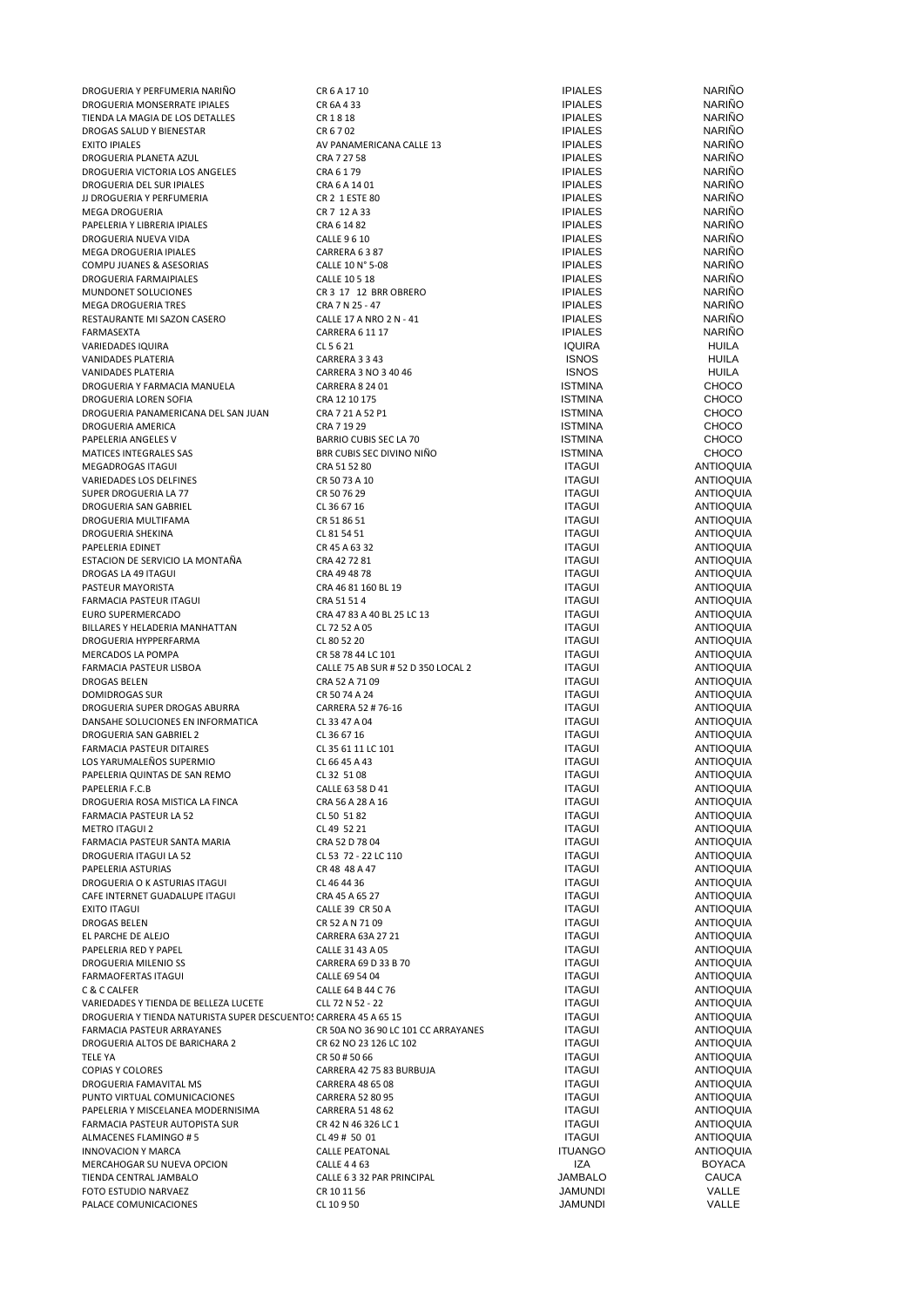| | | | |
|---|---|---|---|
| DROGUERIA Y PERFUMERIA NARIÑO | CR 6 A 17 10 | IPIALES | NARIÑO |
| DROGUERIA MONSERRATE IPIALES | CR 6A 4 33 | IPIALES | NARIÑO |
| TIENDA LA MAGIA DE LOS DETALLES | CR 1 8 18 | IPIALES | NARIÑO |
| DROGAS SALUD Y BIENESTAR | CR 6 7 02 | IPIALES | NARIÑO |
| EXITO IPIALES | AV PANAMERICANA CALLE 13 | IPIALES | NARIÑO |
| DROGUERIA PLANETA AZUL | CRA 7 27 58 | IPIALES | NARIÑO |
| DROGUERIA VICTORIA LOS ANGELES | CRA 6 1 79 | IPIALES | NARIÑO |
| DROGUERIA DEL SUR IPIALES | CRA 6 A 14 01 | IPIALES | NARIÑO |
| JJ DROGUERIA Y PERFUMERIA | CR 2 1 ESTE 80 | IPIALES | NARIÑO |
| MEGA DROGUERIA | CR 7 12 A 33 | IPIALES | NARIÑO |
| PAPELERIA Y LIBRERIA IPIALES | CRA 6 14 82 | IPIALES | NARIÑO |
| DROGUERIA NUEVA VIDA | CALLE 9 6 10 | IPIALES | NARIÑO |
| MEGA DROGUERIA IPIALES | CARRERA 6 3 87 | IPIALES | NARIÑO |
| COMPU JUANES & ASESORIAS | CALLE 10 N° 5-08 | IPIALES | NARIÑO |
| DROGUERIA FARMAIPIALES | CALLE 10 5 18 | IPIALES | NARIÑO |
| MUNDONET SOLUCIONES | CR 3 17 12 BRR OBRERO | IPIALES | NARIÑO |
| MEGA DROGUERIA TRES | CRA 7 N 25 - 47 | IPIALES | NARIÑO |
| RESTAURANTE MI SAZON CASERO | CALLE 17 A NRO 2 N - 41 | IPIALES | NARIÑO |
| FARMASEXTA | CARRERA 6 11 17 | IPIALES | NARIÑO |
| VARIEDADES IQUIRA | CL 5 6 21 | IQUIRA | HUILA |
| VANIDADES PLATERIA | CARRERA 3 3 43 | ISNOS | HUILA |
| VANIDADES PLATERIA | CARRERA 3 NO 3 40 46 | ISNOS | HUILA |
| DROGUERIA Y FARMACIA MANUELA | CARRERA 8 24 01 | ISTMINA | CHOCO |
| DROGUERIA LOREN SOFIA | CRA 12 10 175 | ISTMINA | CHOCO |
| DROGUERIA PANAMERICANA DEL SAN JUAN | CRA 7 21 A 52 P1 | ISTMINA | CHOCO |
| DROGUERIA AMERICA | CRA 7 19 29 | ISTMINA | CHOCO |
| PAPELERIA ANGELES V | BARRIO CUBIS SEC LA 70 | ISTMINA | CHOCO |
| MATICES INTEGRALES SAS | BRR CUBIS SEC DIVINO NIÑO | ISTMINA | CHOCO |
| MEGADROGAS ITAGUI | CRA 51 52 80 | ITAGUI | ANTIOQUIA |
| VARIEDADES LOS DELFINES | CR 50 73 A 10 | ITAGUI | ANTIOQUIA |
| SUPER DROGUERIA LA 77 | CR 50 76 29 | ITAGUI | ANTIOQUIA |
| DROGUERIA SAN GABRIEL | CL 36 67 16 | ITAGUI | ANTIOQUIA |
| DROGUERIA MULTIFAMA | CR 51 86 51 | ITAGUI | ANTIOQUIA |
| DROGUERIA SHEKINA | CL 81 54 51 | ITAGUI | ANTIOQUIA |
| PAPELERIA EDINET | CR 45 A 63 32 | ITAGUI | ANTIOQUIA |
| ESTACION DE SERVICIO LA MONTAÑA | CRA 42 72 81 | ITAGUI | ANTIOQUIA |
| DROGAS LA 49 ITAGUI | CRA 49 48 78 | ITAGUI | ANTIOQUIA |
| PASTEUR MAYORISTA | CRA 46 81 160 BL 19 | ITAGUI | ANTIOQUIA |
| FARMACIA PASTEUR ITAGUI | CRA 51 51 4 | ITAGUI | ANTIOQUIA |
| EURO SUPERMERCADO | CRA 47 83 A 40 BL 25 LC 13 | ITAGUI | ANTIOQUIA |
| BILLARES Y HELADERIA MANHATTAN | CL 72 52 A 05 | ITAGUI | ANTIOQUIA |
| DROGUERIA HYPPERFARMA | CL 80 52 20 | ITAGUI | ANTIOQUIA |
| MERCADOS LA POMPA | CR 58 78 44 LC 101 | ITAGUI | ANTIOQUIA |
| FARMACIA PASTEUR LISBOA | CALLE 75 AB SUR # 52 D 350 LOCAL 2 | ITAGUI | ANTIOQUIA |
| DROGAS BELEN | CRA 52 A 71 09 | ITAGUI | ANTIOQUIA |
| DOMIDROGAS SUR | CR 50 74 A 24 | ITAGUI | ANTIOQUIA |
| DROGUERIA SUPER DROGAS ABURRA | CARRERA 52 # 76-16 | ITAGUI | ANTIOQUIA |
| DANSAHE SOLUCIONES EN INFORMATICA | CL 33 47 A 04 | ITAGUI | ANTIOQUIA |
| DROGUERIA SAN GABRIEL 2 | CL 36 67 16 | ITAGUI | ANTIOQUIA |
| FARMACIA PASTEUR DITAIRES | CL 35 61 11 LC 101 | ITAGUI | ANTIOQUIA |
| LOS YARUMALEÑOS SUPERMIO | CL 66 45 A 43 | ITAGUI | ANTIOQUIA |
| PAPELERIA QUINTAS DE SAN REMO | CL 32 51 08 | ITAGUI | ANTIOQUIA |
| PAPELERIA F.C.B | CALLE 63 58 D 41 | ITAGUI | ANTIOQUIA |
| DROGUERIA ROSA MISTICA LA FINCA | CRA 56 A 28 A 16 | ITAGUI | ANTIOQUIA |
| FARMACIA PASTEUR LA 52 | CL 50 51 82 | ITAGUI | ANTIOQUIA |
| METRO ITAGUI 2 | CL 49 52 21 | ITAGUI | ANTIOQUIA |
| FARMACIA PASTEUR SANTA MARIA | CRA 52 D 78 04 | ITAGUI | ANTIOQUIA |
| DROGUERIA ITAGUI LA 52 | CL 53 72 - 22 LC 110 | ITAGUI | ANTIOQUIA |
| PAPELERIA ASTURIAS | CR 48 48 A 47 | ITAGUI | ANTIOQUIA |
| DROGUERIA O K ASTURIAS ITAGUI | CL 46 44 36 | ITAGUI | ANTIOQUIA |
| CAFE INTERNET GUADALUPE ITAGUI | CRA 45 A 65 27 | ITAGUI | ANTIOQUIA |
| EXITO ITAGUI | CALLE 39 CR 50 A | ITAGUI | ANTIOQUIA |
| DROGAS BELEN | CR 52 A N 71 09 | ITAGUI | ANTIOQUIA |
| EL PARCHE DE ALEJO | CARRERA 63A 27 21 | ITAGUI | ANTIOQUIA |
| PAPELERIA RED Y PAPEL | CALLE 31 43 A 05 | ITAGUI | ANTIOQUIA |
| DROGUERIA MILENIO SS | CARRERA 69 D 33 B 70 | ITAGUI | ANTIOQUIA |
| FARMAOFERTAS ITAGUI | CALLE 69 54 04 | ITAGUI | ANTIOQUIA |
| C & C CALFER | CALLE 64 B 44 C 76 | ITAGUI | ANTIOQUIA |
| VARIEDADES Y TIENDA DE BELLEZA LUCETE | CLL 72 N 52 - 22 | ITAGUI | ANTIOQUIA |
| DROGUERIA Y TIENDA NATURISTA SUPER DESCUENTOS | CARRERA 45 A 65 15 | ITAGUI | ANTIOQUIA |
| FARMACIA PASTEUR ARRAYANES | CR 50A NO 36 90 LC 101 CC ARRAYANES | ITAGUI | ANTIOQUIA |
| DROGUERIA ALTOS DE BARICHARA 2 | CR 62 NO 23 126 LC 102 | ITAGUI | ANTIOQUIA |
| TELE YA | CR 50 # 50 66 | ITAGUI | ANTIOQUIA |
| COPIAS Y COLORES | CARRERA 42 75 83 BURBUJA | ITAGUI | ANTIOQUIA |
| DROGUERIA FAMAVITAL MS | CARRERA 48 65 08 | ITAGUI | ANTIOQUIA |
| PUNTO VIRTUAL COMUNICACIONES | CARRERA 52 80 95 | ITAGUI | ANTIOQUIA |
| PAPELERIA Y MISCELANEA MODERNISIMA | CARRERA 51 48 62 | ITAGUI | ANTIOQUIA |
| FARMACIA PASTEUR AUTOPISTA SUR | CR 42 N 46 326 LC 1 | ITAGUI | ANTIOQUIA |
| ALMACENES FLAMINGO # 5 | CL 49 # 50 01 | ITAGUI | ANTIOQUIA |
| INNOVACION Y MARCA | CALLE PEATONAL | ITUANGO | ANTIOQUIA |
| MERCAHOGAR SU NUEVA OPCION | CALLE 4 4 63 | IZA | BOYACA |
| TIENDA CENTRAL JAMBALO | CALLE 6 3 32 PAR PRINCIPAL | JAMBALO | CAUCA |
| FOTO ESTUDIO NARVAEZ | CR 10 11 56 | JAMUNDI | VALLE |
| PALACE COMUNICACIONES | CL 10 9 50 | JAMUNDI | VALLE |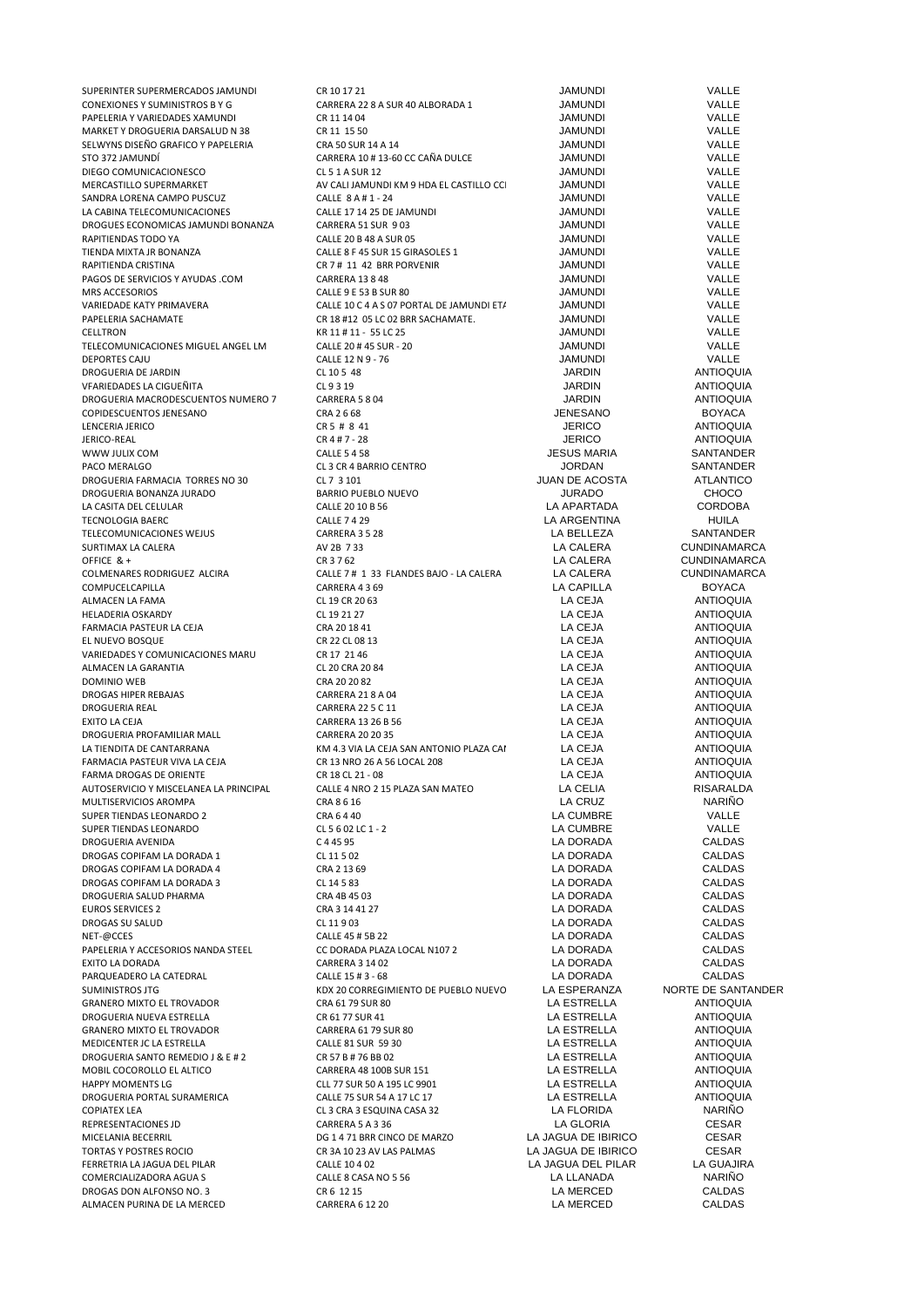| | | | |
|---|---|---|---|
| SUPERINTER SUPERMERCADOS JAMUNDI | CR 10 17 21 | JAMUNDI | VALLE |
| CONEXIONES Y SUMINISTROS B Y G | CARRERA 22 8 A SUR 40 ALBORADA 1 | JAMUNDI | VALLE |
| PAPELERIA Y VARIEDADES XAMUNDI | CR 11 14 04 | JAMUNDI | VALLE |
| MARKET Y DROGUERIA DARSALUD N 38 | CR 11 15 50 | JAMUNDI | VALLE |
| SELWYNS DISEÑO GRAFICO Y PAPELERIA | CRA 50 SUR 14 A 14 | JAMUNDI | VALLE |
| STO 372 JAMUNDÍ | CARRERA 10 # 13-60 CC CAÑA DULCE | JAMUNDI | VALLE |
| DIEGO COMUNICACIONESCO | CL 5 1 A SUR 12 | JAMUNDI | VALLE |
| MERCASTILLO SUPERMARKET | AV CALI JAMUNDI KM 9 HDA EL CASTILLO CCI | JAMUNDI | VALLE |
| SANDRA LORENA CAMPO PUSCUZ | CALLE 8 A # 1 - 24 | JAMUNDI | VALLE |
| LA CABINA TELECOMUNICACIONES | CALLE 17 14 25 DE JAMUNDI | JAMUNDI | VALLE |
| DROGUES ECONOMICAS JAMUNDI BONANZA | CARRERA 51 SUR 9 03 | JAMUNDI | VALLE |
| RAPITIENDAS TODO YA | CALLE 20 B 48 A SUR 05 | JAMUNDI | VALLE |
| TIENDA MIXTA JR BONANZA | CALLE 8 F 45 SUR 15 GIRASOLES 1 | JAMUNDI | VALLE |
| RAPITIENDA CRISTINA | CR 7 # 11 42 BRR PORVENIR | JAMUNDI | VALLE |
| PAGOS DE SERVICIOS Y AYUDAS .COM | CARRERA 13 8 48 | JAMUNDI | VALLE |
| MRS ACCESORIOS | CALLE 9 E 53 B SUR 80 | JAMUNDI | VALLE |
| VARIEDADE KATY PRIMAVERA | CALLE 10 C 4 A S 07 PORTAL DE JAMUNDI ETA | JAMUNDI | VALLE |
| PAPELERIA SACHAMATE | CR 18 #12 05 LC 02 BRR SACHAMATE. | JAMUNDI | VALLE |
| CELLTRON | KR 11 # 11 - 55 LC 25 | JAMUNDI | VALLE |
| TELECOMUNICACIONES MIGUEL ANGEL LM | CALLE 20 # 45 SUR - 20 | JAMUNDI | VALLE |
| DEPORTES CAJU | CALLE 12 N 9 - 76 | JAMUNDI | VALLE |
| DROGUERIA DE JARDIN | CL 10 5 48 | JARDIN | ANTIOQUIA |
| VFARIEDADES LA CIGUEÑITA | CL 9 3 19 | JARDIN | ANTIOQUIA |
| DROGUERIA MACRODESCUENTOS NUMERO 7 | CARRERA 5 8 04 | JARDIN | ANTIOQUIA |
| COPIDESCUENTOS JENESANO | CRA 2 6 68 | JENESANO | BOYACA |
| LENCERIA JERICO | CR 5 # 8 41 | JERICO | ANTIOQUIA |
| JERICO-REAL | CR 4 # 7 - 28 | JERICO | ANTIOQUIA |
| WWW JULIX COM | CALLE 5 4 58 | JESUS MARIA | SANTANDER |
| PACO MERALGO | CL 3 CR 4 BARRIO CENTRO | JORDAN | SANTANDER |
| DROGUERIA FARMACIA TORRES NO 30 | CL 7 3 101 | JUAN DE ACOSTA | ATLANTICO |
| DROGUERIA BONANZA JURADO | BARRIO PUEBLO NUEVO | JURADO | CHOCO |
| LA CASITA DEL CELULAR | CALLE 20 10 B 56 | LA APARTADA | CORDOBA |
| TECNOLOGIA BAERC | CALLE 7 4 29 | LA ARGENTINA | HUILA |
| TELECOMUNICACIONES WEJUS | CARRERA 3 5 28 | LA BELLEZA | SANTANDER |
| SURTIMAX LA CALERA | AV 2B 7 33 | LA CALERA | CUNDINAMARCA |
| OFFICE & + | CR 3 7 62 | LA CALERA | CUNDINAMARCA |
| COLMENARES RODRIGUEZ ALCIRA | CALLE 7 # 1 33 FLANDES BAJO - LA CALERA | LA CALERA | CUNDINAMARCA |
| COMPUCELCAPILLA | CARRERA 4 3 69 | LA CAPILLA | BOYACA |
| ALMACEN LA FAMA | CL 19 CR 20 63 | LA CEJA | ANTIOQUIA |
| HELADERIA OSKARDY | CL 19 21 27 | LA CEJA | ANTIOQUIA |
| FARMACIA PASTEUR LA CEJA | CRA 20 18 41 | LA CEJA | ANTIOQUIA |
| EL NUEVO BOSQUE | CR 22 CL 08 13 | LA CEJA | ANTIOQUIA |
| VARIEDADES Y COMUNICACIONES MARU | CR 17 21 46 | LA CEJA | ANTIOQUIA |
| ALMACEN LA GARANTIA | CL 20 CRA 20 84 | LA CEJA | ANTIOQUIA |
| DOMINIO WEB | CRA 20 20 82 | LA CEJA | ANTIOQUIA |
| DROGAS HIPER REBAJAS | CARRERA 21 8 A 04 | LA CEJA | ANTIOQUIA |
| DROGUERIA REAL | CARRERA 22 5 C 11 | LA CEJA | ANTIOQUIA |
| EXITO LA CEJA | CARRERA 13 26 B 56 | LA CEJA | ANTIOQUIA |
| DROGUERIA PROFAMILIAR MALL | CARRERA 20 20 35 | LA CEJA | ANTIOQUIA |
| LA TIENDITA DE CANTARRANA | KM 4.3 VIA LA CEJA SAN ANTONIO PLAZA CAI | LA CEJA | ANTIOQUIA |
| FARMACIA PASTEUR VIVA LA CEJA | CR 13 NRO 26 A 56 LOCAL 208 | LA CEJA | ANTIOQUIA |
| FARMA DROGAS DE ORIENTE | CR 18 CL 21 - 08 | LA CEJA | ANTIOQUIA |
| AUTOSERVICIO Y MISCELANEA LA PRINCIPAL | CALLE 4 NRO 2 15 PLAZA SAN MATEO | LA CELIA | RISARALDA |
| MULTISERVICIOS AROMPA | CRA 8 6 16 | LA CRUZ | NARIÑO |
| SUPER TIENDAS LEONARDO 2 | CRA 6 4 40 | LA CUMBRE | VALLE |
| SUPER TIENDAS LEONARDO | CL 5 6 02 LC 1 - 2 | LA CUMBRE | VALLE |
| DROGUERIA AVENIDA | C 4 45 95 | LA DORADA | CALDAS |
| DROGAS COPIFAM LA DORADA 1 | CL 11 5 02 | LA DORADA | CALDAS |
| DROGAS COPIFAM LA DORADA 4 | CRA 2 13 69 | LA DORADA | CALDAS |
| DROGAS COPIFAM LA DORADA 3 | CL 14 5 83 | LA DORADA | CALDAS |
| DROGUERIA SALUD PHARMA | CRA 4B 45 03 | LA DORADA | CALDAS |
| EUROS SERVICES 2 | CRA 3 14 41 27 | LA DORADA | CALDAS |
| DROGAS SU SALUD | CL 11 9 03 | LA DORADA | CALDAS |
| NET-@CCES | CALLE 45 # 5B 22 | LA DORADA | CALDAS |
| PAPELERIA Y ACCESORIOS NANDA STEEL | CC DORADA PLAZA LOCAL N107 2 | LA DORADA | CALDAS |
| EXITO LA DORADA | CARRERA 3 14 02 | LA DORADA | CALDAS |
| PARQUEADERO LA CATEDRAL | CALLE 15 # 3 - 68 | LA DORADA | CALDAS |
| SUMINISTROS JTG | KDX 20 CORREGIMIENTO DE PUEBLO NUEVO | LA ESPERANZA | NORTE DE SANTANDER |
| GRANERO MIXTO EL TROVADOR | CRA 61 79 SUR 80 | LA ESTRELLA | ANTIOQUIA |
| DROGUERIA NUEVA ESTRELLA | CR 61 77 SUR 41 | LA ESTRELLA | ANTIOQUIA |
| GRANERO MIXTO EL TROVADOR | CARRERA 61 79 SUR 80 | LA ESTRELLA | ANTIOQUIA |
| MEDICENTER JC LA ESTRELLA | CALLE 81 SUR 59 30 | LA ESTRELLA | ANTIOQUIA |
| DROGUERIA SANTO REMEDIO J & E # 2 | CR 57 B # 76 BB 02 | LA ESTRELLA | ANTIOQUIA |
| MOBIL COCOROLLO EL ALTICO | CARRERA 48 100B SUR 151 | LA ESTRELLA | ANTIOQUIA |
| HAPPY MOMENTS LG | CLL 77 SUR 50 A 195 LC 9901 | LA ESTRELLA | ANTIOQUIA |
| DROGUERIA PORTAL SURAMERICA | CALLE 75 SUR 54 A 17 LC 17 | LA ESTRELLA | ANTIOQUIA |
| COPIATEX LEA | CL 3 CRA 3 ESQUINA CASA 32 | LA FLORIDA | NARIÑO |
| REPRESENTACIONES JD | CARRERA 5 A 3 36 | LA GLORIA | CESAR |
| MICELANIA BECERRIL | DG 1 4 71 BRR CINCO DE MARZO | LA JAGUA DE IBIRICO | CESAR |
| TORTAS Y POSTRES ROCIO | CR 3A 10 23 AV LAS PALMAS | LA JAGUA DE IBIRICO | CESAR |
| FERRETRIA LA JAGUA DEL PILAR | CALLE 10 4 02 | LA JAGUA DEL PILAR | LA GUAJIRA |
| COMERCIALIZADORA AGUA S | CALLE 8 CASA NO 5 56 | LA LLANADA | NARIÑO |
| DROGAS DON ALFONSO NO. 3 | CR 6 12 15 | LA MERCED | CALDAS |
| ALMACEN PURINA DE LA MERCED | CARRERA 6 12 20 | LA MERCED | CALDAS |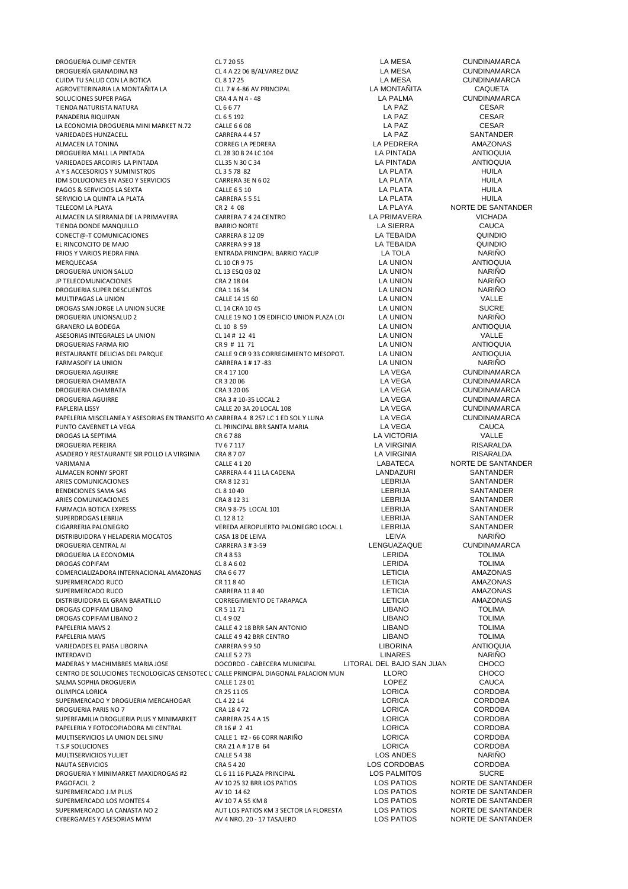| | | | |
|---|---|---|---|
| DROGUERIA OLIMP CENTER | CL 7 20 55 | LA MESA | CUNDINAMARCA |
| DROGUERÍA GRANADINA N3 | CL 4 A 22 06 B/ALVAREZ DIAZ | LA MESA | CUNDINAMARCA |
| CUIDA TU SALUD CON LA BOTICA | CL 8 17 25 | LA MESA | CUNDINAMARCA |
| AGROVETERINARIA LA MONTAÑITA LA | CLL 7 # 4-86 AV PRINCIPAL | LA MONTAÑITA | CAQUETA |
| SOLUCIONES SUPER PAGA | CRA 4 A N 4 - 48 | LA PALMA | CUNDINAMARCA |
| TIENDA NATURISTA NATURA | CL 6 6 77 | LA PAZ | CESAR |
| PANADERIA RIQUIPAN | CL 6 5 192 | LA PAZ | CESAR |
| LA ECONOMIA DROGUERIA MINI MARKET N.72 | CALLE 6 6 08 | LA PAZ | CESAR |
| VARIEDADES HUNZACELL | CARRERA 4 4 57 | LA PAZ | SANTANDER |
| ALMACEN LA TONINA | CORREG LA PEDRERA | LA PEDRERA | AMAZONAS |
| DROGUERIA MALL LA PINTADA | CL 28 30 B 24 LC 104 | LA PINTADA | ANTIOQUIA |
| VARIEDADES ARCOIRIS LA PINTADA | CLL35 N 30 C 34 | LA PINTADA | ANTIOQUIA |
| A Y S ACCESORIOS Y SUMINISTROS | CL 3 5 78 82 | LA PLATA | HUILA |
| IDM SOLUCIONES EN ASEO Y SERVICIOS | CARRERA 3E N 6 02 | LA PLATA | HUILA |
| PAGOS & SERVICIOS LA SEXTA | CALLE 6 5 10 | LA PLATA | HUILA |
| SERVICIO LA QUINTA LA PLATA | CARRERA 5 5 51 | LA PLATA | HUILA |
| TELECOM LA PLAYA | CR 2 4 08 | LA PLAYA | NORTE DE SANTANDER |
| ALMACEN LA SERRANIA DE LA PRIMAVERA | CARRERA 7 4 24 CENTRO | LA PRIMAVERA | VICHADA |
| TIENDA DONDE MANQUILLO | BARRIO NORTE | LA SIERRA | CAUCA |
| CONECT@-T COMUNICACIONES | CARRERA 8 12 09 | LA TEBAIDA | QUINDIO |
| EL RINCONCITO DE MAJO | CARRERA 9 9 18 | LA TEBAIDA | QUINDIO |
| FRIOS Y VARIOS PIEDRA FINA | ENTRADA PRINCIPAL BARRIO YACUP | LA TOLA | NARIÑO |
| MERQUECASA | CL 10 CR 9 75 | LA UNION | ANTIOQUIA |
| DROGUERIA UNION SALUD | CL 13 ESQ 03 02 | LA UNION | NARIÑO |
| JP TELECOMUNICACIONES | CRA 2 18 04 | LA UNION | NARIÑO |
| DROGUERIA SUPER DESCUENTOS | CRA 1 16 34 | LA UNION | NARIÑO |
| MULTIPAGAS LA UNION | CALLE 14 15 60 | LA UNION | VALLE |
| DROGAS SAN JORGE LA UNION SUCRE | CL 14 CRA 10 45 | LA UNION | SUCRE |
| DROGUERIA UNIONSALUD 2 | CALLE 19 NO 1 09 EDIFICIO UNION PLAZA LO | LA UNION | NARIÑO |
| GRANERO LA BODEGA | CL 10 8 59 | LA UNION | ANTIOQUIA |
| ASESORIAS INTEGRALES LA UNION | CL 14 # 12 41 | LA UNION | VALLE |
| DROGUERIAS FARMA RIO | CR 9 # 11 71 | LA UNION | ANTIOQUIA |
| RESTAURANTE DELICIAS DEL PARQUE | CALLE 9 CR 9 33 CORREGIMIENTO MESOPOT. | LA UNION | ANTIOQUIA |
| FARMASOFY LA UNION | CARRERA 1 # 17 -83 | LA UNION | NARIÑO |
| DROGUERIA AGUIRRE | CR 4 17 100 | LA VEGA | CUNDINAMARCA |
| DROGUERIA CHAMBATA | CR 3 20 06 | LA VEGA | CUNDINAMARCA |
| DROGUERIA CHAMBATA | CRA 3 20 06 | LA VEGA | CUNDINAMARCA |
| DROGUERIA AGUIRRE | CRA 3 # 10-35 LOCAL 2 | LA VEGA | CUNDINAMARCA |
| PAPLERIA LISSY | CALLE 20 3A 20 LOCAL 108 | LA VEGA | CUNDINAMARCA |
| PAPELERIA MISCELANEA Y ASESORIAS EN TRANSITO AN | CARRERA 4 8 257 LC 1 ED SOL Y LUNA | LA VEGA | CUNDINAMARCA |
| PUNTO CAVERNET LA VEGA | CL PRINCIPAL BRR SANTA MARIA | LA VEGA | CAUCA |
| DROGAS LA SEPTIMA | CR 6 7 88 | LA VICTORIA | VALLE |
| DROGUERIA PEREIRA | TV 6 7 117 | LA VIRGINIA | RISARALDA |
| ASADERO Y RESTAURANTE SIR POLLO LA VIRGINIA | CRA 8 7 07 | LA VIRGINIA | RISARALDA |
| VARIMANIA | CALLE 4 1 20 | LABATECA | NORTE DE SANTANDER |
| ALMACEN RONNY SPORT | CARRERA 4 4 11 LA CADENA | LANDAZURI | SANTANDER |
| ARIES COMUNICACIONES | CRA 8 12 31 | LEBRIJA | SANTANDER |
| BENDICIONES SAMA SAS | CL 8 10 40 | LEBRIJA | SANTANDER |
| ARIES COMUNICACIONES | CRA 8 12 31 | LEBRIJA | SANTANDER |
| FARMACIA BOTICA EXPRESS | CRA 9 8-75 LOCAL 101 | LEBRIJA | SANTANDER |
| SUPERDROGAS LEBRIJA | CL 12 8 12 | LEBRIJA | SANTANDER |
| CIGARRERIA PALONEGRO | VEREDA AEROPUERTO PALONEGRO LOCAL L | LEBRIJA | SANTANDER |
| DISTRIBUIDORA Y HELADERIA MOCATOS | CASA 18 DE LEIVA | LEIVA | NARIÑO |
| DROGUERIA CENTRAL AI | CARRERA 3 # 3-59 | LENGUAZAQUE | CUNDINAMARCA |
| DROGUERIA LA ECONOMIA | CR 4 8 53 | LERIDA | TOLIMA |
| DROGAS COPIFAM | CL 8 A 6 02 | LERIDA | TOLIMA |
| COMERCIALIZADORA INTERNACIONAL AMAZONAS | CRA 6 6 77 | LETICIA | AMAZONAS |
| SUPERMERCADO RUCO | CR 11 8 40 | LETICIA | AMAZONAS |
| SUPERMERCADO RUCO | CARRERA 11 8 40 | LETICIA | AMAZONAS |
| DISTRIBUIDORA EL GRAN BARATILLO | CORREGIMIENTO DE TARAPACA | LETICIA | AMAZONAS |
| DROGAS COPIFAM LIBANO | CR 5 11 71 | LIBANO | TOLIMA |
| DROGAS COPIFAM LIBANO 2 | CL 4 9 02 | LIBANO | TOLIMA |
| PAPELERIA MAVS 2 | CALLE 4 2 18 BRR SAN ANTONIO | LIBANO | TOLIMA |
| PAPELERIA MAVS | CALLE 4 9 42 BRR CENTRO | LIBANO | TOLIMA |
| VARIEDADES EL PAISA LIBORINA | CARRERA 9 9 50 | LIBORINA | ANTIOQUIA |
| INTERDAVID | CALLE 5 2 73 | LINARES | NARIÑO |
| MADERAS Y MACHIMBRES MARIA JOSE | DOCORDO - CABECERA MUNICIPAL | LITORAL DEL BAJO SAN JUAN | CHOCO |
| CENTRO DE SOLUCIONES TECNOLOGICAS CENSOTEC L | CALLE PRINCIPAL DIAGONAL PALACION MUN | LLORO | CHOCO |
| SALMA SOPHIA DROGUERIA | CALLE 1 23 01 | LOPEZ | CAUCA |
| OLIMPICA LORICA | CR 25 11 05 | LORICA | CORDOBA |
| SUPERMERCADO Y DROGUERIA MERCAHOGAR | CL 4 22 14 | LORICA | CORDOBA |
| DROGUERIA PARIS NO 7 | CRA 18 4 72 | LORICA | CORDOBA |
| SUPERFAMILIA DROGUERIA PLUS Y MINIMARKET | CARRERA 25 4 A 15 | LORICA | CORDOBA |
| PAPELERIA Y FOTOCOPIADORA MI CENTRAL | CR 16 # 2 41 | LORICA | CORDOBA |
| MULTISERVICIOS LA UNION DEL SINU | CALLE 1 #2 - 66 CORR NARIÑO | LORICA | CORDOBA |
| T.S.P SOLUCIONES | CRA 21 A # 17 B 64 | LORICA | CORDOBA |
| MULTISERVICIIOS YULIET | CALLE 5 4 38 | LOS ANDES | NARIÑO |
| NAUTA SERVICIOS | CRA 5 4 20 | LOS CORDOBAS | CORDOBA |
| DROGUERIA Y MINIMARKET MAXIDROGAS #2 | CL 6 11 16 PLAZA PRINCIPAL | LOS PALMITOS | SUCRE |
| PAGOFACIL 2 | AV 10 25 32 BRR LOS PATIOS | LOS PATIOS | NORTE DE SANTANDER |
| SUPERMERCADO J.M PLUS | AV 10 14 62 | LOS PATIOS | NORTE DE SANTANDER |
| SUPERMERCADO LOS MONTES 4 | AV 10 7 A 55 KM 8 | LOS PATIOS | NORTE DE SANTANDER |
| SUPERMERCADO LA CANASTA NO 2 | AUT LOS PATIOS KM 3 SECTOR LA FLORESTA | LOS PATIOS | NORTE DE SANTANDER |
| CYBERGAMES Y ASESORIAS MYM | AV 4 NRO. 20 - 17 TASAJERO | LOS PATIOS | NORTE DE SANTANDER |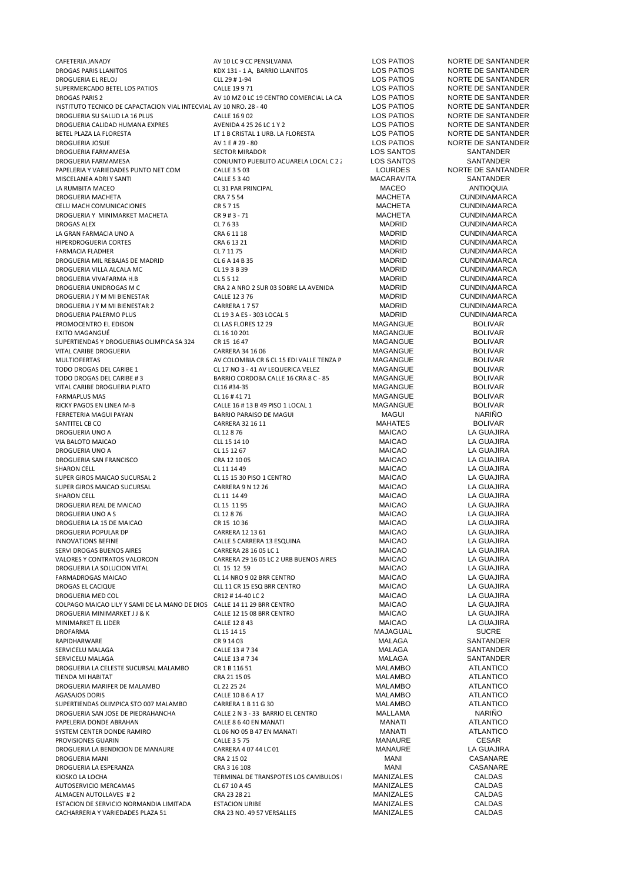| | | | |
|---|---|---|---|
| CAFETERIA JANADY | AV 10 LC 9 CC PENSILVANIA | LOS PATIOS | NORTE DE SANTANDER |
| DROGAS PARIS LLANITOS | KDX 131 - 1 A, BARRIO LLANITOS | LOS PATIOS | NORTE DE SANTANDER |
| DROGUERIA EL RELOJ | CLL 29 # 1-94 | LOS PATIOS | NORTE DE SANTANDER |
| SUPERMERCADO BETEL LOS PATIOS | CALLE 19 9 71 | LOS PATIOS | NORTE DE SANTANDER |
| DROGAS PARIS 2 | AV 10 MZ 0 LC 19 CENTRO COMERCIAL LA CA | LOS PATIOS | NORTE DE SANTANDER |
| INSTITUTO TECNICO DE CAPACTACION VIAL INTECVIAL | AV 10 NRO. 28 - 40 | LOS PATIOS | NORTE DE SANTANDER |
| DROGUERIA SU SALUD LA 16 PLUS | CALLE 16 9 02 | LOS PATIOS | NORTE DE SANTANDER |
| DROGUERIA CALIDAD HUMANA EXPRES | AVENIDA 4 25 26 LC 1 Y 2 | LOS PATIOS | NORTE DE SANTANDER |
| BETEL PLAZA LA FLORESTA | LT 1 B CRISTAL 1 URB. LA FLORESTA | LOS PATIOS | NORTE DE SANTANDER |
| DROGUERIA JOSUE | AV 1 E # 29 - 80 | LOS PATIOS | NORTE DE SANTANDER |
| DROGUERIA FARMAMESA | SECTOR MIRADOR | LOS SANTOS | SANTANDER |
| DROGUERIA FARMAMESA | CONJUNTO PUEBLITO ACUARELA LOCAL C 2 2 | LOS SANTOS | SANTANDER |
| PAPELERIA Y VARIEDADES PUNTO NET COM | CALLE 3 5 03 | LOURDES | NORTE DE SANTANDER |
| MISCELANEA ADRI Y SANTI | CALLE 5 3 40 | MACARAVITA | SANTANDER |
| LA RUMBITA MACEO | CL 31 PAR PRINCIPAL | MACEO | ANTIOQUIA |
| DROGUERIA MACHETA | CRA 7 5 54 | MACHETA | CUNDINAMARCA |
| CELU MACH COMUNICACIONES | CR 5 7 15 | MACHETA | CUNDINAMARCA |
| DROGUERIA Y MINIMARKET MACHETA | CR 9 # 3 - 71 | MACHETA | CUNDINAMARCA |
| DROGAS ALEX | CL 7 6 33 | MADRID | CUNDINAMARCA |
| LA GRAN FARMACIA UNO A | CRA 6 11 18 | MADRID | CUNDINAMARCA |
| HIPERDROGUERIA CORTES | CRA 6 13 21 | MADRID | CUNDINAMARCA |
| FARMACIA FLADHER | CL 7 11 75 | MADRID | CUNDINAMARCA |
| DROGUERIA MIL REBAJAS DE MADRID | CL 6 A 14 B 35 | MADRID | CUNDINAMARCA |
| DROGUERIA VILLA ALCALA MC | CL 19 3 B 39 | MADRID | CUNDINAMARCA |
| DROGUERIA VIVAFARMA H.B | CL 5 5 12 | MADRID | CUNDINAMARCA |
| DROGUERIA UNIDROGAS M C | CRA 2 A NRO 2 SUR 03 SOBRE LA AVENIDA | MADRID | CUNDINAMARCA |
| DROGUERIA J Y M MI BIENESTAR | CALLE 12 3 76 | MADRID | CUNDINAMARCA |
| DROGUERIA J Y M MI BIENESTAR 2 | CARRERA 1 7 57 | MADRID | CUNDINAMARCA |
| DROGUERIA PALERMO PLUS | CL 19 3 A ES - 303 LOCAL 5 | MADRID | CUNDINAMARCA |
| PROMOCENTRO EL EDISON | CL LAS FLORES 12 29 | MAGANGUE | BOLIVAR |
| EXITO MAGANGUÉ | CL 16 10 201 | MAGANGUE | BOLIVAR |
| SUPERTIENDAS Y DROGUERIAS OLIMPICA SA 324 | CR 15 16 47 | MAGANGUE | BOLIVAR |
| VITAL CARIBE DROGUERIA | CARRERA 34 16 06 | MAGANGUE | BOLIVAR |
| MULTIOFERTAS | AV COLOMBIA CR 6 CL 15 EDI VALLE TENZA P | MAGANGUE | BOLIVAR |
| TODO DROGAS DEL CARIBE 1 | CL 17 NO 3 - 41 AV LEQUERICA VELEZ | MAGANGUE | BOLIVAR |
| TODO DROGAS DEL CARIBE # 3 | BARRIO CORDOBA CALLE 16 CRA 8 C - 85 | MAGANGUE | BOLIVAR |
| VITAL CARIBE DROGUERIA PLATO | CL16 #34-35 | MAGANGUE | BOLIVAR |
| FARMAPLUS MAS | CL 16 # 41 71 | MAGANGUE | BOLIVAR |
| RICKY PAGOS EN LINEA M-B | CALLE 16 # 13 B 49 PISO 1 LOCAL 1 | MAGANGUE | BOLIVAR |
| FERRETERIA MAGUI PAYAN | BARRIO PARAISO DE MAGUI | MAGUI | NARIÑO |
| SANTITEL CB CO | CARRERA 32 16 11 | MAHATES | BOLIVAR |
| DROGUERIA UNO A | CL 12 8 76 | MAICAO | LA GUAJIRA |
| VIA BALOTO MAICAO | CLL 15 14 10 | MAICAO | LA GUAJIRA |
| DROGUERIA UNO A | CL 15 12 67 | MAICAO | LA GUAJIRA |
| DROGUERIA SAN FRANCISCO | CRA 12 10 05 | MAICAO | LA GUAJIRA |
| SHARON CELL | CL 11 14 49 | MAICAO | LA GUAJIRA |
| SUPER GIROS MAICAO SUCURSAL 2 | CL 15 15 30 PISO 1 CENTRO | MAICAO | LA GUAJIRA |
| SUPER GIROS MAICAO SUCURSAL | CARRERA 9 N 12 26 | MAICAO | LA GUAJIRA |
| SHARON CELL | CL 11 14 49 | MAICAO | LA GUAJIRA |
| DROGUERIA REAL DE MAICAO | CL 15 11 95 | MAICAO | LA GUAJIRA |
| DROGUERIA UNO A S | CL 12 8 76 | MAICAO | LA GUAJIRA |
| DROGUERIA LA 15 DE MAICAO | CR 15 10 36 | MAICAO | LA GUAJIRA |
| DROGUERIA POPULAR DP | CARRERA 12 13 61 | MAICAO | LA GUAJIRA |
| INNOVATIONS BEFINE | CALLE 5 CARRERA 13 ESQUINA | MAICAO | LA GUAJIRA |
| SERVI DROGAS BUENOS AIRES | CARRERA 28 16 05 LC 1 | MAICAO | LA GUAJIRA |
| VALORES Y CONTRATOS VALORCON | CARRERA 29 16 05 LC 2 URB BUENOS AIRES | MAICAO | LA GUAJIRA |
| DROGUERIA LA SOLUCION VITAL | CL 15 12 59 | MAICAO | LA GUAJIRA |
| FARMADROGAS MAICAO | CL 14 NRO 9 02 BRR CENTRO | MAICAO | LA GUAJIRA |
| DROGAS EL CACIQUE | CLL 11 CR 15 ESQ BRR CENTRO | MAICAO | LA GUAJIRA |
| DROGUERIA MED COL | CR12 # 14-40 LC 2 | MAICAO | LA GUAJIRA |
| COLPAGO MAICAO LILY Y SAMI DE LA MANO DE DIOS | CALLE 14 11 29 BRR CENTRO | MAICAO | LA GUAJIRA |
| DROGUERIA MINIMARKET J J & K | CALLE 12 15 08 BRR CENTRO | MAICAO | LA GUAJIRA |
| MINIMARKET EL LIDER | CALLE 12 8 43 | MAICAO | LA GUAJIRA |
| DROFARMA | CL 15 14 15 | MAJAGUAL | SUCRE |
| RAPIDHARWARE | CR 9 14 03 | MALAGA | SANTANDER |
| SERVICELU MALAGA | CALLE 13 # 7 34 | MALAGA | SANTANDER |
| SERVICELU MALAGA | CALLE 13 # 7 34 | MALAGA | SANTANDER |
| DROGUERIA LA CELESTE SUCURSAL MALAMBO | CR 1 B 116 51 | MALAMBO | ATLANTICO |
| TIENDA MI HABITAT | CRA 21 15 05 | MALAMBO | ATLANTICO |
| DROGUERIA MARIFER DE MALAMBO | CL 22 25 24 | MALAMBO | ATLANTICO |
| AGASAJOS DORIS | CALLE 10 B 6 A 17 | MALAMBO | ATLANTICO |
| SUPERTIENDAS OLIMPICA STO 007 MALAMBO | CARRERA 1 B 11 G 30 | MALAMBO | ATLANTICO |
| DROGUERIA SAN JOSE DE PIEDRAHANCHA | CALLE 2 N 3 - 33 BARRIO EL CENTRO | MALLAMA | NARIÑO |
| PAPELERIA DONDE ABRAHAN | CALLE 8 6 40 EN MANATI | MANATI | ATLANTICO |
| SYSTEM CENTER DONDE RAMIRO | CL 06 NO 05 B 47 EN MANATI | MANATI | ATLANTICO |
| PROVISIONES GUARIN | CALLE 3 5 75 | MANAURE | CESAR |
| DROGUERIA LA BENDICION DE MANAURE | CARRERA 4 07 44 LC 01 | MANAURE | LA GUAJIRA |
| DROGUERIA MANI | CRA 2 15 02 | MANI | CASANARE |
| DROGUERIA LA ESPERANZA | CRA 3 16 108 | MANI | CASANARE |
| KIOSKO LA LOCHA | TERMINAL DE TRANSPOTES LOS CAMBULOS I | MANIZALES | CALDAS |
| AUTOSERVICIO MERCAMAS | CL 67 10 A 45 | MANIZALES | CALDAS |
| ALMACEN AUTOLLAVES # 2 | CRA 23 28 21 | MANIZALES | CALDAS |
| ESTACION DE SERVICIO NORMANDIA LIMITADA | ESTACION URIBE | MANIZALES | CALDAS |
| CACHARRERIA Y VARIEDADES PLAZA 51 | CRA 23 NO. 49 57 VERSALLES | MANIZALES | CALDAS |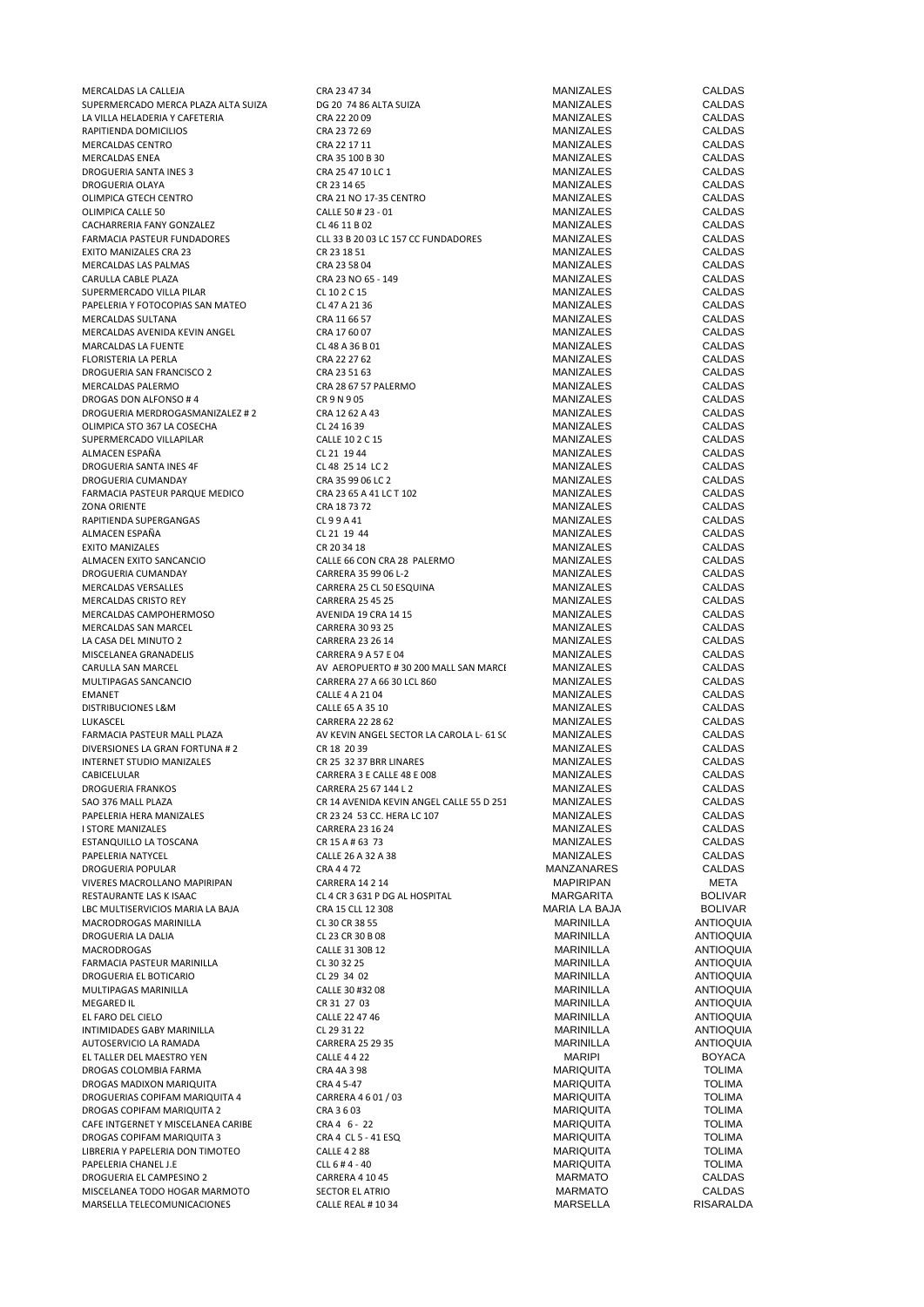| | | | |
|---|---|---|---|
| MERCALDAS LA CALLEJA | CRA 23 47 34 | MANIZALES | CALDAS |
| SUPERMERCADO MERCA PLAZA ALTA SUIZA | DG 20 74 86 ALTA SUIZA | MANIZALES | CALDAS |
| LA VILLA HELADERIA Y CAFETERIA | CRA 22 20 09 | MANIZALES | CALDAS |
| RAPITIENDA DOMICILIOS | CRA 23 72 69 | MANIZALES | CALDAS |
| MERCALDAS CENTRO | CRA 22 17 11 | MANIZALES | CALDAS |
| MERCALDAS ENEA | CRA 35 100 B 30 | MANIZALES | CALDAS |
| DROGUERIA SANTA INES 3 | CRA 25 47 10 LC 1 | MANIZALES | CALDAS |
| DROGUERIA OLAYA | CR 23 14 65 | MANIZALES | CALDAS |
| OLIMPICA GTECH CENTRO | CRA 21 NO 17-35 CENTRO | MANIZALES | CALDAS |
| OLIMPICA CALLE 50 | CALLE 50 # 23 - 01 | MANIZALES | CALDAS |
| CACHARRERIA FANY GONZALEZ | CL 46 11 B 02 | MANIZALES | CALDAS |
| FARMACIA PASTEUR FUNDADORES | CLL 33 B 20 03 LC 157 CC FUNDADORES | MANIZALES | CALDAS |
| EXITO MANIZALES CRA 23 | CR 23 18 51 | MANIZALES | CALDAS |
| MERCALDAS LAS PALMAS | CRA 23 58 04 | MANIZALES | CALDAS |
| CARULLA CABLE PLAZA | CRA 23 NO 65 - 149 | MANIZALES | CALDAS |
| SUPERMERCADO VILLA PILAR | CL 10 2 C 15 | MANIZALES | CALDAS |
| PAPELERIA Y FOTOCOPIAS SAN MATEO | CL 47 A 21 36 | MANIZALES | CALDAS |
| MERCALDAS SULTANA | CRA 11 66 57 | MANIZALES | CALDAS |
| MERCALDAS AVENIDA KEVIN ANGEL | CRA 17 60 07 | MANIZALES | CALDAS |
| MARCALDAS LA FUENTE | CL 48 A 36 B 01 | MANIZALES | CALDAS |
| FLORISTERIA LA PERLA | CRA 22 27 62 | MANIZALES | CALDAS |
| DROGUERIA SAN FRANCISCO 2 | CRA 23 51 63 | MANIZALES | CALDAS |
| MERCALDAS PALERMO | CRA 28 67 57 PALERMO | MANIZALES | CALDAS |
| DROGAS DON ALFONSO # 4 | CR 9 N 9 05 | MANIZALES | CALDAS |
| DROGUERIA MERDROGASMANIZALEZ # 2 | CRA 12 62 A 43 | MANIZALES | CALDAS |
| OLIMPICA STO 367 LA COSECHA | CL 24 16 39 | MANIZALES | CALDAS |
| SUPERMERCADO VILLAPILAR | CALLE 10 2 C 15 | MANIZALES | CALDAS |
| ALMACEN ESPAÑA | CL 21 19 44 | MANIZALES | CALDAS |
| DROGUERIA SANTA INES 4F | CL 48 25 14 LC 2 | MANIZALES | CALDAS |
| DROGUERIA CUMANDAY | CRA 35 99 06 LC 2 | MANIZALES | CALDAS |
| FARMACIA PASTEUR PARQUE MEDICO | CRA 23 65 A 41 LC T 102 | MANIZALES | CALDAS |
| ZONA ORIENTE | CRA 18 73 72 | MANIZALES | CALDAS |
| RAPITIENDA SUPERGANGAS | CL 9 9 A 41 | MANIZALES | CALDAS |
| ALMACEN ESPAÑA | CL 21 19 44 | MANIZALES | CALDAS |
| EXITO MANIZALES | CR 20 34 18 | MANIZALES | CALDAS |
| ALMACEN EXITO SANCANCIO | CALLE 66 CON CRA 28 PALERMO | MANIZALES | CALDAS |
| DROGUERIA CUMANDAY | CARRERA 35 99 06 L-2 | MANIZALES | CALDAS |
| MERCALDAS VERSALLES | CARRERA 25 CL 50 ESQUINA | MANIZALES | CALDAS |
| MERCALDAS CRISTO REY | CARRERA 25 45 25 | MANIZALES | CALDAS |
| MERCALDAS CAMPOHERMOSO | AVENIDA 19 CRA 14 15 | MANIZALES | CALDAS |
| MERCALDAS SAN MARCEL | CARRERA 30 93 25 | MANIZALES | CALDAS |
| LA CASA DEL MINUTO 2 | CARRERA 23 26 14 | MANIZALES | CALDAS |
| MISCELANEA GRANADELIS | CARRERA 9 A 57 E 04 | MANIZALES | CALDAS |
| CARULLA SAN MARCEL | AV AEROPUERTO # 30 200 MALL SAN MARCE | MANIZALES | CALDAS |
| MULTIPAGAS SANCANCIO | CARRERA 27 A 66 30 LCL 860 | MANIZALES | CALDAS |
| EMANET | CALLE 4 A 21 04 | MANIZALES | CALDAS |
| DISTRIBUCIONES L&M | CALLE 65 A 35 10 | MANIZALES | CALDAS |
| LUKASCEL | CARRERA 22 28 62 | MANIZALES | CALDAS |
| FARMACIA PASTEUR MALL PLAZA | AV KEVIN ANGEL SECTOR LA CAROLA L- 61 SC | MANIZALES | CALDAS |
| DIVERSIONES LA GRAN FORTUNA # 2 | CR 18 20 39 | MANIZALES | CALDAS |
| INTERNET STUDIO MANIZALES | CR 25 32 37 BRR LINARES | MANIZALES | CALDAS |
| CABICELULAR | CARRERA 3 E CALLE 48 E 008 | MANIZALES | CALDAS |
| DROGUERIA FRANKOS | CARRERA 25 67 144 L 2 | MANIZALES | CALDAS |
| SAO 376 MALL PLAZA | CR 14 AVENIDA KEVIN ANGEL CALLE 55 D 251 | MANIZALES | CALDAS |
| PAPELERIA HERA MANIZALES | CR 23 24 53 CC. HERA LC 107 | MANIZALES | CALDAS |
| I STORE MANIZALES | CARRERA 23 16 24 | MANIZALES | CALDAS |
| ESTANQUILLO LA TOSCANA | CR 15 A # 63 73 | MANIZALES | CALDAS |
| PAPELERIA NATYCEL | CALLE 26 A 32 A 38 | MANIZALES | CALDAS |
| DROGUERIA POPULAR | CRA 4 4 72 | MANZANARES | CALDAS |
| VIVERES MACROLLANO MAPIRIPAN | CARRERA 14 2 14 | MAPIRIPAN | META |
| RESTAURANTE LAS K ISAAC | CL 4 CR 3 631 P DG AL HOSPITAL | MARGARITA | BOLIVAR |
| LBC MULTISERVICIOS MARIA LA BAJA | CRA 15 CLL 12 308 | MARIA LA BAJA | BOLIVAR |
| MACRODROGAS MARINILLA | CL 30 CR 38 55 | MARINILLA | ANTIOQUIA |
| DROGUERIA LA DALIA | CL 23 CR 30 B 08 | MARINILLA | ANTIOQUIA |
| MACRODROGAS | CALLE 31 30B 12 | MARINILLA | ANTIOQUIA |
| FARMACIA PASTEUR MARINILLA | CL 30 32 25 | MARINILLA | ANTIOQUIA |
| DROGUERIA EL BOTICARIO | CL 29 34 02 | MARINILLA | ANTIOQUIA |
| MULTIPAGAS MARINILLA | CALLE 30 #32 08 | MARINILLA | ANTIOQUIA |
| MEGARED IL | CR 31 27 03 | MARINILLA | ANTIOQUIA |
| EL FARO DEL CIELO | CALLE 22 47 46 | MARINILLA | ANTIOQUIA |
| INTIMIDADES GABY MARINILLA | CL 29 31 22 | MARINILLA | ANTIOQUIA |
| AUTOSERVICIO LA RAMADA | CARRERA 25 29 35 | MARINILLA | ANTIOQUIA |
| EL TALLER DEL MAESTRO YEN | CALLE 4 4 22 | MARIPI | BOYACA |
| DROGAS COLOMBIA FARMA | CRA 4A 3 98 | MARIQUITA | TOLIMA |
| DROGAS MADIXON MARIQUITA | CRA 4 5-47 | MARIQUITA | TOLIMA |
| DROGUERIAS COPIFAM MARIQUITA 4 | CARRERA 4 6 01 / 03 | MARIQUITA | TOLIMA |
| DROGAS COPIFAM MARIQUITA 2 | CRA 3 6 03 | MARIQUITA | TOLIMA |
| CAFE INTGERNET Y MISCELANEA CARIBE | CRA 4 6 - 22 | MARIQUITA | TOLIMA |
| DROGAS COPIFAM MARIQUITA 3 | CRA 4 CL 5 - 41 ESQ | MARIQUITA | TOLIMA |
| LIBRERIA Y PAPELERIA DON TIMOTEO | CALLE 4 2 88 | MARIQUITA | TOLIMA |
| PAPELERIA CHANEL J.E | CLL 6 # 4 - 40 | MARIQUITA | TOLIMA |
| DROGUERIA EL CAMPESINO 2 | CARRERA 4 10 45 | MARMATO | CALDAS |
| MISCELANEA TODO HOGAR MARMOTO | SECTOR EL ATRIO | MARMATO | CALDAS |
| MARSELLA TELECOMUNICACIONES | CALLE REAL # 10 34 | MARSELLA | RISARALDA |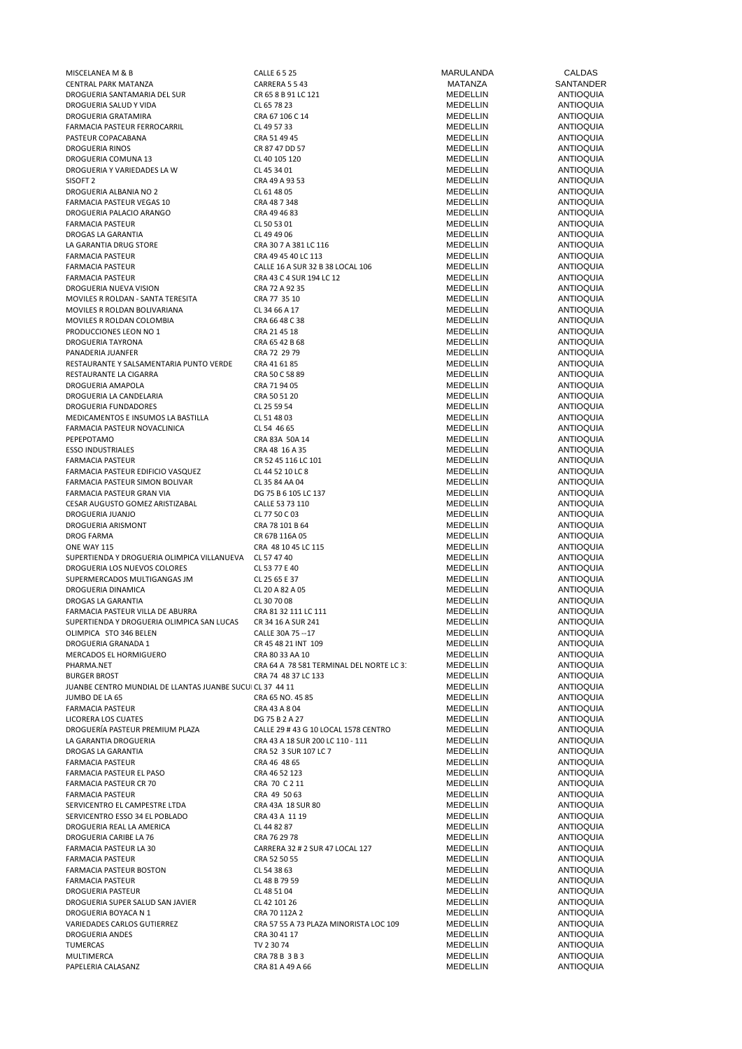| | | | |
|---|---|---|---|
| MISCELANEA M & B | CALLE 6 5 25 | MARULANDA | CALDAS |
| CENTRAL PARK MATANZA | CARRERA 5 5 43 | MATANZA | SANTANDER |
| DROGUERIA SANTAMARIA DEL SUR | CR 65 8 B 91 LC 121 | MEDELLIN | ANTIOQUIA |
| DROGUERIA SALUD Y VIDA | CL 65 78 23 | MEDELLIN | ANTIOQUIA |
| DROGUERIA GRATAMIRA | CRA 67 106 C 14 | MEDELLIN | ANTIOQUIA |
| FARMACIA PASTEUR FERROCARRIL | CL 49 57 33 | MEDELLIN | ANTIOQUIA |
| PASTEUR COPACABANA | CRA 51 49 45 | MEDELLIN | ANTIOQUIA |
| DROGUERIA RINOS | CR 87 47 DD 57 | MEDELLIN | ANTIOQUIA |
| DROGUERIA COMUNA 13 | CL 40 105 120 | MEDELLIN | ANTIOQUIA |
| DROGUERIA Y VARIEDADES LA W | CL 45 34 01 | MEDELLIN | ANTIOQUIA |
| SISOFT 2 | CRA 49 A 93 53 | MEDELLIN | ANTIOQUIA |
| DROGUERIA ALBANIA NO 2 | CL 61 48 05 | MEDELLIN | ANTIOQUIA |
| FARMACIA PASTEUR VEGAS 10 | CRA 48 7 348 | MEDELLIN | ANTIOQUIA |
| DROGUERIA PALACIO ARANGO | CRA 49 46 83 | MEDELLIN | ANTIOQUIA |
| FARMACIA PASTEUR | CL 50 53 01 | MEDELLIN | ANTIOQUIA |
| DROGAS LA GARANTIA | CL 49 49 06 | MEDELLIN | ANTIOQUIA |
| LA GARANTIA DRUG STORE | CRA 30 7 A 381 LC 116 | MEDELLIN | ANTIOQUIA |
| FARMACIA PASTEUR | CRA 49 45 40 LC 113 | MEDELLIN | ANTIOQUIA |
| FARMACIA PASTEUR | CALLE 16 A SUR 32 B 38 LOCAL 106 | MEDELLIN | ANTIOQUIA |
| FARMACIA PASTEUR | CRA 43 C 4 SUR 194 LC 12 | MEDELLIN | ANTIOQUIA |
| DROGUERIA NUEVA VISION | CRA 72 A 92 35 | MEDELLIN | ANTIOQUIA |
| MOVILES R ROLDAN - SANTA TERESITA | CRA 77 35 10 | MEDELLIN | ANTIOQUIA |
| MOVILES R ROLDAN BOLIVARIANA | CL 34 66 A 17 | MEDELLIN | ANTIOQUIA |
| MOVILES R ROLDAN COLOMBIA | CRA 66 48 C 38 | MEDELLIN | ANTIOQUIA |
| PRODUCCIONES LEON NO 1 | CRA 21 45 18 | MEDELLIN | ANTIOQUIA |
| DROGUERIA TAYRONA | CRA 65 42 B 68 | MEDELLIN | ANTIOQUIA |
| PANADERIA JUANFER | CRA 72 29 79 | MEDELLIN | ANTIOQUIA |
| RESTAURANTE Y SALSAMENTARIA PUNTO VERDE | CRA 41 61 85 | MEDELLIN | ANTIOQUIA |
| RESTAURANTE LA CIGARRA | CRA 50 C 58 89 | MEDELLIN | ANTIOQUIA |
| DROGUERIA AMAPOLA | CRA 71 94 05 | MEDELLIN | ANTIOQUIA |
| DROGUERIA LA CANDELARIA | CRA 50 51 20 | MEDELLIN | ANTIOQUIA |
| DROGUERIA FUNDADORES | CL 25 59 54 | MEDELLIN | ANTIOQUIA |
| MEDICAMENTOS E INSUMOS LA BASTILLA | CL 51 48 03 | MEDELLIN | ANTIOQUIA |
| FARMACIA PASTEUR NOVACLINICA | CL 54 46 65 | MEDELLIN | ANTIOQUIA |
| PEPEPOTAMO | CRA 83A 50A 14 | MEDELLIN | ANTIOQUIA |
| ESSO INDUSTRIALES | CRA 48 16 A 35 | MEDELLIN | ANTIOQUIA |
| FARMACIA PASTEUR | CR 52 45 116 LC 101 | MEDELLIN | ANTIOQUIA |
| FARMACIA PASTEUR EDIFICIO VASQUEZ | CL 44 52 10 LC 8 | MEDELLIN | ANTIOQUIA |
| FARMACIA PASTEUR SIMON BOLIVAR | CL 35 84 AA 04 | MEDELLIN | ANTIOQUIA |
| FARMACIA PASTEUR GRAN VIA | DG 75 B 6 105 LC 137 | MEDELLIN | ANTIOQUIA |
| CESAR AUGUSTO GOMEZ ARISTIZABAL | CALLE 53 73 110 | MEDELLIN | ANTIOQUIA |
| DROGUERIA JUANJO | CL 77 50 C 03 | MEDELLIN | ANTIOQUIA |
| DROGUERIA ARISMONT | CRA 78 101 B 64 | MEDELLIN | ANTIOQUIA |
| DROG FARMA | CR 67B 116A 05 | MEDELLIN | ANTIOQUIA |
| ONE WAY 115 | CRA 48 10 45 LC 115 | MEDELLIN | ANTIOQUIA |
| SUPERTIENDA Y DROGUERIA OLIMPICA VILLANUEVA | CL 57 47 40 | MEDELLIN | ANTIOQUIA |
| DROGUERIA LOS NUEVOS COLORES | CL 53 77 E 40 | MEDELLIN | ANTIOQUIA |
| SUPERMERCADOS MULTIGANGAS JM | CL 25 65 E 37 | MEDELLIN | ANTIOQUIA |
| DROGUERIA DINAMICA | CL 20 A 82 A 05 | MEDELLIN | ANTIOQUIA |
| DROGAS LA GARANTIA | CL 30 70 08 | MEDELLIN | ANTIOQUIA |
| FARMACIA PASTEUR VILLA DE ABURRA | CRA 81 32 111 LC 111 | MEDELLIN | ANTIOQUIA |
| SUPERTIENDA Y DROGUERIA OLIMPICA SAN LUCAS | CR 34 16 A SUR 241 | MEDELLIN | ANTIOQUIA |
| OLIMPICA STO 346 BELEN | CALLE 30A 75 --17 | MEDELLIN | ANTIOQUIA |
| DROGUERIA GRANADA 1 | CR 45 48 21 INT 109 | MEDELLIN | ANTIOQUIA |
| MERCADOS EL HORMIGUERO | CRA 80 33 AA 10 | MEDELLIN | ANTIOQUIA |
| PHARMA.NET | CRA 64 A 78 581 TERMINAL DEL NORTE LC 3: | MEDELLIN | ANTIOQUIA |
| BURGER BROST | CRA 74 48 37 LC 133 | MEDELLIN | ANTIOQUIA |
| JUANBE CENTRO MUNDIAL DE LLANTAS JUANBE SUCU | CL 37 44 11 | MEDELLIN | ANTIOQUIA |
| JUMBO DE LA 65 | CRA 65 NO. 45 85 | MEDELLIN | ANTIOQUIA |
| FARMACIA PASTEUR | CRA 43 A 8 04 | MEDELLIN | ANTIOQUIA |
| LICORERA LOS CUATES | DG 75 B 2 A 27 | MEDELLIN | ANTIOQUIA |
| DROGUERÍA PASTEUR PREMIUM PLAZA | CALLE 29 # 43 G 10 LOCAL 1578 CENTRO | MEDELLIN | ANTIOQUIA |
| LA GARANTIA DROGUERIA | CRA 43 A 18 SUR 200 LC 110 - 111 | MEDELLIN | ANTIOQUIA |
| DROGAS LA GARANTIA | CRA 52 3 SUR 107 LC 7 | MEDELLIN | ANTIOQUIA |
| FARMACIA PASTEUR | CRA 46 48 65 | MEDELLIN | ANTIOQUIA |
| FARMACIA PASTEUR EL PASO | CRA 46 52 123 | MEDELLIN | ANTIOQUIA |
| FARMACIA PASTEUR CR 70 | CRA 70 C 2 11 | MEDELLIN | ANTIOQUIA |
| FARMACIA PASTEUR | CRA 49 50 63 | MEDELLIN | ANTIOQUIA |
| SERVICENTRO EL CAMPESTRE LTDA | CRA 43A 18 SUR 80 | MEDELLIN | ANTIOQUIA |
| SERVICENTRO ESSO 34 EL POBLADO | CRA 43 A 11 19 | MEDELLIN | ANTIOQUIA |
| DROGUERIA REAL LA AMERICA | CL 44 82 87 | MEDELLIN | ANTIOQUIA |
| DROGUERIA CARIBE LA 76 | CRA 76 29 78 | MEDELLIN | ANTIOQUIA |
| FARMACIA PASTEUR LA 30 | CARRERA 32 # 2 SUR 47 LOCAL 127 | MEDELLIN | ANTIOQUIA |
| FARMACIA PASTEUR | CRA 52 50 55 | MEDELLIN | ANTIOQUIA |
| FARMACIA PASTEUR BOSTON | CL 54 38 63 | MEDELLIN | ANTIOQUIA |
| FARMACIA PASTEUR | CL 48 B 79 59 | MEDELLIN | ANTIOQUIA |
| DROGUERIA PASTEUR | CL 48 51 04 | MEDELLIN | ANTIOQUIA |
| DROGUERIA SUPER SALUD SAN JAVIER | CL 42 101 26 | MEDELLIN | ANTIOQUIA |
| DROGUERIA BOYACA N 1 | CRA 70 112A 2 | MEDELLIN | ANTIOQUIA |
| VARIEDADES CARLOS GUTIERREZ | CRA 57 55 A 73 PLAZA MINORISTA LOC 109 | MEDELLIN | ANTIOQUIA |
| DROGUERIA ANDES | CRA 30 41 17 | MEDELLIN | ANTIOQUIA |
| TUMERCAS | TV 2 30 74 | MEDELLIN | ANTIOQUIA |
| MULTIMERCA | CRA 78 B 3 B 3 | MEDELLIN | ANTIOQUIA |
| PAPELERIA CALASANZ | CRA 81 A 49 A 66 | MEDELLIN | ANTIOQUIA |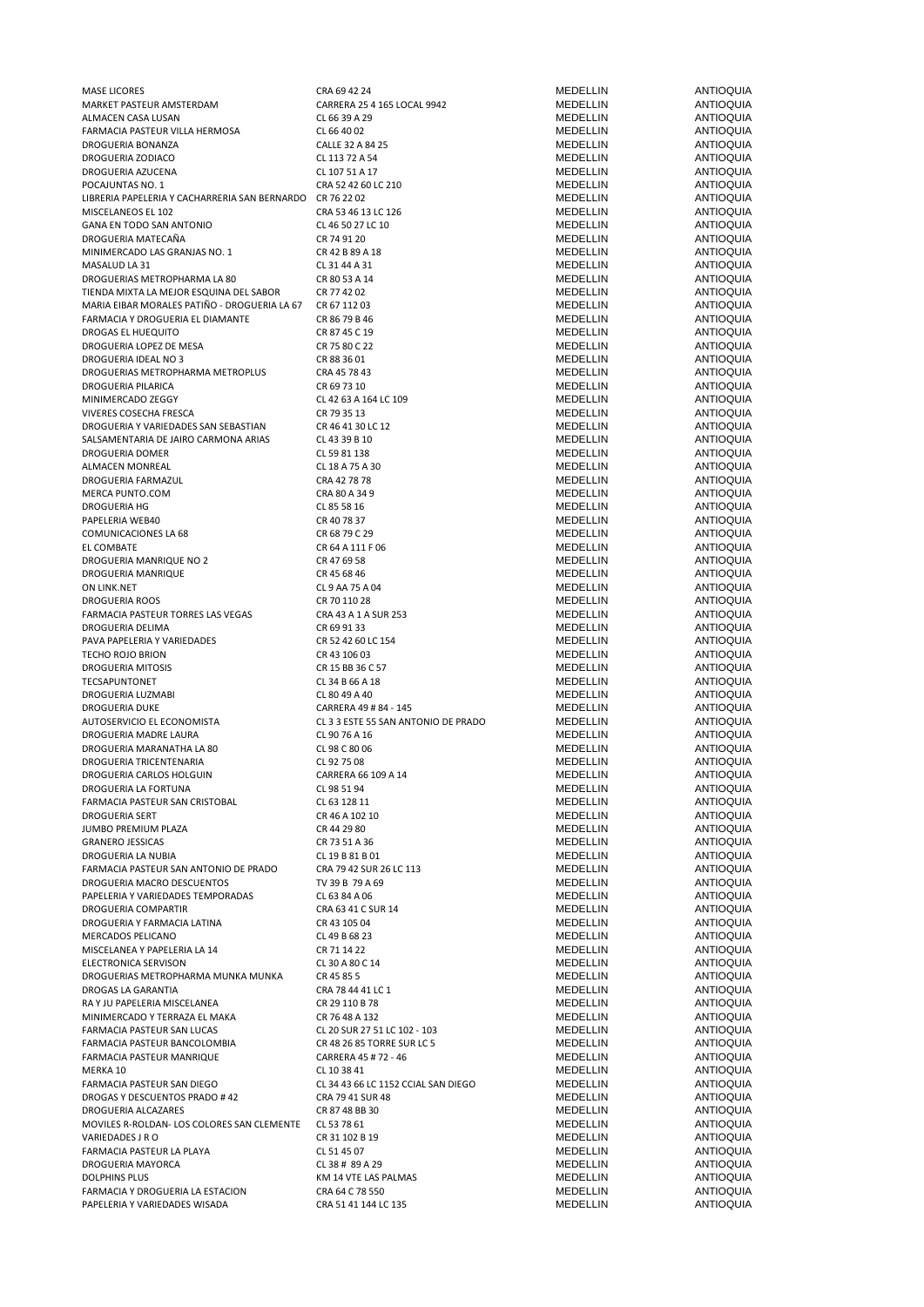| | | | |
|---|---|---|---|
| MASE LICORES | CRA 69 42 24 | MEDELLIN | ANTIOQUIA |
| MARKET PASTEUR AMSTERDAM | CARRERA 25 4 165 LOCAL 9942 | MEDELLIN | ANTIOQUIA |
| ALMACEN CASA LUSAN | CL 66 39 A 29 | MEDELLIN | ANTIOQUIA |
| FARMACIA PASTEUR VILLA HERMOSA | CL 66 40 02 | MEDELLIN | ANTIOQUIA |
| DROGUERIA BONANZA | CALLE 32 A 84 25 | MEDELLIN | ANTIOQUIA |
| DROGUERIA ZODIACO | CL 113 72 A 54 | MEDELLIN | ANTIOQUIA |
| DROGUERIA AZUCENA | CL 107 51 A 17 | MEDELLIN | ANTIOQUIA |
| POCAJUNTAS NO. 1 | CRA 52 42 60 LC 210 | MEDELLIN | ANTIOQUIA |
| LIBRERIA PAPELERIA Y CACHARRERIA SAN BERNARDO | CR 76 22 02 | MEDELLIN | ANTIOQUIA |
| MISCELANEOS EL 102 | CRA 53 46 13 LC 126 | MEDELLIN | ANTIOQUIA |
| GANA EN TODO SAN ANTONIO | CL 46 50 27 LC 10 | MEDELLIN | ANTIOQUIA |
| DROGUERIA MATECAÑA | CR 74 91 20 | MEDELLIN | ANTIOQUIA |
| MINIMERCADO LAS GRANJAS NO. 1 | CR 42 B 89 A 18 | MEDELLIN | ANTIOQUIA |
| MASALUD LA 31 | CL 31 44 A 31 | MEDELLIN | ANTIOQUIA |
| DROGUERIAS METROPHARMA LA 80 | CR 80 53 A 14 | MEDELLIN | ANTIOQUIA |
| TIENDA MIXTA LA MEJOR ESQUINA DEL SABOR | CR 77 42 02 | MEDELLIN | ANTIOQUIA |
| MARIA EIBAR MORALES PATIÑO - DROGUERIA LA 67 | CR 67 112 03 | MEDELLIN | ANTIOQUIA |
| FARMACIA Y DROGUERIA EL DIAMANTE | CR 86 79 B 46 | MEDELLIN | ANTIOQUIA |
| DROGAS EL HUEQUITO | CR 87 45 C 19 | MEDELLIN | ANTIOQUIA |
| DROGUERIA LOPEZ DE MESA | CR 75 80 C 22 | MEDELLIN | ANTIOQUIA |
| DROGUERIA IDEAL NO 3 | CR 88 36 01 | MEDELLIN | ANTIOQUIA |
| DROGUERIAS METROPHARMA METROPLUS | CRA 45 78 43 | MEDELLIN | ANTIOQUIA |
| DROGUERIA PILARICA | CR 69 73 10 | MEDELLIN | ANTIOQUIA |
| MINIMERCADO ZEGGY | CL 42 63 A 164 LC 109 | MEDELLIN | ANTIOQUIA |
| VIVERES COSECHA FRESCA | CR 79 35 13 | MEDELLIN | ANTIOQUIA |
| DROGUERIA Y VARIEDADES SAN SEBASTIAN | CR 46 41 30 LC 12 | MEDELLIN | ANTIOQUIA |
| SALSAMENTARIA DE JAIRO CARMONA ARIAS | CL 43 39 B 10 | MEDELLIN | ANTIOQUIA |
| DROGUERIA DOMER | CL 59 81 138 | MEDELLIN | ANTIOQUIA |
| ALMACEN MONREAL | CL 18 A 75 A 30 | MEDELLIN | ANTIOQUIA |
| DROGUERIA FARMAZUL | CRA 42 78 78 | MEDELLIN | ANTIOQUIA |
| MERCA PUNTO.COM | CRA 80 A 34 9 | MEDELLIN | ANTIOQUIA |
| DROGUERIA HG | CL 85 58 16 | MEDELLIN | ANTIOQUIA |
| PAPELERIA WEB40 | CR 40 78 37 | MEDELLIN | ANTIOQUIA |
| COMUNICACIONES LA 68 | CR 68 79 C 29 | MEDELLIN | ANTIOQUIA |
| EL COMBATE | CR 64 A 111 F 06 | MEDELLIN | ANTIOQUIA |
| DROGUERIA MANRIQUE NO 2 | CR 47 69 58 | MEDELLIN | ANTIOQUIA |
| DROGUERIA MANRIQUE | CR 45 68 46 | MEDELLIN | ANTIOQUIA |
| ON LINK.NET | CL 9 AA 75 A 04 | MEDELLIN | ANTIOQUIA |
| DROGUERIA ROOS | CR 70 110 28 | MEDELLIN | ANTIOQUIA |
| FARMACIA PASTEUR TORRES LAS VEGAS | CRA 43 A 1 A SUR 253 | MEDELLIN | ANTIOQUIA |
| DROGUERIA DELIMA | CR 69 91 33 | MEDELLIN | ANTIOQUIA |
| PAVA PAPELERIA Y VARIEDADES | CR 52 42 60 LC 154 | MEDELLIN | ANTIOQUIA |
| TECHO ROJO BRION | CR 43 106 03 | MEDELLIN | ANTIOQUIA |
| DROGUERIA MITOSIS | CR 15 BB 36 C 57 | MEDELLIN | ANTIOQUIA |
| TECSAPUNTONET | CL 34 B 66 A 18 | MEDELLIN | ANTIOQUIA |
| DROGUERIA LUZMABI | CL 80 49 A 40 | MEDELLIN | ANTIOQUIA |
| DROGUERIA DUKE | CARRERA 49 # 84 - 145 | MEDELLIN | ANTIOQUIA |
| AUTOSERVICIO EL ECONOMISTA | CL 3 3 ESTE 55 SAN ANTONIO DE PRADO | MEDELLIN | ANTIOQUIA |
| DROGUERIA MADRE LAURA | CL 90 76 A 16 | MEDELLIN | ANTIOQUIA |
| DROGUERIA MARANATHA LA 80 | CL 98 C 80 06 | MEDELLIN | ANTIOQUIA |
| DROGUERIA TRICENTENARIA | CL 92 75 08 | MEDELLIN | ANTIOQUIA |
| DROGUERIA CARLOS HOLGUIN | CARRERA 66 109 A 14 | MEDELLIN | ANTIOQUIA |
| DROGUERIA LA FORTUNA | CL 98 51 94 | MEDELLIN | ANTIOQUIA |
| FARMACIA PASTEUR SAN CRISTOBAL | CL 63 128 11 | MEDELLIN | ANTIOQUIA |
| DROGUERIA SERT | CR 46 A 102 10 | MEDELLIN | ANTIOQUIA |
| JUMBO PREMIUM PLAZA | CR 44 29 80 | MEDELLIN | ANTIOQUIA |
| GRANERO JESSICAS | CR 73 51 A 36 | MEDELLIN | ANTIOQUIA |
| DROGUERIA LA NUBIA | CL 19 B 81 B 01 | MEDELLIN | ANTIOQUIA |
| FARMACIA PASTEUR SAN ANTONIO DE PRADO | CRA 79 42 SUR 26 LC 113 | MEDELLIN | ANTIOQUIA |
| DROGUERIA MACRO DESCUENTOS | TV 39 B 79 A 69 | MEDELLIN | ANTIOQUIA |
| PAPELERIA Y VARIEDADES TEMPORADAS | CL 63 84 A 06 | MEDELLIN | ANTIOQUIA |
| DROGUERIA COMPARTIR | CRA 63 41 C SUR 14 | MEDELLIN | ANTIOQUIA |
| DROGUERIA Y FARMACIA LATINA | CR 43 105 04 | MEDELLIN | ANTIOQUIA |
| MERCADOS PELICANO | CL 49 B 68 23 | MEDELLIN | ANTIOQUIA |
| MISCELANEA Y PAPELERIA LA 14 | CR 71 14 22 | MEDELLIN | ANTIOQUIA |
| ELECTRONICA SERVISON | CL 30 A 80 C 14 | MEDELLIN | ANTIOQUIA |
| DROGUERIAS METROPHARMA MUNKA MUNKA | CR 45 85 5 | MEDELLIN | ANTIOQUIA |
| DROGAS LA GARANTIA | CRA 78 44 41 LC 1 | MEDELLIN | ANTIOQUIA |
| RA Y JU PAPELERIA MISCELANEA | CR 29 110 B 78 | MEDELLIN | ANTIOQUIA |
| MINIMERCADO Y TERRAZA EL MAKA | CR 76 48 A 132 | MEDELLIN | ANTIOQUIA |
| FARMACIA PASTEUR SAN LUCAS | CL 20 SUR 27 51 LC 102 - 103 | MEDELLIN | ANTIOQUIA |
| FARMACIA PASTEUR BANCOLOMBIA | CR 48 26 85 TORRE SUR LC 5 | MEDELLIN | ANTIOQUIA |
| FARMACIA PASTEUR MANRIQUE | CARRERA 45 # 72 - 46 | MEDELLIN | ANTIOQUIA |
| MERKA 10 | CL 10 38 41 | MEDELLIN | ANTIOQUIA |
| FARMACIA PASTEUR SAN DIEGO | CL 34 43 66 LC 1152 CCIAL SAN DIEGO | MEDELLIN | ANTIOQUIA |
| DROGAS Y DESCUENTOS PRADO # 42 | CRA 79 41 SUR 48 | MEDELLIN | ANTIOQUIA |
| DROGUERIA ALCAZARES | CR 87 48 BB 30 | MEDELLIN | ANTIOQUIA |
| MOVILES R-ROLDAN- LOS COLORES SAN CLEMENTE | CL 53 78 61 | MEDELLIN | ANTIOQUIA |
| VARIEDADES J R O | CR 31 102 B 19 | MEDELLIN | ANTIOQUIA |
| FARMACIA PASTEUR LA PLAYA | CL 51 45 07 | MEDELLIN | ANTIOQUIA |
| DROGUERIA MAYORCA | CL 38 # 89 A 29 | MEDELLIN | ANTIOQUIA |
| DOLPHINS PLUS | KM 14 VTE LAS PALMAS | MEDELLIN | ANTIOQUIA |
| FARMACIA Y DROGUERIA LA ESTACION | CRA 64 C 78 550 | MEDELLIN | ANTIOQUIA |
| PAPELERIA Y VARIEDADES WISADA | CRA 51 41 144 LC 135 | MEDELLIN | ANTIOQUIA |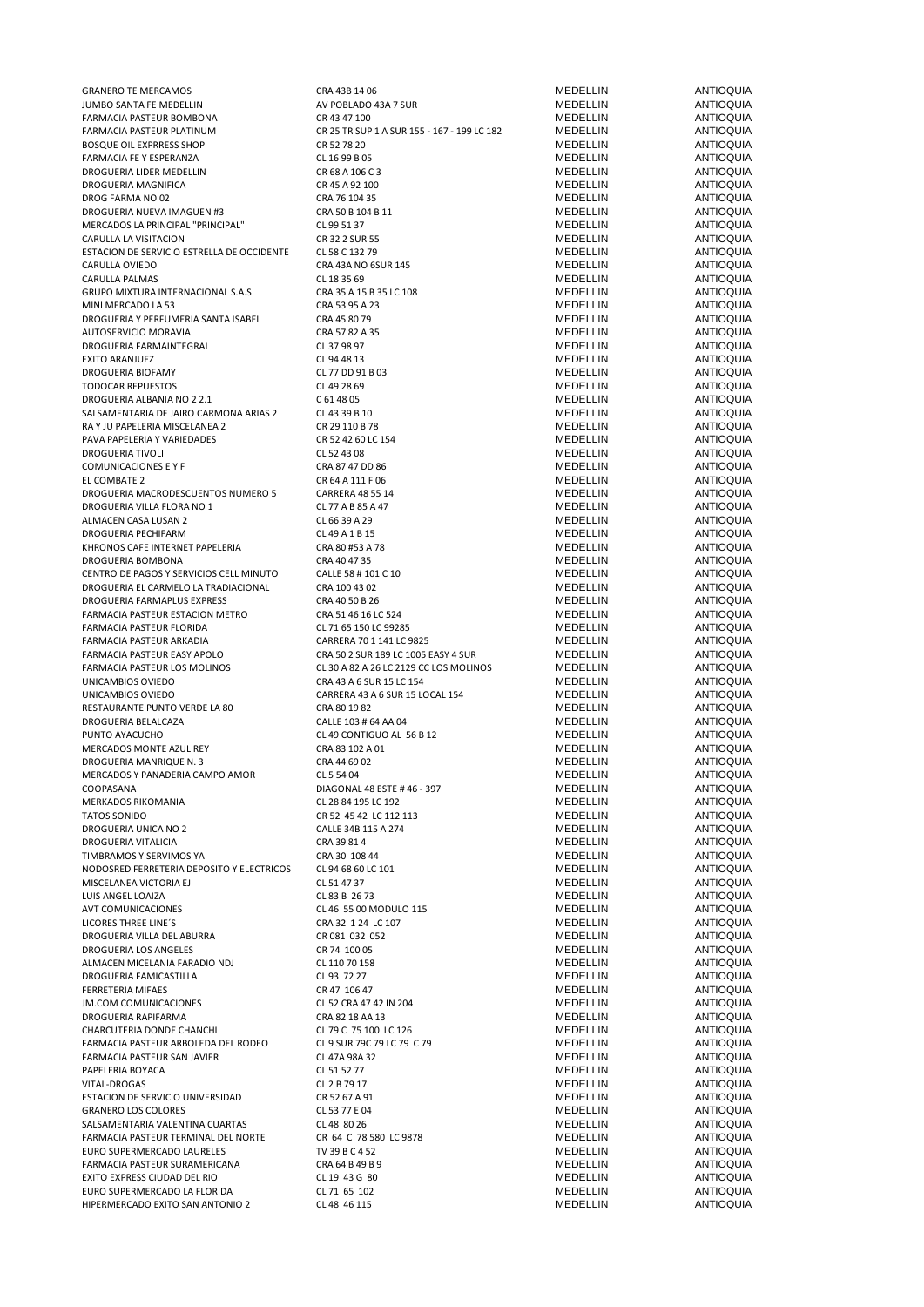| | | | |
|---|---|---|---|
| GRANERO TE MERCAMOS | CRA 43B 14 06 | MEDELLIN | ANTIOQUIA |
| JUMBO SANTA FE MEDELLIN | AV POBLADO 43A 7 SUR | MEDELLIN | ANTIOQUIA |
| FARMACIA PASTEUR BOMBONA | CR 43 47 100 | MEDELLIN | ANTIOQUIA |
| FARMACIA PASTEUR PLATINUM | CR 25 TR SUP 1 A SUR 155 - 167 - 199 LC 182 | MEDELLIN | ANTIOQUIA |
| BOSQUE OIL EXPRRESS SHOP | CR 52 78 20 | MEDELLIN | ANTIOQUIA |
| FARMACIA FE Y ESPERANZA | CL 16 99 B 05 | MEDELLIN | ANTIOQUIA |
| DROGUERIA LIDER MEDELLIN | CR 68 A 106 C 3 | MEDELLIN | ANTIOQUIA |
| DROGUERIA MAGNIFICA | CR 45 A 92 100 | MEDELLIN | ANTIOQUIA |
| DROG FARMA NO 02 | CRA 76 104 35 | MEDELLIN | ANTIOQUIA |
| DROGUERIA NUEVA IMAGUEN #3 | CRA 50 B 104 B 11 | MEDELLIN | ANTIOQUIA |
| MERCADOS LA PRINCIPAL "PRINCIPAL" | CL 99 51 37 | MEDELLIN | ANTIOQUIA |
| CARULLA LA VISITACION | CR 32 2 SUR 55 | MEDELLIN | ANTIOQUIA |
| ESTACION DE SERVICIO ESTRELLA DE OCCIDENTE | CL 58 C 132 79 | MEDELLIN | ANTIOQUIA |
| CARULLA OVIEDO | CRA 43A NO 6SUR 145 | MEDELLIN | ANTIOQUIA |
| CARULLA PALMAS | CL 18 35 69 | MEDELLIN | ANTIOQUIA |
| GRUPO MIXTURA INTERNACIONAL S.A.S | CRA 35 A 15 B 35 LC 108 | MEDELLIN | ANTIOQUIA |
| MINI MERCADO LA 53 | CRA 53 95 A 23 | MEDELLIN | ANTIOQUIA |
| DROGUERIA Y PERFUMERIA SANTA ISABEL | CRA 45 80 79 | MEDELLIN | ANTIOQUIA |
| AUTOSERVICIO MORAVIA | CRA 57 82 A 35 | MEDELLIN | ANTIOQUIA |
| DROGUERIA FARMAINTEGRAL | CL 37 98 97 | MEDELLIN | ANTIOQUIA |
| EXITO ARANJUEZ | CL 94 48 13 | MEDELLIN | ANTIOQUIA |
| DROGUERIA BIOFAMY | CL 77 DD 91 B 03 | MEDELLIN | ANTIOQUIA |
| TODOCAR REPUESTOS | CL 49 28 69 | MEDELLIN | ANTIOQUIA |
| DROGUERIA ALBANIA NO 2 2.1 | C 61 48 05 | MEDELLIN | ANTIOQUIA |
| SALSAMENTARIA DE JAIRO CARMONA ARIAS 2 | CL 43 39 B 10 | MEDELLIN | ANTIOQUIA |
| RA Y JU PAPELERIA MISCELANEA 2 | CR 29 110 B 78 | MEDELLIN | ANTIOQUIA |
| PAVA PAPELERIA Y VARIEDADES | CR 52 42 60 LC 154 | MEDELLIN | ANTIOQUIA |
| DROGUERIA TIVOLI | CL 52 43 08 | MEDELLIN | ANTIOQUIA |
| COMUNICACIONES E Y F | CRA 87 47 DD 86 | MEDELLIN | ANTIOQUIA |
| EL COMBATE 2 | CR 64 A 111 F 06 | MEDELLIN | ANTIOQUIA |
| DROGUERIA MACRODESCUENTOS NUMERO 5 | CARRERA 48 55 14 | MEDELLIN | ANTIOQUIA |
| DROGUERIA VILLA FLORA NO 1 | CL 77 A B 85 A 47 | MEDELLIN | ANTIOQUIA |
| ALMACEN CASA LUSAN 2 | CL 66 39 A 29 | MEDELLIN | ANTIOQUIA |
| DROGUERIA PECHIFARM | CL 49 A 1 B 15 | MEDELLIN | ANTIOQUIA |
| KHRONOS CAFE INTERNET PAPELERIA | CRA 80 #53 A 78 | MEDELLIN | ANTIOQUIA |
| DROGUERIA BOMBONA | CRA 40 47 35 | MEDELLIN | ANTIOQUIA |
| CENTRO DE PAGOS Y SERVICIOS CELL MINUTO | CALLE 58 # 101 C 10 | MEDELLIN | ANTIOQUIA |
| DROGUERIA EL CARMELO LA TRADIACIONAL | CRA 100 43 02 | MEDELLIN | ANTIOQUIA |
| DROGUERIA FARMAPLUS EXPRESS | CRA 40 50 B 26 | MEDELLIN | ANTIOQUIA |
| FARMACIA PASTEUR ESTACION METRO | CRA 51 46 16 LC 524 | MEDELLIN | ANTIOQUIA |
| FARMACIA PASTEUR FLORIDA | CL 71 65 150 LC 99285 | MEDELLIN | ANTIOQUIA |
| FARMACIA PASTEUR ARKADIA | CARRERA 70 1 141 LC 9825 | MEDELLIN | ANTIOQUIA |
| FARMACIA PASTEUR EASY APOLO | CRA 50 2 SUR 189 LC 1005 EASY 4 SUR | MEDELLIN | ANTIOQUIA |
| FARMACIA PASTEUR LOS MOLINOS | CL 30 A 82 A 26 LC 2129 CC LOS MOLINOS | MEDELLIN | ANTIOQUIA |
| UNICAMBIOS OVIEDO | CRA 43 A 6 SUR 15 LC 154 | MEDELLIN | ANTIOQUIA |
| UNICAMBIOS OVIEDO | CARRERA 43 A 6 SUR 15 LOCAL 154 | MEDELLIN | ANTIOQUIA |
| RESTAURANTE PUNTO VERDE LA 80 | CRA 80 19 82 | MEDELLIN | ANTIOQUIA |
| DROGUERIA BELALCAZA | CALLE 103 # 64 AA 04 | MEDELLIN | ANTIOQUIA |
| PUNTO AYACUCHO | CL 49 CONTIGUO AL 56 B 12 | MEDELLIN | ANTIOQUIA |
| MERCADOS MONTE AZUL REY | CRA 83 102 A 01 | MEDELLIN | ANTIOQUIA |
| DROGUERIA MANRIQUE N. 3 | CRA 44 69 02 | MEDELLIN | ANTIOQUIA |
| MERCADOS Y PANADERIA CAMPO AMOR | CL 5 54 04 | MEDELLIN | ANTIOQUIA |
| COOPASANA | DIAGONAL 48 ESTE # 46 - 397 | MEDELLIN | ANTIOQUIA |
| MERKADOS RIKOMANIA | CL 28 84 195 LC 192 | MEDELLIN | ANTIOQUIA |
| TATOS SONIDO | CR 52 45 42 LC 112 113 | MEDELLIN | ANTIOQUIA |
| DROGUERIA UNICA NO 2 | CALLE 34B 115 A 274 | MEDELLIN | ANTIOQUIA |
| DROGUERIA VITALICIA | CRA 39 81 4 | MEDELLIN | ANTIOQUIA |
| TIMBRAMOS Y SERVIMOS YA | CRA 30 108 44 | MEDELLIN | ANTIOQUIA |
| NODOSRED FERRETERIA DEPOSITO Y ELECTRICOS | CL 94 68 60 LC 101 | MEDELLIN | ANTIOQUIA |
| MISCELANEA VICTORIA EJ | CL 51 47 37 | MEDELLIN | ANTIOQUIA |
| LUIS ANGEL LOAIZA | CL 83 B 26 73 | MEDELLIN | ANTIOQUIA |
| AVT COMUNICACIONES | CL 46 55 00 MODULO 115 | MEDELLIN | ANTIOQUIA |
| LICORES THREE LINE´S | CRA 32 1 24 LC 107 | MEDELLIN | ANTIOQUIA |
| DROGUERIA VILLA DEL ABURRA | CR 081 032 052 | MEDELLIN | ANTIOQUIA |
| DROGUERIA LOS ANGELES | CR 74 100 05 | MEDELLIN | ANTIOQUIA |
| ALMACEN MICELANIA FARADIO NDJ | CL 110 70 158 | MEDELLIN | ANTIOQUIA |
| DROGUERIA FAMICASTILLA | CL 93 72 27 | MEDELLIN | ANTIOQUIA |
| FERRETERIA MIFAES | CR 47 106 47 | MEDELLIN | ANTIOQUIA |
| JM.COM COMUNICACIONES | CL 52 CRA 47 42 IN 204 | MEDELLIN | ANTIOQUIA |
| DROGUERIA RAPIFARMA | CRA 82 18 AA 13 | MEDELLIN | ANTIOQUIA |
| CHARCUTERIA DONDE CHANCHI | CL 79 C 75 100 LC 126 | MEDELLIN | ANTIOQUIA |
| FARMACIA PASTEUR ARBOLEDA DEL RODEO | CL 9 SUR 79C 79 LC 79 C 79 | MEDELLIN | ANTIOQUIA |
| FARMACIA PASTEUR SAN JAVIER | CL 47A 98A 32 | MEDELLIN | ANTIOQUIA |
| PAPELERIA BOYACA | CL 51 52 77 | MEDELLIN | ANTIOQUIA |
| VITAL-DROGAS | CL 2 B 79 17 | MEDELLIN | ANTIOQUIA |
| ESTACION DE SERVICIO UNIVERSIDAD | CR 52 67 A 91 | MEDELLIN | ANTIOQUIA |
| GRANERO LOS COLORES | CL 53 77 E 04 | MEDELLIN | ANTIOQUIA |
| SALSAMENTARIA VALENTINA CUARTAS | CL 48 80 26 | MEDELLIN | ANTIOQUIA |
| FARMACIA PASTEUR TERMINAL DEL NORTE | CR 64 C 78 580 LC 9878 | MEDELLIN | ANTIOQUIA |
| EURO SUPERMERCADO LAURELES | TV 39 B C 4 52 | MEDELLIN | ANTIOQUIA |
| FARMACIA PASTEUR SURAMERICANA | CRA 64 B 49 B 9 | MEDELLIN | ANTIOQUIA |
| EXITO EXPRESS CIUDAD DEL RIO | CL 19 43 G 80 | MEDELLIN | ANTIOQUIA |
| EURO SUPERMERCADO LA FLORIDA | CL 71 65 102 | MEDELLIN | ANTIOQUIA |
| HIPERMERCADO EXITO SAN ANTONIO 2 | CL 48 46 115 | MEDELLIN | ANTIOQUIA |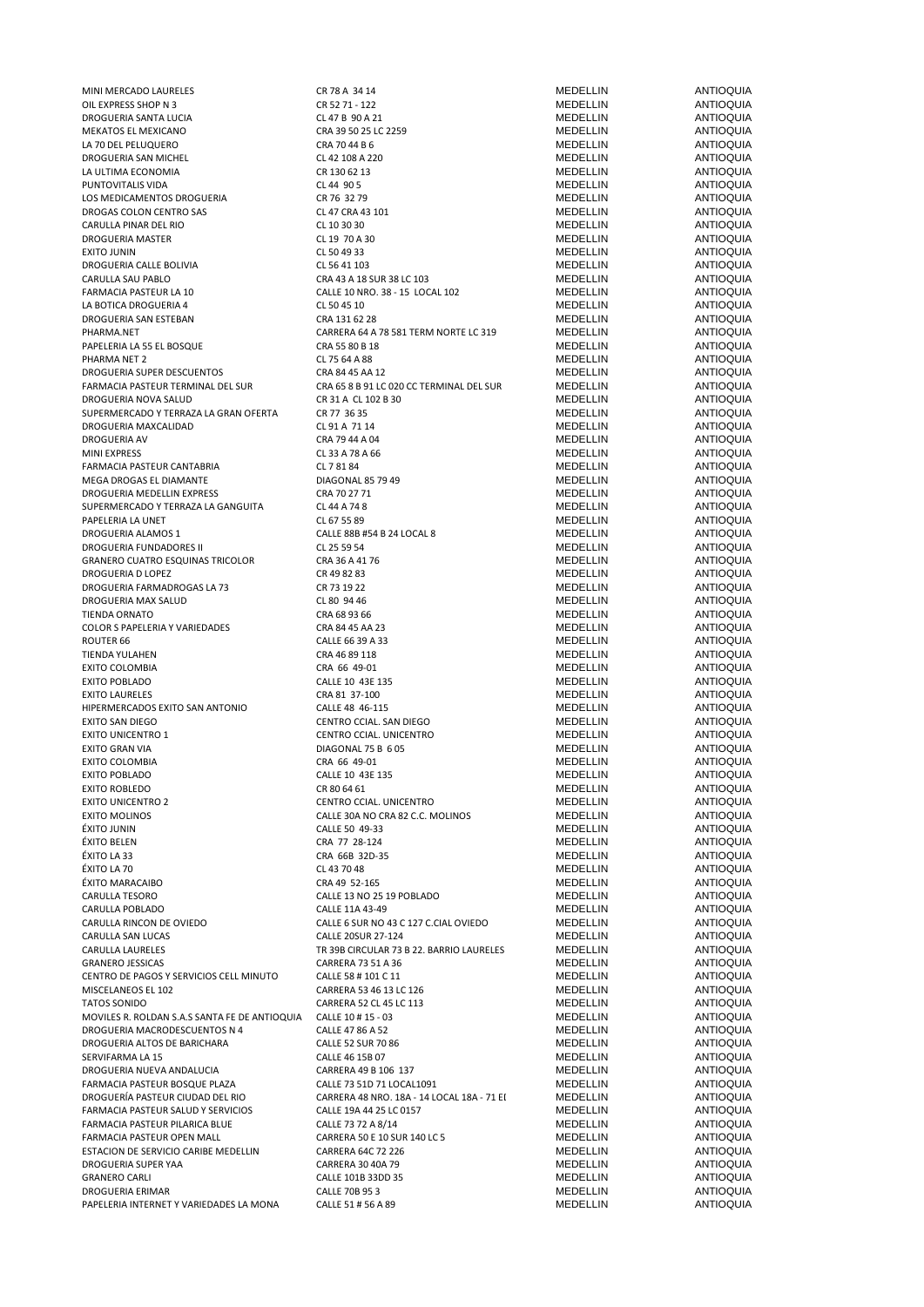| | | | |
|---|---|---|---|
| MINI MERCADO LAURELES | CR 78 A 34 14 | MEDELLIN | ANTIOQUIA |
| OIL EXPRESS SHOP N 3 | CR 52 71 - 122 | MEDELLIN | ANTIOQUIA |
| DROGUERIA SANTA LUCIA | CL 47 B 90 A 21 | MEDELLIN | ANTIOQUIA |
| MEKATOS EL MEXICANO | CRA 39 50 25 LC 2259 | MEDELLIN | ANTIOQUIA |
| LA 70 DEL PELUQUERO | CRA 70 44 B 6 | MEDELLIN | ANTIOQUIA |
| DROGUERIA SAN MICHEL | CL 42 108 A 220 | MEDELLIN | ANTIOQUIA |
| LA ULTIMA ECONOMIA | CR 130 62 13 | MEDELLIN | ANTIOQUIA |
| PUNTOVITALIS VIDA | CL 44 90 5 | MEDELLIN | ANTIOQUIA |
| LOS MEDICAMENTOS DROGUERIA | CR 76 32 79 | MEDELLIN | ANTIOQUIA |
| DROGAS COLON CENTRO SAS | CL 47 CRA 43 101 | MEDELLIN | ANTIOQUIA |
| CARULLA PINAR DEL RIO | CL 10 30 30 | MEDELLIN | ANTIOQUIA |
| DROGUERIA MASTER | CL 19 70 A 30 | MEDELLIN | ANTIOQUIA |
| EXITO JUNIN | CL 50 49 33 | MEDELLIN | ANTIOQUIA |
| DROGUERIA CALLE BOLIVIA | CL 56 41 103 | MEDELLIN | ANTIOQUIA |
| CARULLA SAU PABLO | CRA 43 A 18 SUR 38 LC 103 | MEDELLIN | ANTIOQUIA |
| FARMACIA PASTEUR LA 10 | CALLE 10 NRO. 38 - 15 LOCAL 102 | MEDELLIN | ANTIOQUIA |
| LA BOTICA DROGUERIA 4 | CL 50 45 10 | MEDELLIN | ANTIOQUIA |
| DROGUERIA SAN ESTEBAN | CRA 131 62 28 | MEDELLIN | ANTIOQUIA |
| PHARMA.NET | CARRERA 64 A 78 581 TERM NORTE LC 319 | MEDELLIN | ANTIOQUIA |
| PAPELERIA LA 55 EL BOSQUE | CRA 55 80 B 18 | MEDELLIN | ANTIOQUIA |
| PHARMA NET 2 | CL 75 64 A 88 | MEDELLIN | ANTIOQUIA |
| DROGUERIA SUPER DESCUENTOS | CRA 84 45 AA 12 | MEDELLIN | ANTIOQUIA |
| FARMACIA PASTEUR TERMINAL DEL SUR | CRA 65 8 B 91 LC 020 CC TERMINAL DEL SUR | MEDELLIN | ANTIOQUIA |
| DROGUERIA NOVA SALUD | CR 31 A CL 102 B 30 | MEDELLIN | ANTIOQUIA |
| SUPERMERCADO Y TERRAZA LA GRAN OFERTA | CR 77 36 35 | MEDELLIN | ANTIOQUIA |
| DROGUERIA MAXCALIDAD | CL 91 A 71 14 | MEDELLIN | ANTIOQUIA |
| DROGUERIA AV | CRA 79 44 A 04 | MEDELLIN | ANTIOQUIA |
| MINI EXPRESS | CL 33 A 78 A 66 | MEDELLIN | ANTIOQUIA |
| FARMACIA PASTEUR CANTABRIA | CL 7 81 84 | MEDELLIN | ANTIOQUIA |
| MEGA DROGAS EL DIAMANTE | DIAGONAL 85 79 49 | MEDELLIN | ANTIOQUIA |
| DROGUERIA MEDELLIN EXPRESS | CRA 70 27 71 | MEDELLIN | ANTIOQUIA |
| SUPERMERCADO Y TERRAZA LA GANGUITA | CL 44 A 74 8 | MEDELLIN | ANTIOQUIA |
| PAPELERIA LA UNET | CL 67 55 89 | MEDELLIN | ANTIOQUIA |
| DROGUERIA ALAMOS 1 | CALLE 88B #54 B 24 LOCAL 8 | MEDELLIN | ANTIOQUIA |
| DROGUERIA FUNDADORES II | CL 25 59 54 | MEDELLIN | ANTIOQUIA |
| GRANERO CUATRO ESQUINAS TRICOLOR | CRA 36 A 41 76 | MEDELLIN | ANTIOQUIA |
| DROGUERIA D LOPEZ | CR 49 82 83 | MEDELLIN | ANTIOQUIA |
| DROGUERIA FARMADROGAS LA 73 | CR 73 19 22 | MEDELLIN | ANTIOQUIA |
| DROGUERIA MAX SALUD | CL 80 94 46 | MEDELLIN | ANTIOQUIA |
| TIENDA ORNATO | CRA 68 93 66 | MEDELLIN | ANTIOQUIA |
| COLOR S PAPELERIA Y VARIEDADES | CRA 84 45 AA 23 | MEDELLIN | ANTIOQUIA |
| ROUTER 66 | CALLE 66 39 A 33 | MEDELLIN | ANTIOQUIA |
| TIENDA YULAHEN | CRA 46 89 118 | MEDELLIN | ANTIOQUIA |
| EXITO COLOMBIA | CRA 66 49-01 | MEDELLIN | ANTIOQUIA |
| EXITO POBLADO | CALLE 10 43E 135 | MEDELLIN | ANTIOQUIA |
| EXITO LAURELES | CRA 81 37-100 | MEDELLIN | ANTIOQUIA |
| HIPERMERCADOS EXITO SAN ANTONIO | CALLE 48 46-115 | MEDELLIN | ANTIOQUIA |
| EXITO SAN DIEGO | CENTRO CCIAL. SAN DIEGO | MEDELLIN | ANTIOQUIA |
| EXITO UNICENTRO 1 | CENTRO CCIAL. UNICENTRO | MEDELLIN | ANTIOQUIA |
| EXITO GRAN VIA | DIAGONAL 75 B 6 05 | MEDELLIN | ANTIOQUIA |
| EXITO COLOMBIA | CRA 66 49-01 | MEDELLIN | ANTIOQUIA |
| EXITO POBLADO | CALLE 10 43E 135 | MEDELLIN | ANTIOQUIA |
| EXITO ROBLEDO | CR 80 64 61 | MEDELLIN | ANTIOQUIA |
| EXITO UNICENTRO 2 | CENTRO CCIAL. UNICENTRO | MEDELLIN | ANTIOQUIA |
| EXITO MOLINOS | CALLE 30A NO CRA 82 C.C. MOLINOS | MEDELLIN | ANTIOQUIA |
| ÉXITO JUNIN | CALLE 50 49-33 | MEDELLIN | ANTIOQUIA |
| ÉXITO BELEN | CRA 77 28-124 | MEDELLIN | ANTIOQUIA |
| ÉXITO LA 33 | CRA 66B 32D-35 | MEDELLIN | ANTIOQUIA |
| ÉXITO LA 70 | CL 43 70 48 | MEDELLIN | ANTIOQUIA |
| ÉXITO MARACAIBO | CRA 49 52-165 | MEDELLIN | ANTIOQUIA |
| CARULLA TESORO | CALLE 13 NO 25 19 POBLADO | MEDELLIN | ANTIOQUIA |
| CARULLA POBLADO | CALLE 11A 43-49 | MEDELLIN | ANTIOQUIA |
| CARULLA RINCON DE OVIEDO | CALLE 6 SUR NO 43 C 127 C.CIAL OVIEDO | MEDELLIN | ANTIOQUIA |
| CARULLA SAN LUCAS | CALLE 20SUR 27-124 | MEDELLIN | ANTIOQUIA |
| CARULLA LAURELES | TR 39B CIRCULAR 73 B 22. BARRIO LAURELES | MEDELLIN | ANTIOQUIA |
| GRANERO JESSICAS | CARRERA 73 51 A 36 | MEDELLIN | ANTIOQUIA |
| CENTRO DE PAGOS Y SERVICIOS CELL MINUTO | CALLE 58 # 101 C 11 | MEDELLIN | ANTIOQUIA |
| MISCELANEOS EL 102 | CARRERA 53 46 13 LC 126 | MEDELLIN | ANTIOQUIA |
| TATOS SONIDO | CARRERA 52 CL 45 LC 113 | MEDELLIN | ANTIOQUIA |
| MOVILES R. ROLDAN S.A.S SANTA FE DE ANTIOQUIA | CALLE 10 # 15 - 03 | MEDELLIN | ANTIOQUIA |
| DROGUERIA MACRODESCUENTOS N 4 | CALLE 47 86 A 52 | MEDELLIN | ANTIOQUIA |
| DROGUERIA ALTOS DE BARICHARA | CALLE 52 SUR 70 86 | MEDELLIN | ANTIOQUIA |
| SERVIFARMA LA 15 | CALLE 46 15B 07 | MEDELLIN | ANTIOQUIA |
| DROGUERIA NUEVA ANDALUCIA | CARRERA 49 B 106 137 | MEDELLIN | ANTIOQUIA |
| FARMACIA PASTEUR BOSQUE PLAZA | CALLE 73 51D 71 LOCAL1091 | MEDELLIN | ANTIOQUIA |
| DROGUERÍA PASTEUR CIUDAD DEL RIO | CARRERA 48 NRO. 18A - 14 LOCAL 18A - 71 EI | MEDELLIN | ANTIOQUIA |
| FARMACIA PASTEUR SALUD Y SERVICIOS | CALLE 19A 44 25 LC 0157 | MEDELLIN | ANTIOQUIA |
| FARMACIA PASTEUR PILARICA BLUE | CALLE 73 72 A 8/14 | MEDELLIN | ANTIOQUIA |
| FARMACIA PASTEUR OPEN MALL | CARRERA 50 E 10 SUR 140 LC 5 | MEDELLIN | ANTIOQUIA |
| ESTACION DE SERVICIO CARIBE MEDELLIN | CARRERA 64C 72 226 | MEDELLIN | ANTIOQUIA |
| DROGUERIA SUPER YAA | CARRERA 30 40A 79 | MEDELLIN | ANTIOQUIA |
| GRANERO CARLI | CALLE 101B 33DD 35 | MEDELLIN | ANTIOQUIA |
| DROGUERIA ERIMAR | CALLE 70B 95 3 | MEDELLIN | ANTIOQUIA |
| PAPELERIA INTERNET Y VARIEDADES LA MONA | CALLE 51 # 56 A 89 | MEDELLIN | ANTIOQUIA |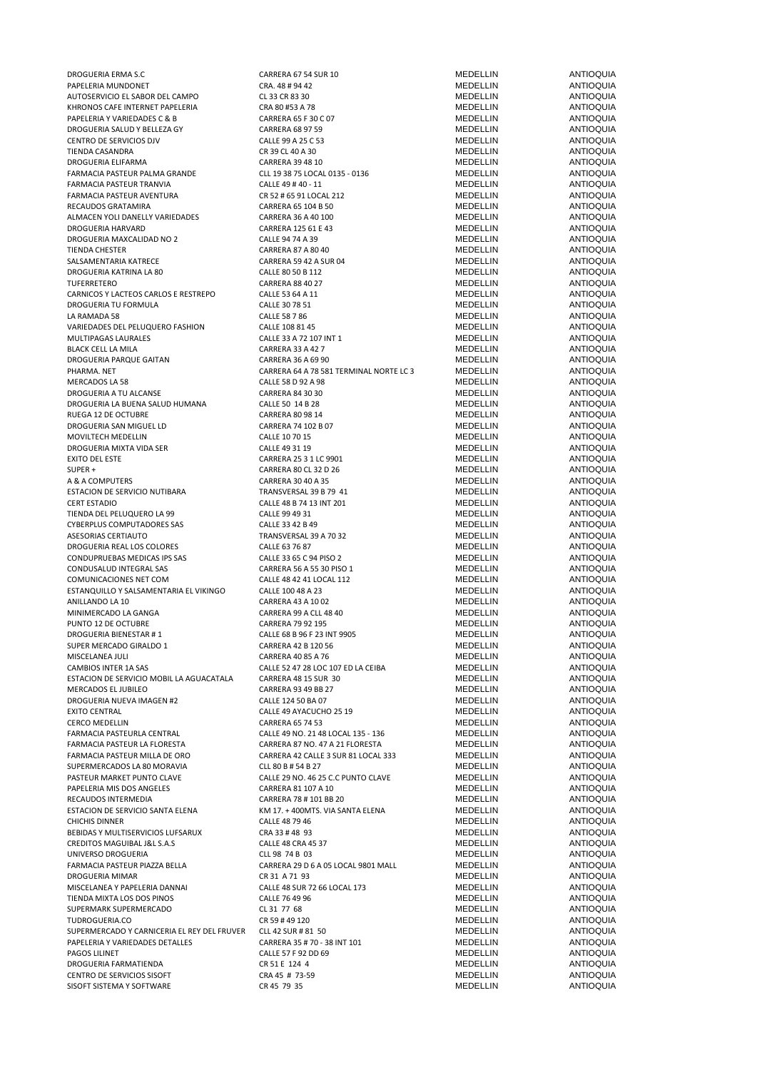| | | | |
|---|---|---|---|
| DROGUERIA ERMA S.C | CARRERA 67 54 SUR 10 | MEDELLIN | ANTIOQUIA |
| PAPELERIA MUNDONET | CRA. 48 # 94 42 | MEDELLIN | ANTIOQUIA |
| AUTOSERVICIO EL SABOR DEL CAMPO | CL 33 CR 83 30 | MEDELLIN | ANTIOQUIA |
| KHRONOS CAFE INTERNET PAPELERIA | CRA 80 #53 A 78 | MEDELLIN | ANTIOQUIA |
| PAPELERIA Y VARIEDADES C & B | CARRERA 65 F 30 C 07 | MEDELLIN | ANTIOQUIA |
| DROGUERIA SALUD Y BELLEZA GY | CARRERA 68 97 59 | MEDELLIN | ANTIOQUIA |
| CENTRO DE SERVICIOS DJV | CALLE 99 A 25 C 53 | MEDELLIN | ANTIOQUIA |
| TIENDA CASANDRA | CR 39 CL 40 A 30 | MEDELLIN | ANTIOQUIA |
| DROGUERIA ELIFARMA | CARRERA 39 48 10 | MEDELLIN | ANTIOQUIA |
| FARMACIA PASTEUR PALMA GRANDE | CLL 19 38 75 LOCAL 0135 - 0136 | MEDELLIN | ANTIOQUIA |
| FARMACIA PASTEUR TRANVIA | CALLE 49 # 40 - 11 | MEDELLIN | ANTIOQUIA |
| FARMACIA PASTEUR AVENTURA | CR 52 # 65 91 LOCAL 212 | MEDELLIN | ANTIOQUIA |
| RECAUDOS GRATAMIRA | CARRERA 65 104 B 50 | MEDELLIN | ANTIOQUIA |
| ALMACEN YOLI DANELLY VARIEDADES | CARRERA 36 A 40 100 | MEDELLIN | ANTIOQUIA |
| DROGUERIA HARVARD | CARRERA 125 61 E 43 | MEDELLIN | ANTIOQUIA |
| DROGUERIA MAXCALIDAD NO 2 | CALLE 94 74 A 39 | MEDELLIN | ANTIOQUIA |
| TIENDA CHESTER | CARRERA 87 A 80 40 | MEDELLIN | ANTIOQUIA |
| SALSAMENTARIA KATRECE | CARRERA 59 42 A SUR 04 | MEDELLIN | ANTIOQUIA |
| DROGUERIA KATRINA LA 80 | CALLE 80 50 B 112 | MEDELLIN | ANTIOQUIA |
| TUFERRETERO | CARRERA 88 40 27 | MEDELLIN | ANTIOQUIA |
| CARNICOS Y LACTEOS CARLOS E RESTREPO | CALLE 53 64 A 11 | MEDELLIN | ANTIOQUIA |
| DROGUERIA TU FORMULA | CALLE 30 78 51 | MEDELLIN | ANTIOQUIA |
| LA RAMADA 58 | CALLE 58 7 86 | MEDELLIN | ANTIOQUIA |
| VARIEDADES DEL PELUQUERO FASHION | CALLE 108 81 45 | MEDELLIN | ANTIOQUIA |
| MULTIPAGAS LAURALES | CALLE 33 A 72 107 INT 1 | MEDELLIN | ANTIOQUIA |
| BLACK CELL LA MILA | CARRERA 33 A 42 7 | MEDELLIN | ANTIOQUIA |
| DROGUERIA PARQUE GAITAN | CARRERA 36 A 69 90 | MEDELLIN | ANTIOQUIA |
| PHARMA. NET | CARRERA 64 A 78 581 TERMINAL NORTE LC 3 | MEDELLIN | ANTIOQUIA |
| MERCADOS LA 58 | CALLE 58 D 92 A 98 | MEDELLIN | ANTIOQUIA |
| DROGUERIA A TU ALCANSE | CARRERA 84 30 30 | MEDELLIN | ANTIOQUIA |
| DROGUERIA LA BUENA SALUD HUMANA | CALLE 50 14 B 28 | MEDELLIN | ANTIOQUIA |
| RUEGA 12 DE OCTUBRE | CARRERA 80 98 14 | MEDELLIN | ANTIOQUIA |
| DROGUERIA SAN MIGUEL LD | CARRERA 74 102 B 07 | MEDELLIN | ANTIOQUIA |
| MOVILTECH MEDELLIN | CALLE 10 70 15 | MEDELLIN | ANTIOQUIA |
| DROGUERIA MIXTA VIDA SER | CALLE 49 31 19 | MEDELLIN | ANTIOQUIA |
| EXITO DEL ESTE | CARRERA 25 3 1 LC 9901 | MEDELLIN | ANTIOQUIA |
| SUPER + | CARRERA 80 CL 32 D 26 | MEDELLIN | ANTIOQUIA |
| A & A COMPUTERS | CARRERA 30 40 A 35 | MEDELLIN | ANTIOQUIA |
| ESTACION DE SERVICIO NUTIBARA | TRANSVERSAL 39 B 79 41 | MEDELLIN | ANTIOQUIA |
| CERT ESTADIO | CALLE 48 B 74 13 INT 201 | MEDELLIN | ANTIOQUIA |
| TIENDA DEL PELUQUERO LA 99 | CALLE 99 49 31 | MEDELLIN | ANTIOQUIA |
| CYBERPLUS COMPUTADORES SAS | CALLE 33 42 B 49 | MEDELLIN | ANTIOQUIA |
| ASESORIAS CERTIAUTO | TRANSVERSAL 39 A 70 32 | MEDELLIN | ANTIOQUIA |
| DROGUERIA REAL LOS COLORES | CALLE 63 76 87 | MEDELLIN | ANTIOQUIA |
| CONDUPRUEBAS MEDICAS IPS SAS | CALLE 33 65 C 94 PISO 2 | MEDELLIN | ANTIOQUIA |
| CONDUSALUD INTEGRAL SAS | CARRERA 56 A 55 30 PISO 1 | MEDELLIN | ANTIOQUIA |
| COMUNICACIONES NET COM | CALLE 48 42 41 LOCAL 112 | MEDELLIN | ANTIOQUIA |
| ESTANQUILLO Y SALSAMENTARIA EL VIKINGO | CALLE 100 48 A 23 | MEDELLIN | ANTIOQUIA |
| ANILLANDO LA 10 | CARRERA 43 A 10 02 | MEDELLIN | ANTIOQUIA |
| MINIMERCADO LA GANGA | CARRERA 99 A CLL 48 40 | MEDELLIN | ANTIOQUIA |
| PUNTO 12 DE OCTUBRE | CARRERA 79 92 195 | MEDELLIN | ANTIOQUIA |
| DROGUERIA BIENESTAR # 1 | CALLE 68 B 96 F 23 INT 9905 | MEDELLIN | ANTIOQUIA |
| SUPER MERCADO GIRALDO 1 | CARRERA 42 B 120 56 | MEDELLIN | ANTIOQUIA |
| MISCELANEA JULI | CARRERA 40 85 A 76 | MEDELLIN | ANTIOQUIA |
| CAMBIOS INTER 1A SAS | CALLE 52 47 28 LOC 107 ED LA CEIBA | MEDELLIN | ANTIOQUIA |
| ESTACION DE SERVICIO MOBIL LA AGUACATALA | CARRERA 48 15 SUR 30 | MEDELLIN | ANTIOQUIA |
| MERCADOS EL JUBILEO | CARRERA 93 49 BB 27 | MEDELLIN | ANTIOQUIA |
| DROGUERIA NUEVA IMAGEN #2 | CALLE 124 50 BA 07 | MEDELLIN | ANTIOQUIA |
| EXITO CENTRAL | CALLE 49 AYACUCHO 25 19 | MEDELLIN | ANTIOQUIA |
| CERCO MEDELLIN | CARRERA 65 74 53 | MEDELLIN | ANTIOQUIA |
| FARMACIA PASTEURLA CENTRAL | CALLE 49 NO. 21 48 LOCAL 135 - 136 | MEDELLIN | ANTIOQUIA |
| FARMACIA PASTEUR LA FLORESTA | CARRERA 87 NO. 47 A 21 FLORESTA | MEDELLIN | ANTIOQUIA |
| FARMACIA PASTEUR MILLA DE ORO | CARRERA 42 CALLE 3 SUR 81 LOCAL 333 | MEDELLIN | ANTIOQUIA |
| SUPERMERCADOS LA 80 MORAVIA | CLL 80 B # 54 B 27 | MEDELLIN | ANTIOQUIA |
| PASTEUR MARKET PUNTO CLAVE | CALLE 29 NO. 46 25 C.C PUNTO CLAVE | MEDELLIN | ANTIOQUIA |
| PAPELERIA MIS DOS ANGELES | CARRERA 81 107 A 10 | MEDELLIN | ANTIOQUIA |
| RECAUDOS INTERMEDIA | CARRERA 78 # 101 BB 20 | MEDELLIN | ANTIOQUIA |
| ESTACION DE SERVICIO SANTA ELENA | KM 17. + 400MTS. VIA SANTA ELENA | MEDELLIN | ANTIOQUIA |
| CHICHIS DINNER | CALLE 48 79 46 | MEDELLIN | ANTIOQUIA |
| BEBIDAS Y MULTISERVICIOS LUFSARUX | CRA 33 # 48 93 | MEDELLIN | ANTIOQUIA |
| CREDITOS MAGUIBAL J&L S.A.S | CALLE 48 CRA 45 37 | MEDELLIN | ANTIOQUIA |
| UNIVERSO DROGUERIA | CLL 98 74 B 03 | MEDELLIN | ANTIOQUIA |
| FARMACIA PASTEUR PIAZZA BELLA | CARRERA 29 D 6 A 05 LOCAL 9801 MALL | MEDELLIN | ANTIOQUIA |
| DROGUERIA MIMAR | CR 31 A 71 93 | MEDELLIN | ANTIOQUIA |
| MISCELANEA Y PAPELERIA DANNAI | CALLE 48 SUR 72 66 LOCAL 173 | MEDELLIN | ANTIOQUIA |
| TIENDA MIXTA LOS DOS PINOS | CALLE 76 49 96 | MEDELLIN | ANTIOQUIA |
| SUPERMARK SUPERMERCADO | CL 31 77 68 | MEDELLIN | ANTIOQUIA |
| TUDROGUERIA.CO | CR 59 # 49 120 | MEDELLIN | ANTIOQUIA |
| SUPERMERCADO Y CARNICERIA EL REY DEL FRUVER | CLL 42 SUR # 81 50 | MEDELLIN | ANTIOQUIA |
| PAPELERIA Y VARIEDADES DETALLES | CARRERA 35 # 70 - 38 INT 101 | MEDELLIN | ANTIOQUIA |
| PAGOS LILINET | CALLE 57 F 92 DD 69 | MEDELLIN | ANTIOQUIA |
| DROGUERIA FARMATIENDA | CR 51 E 124 4 | MEDELLIN | ANTIOQUIA |
| CENTRO DE SERVICIOS SISOFT | CRA 45 # 73-59 | MEDELLIN | ANTIOQUIA |
| SISOFT SISTEMA Y SOFTWARE | CR 45 79 35 | MEDELLIN | ANTIOQUIA |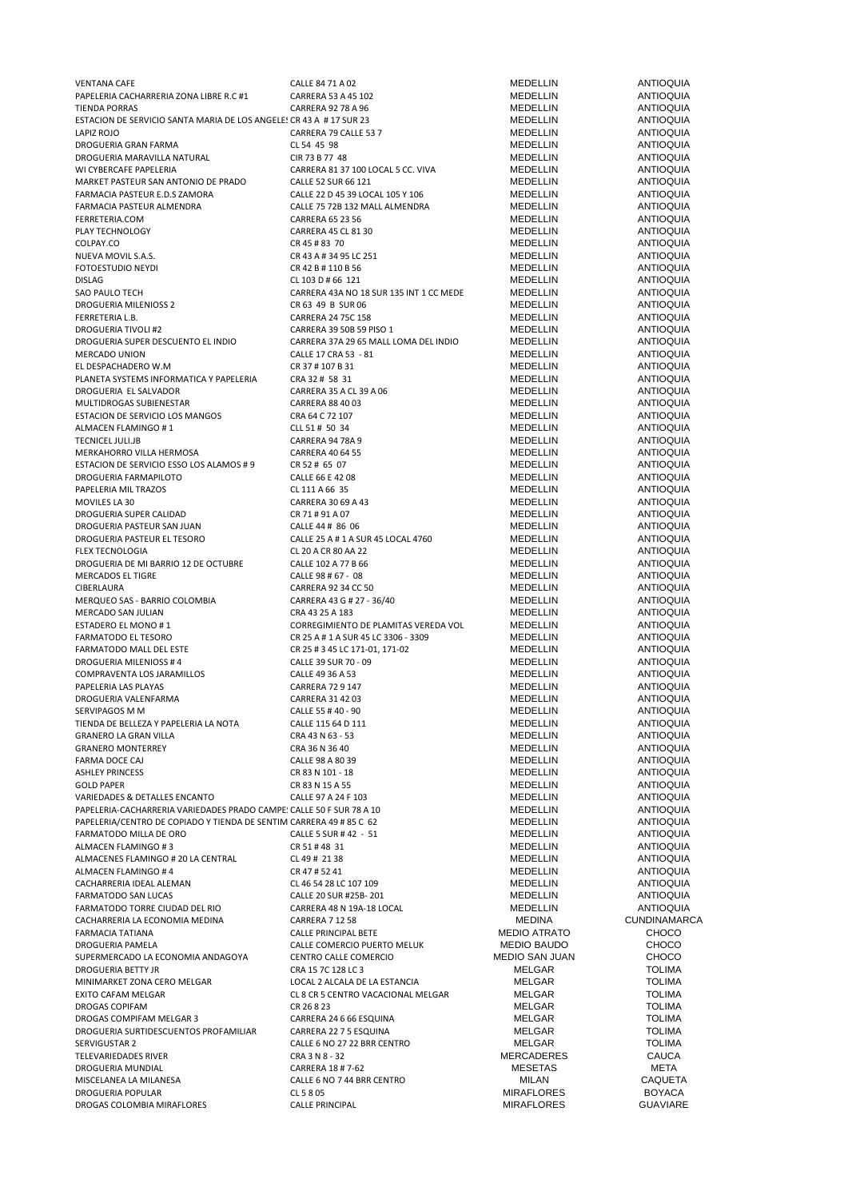| | | | |
|---|---|---|---|
| VENTANA CAFE | CALLE 84 71 A 02 | MEDELLIN | ANTIOQUIA |
| PAPELERIA CACHARRERIA ZONA LIBRE R.C #1 | CARRERA 53 A 45 102 | MEDELLIN | ANTIOQUIA |
| TIENDA PORRAS | CARRERA 92 78 A 96 | MEDELLIN | ANTIOQUIA |
| ESTACION DE SERVICIO SANTA MARIA DE LOS ANGELES | CR 43 A # 17 SUR 23 | MEDELLIN | ANTIOQUIA |
| LAPIZ ROJO | CARRERA 79 CALLE 53 7 | MEDELLIN | ANTIOQUIA |
| DROGUERIA GRAN FARMA | CL 54 45 98 | MEDELLIN | ANTIOQUIA |
| DROGUERIA MARAVILLA NATURAL | CIR 73 B 77 48 | MEDELLIN | ANTIOQUIA |
| WI CYBERCAFE PAPELERIA | CARRERA 81 37 100 LOCAL 5 CC. VIVA | MEDELLIN | ANTIOQUIA |
| MARKET PASTEUR SAN ANTONIO DE PRADO | CALLE 52 SUR 66 121 | MEDELLIN | ANTIOQUIA |
| FARMACIA PASTEUR E.D.S ZAMORA | CALLE 22 D 45 39 LOCAL 105 Y 106 | MEDELLIN | ANTIOQUIA |
| FARMACIA PASTEUR ALMENDRA | CALLE 75 72B 132 MALL ALMENDRA | MEDELLIN | ANTIOQUIA |
| FERRETERIA.COM | CARRERA 65 23 56 | MEDELLIN | ANTIOQUIA |
| PLAY TECHNOLOGY | CARRERA 45 CL 81 30 | MEDELLIN | ANTIOQUIA |
| COLPAY.CO | CR 45 # 83 70 | MEDELLIN | ANTIOQUIA |
| NUEVA MOVIL S.A.S. | CR 43 A # 34 95 LC 251 | MEDELLIN | ANTIOQUIA |
| FOTOESTUDIO NEYDI | CR 42 B # 110 B 56 | MEDELLIN | ANTIOQUIA |
| DISLAG | CL 103 D # 66 121 | MEDELLIN | ANTIOQUIA |
| SAO PAULO TECH | CARRERA 43A NO 18 SUR 135 INT 1 CC MEDE | MEDELLIN | ANTIOQUIA |
| DROGUERIA MILENIOSS 2 | CR 63 49 B SUR 06 | MEDELLIN | ANTIOQUIA |
| FERRETERIA L.B. | CARRERA 24 75C 158 | MEDELLIN | ANTIOQUIA |
| DROGUERIA TIVOLI #2 | CARRERA 39 50B 59 PISO 1 | MEDELLIN | ANTIOQUIA |
| DROGUERIA SUPER DESCUENTO EL INDIO | CARRERA 37A 29 65 MALL LOMA DEL INDIO | MEDELLIN | ANTIOQUIA |
| MERCADO UNION | CALLE 17 CRA 53 - 81 | MEDELLIN | ANTIOQUIA |
| EL DESPACHADERO W.M | CR 37 # 107 B 31 | MEDELLIN | ANTIOQUIA |
| PLANETA SYSTEMS INFORMATICA Y PAPELERIA | CRA 32 # 58 31 | MEDELLIN | ANTIOQUIA |
| DROGUERIA EL SALVADOR | CARRERA 35 A CL 39 A 06 | MEDELLIN | ANTIOQUIA |
| MULTIDROGAS SUBIENESTAR | CARRERA 88 40 03 | MEDELLIN | ANTIOQUIA |
| ESTACION DE SERVICIO LOS MANGOS | CRA 64 C 72 107 | MEDELLIN | ANTIOQUIA |
| ALMACEN FLAMINGO # 1 | CLL 51 # 50 34 | MEDELLIN | ANTIOQUIA |
| TECNICEL JULI.JB | CARRERA 94 78A 9 | MEDELLIN | ANTIOQUIA |
| MERKAHORRO VILLA HERMOSA | CARRERA 40 64 55 | MEDELLIN | ANTIOQUIA |
| ESTACION DE SERVICIO ESSO LOS ALAMOS # 9 | CR 52 # 65 07 | MEDELLIN | ANTIOQUIA |
| DROGUERIA FARMAPILOTO | CALLE 66 E 42 08 | MEDELLIN | ANTIOQUIA |
| PAPELERIA MIL TRAZOS | CL 111 A 66 35 | MEDELLIN | ANTIOQUIA |
| MOVILES LA 30 | CARRERA 30 69 A 43 | MEDELLIN | ANTIOQUIA |
| DROGUERIA SUPER CALIDAD | CR 71 # 91 A 07 | MEDELLIN | ANTIOQUIA |
| DROGUERIA PASTEUR SAN JUAN | CALLE 44 # 86 06 | MEDELLIN | ANTIOQUIA |
| DROGUERIA PASTEUR EL TESORO | CALLE 25 A # 1 A SUR 45 LOCAL 4760 | MEDELLIN | ANTIOQUIA |
| FLEX TECNOLOGIA | CL 20 A CR 80 AA 22 | MEDELLIN | ANTIOQUIA |
| DROGUERIA DE MI BARRIO 12 DE OCTUBRE | CALLE 102 A 77 B 66 | MEDELLIN | ANTIOQUIA |
| MERCADOS EL TIGRE | CALLE 98 # 67 - 08 | MEDELLIN | ANTIOQUIA |
| CIBERLAURA | CARRERA 92 34 CC 50 | MEDELLIN | ANTIOQUIA |
| MERQUEO SAS - BARRIO COLOMBIA | CARRERA 43 G # 27 - 36/40 | MEDELLIN | ANTIOQUIA |
| MERCADO SAN JULIAN | CRA 43 25 A 183 | MEDELLIN | ANTIOQUIA |
| ESTADERO EL MONO # 1 | CORREGIMIENTO DE PLAMITAS VEREDA VOL | MEDELLIN | ANTIOQUIA |
| FARMATODO EL TESORO | CR 25 A # 1 A SUR 45 LC 3306 - 3309 | MEDELLIN | ANTIOQUIA |
| FARMATODO MALL DEL ESTE | CR 25 # 3 45 LC 171-01, 171-02 | MEDELLIN | ANTIOQUIA |
| DROGUERIA MILENIOSS # 4 | CALLE 39 SUR 70 - 09 | MEDELLIN | ANTIOQUIA |
| COMPRAVENTA LOS JARAMILLOS | CALLE 49 36 A 53 | MEDELLIN | ANTIOQUIA |
| PAPELERIA LAS PLAYAS | CARRERA 72 9 147 | MEDELLIN | ANTIOQUIA |
| DROGUERIA VALENFARMA | CARRERA 31 42 03 | MEDELLIN | ANTIOQUIA |
| SERVIPAGOS M M | CALLE 55 # 40 - 90 | MEDELLIN | ANTIOQUIA |
| TIENDA DE BELLEZA Y PAPELERIA LA NOTA | CALLE 115 64 D 111 | MEDELLIN | ANTIOQUIA |
| GRANERO LA GRAN VILLA | CRA 43 N 63 - 53 | MEDELLIN | ANTIOQUIA |
| GRANERO MONTERREY | CRA 36 N 36 40 | MEDELLIN | ANTIOQUIA |
| FARMA DOCE CAJ | CALLE 98 A 80 39 | MEDELLIN | ANTIOQUIA |
| ASHLEY PRINCESS | CR 83 N 101 - 18 | MEDELLIN | ANTIOQUIA |
| GOLD PAPER | CR 83 N 15 A 55 | MEDELLIN | ANTIOQUIA |
| VARIEDADES & DETALLES ENCANTO | CALLE 97 A 24 F 103 | MEDELLIN | ANTIOQUIA |
| PAPELERIA-CACHARRERIA VARIEDADES PRADO CAMPE | CALLE 50 F SUR 78 A 10 | MEDELLIN | ANTIOQUIA |
| PAPELERIA/CENTRO DE COPIADO Y TIENDA DE SENTIM | CARRERA 49 # 85 C 62 | MEDELLIN | ANTIOQUIA |
| FARMATODO MILLA DE ORO | CALLE 5 SUR # 42 - 51 | MEDELLIN | ANTIOQUIA |
| ALMACEN FLAMINGO # 3 | CR 51 # 48 31 | MEDELLIN | ANTIOQUIA |
| ALMACENES FLAMINGO # 20 LA CENTRAL | CL 49 # 21 38 | MEDELLIN | ANTIOQUIA |
| ALMACEN FLAMINGO # 4 | CR 47 # 52 41 | MEDELLIN | ANTIOQUIA |
| CACHARRERIA IDEAL ALEMAN | CL 46 54 28 LC 107 109 | MEDELLIN | ANTIOQUIA |
| FARMATODO SAN LUCAS | CALLE 20 SUR #25B- 201 | MEDELLIN | ANTIOQUIA |
| FARMATODO TORRE CIUDAD DEL RIO | CARRERA 48 N 19A-18 LOCAL | MEDELLIN | ANTIOQUIA |
| CACHARRERIA LA ECONOMIA MEDINA | CARRERA 7 12 58 | MEDINA | CUNDINAMARCA |
| FARMACIA TATIANA | CALLE PRINCIPAL BETE | MEDIO ATRATO | CHOCO |
| DROGUERIA PAMELA | CALLE COMERCIO PUERTO MELUK | MEDIO BAUDO | CHOCO |
| SUPERMERCADO LA ECONOMIA ANDAGOYA | CENTRO CALLE COMERCIO | MEDIO SAN JUAN | CHOCO |
| DROGUERIA BETTY JR | CRA 15 7C 128 LC 3 | MELGAR | TOLIMA |
| MINIMARKET ZONA CERO MELGAR | LOCAL 2 ALCALA DE LA ESTANCIA | MELGAR | TOLIMA |
| EXITO CAFAM MELGAR | CL 8 CR 5 CENTRO VACACIONAL MELGAR | MELGAR | TOLIMA |
| DROGAS COPIFAM | CR 26 8 23 | MELGAR | TOLIMA |
| DROGAS COMPIFAM MELGAR 3 | CARRERA 24 6 66 ESQUINA | MELGAR | TOLIMA |
| DROGUERIA SURTIDESCUENTOS PROFAMILIAR | CARRERA 22 7 5 ESQUINA | MELGAR | TOLIMA |
| SERVIGUSTAR 2 | CALLE 6 NO 27 22 BRR CENTRO | MELGAR | TOLIMA |
| TELEVARIEDADES RIVER | CRA 3 N 8 - 32 | MERCADERES | CAUCA |
| DROGUERIA MUNDIAL | CARRERA 18 # 7-62 | MESETAS | META |
| MISCELANEA LA MILANESA | CALLE 6 NO 7 44 BRR CENTRO | MILAN | CAQUETA |
| DROGUERIA POPULAR | CL 5 8 05 | MIRAFLORES | BOYACA |
| DROGAS COLOMBIA MIRAFLORES | CALLE PRINCIPAL | MIRAFLORES | GUAVIARE |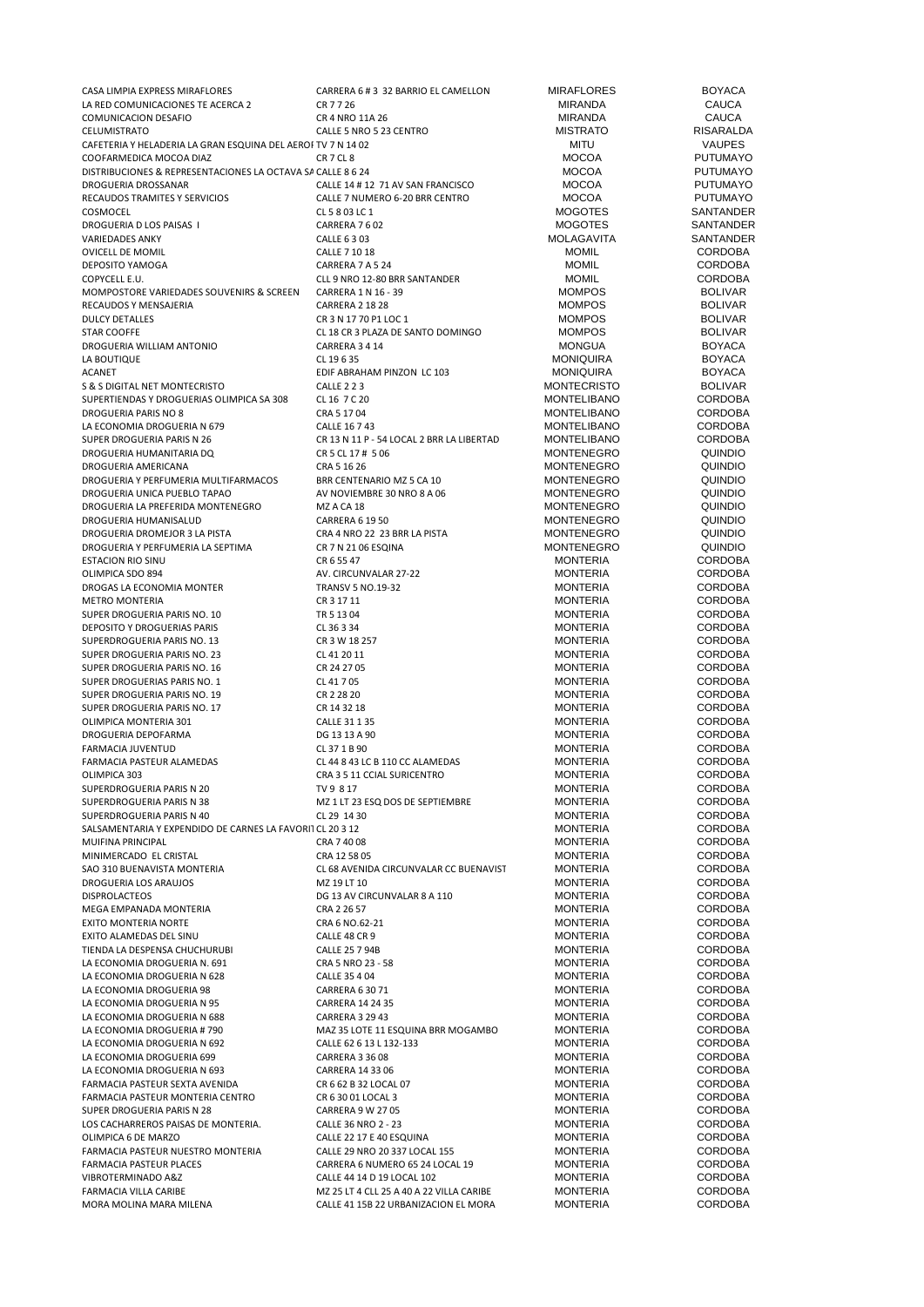| | | | |
|---|---|---|---|
| CASA LIMPIA EXPRESS MIRAFLORES | CARRERA 6 # 3 32 BARRIO EL CAMELLON | MIRAFLORES | BOYACA |
| LA RED COMUNICACIONES TE ACERCA 2 | CR 7 7 26 | MIRANDA | CAUCA |
| COMUNICACION DESAFIO | CR 4 NRO 11A 26 | MIRANDA | CAUCA |
| CELUMISTRATO | CALLE 5 NRO 5 23 CENTRO | MISTRATO | RISARALDA |
| CAFETERIA Y HELADERIA LA GRAN ESQUINA DEL AERO | TV 7 N 14 02 | MITU | VAUPES |
| COOFARMEDICA MOCOA DIAZ | CR 7 CL 8 | MOCOA | PUTUMAYO |
| DISTRIBUCIONES & REPRESENTACIONES LA OCTAVA SA | CALLE 8 6 24 | MOCOA | PUTUMAYO |
| DROGUERIA DROSSANAR | CALLE 14 # 12 71 AV SAN FRANCISCO | MOCOA | PUTUMAYO |
| RECAUDOS TRAMITES Y SERVICIOS | CALLE 7 NUMERO 6-20 BRR CENTRO | MOCOA | PUTUMAYO |
| COSMOCEL | CL 5 8 03 LC 1 | MOGOTES | SANTANDER |
| DROGUERIA D LOS PAISAS I | CARRERA 7 6 02 | MOGOTES | SANTANDER |
| VARIEDADES ANKY | CALLE 6 3 03 | MOLAGAVITA | SANTANDER |
| OVICELL DE MOMIL | CALLE 7 10 18 | MOMIL | CORDOBA |
| DEPOSITO YAMOGA | CARRERA 7 A 5 24 | MOMIL | CORDOBA |
| COPYCELL E.U. | CLL 9 NRO 12-80 BRR SANTANDER | MOMIL | CORDOBA |
| MOMPOSTORE VARIEDADES SOUVENIRS & SCREEN | CARRERA 1 N 16 - 39 | MOMPOS | BOLIVAR |
| RECAUDOS Y MENSAJERIA | CARRERA 2 18 28 | MOMPOS | BOLIVAR |
| DULCY DETALLES | CR 3 N 17 70 P1 LOC 1 | MOMPOS | BOLIVAR |
| STAR COOFFE | CL 18 CR 3 PLAZA DE SANTO DOMINGO | MOMPOS | BOLIVAR |
| DROGUERIA WILLIAM ANTONIO | CARRERA 3 4 14 | MONGUA | BOYACA |
| LA BOUTIQUE | CL 19 6 35 | MONIQUIRA | BOYACA |
| ACANET | EDIF ABRAHAM PINZON LC 103 | MONIQUIRA | BOYACA |
| S & S DIGITAL NET MONTECRISTO | CALLE 2 2 3 | MONTECRISTO | BOLIVAR |
| SUPERTIENDAS Y DROGUERIAS OLIMPICA SA 308 | CL 16 7 C 20 | MONTELIBANO | CORDOBA |
| DROGUERIA PARIS NO 8 | CRA 5 17 04 | MONTELIBANO | CORDOBA |
| LA ECONOMIA DROGUERIA N 679 | CALLE 16 7 43 | MONTELIBANO | CORDOBA |
| SUPER DROGUERIA PARIS N 26 | CR 13 N 11 P - 54 LOCAL 2 BRR LA LIBERTAD | MONTELIBANO | CORDOBA |
| DROGUERIA HUMANITARIA DQ | CR 5 CL 17 # 5 06 | MONTENEGRO | QUINDIO |
| DROGUERIA AMERICANA | CRA 5 16 26 | MONTENEGRO | QUINDIO |
| DROGUERIA Y PERFUMERIA MULTIFARMACOS | BRR CENTENARIO MZ 5 CA 10 | MONTENEGRO | QUINDIO |
| DROGUERIA UNICA PUEBLO TAPAO | AV NOVIEMBRE 30 NRO 8 A 06 | MONTENEGRO | QUINDIO |
| DROGUERIA LA PREFERIDA MONTENEGRO | MZ A CA 18 | MONTENEGRO | QUINDIO |
| DROGUERIA HUMANISALUD | CARRERA 6 19 50 | MONTENEGRO | QUINDIO |
| DROGUERIA DROMEJOR 3 LA PISTA | CRA 4 NRO 22 23 BRR LA PISTA | MONTENEGRO | QUINDIO |
| DROGUERIA Y PERFUMERIA LA SEPTIMA | CR 7 N 21 06 ESQINA | MONTENEGRO | QUINDIO |
| ESTACION RIO SINU | CR 6 55 47 | MONTERIA | CORDOBA |
| OLIMPICA SDO 894 | AV. CIRCUNVALAR 27-22 | MONTERIA | CORDOBA |
| DROGAS LA ECONOMIA MONTER | TRANSV 5 NO.19-32 | MONTERIA | CORDOBA |
| METRO MONTERIA | CR 3 17 11 | MONTERIA | CORDOBA |
| SUPER DROGUERIA PARIS NO. 10 | TR 5 13 04 | MONTERIA | CORDOBA |
| DEPOSITO Y DROGUERIAS PARIS | CL 36 3 34 | MONTERIA | CORDOBA |
| SUPERDROGUERIA PARIS NO. 13 | CR 3 W 18 257 | MONTERIA | CORDOBA |
| SUPER DROGUERIA PARIS NO. 23 | CL 41 20 11 | MONTERIA | CORDOBA |
| SUPER DROGUERIA PARIS NO. 16 | CR 24 27 05 | MONTERIA | CORDOBA |
| SUPER DROGUERIAS PARIS NO. 1 | CL 41 7 05 | MONTERIA | CORDOBA |
| SUPER DROGUERIA PARIS NO. 19 | CR 2 28 20 | MONTERIA | CORDOBA |
| SUPER DROGUERIA PARIS NO. 17 | CR 14 32 18 | MONTERIA | CORDOBA |
| OLIMPICA MONTERIA 301 | CALLE 31 1 35 | MONTERIA | CORDOBA |
| DROGUERIA DEPOFARMA | DG 13 13 A 90 | MONTERIA | CORDOBA |
| FARMACIA JUVENTUD | CL 37 1 B 90 | MONTERIA | CORDOBA |
| FARMACIA PASTEUR ALAMEDAS | CL 44 8 43 LC B 110 CC ALAMEDAS | MONTERIA | CORDOBA |
| OLIMPICA 303 | CRA 3 5 11 CCIAL SURICENTRO | MONTERIA | CORDOBA |
| SUPERDROGUERIA PARIS N 20 | TV 9 8 17 | MONTERIA | CORDOBA |
| SUPERDROGUERIA PARIS N 38 | MZ 1 LT 23 ESQ DOS DE SEPTIEMBRE | MONTERIA | CORDOBA |
| SUPERDROGUERIA PARIS N 40 | CL 29 14 30 | MONTERIA | CORDOBA |
| SALSAMENTARIA Y EXPENDIDO DE CARNES LA FAVORIT | CL 20 3 12 | MONTERIA | CORDOBA |
| MUIFINA PRINCIPAL | CRA 7 40 08 | MONTERIA | CORDOBA |
| MINIMERCADO EL CRISTAL | CRA 12 58 05 | MONTERIA | CORDOBA |
| SAO 310 BUENAVISTA MONTERIA | CL 68 AVENIDA CIRCUNVALAR CC BUENAVIST | MONTERIA | CORDOBA |
| DROGUERIA LOS ARAUJOS | MZ 19 LT 10 | MONTERIA | CORDOBA |
| DISPROLACTEOS | DG 13 AV CIRCUNVALAR 8 A 110 | MONTERIA | CORDOBA |
| MEGA EMPANADA MONTERIA | CRA 2 26 57 | MONTERIA | CORDOBA |
| EXITO MONTERIA NORTE | CRA 6 NO.62-21 | MONTERIA | CORDOBA |
| EXITO ALAMEDAS DEL SINU | CALLE 48 CR 9 | MONTERIA | CORDOBA |
| TIENDA LA DESPENSA CHUCHURUBI | CALLE 25 7 94B | MONTERIA | CORDOBA |
| LA ECONOMIA DROGUERIA N. 691 | CRA 5 NRO 23 - 58 | MONTERIA | CORDOBA |
| LA ECONOMIA DROGUERIA N 628 | CALLE 35 4 04 | MONTERIA | CORDOBA |
| LA ECONOMIA DROGUERIA 98 | CARRERA 6 30 71 | MONTERIA | CORDOBA |
| LA ECONOMIA DROGUERIA N 95 | CARRERA 14 24 35 | MONTERIA | CORDOBA |
| LA ECONOMIA DROGUERIA N 688 | CARRERA 3 29 43 | MONTERIA | CORDOBA |
| LA ECONOMIA DROGUERIA # 790 | MAZ 35 LOTE 11 ESQUINA BRR MOGAMBO | MONTERIA | CORDOBA |
| LA ECONOMIA DROGUERIA N 692 | CALLE 62 6 13 L 132-133 | MONTERIA | CORDOBA |
| LA ECONOMIA DROGUERIA 699 | CARRERA 3 36 08 | MONTERIA | CORDOBA |
| LA ECONOMIA DROGUERIA N 693 | CARRERA 14 33 06 | MONTERIA | CORDOBA |
| FARMACIA PASTEUR SEXTA AVENIDA | CR 6 62 B 32 LOCAL 07 | MONTERIA | CORDOBA |
| FARMACIA PASTEUR MONTERIA CENTRO | CR 6 30 01 LOCAL 3 | MONTERIA | CORDOBA |
| SUPER DROGUERIA PARIS N 28 | CARRERA 9 W 27 05 | MONTERIA | CORDOBA |
| LOS CACHARREROS PAISAS DE MONTERIA. | CALLE 36 NRO 2 - 23 | MONTERIA | CORDOBA |
| OLIMPICA 6 DE MARZO | CALLE 22 17 E 40 ESQUINA | MONTERIA | CORDOBA |
| FARMACIA PASTEUR NUESTRO MONTERIA | CALLE 29 NRO 20 337 LOCAL 155 | MONTERIA | CORDOBA |
| FARMACIA PASTEUR PLACES | CARRERA 6 NUMERO 65 24 LOCAL 19 | MONTERIA | CORDOBA |
| VIBROTERMINADO A&Z | CALLE 44 14 D 19 LOCAL 102 | MONTERIA | CORDOBA |
| FARMACIA VILLA CARIBE | MZ 25 LT 4 CLL 25 A 40 A 22 VILLA CARIBE | MONTERIA | CORDOBA |
| MORA MOLINA MARA MILENA | CALLE 41 15B 22 URBANIZACION EL MORA | MONTERIA | CORDOBA |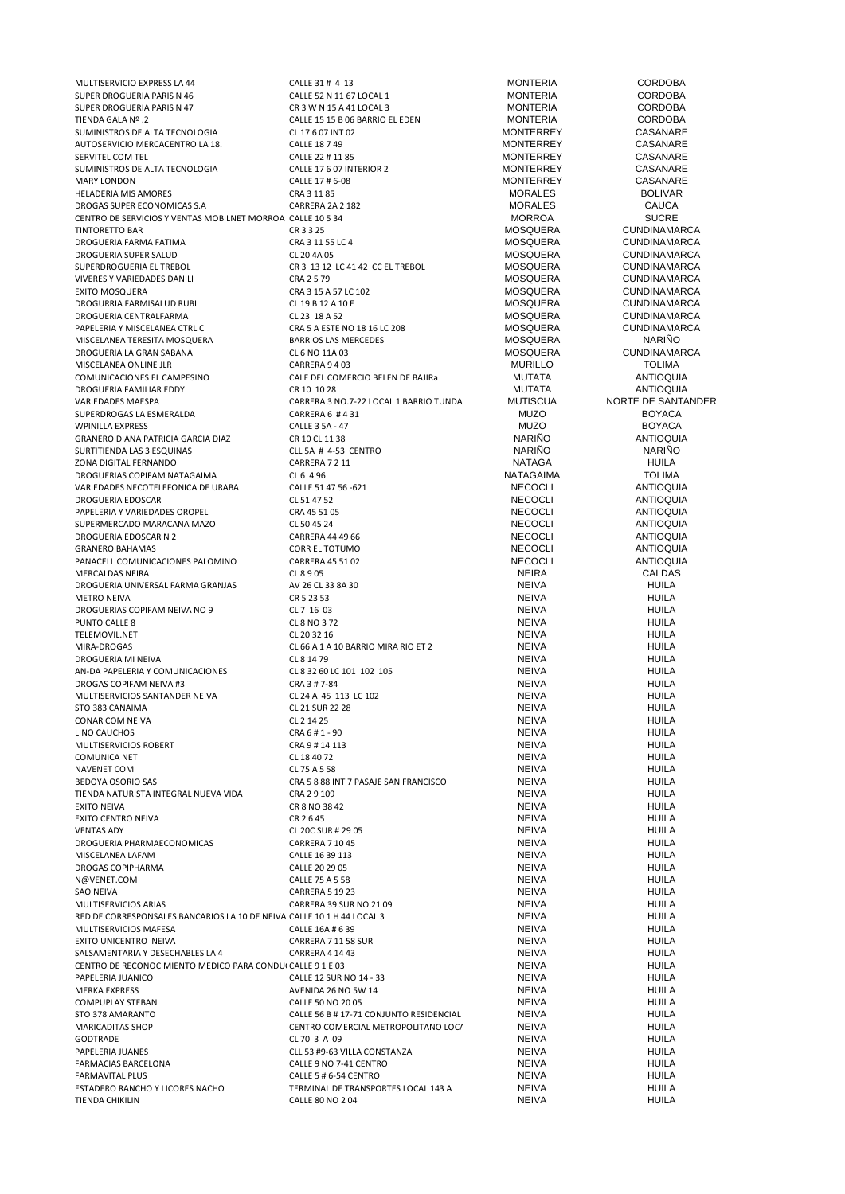| | | | |
|---|---|---|---|
| MULTISERVICIO EXPRESS LA 44 | CALLE 31 # 4 13 | MONTERIA | CORDOBA |
| SUPER DROGUERIA PARIS N 46 | CALLE 52 N 11 67 LOCAL 1 | MONTERIA | CORDOBA |
| SUPER DROGUERIA PARIS N 47 | CR 3 W N 15 A 41 LOCAL 3 | MONTERIA | CORDOBA |
| TIENDA GALA Nº .2 | CALLE 15 15 B 06 BARRIO EL EDEN | MONTERIA | CORDOBA |
| SUMINISTROS DE ALTA TECNOLOGIA | CL 17 6 07 INT 02 | MONTERREY | CASANARE |
| AUTOSERVICIO MERCACENTRO LA 18. | CALLE 18 7 49 | MONTERREY | CASANARE |
| SERVITEL COM TEL | CALLE 22 # 11 85 | MONTERREY | CASANARE |
| SUMINISTROS DE ALTA TECNOLOGIA | CALLE 17 6 07 INTERIOR 2 | MONTERREY | CASANARE |
| MARY LONDON | CALLE 17 # 6-08 | MONTERREY | CASANARE |
| HELADERIA MIS AMORES | CRA 3 11 85 | MORALES | BOLIVAR |
| DROGAS SUPER ECONOMICAS S.A | CARRERA 2A 2 182 | MORALES | CAUCA |
| CENTRO DE SERVICIOS Y VENTAS MOBILNET MORROA | CALLE 10 5 34 | MORROA | SUCRE |
| TINTORETTO BAR | CR 3 3 25 | MOSQUERA | CUNDINAMARCA |
| DROGUERIA FARMA FATIMA | CRA 3 11 55 LC 4 | MOSQUERA | CUNDINAMARCA |
| DROGUERIA SUPER SALUD | CL 20 4A 05 | MOSQUERA | CUNDINAMARCA |
| SUPERDROGUERIA EL TREBOL | CR 3 13 12 LC 41 42 CC EL TREBOL | MOSQUERA | CUNDINAMARCA |
| VIVERES Y VARIEDADES DANILI | CRA 2 5 79 | MOSQUERA | CUNDINAMARCA |
| EXITO MOSQUERA | CRA 3 15 A 57 LC 102 | MOSQUERA | CUNDINAMARCA |
| DROGURRIA FARMISALUD RUBI | CL 19 B 12 A 10 E | MOSQUERA | CUNDINAMARCA |
| DROGUERIA CENTRALFARMA | CL 23 18 A 52 | MOSQUERA | CUNDINAMARCA |
| PAPELERIA Y MISCELANEA CTRL C | CRA 5 A ESTE NO 18 16 LC 208 | MOSQUERA | CUNDINAMARCA |
| MISCELANEA TERESITA MOSQUERA | BARRIOS LAS MERCEDES | MOSQUERA | NARIÑO |
| DROGUERIA LA GRAN SABANA | CL 6 NO 11A 03 | MOSQUERA | CUNDINAMARCA |
| MISCELANEA ONLINE JLR | CARRERA 9 4 03 | MURILLO | TOLIMA |
| COMUNICACIONES EL CAMPESINO | CALE DEL COMERCIO BELEN DE BAJIRa | MUTATA | ANTIOQUIA |
| DROGUERIA FAMILIAR EDDY | CR 10 10 28 | MUTATA | ANTIOQUIA |
| VARIEDADES MAESPA | CARRERA 3 NO.7-22 LOCAL 1 BARRIO TUNDA | MUTISCUA | NORTE DE SANTANDER |
| SUPERDROGAS LA ESMERALDA | CARRERA 6 # 4 31 | MUZO | BOYACA |
| WPINILLA EXPRESS | CALLE 3 5A - 47 | MUZO | BOYACA |
| GRANERO DIANA PATRICIA GARCIA DIAZ | CR 10 CL 11 38 | NARIÑO | ANTIOQUIA |
| SURTITIENDA LAS 3 ESQUINAS | CLL 5A # 4-53 CENTRO | NARIÑO | NARIÑO |
| ZONA DIGITAL FERNANDO | CARRERA 7 2 11 | NATAGA | HUILA |
| DROGUERIAS COPIFAM NATAGAIMA | CL 6 4 96 | NATAGAIMA | TOLIMA |
| VARIEDADES NECOTELEFONICA DE URABA | CALLE 51 47 56 -621 | NECOCLI | ANTIOQUIA |
| DROGUERIA EDOSCAR | CL 51 47 52 | NECOCLI | ANTIOQUIA |
| PAPELERIA Y VARIEDADES OROPEL | CRA 45 51 05 | NECOCLI | ANTIOQUIA |
| SUPERMERCADO MARACANA MAZO | CL 50 45 24 | NECOCLI | ANTIOQUIA |
| DROGUERIA EDOSCAR N 2 | CARRERA 44 49 66 | NECOCLI | ANTIOQUIA |
| GRANERO BAHAMAS | CORR EL TOTUMO | NECOCLI | ANTIOQUIA |
| PANACELL COMUNICACIONES PALOMINO | CARRERA 45 51 02 | NECOCLI | ANTIOQUIA |
| MERCALDAS NEIRA | CL 8 9 05 | NEIRA | CALDAS |
| DROGUERIA UNIVERSAL FARMA GRANJAS | AV 26 CL 33 8A 30 | NEIVA | HUILA |
| METRO NEIVA | CR 5 23 53 | NEIVA | HUILA |
| DROGUERIAS COPIFAM NEIVA NO 9 | CL 7 16 03 | NEIVA | HUILA |
| PUNTO CALLE 8 | CL 8 NO 3 72 | NEIVA | HUILA |
| TELEMOVIL.NET | CL 20 32 16 | NEIVA | HUILA |
| MIRA-DROGAS | CL 66 A 1 A 10 BARRIO MIRA RIO ET 2 | NEIVA | HUILA |
| DROGUERIA MI NEIVA | CL 8 14 79 | NEIVA | HUILA |
| AN-DA PAPELERIA Y COMUNICACIONES | CL 8 32 60 LC 101 102 105 | NEIVA | HUILA |
| DROGAS COPIFAM NEIVA #3 | CRA 3 # 7-84 | NEIVA | HUILA |
| MULTISERVICIOS SANTANDER NEIVA | CL 24 A 45 113 LC 102 | NEIVA | HUILA |
| STO 383 CANAIMA | CL 21 SUR 22 28 | NEIVA | HUILA |
| CONAR COM NEIVA | CL 2 14 25 | NEIVA | HUILA |
| LINO CAUCHOS | CRA 6 # 1 - 90 | NEIVA | HUILA |
| MULTISERVICIOS ROBERT | CRA 9 # 14 113 | NEIVA | HUILA |
| COMUNICA NET | CL 18 40 72 | NEIVA | HUILA |
| NAVENET COM | CL 75 A 5 58 | NEIVA | HUILA |
| BEDOYA OSORIO SAS | CRA 5 8 88 INT 7 PASAJE SAN FRANCISCO | NEIVA | HUILA |
| TIENDA NATURISTA INTEGRAL NUEVA VIDA | CRA 2 9 109 | NEIVA | HUILA |
| EXITO NEIVA | CR 8 NO 38 42 | NEIVA | HUILA |
| EXITO CENTRO NEIVA | CR 2 6 45 | NEIVA | HUILA |
| VENTAS ADY | CL 20C SUR # 29 05 | NEIVA | HUILA |
| DROGUERIA PHARMAECONOMICAS | CARRERA 7 10 45 | NEIVA | HUILA |
| MISCELANEA LAFAM | CALLE 16 39 113 | NEIVA | HUILA |
| DROGAS COPIPHARMA | CALLE 20 29 05 | NEIVA | HUILA |
| N@VENET.COM | CALLE 75 A 5 58 | NEIVA | HUILA |
| SAO NEIVA | CARRERA 5 19 23 | NEIVA | HUILA |
| MULTISERVICIOS ARIAS | CARRERA 39 SUR NO 21 09 | NEIVA | HUILA |
| RED DE CORRESPONSALES BANCARIOS LA 10 DE NEIVA | CALLE 10 1 H 44 LOCAL 3 | NEIVA | HUILA |
| MULTISERVICIOS MAFESA | CALLE 16A # 6 39 | NEIVA | HUILA |
| EXITO UNICENTRO NEIVA | CARRERA 7 11 58 SUR | NEIVA | HUILA |
| SALSAMENTARIA Y DESECHABLES LA 4 | CARRERA 4 14 43 | NEIVA | HUILA |
| CENTRO DE RECONOCIMIENTO MEDICO PARA CONDU | CALLE 9 1 E 03 | NEIVA | HUILA |
| PAPELERIA JUANICO | CALLE 12 SUR NO 14 - 33 | NEIVA | HUILA |
| MERKA EXPRESS | AVENIDA 26 NO 5W 14 | NEIVA | HUILA |
| COMPUPLAY STEBAN | CALLE 50 NO 20 05 | NEIVA | HUILA |
| STO 378 AMARANTO | CALLE 56 B # 17-71 CONJUNTO RESIDENCIAL | NEIVA | HUILA |
| MARICADITAS SHOP | CENTRO COMERCIAL METROPOLITANO LOCA | NEIVA | HUILA |
| GODTRADE | CL 70 3 A 09 | NEIVA | HUILA |
| PAPELERIA JUANES | CLL 53 #9-63 VILLA CONSTANZA | NEIVA | HUILA |
| FARMACIAS BARCELONA | CALLE 9 NO 7-41 CENTRO | NEIVA | HUILA |
| FARMAVITAL PLUS | CALLE 5 # 6-54 CENTRO | NEIVA | HUILA |
| ESTADERO RANCHO Y LICORES NACHO | TERMINAL DE TRANSPORTES LOCAL 143 A | NEIVA | HUILA |
| TIENDA CHIKILIN | CALLE 80 NO 2 04 | NEIVA | HUILA |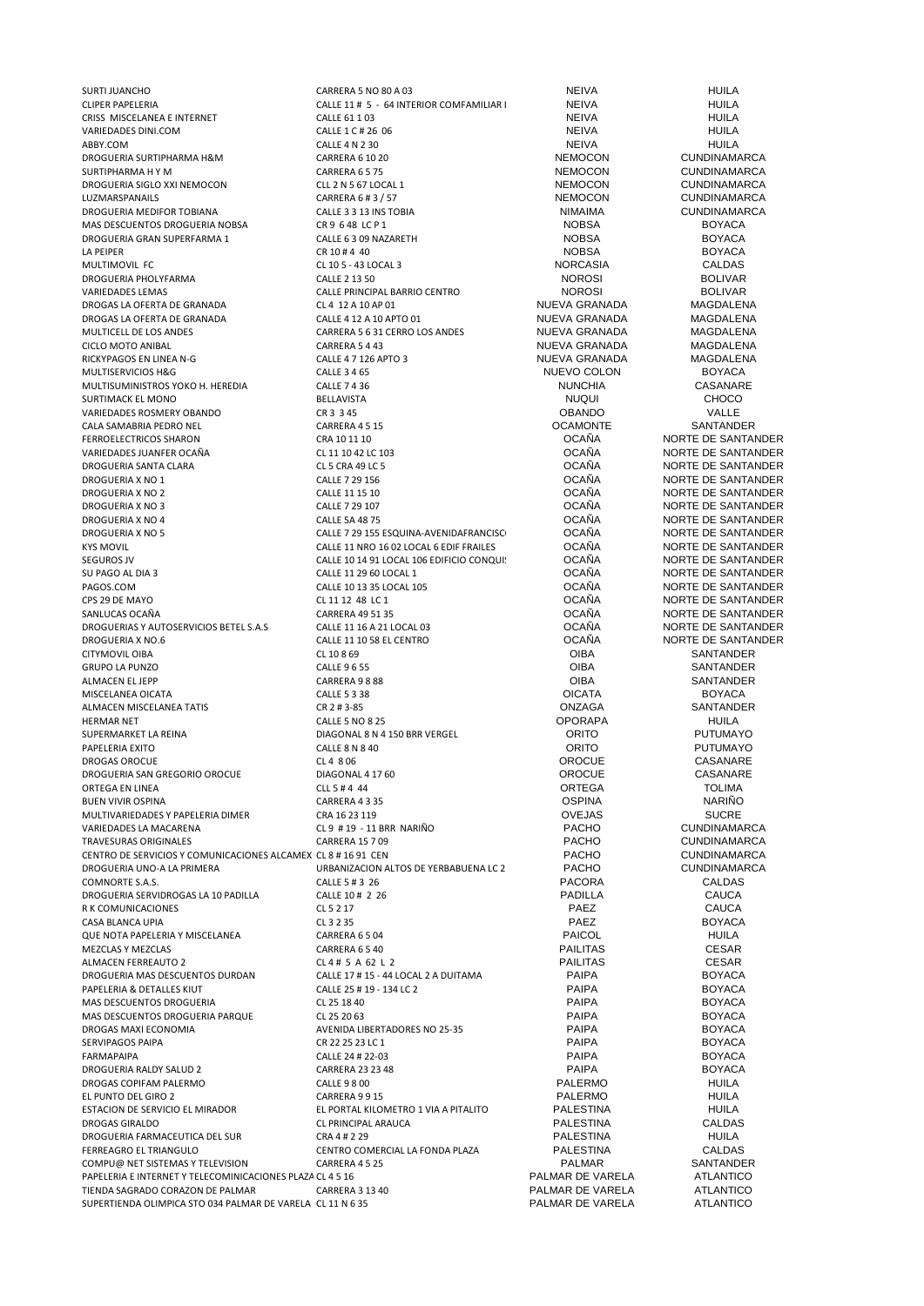| | | | |
|---|---|---|---|
| SURTI JUANCHO | CARRERA 5 NO 80 A 03 | NEIVA | HUILA |
| CLIPER PAPELERIA | CALLE 11 # 5 - 64 INTERIOR COMFAMILIAR I | NEIVA | HUILA |
| CRISS MISCELANEA E INTERNET | CALLE 61 1 03 | NEIVA | HUILA |
| VARIEDADES DINI.COM | CALLE 1 C # 26 06 | NEIVA | HUILA |
| ABBY.COM | CALLE 4 N 2 30 | NEIVA | HUILA |
| DROGUERIA SURTIPHARMA H&M | CARRERA 6 10 20 | NEMOCON | CUNDINAMARCA |
| SURTIPHARMA H Y M | CARRERA 6 5 75 | NEMOCON | CUNDINAMARCA |
| DROGUERIA SIGLO XXI NEMOCON | CLL 2 N 5 67 LOCAL 1 | NEMOCON | CUNDINAMARCA |
| LUZMARSPANAILS | CARRERA 6 # 3 / 57 | NEMOCON | CUNDINAMARCA |
| DROGUERIA MEDIFOR TOBIANA | CALLE 3 3 13 INS TOBIA | NIMAIMA | CUNDINAMARCA |
| MAS DESCUENTOS DROGUERIA NOBSA | CR 9 6 48 LC P 1 | NOBSA | BOYACA |
| DROGUERIA GRAN SUPERFARMA 1 | CALLE 6 3 09 NAZARETH | NOBSA | BOYACA |
| LA PEIPER | CR 10 # 4 40 | NOBSA | BOYACA |
| MULTIMOVIL FC | CL 10 5 - 43 LOCAL 3 | NORCASIA | CALDAS |
| DROGUERIA PHOLYFARMA | CALLE 2 13 50 | NOROSI | BOLIVAR |
| VARIEDADES LEMAS | CALLE PRINCIPAL BARRIO CENTRO | NOROSI | BOLIVAR |
| DROGAS LA OFERTA DE GRANADA | CL 4 12 A 10 AP 01 | NUEVA GRANADA | MAGDALENA |
| DROGAS LA OFERTA DE GRANADA | CALLE 4 12 A 10 APTO 01 | NUEVA GRANADA | MAGDALENA |
| MULTICELL DE LOS ANDES | CARRERA 5 6 31 CERRO LOS ANDES | NUEVA GRANADA | MAGDALENA |
| CICLO MOTO ANIBAL | CARRERA 5 4 43 | NUEVA GRANADA | MAGDALENA |
| RICKYPAGOS EN LINEA N-G | CALLE 4 7 126 APTO 3 | NUEVA GRANADA | MAGDALENA |
| MULTISERVICIOS H&G | CALLE 3 4 65 | NUEVO COLON | BOYACA |
| MULTISUMINISTROS YOKO H. HEREDIA | CALLE 7 4 36 | NUNCHIA | CASANARE |
| SURTIMACK EL MONO | BELLAVISTA | NUQUI | CHOCO |
| VARIEDADES ROSMERY OBANDO | CR 3 3 45 | OBANDO | VALLE |
| CALA SAMABRIA PEDRO NEL | CARRERA 4 5 15 | OCAMONTE | SANTANDER |
| FERROELECTRICOS SHARON | CRA 10 11 10 | OCAÑA | NORTE DE SANTANDER |
| VARIEDADES JUANFER OCAÑA | CL 11 10 42 LC 103 | OCAÑA | NORTE DE SANTANDER |
| DROGUERIA SANTA CLARA | CL 5 CRA 49 LC 5 | OCAÑA | NORTE DE SANTANDER |
| DROGUERIA X NO 1 | CALLE 7 29 156 | OCAÑA | NORTE DE SANTANDER |
| DROGUERIA X NO 2 | CALLE 11 15 10 | OCAÑA | NORTE DE SANTANDER |
| DROGUERIA X NO 3 | CALLE 7 29 107 | OCAÑA | NORTE DE SANTANDER |
| DROGUERIA X NO 4 | CALLE 5A 48 75 | OCAÑA | NORTE DE SANTANDER |
| DROGUERIA X NO 5 | CALLE 7 29 155 ESQUINA-AVENIDAFRANCISC | OCAÑA | NORTE DE SANTANDER |
| KYS MOVIL | CALLE 11 NRO 16 02 LOCAL 6 EDIF FRAILES | OCAÑA | NORTE DE SANTANDER |
| SEGUROS JV | CALLE 10 14 91 LOCAL 106 EDIFICIO CONQUI | OCAÑA | NORTE DE SANTANDER |
| SU PAGO AL DIA 3 | CALLE 11 29 60 LOCAL 1 | OCAÑA | NORTE DE SANTANDER |
| PAGOS.COM | CALLE 10 13 35 LOCAL 105 | OCAÑA | NORTE DE SANTANDER |
| CPS 29 DE MAYO | CL 11 12 48 LC 1 | OCAÑA | NORTE DE SANTANDER |
| SANLUCAS OCAÑA | CARRERA 49 51 35 | OCAÑA | NORTE DE SANTANDER |
| DROGUERIAS Y AUTOSERVICIOS BETEL S.A.S | CALLE 11 16 A 21 LOCAL 03 | OCAÑA | NORTE DE SANTANDER |
| DROGUERIA X NO.6 | CALLE 11 10 58 EL CENTRO | OCAÑA | NORTE DE SANTANDER |
| CITYMOVIL OIBA | CL 10 8 69 | OIBA | SANTANDER |
| GRUPO LA PUNZO | CALLE 9 6 55 | OIBA | SANTANDER |
| ALMACEN EL JEPP | CARRERA 9 8 88 | OIBA | SANTANDER |
| MISCELANEA OICATA | CALLE 5 3 38 | OICATA | BOYACA |
| ALMACEN MISCELANEA TATIS | CR 2 # 3-85 | ONZAGA | SANTANDER |
| HERMAR NET | CALLE 5 NO 8 25 | OPORAPA | HUILA |
| SUPERMARKET LA REINA | DIAGONAL 8 N 4 150 BRR VERGEL | ORITO | PUTUMAYO |
| PAPELERIA EXITO | CALLE 8 N 8 40 | ORITO | PUTUMAYO |
| DROGAS OROCUE | CL 4 8 06 | OROCUE | CASANARE |
| DROGUERIA SAN GREGORIO OROCUE | DIAGONAL 4 17 60 | OROCUE | CASANARE |
| ORTEGA EN LINEA | CLL 5 # 4 44 | ORTEGA | TOLIMA |
| BUEN VIVIR OSPINA | CARRERA 4 3 35 | OSPINA | NARIÑO |
| MULTIVARIEDADES Y PAPELERIA DIMER | CRA 16 23 119 | OVEJAS | SUCRE |
| VARIEDADES LA MACARENA | CL 9 # 19 - 11 BRR NARIÑO | PACHO | CUNDINAMARCA |
| TRAVESURAS ORIGINALES | CARRERA 15 7 09 | PACHO | CUNDINAMARCA |
| CENTRO DE SERVICIOS Y COMUNICACIONES ALCAMEX | CL 8 # 16 91 CEN | PACHO | CUNDINAMARCA |
| DROGUERIA UNO-A LA PRIMERA | URBANIZACION ALTOS DE YERBABUENA LC 2 | PACHO | CUNDINAMARCA |
| COMNORTE S.A.S. | CALLE 5 # 3 26 | PACORA | CALDAS |
| DROGUERIA SERVIDROGAS LA 10 PADILLA | CALLE 10 # 2 26 | PADILLA | CAUCA |
| R K COMUNICACIONES | CL 5 2 17 | PAEZ | CAUCA |
| CASA BLANCA UPIA | CL 3 2 35 | PAEZ | BOYACA |
| QUE NOTA PAPELERIA Y MISCELANEA | CARRERA 6 5 04 | PAICOL | HUILA |
| MEZCLAS Y MEZCLAS | CARRERA 6 5 40 | PAILITAS | CESAR |
| ALMACEN FERREAUTO 2 | CL 4 # 5 A 62 L 2 | PAILITAS | CESAR |
| DROGUERIA MAS DESCUENTOS DURDAN | CALLE 17 # 15 - 44 LOCAL 2 A DUITAMA | PAIPA | BOYACA |
| PAPELERIA & DETALLES KIUT | CALLE 25 # 19 - 134 LC 2 | PAIPA | BOYACA |
| MAS DESCUENTOS DROGUERIA | CL 25 18 40 | PAIPA | BOYACA |
| MAS DESCUENTOS DROGUERIA PARQUE | CL 25 20 63 | PAIPA | BOYACA |
| DROGAS MAXI ECONOMIA | AVENIDA LIBERTADORES NO 25-35 | PAIPA | BOYACA |
| SERVIPAGOS PAIPA | CR 22 25 23 LC 1 | PAIPA | BOYACA |
| FARMAPAIPA | CALLE 24 # 22-03 | PAIPA | BOYACA |
| DROGUERIA RALDY SALUD 2 | CARRERA 23 23 48 | PAIPA | BOYACA |
| DROGAS COPIFAM PALERMO | CALLE 9 8 00 | PALERMO | HUILA |
| EL PUNTO DEL GIRO 2 | CARRERA 9 9 15 | PALERMO | HUILA |
| ESTACION DE SERVICIO EL MIRADOR | EL PORTAL KILOMETRO 1 VIA A PITALITO | PALESTINA | HUILA |
| DROGAS GIRALDO | CL PRINCIPAL ARAUCA | PALESTINA | CALDAS |
| DROGUERIA FARMACEUTICA DEL SUR | CRA 4 # 2 29 | PALESTINA | HUILA |
| FERREAGRO EL TRIANGULO | CENTRO COMERCIAL LA FONDA PLAZA | PALESTINA | CALDAS |
| COMPU@ NET SISTEMAS Y TELEVISION | CARRERA 4 5 25 | PALMAR | SANTANDER |
| PAPELERIA E INTERNET Y TELECOMINICACIONES PLAZA | CL 4 5 16 | PALMAR DE VARELA | ATLANTICO |
| TIENDA SAGRADO CORAZON DE PALMAR | CARRERA 3 13 40 | PALMAR DE VARELA | ATLANTICO |
| SUPERTIENDA OLIMPICA STO 034 PALMAR DE VARELA | CL 11 N 6 35 | PALMAR DE VARELA | ATLANTICO |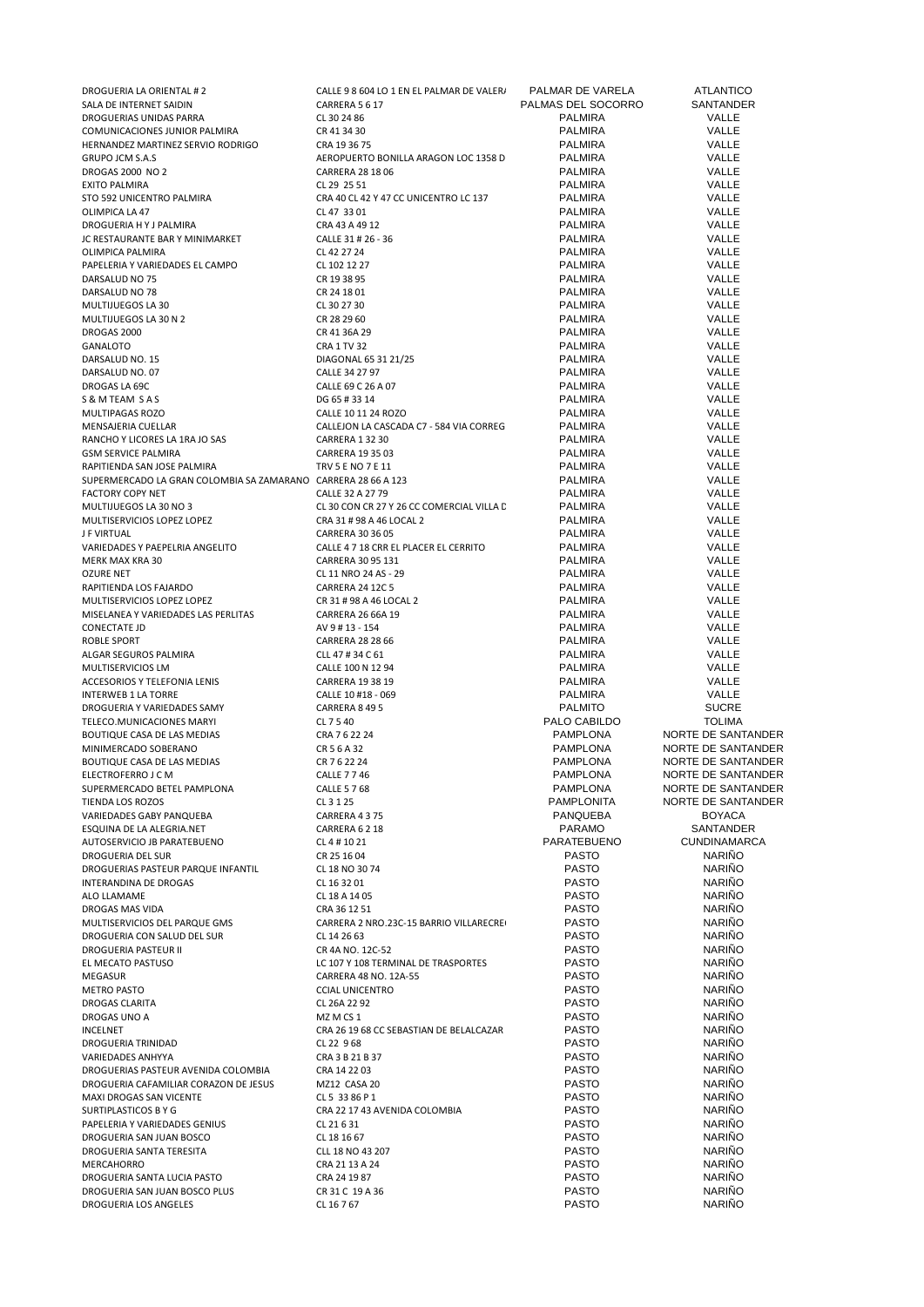| | | | |
|---|---|---|---|
| DROGUERIA LA ORIENTAL # 2 | CALLE 9 8 604 LO 1 EN EL PALMAR DE VALERA | PALMAR DE VARELA | ATLANTICO |
| SALA DE INTERNET SAIDIN | CARRERA 5 6 17 | PALMAS DEL SOCORRO | SANTANDER |
| DROGUERIAS UNIDAS PARRA | CL 30 24 86 | PALMIRA | VALLE |
| COMUNICACIONES JUNIOR PALMIRA | CR 41 34 30 | PALMIRA | VALLE |
| HERNANDEZ MARTINEZ SERVIO RODRIGO | CRA 19 36 75 | PALMIRA | VALLE |
| GRUPO JCM S.A.S | AEROPUERTO BONILLA ARAGON LOC 1358 D | PALMIRA | VALLE |
| DROGAS 2000 NO 2 | CARRERA 28 18 06 | PALMIRA | VALLE |
| EXITO PALMIRA | CL 29 25 51 | PALMIRA | VALLE |
| STO 592 UNICENTRO PALMIRA | CRA 40 CL 42 Y 47 CC UNICENTRO LC 137 | PALMIRA | VALLE |
| OLIMPICA LA 47 | CL 47 33 01 | PALMIRA | VALLE |
| DROGUERIA H Y J PALMIRA | CRA 43 A 49 12 | PALMIRA | VALLE |
| JC RESTAURANTE BAR Y MINIMARKET | CALLE 31 # 26 - 36 | PALMIRA | VALLE |
| OLIMPICA PALMIRA | CL 42 27 24 | PALMIRA | VALLE |
| PAPELERIA Y VARIEDADES EL CAMPO | CL 102 12 27 | PALMIRA | VALLE |
| DARSALUD NO 75 | CR 19 38 95 | PALMIRA | VALLE |
| DARSALUD NO 78 | CR 24 18 01 | PALMIRA | VALLE |
| MULTIJUEGOS LA 30 | CL 30 27 30 | PALMIRA | VALLE |
| MULTIJUEGOS LA 30 N 2 | CR 28 29 60 | PALMIRA | VALLE |
| DROGAS 2000 | CR 41 36A 29 | PALMIRA | VALLE |
| GANALOTO | CRA 1 TV 32 | PALMIRA | VALLE |
| DARSALUD NO. 15 | DIAGONAL 65 31 21/25 | PALMIRA | VALLE |
| DARSALUD NO. 07 | CALLE 34 27 97 | PALMIRA | VALLE |
| DROGAS LA 69C | CALLE 69 C 26 A 07 | PALMIRA | VALLE |
| S & M TEAM S A S | DG 65 # 33 14 | PALMIRA | VALLE |
| MULTIPAGAS ROZO | CALLE 10 11 24 ROZO | PALMIRA | VALLE |
| MENSAJERIA CUELLAR | CALLEJON LA CASCADA C7 - 584 VIA CORREG | PALMIRA | VALLE |
| RANCHO Y LICORES LA 1RA JO SAS | CARRERA 1 32 30 | PALMIRA | VALLE |
| GSM SERVICE PALMIRA | CARRERA 19 35 03 | PALMIRA | VALLE |
| RAPITIENDA SAN JOSE PALMIRA | TRV 5 E NO 7 E 11 | PALMIRA | VALLE |
| SUPERMERCADO LA GRAN COLOMBIA SA ZAMARANO | CARRERA 28 66 A 123 | PALMIRA | VALLE |
| FACTORY COPY NET | CALLE 32 A 27 79 | PALMIRA | VALLE |
| MULTIJUEGOS LA 30 NO 3 | CL 30 CON CR 27 Y 26 CC COMERCIAL VILLA D | PALMIRA | VALLE |
| MULTISERVICIOS LOPEZ LOPEZ | CRA 31 # 98 A 46 LOCAL 2 | PALMIRA | VALLE |
| J F VIRTUAL | CARRERA 30 36 05 | PALMIRA | VALLE |
| VARIEDADES Y PAEPELRIA ANGELITO | CALLE 4 7 18 CRR EL PLACER EL CERRITO | PALMIRA | VALLE |
| MERK MAX KRA 30 | CARRERA 30 95 131 | PALMIRA | VALLE |
| OZURE NET | CL 11 NRO 24 AS - 29 | PALMIRA | VALLE |
| RAPITIENDA LOS FAJARDO | CARRERA 24 12C 5 | PALMIRA | VALLE |
| MULTISERVICIOS LOPEZ LOPEZ | CR 31 # 98 A 46 LOCAL 2 | PALMIRA | VALLE |
| MISELANEA Y VARIEDADES LAS PERLITAS | CARRERA 26 66A 19 | PALMIRA | VALLE |
| CONECTATE JD | AV 9 # 13 - 154 | PALMIRA | VALLE |
| ROBLE SPORT | CARRERA 28 28 66 | PALMIRA | VALLE |
| ALGAR SEGUROS PALMIRA | CLL 47 # 34 C 61 | PALMIRA | VALLE |
| MULTISERVICIOS LM | CALLE 100 N 12 94 | PALMIRA | VALLE |
| ACCESORIOS Y TELEFONIA LENIS | CARRERA 19 38 19 | PALMIRA | VALLE |
| INTERWEB 1 LA TORRE | CALLE 10 #18 - 069 | PALMIRA | VALLE |
| DROGUERIA Y VARIEDADES SAMY | CARRERA 8 49 5 | PALMITO | SUCRE |
| TELECO.MUNICACIONES MARYI | CL 7 5 40 | PALO CABILDO | TOLIMA |
| BOUTIQUE CASA DE LAS MEDIAS | CRA 7 6 22 24 | PAMPLONA | NORTE DE SANTANDER |
| MINIMERCADO SOBERANO | CR 5 6 A 32 | PAMPLONA | NORTE DE SANTANDER |
| BOUTIQUE CASA DE LAS MEDIAS | CR 7 6 22 24 | PAMPLONA | NORTE DE SANTANDER |
| ELECTROFERRO J C M | CALLE 7 7 46 | PAMPLONA | NORTE DE SANTANDER |
| SUPERMERCADO BETEL PAMPLONA | CALLE 5 7 68 | PAMPLONA | NORTE DE SANTANDER |
| TIENDA LOS ROZOS | CL 3 1 25 | PAMPLONITA | NORTE DE SANTANDER |
| VARIEDADES GABY PANQUEBA | CARRERA 4 3 75 | PANQUEBA | BOYACA |
| ESQUINA DE LA ALEGRIA.NET | CARRERA 6 2 18 | PARAMO | SANTANDER |
| AUTOSERVICIO JB PARATEBUENO | CL 4 # 10 21 | PARATEBUENO | CUNDINAMARCA |
| DROGUERIA DEL SUR | CR 25 16 04 | PASTO | NARIÑO |
| DROGUERIAS PASTEUR PARQUE INFANTIL | CL 18 NO 30 74 | PASTO | NARIÑO |
| INTERANDINA DE DROGAS | CL 16 32 01 | PASTO | NARIÑO |
| ALO LLAMAME | CL 18 A 14 05 | PASTO | NARIÑO |
| DROGAS MAS VIDA | CRA 36 12 51 | PASTO | NARIÑO |
| MULTISERVICIOS DEL PARQUE GMS | CARRERA 2 NRO.23C-15 BARRIO VILLARECRE | PASTO | NARIÑO |
| DROGUERIA CON SALUD DEL SUR | CL 14 26 63 | PASTO | NARIÑO |
| DROGUERIA PASTEUR II | CR 4A NO. 12C-52 | PASTO | NARIÑO |
| EL MECATO PASTUSO | LC 107 Y 108 TERMINAL DE TRASPORTES | PASTO | NARIÑO |
| MEGASUR | CARRERA 48 NO. 12A-55 | PASTO | NARIÑO |
| METRO PASTO | CCIAL UNICENTRO | PASTO | NARIÑO |
| DROGAS CLARITA | CL 26A 22 92 | PASTO | NARIÑO |
| DROGAS UNO A | MZ M CS 1 | PASTO | NARIÑO |
| INCELNET | CRA 26 19 68 CC SEBASTIAN DE BELALCAZAR | PASTO | NARIÑO |
| DROGUERIA TRINIDAD | CL 22 9 68 | PASTO | NARIÑO |
| VARIEDADES ANHYYA | CRA 3 B 21 B 37 | PASTO | NARIÑO |
| DROGUERIAS PASTEUR AVENIDA COLOMBIA | CRA 14 22 03 | PASTO | NARIÑO |
| DROGUERIA CAFAMILIAR CORAZON DE JESUS | MZ12 CASA 20 | PASTO | NARIÑO |
| MAXI DROGAS SAN VICENTE | CL 5 33 86 P 1 | PASTO | NARIÑO |
| SURTIPLASTICOS B Y G | CRA 22 17 43 AVENIDA COLOMBIA | PASTO | NARIÑO |
| PAPELERIA Y VARIEDADES GENIUS | CL 21 6 31 | PASTO | NARIÑO |
| DROGUERIA SAN JUAN BOSCO | CL 18 16 67 | PASTO | NARIÑO |
| DROGUERIA SANTA TERESITA | CLL 18 NO 43 207 | PASTO | NARIÑO |
| MERCAHORRO | CRA 21 13 A 24 | PASTO | NARIÑO |
| DROGUERIA SANTA LUCIA PASTO | CRA 24 19 87 | PASTO | NARIÑO |
| DROGUERIA SAN JUAN BOSCO PLUS | CR 31 C 19 A 36 | PASTO | NARIÑO |
| DROGUERIA LOS ANGELES | CL 16 7 67 | PASTO | NARIÑO |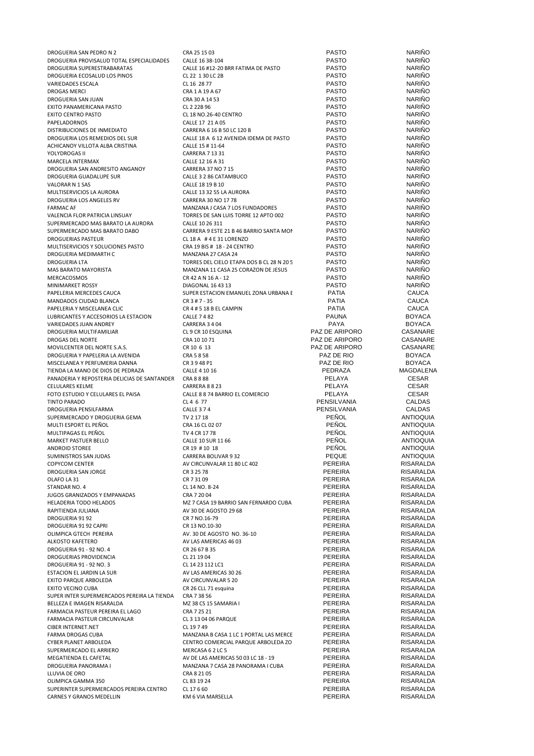| | | | |
|---|---|---|---|
| DROGUERIA SAN PEDRO N 2 | CRA 25 15 03 | PASTO | NARIÑO |
| DROGUERIA PROVISALUD TOTAL ESPECIALIDADES | CALLE 16 38-104 | PASTO | NARIÑO |
| DROGUERIA SUPERESTRABARATAS | CALLE 16 #12-20 BRR FATIMA DE PASTO | PASTO | NARIÑO |
| DROGUERIA ECOSALUD LOS PINOS | CL 22 1 30 LC 2B | PASTO | NARIÑO |
| VARIEDADES ESCALA | CL 16 28 77 | PASTO | NARIÑO |
| DROGAS MERCI | CRA 1 A 19 A 67 | PASTO | NARIÑO |
| DROGUERIA SAN JUAN | CRA 30 A 14 53 | PASTO | NARIÑO |
| EXITO PANAMERICANA PASTO | CL 2 22B 96 | PASTO | NARIÑO |
| EXITO CENTRO PASTO | CL 18 NO.26-40 CENTRO | PASTO | NARIÑO |
| PAPELADORNOS | CALLE 17 21 A 05 | PASTO | NARIÑO |
| DISTRIBUCIONES DE INMEDIATO | CARRERA 6 16 B 50 LC 120 B | PASTO | NARIÑO |
| DROGUERIA LOS REMEDIOS DEL SUR | CALLE 18 A 6 12 AVENIDA IDEMA DE PASTO | PASTO | NARIÑO |
| ACHICANOY VILLOTA ALBA CRISTINA | CALLE 15 # 11-64 | PASTO | NARIÑO |
| YOLYDROGAS II | CARRERA 7 13 31 | PASTO | NARIÑO |
| MARCELA INTERMAX | CALLE 12 16 A 31 | PASTO | NARIÑO |
| DROGUERIA SAN ANDRESITO ANGANOY | CARRERA 37 NO 7 15 | PASTO | NARIÑO |
| DROGUERIA GUADALUPE SUR | CALLE 3 2 86 CATAMBUCO | PASTO | NARIÑO |
| VALORAR N 1 SAS | CALLE 18 19 B 10 | PASTO | NARIÑO |
| MULTISERVICIOS LA AURORA | CALLE 13 32 55 LA AURORA | PASTO | NARIÑO |
| DROGUERIA LOS ANGELES RV | CARRERA 30 NO 17 78 | PASTO | NARIÑO |
| FARMAC AF | MANZANA J CASA 7 LOS FUNDADORES | PASTO | NARIÑO |
| VALENCIA FLOR PATRICIA LINSUAY | TORRES DE SAN LUIS TORRE 12 APTO 002 | PASTO | NARIÑO |
| SUPERMERCADO MAS BARATO LA AURORA | CALLE 10 26 311 | PASTO | NARIÑO |
| SUPERMERCADO MAS BARATO DABO | CARRERA 9 ESTE 21 B 46 BARRIO SANTA MON | PASTO | NARIÑO |
| DROGUERIAS PASTEUR | CL 18 A # 4 E 31 LORENZO | PASTO | NARIÑO |
| MULTISERVICIOS Y SOLUCIONES PASTO | CRA 19 BIS # 18 - 24 CENTRO | PASTO | NARIÑO |
| DROGUERIA MEDIMARTH C | MANZANA 27 CASA 24 | PASTO | NARIÑO |
| DROGUERIA LTA | TORRES DEL CIELO ETAPA DOS B CL 28 N 20 5 | PASTO | NARIÑO |
| MAS BARATO MAYORISTA | MANZANA 11 CASA 25 CORAZON DE JESUS | PASTO | NARIÑO |
| MERCACOSMOS | CR 42 A N 16 A - 12 | PASTO | NARIÑO |
| MINIMARKET ROSSY | DIAGONAL 16 43 13 | PASTO | NARIÑO |
| PAPELERIA MERCEDES CAUCA | SUPER ESTACION EMANUEL ZONA URBANA E | PATIA | CAUCA |
| MANDADOS CIUDAD BLANCA | CR 3 # 7 - 35 | PATIA | CAUCA |
| PAPELERIA Y MISCELANEA CLIC | CR 4 # 5 18 B EL CAMPIN | PATIA | CAUCA |
| LUBRICANTES Y ACCESORIOS LA ESTACION | CALLE 7 4 82 | PAUNA | BOYACA |
| VARIEDADES JUAN ANDREY | CARRERA 3 4 04 | PAYA | BOYACA |
| DROGUERIA MULTIFAMILIAR | CL 9 CR 10 ESQUINA | PAZ DE ARIPORO | CASANARE |
| DROGAS DEL NORTE | CRA 10 10 71 | PAZ DE ARIPORO | CASANARE |
| MOVILCENTER DEL NORTE S.A.S. | CR 10 6 13 | PAZ DE ARIPORO | CASANARE |
| DROGUERIA Y PAPELERIA LA AVENIDA | CRA 5 8 58 | PAZ DE RIO | BOYACA |
| MISCELANEA Y PERFUMERIA DANNA | CR 3 9 48 P1 | PAZ DE RIO | BOYACA |
| TIENDA LA MANO DE DIOS DE PEDRAZA | CALLE 4 10 16 | PEDRAZA | MAGDALENA |
| PANADERIA Y REPOSTERIA DELICIAS DE SANTANDER | CRA 8 8 88 | PELAYA | CESAR |
| CELULARES KELME | CARRERA 8 8 23 | PELAYA | CESAR |
| FOTO ESTUDIO Y CELULARES EL PAISA | CALLE 8 8 74 BARRIO EL COMERCIO | PELAYA | CESAR |
| TINTO PARADO | CL 4 6 77 | PENSILVANIA | CALDAS |
| DROGUERIA PENSILFARMA | CALLE 3 7 4 | PENSILVANIA | CALDAS |
| SUPERMERCADO Y DROGUERIA GEMA | TV 2 17 18 | PEÑOL | ANTIOQUIA |
| MULTI ESPORT EL PEÑOL | CRA 16 CL 02 07 | PEÑOL | ANTIOQUIA |
| MULTIPAGAS EL PEÑOL | TV 4 CR 17 78 | PEÑOL | ANTIOQUIA |
| MARKET PASTUER BELLO | CALLE 10 SUR 11 66 | PEÑOL | ANTIOQUIA |
| ANDROID STOREE | CR 19 # 10 18 | PEÑOL | ANTIOQUIA |
| SUMINISTROS SAN JUDAS | CARRERA BOLIVAR 9 32 | PEQUE | ANTIOQUIA |
| COPYCOM CENTER | AV CIRCUNVALAR 11 80 LC 402 | PEREIRA | RISARALDA |
| DROGUERIA SAN JORGE | CR 3 25 78 | PEREIRA | RISARALDA |
| OLAFO LA 31 | CR 7 31 09 | PEREIRA | RISARALDA |
| STANDAR NO. 4 | CL 14 NO. 8-24 | PEREIRA | RISARALDA |
| JUGOS GRANIZADOS Y EMPANADAS | CRA 7 20 04 | PEREIRA | RISARALDA |
| HELADERIA TODO HELADOS | MZ 7 CASA 19 BARRIO SAN FERNARDO CUBA | PEREIRA | RISARALDA |
| RAPITIENDA JULIANA | AV 30 DE AGOSTO 29 68 | PEREIRA | RISARALDA |
| DROGUERIA 91 92 | CR 7 NO.16-79 | PEREIRA | RISARALDA |
| DROGUERIA 91 92 CAPRI | CR 13 NO.10-30 | PEREIRA | RISARALDA |
| OLIMPICA GTECH PEREIRA | AV. 30 DE AGOSTO NO. 36-10 | PEREIRA | RISARALDA |
| ALKOSTO KAFETERO | AV LAS AMERICAS 46 03 | PEREIRA | RISARALDA |
| DROGUERIA 91 - 92 NO. 4 | CR 26 67 B 35 | PEREIRA | RISARALDA |
| DROGUERIAS PROVIDENCIA | CL 21 19 04 | PEREIRA | RISARALDA |
| DROGUERIA 91 - 92 NO. 3 | CL 14 23 112 LC1 | PEREIRA | RISARALDA |
| ESTACION EL JARDIN LA SUR | AV LAS AMERICAS 30 26 | PEREIRA | RISARALDA |
| EXITO PARQUE ARBOLEDA | AV CIRCUNVALAR 5 20 | PEREIRA | RISARALDA |
| EXITO VECINO CUBA | CR 26 CLL 71 esquina | PEREIRA | RISARALDA |
| SUPER INTER SUPERMERCADOS PEREIRA LA TIENDA | CRA 7 38 56 | PEREIRA | RISARALDA |
| BELLEZA E IMAGEN RISARALDA | MZ 38 CS 15 SAMARIA I | PEREIRA | RISARALDA |
| FARMACIA PASTEUR PEREIRA EL LAGO | CRA 7 25 21 | PEREIRA | RISARALDA |
| FARMACIA PASTEUR CIRCUNVALAR | CL 3 13 04 06 PARQUE | PEREIRA | RISARALDA |
| CIBER INTERNET.NET | CL 19 7 49 | PEREIRA | RISARALDA |
| FARMA DROGAS CUBA | MANZANA B CASA 1 LC 1 PORTAL LAS MERCE | PEREIRA | RISARALDA |
| CYBER PLANET ARBOLEDA | CENTRO COMERCIAL PARQUE ARBOLEDA ZO | PEREIRA | RISARALDA |
| SUPERMERCADO EL ARRIERO | MERCASA 6 2 LC 5 | PEREIRA | RISARALDA |
| MEGATIENDA EL CAFETAL | AV DE LAS AMERICAS 50 03 LC 18 - 19 | PEREIRA | RISARALDA |
| DROGUERIA PANORAMA I | MANZANA 7 CASA 28 PANORAMA I CUBA | PEREIRA | RISARALDA |
| LLUVIA DE ORO | CRA 8 21 05 | PEREIRA | RISARALDA |
| OLIMPICA GAMMA 350 | CL 83 19 24 | PEREIRA | RISARALDA |
| SUPERINTER SUPERMERCADOS PEREIRA CENTRO | CL 17 6 60 | PEREIRA | RISARALDA |
| CARNES Y GRANOS MEDELLIN | KM 6 VIA MARSELLA | PEREIRA | RISARALDA |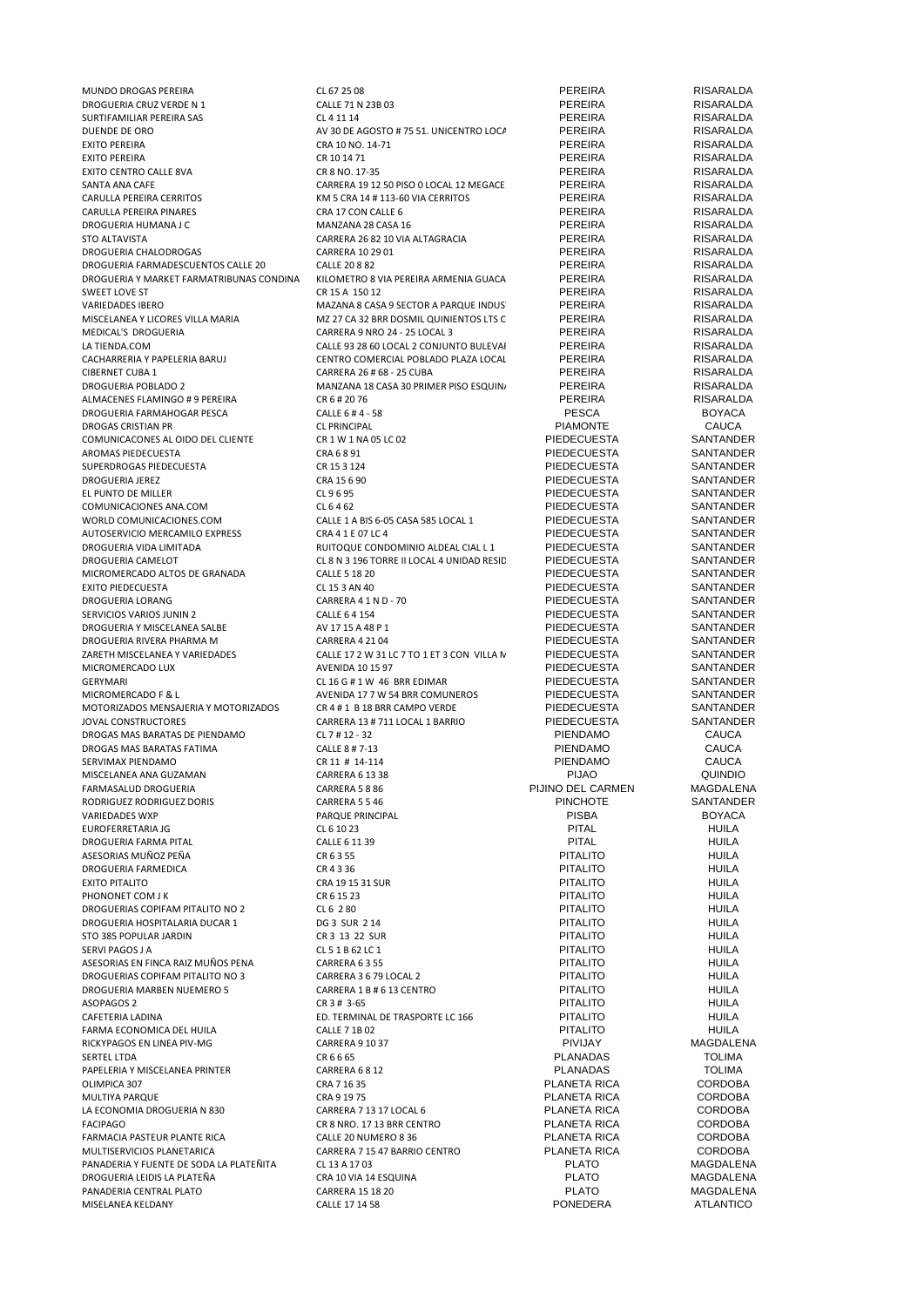| | | | |
|---|---|---|---|
| MUNDO DROGAS PEREIRA | CL 67 25 08 | PEREIRA | RISARALDA |
| DROGUERIA CRUZ VERDE N 1 | CALLE 71 N 23B 03 | PEREIRA | RISARALDA |
| SURTIFAMILIAR PEREIRA SAS | CL 4 11 14 | PEREIRA | RISARALDA |
| DUENDE DE ORO | AV 30 DE AGOSTO # 75 51. UNICENTRO LOCA | PEREIRA | RISARALDA |
| EXITO PEREIRA | CRA 10 NO. 14-71 | PEREIRA | RISARALDA |
| EXITO PEREIRA | CR 10 14 71 | PEREIRA | RISARALDA |
| EXITO CENTRO CALLE 8VA | CR 8 NO. 17-35 | PEREIRA | RISARALDA |
| SANTA ANA CAFE | CARRERA 19 12 50 PISO 0 LOCAL 12 MEGACE | PEREIRA | RISARALDA |
| CARULLA PEREIRA CERRITOS | KM 5 CRA 14 # 113-60 VIA CERRITOS | PEREIRA | RISARALDA |
| CARULLA PEREIRA PINARES | CRA 17 CON CALLE 6 | PEREIRA | RISARALDA |
| DROGUERIA HUMANA J C | MANZANA 28 CASA 16 | PEREIRA | RISARALDA |
| STO ALTAVISTA | CARRERA 26 82 10 VIA ALTAGRACIA | PEREIRA | RISARALDA |
| DROGUERIA CHALODROGAS | CARRERA 10 29 01 | PEREIRA | RISARALDA |
| DROGUERIA FARMADESCUENTOS CALLE 20 | CALLE 20 8 82 | PEREIRA | RISARALDA |
| DROGUERIA Y MARKET FARMATRIBUNAS CONDINA | KILOMETRO 8 VIA PEREIRA ARMENIA GUACA | PEREIRA | RISARALDA |
| SWEET LOVE ST | CR 15 A 150 12 | PEREIRA | RISARALDA |
| VARIEDADES IBERO | MAZANA 8 CASA 9 SECTOR A PARQUE INDUS | PEREIRA | RISARALDA |
| MISCELANEA Y LICORES VILLA MARIA | MZ 27 CA 32 BRR DOSMIL QUINIENTOS LTS C | PEREIRA | RISARALDA |
| MEDICAL'S DROGUERIA | CARRERA 9 NRO 24 - 25 LOCAL 3 | PEREIRA | RISARALDA |
| LA TIENDA.COM | CALLE 93 28 60 LOCAL 2 CONJUNTO BULEVAI | PEREIRA | RISARALDA |
| CACHARRERIA Y PAPELERIA BARUJ | CENTRO COMERCIAL POBLADO PLAZA LOCAL | PEREIRA | RISARALDA |
| CIBERNET CUBA 1 | CARRERA 26 # 68 - 25 CUBA | PEREIRA | RISARALDA |
| DROGUERIA POBLADO 2 | MANZANA 18 CASA 30 PRIMER PISO ESQUIN | PEREIRA | RISARALDA |
| ALMACENES FLAMINGO # 9 PEREIRA | CR 6 # 20 76 | PEREIRA | RISARALDA |
| DROGUERIA FARMAHOGAR PESCA | CALLE 6 # 4 - 58 | PESCA | BOYACA |
| DROGAS CRISTIAN PR | CL PRINCIPAL | PIAMONTE | CAUCA |
| COMUNICACONES AL OIDO DEL CLIENTE | CR 1 W 1 NA 05 LC 02 | PIEDECUESTA | SANTANDER |
| AROMAS PIEDECUESTA | CRA 6 8 91 | PIEDECUESTA | SANTANDER |
| SUPERDROGAS PIEDECUESTA | CR 15 3 124 | PIEDECUESTA | SANTANDER |
| DROGUERIA JEREZ | CRA 15 6 90 | PIEDECUESTA | SANTANDER |
| EL PUNTO DE MILLER | CL 9 6 95 | PIEDECUESTA | SANTANDER |
| COMUNICACIONES ANA.COM | CL 6 4 62 | PIEDECUESTA | SANTANDER |
| WORLD COMUNICACIONES.COM | CALLE 1 A BIS 6-05 CASA 585 LOCAL 1 | PIEDECUESTA | SANTANDER |
| AUTOSERVICIO MERCAMILO EXPRESS | CRA 4 1 E 07 LC 4 | PIEDECUESTA | SANTANDER |
| DROGUERIA VIDA LIMITADA | RUITOQUE CONDOMINIO ALDEAL CIAL L 1 | PIEDECUESTA | SANTANDER |
| DROGUERIA CAMELOT | CL 8 N 3 196 TORRE II LOCAL 4 UNIDAD RESID | PIEDECUESTA | SANTANDER |
| MICROMERCADO ALTOS DE GRANADA | CALLE 5 18 20 | PIEDECUESTA | SANTANDER |
| EXITO PIEDECUESTA | CL 15 3 AN 40 | PIEDECUESTA | SANTANDER |
| DROGUERIA LORANG | CARRERA 4 1 N D - 70 | PIEDECUESTA | SANTANDER |
| SERVICIOS VARIOS JUNIN 2 | CALLE 6 4 154 | PIEDECUESTA | SANTANDER |
| DROGUERIA Y MISCELANEA SALBE | AV 17 15 A 48 P 1 | PIEDECUESTA | SANTANDER |
| DROGUERIA RIVERA PHARMA M | CARRERA 4 21 04 | PIEDECUESTA | SANTANDER |
| ZARETH MISCELANEA Y VARIEDADES | CALLE 17 2 W 31 LC 7 TO 1 ET 3 CON VILLA N | PIEDECUESTA | SANTANDER |
| MICROMERCADO LUX | AVENIDA 10 15 97 | PIEDECUESTA | SANTANDER |
| GERYMARI | CL 16 G # 1 W 46 BRR EDIMAR | PIEDECUESTA | SANTANDER |
| MICROMERCADO F & L | AVENIDA 17 7 W 54 BRR COMUNEROS | PIEDECUESTA | SANTANDER |
| MOTORIZADOS MENSAJERIA Y MOTORIZADOS | CR 4 # 1 B 18 BRR CAMPO VERDE | PIEDECUESTA | SANTANDER |
| JOVAL CONSTRUCTORES | CARRERA 13 # 711 LOCAL 1 BARRIO | PIEDECUESTA | SANTANDER |
| DROGAS MAS BARATAS DE PIENDAMO | CL 7 # 12 - 32 | PIENDAMO | CAUCA |
| DROGAS MAS BARATAS FATIMA | CALLE 8 # 7-13 | PIENDAMO | CAUCA |
| SERVIMAX PIENDAMO | CR 11 # 14-114 | PIENDAMO | CAUCA |
| MISCELANEA ANA GUZAMAN | CARRERA 6 13 38 | PIJAO | QUINDIO |
| FARMASALUD DROGUERIA | CARRERA 5 8 86 | PIJINO DEL CARMEN | MAGDALENA |
| RODRIGUEZ RODRIGUEZ DORIS | CARRERA 5 5 46 | PINCHOTE | SANTANDER |
| VARIEDADES WXP | PARQUE PRINCIPAL | PISBA | BOYACA |
| EUROFERRETARIA JG | CL 6 10 23 | PITAL | HUILA |
| DROGUERIA FARMA PITAL | CALLE 6 11 39 | PITAL | HUILA |
| ASESORIAS MUÑOZ PEÑA | CR 6 3 55 | PITALITO | HUILA |
| DROGUERIA FARMEDICA | CR 4 3 36 | PITALITO | HUILA |
| EXITO PITALITO | CRA 19 15 31 SUR | PITALITO | HUILA |
| PHONONET COM J K | CR 6 15 23 | PITALITO | HUILA |
| DROGUERIAS COPIFAM PITALITO NO 2 | CL 6 2 80 | PITALITO | HUILA |
| DROGUERIA HOSPITALARIA DUCAR 1 | DG 3 SUR 2 14 | PITALITO | HUILA |
| STO 385 POPULAR JARDIN | CR 3 13 22 SUR | PITALITO | HUILA |
| SERVI PAGOS J A | CL 5 1 B 62 LC 1 | PITALITO | HUILA |
| ASESORIAS EN FINCA RAIZ MUÑOS PENA | CARRERA 6 3 55 | PITALITO | HUILA |
| DROGUERIAS COPIFAM PITALITO NO 3 | CARRERA 3 6 79 LOCAL 2 | PITALITO | HUILA |
| DROGUERIA MARBEN NUEMERO 5 | CARRERA 1 B # 6 13 CENTRO | PITALITO | HUILA |
| ASOPAGOS 2 | CR 3 # 3-65 | PITALITO | HUILA |
| CAFETERIA LADINA | ED. TERMINAL DE TRASPORTE LC 166 | PITALITO | HUILA |
| FARMA ECONOMICA DEL HUILA | CALLE 7 1B 02 | PITALITO | HUILA |
| RICKYPAGOS EN LINEA PIV-MG | CARRERA 9 10 37 | PIVIJAY | MAGDALENA |
| SERTEL LTDA | CR 6 6 65 | PLANADAS | TOLIMA |
| PAPELERIA Y MISCELANEA PRINTER | CARRERA 6 8 12 | PLANADAS | TOLIMA |
| OLIMPICA 307 | CRA 7 16 35 | PLANETA RICA | CORDOBA |
| MULTIYA PARQUE | CRA 9 19 75 | PLANETA RICA | CORDOBA |
| LA ECONOMIA DROGUERIA N 830 | CARRERA 7 13 17 LOCAL 6 | PLANETA RICA | CORDOBA |
| FACIPAGO | CR 8 NRO. 17 13 BRR CENTRO | PLANETA RICA | CORDOBA |
| FARMACIA PASTEUR PLANTE RICA | CALLE 20 NUMERO 8 36 | PLANETA RICA | CORDOBA |
| MULTISERVICIOS PLANETARICA | CARRERA 7 15 47 BARRIO CENTRO | PLANETA RICA | CORDOBA |
| PANADERIA Y FUENTE DE SODA LA PLATEÑITA | CL 13 A 17 03 | PLATO | MAGDALENA |
| DROGUERIA LEIDIS LA PLATEÑA | CRA 10 VIA 14 ESQUINA | PLATO | MAGDALENA |
| PANADERIA CENTRAL PLATO | CARRERA 15 18 20 | PLATO | MAGDALENA |
| MISELANEA KELDANY | CALLE 17 14 58 | PONEDERA | ATLANTICO |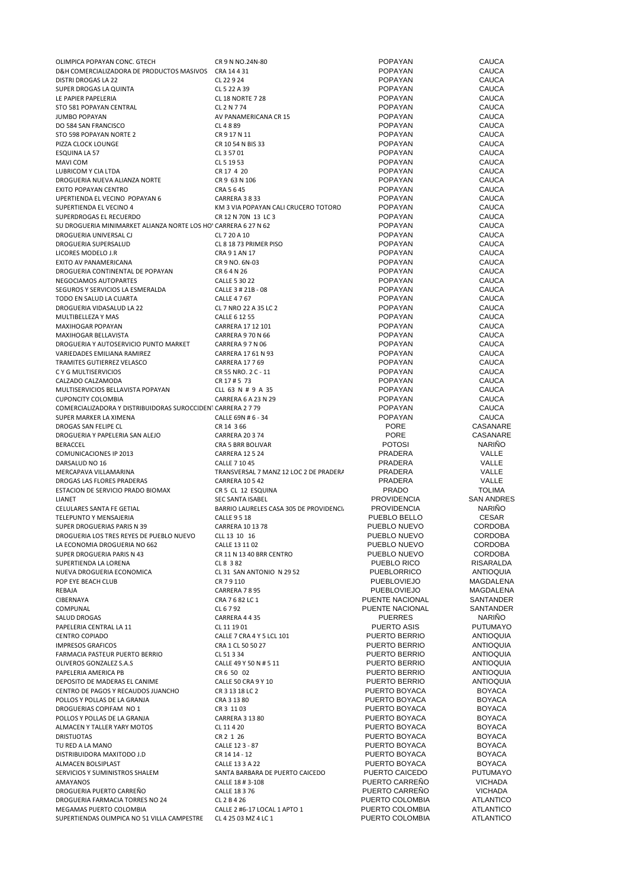| | | | |
|---|---|---|---|
| OLIMPICA POPAYAN CONC. GTECH | CR 9 N NO.24N-80 | POPAYAN | CAUCA |
| D&H COMERCIALIZADORA DE PRODUCTOS MASIVOS | CRA 14 4 31 | POPAYAN | CAUCA |
| DISTRI DROGAS LA 22 | CL 22 9 24 | POPAYAN | CAUCA |
| SUPER DROGAS LA QUINTA | CL 5 22 A 39 | POPAYAN | CAUCA |
| LE PAPIER PAPELERIA | CL 18 NORTE 7 28 | POPAYAN | CAUCA |
| STO 581 POPAYAN CENTRAL | CL 2 N 7 74 | POPAYAN | CAUCA |
| JUMBO POPAYAN | AV PANAMERICANA CR 15 | POPAYAN | CAUCA |
| DO 584 SAN FRANCISCO | CL 4 8 89 | POPAYAN | CAUCA |
| STO 598 POPAYAN NORTE 2 | CR 9 17 N 11 | POPAYAN | CAUCA |
| PIZZA CLOCK LOUNGE | CR 10 54 N BIS 33 | POPAYAN | CAUCA |
| ESQUINA LA 57 | CL 3 57 01 | POPAYAN | CAUCA |
| MAVI COM | CL 5 19 53 | POPAYAN | CAUCA |
| LUBRICOM Y CIA LTDA | CR 17 4 20 | POPAYAN | CAUCA |
| DROGUERIA NUEVA ALIANZA NORTE | CR 9 63 N 106 | POPAYAN | CAUCA |
| EXITO POPAYAN CENTRO | CRA 5 6 45 | POPAYAN | CAUCA |
| UPERTIENDA EL VECINO POPAYAN 6 | CARRERA 3 8 33 | POPAYAN | CAUCA |
| SUPERTIENDA EL VECINO 4 | KM 3 VIA POPAYAN CALI CRUCERO TOTORO | POPAYAN | CAUCA |
| SUPERDROGAS EL RECUERDO | CR 12 N 70N 13 LC 3 | POPAYAN | CAUCA |
| SU DROGUERIA MINIMARKET ALIANZA NORTE LOS HO | CARRERA 6 27 N 62 | POPAYAN | CAUCA |
| DROGUERIA UNIVERSAL CJ | CL 7 20 A 10 | POPAYAN | CAUCA |
| DROGUERIA SUPERSALUD | CL 8 18 73 PRIMER PISO | POPAYAN | CAUCA |
| LICORES MODELO J.R | CRA 9 1 AN 17 | POPAYAN | CAUCA |
| EXITO AV PANAMERICANA | CR 9 NO. 6N-03 | POPAYAN | CAUCA |
| DROGUERIA CONTINENTAL DE POPAYAN | CR 6 4 N 26 | POPAYAN | CAUCA |
| NEGOCIAMOS AUTOPARTES | CALLE 5 30 22 | POPAYAN | CAUCA |
| SEGUROS Y SERVICIOS LA ESMERALDA | CALLE 3 # 21B - 08 | POPAYAN | CAUCA |
| TODO EN SALUD LA CUARTA | CALLE 4 7 67 | POPAYAN | CAUCA |
| DROGUERIA VIDASALUD LA 22 | CL 7 NRO 22 A 35 LC 2 | POPAYAN | CAUCA |
| MULTIBELLEZA Y MAS | CALLE 6 12 55 | POPAYAN | CAUCA |
| MAXIHOGAR POPAYAN | CARRERA 17 12 101 | POPAYAN | CAUCA |
| MAXIHOGAR BELLAVISTA | CARRERA 9 70 N 66 | POPAYAN | CAUCA |
| DROGUERIA Y AUTOSERVICIO PUNTO MARKET | CARRERA 9 7 N 06 | POPAYAN | CAUCA |
| VARIEDADES EMILIANA RAMIREZ | CARRERA 17 61 N 93 | POPAYAN | CAUCA |
| TRAMITES GUTIERREZ VELASCO | CARRERA 17 7 69 | POPAYAN | CAUCA |
| C Y G MULTISERVICIOS | CR 55 NRO. 2 C - 11 | POPAYAN | CAUCA |
| CALZADO CALZAMODA | CR 17 # 5 73 | POPAYAN | CAUCA |
| MULTISERVICIOS BELLAVISTA POPAYAN | CLL 63 N # 9 A 35 | POPAYAN | CAUCA |
| CUPONCITY COLOMBIA | CARRERA 6 A 23 N 29 | POPAYAN | CAUCA |
| COMERCIALIZADORA Y DISTRIBUIDORAS SUROCCIDENT | CARRERA 2 7 79 | POPAYAN | CAUCA |
| SUPER MARKER LA XIMENA | CALLE 69N # 6 - 34 | POPAYAN | CAUCA |
| DROGAS SAN FELIPE CL | CR 14 3 66 | PORE | CASANARE |
| DROGUERIA Y PAPELERIA SAN ALEJO | CARRERA 20 3 74 | PORE | CASANARE |
| BERACCEL | CRA 5 BRR BOLIVAR | POTOSI | NARIÑO |
| COMUNICACIONES IP 2013 | CARRERA 12 5 24 | PRADERA | VALLE |
| DARSALUD NO 16 | CALLE 7 10 45 | PRADERA | VALLE |
| MERCAPAVA VILLAMARINA | TRANSVERSAL 7 MANZ 12 LOC 2 DE PRADERA | PRADERA | VALLE |
| DROGAS LAS FLORES PRADERAS | CARRERA 10 5 42 | PRADERA | VALLE |
| ESTACION DE SERVICIO PRADO BIOMAX | CR 5 CL 12 ESQUINA | PRADO | TOLIMA |
| LIANET | SEC SANTA ISABEL | PROVIDENCIA | SAN ANDRES |
| CELULARES SANTA FE GETIAL | BARRIO LAURELES CASA 305 DE PROVIDENCI | PROVIDENCIA | NARIÑO |
| TELEPUNTO Y MENSAJERIA | CALLE 9 5 18 | PUEBLO BELLO | CESAR |
| SUPER DROGUERIAS PARIS N 39 | CARRERA 10 13 78 | PUEBLO NUEVO | CORDOBA |
| DROGUERIA LOS TRES REYES DE PUEBLO NUEVO | CLL 13 10 16 | PUEBLO NUEVO | CORDOBA |
| LA ECONOMIA DROGUERIA NO 662 | CALLE 13 11 02 | PUEBLO NUEVO | CORDOBA |
| SUPER DROGUERIA PARIS N 43 | CR 11 N 13 40 BRR CENTRO | PUEBLO NUEVO | CORDOBA |
| SUPERTIENDA LA LORENA | CL 8 3 82 | PUEBLO RICO | RISARALDA |
| NUEVA DROGUERIA ECONOMICA | CL 31 SAN ANTONIO N 29 52 | PUEBLORRICO | ANTIOQUIA |
| POP EYE BEACH CLUB | CR 7 9 110 | PUEBLOVIEJO | MAGDALENA |
| REBAJA | CARRERA 7 8 95 | PUEBLOVIEJO | MAGDALENA |
| CIBERNAYA | CRA 7 6 82 LC 1 | PUENTE NACIONAL | SANTANDER |
| COMPUNAL | CL 6 7 92 | PUENTE NACIONAL | SANTANDER |
| SALUD DROGAS | CARRERA 4 4 35 | PUERRES | NARIÑO |
| PAPELERIA CENTRAL LA 11 | CL 11 19 01 | PUERTO ASIS | PUTUMAYO |
| CENTRO COPIADO | CALLE 7 CRA 4 Y 5 LCL 101 | PUERTO BERRIO | ANTIOQUIA |
| IMPRESOS GRAFICOS | CRA 1 CL 50 50 27 | PUERTO BERRIO | ANTIOQUIA |
| FARMACIA PASTEUR PUERTO BERRIO | CL 51 3 34 | PUERTO BERRIO | ANTIOQUIA |
| OLIVEROS GONZALEZ S.A.S | CALLE 49 Y 50 N # 5 11 | PUERTO BERRIO | ANTIOQUIA |
| PAPELERIA AMERICA PB | CR 6 50 02 | PUERTO BERRIO | ANTIOQUIA |
| DEPOSITO DE MADERAS EL CANIME | CALLE 50 CRA 9 Y 10 | PUERTO BERRIO | ANTIOQUIA |
| CENTRO DE PAGOS Y RECAUDOS JUANCHO | CR 3 13 18 LC 2 | PUERTO BOYACA | BOYACA |
| POLLOS Y POLLAS DE LA GRANJA | CRA 3 13 80 | PUERTO BOYACA | BOYACA |
| DROGUERIAS COPIFAM NO 1 | CR 3 11 03 | PUERTO BOYACA | BOYACA |
| POLLOS Y POLLAS DE LA GRANJA | CARRERA 3 13 80 | PUERTO BOYACA | BOYACA |
| ALMACEN Y TALLER YARY MOTOS | CL 11 4 20 | PUERTO BOYACA | BOYACA |
| DRISTIJOTAS | CR 2 1 26 | PUERTO BOYACA | BOYACA |
| TU RED A LA MANO | CALLE 12 3 - 87 | PUERTO BOYACA | BOYACA |
| DISTRIBUIDORA MAXITODO J.D | CR 14 14 - 12 | PUERTO BOYACA | BOYACA |
| ALMACEN BOLSIPLAST | CALLE 13 3 A 22 | PUERTO BOYACA | BOYACA |
| SERVICIOS Y SUMINISTROS SHALEM | SANTA BARBARA DE PUERTO CAICEDO | PUERTO CAICEDO | PUTUMAYO |
| AMAYANOS | CALLE 18 # 3-108 | PUERTO CARREÑO | VICHADA |
| DROGUERIA PUERTO CARREÑO | CALLE 18 3 76 | PUERTO CARREÑO | VICHADA |
| DROGUERIA FARMACIA TORRES NO 24 | CL 2 B 4 26 | PUERTO COLOMBIA | ATLANTICO |
| MEGAMAS PUERTO COLOMBIA | CALLE 2 #6-17 LOCAL 1 APTO 1 | PUERTO COLOMBIA | ATLANTICO |
| SUPERTIENDAS OLIMPICA NO 51 VILLA CAMPESTRE | CL 4 25 03 MZ 4 LC 1 | PUERTO COLOMBIA | ATLANTICO |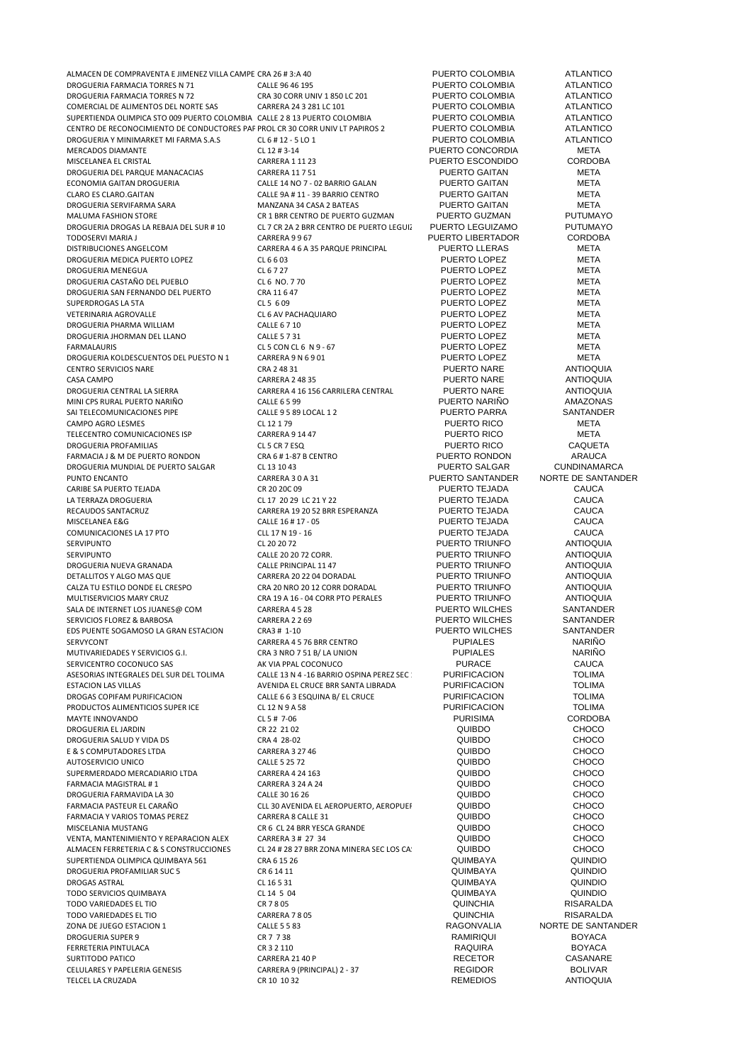| | | | |
|---|---|---|---|
| ALMACEN DE COMPRAVENTA E JIMENEZ VILLA CAMPE | CRA 26 # 3:A 40 | PUERTO COLOMBIA | ATLANTICO |
| DROGUERIA FARMACIA TORRES N 71 | CALLE 96 46 195 | PUERTO COLOMBIA | ATLANTICO |
| DROGUERIA FARMACIA TORRES N 72 | CRA 30 CORR UNIV 1 850 LC 201 | PUERTO COLOMBIA | ATLANTICO |
| COMERCIAL DE ALIMENTOS DEL NORTE SAS | CARRERA 24 3 281 LC 101 | PUERTO COLOMBIA | ATLANTICO |
| SUPERTIENDA OLIMPICA STO 009 PUERTO COLOMBIA | CALLE 2 8 13 PUERTO COLOMBIA | PUERTO COLOMBIA | ATLANTICO |
| CENTRO DE RECONOCIMIENTO DE CONDUCTORES PAF | PROL CR 30 CORR UNIV LT PAPIROS 2 | PUERTO COLOMBIA | ATLANTICO |
| DROGUERIA Y MINIMARKET MI FARMA S.A.S | CL 6 # 12 - 5 LO 1 | PUERTO COLOMBIA | ATLANTICO |
| MERCADOS DIAMANTE | CL 12 # 3-14 | PUERTO CONCORDIA | META |
| MISCELANEA EL CRISTAL | CARRERA 1 11 23 | PUERTO ESCONDIDO | CORDOBA |
| DROGUERIA DEL PARQUE MANACACIAS | CARRERA 11 7 51 | PUERTO GAITAN | META |
| ECONOMIA GAITAN DROGUERIA | CALLE 14 NO 7 - 02 BARRIO GALAN | PUERTO GAITAN | META |
| CLARO ES CLARO.GAITAN | CALLE 9A # 11 - 39 BARRIO CENTRO | PUERTO GAITAN | META |
| DROGUERIA SERVIFARMA SARA | MANZANA 34 CASA 2 BATEAS | PUERTO GAITAN | META |
| MALUMA FASHION STORE | CR 1 BRR CENTRO DE PUERTO GUZMAN | PUERTO GUZMAN | PUTUMAYO |
| DROGUERIA DROGAS LA REBAJA DEL SUR # 10 | CL 7 CR 2A 2 BRR CENTRO DE PUERTO LEGUIZ | PUERTO LEGUIZAMO | PUTUMAYO |
| TODOSERVI MARIA J | CARRERA 9 9 67 | PUERTO LIBERTADOR | CORDOBA |
| DISTRIBUCIONES ANGELCOM | CARRERA 4 6 A 35 PARQUE PRINCIPAL | PUERTO LLERAS | META |
| DROGUERIA MEDICA PUERTO LOPEZ | CL 6 6 03 | PUERTO LOPEZ | META |
| DROGUERIA MENEGUA | CL 6 7 27 | PUERTO LOPEZ | META |
| DROGUERIA CASTAÑO DEL PUEBLO | CL 6 NO. 7 70 | PUERTO LOPEZ | META |
| DROGUERIA SAN FERNANDO DEL PUERTO | CRA 11 6 47 | PUERTO LOPEZ | META |
| SUPERDROGAS LA 5TA | CL 5 6 09 | PUERTO LOPEZ | META |
| VETERINARIA AGROVALLE | CL 6 AV PACHAQUIARO | PUERTO LOPEZ | META |
| DROGUERIA PHARMA WILLIAM | CALLE 6 7 10 | PUERTO LOPEZ | META |
| DROGUERIA JHORMAN DEL LLANO | CALLE 5 7 31 | PUERTO LOPEZ | META |
| FARMALAURIS | CL 5 CON CL 6 N 9 - 67 | PUERTO LOPEZ | META |
| DROGUERIA KOLDESCUENTOS DEL PUESTO N 1 | CARRERA 9 N 6 9 01 | PUERTO LOPEZ | META |
| CENTRO SERVICIOS NARE | CRA 2 48 31 | PUERTO NARE | ANTIOQUIA |
| CASA CAMPO | CARRERA 2 48 35 | PUERTO NARE | ANTIOQUIA |
| DROGUERIA CENTRAL LA SIERRA | CARRERA 4 16 156 CARRILERA CENTRAL | PUERTO NARE | ANTIOQUIA |
| MINI CPS RURAL PUERTO NARIÑO | CALLE 6 5 99 | PUERTO NARIÑO | AMAZONAS |
| SAI TELECOMUNICACIONES PIPE | CALLE 9 5 89 LOCAL 1 2 | PUERTO PARRA | SANTANDER |
| CAMPO AGRO LESMES | CL 12 1 79 | PUERTO RICO | META |
| TELECENTRO COMUNICACIONES ISP | CARRERA 9 14 47 | PUERTO RICO | META |
| DROGUERIA PROFAMILIAS | CL 5 CR 7 ESQ | PUERTO RICO | CAQUETA |
| FARMACIA J & M DE PUERTO RONDON | CRA 6 # 1-87 B CENTRO | PUERTO RONDON | ARAUCA |
| DROGUERIA MUNDIAL DE PUERTO SALGAR | CL 13 10 43 | PUERTO SALGAR | CUNDINAMARCA |
| PUNTO ENCANTO | CARRERA 3 0 A 31 | PUERTO SANTANDER | NORTE DE SANTANDER |
| CARIBE SA PUERTO TEJADA | CR 20 20C 09 | PUERTO TEJADA | CAUCA |
| LA TERRAZA DROGUERIA | CL 17 20 29 LC 21 Y 22 | PUERTO TEJADA | CAUCA |
| RECAUDOS SANTACRUZ | CARRERA 19 20 52 BRR ESPERANZA | PUERTO TEJADA | CAUCA |
| MISCELANEA E&G | CALLE 16 # 17 - 05 | PUERTO TEJADA | CAUCA |
| COMUNICACIONES LA 17 PTO | CLL 17 N 19 - 16 | PUERTO TEJADA | CAUCA |
| SERVIPUNTO | CL 20 20 72 | PUERTO TRIUNFO | ANTIOQUIA |
| SERVIPUNTO | CALLE 20 20 72 CORR. | PUERTO TRIUNFO | ANTIOQUIA |
| DROGUERIA NUEVA GRANADA | CALLE PRINCIPAL 11 47 | PUERTO TRIUNFO | ANTIOQUIA |
| DETALLITOS Y ALGO MAS QUE | CARRERA 20 22 04 DORADAL | PUERTO TRIUNFO | ANTIOQUIA |
| CALZA TU ESTILO DONDE EL CRESPO | CRA 20 NRO 20 12 CORR DORADAL | PUERTO TRIUNFO | ANTIOQUIA |
| MULTISERVICIOS MARY CRUZ | CRA 19 A 16 - 04 CORR PTO PERALES | PUERTO TRIUNFO | ANTIOQUIA |
| SALA DE INTERNET LOS JUANES@ COM | CARRERA 4 5 28 | PUERTO WILCHES | SANTANDER |
| SERVICIOS FLOREZ & BARBOSA | CARRERA 2 2 69 | PUERTO WILCHES | SANTANDER |
| EDS PUENTE SOGAMOSO LA GRAN ESTACION | CRA3 # 1-10 | PUERTO WILCHES | SANTANDER |
| SERVYCONT | CARRERA 4 5 76 BRR CENTRO | PUPIALES | NARIÑO |
| MUTIVARIEDADES Y SERVICIOS G.I. | CRA 3 NRO 7 51 B/ LA UNION | PUPIALES | NARIÑO |
| SERVICENTRO COCONUCO SAS | AK VIA PPAL COCONUCO | PURACE | CAUCA |
| ASESORIAS INTEGRALES DEL SUR DEL TOLIMA | CALLE 13 N 4 -16 BARRIO OSPINA PEREZ SEC | PURIFICACION | TOLIMA |
| ESTACION LAS VILLAS | AVENIDA EL CRUCE BRR SANTA LIBRADA | PURIFICACION | TOLIMA |
| DROGAS COPIFAM PURIFICACION | CALLE 6 6 3 ESQUINA B/ EL CRUCE | PURIFICACION | TOLIMA |
| PRODUCTOS ALIMENTICIOS SUPER ICE | CL 12 N 9 A 58 | PURIFICACION | TOLIMA |
| MAYTE INNOVANDO | CL 5 # 7-06 | PURISIMA | CORDOBA |
| DROGUERIA EL JARDIN | CR 22 21 02 | QUIBDO | CHOCO |
| DROGUERIA SALUD Y VIDA DS | CRA 4 28-02 | QUIBDO | CHOCO |
| E & S COMPUTADORES LTDA | CARRERA 3 27 46 | QUIBDO | CHOCO |
| AUTOSERVICIO UNICO | CALLE 5 25 72 | QUIBDO | CHOCO |
| SUPERMERDADO MERCADIARIO LTDA | CARRERA 4 24 163 | QUIBDO | CHOCO |
| FARMACIA MAGISTRAL # 1 | CARRERA 3 24 A 24 | QUIBDO | CHOCO |
| DROGUERIA FARMAVIDA LA 30 | CALLE 30 16 26 | QUIBDO | CHOCO |
| FARMACIA PASTEUR EL CARAÑO | CLL 30 AVENIDA EL AEROPUERTO, AEROPUEF | QUIBDO | CHOCO |
| FARMACIA Y VARIOS TOMAS PEREZ | CARRERA 8 CALLE 31 | QUIBDO | CHOCO |
| MISCELANIA MUSTANG | CR 6 CL 24 BRR YESCA GRANDE | QUIBDO | CHOCO |
| VENTA, MANTENIMIENTO Y REPARACION ALEX | CARRERA 3 # 27 34 | QUIBDO | CHOCO |
| ALMACEN FERRETERIA C & S CONSTRUCCIONES | CL 24 # 28 27 BRR ZONA MINERA SEC LOS CA | QUIBDO | CHOCO |
| SUPERTIENDA OLIMPICA QUIMBAYA 561 | CRA 6 15 26 | QUIMBAYA | QUINDIO |
| DROGUERIA PROFAMILIAR SUC 5 | CR 6 14 11 | QUIMBAYA | QUINDIO |
| DROGAS ASTRAL | CL 16 5 31 | QUIMBAYA | QUINDIO |
| TODO SERVICIOS QUIMBAYA | CL 14 5 04 | QUIMBAYA | QUINDIO |
| TODO VARIEDADES EL TIO | CR 7 8 05 | QUINCHIA | RISARALDA |
| TODO VARIEDADES EL TIO | CARRERA 7 8 05 | QUINCHIA | RISARALDA |
| ZONA DE JUEGO ESTACION 1 | CALLE 5 5 83 | RAGONVALIA | NORTE DE SANTANDER |
| DROGUERIA SUPER 9 | CR 7 7 38 | RAMIRIQUI | BOYACA |
| FERRETERIA PINTULACA | CR 3 2 110 | RAQUIRA | BOYACA |
| SURTITODO PATICO | CARRERA 21 40 P | RECETOR | CASANARE |
| CELULARES Y PAPELERIA GENESIS | CARRERA 9 (PRINCIPAL) 2 - 37 | REGIDOR | BOLIVAR |
| TELCEL LA CRUZADA | CR 10 10 32 | REMEDIOS | ANTIOQUIA |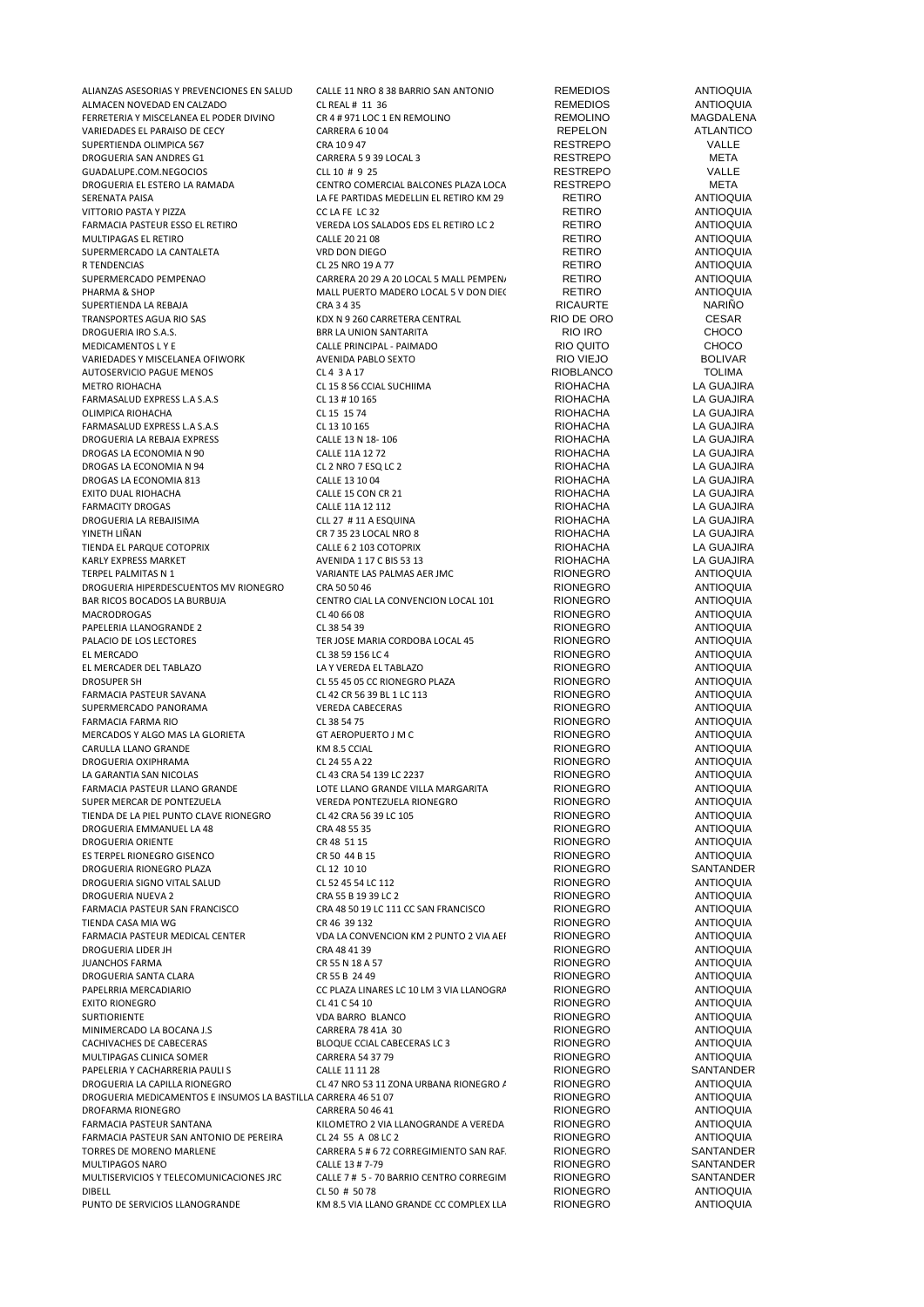| | | | |
|---|---|---|---|
| ALIANZAS ASESORIAS Y PREVENCIONES EN SALUD | CALLE 11 NRO 8 38 BARRIO SAN ANTONIO | REMEDIOS | ANTIOQUIA |
| ALMACEN NOVEDAD EN CALZADO | CL REAL # 11 36 | REMEDIOS | ANTIOQUIA |
| FERRETERIA Y MISCELANEA EL PODER DIVINO | CR 4 # 971 LOC 1 EN REMOLINO | REMOLINO | MAGDALENA |
| VARIEDADES EL PARAISO DE CECY | CARRERA 6 10 04 | REPELON | ATLANTICO |
| SUPERTIENDA OLIMPICA 567 | CRA 10 9 47 | RESTREPO | VALLE |
| DROGUERIA SAN ANDRES G1 | CARRERA 5 9 39 LOCAL 3 | RESTREPO | META |
| GUADALUPE.COM.NEGOCIOS | CLL 10 # 9 25 | RESTREPO | VALLE |
| DROGUERIA EL ESTERO LA RAMADA | CENTRO COMERCIAL BALCONES PLAZA LOCA | RESTREPO | META |
| SERENATA PAISA | LA FE PARTIDAS MEDELLIN EL RETIRO KM 29 | RETIRO | ANTIOQUIA |
| VITTORIO PASTA Y PIZZA | CC LA FE LC 32 | RETIRO | ANTIOQUIA |
| FARMACIA PASTEUR ESSO EL RETIRO | VEREDA LOS SALADOS EDS EL RETIRO LC 2 | RETIRO | ANTIOQUIA |
| MULTIPAGAS EL RETIRO | CALLE 20 21 08 | RETIRO | ANTIOQUIA |
| SUPERMERCADO LA CANTALETA | VRD DON DIEGO | RETIRO | ANTIOQUIA |
| R TENDENCIAS | CL 25 NRO 19 A 77 | RETIRO | ANTIOQUIA |
| SUPERMERCADO PEMPENAO | CARRERA 20 29 A 20 LOCAL 5 MALL PEMPEN/ | RETIRO | ANTIOQUIA |
| PHARMA & SHOP | MALL PUERTO MADERO LOCAL 5 V DON DIE( | RETIRO | ANTIOQUIA |
| SUPERTIENDA LA REBAJA | CRA 3 4 35 | RICAURTE | NARIÑO |
| TRANSPORTES AGUA RIO SAS | KDX N 9 260 CARRETERA CENTRAL | RIO DE ORO | CESAR |
| DROGUERIA IRO S.A.S. | BRR LA UNION SANTARITA | RIO IRO | CHOCO |
| MEDICAMENTOS L Y E | CALLE PRINCIPAL - PAIMADO | RIO QUITO | CHOCO |
| VARIEDADES Y MISCELANEA OFIWORK | AVENIDA PABLO SEXTO | RIO VIEJO | BOLIVAR |
| AUTOSERVICIO PAGUE MENOS | CL 4 3 A 17 | RIOBLANCO | TOLIMA |
| METRO RIOHACHA | CL 15 8 56 CCIAL SUCHIIMA | RIOHACHA | LA GUAJIRA |
| FARMASALUD EXPRESS L.A S.A.S | CL 13 # 10 165 | RIOHACHA | LA GUAJIRA |
| OLIMPICA RIOHACHA | CL 15 15 74 | RIOHACHA | LA GUAJIRA |
| FARMASALUD EXPRESS L.A S.A.S | CL 13 10 165 | RIOHACHA | LA GUAJIRA |
| DROGUERIA LA REBAJA EXPRESS | CALLE 13 N 18- 106 | RIOHACHA | LA GUAJIRA |
| DROGAS LA ECONOMIA N 90 | CALLE 11A 12 72 | RIOHACHA | LA GUAJIRA |
| DROGAS LA ECONOMIA N 94 | CL 2 NRO 7 ESQ LC 2 | RIOHACHA | LA GUAJIRA |
| DROGAS LA ECONOMIA 813 | CALLE 13 10 04 | RIOHACHA | LA GUAJIRA |
| EXITO DUAL RIOHACHA | CALLE 15 CON CR 21 | RIOHACHA | LA GUAJIRA |
| FARMACITY DROGAS | CALLE 11A 12 112 | RIOHACHA | LA GUAJIRA |
| DROGUERIA LA REBAJISIMA | CLL 27 # 11 A ESQUINA | RIOHACHA | LA GUAJIRA |
| YINETH LIÑAN | CR 7 35 23 LOCAL NRO 8 | RIOHACHA | LA GUAJIRA |
| TIENDA EL PARQUE COTOPRIX | CALLE 6 2 103 COTOPRIX | RIOHACHA | LA GUAJIRA |
| KARLY EXPRESS MARKET | AVENIDA 1 17 C BIS 53 13 | RIOHACHA | LA GUAJIRA |
| TERPEL PALMITAS N 1 | VARIANTE LAS PALMAS AER JMC | RIONEGRO | ANTIOQUIA |
| DROGUERIA HIPERDESCUENTOS MV RIONEGRO | CRA 50 50 46 | RIONEGRO | ANTIOQUIA |
| BAR RICOS BOCADOS LA BURBUJA | CENTRO CIAL LA CONVENCION LOCAL 101 | RIONEGRO | ANTIOQUIA |
| MACRODROGAS | CL 40 66 08 | RIONEGRO | ANTIOQUIA |
| PAPELERIA LLANOGRANDE 2 | CL 38 54 39 | RIONEGRO | ANTIOQUIA |
| PALACIO DE LOS LECTORES | TER JOSE MARIA CORDOBA LOCAL 45 | RIONEGRO | ANTIOQUIA |
| EL MERCADO | CL 38 59 156 LC 4 | RIONEGRO | ANTIOQUIA |
| EL MERCADER DEL TABLAZO | LA Y VEREDA EL TABLAZO | RIONEGRO | ANTIOQUIA |
| DROSUPER SH | CL 55 45 05 CC RIONEGRO PLAZA | RIONEGRO | ANTIOQUIA |
| FARMACIA PASTEUR SAVANA | CL 42 CR 56 39 BL 1 LC 113 | RIONEGRO | ANTIOQUIA |
| SUPERMERCADO PANORAMA | VEREDA CABECERAS | RIONEGRO | ANTIOQUIA |
| FARMACIA FARMA RIO | CL 38 54 75 | RIONEGRO | ANTIOQUIA |
| MERCADOS Y ALGO MAS LA GLORIETA | GT AEROPUERTO J M C | RIONEGRO | ANTIOQUIA |
| CARULLA LLANO GRANDE | KM 8.5 CCIAL | RIONEGRO | ANTIOQUIA |
| DROGUERIA OXIPHRAMA | CL 24 55 A 22 | RIONEGRO | ANTIOQUIA |
| LA GARANTIA SAN NICOLAS | CL 43 CRA 54 139 LC 2237 | RIONEGRO | ANTIOQUIA |
| FARMACIA PASTEUR LLANO GRANDE | LOTE LLANO GRANDE VILLA MARGARITA | RIONEGRO | ANTIOQUIA |
| SUPER MERCAR DE PONTEZUELA | VEREDA PONTEZUELA RIONEGRO | RIONEGRO | ANTIOQUIA |
| TIENDA DE LA PIEL PUNTO CLAVE RIONEGRO | CL 42 CRA 56 39 LC 105 | RIONEGRO | ANTIOQUIA |
| DROGUERIA EMMANUEL LA 48 | CRA 48 55 35 | RIONEGRO | ANTIOQUIA |
| DROGUERIA ORIENTE | CR 48 51 15 | RIONEGRO | ANTIOQUIA |
| ES TERPEL RIONEGRO GISENCO | CR 50 44 B 15 | RIONEGRO | ANTIOQUIA |
| DROGUERIA RIONEGRO PLAZA | CL 12 10 10 | RIONEGRO | SANTANDER |
| DROGUERIA SIGNO VITAL SALUD | CL 52 45 54 LC 112 | RIONEGRO | ANTIOQUIA |
| DROGUERIA NUEVA 2 | CRA 55 B 19 39 LC 2 | RIONEGRO | ANTIOQUIA |
| FARMACIA PASTEUR SAN FRANCISCO | CRA 48 50 19 LC 111 CC SAN FRANCISCO | RIONEGRO | ANTIOQUIA |
| TIENDA CASA MIA WG | CR 46 39 132 | RIONEGRO | ANTIOQUIA |
| FARMACIA PASTEUR MEDICAL CENTER | VDA LA CONVENCION KM 2 PUNTO 2 VIA AEI | RIONEGRO | ANTIOQUIA |
| DROGUERIA LIDER JH | CRA 48 41 39 | RIONEGRO | ANTIOQUIA |
| JUANCHOS FARMA | CR 55 N 18 A 57 | RIONEGRO | ANTIOQUIA |
| DROGUERIA SANTA CLARA | CR 55 B 24 49 | RIONEGRO | ANTIOQUIA |
| PAPELRRIA MERCADIARIO | CC PLAZA LINARES LC 10 LM 3 VIA LLANOGRA | RIONEGRO | ANTIOQUIA |
| EXITO RIONEGRO | CL 41 C 54 10 | RIONEGRO | ANTIOQUIA |
| SURTIORIENTE | VDA BARRO BLANCO | RIONEGRO | ANTIOQUIA |
| MINIMERCADO LA BOCANA J.S | CARRERA 78 41A 30 | RIONEGRO | ANTIOQUIA |
| CACHIVACHES DE CABECERAS | BLOQUE CCIAL CABECERAS LC 3 | RIONEGRO | ANTIOQUIA |
| MULTIPAGAS CLINICA SOMER | CARRERA 54 37 79 | RIONEGRO | ANTIOQUIA |
| PAPELERIA Y CACHARRERIA PAULI S | CALLE 11 11 28 | RIONEGRO | SANTANDER |
| DROGUERIA LA CAPILLA RIONEGRO | CL 47 NRO 53 11 ZONA URBANA RIONEGRO / | RIONEGRO | ANTIOQUIA |
| DROGUERIA MEDICAMENTOS E INSUMOS LA BASTILLA | CARRERA 46 51 07 | RIONEGRO | ANTIOQUIA |
| DROFARMA RIONEGRO | CARRERA 50 46 41 | RIONEGRO | ANTIOQUIA |
| FARMACIA PASTEUR SANTANA | KILOMETRO 2 VIA LLANOGRANDE A VEREDA | RIONEGRO | ANTIOQUIA |
| FARMACIA PASTEUR SAN ANTONIO DE PEREIRA | CL 24 55 A 08 LC 2 | RIONEGRO | ANTIOQUIA |
| TORRES DE MORENO MARLENE | CARRERA 5 # 6 72 CORREGIMIENTO SAN RAF. | RIONEGRO | SANTANDER |
| MULTIPAGOS NARO | CALLE 13 # 7-79 | RIONEGRO | SANTANDER |
| MULTISERVICIOS Y TELECOMUNICACIONES JRC | CALLE 7 # 5 - 70 BARRIO CENTRO CORREGIM | RIONEGRO | SANTANDER |
| DIBELL | CL 50 # 50 78 | RIONEGRO | ANTIOQUIA |
| PUNTO DE SERVICIOS LLANOGRANDE | KM 8.5 VIA LLANO GRANDE CC COMPLEX LLA | RIONEGRO | ANTIOQUIA |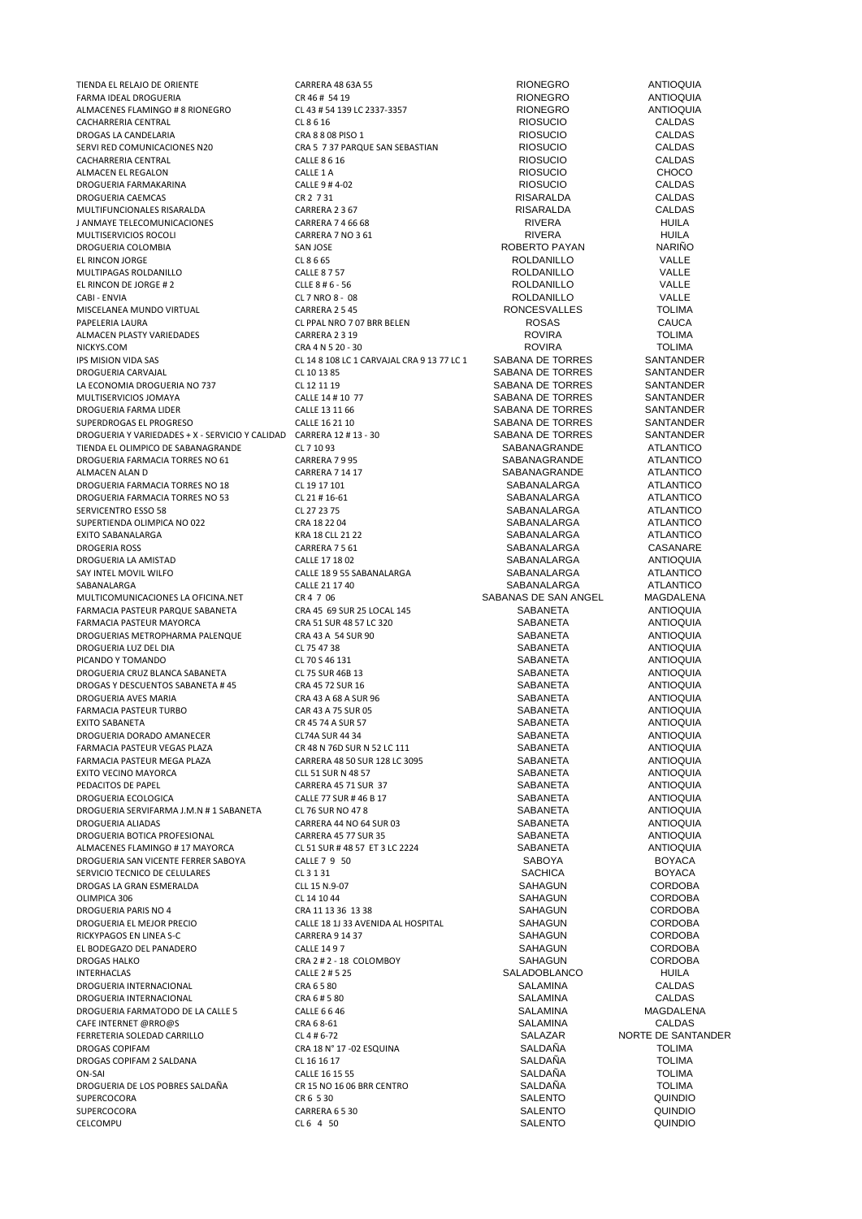| | | | |
|---|---|---|---|
| TIENDA EL RELAJO DE ORIENTE | CARRERA 48 63A 55 | RIONEGRO | ANTIOQUIA |
| FARMA IDEAL DROGUERIA | CR 46 # 54 19 | RIONEGRO | ANTIOQUIA |
| ALMACENES FLAMINGO # 8 RIONEGRO | CL 43 # 54 139 LC 2337-3357 | RIONEGRO | ANTIOQUIA |
| CACHARRERIA CENTRAL | CL 8 6 16 | RIOSUCIO | CALDAS |
| DROGAS LA CANDELARIA | CRA 8 8 08 PISO 1 | RIOSUCIO | CALDAS |
| SERVI RED COMUNICACIONES N20 | CRA 5 7 37 PARQUE SAN SEBASTIAN | RIOSUCIO | CALDAS |
| CACHARRERIA CENTRAL | CALLE 8 6 16 | RIOSUCIO | CALDAS |
| ALMACEN EL REGALON | CALLE 1 A | RIOSUCIO | CHOCO |
| DROGUERIA FARMAKARINA | CALLE 9 # 4-02 | RIOSUCIO | CALDAS |
| DROGUERIA CAEMCAS | CR 2 7 31 | RISARALDA | CALDAS |
| MULTIFUNCIONALES RISARALDA | CARRERA 2 3 67 | RISARALDA | CALDAS |
| J ANMAYE TELECOMUNICACIONES | CARRERA 7 4 66 68 | RIVERA | HUILA |
| MULTISERVICIOS ROCOLI | CARRERA 7 NO 3 61 | RIVERA | HUILA |
| DROGUERIA COLOMBIA | SAN JOSE | ROBERTO PAYAN | NARIÑO |
| EL RINCON JORGE | CL 8 6 65 | ROLDANILLO | VALLE |
| MULTIPAGAS ROLDANILLO | CALLE 8 7 57 | ROLDANILLO | VALLE |
| EL RINCON DE JORGE # 2 | CLLE 8 # 6 - 56 | ROLDANILLO | VALLE |
| CABI - ENVIA | CL 7 NRO 8 - 08 | ROLDANILLO | VALLE |
| MISCELANEA MUNDO VIRTUAL | CARRERA 2 5 45 | RONCESVALLES | TOLIMA |
| PAPELERIA LAURA | CL PPAL NRO 7 07 BRR BELEN | ROSAS | CAUCA |
| ALMACEN PLASTY VARIEDADES | CARRERA 2 3 19 | ROVIRA | TOLIMA |
| NICKYS.COM | CRA 4 N 5 20 - 30 | ROVIRA | TOLIMA |
| IPS MISION VIDA SAS | CL 14 8 108 LC 1 CARVAJAL CRA 9 13 77 LC 1 | SABANA DE TORRES | SANTANDER |
| DROGUERIA CARVAJAL | CL 10 13 85 | SABANA DE TORRES | SANTANDER |
| LA ECONOMIA DROGUERIA NO 737 | CL 12 11 19 | SABANA DE TORRES | SANTANDER |
| MULTISERVICIOS JOMAYA | CALLE 14 # 10 77 | SABANA DE TORRES | SANTANDER |
| DROGUERIA FARMA LIDER | CALLE 13 11 66 | SABANA DE TORRES | SANTANDER |
| SUPERDROGAS EL PROGRESO | CALLE 16 21 10 | SABANA DE TORRES | SANTANDER |
| DROGUERIA Y VARIEDADES + X - SERVICIO Y CALIDAD | CARRERA 12 # 13 - 30 | SABANA DE TORRES | SANTANDER |
| TIENDA EL OLIMPICO DE SABANAGRANDE | CL 7 10 93 | SABANAGRANDE | ATLANTICO |
| DROGUERIA FARMACIA TORRES NO 61 | CARRERA 7 9 95 | SABANAGRANDE | ATLANTICO |
| ALMACEN ALAN D | CARRERA 7 14 17 | SABANAGRANDE | ATLANTICO |
| DROGUERIA FARMACIA TORRES NO 18 | CL 19 17 101 | SABANALARGA | ATLANTICO |
| DROGUERIA FARMACIA TORRES NO 53 | CL 21 # 16-61 | SABANALARGA | ATLANTICO |
| SERVICENTRO ESSO 58 | CL 27 23 75 | SABANALARGA | ATLANTICO |
| SUPERTIENDA OLIMPICA NO 022 | CRA 18 22 04 | SABANALARGA | ATLANTICO |
| EXITO SABANALARGA | KRA 18 CLL 21 22 | SABANALARGA | ATLANTICO |
| DROGERIA ROSS | CARRERA 7 5 61 | SABANALARGA | CASANARE |
| DROGUERIA LA AMISTAD | CALLE 17 18 02 | SABANALARGA | ANTIOQUIA |
| SAY INTEL MOVIL WILFO | CALLE 18 9 55 SABANALARGA | SABANALARGA | ATLANTICO |
| SABANALARGA | CALLE 21 17 40 | SABANALARGA | ATLANTICO |
| MULTICOMUNICACIONES LA OFICINA.NET | CR 4 7 06 | SABANAS DE SAN ANGEL | MAGDALENA |
| FARMACIA PASTEUR PARQUE SABANETA | CRA 45 69 SUR 25 LOCAL 145 | SABANETA | ANTIOQUIA |
| FARMACIA PASTEUR MAYORCA | CRA 51 SUR 48 57 LC 320 | SABANETA | ANTIOQUIA |
| DROGUERIAS METROPHARMA PALENQUE | CRA 43 A 54 SUR 90 | SABANETA | ANTIOQUIA |
| DROGUERIA LUZ DEL DIA | CL 75 47 38 | SABANETA | ANTIOQUIA |
| PICANDO Y TOMANDO | CL 70 S 46 131 | SABANETA | ANTIOQUIA |
| DROGUERIA CRUZ BLANCA SABANETA | CL 75 SUR 46B 13 | SABANETA | ANTIOQUIA |
| DROGAS Y DESCUENTOS SABANETA # 45 | CRA 45 72 SUR 16 | SABANETA | ANTIOQUIA |
| DROGUERIA AVES MARIA | CRA 43 A 68 A SUR 96 | SABANETA | ANTIOQUIA |
| FARMACIA PASTEUR TURBO | CAR 43 A 75 SUR 05 | SABANETA | ANTIOQUIA |
| EXITO SABANETA | CR 45 74 A SUR 57 | SABANETA | ANTIOQUIA |
| DROGUERIA DORADO AMANECER | CL74A SUR 44 34 | SABANETA | ANTIOQUIA |
| FARMACIA PASTEUR VEGAS PLAZA | CR 48 N 76D SUR N 52 LC 111 | SABANETA | ANTIOQUIA |
| FARMACIA PASTEUR MEGA PLAZA | CARRERA 48 50 SUR 128 LC 3095 | SABANETA | ANTIOQUIA |
| EXITO VECINO MAYORCA | CLL 51 SUR N 48 57 | SABANETA | ANTIOQUIA |
| PEDACITOS DE PAPEL | CARRERA 45 71 SUR 37 | SABANETA | ANTIOQUIA |
| DROGUERIA ECOLOGICA | CALLE 77 SUR # 46 B 17 | SABANETA | ANTIOQUIA |
| DROGUERIA SERVIFARMA J.M.N # 1 SABANETA | CL 76 SUR NO 47 8 | SABANETA | ANTIOQUIA |
| DROGUERIA ALIADAS | CARRERA 44 NO 64 SUR 03 | SABANETA | ANTIOQUIA |
| DROGUERIA BOTICA PROFESIONAL | CARRERA 45 77 SUR 35 | SABANETA | ANTIOQUIA |
| ALMACENES FLAMINGO # 17 MAYORCA | CL 51 SUR # 48 57 ET 3 LC 2224 | SABANETA | ANTIOQUIA |
| DROGUERIA SAN VICENTE FERRER SABOYA | CALLE 7 9 50 | SABOYA | BOYACA |
| SERVICIO TECNICO DE CELULARES | CL 3 1 31 | SACHICA | BOYACA |
| DROGAS LA GRAN ESMERALDA | CLL 15 N.9-07 | SAHAGUN | CORDOBA |
| OLIMPICA 306 | CL 14 10 44 | SAHAGUN | CORDOBA |
| DROGUERIA PARIS NO 4 | CRA 11 13 36 13 38 | SAHAGUN | CORDOBA |
| DROGUERIA EL MEJOR PRECIO | CALLE 18 1J 33 AVENIDA AL HOSPITAL | SAHAGUN | CORDOBA |
| RICKYPAGOS EN LINEA S-C | CARRERA 9 14 37 | SAHAGUN | CORDOBA |
| EL BODEGAZO DEL PANADERO | CALLE 14 9 7 | SAHAGUN | CORDOBA |
| DROGAS HALKO | CRA 2 # 2 - 18 COLOMBOY | SAHAGUN | CORDOBA |
| INTERHACLAS | CALLE 2 # 5 25 | SALADOBLANCO | HUILA |
| DROGUERIA INTERNACIONAL | CRA 6 5 80 | SALAMINA | CALDAS |
| DROGUERIA INTERNACIONAL | CRA 6 # 5 80 | SALAMINA | CALDAS |
| DROGUERIA FARMATODO DE LA CALLE 5 | CALLE 6 6 46 | SALAMINA | MAGDALENA |
| CAFE INTERNET @RRO@S | CRA 6 8-61 | SALAMINA | CALDAS |
| FERRETERIA SOLEDAD CARRILLO | CL 4 # 6-72 | SALAZAR | NORTE DE SANTANDER |
| DROGAS COPIFAM | CRA 18 N° 17 -02 ESQUINA | SALDAÑA | TOLIMA |
| DROGAS COPIFAM 2 SALDANA | CL 16 16 17 | SALDAÑA | TOLIMA |
| ON-SAI | CALLE 16 15 55 | SALDAÑA | TOLIMA |
| DROGUERIA DE LOS POBRES SALDAÑA | CR 15 NO 16 06 BRR CENTRO | SALDAÑA | TOLIMA |
| SUPERCOCORA | CR 6 5 30 | SALENTO | QUINDIO |
| SUPERCOCORA | CARRERA 6 5 30 | SALENTO | QUINDIO |
| CELCOMPU | CL 6 4 50 | SALENTO | QUINDIO |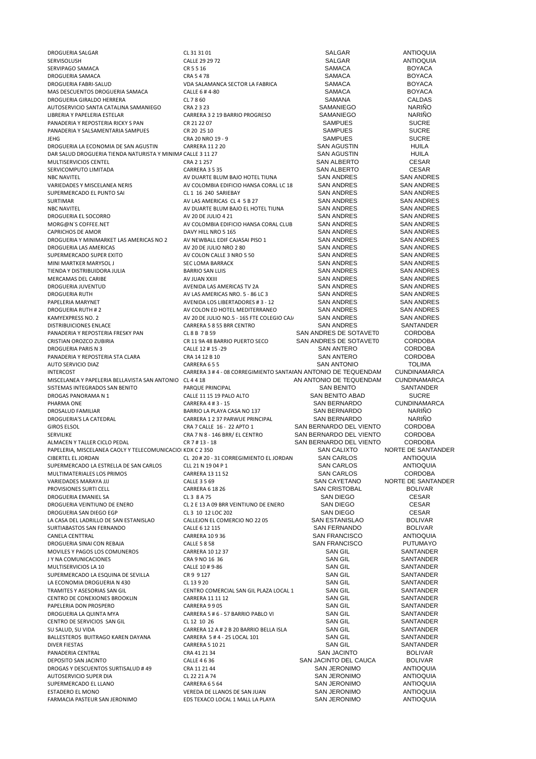| | | | |
|---|---|---|---|
| DROGUERIA SALGAR | CL 31 31 01 | SALGAR | ANTIOQUIA |
| SERVISOLUSH | CALLE 29 29 72 | SALGAR | ANTIOQUIA |
| SERVIPAGO SAMACA | CR 5 5 16 | SAMACA | BOYACA |
| DROGUERIA SAMACA | CRA 5 4 78 | SAMACA | BOYACA |
| DROGUERIA FABRI-SALUD | VDA SALAMANCA SECTOR LA FABRICA | SAMACA | BOYACA |
| MAS DESCUENTOS DROGUERIA SAMACA | CALLE 6 # 4-80 | SAMACA | BOYACA |
| DROGUERIA GIRALDO HERRERA | CL 7 8 60 | SAMANA | CALDAS |
| AUTOSERVICIO SANTA CATALINA SAMANIEGO | CRA 2 3 23 | SAMANIEGO | NARIÑO |
| LIBRERIA Y PAPELERIA ESTELAR | CARRERA 3 2 19 BARRIO PROGRESO | SAMANIEGO | NARIÑO |
| PANADERIA Y REPOSTERIA RICKY S PAN | CR 21 22 07 | SAMPUES | SUCRE |
| PANADERIA Y SALSAMENTARIA SAMPUES | CR 20 25 10 | SAMPUES | SUCRE |
| JEHG | CRA 20 NRO 19 - 9 | SAMPUES | SUCRE |
| DROGUERIA LA ECONOMIA DE SAN AGUSTIN | CARRERA 11 2 20 | SAN AGUSTIN | HUILA |
| DAR SALUD DROGUERIA TIENDA NATURISTA Y MINIMA | CALLE 3 11 27 | SAN AGUSTIN | HUILA |
| MULTISERVICIOS CENTEL | CRA 2 1 257 | SAN ALBERTO | CESAR |
| SERVICOMPUTO LIMITADA | CARRERA 3 5 35 | SAN ALBERTO | CESAR |
| NBC NAVITEL | AV DUARTE BLUM BAJO HOTEL TIUNA | SAN ANDRES | SAN ANDRES |
| VARIEDADES Y MISCELANEA NERIS | AV COLOMBIA EDIFICIO HANSA CORAL LC 18 | SAN ANDRES | SAN ANDRES |
| SUPERMERCADO EL PUNTO SAI | CL 1 16 240 SARIEBAY | SAN ANDRES | SAN ANDRES |
| SURTIMAR | AV LAS AMERICAS CL 4 5 B 27 | SAN ANDRES | SAN ANDRES |
| NBC NAVITEL | AV DUARTE BLUM BAJO EL HOTEL TIUNA | SAN ANDRES | SAN ANDRES |
| DROGUERIA EL SOCORRO | AV 20 DE JULIO 4 21 | SAN ANDRES | SAN ANDRES |
| MORG@N´S COFFEE.NET | AV COLOMBIA EDIFICIO HANSA CORAL CLUB | SAN ANDRES | SAN ANDRES |
| CAPRICHOS DE AMOR | DAVY HILL NRO 5 165 | SAN ANDRES | SAN ANDRES |
| DROGUERIA Y MINIMARKET LAS AMERICAS NO 2 | AV NEWBALL EDIF CAJASAI PISO 1 | SAN ANDRES | SAN ANDRES |
| DROGUERIA LAS AMERICAS | AV 20 DE JULIO NRO 2 80 | SAN ANDRES | SAN ANDRES |
| SUPERMERCADO SUPER EXITO | AV COLON CALLE 3 NRO 5 50 | SAN ANDRES | SAN ANDRES |
| MINI MARTKER MARYSOL J | SEC LOMA BARRACK | SAN ANDRES | SAN ANDRES |
| TIENDA Y DISTRIBUIDORA JULIA | BARRIO SAN LUIS | SAN ANDRES | SAN ANDRES |
| MERCAMAS DEL CARIBE | AV JUAN XXIII | SAN ANDRES | SAN ANDRES |
| DROGUERIA JUVENTUD | AVENIDA LAS AMERICAS TV 2A | SAN ANDRES | SAN ANDRES |
| DROGUERIA RUTH | AV LAS AMERICAS NRO. 5 - 86 LC 3 | SAN ANDRES | SAN ANDRES |
| PAPELERIA MARYNET | AVENIDA LOS LIBERTADORES # 3 - 12 | SAN ANDRES | SAN ANDRES |
| DROGUERIA RUTH # 2 | AV COLON ED HOTEL MEDITERRANEO | SAN ANDRES | SAN ANDRES |
| KAMYEXPRESS NO. 2 | AV 20 DE JULIO NO.5 - 165 FTE COLEGIO CAJ/ | SAN ANDRES | SAN ANDRES |
| DISTRIBUICIONES ENLACE | CARRERA 5 8 55 BRR CENTRO | SAN ANDRES | SANTANDER |
| PANADERIA Y REPOSTERIA FRESKY PAN | CL 8 B 7 B 59 | SAN ANDRES DE SOTAVET0 | CORDOBA |
| CRISTIAN OROZCO ZUBIRIA | CR 11 9A 48 BARRIO PUERTO SECO | SAN ANDRES DE SOTAVET0 | CORDOBA |
| DROGUERIA PARIS N 3 | CALLE 12 # 15 -29 | SAN ANTERO | CORDOBA |
| PANADERIA Y REPOSTERIA STA CLARA | CRA 14 12 B 10 | SAN ANTERO | CORDOBA |
| AUTO SERVICIO DIAZ | CARRERA 6 5 5 | SAN ANTONIO | TOLIMA |
| INTERCOST | CARRERA 3 # 4 - 08 CORREGIMIENTO SANTAIAN | ANTONIO DE TEQUENDAM | CUNDINAMARCA |
| MISCELANEA Y PAPELERIA BELLAVISTA SAN ANTONIO | CL 4 4 18 | AN ANTONIO DE TEQUENDAM | CUNDINAMARCA |
| SISTEMAS INTEGRADOS SAN BENITO | PARQUE PRINCIPAL | SAN BENITO | SANTANDER |
| DROGAS PANORAMA N 1 | CALLE 11 15 19 PALO ALTO | SAN BENITO ABAD | SUCRE |
| PHARMA ONE | CARRERA 4 # 3 - 15 | SAN BERNARDO | CUNDINAMARCA |
| DROSALUD FAMILIAR | BARRIO LA PLAYA CASA NO 137 | SAN BERNARDO | NARIÑO |
| DROGUERIA'S LA CATEDRAL | CARRERA 1 2 37 PARWUE PRINCIPAL | SAN BERNARDO | NARIÑO |
| GIROS ELSOL | CRA 7 CALLE 16 - 22 APTO 1 | SAN BERNARDO DEL VIENTO | CORDOBA |
| SERVILIKE | CRA 7 N 8 - 146 BRR/ EL CENTRO | SAN BERNARDO DEL VIENTO | CORDOBA |
| ALMACEN Y TALLER CICLO PEDAL | CR 7 # 13 - 18 | SAN BERNARDO DEL VIENTO | CORDOBA |
| PAPELERIA, MISCELANEA CAOLY Y TELECOMUNICACIO | KDX C 2 350 | SAN CALIXTO | NORTE DE SANTANDER |
| CIBERTEL EL JORDAN | CL 20 # 20 - 31 CORREGIMIENTO EL JORDAN | SAN CARLOS | ANTIOQUIA |
| SUPERMERCADO LA ESTRELLA DE SAN CARLOS | CLL 21 N 19 04 P 1 | SAN CARLOS | ANTIOQUIA |
| MULTIMATERIALES LOS PRIMOS | CARRERA 13 11 52 | SAN CARLOS | CORDOBA |
| VARIEDADES MARAYA JJJ | CALLE 3 5 69 | SAN CAYETANO | NORTE DE SANTANDER |
| PROVISIONES SURTI CELL | CARRERA 6 18 26 | SAN CRISTOBAL | BOLIVAR |
| DROGUERIA EMANIEL SA | CL 3 8 A 75 | SAN DIEGO | CESAR |
| DROGUERIA VEINTIUNO DE ENERO | CL 2 E 13 A 09 BRR VEINTIUNO DE ENERO | SAN DIEGO | CESAR |
| DROGUERIA SAN DIEGO EGP | CL 3 10 12 LOC 202 | SAN DIEGO | CESAR |
| LA CASA DEL LADRILLO DE SAN ESTANISLAO | CALLEJON EL COMERCIO NO 22 05 | SAN ESTANISLAO | BOLIVAR |
| SURTIABASTOS SAN FERNANDO | CALLE 6 12 115 | SAN FERNANDO | BOLIVAR |
| CANELA CENTTRAL | CARRERA 10 9 36 | SAN FRANCISCO | ANTIOQUIA |
| DROGUERIA SINAI CON REBAJA | CALLE 5 8 58 | SAN FRANCISCO | PUTUMAYO |
| MOVILES Y PAGOS LOS COMUNEROS | CARRERA 10 12 37 | SAN GIL | SANTANDER |
| J Y NA COMUNICACIONES | CRA 9 NO 16 36 | SAN GIL | SANTANDER |
| MULTISERVICIOS LA 10 | CALLE 10 # 9-86 | SAN GIL | SANTANDER |
| SUPERMERCADO LA ESQUINA DE SEVILLA | CR 9 9 127 | SAN GIL | SANTANDER |
| LA ECONOMIA DROGUERIA N 430 | CL 13 9 20 | SAN GIL | SANTANDER |
| TRAMITES Y ASESORIAS SAN GIL | CENTRO COMERCIAL SAN GIL PLAZA LOCAL 1 | SAN GIL | SANTANDER |
| CENTRO DE CONEXIONES BROOKLIN | CARRERA 11 11 12 | SAN GIL | SANTANDER |
| PAPELERIA DON PROSPERO | CARRERA 9 9 05 | SAN GIL | SANTANDER |
| DROGUERIA LA QUINTA MYA | CARRERA 5 # 6 - 57 BARRIO PABLO VI | SAN GIL | SANTANDER |
| CENTRO DE SERVICIOS SAN GIL | CL 12 10 26 | SAN GIL | SANTANDER |
| SU SALUD, SU VIDA | CARRERA 12 A # 2 B 20 BARRIO BELLA ISLA | SAN GIL | SANTANDER |
| BALLESTEROS BUITRAGO KAREN DAYANA | CARRERA 5 # 4 - 25 LOCAL 101 | SAN GIL | SANTANDER |
| DIVER FIESTAS | CARRERA 5 10 21 | SAN GIL | SANTANDER |
| PANADERIA CENTRAL | CRA 41 21 34 | SAN JACINTO | BOLIVAR |
| DEPOSITO SAN JACINTO | CALLE 4 6 36 | SAN JACINTO DEL CAUCA | BOLIVAR |
| DROGAS Y DESCUENTOS SURTISALUD # 49 | CRA 11 21 44 | SAN JERONIMO | ANTIOQUIA |
| AUTOSERVICIO SUPER DIA | CL 22 21 A 74 | SAN JERONIMO | ANTIOQUIA |
| SUPERMERCADO EL LLANO | CARRERA 6 5 64 | SAN JERONIMO | ANTIOQUIA |
| ESTADERO EL MONO | VEREDA DE LLANOS DE SAN JUAN | SAN JERONIMO | ANTIOQUIA |
| FARMACIA PASTEUR SAN JERONIMO | EDS TEXACO LOCAL 1 MALL LA PLAYA | SAN JERONIMO | ANTIOQUIA |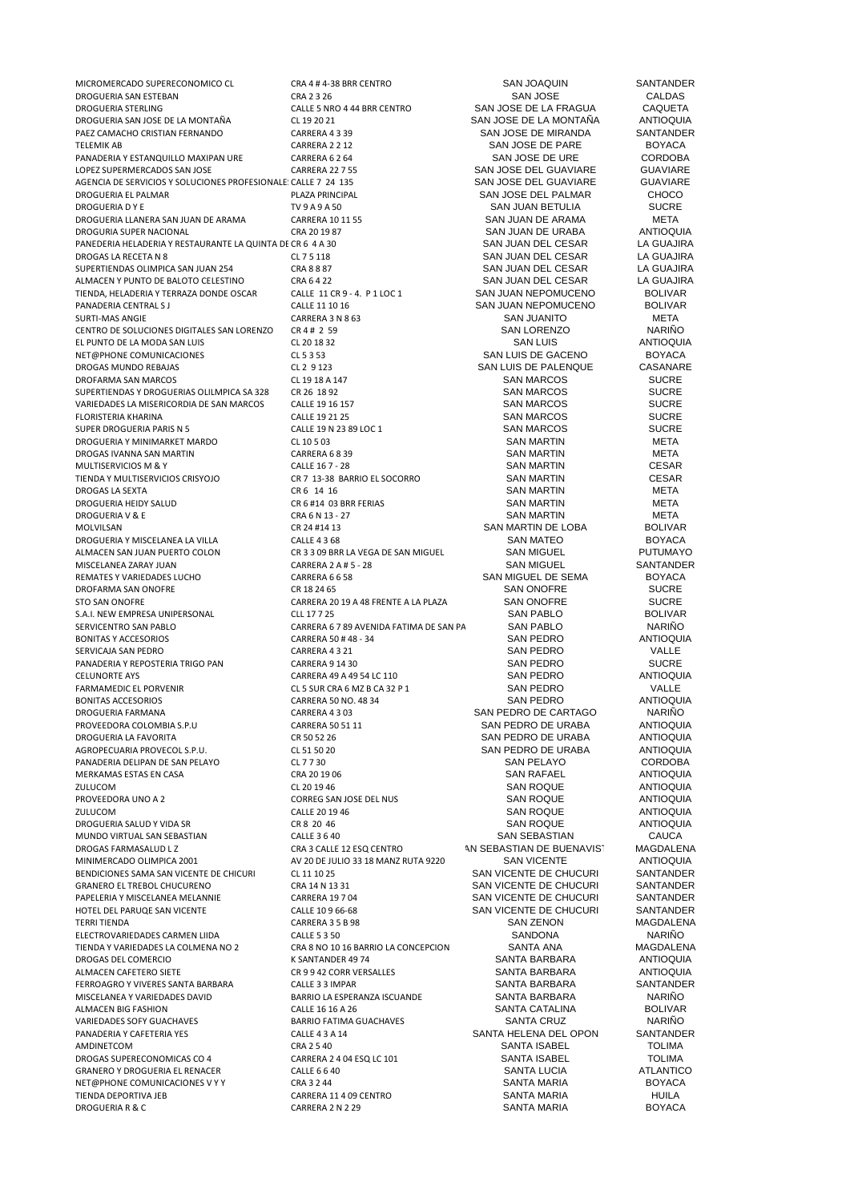| | | | |
|---|---|---|---|
| MICROMERCADO SUPERECONOMICO CL | CRA 4 # 4-38 BRR CENTRO | SAN JOAQUIN | SANTANDER |
| DROGUERIA SAN ESTEBAN | CRA 2 3 26 | SAN JOSE | CALDAS |
| DROGUERIA STERLING | CALLE 5 NRO 4 44 BRR CENTRO | SAN JOSE DE LA FRAGUA | CAQUETA |
| DROGUERIA SAN JOSE DE LA MONTAÑA | CL 19 20 21 | SAN JOSE DE LA MONTAÑA | ANTIOQUIA |
| PAEZ CAMACHO CRISTIAN FERNANDO | CARRERA 4 3 39 | SAN JOSE DE MIRANDA | SANTANDER |
| TELEMIK AB | CARRERA 2 2 12 | SAN JOSE DE PARE | BOYACA |
| PANADERIA Y ESTANQUILLO MAXIPAN URE | CARRERA 6 2 64 | SAN JOSE DE URE | CORDOBA |
| LOPEZ SUPERMERCADOS SAN JOSE | CARRERA 22 7 55 | SAN JOSE DEL GUAVIARE | GUAVIARE |
| AGENCIA DE SERVICIOS Y SOLUCIONES PROFESIONALE: | CALLE 7 24 135 | SAN JOSE DEL GUAVIARE | GUAVIARE |
| DROGUERIA EL PALMAR | PLAZA PRINCIPAL | SAN JOSE DEL PALMAR | CHOCO |
| DROGUERIA D Y E | TV 9 A 9 A 50 | SAN JUAN BETULIA | SUCRE |
| DROGUERIA LLANERA SAN JUAN DE ARAMA | CARRERA 10 11 55 | SAN JUAN DE ARAMA | META |
| DROGURIA SUPER NACIONAL | CRA 20 19 87 | SAN JUAN DE URABA | ANTIOQUIA |
| PANEDERIA HELADERIA Y RESTAURANTE LA QUINTA DE | CR 6 4 A 30 | SAN JUAN DEL CESAR | LA GUAJIRA |
| DROGAS LA RECETA N 8 | CL 7 5 118 | SAN JUAN DEL CESAR | LA GUAJIRA |
| SUPERTIENDAS OLIMPICA SAN JUAN 254 | CRA 8 8 87 | SAN JUAN DEL CESAR | LA GUAJIRA |
| ALMACEN Y PUNTO DE BALOTO CELESTINO | CRA 6 4 22 | SAN JUAN DEL CESAR | LA GUAJIRA |
| TIENDA, HELADERIA Y TERRAZA DONDE OSCAR | CALLE 11 CR 9 - 4. P 1 LOC 1 | SAN JUAN NEPOMUCENO | BOLIVAR |
| PANADERIA CENTRAL S J | CALLE 11 10 16 | SAN JUAN NEPOMUCENO | BOLIVAR |
| SURTI-MAS ANGIE | CARRERA 3 N 8 63 | SAN JUANITO | META |
| CENTRO DE SOLUCIONES DIGITALES SAN LORENZO | CR 4 # 2 59 | SAN LORENZO | NARIÑO |
| EL PUNTO DE LA MODA SAN LUIS | CL 20 18 32 | SAN LUIS | ANTIOQUIA |
| NET@PHONE COMUNICACIONES | CL 5 3 53 | SAN LUIS DE GACENO | BOYACA |
| DROGAS MUNDO REBAJAS | CL 2 9 123 | SAN LUIS DE PALENQUE | CASANARE |
| DROFARMA SAN MARCOS | CL 19 18 A 147 | SAN MARCOS | SUCRE |
| SUPERTIENDAS Y DROGUERIAS OLILMPICA SA 328 | CR 26 18 92 | SAN MARCOS | SUCRE |
| VARIEDADES LA MISERICORDIA DE SAN MARCOS | CALLE 19 16 157 | SAN MARCOS | SUCRE |
| FLORISTERIA KHARINA | CALLE 19 21 25 | SAN MARCOS | SUCRE |
| SUPER DROGUERIA PARIS N 5 | CALLE 19 N 23 89 LOC 1 | SAN MARCOS | SUCRE |
| DROGUERIA Y MINIMARKET MARDO | CL 10 5 03 | SAN MARTIN | META |
| DROGAS IVANNA SAN MARTIN | CARRERA 6 8 39 | SAN MARTIN | META |
| MULTISERVICIOS M & Y | CALLE 16 7 - 28 | SAN MARTIN | CESAR |
| TIENDA Y MULTISERVICIOS CRISYOJO | CR 7 13-38 BARRIO EL SOCORRO | SAN MARTIN | CESAR |
| DROGAS LA SEXTA | CR 6 14 16 | SAN MARTIN | META |
| DROGUERIA HEIDY SALUD | CR 6 #14 03 BRR FERIAS | SAN MARTIN | META |
| DROGUERIA V & E | CRA 6 N 13 - 27 | SAN MARTIN | META |
| MOLVILSAN | CR 24 #14 13 | SAN MARTIN DE LOBA | BOLIVAR |
| DROGUERIA Y MISCELANEA LA VILLA | CALLE 4 3 68 | SAN MATEO | BOYACA |
| ALMACEN SAN JUAN PUERTO COLON | CR 3 3 09 BRR LA VEGA DE SAN MIGUEL | SAN MIGUEL | PUTUMAYO |
| MISCELANEA ZARAY JUAN | CARRERA 2 A # 5 - 28 | SAN MIGUEL | SANTANDER |
| REMATES Y VARIEDADES LUCHO | CARRERA 6 6 58 | SAN MIGUEL DE SEMA | BOYACA |
| DROFARMA SAN ONOFRE | CR 18 24 65 | SAN ONOFRE | SUCRE |
| STO SAN ONOFRE | CARRERA 20 19 A 48 FRENTE A LA PLAZA | SAN ONOFRE | SUCRE |
| S.A.I. NEW EMPRESA UNIPERSONAL | CLL 17 7 25 | SAN PABLO | BOLIVAR |
| SERVICENTRO SAN PABLO | CARRERA 6 7 89 AVENIDA FATIMA DE SAN PA | SAN PABLO | NARIÑO |
| BONITAS Y ACCESORIOS | CARRERA 50 # 48 - 34 | SAN PEDRO | ANTIOQUIA |
| SERVICAJA SAN PEDRO | CARRERA 4 3 21 | SAN PEDRO | VALLE |
| PANADERIA Y REPOSTERIA TRIGO PAN | CARRERA 9 14 30 | SAN PEDRO | SUCRE |
| CELUNORTE AYS | CARRERA 49 A 49 54 LC 110 | SAN PEDRO | ANTIOQUIA |
| FARMAMEDIC EL PORVENIR | CL 5 SUR CRA 6 MZ B CA 32 P 1 | SAN PEDRO | VALLE |
| BONITAS ACCESORIOS | CARRERA 50 NO. 48 34 | SAN PEDRO | ANTIOQUIA |
| DROGUERIA FARMANA | CARRERA 4 3 03 | SAN PEDRO DE CARTAGO | NARIÑO |
| PROVEEDORA COLOMBIA S.P.U | CARRERA 50 51 11 | SAN PEDRO DE URABA | ANTIOQUIA |
| DROGUERIA LA FAVORITA | CR 50 52 26 | SAN PEDRO DE URABA | ANTIOQUIA |
| AGROPECUARIA PROVECOL S.P.U. | CL 51 50 20 | SAN PEDRO DE URABA | ANTIOQUIA |
| PANADERIA DELIPAN DE SAN PELAYO | CL 7 7 30 | SAN PELAYO | CORDOBA |
| MERKAMAS ESTAS EN CASA | CRA 20 19 06 | SAN RAFAEL | ANTIOQUIA |
| ZULUCOM | CL 20 19 46 | SAN ROQUE | ANTIOQUIA |
| PROVEEDORA UNO A 2 | CORREG SAN JOSE DEL NUS | SAN ROQUE | ANTIOQUIA |
| ZULUCOM | CALLE 20 19 46 | SAN ROQUE | ANTIOQUIA |
| DROGUERIA SALUD Y VIDA SR | CR 8 20 46 | SAN ROQUE | ANTIOQUIA |
| MUNDO VIRTUAL SAN SEBASTIAN | CALLE 3 6 40 | SAN SEBASTIAN | CAUCA |
| DROGAS FARMASALUD L Z | CRA 3 CALLE 12 ESQ CENTRO | AN SEBASTIAN DE BUENAVIST | MAGDALENA |
| MINIMERCADO OLIMPICA 2001 | AV 20 DE JULIO 33 18 MANZ RUTA 9220 | SAN VICENTE | ANTIOQUIA |
| BENDICIONES SAMA SAN VICENTE DE CHICURI | CL 11 10 25 | SAN VICENTE DE CHUCURI | SANTANDER |
| GRANERO EL TREBOL CHUCURENO | CRA 14 N 13 31 | SAN VICENTE DE CHUCURI | SANTANDER |
| PAPELERIA Y MISCELANEA MELANNIE | CARRERA 19 7 04 | SAN VICENTE DE CHUCURI | SANTANDER |
| HOTEL DEL PARUQE SAN VICENTE | CALLE 10 9 66-68 | SAN VICENTE DE CHUCURI | SANTANDER |
| TERRI TIENDA | CARRERA 3 5 B 98 | SAN ZENON | MAGDALENA |
| ELECTROVARIEDADES CARMEN LIIDA | CALLE 5 3 50 | SANDONA | NARIÑO |
| TIENDA Y VARIEDADES LA COLMENA NO 2 | CRA 8 NO 10 16 BARRIO LA CONCEPCION | SANTA ANA | MAGDALENA |
| DROGAS DEL COMERCIO | K SANTANDER 49 74 | SANTA BARBARA | ANTIOQUIA |
| ALMACEN CAFETERO SIETE | CR 9 9 42 CORR VERSALLES | SANTA BARBARA | ANTIOQUIA |
| FERROAGRO Y VIVERES SANTA BARBARA | CALLE 3 3 IMPAR | SANTA BARBARA | SANTANDER |
| MISCELANEA Y VARIEDADES DAVID | BARRIO LA ESPERANZA ISCUANDE | SANTA BARBARA | NARIÑO |
| ALMACEN BIG FASHION | CALLE 16 16 A 26 | SANTA CATALINA | BOLIVAR |
| VARIEDADES SOFY GUACHAVES | BARRIO FATIMA GUACHAVES | SANTA CRUZ | NARIÑO |
| PANADERIA Y CAFETERIA YES | CALLE 4 3 A 14 | SANTA HELENA DEL OPON | SANTANDER |
| AMDINETCOM | CRA 2 5 40 | SANTA ISABEL | TOLIMA |
| DROGAS SUPERECONOMICAS CO 4 | CARRERA 2 4 04 ESQ LC 101 | SANTA ISABEL | TOLIMA |
| GRANERO Y DROGUERIA EL RENACER | CALLE 6 6 40 | SANTA LUCIA | ATLANTICO |
| NET@PHONE COMUNICACIONES V Y Y | CRA 3 2 44 | SANTA MARIA | BOYACA |
| TIENDA DEPORTIVA JEB | CARRERA 11 4 09 CENTRO | SANTA MARIA | HUILA |
| DROGUERIA R & C | CARRERA 2 N 2 29 | SANTA MARIA | BOYACA |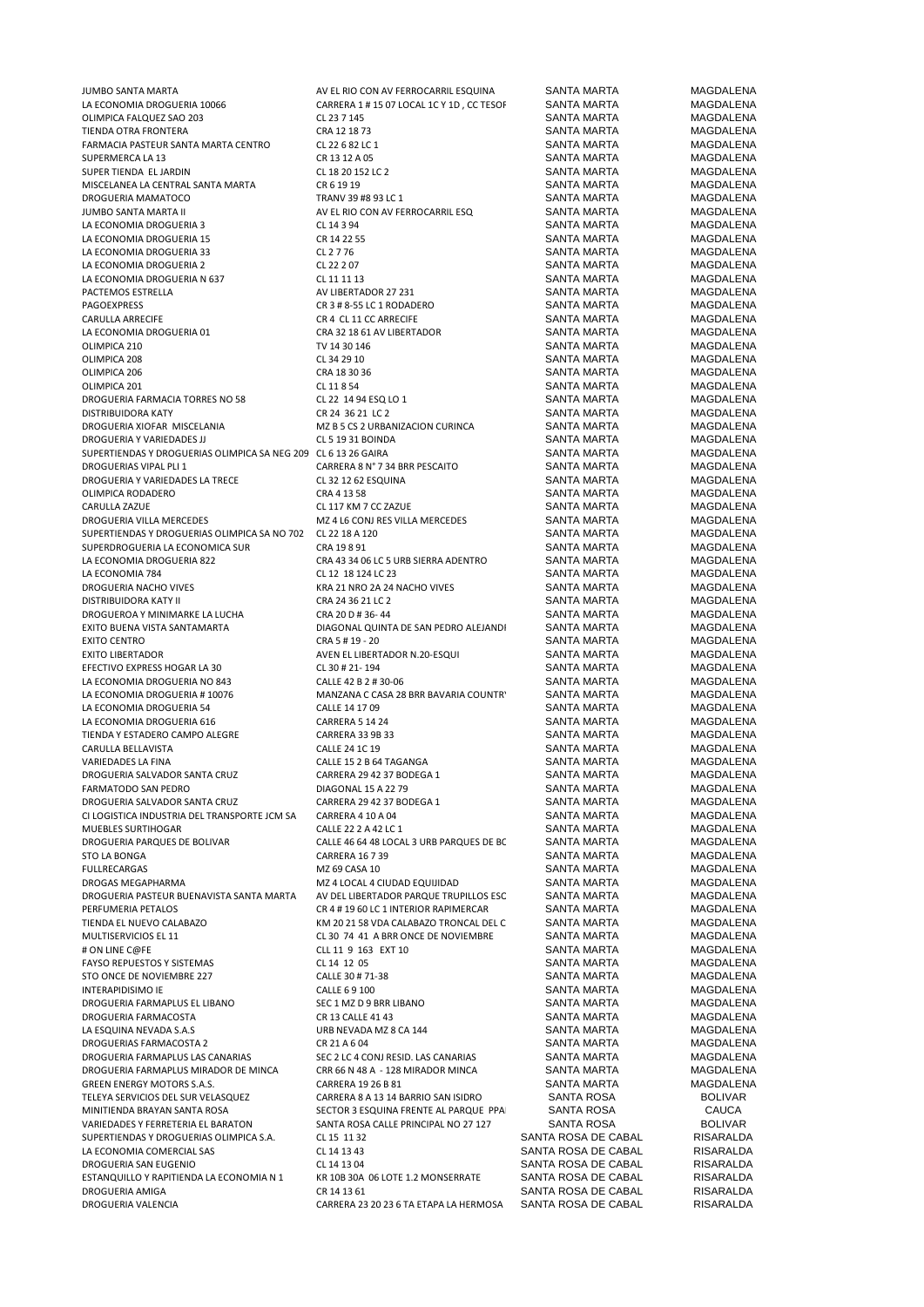| | | | |
|---|---|---|---|
| JUMBO SANTA MARTA | AV EL RIO CON AV FERROCARRIL ESQUINA | SANTA MARTA | MAGDALENA |
| LA ECONOMIA DROGUERIA 10066 | CARRERA 1 # 15 07 LOCAL 1C Y 1D , CC TESOF | SANTA MARTA | MAGDALENA |
| OLIMPICA FALQUEZ SAO 203 | CL 23 7 145 | SANTA MARTA | MAGDALENA |
| TIENDA OTRA FRONTERA | CRA 12 18 73 | SANTA MARTA | MAGDALENA |
| FARMACIA PASTEUR SANTA MARTA CENTRO | CL 22 6 82 LC 1 | SANTA MARTA | MAGDALENA |
| SUPERMERCA LA 13 | CR 13 12 A 05 | SANTA MARTA | MAGDALENA |
| SUPER TIENDA EL JARDIN | CL 18 20 152 LC 2 | SANTA MARTA | MAGDALENA |
| MISCELANEA LA CENTRAL SANTA MARTA | CR 6 19 19 | SANTA MARTA | MAGDALENA |
| DROGUERIA MAMATOCO | TRANV 39 #8 93 LC 1 | SANTA MARTA | MAGDALENA |
| JUMBO SANTA MARTA II | AV EL RIO CON AV FERROCARRIL ESQ | SANTA MARTA | MAGDALENA |
| LA ECONOMIA DROGUERIA 3 | CL 14 3 94 | SANTA MARTA | MAGDALENA |
| LA ECONOMIA DROGUERIA 15 | CR 14 22 55 | SANTA MARTA | MAGDALENA |
| LA ECONOMIA DROGUERIA 33 | CL 2 7 76 | SANTA MARTA | MAGDALENA |
| LA ECONOMIA DROGUERIA 2 | CL 22 2 07 | SANTA MARTA | MAGDALENA |
| LA ECONOMIA DROGUERIA N 637 | CL 11 11 13 | SANTA MARTA | MAGDALENA |
| PACTEMOS ESTRELLA | AV LIBERTADOR 27 231 | SANTA MARTA | MAGDALENA |
| PAGOEXPRESS | CR 3 # 8-55 LC 1 RODADERO | SANTA MARTA | MAGDALENA |
| CARULLA ARRECIFE | CR 4 CL 11 CC ARRECIFE | SANTA MARTA | MAGDALENA |
| LA ECONOMIA DROGUERIA 01 | CRA 32 18 61 AV LIBERTADOR | SANTA MARTA | MAGDALENA |
| OLIMPICA 210 | TV 14 30 146 | SANTA MARTA | MAGDALENA |
| OLIMPICA 208 | CL 34 29 10 | SANTA MARTA | MAGDALENA |
| OLIMPICA 206 | CRA 18 30 36 | SANTA MARTA | MAGDALENA |
| OLIMPICA 201 | CL 11 8 54 | SANTA MARTA | MAGDALENA |
| DROGUERIA FARMACIA TORRES NO 58 | CL 22 14 94 ESQ LO 1 | SANTA MARTA | MAGDALENA |
| DISTRIBUIDORA KATY | CR 24 36 21 LC 2 | SANTA MARTA | MAGDALENA |
| DROGUERIA XIOFAR MISCELANIA | MZ B 5 CS 2 URBANIZACION CURINCA | SANTA MARTA | MAGDALENA |
| DROGUERIA Y VARIEDADES JJ | CL 5 19 31 BOINDA | SANTA MARTA | MAGDALENA |
| SUPERTIENDAS Y DROGUERIAS OLIMPICA SA NEG 209 | CL 6 13 26 GAIRA | SANTA MARTA | MAGDALENA |
| DROGUERIAS VIPAL PLI 1 | CARRERA 8 N° 7 34 BRR PESCAITO | SANTA MARTA | MAGDALENA |
| DROGUERIA Y VARIEDADES LA TRECE | CL 32 12 62 ESQUINA | SANTA MARTA | MAGDALENA |
| OLIMPICA RODADERO | CRA 4 13 58 | SANTA MARTA | MAGDALENA |
| CARULLA ZAZUE | CL 117 KM 7 CC ZAZUE | SANTA MARTA | MAGDALENA |
| DROGUERIA VILLA MERCEDES | MZ 4 L6 CONJ RES VILLA MERCEDES | SANTA MARTA | MAGDALENA |
| SUPERTIENDAS Y DROGUERIAS OLIMPICA SA NO 702 | CL 22 18 A 120 | SANTA MARTA | MAGDALENA |
| SUPERDROGUERIA LA ECONOMICA SUR | CRA 19 8 91 | SANTA MARTA | MAGDALENA |
| LA ECONOMIA DROGUERIA 822 | CRA 43 34 06 LC 5 URB SIERRA ADENTRO | SANTA MARTA | MAGDALENA |
| LA ECONOMIA 784 | CL 12 18 124 LC 23 | SANTA MARTA | MAGDALENA |
| DROGUERIA NACHO VIVES | KRA 21 NRO 2A 24 NACHO VIVES | SANTA MARTA | MAGDALENA |
| DISTRIBUIDORA KATY II | CRA 24 36 21 LC 2 | SANTA MARTA | MAGDALENA |
| DROGUEROA Y MINIMARKE LA LUCHA | CRA 20 D # 36- 44 | SANTA MARTA | MAGDALENA |
| EXITO BUENA VISTA SANTAMARTA | DIAGONAL QUINTA DE SAN PEDRO ALEJANDI | SANTA MARTA | MAGDALENA |
| EXITO CENTRO | CRA 5 # 19 - 20 | SANTA MARTA | MAGDALENA |
| EXITO LIBERTADOR | AVEN EL LIBERTADOR N.20-ESQUI | SANTA MARTA | MAGDALENA |
| EFECTIVO EXPRESS HOGAR LA 30 | CL 30 # 21- 194 | SANTA MARTA | MAGDALENA |
| LA ECONOMIA DROGUERIA NO 843 | CALLE 42 B 2 # 30-06 | SANTA MARTA | MAGDALENA |
| LA ECONOMIA DROGUERIA # 10076 | MANZANA C CASA 28 BRR BAVARIA COUNTR' | SANTA MARTA | MAGDALENA |
| LA ECONOMIA DROGUERIA 54 | CALLE 14 17 09 | SANTA MARTA | MAGDALENA |
| LA ECONOMIA DROGUERIA 616 | CARRERA 5 14 24 | SANTA MARTA | MAGDALENA |
| TIENDA Y ESTADERO CAMPO ALEGRE | CARRERA 33 9B 33 | SANTA MARTA | MAGDALENA |
| CARULLA BELLAVISTA | CALLE 24 1C 19 | SANTA MARTA | MAGDALENA |
| VARIEDADES LA FINA | CALLE 15 2 B 64 TAGANGA | SANTA MARTA | MAGDALENA |
| DROGUERIA SALVADOR SANTA CRUZ | CARRERA 29 42 37 BODEGA 1 | SANTA MARTA | MAGDALENA |
| FARMATODO SAN PEDRO | DIAGONAL 15 A 22 79 | SANTA MARTA | MAGDALENA |
| DROGUERIA SALVADOR SANTA CRUZ | CARRERA 29 42 37 BODEGA 1 | SANTA MARTA | MAGDALENA |
| CI LOGISTICA INDUSTRIA DEL TRANSPORTE JCM SA | CARRERA 4 10 A 04 | SANTA MARTA | MAGDALENA |
| MUEBLES SURTIHOGAR | CALLE 22 2 A 42 LC 1 | SANTA MARTA | MAGDALENA |
| DROGUERIA PARQUES DE BOLIVAR | CALLE 46 64 48 LOCAL 3 URB PARQUES DE BC | SANTA MARTA | MAGDALENA |
| STO LA BONGA | CARRERA 16 7 39 | SANTA MARTA | MAGDALENA |
| FULLRECARGAS | MZ 69 CASA 10 | SANTA MARTA | MAGDALENA |
| DROGAS MEGAPHARMA | MZ 4 LOCAL 4 CIUDAD EQUIDAD | SANTA MARTA | MAGDALENA |
| DROGUERIA PASTEUR BUENAVISTA SANTA MARTA | AV DEL LIBERTADOR PARQUE TRUPILLOS ESC | SANTA MARTA | MAGDALENA |
| PERFUMERIA PETALOS | CR 4 # 19 60 LC 1 INTERIOR RAPIMERCAR | SANTA MARTA | MAGDALENA |
| TIENDA EL NUEVO CALABAZO | KM 20 21 58 VDA CALABAZO TRONCAL DEL C | SANTA MARTA | MAGDALENA |
| MULTISERVICIOS EL 11 | CL 30 74 41 A BRR ONCE DE NOVIEMBRE | SANTA MARTA | MAGDALENA |
| # ON LINE C@FE | CLL 11 9 163 EXT 10 | SANTA MARTA | MAGDALENA |
| FAYSO REPUESTOS Y SISTEMAS | CL 14 12 05 | SANTA MARTA | MAGDALENA |
| STO ONCE DE NOVIEMBRE 227 | CALLE 30 # 71-38 | SANTA MARTA | MAGDALENA |
| INTERAPIDISIMO IE | CALLE 6 9 100 | SANTA MARTA | MAGDALENA |
| DROGUERIA FARMAPLUS EL LIBANO | SEC 1 MZ D 9 BRR LIBANO | SANTA MARTA | MAGDALENA |
| DROGUERIA FARMACOSTA | CR 13 CALLE 41 43 | SANTA MARTA | MAGDALENA |
| LA ESQUINA NEVADA S.A.S | URB NEVADA MZ 8 CA 144 | SANTA MARTA | MAGDALENA |
| DROGUERIAS FARMACOSTA 2 | CR 21 A 6 04 | SANTA MARTA | MAGDALENA |
| DROGUERIA FARMAPLUS LAS CANARIAS | SEC 2 LC 4 CONJ RESID. LAS CANARIAS | SANTA MARTA | MAGDALENA |
| DROGUERIA FARMAPLUS MIRADOR DE MINCA | CRR 66 N 48 A - 128 MIRADOR MINCA | SANTA MARTA | MAGDALENA |
| GREEN ENERGY MOTORS S.A.S. | CARRERA 19 26 B 81 | SANTA MARTA | MAGDALENA |
| TELEYA SERVICIOS DEL SUR VELASQUEZ | CARRERA 8 A 13 14 BARRIO SAN ISIDRO | SANTA ROSA | BOLIVAR |
| MINITIENDA BRAYAN SANTA ROSA | SECTOR 3 ESQUINA FRENTE AL PARQUE PPA | SANTA ROSA | CAUCA |
| VARIEDADES Y FERRETERIA EL BARATON | SANTA ROSA CALLE PRINCIPAL NO 27 127 | SANTA ROSA | BOLIVAR |
| SUPERTIENDAS Y DROGUERIAS OLIMPICA S.A. | CL 15 11 32 | SANTA ROSA DE CABAL | RISARALDA |
| LA ECONOMIA COMERCIAL SAS | CL 14 13 43 | SANTA ROSA DE CABAL | RISARALDA |
| DROGUERIA SAN EUGENIO | CL 14 13 04 | SANTA ROSA DE CABAL | RISARALDA |
| ESTANQUILLO Y RAPITIENDA LA ECONOMIA N 1 | KR 10B 30A 06 LOTE 1.2 MONSERRATE | SANTA ROSA DE CABAL | RISARALDA |
| DROGUERIA AMIGA | CR 14 13 61 | SANTA ROSA DE CABAL | RISARALDA |
| DROGUERIA VALENCIA | CARRERA 23 20 23 6 TA ETAPA LA HERMOSA | SANTA ROSA DE CABAL | RISARALDA |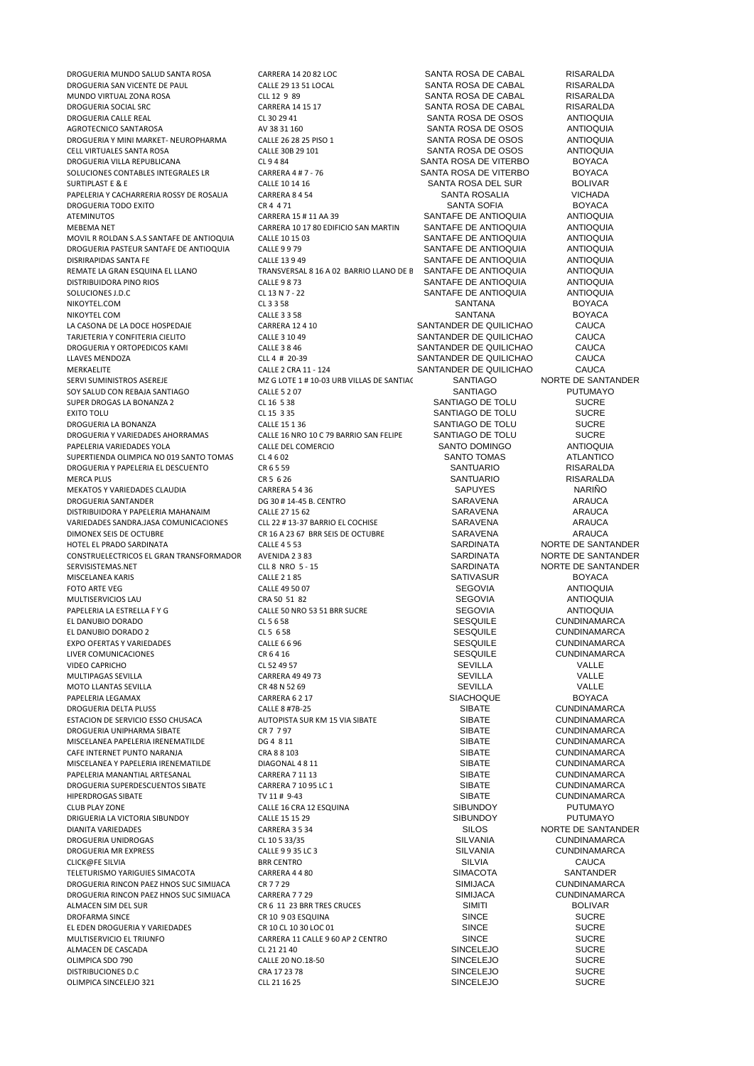| | | | |
|---|---|---|---|
| DROGUERIA MUNDO SALUD SANTA ROSA | CARRERA 14 20 82 LOC | SANTA ROSA DE CABAL | RISARALDA |
| DROGUERIA SAN VICENTE DE PAUL | CALLE 29 13 51 LOCAL | SANTA ROSA DE CABAL | RISARALDA |
| MUNDO VIRTUAL ZONA ROSA | CLL 12 9 89 | SANTA ROSA DE CABAL | RISARALDA |
| DROGUERIA SOCIAL SRC | CARRERA 14 15 17 | SANTA ROSA DE CABAL | RISARALDA |
| DROGUERIA CALLE REAL | CL 30 29 41 | SANTA ROSA DE OSOS | ANTIOQUIA |
| AGROTECNICO SANTAROSA | AV 38 31 160 | SANTA ROSA DE OSOS | ANTIOQUIA |
| DROGUERIA Y MINI MARKET- NEUROPHARMA | CALLE 26 28 25 PISO 1 | SANTA ROSA DE OSOS | ANTIOQUIA |
| CELL VIRTUALES SANTA ROSA | CALLE 30B 29 101 | SANTA ROSA DE OSOS | ANTIOQUIA |
| DROGUERIA VILLA REPUBLICANA | CL 9 4 84 | SANTA ROSA DE VITERBO | BOYACA |
| SOLUCIONES CONTABLES INTEGRALES LR | CARRERA 4 # 7 - 76 | SANTA ROSA DE VITERBO | BOYACA |
| SURTIPLAST E & E | CALLE 10 14 16 | SANTA ROSA DEL SUR | BOLIVAR |
| PAPELERIA Y CACHARRERIA ROSSY DE ROSALIA | CARRERA 8 4 54 | SANTA ROSALIA | VICHADA |
| DROGUERIA TODO EXITO | CR 4 4 71 | SANTA SOFIA | BOYACA |
| ATEMINUTOS | CARRERA 15 # 11 AA 39 | SANTAFE DE ANTIOQUIA | ANTIOQUIA |
| MEBEMA NET | CARRERA 10 17 80 EDIFICIO SAN MARTIN | SANTAFE DE ANTIOQUIA | ANTIOQUIA |
| MOVIL R ROLDAN S.A.S SANTAFE DE ANTIOQUIA | CALLE 10 15 03 | SANTAFE DE ANTIOQUIA | ANTIOQUIA |
| DROGUERIA PASTEUR SANTAFE DE ANTIOQUIA | CALLE 9 9 79 | SANTAFE DE ANTIOQUIA | ANTIOQUIA |
| DISRIRAPIDAS SANTA FE | CALLE 13 9 49 | SANTAFE DE ANTIOQUIA | ANTIOQUIA |
| REMATE LA GRAN ESQUINA EL LLANO | TRANSVERSAL 8 16 A 02 BARRIO LLANO DE B | SANTAFE DE ANTIOQUIA | ANTIOQUIA |
| DISTRIBUIDORA PINO RIOS | CALLE 9 8 73 | SANTAFE DE ANTIOQUIA | ANTIOQUIA |
| SOLUCIONES J.D.C | CL 13 N 7 - 22 | SANTAFE DE ANTIOQUIA | ANTIOQUIA |
| NIKOYTEL.COM | CL 3 3 58 | SANTANA | BOYACA |
| NIKOYTEL COM | CALLE 3 3 58 | SANTANA | BOYACA |
| LA CASONA DE LA DOCE HOSPEDAJE | CARRERA 12 4 10 | SANTANDER DE QUILICHAO | CAUCA |
| TARJETERIA Y CONFITERIA CIELITO | CALLE 3 10 49 | SANTANDER DE QUILICHAO | CAUCA |
| DROGUERIA Y ORTOPEDICOS KAMI | CALLE 3 8 46 | SANTANDER DE QUILICHAO | CAUCA |
| LLAVES MENDOZA | CLL 4 # 20-39 | SANTANDER DE QUILICHAO | CAUCA |
| MERKAELITE | CALLE 2 CRA 11 - 124 | SANTANDER DE QUILICHAO | CAUCA |
| SERVI SUMINISTROS ASEREJE | MZ G LOTE 1 # 10-03 URB VILLAS DE SANTIAC | SANTIAGO | NORTE DE SANTANDER |
| SOY SALUD CON REBAJA SANTIAGO | CALLE 5 2 07 | SANTIAGO | PUTUMAYO |
| SUPER DROGAS LA BONANZA 2 | CL 16 5 38 | SANTIAGO DE TOLU | SUCRE |
| EXITO TOLU | CL 15 3 35 | SANTIAGO DE TOLU | SUCRE |
| DROGUERIA LA BONANZA | CALLE 15 1 36 | SANTIAGO DE TOLU | SUCRE |
| DROGUERIA Y VARIEDADES AHORRAMAS | CALLE 16 NRO 10 C 79 BARRIO SAN FELIPE | SANTIAGO DE TOLU | SUCRE |
| PAPELERIA VARIEDADES YOLA | CALLE DEL COMERCIO | SANTO DOMINGO | ANTIOQUIA |
| SUPERTIENDA OLIMPICA NO 019 SANTO TOMAS | CL 4 6 02 | SANTO TOMAS | ATLANTICO |
| DROGUERIA Y PAPELERIA EL DESCUENTO | CR 6 5 59 | SANTUARIO | RISARALDA |
| MERCA PLUS | CR 5 6 26 | SANTUARIO | RISARALDA |
| MEKATOS Y VARIEDADES CLAUDIA | CARRERA 5 4 36 | SAPUYES | NARIÑO |
| DROGUERIA SANTANDER | DG 30 # 14-45 B. CENTRO | SARAVENA | ARAUCA |
| DISTRIBUIDORA Y PAPELERIA MAHANAIM | CALLE 27 15 62 | SARAVENA | ARAUCA |
| VARIEDADES SANDRA.JASA COMUNICACIONES | CLL 22 # 13-37 BARRIO EL COCHISE | SARAVENA | ARAUCA |
| DIMONEX SEIS DE OCTUBRE | CR 16 A 23 67 BRR SEIS DE OCTUBRE | SARAVENA | ARAUCA |
| HOTEL EL PRADO SARDINATA | CALLE 4 5 53 | SARDINATA | NORTE DE SANTANDER |
| CONSTRUELECTRICOS EL GRAN TRANSFORMADOR | AVENIDA 2 3 83 | SARDINATA | NORTE DE SANTANDER |
| SERVISISTEMAS.NET | CLL 8 NRO 5 - 15 | SARDINATA | NORTE DE SANTANDER |
| MISCELANEA KARIS | CALLE 2 1 85 | SATIVASUR | BOYACA |
| FOTO ARTE VEG | CALLE 49 50 07 | SEGOVIA | ANTIOQUIA |
| MULTISERVICIOS LAU | CRA 50 51 82 | SEGOVIA | ANTIOQUIA |
| PAPELERIA LA ESTRELLA F Y G | CALLE 50 NRO 53 51 BRR SUCRE | SEGOVIA | ANTIOQUIA |
| EL DANUBIO DORADO | CL 5 6 58 | SESQUILE | CUNDINAMARCA |
| EL DANUBIO DORADO 2 | CL 5 6 58 | SESQUILE | CUNDINAMARCA |
| EXPO OFERTAS Y VARIEDADES | CALLE 6 6 96 | SESQUILE | CUNDINAMARCA |
| LIVER COMUNICACIONES | CR 6 4 16 | SESQUILE | CUNDINAMARCA |
| VIDEO CAPRICHO | CL 52 49 57 | SEVILLA | VALLE |
| MULTIPAGAS SEVILLA | CARRERA 49 49 73 | SEVILLA | VALLE |
| MOTO LLANTAS SEVILLA | CR 48 N 52 69 | SEVILLA | VALLE |
| PAPELERIA LEGAMAX | CARRERA 6 2 17 | SIACHOQUE | BOYACA |
| DROGUERIA DELTA PLUSS | CALLE 8 #7B-25 | SIBATE | CUNDINAMARCA |
| ESTACION DE SERVICIO ESSO CHUSACA | AUTOPISTA SUR KM 15 VIA SIBATE | SIBATE | CUNDINAMARCA |
| DROGUERIA UNIPHARMA SIBATE | CR 7 7 97 | SIBATE | CUNDINAMARCA |
| MISCELANEA PAPELERIA IRENEMATILDE | DG 4 8 11 | SIBATE | CUNDINAMARCA |
| CAFE INTERNET PUNTO NARANJA | CRA 8 8 103 | SIBATE | CUNDINAMARCA |
| MISCELANEA Y PAPELERIA IRENEMATILDE | DIAGONAL 4 8 11 | SIBATE | CUNDINAMARCA |
| PAPELERIA MANANTIAL ARTESANAL | CARRERA 7 11 13 | SIBATE | CUNDINAMARCA |
| DROGUERIA SUPERDESCUENTOS SIBATE | CARRERA 7 10 95 LC 1 | SIBATE | CUNDINAMARCA |
| HIPERDROGAS SIBATE | TV 11 # 9-43 | SIBATE | CUNDINAMARCA |
| CLUB PLAY ZONE | CALLE 16 CRA 12 ESQUINA | SIBUNDOY | PUTUMAYO |
| DRIGUERIA LA VICTORIA SIBUNDOY | CALLE 15 15 29 | SIBUNDOY | PUTUMAYO |
| DIANITA VARIEDADES | CARRERA 3 5 34 | SILOS | NORTE DE SANTANDER |
| DROGUERIA UNIDROGAS | CL 10 5 33/35 | SILVANIA | CUNDINAMARCA |
| DROGUERIA MR EXPRESS | CALLE 9 9 35 LC 3 | SILVANIA | CUNDINAMARCA |
| CLICK@FE SILVIA | BRR CENTRO | SILVIA | CAUCA |
| TELETURISMO YARIGUIES SIMACOTA | CARRERA 4 4 80 | SIMACOTA | SANTANDER |
| DROGUERIA RINCON PAEZ HNOS SUC SIMIJACA | CR 7 7 29 | SIMIJACA | CUNDINAMARCA |
| DROGUERIA RINCON PAEZ HNOS SUC SIMIJACA | CARRERA 7 7 29 | SIMIJACA | CUNDINAMARCA |
| ALMACEN SIM DEL SUR | CR 6 11 23 BRR TRES CRUCES | SIMITI | BOLIVAR |
| DROFARMA SINCE | CR 10 9 03 ESQUINA | SINCE | SUCRE |
| EL EDEN DROGUERIA Y VARIEDADES | CR 10 CL 10 30 LOC 01 | SINCE | SUCRE |
| MULTISERVICIO EL TRIUNFO | CARRERA 11 CALLE 9 60 AP 2 CENTRO | SINCE | SUCRE |
| ALMACEN DE CASCADA | CL 21 21 40 | SINCELEJO | SUCRE |
| OLIMPICA SDO 790 | CALLE 20 NO.18-50 | SINCELEJO | SUCRE |
| DISTRIBUCIONES D.C | CRA 17 23 78 | SINCELEJO | SUCRE |
| OLIMPICA SINCELEJO 321 | CLL 21 16 25 | SINCELEJO | SUCRE |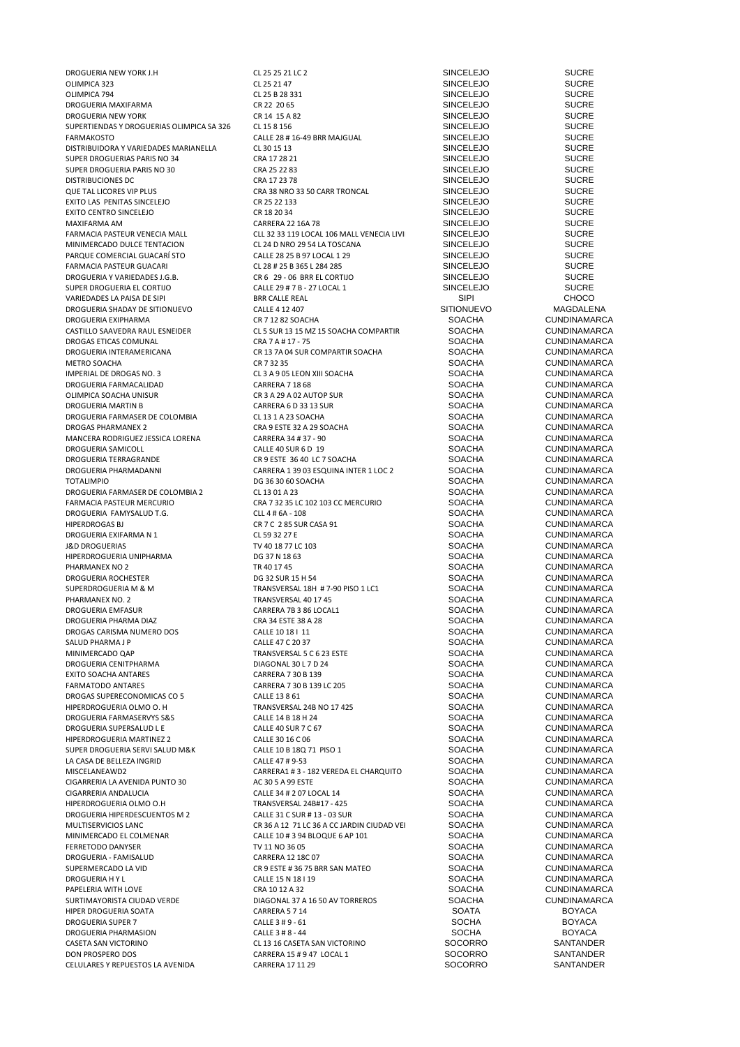| | | | |
|---|---|---|---|
| DROGUERIA NEW YORK J.H | CL 25 25 21 LC 2 | SINCELEJO | SUCRE |
| OLIMPICA 323 | CL 25 21 47 | SINCELEJO | SUCRE |
| OLIMPICA 794 | CL 25 B 28 331 | SINCELEJO | SUCRE |
| DROGUERIA MAXIFARMA | CR 22 20 65 | SINCELEJO | SUCRE |
| DROGUERIA NEW YORK | CR 14 15 A 82 | SINCELEJO | SUCRE |
| SUPERTIENDAS Y DROGUERIAS OLIMPICA SA 326 | CL 15 8 156 | SINCELEJO | SUCRE |
| FARMAKOSTO | CALLE 28 # 16-49 BRR MAJGUAL | SINCELEJO | SUCRE |
| DISTRIBUIDORA Y VARIEDADES MARIANELLA | CL 30 15 13 | SINCELEJO | SUCRE |
| SUPER DROGUERIAS PARIS NO 34 | CRA 17 28 21 | SINCELEJO | SUCRE |
| SUPER DROGUERIA PARIS NO 30 | CRA 25 22 83 | SINCELEJO | SUCRE |
| DISTRIBUCIONES DC | CRA 17 23 78 | SINCELEJO | SUCRE |
| QUE TAL LICORES VIP PLUS | CRA 38 NRO 33 50 CARR TRONCAL | SINCELEJO | SUCRE |
| EXITO LAS PENITAS SINCELEJO | CR 25 22 133 | SINCELEJO | SUCRE |
| EXITO CENTRO SINCELEJO | CR 18 20 34 | SINCELEJO | SUCRE |
| MAXIFARMA AM | CARRERA 22 16A 78 | SINCELEJO | SUCRE |
| FARMACIA PASTEUR VENECIA MALL | CLL 32 33 119 LOCAL 106 MALL VENECIA LIVI | SINCELEJO | SUCRE |
| MINIMERCADO DULCE TENTACION | CL 24 D NRO 29 54 LA TOSCANA | SINCELEJO | SUCRE |
| PARQUE COMERCIAL GUACARÍ STO | CALLE 28 25 B 97 LOCAL 1 29 | SINCELEJO | SUCRE |
| FARMACIA PASTEUR GUACARI | CL 28 # 25 B 365 L 284 285 | SINCELEJO | SUCRE |
| DROGUERIA Y VARIEDADES J.G.B. | CR 6 29 - 06 BRR EL CORTIJO | SINCELEJO | SUCRE |
| SUPER DROGUERIA EL CORTIJO | CALLE 29 # 7 B - 27 LOCAL 1 | SINCELEJO | SUCRE |
| VARIEDADES LA PAISA DE SIPI | BRR CALLE REAL | SIPI | CHOCO |
| DROGUERIA SHADAY DE SITIONUEVO | CALLE 4 12 407 | SITIONUEVO | MAGDALENA |
| DROGUERIA EXIPHARMA | CR 7 12 82 SOACHA | SOACHA | CUNDINAMARCA |
| CASTILLO SAAVEDRA RAUL ESNEIDER | CL 5 SUR 13 15 MZ 15 SOACHA COMPARTIR | SOACHA | CUNDINAMARCA |
| DROGAS ETICAS COMUNAL | CRA 7 A # 17 - 75 | SOACHA | CUNDINAMARCA |
| DROGUERIA INTERAMERICANA | CR 13 7A 04 SUR COMPARTIR SOACHA | SOACHA | CUNDINAMARCA |
| METRO SOACHA | CR 7 32 35 | SOACHA | CUNDINAMARCA |
| IMPERIAL DE DROGAS NO. 3 | CL 3 A 9 05 LEON XIII SOACHA | SOACHA | CUNDINAMARCA |
| DROGUERIA FARMACALIDAD | CARRERA 7 18 68 | SOACHA | CUNDINAMARCA |
| OLIMPICA SOACHA UNISUR | CR 3 A 29 A 02 AUTOP SUR | SOACHA | CUNDINAMARCA |
| DROGUERIA MARTIN B | CARRERA 6 D 33 13 SUR | SOACHA | CUNDINAMARCA |
| DROGUERIA FARMASER DE COLOMBIA | CL 13 1 A 23 SOACHA | SOACHA | CUNDINAMARCA |
| DROGAS PHARMANEX 2 | CRA 9 ESTE 32 A 29 SOACHA | SOACHA | CUNDINAMARCA |
| MANCERA RODRIGUEZ JESSICA LORENA | CARRERA 34 # 37 - 90 | SOACHA | CUNDINAMARCA |
| DROGUERIA SAMICOLL | CALLE 40 SUR 6 D 19 | SOACHA | CUNDINAMARCA |
| DROGUERIA TERRAGRANDE | CR 9 ESTE 36 40 LC 7 SOACHA | SOACHA | CUNDINAMARCA |
| DROGUERIA PHARMADANNI | CARRERA 1 39 03 ESQUINA INTER 1 LOC 2 | SOACHA | CUNDINAMARCA |
| TOTALIMPIO | DG 36 30 60 SOACHA | SOACHA | CUNDINAMARCA |
| DROGUERIA FARMASER DE COLOMBIA 2 | CL 13 01 A 23 | SOACHA | CUNDINAMARCA |
| FARMACIA PASTEUR MERCURIO | CRA 7 32 35 LC 102 103 CC MERCURIO | SOACHA | CUNDINAMARCA |
| DROGUERIA FAMYSALUD T.G. | CLL 4 # 6A - 108 | SOACHA | CUNDINAMARCA |
| HIPERDROGAS BJ | CR 7 C 2 85 SUR CASA 91 | SOACHA | CUNDINAMARCA |
| DROGUERIA EXIFARMA N 1 | CL 59 32 27 E | SOACHA | CUNDINAMARCA |
| J&D DROGUERIAS | TV 40 18 77 LC 103 | SOACHA | CUNDINAMARCA |
| HIPERDROGUERIA UNIPHARMA | DG 37 N 18 63 | SOACHA | CUNDINAMARCA |
| PHARMANEX NO 2 | TR 40 17 45 | SOACHA | CUNDINAMARCA |
| DROGUERIA ROCHESTER | DG 32 SUR 15 H 54 | SOACHA | CUNDINAMARCA |
| SUPERDROGUERIA M & M | TRANSVERSAL 18H # 7-90 PISO 1 LC1 | SOACHA | CUNDINAMARCA |
| PHARMANEX NO. 2 | TRANSVERSAL 40 17 45 | SOACHA | CUNDINAMARCA |
| DROGUERIA EMFASUR | CARRERA 7B 3 86 LOCAL1 | SOACHA | CUNDINAMARCA |
| DROGUERIA PHARMA DIAZ | CRA 34 ESTE 38 A 28 | SOACHA | CUNDINAMARCA |
| DROGAS CARISMA NUMERO DOS | CALLE 10 18 I 11 | SOACHA | CUNDINAMARCA |
| SALUD PHARMA J P | CALLE 47 C 20 37 | SOACHA | CUNDINAMARCA |
| MINIMERCADO QAP | TRANSVERSAL 5 C 6 23 ESTE | SOACHA | CUNDINAMARCA |
| DROGUERIA CENITPHARMA | DIAGONAL 30 L 7 D 24 | SOACHA | CUNDINAMARCA |
| EXITO SOACHA ANTARES | CARRERA 7 30 B 139 | SOACHA | CUNDINAMARCA |
| FARMATODO ANTARES | CARRERA 7 30 B 139 LC 205 | SOACHA | CUNDINAMARCA |
| DROGAS SUPERECONOMICAS CO 5 | CALLE 13 8 61 | SOACHA | CUNDINAMARCA |
| HIPERDROGUERIA OLMO O. H | TRANSVERSAL 24B NO 17 425 | SOACHA | CUNDINAMARCA |
| DROGUERIA FARMASERVYS S&S | CALLE 14 B 18 H 24 | SOACHA | CUNDINAMARCA |
| DROGUERIA SUPERSALUD L E | CALLE 40 SUR 7 C 67 | SOACHA | CUNDINAMARCA |
| HIPERDROGUERIA MARTINEZ 2 | CALLE 30 16 C 06 | SOACHA | CUNDINAMARCA |
| SUPER DROGUERIA SERVI SALUD M&K | CALLE 10 B 18Q 71 PISO 1 | SOACHA | CUNDINAMARCA |
| LA CASA DE BELLEZA INGRID | CALLE 47 # 9-53 | SOACHA | CUNDINAMARCA |
| MISCELANEAWD2 | CARRERA1 # 3 - 182 VEREDA EL CHARQUITO | SOACHA | CUNDINAMARCA |
| CIGARRERIA LA AVENIDA PUNTO 30 | AC 30 5 A 99 ESTE | SOACHA | CUNDINAMARCA |
| CIGARRERIA ANDALUCIA | CALLE 34 # 2 07 LOCAL 14 | SOACHA | CUNDINAMARCA |
| HIPERDROGUERIA OLMO O.H | TRANSVERSAL 24B#17 - 425 | SOACHA | CUNDINAMARCA |
| DROGUERIA HIPERDESCUENTOS M 2 | CALLE 31 C SUR # 13 - 03 SUR | SOACHA | CUNDINAMARCA |
| MULTISERVICIOS LANC | CR 36 A 12 71 LC 36 A CC JARDIN CIUDAD VEI | SOACHA | CUNDINAMARCA |
| MINIMERCADO EL COLMENAR | CALLE 10 # 3 94 BLOQUE 6 AP 101 | SOACHA | CUNDINAMARCA |
| FERRETODO DANYSER | TV 11 NO 36 05 | SOACHA | CUNDINAMARCA |
| DROGUERIA - FAMISALUD | CARRERA 12 18C 07 | SOACHA | CUNDINAMARCA |
| SUPERMERCADO LA VID | CR 9 ESTE # 36 75 BRR SAN MATEO | SOACHA | CUNDINAMARCA |
| DROGUERIA H Y L | CALLE 15 N 18 I 19 | SOACHA | CUNDINAMARCA |
| PAPELERIA WITH LOVE | CRA 10 12 A 32 | SOACHA | CUNDINAMARCA |
| SURTIMAYORISTA CIUDAD VERDE | DIAGONAL 37 A 16 50 AV TORREROS | SOACHA | CUNDINAMARCA |
| HIPER DROGUERIA SOATA | CARRERA 5 7 14 | SOATA | BOYACA |
| DROGUERIA SUPER 7 | CALLE 3 # 9 - 61 | SOCHA | BOYACA |
| DROGUERIA PHARMASION | CALLE 3 # 8 - 44 | SOCHA | BOYACA |
| CASETA SAN VICTORINO | CL 13 16 CASETA SAN VICTORINO | SOCORRO | SANTANDER |
| DON PROSPERO DOS | CARRERA 15 # 9 47 LOCAL 1 | SOCORRO | SANTANDER |
| CELULARES Y REPUESTOS LA AVENIDA | CARRERA 17 11 29 | SOCORRO | SANTANDER |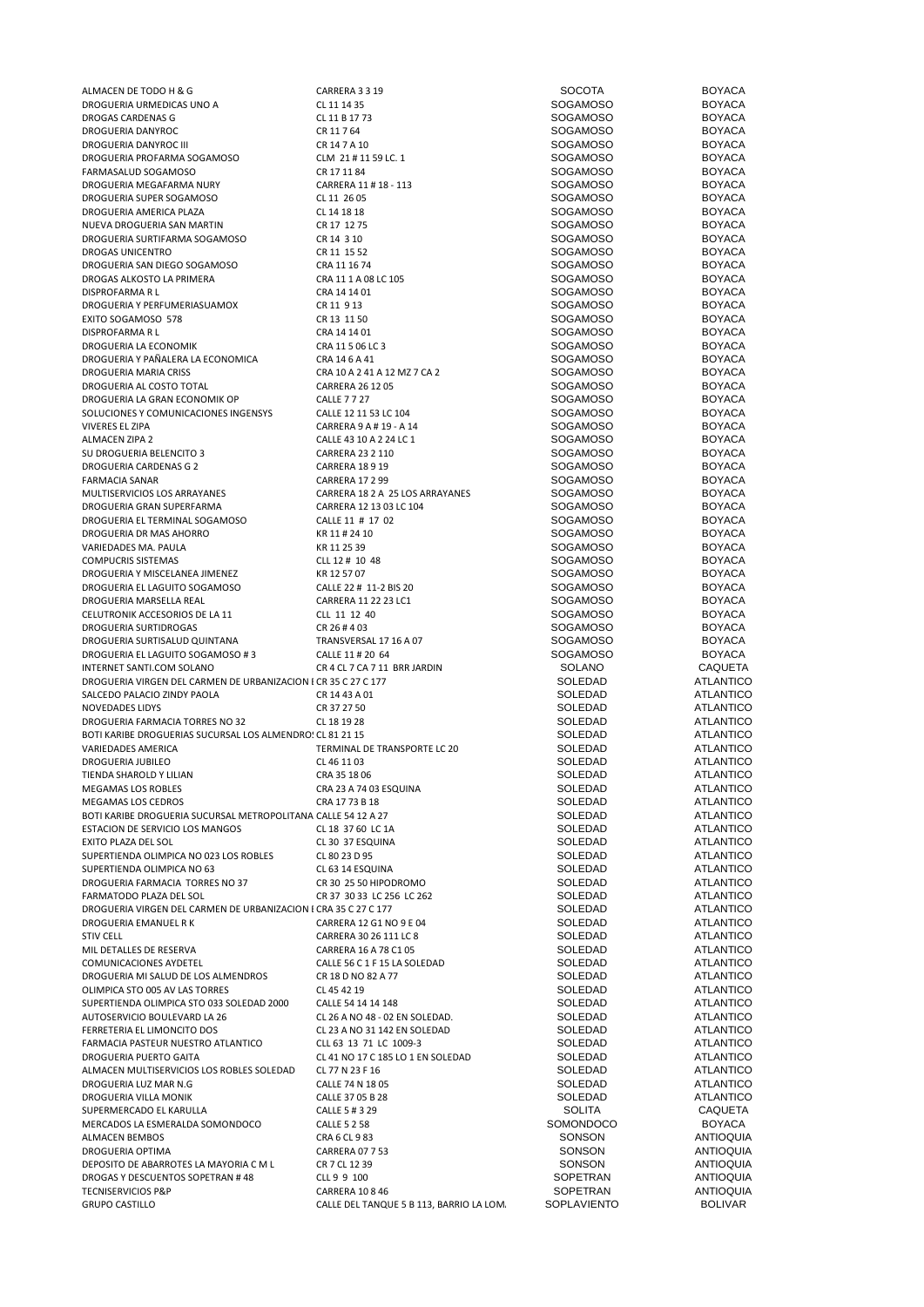| | | | |
|---|---|---|---|
| ALMACEN DE TODO H & G | CARRERA 3 3 19 | SOCOTA | BOYACA |
| DROGUERIA URMEDICAS UNO A | CL 11 14 35 | SOGAMOSO | BOYACA |
| DROGAS CARDENAS G | CL 11 B 17 73 | SOGAMOSO | BOYACA |
| DROGUERIA DANYROC | CR 11 7 64 | SOGAMOSO | BOYACA |
| DROGUERIA DANYROC III | CR 14 7 A 10 | SOGAMOSO | BOYACA |
| DROGUERIA PROFARMA SOGAMOSO | CLM 21 # 11 59 LC. 1 | SOGAMOSO | BOYACA |
| FARMASALUD SOGAMOSO | CR 17 11 84 | SOGAMOSO | BOYACA |
| DROGUERIA MEGAFARMA NURY | CARRERA 11 # 18 - 113 | SOGAMOSO | BOYACA |
| DROGUERIA SUPER SOGAMOSO | CL 11 26 05 | SOGAMOSO | BOYACA |
| DROGUERIA AMERICA PLAZA | CL 14 18 18 | SOGAMOSO | BOYACA |
| NUEVA DROGUERIA SAN MARTIN | CR 17 12 75 | SOGAMOSO | BOYACA |
| DROGUERIA SURTIFARMA SOGAMOSO | CR 14 3 10 | SOGAMOSO | BOYACA |
| DROGAS UNICENTRO | CR 11 15 52 | SOGAMOSO | BOYACA |
| DROGUERIA SAN DIEGO SOGAMOSO | CRA 11 16 74 | SOGAMOSO | BOYACA |
| DROGAS ALKOSTO LA PRIMERA | CRA 11 1 A 08 LC 105 | SOGAMOSO | BOYACA |
| DISPROFARMA R L | CRA 14 14 01 | SOGAMOSO | BOYACA |
| DROGUERIA Y PERFUMERIASUAMOX | CR 11 9 13 | SOGAMOSO | BOYACA |
| EXITO SOGAMOSO 578 | CR 13 11 50 | SOGAMOSO | BOYACA |
| DISPROFARMA R L | CRA 14 14 01 | SOGAMOSO | BOYACA |
| DROGUERIA LA ECONOMIK | CRA 11 5 06 LC 3 | SOGAMOSO | BOYACA |
| DROGUERIA Y PAÑALERA LA ECONOMICA | CRA 14 6 A 41 | SOGAMOSO | BOYACA |
| DROGUERIA MARIA CRISS | CRA 10 A 2 41 A 12 MZ 7 CA 2 | SOGAMOSO | BOYACA |
| DROGUERIA AL COSTO TOTAL | CARRERA 26 12 05 | SOGAMOSO | BOYACA |
| DROGUERIA LA GRAN ECONOMIK OP | CALLE 7 7 27 | SOGAMOSO | BOYACA |
| SOLUCIONES Y COMUNICACIONES INGENSYS | CALLE 12 11 53 LC 104 | SOGAMOSO | BOYACA |
| VIVERES EL ZIPA | CARRERA 9 A # 19 - A 14 | SOGAMOSO | BOYACA |
| ALMACEN ZIPA 2 | CALLE 43 10 A 2 24 LC 1 | SOGAMOSO | BOYACA |
| SU DROGUERIA BELENCITO 3 | CARRERA 23 2 110 | SOGAMOSO | BOYACA |
| DROGUERIA CARDENAS G 2 | CARRERA 18 9 19 | SOGAMOSO | BOYACA |
| FARMACIA SANAR | CARRERA 17 2 99 | SOGAMOSO | BOYACA |
| MULTISERVICIOS LOS ARRAYANES | CARRERA 18 2 A 25 LOS ARRAYANES | SOGAMOSO | BOYACA |
| DROGUERIA GRAN SUPERFARMA | CARRERA 12 13 03 LC 104 | SOGAMOSO | BOYACA |
| DROGUERIA EL TERMINAL SOGAMOSO | CALLE 11 # 17 02 | SOGAMOSO | BOYACA |
| DROGUERIA DR MAS AHORRO | KR 11 # 24 10 | SOGAMOSO | BOYACA |
| VARIEDADES MA. PAULA | KR 11 25 39 | SOGAMOSO | BOYACA |
| COMPUCRIS SISTEMAS | CLL 12 # 10 48 | SOGAMOSO | BOYACA |
| DROGUERIA Y MISCELANEA JIMENEZ | KR 12 57 07 | SOGAMOSO | BOYACA |
| DROGUERIA EL LAGUITO SOGAMOSO | CALLE 22 # 11-2 BIS 20 | SOGAMOSO | BOYACA |
| DROGUERIA MARSELLA REAL | CARRERA 11 22 23 LC1 | SOGAMOSO | BOYACA |
| CELUTRONIK ACCESORIOS DE LA 11 | CLL 11 12 40 | SOGAMOSO | BOYACA |
| DROGUERIA SURTIDROGAS | CR 26 # 4 03 | SOGAMOSO | BOYACA |
| DROGUERIA SURTISALUD QUINTANA | TRANSVERSAL 17 16 A 07 | SOGAMOSO | BOYACA |
| DROGUERIA EL LAGUITO SOGAMOSO # 3 | CALLE 11 # 20 64 | SOGAMOSO | BOYACA |
| INTERNET SANTI.COM SOLANO | CR 4 CL 7 CA 7 11 BRR JARDIN | SOLANO | CAQUETA |
| DROGUERIA VIRGEN DEL CARMEN DE URBANIZACION I | CR 35 C 27 C 177 | SOLEDAD | ATLANTICO |
| SALCEDO PALACIO ZINDY PAOLA | CR 14 43 A 01 | SOLEDAD | ATLANTICO |
| NOVEDADES LIDYS | CR 37 27 50 | SOLEDAD | ATLANTICO |
| DROGUERIA FARMACIA TORRES NO 32 | CL 18 19 28 | SOLEDAD | ATLANTICO |
| BOTI KARIBE DROGUERIAS SUCURSAL LOS ALMENDRO! | CL 81 21 15 | SOLEDAD | ATLANTICO |
| VARIEDADES AMERICA | TERMINAL DE TRANSPORTE LC 20 | SOLEDAD | ATLANTICO |
| DROGUERIA JUBILEO | CL 46 11 03 | SOLEDAD | ATLANTICO |
| TIENDA SHAROLD Y LILIAN | CRA 35 18 06 | SOLEDAD | ATLANTICO |
| MEGAMAS LOS ROBLES | CRA 23 A 74 03 ESQUINA | SOLEDAD | ATLANTICO |
| MEGAMAS LOS CEDROS | CRA 17 73 B 18 | SOLEDAD | ATLANTICO |
| BOTI KARIBE DROGUERIA SUCURSAL METROPOLITANA | CALLE 54 12 A 27 | SOLEDAD | ATLANTICO |
| ESTACION DE SERVICIO LOS MANGOS | CL 18 37 60 LC 1A | SOLEDAD | ATLANTICO |
| EXITO PLAZA DEL SOL | CL 30 37 ESQUINA | SOLEDAD | ATLANTICO |
| SUPERTIENDA OLIMPICA NO 023 LOS ROBLES | CL 80 23 D 95 | SOLEDAD | ATLANTICO |
| SUPERTIENDA OLIMPICA NO 63 | CL 63 14 ESQUINA | SOLEDAD | ATLANTICO |
| DROGUERIA FARMACIA TORRES NO 37 | CR 30 25 50 HIPODROMO | SOLEDAD | ATLANTICO |
| FARMATODO PLAZA DEL SOL | CR 37 30 33 LC 256 LC 262 | SOLEDAD | ATLANTICO |
| DROGUERIA VIRGEN DEL CARMEN DE URBANIZACION I | CRA 35 C 27 C 177 | SOLEDAD | ATLANTICO |
| DROGUERIA EMANUEL R K | CARRERA 12 G1 NO 9 E 04 | SOLEDAD | ATLANTICO |
| STIV CELL | CARRERA 30 26 111 LC 8 | SOLEDAD | ATLANTICO |
| MIL DETALLES DE RESERVA | CARRERA 16 A 78 C1 05 | SOLEDAD | ATLANTICO |
| COMUNICACIONES AYDETEL | CALLE 56 C 1 F 15 LA SOLEDAD | SOLEDAD | ATLANTICO |
| DROGUERIA MI SALUD DE LOS ALMENDROS | CR 18 D NO 82 A 77 | SOLEDAD | ATLANTICO |
| OLIMPICA STO 005 AV LAS TORRES | CL 45 42 19 | SOLEDAD | ATLANTICO |
| SUPERTIENDA OLIMPICA STO 033 SOLEDAD 2000 | CALLE 54 14 14 148 | SOLEDAD | ATLANTICO |
| AUTOSERVICIO BOULEVARD LA 26 | CL 26 A NO 48 - 02 EN SOLEDAD. | SOLEDAD | ATLANTICO |
| FERRETERIA EL LIMONCITO DOS | CL 23 A NO 31 142 EN SOLEDAD | SOLEDAD | ATLANTICO |
| FARMACIA PASTEUR NUESTRO ATLANTICO | CLL 63 13 71 LC 1009-3 | SOLEDAD | ATLANTICO |
| DROGUERIA PUERTO GAITA | CL 41 NO 17 C 185 LO 1 EN SOLEDAD | SOLEDAD | ATLANTICO |
| ALMACEN MULTISERVICIOS LOS ROBLES SOLEDAD | CL 77 N 23 F 16 | SOLEDAD | ATLANTICO |
| DROGUERIA LUZ MAR N.G | CALLE 74 N 18 05 | SOLEDAD | ATLANTICO |
| DROGUERIA VILLA MONIK | CALLE 37 05 B 28 | SOLEDAD | ATLANTICO |
| SUPERMERCADO EL KARULLA | CALLE 5 # 3 29 | SOLITA | CAQUETA |
| MERCADOS LA ESMERALDA SOMONDOCO | CALLE 5 2 58 | SOMONDOCO | BOYACA |
| ALMACEN BEMBOS | CRA 6 CL 9 83 | SONSON | ANTIOQUIA |
| DROGUERIA OPTIMA | CARRERA 07 7 53 | SONSON | ANTIOQUIA |
| DEPOSITO DE ABARROTES LA MAYORIA C M L | CR 7 CL 12 39 | SONSON | ANTIOQUIA |
| DROGAS Y DESCUENTOS SOPETRAN # 48 | CLL 9 9 100 | SOPETRAN | ANTIOQUIA |
| TECNISERVICIOS P&P | CARRERA 10 8 46 | SOPETRAN | ANTIOQUIA |
| GRUPO CASTILLO | CALLE DEL TANQUE 5 B 113, BARRIO LA LOM. | SOPLAVIENTO | BOLIVAR |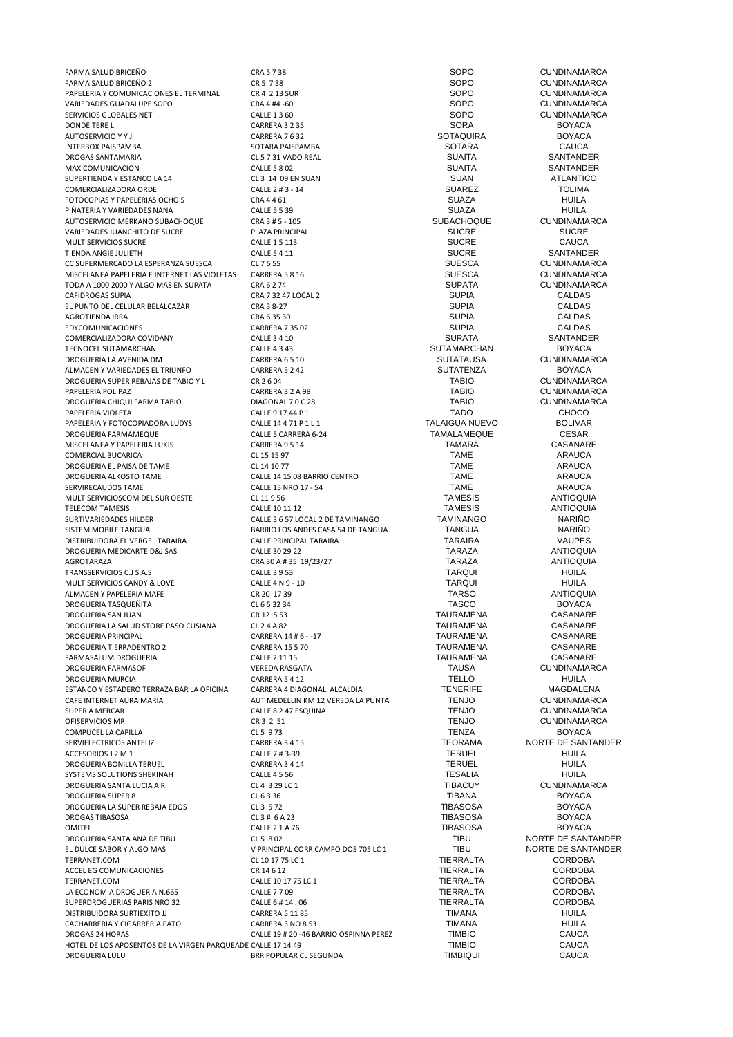| | | | |
|---|---|---|---|
| FARMA SALUD BRICEÑO | CRA 5 7 38 | SOPO | CUNDINAMARCA |
| FARMA SALUD BRICEÑO 2 | CR 5 7 38 | SOPO | CUNDINAMARCA |
| PAPELERIA Y COMUNICACIONES EL TERMINAL | CR 4 2 13 SUR | SOPO | CUNDINAMARCA |
| VARIEDADES GUADALUPE SOPO | CRA 4 #4 -60 | SOPO | CUNDINAMARCA |
| SERVICIOS GLOBALES NET | CALLE 1 3 60 | SOPO | CUNDINAMARCA |
| DONDE TERE L | CARRERA 3 2 35 | SORA | BOYACA |
| AUTOSERVICIO Y Y J | CARRERA 7 6 32 | SOTAQUIRA | BOYACA |
| INTERBOX PAISPAMBA | SOTARA PAISPAMBA | SOTARA | CAUCA |
| DROGAS SANTAMARIA | CL 5 7 31 VADO REAL | SUAITA | SANTANDER |
| MAX COMUNICACION | CALLE 5 8 02 | SUAITA | SANTANDER |
| SUPERTIENDA Y ESTANCO LA 14 | CL 3 14 09 EN SUAN | SUAN | ATLANTICO |
| COMERCIALIZADORA ORDE | CALLE 2 # 3 - 14 | SUAREZ | TOLIMA |
| FOTOCOPIAS Y PAPELERIAS OCHO S | CRA 4 4 61 | SUAZA | HUILA |
| PIÑATERIA Y VARIEDADES NANA | CALLE 5 5 39 | SUAZA | HUILA |
| AUTOSERVICIO MERKANO SUBACHOQUE | CRA 3 # 5 - 105 | SUBACHOQUE | CUNDINAMARCA |
| VARIEDADES JUANCHITO DE SUCRE | PLAZA PRINCIPAL | SUCRE | SUCRE |
| MULTISERVICIOS SUCRE | CALLE 1 5 113 | SUCRE | CAUCA |
| TIENDA ANGIE JULIETH | CALLE 5 4 11 | SUCRE | SANTANDER |
| CC SUPERMERCADO LA ESPERANZA SUESCA | CL 7 5 55 | SUESCA | CUNDINAMARCA |
| MISCELANEA PAPELERIA E INTERNET LAS VIOLETAS | CARRERA 5 8 16 | SUESCA | CUNDINAMARCA |
| TODA A 1000 2000 Y ALGO MAS EN SUPATA | CRA 6 2 74 | SUPATA | CUNDINAMARCA |
| CAFIDROGAS SUPIA | CRA 7 32 47 LOCAL 2 | SUPIA | CALDAS |
| EL PUNTO DEL CELULAR BELALCAZAR | CRA 3 8-27 | SUPIA | CALDAS |
| AGROTIENDA IRRA | CRA 6 35 30 | SUPIA | CALDAS |
| EDYCOMUNICACIONES | CARRERA 7 35 02 | SUPIA | CALDAS |
| COMERCIALIZADORA COVIDANY | CALLE 3 4 10 | SURATA | SANTANDER |
| TECNOCEL SUTAMARCHAN | CALLE 4 3 43 | SUTAMARCHAN | BOYACA |
| DROGUERIA LA AVENIDA DM | CARRERA 6 5 10 | SUTATAUSA | CUNDINAMARCA |
| ALMACEN Y VARIEDADES EL TRIUNFO | CARRERA 5 2 42 | SUTATENZA | BOYACA |
| DROGUERIA SUPER REBAJAS DE TABIO Y L | CR 2 6 04 | TABIO | CUNDINAMARCA |
| PAPELERIA POLIPAZ | CARRERA 3 2 A 98 | TABIO | CUNDINAMARCA |
| DROGUERIA CHIQUI FARMA TABIO | DIAGONAL 7 0 C 28 | TABIO | CUNDINAMARCA |
| PAPELERIA VIOLETA | CALLE 9 17 44 P 1 | TADO | CHOCO |
| PAPELERIA Y FOTOCOPIADORA LUDYS | CALLE 14 4 71 P 1 L 1 | TALAIGUA NUEVO | BOLIVAR |
| DROGUERIA FARMAMEQUE | CALLE 5 CARRERA 6-24 | TAMALAMEQUE | CESAR |
| MISCELANEA Y PAPELERIA LUKIS | CARRERA 9 5 14 | TAMARA | CASANARE |
| COMERCIAL BUCARICA | CL 15 15 97 | TAME | ARAUCA |
| DROGUERIA EL PAISA DE TAME | CL 14 10 77 | TAME | ARAUCA |
| DROGUERIA ALKOSTO TAME | CALLE 14 15 08 BARRIO CENTRO | TAME | ARAUCA |
| SERVIRECAUDOS TAME | CALLE 15 NRO 17 - 54 | TAME | ARAUCA |
| MULTISERVICIOSCOM DEL SUR OESTE | CL 11 9 56 | TAMESIS | ANTIOQUIA |
| TELECOM TAMESIS | CALLE 10 11 12 | TAMESIS | ANTIOQUIA |
| SURTIVARIEDADES HILDER | CALLE 3 6 57 LOCAL 2 DE TAMINANGO | TAMINANGO | NARIÑO |
| SISTEM MOBILE TANGUA | BARRIO LOS ANDES CASA 54 DE TANGUA | TANGUA | NARIÑO |
| DISTRIBUIDORA EL VERGEL TARAIRA | CALLE PRINCIPAL TARAIRA | TARAIRA | VAUPES |
| DROGUERIA MEDICARTE D&J SAS | CALLE 30 29 22 | TARAZA | ANTIOQUIA |
| AGROTARAZA | CRA 30 A # 35 19/23/27 | TARAZA | ANTIOQUIA |
| TRANSSERVICIOS C.J S.A.S | CALLE 3 9 53 | TARQUI | HUILA |
| MULTISERVICIOS CANDY & LOVE | CALLE 4 N 9 - 10 | TARQUI | HUILA |
| ALMACEN Y PAPELERIA MAFE | CR 20 17 39 | TARSO | ANTIOQUIA |
| DROGUERIA TASQUEÑITA | CL 6 5 32 34 | TASCO | BOYACA |
| DROGUERIA SAN JUAN | CR 12 5 53 | TAURAMENA | CASANARE |
| DROGUERIA LA SALUD STORE PASO CUSIANA | CL 2 4 A 82 | TAURAMENA | CASANARE |
| DROGUERIA PRINCIPAL | CARRERA 14 # 6 - -17 | TAURAMENA | CASANARE |
| DROGUERIA TIERRADENTRO 2 | CARRERA 15 5 70 | TAURAMENA | CASANARE |
| FARMASALUM DROGUERIA | CALLE 2 11 15 | TAURAMENA | CASANARE |
| DROGUERIA FARMASOF | VEREDA RASGATA | TAUSA | CUNDINAMARCA |
| DROGUERIA MURCIA | CARRERA 5 4 12 | TELLO | HUILA |
| ESTANCO Y ESTADERO TERRAZA BAR LA OFICINA | CARRERA 4 DIAGONAL ALCALDIA | TENERIFE | MAGDALENA |
| CAFE INTERNET AURA MARIA | AUT MEDELLIN KM 12 VEREDA LA PUNTA | TENJO | CUNDINAMARCA |
| SUPER A MERCAR | CALLE 8 2 47 ESQUINA | TENJO | CUNDINAMARCA |
| OFISERVICIOS MR | CR 3 2 51 | TENJO | CUNDINAMARCA |
| COMPUCEL LA CAPILLA | CL 5 9 73 | TENZA | BOYACA |
| SERVIELECTRICOS ANTELIZ | CARRERA 3 4 15 | TEORAMA | NORTE DE SANTANDER |
| ACCESORIOS J 2 M 1 | CALLE 7 # 3-39 | TERUEL | HUILA |
| DROGUERIA BONILLA TERUEL | CARRERA 3 4 14 | TERUEL | HUILA |
| SYSTEMS SOLUTIONS SHEKINAH | CALLE 4 5 56 | TESALIA | HUILA |
| DROGUERIA SANTA LUCIA A R | CL 4 3 29 LC 1 | TIBACUY | CUNDINAMARCA |
| DROGUERIA SUPER 8 | CL 6 3 36 | TIBANA | BOYACA |
| DROGUERIA LA SUPER REBAJA EDQS | CL 3 5 72 | TIBASOSA | BOYACA |
| DROGAS TIBASOSA | CL 3 # 6 A 23 | TIBASOSA | BOYACA |
| OMITEL | CALLE 2 1 A 76 | TIBASOSA | BOYACA |
| DROGUERIA SANTA ANA DE TIBU | CL 5 8 02 | TIBU | NORTE DE SANTANDER |
| EL DULCE SABOR Y ALGO MAS | V PRINCIPAL CORR CAMPO DOS 705 LC 1 | TIBU | NORTE DE SANTANDER |
| TERRANET.COM | CL 10 17 75 LC 1 | TIERRALTA | CORDOBA |
| ACCEL EG COMUNICACIONES | CR 14 6 12 | TIERRALTA | CORDOBA |
| TERRANET.COM | CALLE 10 17 75 LC 1 | TIERRALTA | CORDOBA |
| LA ECONOMIA DROGUERIA N.665 | CALLE 7 7 09 | TIERRALTA | CORDOBA |
| SUPERDROGUERIAS PARIS NRO 32 | CALLE 6 # 14 . 06 | TIERRALTA | CORDOBA |
| DISTRIBUIDORA SURTIEXITO JJ | CARRERA 5 11 85 | TIMANA | HUILA |
| CACHARRERIA Y CIGARRERIA PATO | CARRERA 3 NO 8 53 | TIMANA | HUILA |
| DROGAS 24 HORAS | CALLE 19 # 20 -46 BARRIO OSPINNA PEREZ | TIMBIO | CAUCA |
| HOTEL DE LOS APOSENTOS DE LA VIRGEN PARQUEADE | CALLE 17 14 49 | TIMBIO | CAUCA |
| DROGUERIA LULU | BRR POPULAR CL SEGUNDA | TIMBIQUI | CAUCA |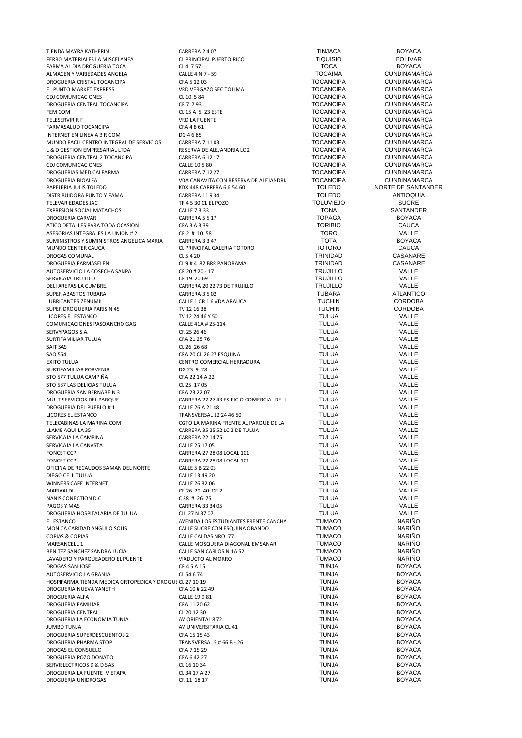| | | | |
|---|---|---|---|
| TIENDA MAYRA KATHERIN | CARRERA 2 4 07 | TINJACA | BOYACA |
| FERRO MATERIALES LA MISCELANEA | CL PRINCIPAL PUERTO RICO | TIQUISIO | BOLIVAR |
| FARMA AL DIA DROGUERIA TOCA | CL 4 7 57 | TOCA | BOYACA |
| ALMACEN Y VARIEDADES ANGELA | CALLE 4 N 7 - 59 | TOCAIMA | CUNDINAMARCA |
| DROGUERIA CRISTAL TOCANCIPA | CRA 5 12 03 | TOCANCIPA | CUNDINAMARCA |
| EL PUNTO MARKET EXPRESS | VRD VERGAZO SEC TOLIMA | TOCANCIPA | CUNDINAMARCA |
| CDJ COMUNICACIONES | CL 10 5 84 | TOCANCIPA | CUNDINAMARCA |
| DROGUERIA CENTRAL TOCANCIPA | CR 7 7 93 | TOCANCIPA | CUNDINAMARCA |
| FEM COM | CL 15 A 5 23 ESTE | TOCANCIPA | CUNDINAMARCA |
| TELESERVIR R F | VRD LA FUENTE | TOCANCIPA | CUNDINAMARCA |
| FARMASALUD TOCANCIPA | CRA 4 8 61 | TOCANCIPA | CUNDINAMARCA |
| INTERNET EN LINEA A B R COM | DG 4 6 85 | TOCANCIPA | CUNDINAMARCA |
| MUNDO FACIL CENTRO INTEGRAL DE SERVICIOS | CARRERA 7 11 03 | TOCANCIPA | CUNDINAMARCA |
| L & D GESTION EMPRESARIAL LTDA | RESERVA DE ALEJANDRIA LC 2 | TOCANCIPA | CUNDINAMARCA |
| DROGUERIA CENTRAL 2 TOCANCIPA | CARRERA 6 12 17 | TOCANCIPA | CUNDINAMARCA |
| CDJ COMUNICACIONES | CALLE 10 5 80 | TOCANCIPA | CUNDINAMARCA |
| DROGUERIAS MEDICALFARMA | CARRERA 7 12 27 | TOCANCIPA | CUNDINAMARCA |
| DROGUERIA BIOALFA | VDA CANAVITA CON RESERVA DE ALEJANDRI | TOCANCIPA | CUNDINAMARCA |
| PAPELERIA JULIS TOLEDO | KDX 448 CARRERA 6 6 54 60 | TOLEDO | NORTE DE SANTANDER |
| DISTRIBUIDORA PUNTO Y FAMA | CARRERA 11 9 34 | TOLEDO | ANTIOQUIA |
| TELEVARIEDADES JAC | TR 4 5 30 CL EL POZO | TOLUVIEJO | SUCRE |
| EXPRESION SOCIAL MATACHOS | CALLE 7 3 33 | TONA | SANTANDER |
| DROGUERIA CARVAR | CARRERA 5 5 17 | TOPAGA | BOYACA |
| ATICO DETALLES PARA TODA OCASION | CRA 3 A 3 39 | TORIBIO | CAUCA |
| ASESORIAS INTEGRALES LA UNION # 2 | CR 2 # 10 58 | TORO | VALLE |
| SUMINISTROS Y SUMINISTROS ANGELICA MARIA | CARRERA 3 3 47 | TOTA | BOYACA |
| MUNDO CENTER CAUCA | CL PRINCIPAL GALERIA TOTORO | TOTORO | CAUCA |
| DROGAS COMUNAL | CL 5 4 20 | TRINIDAD | CASANARE |
| DROGUERIA FARMASELEN | CL 9 # 4 82 BRR PANORAMA | TRINIDAD | CASANARE |
| AUTOSERVICIO LA COSECHA SANPA | CR 20 # 20 - 17 | TRUJILLO | VALLE |
| SERVICAJA TRUJILLO | CR 19 20 69 | TRUJILLO | VALLE |
| DELI AREPAS LA CUMBRE. | CARRERA 20 22 73 DE TRUJILLO | TRUJILLO | VALLE |
| SUPER ABASTOS TUBARA | CARRERA 3 5 02 | TUBARA | ATLANTICO |
| LUBRICANTES ZENUMIL | CALLE 1 CR 1 6 VDA ARAUCA | TUCHIN | CORDOBA |
| SUPER DROGUERIA PARIS N 45 | TV 12 16 38 | TUCHIN | CORDOBA |
| LICORES EL ESTANCO | TV 12 24 46 Y 50 | TULUA | VALLE |
| COMUNICACIONES PASOANCHO GAG | CALLE 41A # 25-114 | TULUA | VALLE |
| SERVYPAGOS S.A. | CR 25 26 46 | TULUA | VALLE |
| SURTIFAMILIAR TULUA | CRA 21 25 76 | TULUA | VALLE |
| SAIT SAS | CL 26 26 68 | TULUA | VALLE |
| SAO 554 | CRA 20 CL 26 27 ESQUINA | TULUA | VALLE |
| EXITO TULUA | CENTRO COMERCIAL HERRADURA | TULUA | VALLE |
| SURTIFAMILIAR PORVENIR | DG 23 9 28 | TULUA | VALLE |
| STO 577 TULUA CAMPIÑA | CRA 22 14 A 22 | TULUA | VALLE |
| STO 587 LAS DELICIAS TULUA | CL 25 17 05 | TULUA | VALLE |
| DROGUERIA SAN BERNABE N 3 | CRA 23 22 07 | TULUA | VALLE |
| MULTISERVICIOS DEL PARQUE | CARRERA 27 27 43 ESIFICIO COMERCIAL DEL | TULUA | VALLE |
| DROGUERIA DEL PUEBLO # 1 | CALLE 26 A 21 48 | TULUA | VALLE |
| LICORES EL ESTANCO | TRANSVERSAL 12 24 46 50 | TULUA | VALLE |
| TELECABINAS LA MARINA.COM | CGTO LA MARINA FRENTE AL PARQUE DE LA | TULUA | VALLE |
| LLAME AQUI LA 35 | CARRERA 35 25 52 LC 2 DE TULUA | TULUA | VALLE |
| SERVICAJA LA CAMPINA | CARRERA 22 14 75 | TULUA | VALLE |
| SERVICAJA LA CANASTA | CALLE 25 17 05 | TULUA | VALLE |
| FONCET CCP | CARRERA 27 28 08 LOCAL 101 | TULUA | VALLE |
| FONCET CCP | CARRERA 27 28 08 LOCAL 101 | TULUA | VALLE |
| OFICINA DE RECAUDOS SAMAN DEL NORTE | CALLE 5 B 22 03 | TULUA | VALLE |
| DIEGO CELL TULUA | CALLE 13 49 20 | TULUA | VALLE |
| WINNERS CAFE INTERNET | CALLE 26 32 06 | TULUA | VALLE |
| MARIVALDI | CR 26 29 40 OF 2 | TULUA | VALLE |
| NANIS CONECTION D.C | C 38 # 26 75 | TULUA | VALLE |
| PAGOS Y MAS | CARRERA 33 34 05 | TULUA | VALLE |
| DROGUERIA HOSPITALARIA DE TULUA | CLL 27 N 37 07 | TULUA | VALLE |
| EL ESTANCO | AVENIDA LOS ESTUDIANTES FRENTE CANCHA | TUMACO | NARIÑO |
| MONICA CARIDAD ANGULO SOLIS | CALLE SUCRE CON ESQUINA OBANDO | TUMACO | NARIÑO |
| COPIAS & COPIAS | CALLE CALDAS NRO. 77 | TUMACO | NARIÑO |
| MARSANCELL 1 | CALLE MOSQUERA DIAGONAL EMSANAR | TUMACO | NARIÑO |
| BENITEZ SANCHEZ SANDRA LUCIA | CALLE SAN CARLOS N 1A 52 | TUMACO | NARIÑO |
| LAVADERO Y PARQUEADERO EL PUENTE | VIADUCTO AL MORRO | TUMACO | NARIÑO |
| DROGAS SAN JOSE | CR 4 5 A 15 | TUNJA | BOYACA |
| AUTOSERVICIO LA GRANJA | CL 54 6 74 | TUNJA | BOYACA |
| HOSPIFARMA TIENDA MEDICA ORTOPEDICA Y DROGUE | CL 27 10 19 | TUNJA | BOYACA |
| DROGUERIA NUEVA YANETH | CRA 10 # 22 49 | TUNJA | BOYACA |
| DROGUERIA ALFA | CALLE 19 9 81 | TUNJA | BOYACA |
| DROGUERIA FAMILIAR | CRA 11 20 62 | TUNJA | BOYACA |
| DROGUERIA CENTRAL | CL 20 12 30 | TUNJA | BOYACA |
| DROGUERIA LA ECONOMIA TUNJA | AV ORIENTAL 8 72 | TUNJA | BOYACA |
| JUMBO TUNJA | AV UNIVERSITARIA CL 41 | TUNJA | BOYACA |
| DROGUERIA SUPERDESCUENTOS 2 | CRA 15 15 43 | TUNJA | BOYACA |
| DROGUERIA PHARMA STOP | TRANSVERSAL 5 # 66 B - 26 | TUNJA | BOYACA |
| DROGAS EL CONSUELO | CRA 7 15 29 | TUNJA | BOYACA |
| DROGUERIA POZO DONATO | CRA 6 42 27 | TUNJA | BOYACA |
| SERVIELECTRICOS D & D SAS | CL 16 10 34 | TUNJA | BOYACA |
| DROGUERIA LA FUENTE IV ETAPA | CL 34 17 A 27 | TUNJA | BOYACA |
| DROGUERIA UNIDROGAS | CR 11 18 17 | TUNJA | BOYACA |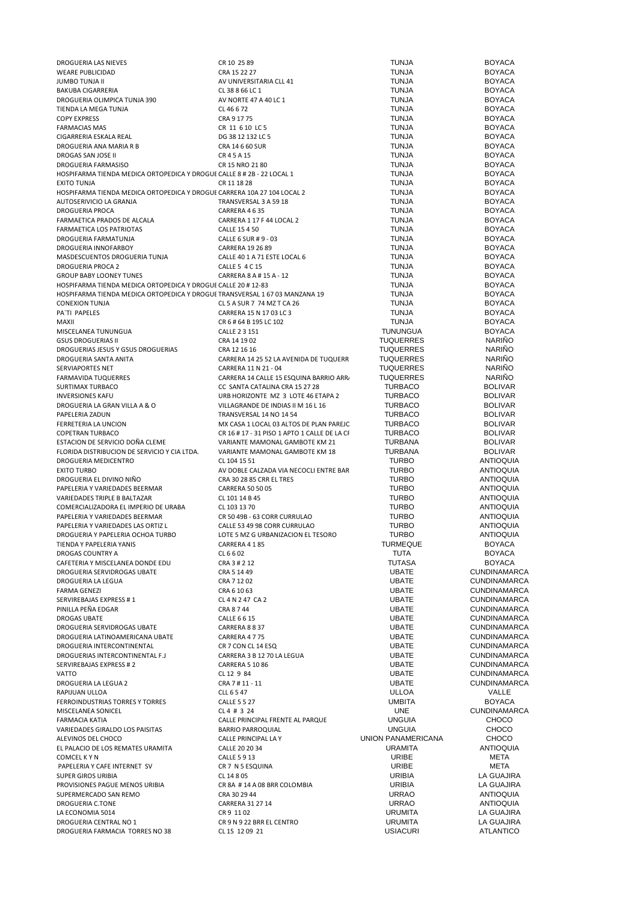| | | | |
|---|---|---|---|
| DROGUERIA LAS NIEVES | CR 10 25 89 | TUNJA | BOYACA |
| WEARE PUBLICIDAD | CRA 15 22 27 | TUNJA | BOYACA |
| JUMBO TUNJA II | AV UNIVERSITARIA CLL 41 | TUNJA | BOYACA |
| BAKUBA CIGARRERIA | CL 38 8 66 LC 1 | TUNJA | BOYACA |
| DROGUERIA OLIMPICA TUNJA 390 | AV NORTE 47 A 40 LC 1 | TUNJA | BOYACA |
| TIENDA LA MEGA TUNJA | CL 46 6 72 | TUNJA | BOYACA |
| COPY EXPRESS | CRA 9 17 75 | TUNJA | BOYACA |
| FARMACIAS MAS | CR 11 6 10 LC 5 | TUNJA | BOYACA |
| CIGARRERIA ESKALA REAL | DG 38 12 132 LC 5 | TUNJA | BOYACA |
| DROGUERIA ANA MARIA R B | CRA 14 6 60 SUR | TUNJA | BOYACA |
| DROGAS SAN JOSE II | CR 4 5 A 15 | TUNJA | BOYACA |
| DROGUERIA FARMASISO | CR 15 NRO 21 80 | TUNJA | BOYACA |
| HOSPIFARMA TIENDA MEDICA ORTOPEDICA Y DROGUE | CALLE 8 # 2B - 22 LOCAL 1 | TUNJA | BOYACA |
| EXITO TUNJA | CR 11 18 28 | TUNJA | BOYACA |
| HOSPIFARMA TIENDA MEDICA ORTOPEDICA Y DROGUE | CARRERA 10A 27 104 LOCAL 2 | TUNJA | BOYACA |
| AUTOSERIVICIO LA GRANJA | TRANSVERSAL 3 A 59 18 | TUNJA | BOYACA |
| DROGUERIA PROCA | CARRERA 4 6 35 | TUNJA | BOYACA |
| FARMAETICA PRADOS DE ALCALA | CARRERA 1 17 F 44 LOCAL 2 | TUNJA | BOYACA |
| FARMAETICA LOS PATRIOTAS | CALLE 15 4 50 | TUNJA | BOYACA |
| DROGUERIA FARMATUNJA | CALLE 6 SUR # 9 - 03 | TUNJA | BOYACA |
| DROGUERIA INNOFARBOY | CARRERA 19 26 89 | TUNJA | BOYACA |
| MASDESCUENTOS DROGUERIA TUNJA | CALLE 40 1 A 71 ESTE LOCAL 6 | TUNJA | BOYACA |
| DROGUERIA PROCA 2 | CALLE 5 4 C 15 | TUNJA | BOYACA |
| GROUP BABY LOONEY TUNES | CARRERA 8 A # 15 A - 12 | TUNJA | BOYACA |
| HOSPIFARMA TIENDA MEDICA ORTOPEDICA Y DROGUE | CALLE 20 # 12-83 | TUNJA | BOYACA |
| HOSPIFARMA TIENDA MEDICA ORTOPEDICA Y DROGUE | TRANSVERSAL 1 67 03 MANZANA 19 | TUNJA | BOYACA |
| CONEXION TUNJA | CL 5 A SUR 7 74 MZ T CA 26 | TUNJA | BOYACA |
| PA`TI PAPELES | CARRERA 15 N 17 03 LC 3 | TUNJA | BOYACA |
| MAXII | CR 6 # 64 B 195 LC 102 | TUNJA | BOYACA |
| MISCELANEA TUNUNGUA | CALLE 2 3 151 | TUNUNGUA | BOYACA |
| GSUS DROGUERIAS II | CRA 14 19 02 | TUQUERRES | NARIÑO |
| DROGUERIAS JESUS Y GSUS DROGUERIAS | CRA 12 16 16 | TUQUERRES | NARIÑO |
| DROGUERIA SANTA ANITA | CARRERA 14 25 52 LA AVENIDA DE TUQUERR | TUQUERRES | NARIÑO |
| SERVIAPORTES NET | CARRERA 11 N 21 - 04 | TUQUERRES | NARIÑO |
| FARMAVIDA TUQUERRES | CARRERA 14 CALLE 15 ESQUINA BARRIO ARR | TUQUERRES | NARIÑO |
| SURTIMAX TURBACO | CC SANTA CATALINA CRA 15 27 28 | TURBACO | BOLIVAR |
| INVERSIONES KAFU | URB HORIZONTE MZ 3 LOTE 46 ETAPA 2 | TURBACO | BOLIVAR |
| DROGUERIA LA GRAN VILLA A & O | VILLAGRANDE DE INDIAS II M 16 L 16 | TURBACO | BOLIVAR |
| PAPELERIA ZADUN | TRANSVERSAL 14 NO 14 54 | TURBACO | BOLIVAR |
| FERRETERIA LA UNCION | MX CASA 1 LOCAL 03 ALTOS DE PLAN PAREJC | TURBACO | BOLIVAR |
| COPETRAN TURBACO | CR 16 # 17 - 31 PISO 1 APTO 1 CALLE DE LA CI | TURBACO | BOLIVAR |
| ESTACION DE SERVICIO DOÑA CLEME | VARIANTE MAMONAL GAMBOTE KM 21 | TURBANA | BOLIVAR |
| FLORIDA DISTRIBUCION DE SERVICIO Y CIA LTDA. | VARIANTE MAMONAL GAMBOTE KM 18 | TURBANA | BOLIVAR |
| DROGUERIA MEDICENTRO | CL 104 15 51 | TURBO | ANTIOQUIA |
| EXITO TURBO | AV DOBLE CALZADA VIA NECOCLI ENTRE BAR | TURBO | ANTIOQUIA |
| DROGUERIA EL DIVINO NIÑO | CRA 30 28 85 CRR EL TRES | TURBO | ANTIOQUIA |
| PAPELERIA Y VARIEDADES BEERMAR | CARRERA 50 50 05 | TURBO | ANTIOQUIA |
| VARIEDADES TRIPLE B BALTAZAR | CL 101 14 B 45 | TURBO | ANTIOQUIA |
| COMERCIALIZADORA EL IMPERIO DE URABA | CL 103 13 70 | TURBO | ANTIOQUIA |
| PAPELERIA Y VARIEDADES BEERMAR | CR 50 49B - 63 CORR CURRULAO | TURBO | ANTIOQUIA |
| PAPELERIA Y VARIEDADES LAS ORTIZ L | CALLE 53 49 98 CORR CURRULAO | TURBO | ANTIOQUIA |
| DROGUERIA Y PAPELERIA OCHOA TURBO | LOTE 5 MZ G URBANIZACION EL TESORO | TURBO | ANTIOQUIA |
| TIENDA Y PAPELERIA YANIS | CARRERA 4 1 85 | TURMEQUE | BOYACA |
| DROGAS COUNTRY A | CL 6 6 02 | TUTA | BOYACA |
| CAFETERIA Y MISCELANEA DONDE EDU | CRA 3 # 2 12 | TUTASA | BOYACA |
| DROGUERIA SERVIDROGAS UBATE | CRA 5 14 49 | UBATE | CUNDINAMARCA |
| DROGUERIA LA LEGUA | CRA 7 12 02 | UBATE | CUNDINAMARCA |
| FARMA GENEZI | CRA 6 10 63 | UBATE | CUNDINAMARCA |
| SERVIREBAJAS EXPRESS # 1 | CL 4 N 2 47 CA 2 | UBATE | CUNDINAMARCA |
| PINILLA PEÑA EDGAR | CRA 8 7 44 | UBATE | CUNDINAMARCA |
| DROGAS UBATE | CALLE 6 6 15 | UBATE | CUNDINAMARCA |
| DROGUERIA SERVIDROGAS UBATE | CARRERA 8 8 37 | UBATE | CUNDINAMARCA |
| DROGUERIA LATINOAMERICANA UBATE | CARRERA 4 7 75 | UBATE | CUNDINAMARCA |
| DROGUERIA INTERCONTINENTAL | CR 7 CON CL 14 ESQ | UBATE | CUNDINAMARCA |
| DROGUERIAS INTERCONTINENTAL F.J | CARRERA 3 B 12 70 LA LEGUA | UBATE | CUNDINAMARCA |
| SERVIREBAJAS EXPRESS # 2 | CARRERA 5 10 86 | UBATE | CUNDINAMARCA |
| VATTO | CL 12 9 84 | UBATE | CUNDINAMARCA |
| DROGUERIA LA LEGUA 2 | CRA 7 # 11 - 11 | UBATE | CUNDINAMARCA |
| RAPIJUAN ULLOA | CLL 6 5 47 | ULLOA | VALLE |
| FERROINDUSTRIAS TORRES Y TORRES | CALLE 5 5 27 | UMBITA | BOYACA |
| MISCELANEA SONICEL | CL 4 # 3 24 | UNE | CUNDINAMARCA |
| FARMACIA KATIA | CALLE PRINCIPAL FRENTE AL PARQUE | UNGUIA | CHOCO |
| VARIEDADES GIRALDO LOS PAISITAS | BARRIO PARROQUIAL | UNGUIA | CHOCO |
| ALEVINOS DEL CHOCO | CALLE PRINCIPAL LA Y | UNION PANAMERICANA | CHOCO |
| EL PALACIO DE LOS REMATES URAMITA | CALLE 20 20 34 | URAMITA | ANTIOQUIA |
| COMCEL K Y N | CALLE 5 9 13 | URIBE | META |
| PAPELERIA Y CAFE INTERNET SV | CR 7 N 5 ESQUINA | URIBE | META |
| SUPER GIROS URIBIA | CL 14 8 05 | URIBIA | LA GUAJIRA |
| PROVISIONES PAGUE MENOS URIBIA | CR 8A # 14 A 08 BRR COLOMBIA | URIBIA | LA GUAJIRA |
| SUPERMERCADO SAN REMO | CRA 30 29 44 | URRAO | ANTIOQUIA |
| DROGUERIA C.TONE | CARRERA 31 27 14 | URRAO | ANTIOQUIA |
| LA ECONOMIA 5014 | CR 9 11 02 | URUMITA | LA GUAJIRA |
| DROGUERIA CENTRAL NO 1 | CR 9 N 9 22 BRR EL CENTRO | URUMITA | LA GUAJIRA |
| DROGUERIA FARMACIA TORRES NO 38 | CL 15 12 09 21 | USIACURI | ATLANTICO |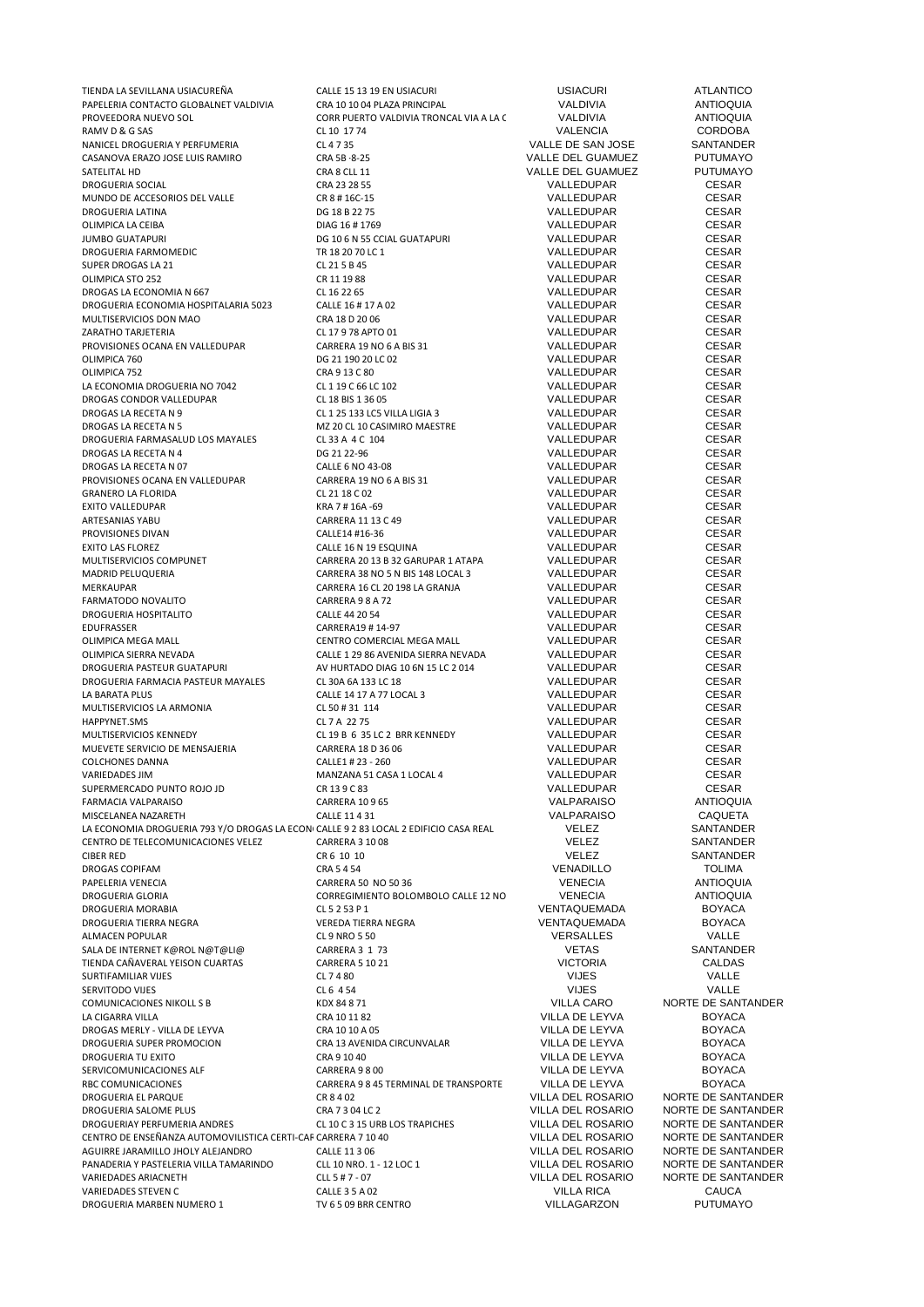| | | | |
|---|---|---|---|
| TIENDA LA SEVILLANA USIACUREÑA | CALLE 15 13 19 EN USIACURI | USIACURI | ATLANTICO |
| PAPELERIA CONTACTO GLOBALNET VALDIVIA | CRA 10 10 04 PLAZA PRINCIPAL | VALDIVIA | ANTIOQUIA |
| PROVEEDORA NUEVO SOL | CORR PUERTO VALDIVIA TRONCAL VIA A LA C | VALDIVIA | ANTIOQUIA |
| RAMV D & G SAS | CL 10 17 74 | VALENCIA | CORDOBA |
| NANICEL DROGUERIA Y PERFUMERIA | CL 4 7 35 | VALLE DE SAN JOSE | SANTANDER |
| CASANOVA ERAZO JOSE LUIS RAMIRO | CRA 5B -8-25 | VALLE DEL GUAMUEZ | PUTUMAYO |
| SATELITAL HD | CRA 8 CLL 11 | VALLE DEL GUAMUEZ | PUTUMAYO |
| DROGUERIA SOCIAL | CRA 23 28 55 | VALLEDUPAR | CESAR |
| MUNDO DE ACCESORIOS DEL VALLE | CR 8 # 16C-15 | VALLEDUPAR | CESAR |
| DROGUERIA LATINA | DG 18 B 22 75 | VALLEDUPAR | CESAR |
| OLIMPICA LA CEIBA | DIAG 16 # 1769 | VALLEDUPAR | CESAR |
| JUMBO GUATAPURI | DG 10 6 N 55 CCIAL GUATAPURI | VALLEDUPAR | CESAR |
| DROGUERIA FARMOMEDIC | TR 18 20 70 LC 1 | VALLEDUPAR | CESAR |
| SUPER DROGAS LA 21 | CL 21 5 B 45 | VALLEDUPAR | CESAR |
| OLIMPICA STO 252 | CR 11 19 88 | VALLEDUPAR | CESAR |
| DROGAS LA ECONOMIA N 667 | CL 16 22 65 | VALLEDUPAR | CESAR |
| DROGUERIA ECONOMIA HOSPITALARIA 5023 | CALLE 16 # 17 A 02 | VALLEDUPAR | CESAR |
| MULTISERVICIOS DON MAO | CRA 18 D 20 06 | VALLEDUPAR | CESAR |
| ZARATHO TARJETERIA | CL 17 9 78 APTO 01 | VALLEDUPAR | CESAR |
| PROVISIONES OCANA EN VALLEDUPAR | CARRERA 19 NO 6 A BIS 31 | VALLEDUPAR | CESAR |
| OLIMPICA 760 | DG 21 190 20 LC 02 | VALLEDUPAR | CESAR |
| OLIMPICA 752 | CRA 9 13 C 80 | VALLEDUPAR | CESAR |
| LA ECONOMIA DROGUERIA NO 7042 | CL 1 19 C 66 LC 102 | VALLEDUPAR | CESAR |
| DROGAS CONDOR VALLEDUPAR | CL 18 BIS 1 36 05 | VALLEDUPAR | CESAR |
| DROGAS LA RECETA N 9 | CL 1 25 133 LC5 VILLA LIGIA 3 | VALLEDUPAR | CESAR |
| DROGAS LA RECETA N 5 | MZ 20 CL 10 CASIMIRO MAESTRE | VALLEDUPAR | CESAR |
| DROGUERIA FARMASALUD LOS MAYALES | CL 33 A 4 C 104 | VALLEDUPAR | CESAR |
| DROGAS LA RECETA N 4 | DG 21 22-96 | VALLEDUPAR | CESAR |
| DROGAS LA RECETA N 07 | CALLE 6 NO 43-08 | VALLEDUPAR | CESAR |
| PROVISIONES OCANA EN VALLEDUPAR | CARRERA 19 NO 6 A BIS 31 | VALLEDUPAR | CESAR |
| GRANERO LA FLORIDA | CL 21 18 C 02 | VALLEDUPAR | CESAR |
| EXITO VALLEDUPAR | KRA 7 # 16A -69 | VALLEDUPAR | CESAR |
| ARTESANIAS YABU | CARRERA 11 13 C 49 | VALLEDUPAR | CESAR |
| PROVISIONES DIVAN | CALLE14 #16-36 | VALLEDUPAR | CESAR |
| EXITO LAS FLOREZ | CALLE 16 N 19 ESQUINA | VALLEDUPAR | CESAR |
| MULTISERVICIOS COMPUNET | CARRERA 20 13 B 32 GARUPAR 1 ATAPA | VALLEDUPAR | CESAR |
| MADRID PELUQUERIA | CARRERA 38 NO 5 N BIS 148 LOCAL 3 | VALLEDUPAR | CESAR |
| MERKAUPAR | CARRERA 16 CL 20 198 LA GRANJA | VALLEDUPAR | CESAR |
| FARMATODO NOVALITO | CARRERA 9 8 A 72 | VALLEDUPAR | CESAR |
| DROGUERIA HOSPITALITO | CALLE 44 20 54 | VALLEDUPAR | CESAR |
| EDUFRASSER | CARRERA19 # 14-97 | VALLEDUPAR | CESAR |
| OLIMPICA MEGA MALL | CENTRO COMERCIAL MEGA MALL | VALLEDUPAR | CESAR |
| OLIMPICA SIERRA NEVADA | CALLE 1 29 86 AVENIDA SIERRA NEVADA | VALLEDUPAR | CESAR |
| DROGUERIA PASTEUR GUATAPURI | AV HURTADO DIAG 10 6N 15 LC 2 014 | VALLEDUPAR | CESAR |
| DROGUERIA FARMACIA PASTEUR MAYALES | CL 30A 6A 133 LC 18 | VALLEDUPAR | CESAR |
| LA BARATA PLUS | CALLE 14 17 A 77 LOCAL 3 | VALLEDUPAR | CESAR |
| MULTISERVICIOS LA ARMONIA | CL 50 # 31 114 | VALLEDUPAR | CESAR |
| HAPPYNET.SMS | CL 7 A 22 75 | VALLEDUPAR | CESAR |
| MULTISERVICIOS KENNEDY | CL 19 B 6 35 LC 2 BRR KENNEDY | VALLEDUPAR | CESAR |
| MUEVETE SERVICIO DE MENSAJERIA | CARRERA 18 D 36 06 | VALLEDUPAR | CESAR |
| COLCHONES DANNA | CALLE1 # 23 - 260 | VALLEDUPAR | CESAR |
| VARIEDADES JIM | MANZANA 51 CASA 1 LOCAL 4 | VALLEDUPAR | CESAR |
| SUPERMERCADO PUNTO ROJO JD | CR 13 9 C 83 | VALLEDUPAR | CESAR |
| FARMACIA VALPARAISO | CARRERA 10 9 65 | VALPARAISO | ANTIOQUIA |
| MISCELANEA NAZARETH | CALLE 11 4 31 | VALPARAISO | CAQUETA |
| LA ECONOMIA DROGUERIA 793 Y/O DROGAS LA ECON | CALLE 9 2 83 LOCAL 2 EDIFICIO CASA REAL | VELEZ | SANTANDER |
| CENTRO DE TELECOMUNICACIONES VELEZ | CARRERA 3 10 08 | VELEZ | SANTANDER |
| CIBER RED | CR 6 10 10 | VELEZ | SANTANDER |
| DROGAS COPIFAM | CRA 5 4 54 | VENADILLO | TOLIMA |
| PAPELERIA VENECIA | CARRERA 50 NO 50 36 | VENECIA | ANTIOQUIA |
| DROGUERIA GLORIA | CORREGIMIENTO BOLOMBOLO CALLE 12 NO | VENECIA | ANTIOQUIA |
| DROGUERIA MORABIA | CL 5 2 53 P 1 | VENTAQUEMADA | BOYACA |
| DROGUERIA TIERRA NEGRA | VEREDA TIERRA NEGRA | VENTAQUEMADA | BOYACA |
| ALMACEN POPULAR | CL 9 NRO 5 50 | VERSALLES | VALLE |
| SALA DE INTERNET K@ROL N@T@LI@ | CARRERA 3 1 73 | VETAS | SANTANDER |
| TIENDA CAÑAVERAL YEISON CUARTAS | CARRERA 5 10 21 | VICTORIA | CALDAS |
| SURTIFAMILIAR VIJES | CL 7 4 80 | VIJES | VALLE |
| SERVITODO VIJES | CL 6 4 54 | VIJES | VALLE |
| COMUNICACIONES NIKOLL S B | KDX 84 8 71 | VILLA CARO | NORTE DE SANTANDER |
| LA CIGARRA VILLA | CRA 10 11 82 | VILLA DE LEYVA | BOYACA |
| DROGAS MERLY - VILLA DE LEYVA | CRA 10 10 A 05 | VILLA DE LEYVA | BOYACA |
| DROGUERIA SUPER PROMOCION | CRA 13 AVENIDA CIRCUNVALAR | VILLA DE LEYVA | BOYACA |
| DROGUERIA TU EXITO | CRA 9 10 40 | VILLA DE LEYVA | BOYACA |
| SERVICOMUNICACIONES ALF | CARRERA 9 8 00 | VILLA DE LEYVA | BOYACA |
| RBC COMUNICACIONES | CARRERA 9 8 45 TERMINAL DE TRANSPORTE | VILLA DE LEYVA | BOYACA |
| DROGUERIA EL PARQUE | CR 8 4 02 | VILLA DEL ROSARIO | NORTE DE SANTANDER |
| DROGUERIA SALOME PLUS | CRA 7 3 04 LC 2 | VILLA DEL ROSARIO | NORTE DE SANTANDER |
| DROGUERIAY PERFUMERIA ANDRES | CL 10 C 3 15 URB LOS TRAPICHES | VILLA DEL ROSARIO | NORTE DE SANTANDER |
| CENTRO DE ENSEÑANZA AUTOMOVILISTICA CERTI-CAR | CARRERA 7 10 40 | VILLA DEL ROSARIO | NORTE DE SANTANDER |
| AGUIRRE JARAMILLO JHOLY ALEJANDRO | CALLE 11 3 06 | VILLA DEL ROSARIO | NORTE DE SANTANDER |
| PANADERIA Y PASTELERIA VILLA TAMARINDO | CLL 10 NRO. 1 - 12 LOC 1 | VILLA DEL ROSARIO | NORTE DE SANTANDER |
| VARIEDADES ARIACNETH | CLL 5 # 7 - 07 | VILLA DEL ROSARIO | NORTE DE SANTANDER |
| VARIEDADES STEVEN C | CALLE 3 5 A 02 | VILLA RICA | CAUCA |
| DROGUERIA MARBEN NUMERO 1 | TV 6 5 09 BRR CENTRO | VILLAGARZON | PUTUMAYO |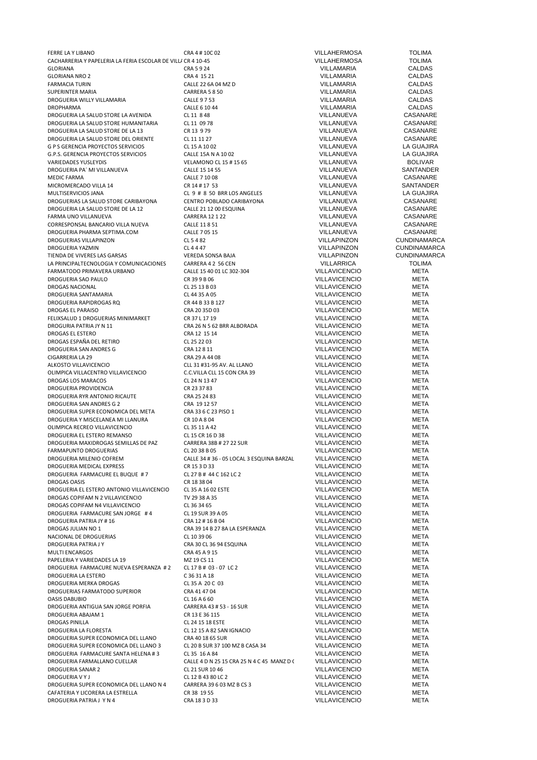| | | | |
|---|---|---|---|
| FERRE LA Y LIBANO | CRA 4 # 10C 02 | VILLAHERMOSA | TOLIMA |
| CACHARRERIA Y PAPELERIA LA FERIA ESCOLAR DE VILL/ | CR 4 10-45 | VILLAHERMOSA | TOLIMA |
| GLORIANA | CRA 5 9 24 | VILLAMARIA | CALDAS |
| GLORIANA NRO 2 | CRA 4 15 21 | VILLAMARIA | CALDAS |
| FARMACIA TURIN | CALLE 22 6A 04 MZ D | VILLAMARIA | CALDAS |
| SUPERINTER MARIA | CARRERA 5 8 50 | VILLAMARIA | CALDAS |
| DROGUERIA WILLY VILLAMARIA | CALLE 9 7 53 | VILLAMARIA | CALDAS |
| DROPHARMA | CALLE 6 10 44 | VILLAMARIA | CALDAS |
| DROGUERIA LA SALUD STORE LA AVENIDA | CL 11 8 48 | VILLANUEVA | CASANARE |
| DROGUERIA LA SALUD STORE HUMANITARIA | CL 11 09 78 | VILLANUEVA | CASANARE |
| DROGUERIA LA SALUD STORE DE LA 13 | CR 13 9 79 | VILLANUEVA | CASANARE |
| DROGUERIA LA SALUD STORE DEL ORIENTE | CL 11 11 27 | VILLANUEVA | CASANARE |
| G P S GERENCIA PROYECTOS SERVICIOS | CL 15 A 10 02 | VILLANUEVA | LA GUAJIRA |
| G.P.S. GERENCIA PROYECTOS SERVICIOS | CALLE 15A N A 10 02 | VILLANUEVA | LA GUAJIRA |
| VARIEDADES YUSLEYDIS | VELAMONO CL 15 # 15 65 | VILLANUEVA | BOLIVAR |
| DROGUERIA PA´ MI VILLANUEVA | CALLE 15 14 55 | VILLANUEVA | SANTANDER |
| MEDIC FARMA | CALLE 7 10 08 | VILLANUEVA | CASANARE |
| MICROMERCADO VILLA 14 | CR 14 # 17 53 | VILLANUEVA | SANTANDER |
| MULTISERVICIOS JANA | CL 9 # 8 50 BRR LOS ANGELES | VILLANUEVA | LA GUAJIRA |
| DROGUERIAS LA SALUD STORE CARIBAYONA | CENTRO POBLADO CARIBAYONA | VILLANUEVA | CASANARE |
| DROGUERIA LA SALUD STORE DE LA 12 | CALLE 21 12 00 ESQUINA | VILLANUEVA | CASANARE |
| FARMA UNO VILLANUEVA | CARRERA 12 1 22 | VILLANUEVA | CASANARE |
| CORRESPONSAL BANCARIO VILLA NUEVA | CALLE 11 8 51 | VILLANUEVA | CASANARE |
| DROGUERIA PHARMA SEPTIMA.COM | CALLE 7 05 15 | VILLANUEVA | CASANARE |
| DROGUERIAS VILLAPINZON | CL 5 4 82 | VILLAPINZON | CUNDINAMARCA |
| DROGUERIA YAZMIN | CL 4 4 47 | VILLAPINZON | CUNDINAMARCA |
| TIENDA DE VIVERES LAS GARSAS | VEREDA SONSA BAJA | VILLAPINZON | CUNDINAMARCA |
| LA PRINCIPALTECNOLOGIA Y COMUNICACIONES | CARRERA 4 2 56 CEN | VILLARRICA | TOLIMA |
| FARMATODO PRIMAVERA URBANO | CALLE 15 40 01 LC 302-304 | VILLAVICENCIO | META |
| DROGUERIA SAO PAULO | CR 39 9 B 06 | VILLAVICENCIO | META |
| DROGAS NACIONAL | CL 25 13 B 03 | VILLAVICENCIO | META |
| DROGUERIA SANTAMARIA | CL 44 35 A 05 | VILLAVICENCIO | META |
| DROGUERIA RAPIDROGAS RQ | CR 44 B 33 B 127 | VILLAVICENCIO | META |
| DROGAS EL PARAISO | CRA 20 35D 03 | VILLAVICENCIO | META |
| FELIXSALUD 1 DROGUERIAS MINIMARKET | CR 37 L 17 19 | VILLAVICENCIO | META |
| DROGURIA PATRIA JY N 11 | CRA 26 N 5 62 BRR ALBORADA | VILLAVICENCIO | META |
| DROGAS EL ESTERO | CRA 12 15 14 | VILLAVICENCIO | META |
| DROGAS ESPAÑA DEL RETIRO | CL 25 22 03 | VILLAVICENCIO | META |
| DROGUERIA SAN ANDRES G | CRA 12 8 11 | VILLAVICENCIO | META |
| CIGARRERIA LA 29 | CRA 29 A 44 08 | VILLAVICENCIO | META |
| ALKOSTO VILLAVICENCIO | CLL 31 #31-95 AV. AL LLANO | VILLAVICENCIO | META |
| OLIMPICA VILLACENTRO VILLAVICENCIO | C.C.VILLA CLL 15 CON CRA 39 | VILLAVICENCIO | META |
| DROGAS LOS MARACOS | CL 24 N 13 47 | VILLAVICENCIO | META |
| DROGUERIA PROVIDENCIA | CR 23 37 83 | VILLAVICENCIO | META |
| DROGUERIA RYR ANTONIO RICAUTE | CRA 25 24 83 | VILLAVICENCIO | META |
| DROGUERIA SAN ANDRES G 2 | CRA 19 12 57 | VILLAVICENCIO | META |
| DROGUERIA SUPER ECONOMICA DEL META | CRA 33 6 C 23 PISO 1 | VILLAVICENCIO | META |
| DROGUERIA Y MISCELANEA MI LLANURA | CR 10 A 8 04 | VILLAVICENCIO | META |
| OLIMPICA RECREO VILLAVICENCIO | CL 35 11 A 42 | VILLAVICENCIO | META |
| DROGUERIA EL ESTERO REMANSO | CL 15 CR 16 D 38 | VILLAVICENCIO | META |
| DROGUERIA MAXIDROGAS SEMILLAS DE PAZ | CARRERA 38B # 27 22 SUR | VILLAVICENCIO | META |
| FARMAPUNTO DROGUERIAS | CL 20 38 B 05 | VILLAVICENCIO | META |
| DROGUERIA MILENIO COFREM | CALLE 34 # 36 - 05 LOCAL 3 ESQUINA BARZAL | VILLAVICENCIO | META |
| DROGUERIA MEDICAL EXPRESS | CR 15 3 D 33 | VILLAVICENCIO | META |
| DROGUERIA FARMACURE EL BUQUE # 7 | CL 27 B # 44 C 162 LC 2 | VILLAVICENCIO | META |
| DROGAS OASIS | CR 18 38 04 | VILLAVICENCIO | META |
| DROGUERIA EL ESTERO ANTONIO VILLAVICENCIO | CL 35 A 16 02 ESTE | VILLAVICENCIO | META |
| DROGAS COPIFAM N 2 VILLAVICENCIO | TV 29 38 A 35 | VILLAVICENCIO | META |
| DROGAS COPIFAM N4 VILLAVICENCIO | CL 36 34 65 | VILLAVICENCIO | META |
| DROGUERIA FARMACURE SAN JORGE # 4 | CL 19 SUR 39 A 05 | VILLAVICENCIO | META |
| DROGUERIA PATRIA JY # 16 | CRA 12 # 16 B 04 | VILLAVICENCIO | META |
| DROGAS JULIAN NO 1 | CRA 39 14 B 27 8A LA ESPERANZA | VILLAVICENCIO | META |
| NACIONAL DE DROGUERIAS | CL 10 39 06 | VILLAVICENCIO | META |
| DROGUERIA PATRIA J Y | CRA 30 CL 36 94 ESQUINA | VILLAVICENCIO | META |
| MULTI ENCARGOS | CRA 45 A 9 15 | VILLAVICENCIO | META |
| PAPELERIA Y VARIEDADES LA 19 | MZ 19 CS 11 | VILLAVICENCIO | META |
| DROGUERIA FARMACURE NUEVA ESPERANZA # 2 | CL 17 B # 03 - 07 LC 2 | VILLAVICENCIO | META |
| DROGUERIA LA ESTERO | C 36 31 A 18 | VILLAVICENCIO | META |
| DROGUERIA MERKA DROGAS | CL 35 A 20 C 03 | VILLAVICENCIO | META |
| DROGUERIAS FARMATODO SUPERIOR | CRA 41 47 04 | VILLAVICENCIO | META |
| OASIS DABUBIO | CL 16 A 6 60 | VILLAVICENCIO | META |
| DROGUERIA ANTIGUA SAN JORGE PORFIA | CARRERA 43 # 53 - 16 SUR | VILLAVICENCIO | META |
| DROGUERIA ABAJAM 1 | CR 13 E 36 115 | VILLAVICENCIO | META |
| DROGAS PINILLA | CL 24 15 18 ESTE | VILLAVICENCIO | META |
| DROGUERIA LA FLORESTA | CL 12 15 A 82 SAN IGNACIO | VILLAVICENCIO | META |
| DROGUERIA SUPER ECONOMICA DEL LLANO | CRA 40 18 65 SUR | VILLAVICENCIO | META |
| DROGUERIA SUPER ECONOMICA DEL LLANO 3 | CL 20 B SUR 37 100 MZ B CASA 34 | VILLAVICENCIO | META |
| DROGUERIA FARMACURE SANTA HELENA # 3 | CL 35 16 A 84 | VILLAVICENCIO | META |
| DROGUERIA FARMALLANO CUELLAR | CALLE 4 D N 25 15 CRA 25 N 4 C 45 MANZ D ( | VILLAVICENCIO | META |
| DROGUERIA SANAR 2 | CL 21 SUR 10 46 | VILLAVICENCIO | META |
| DROGUERIA V Y J | CL 12 B 43 80 LC 2 | VILLAVICENCIO | META |
| DROGUERIA SUPER ECONOMICA DEL LLANO N 4 | CARRERA 39 6 03 MZ B CS 3 | VILLAVICENCIO | META |
| CAFATERIA Y LICORERA LA ESTRELLA | CR 38 19 55 | VILLAVICENCIO | META |
| DROGUERIA PATRIA J Y N 4 | CRA 18 3 D 33 | VILLAVICENCIO | META |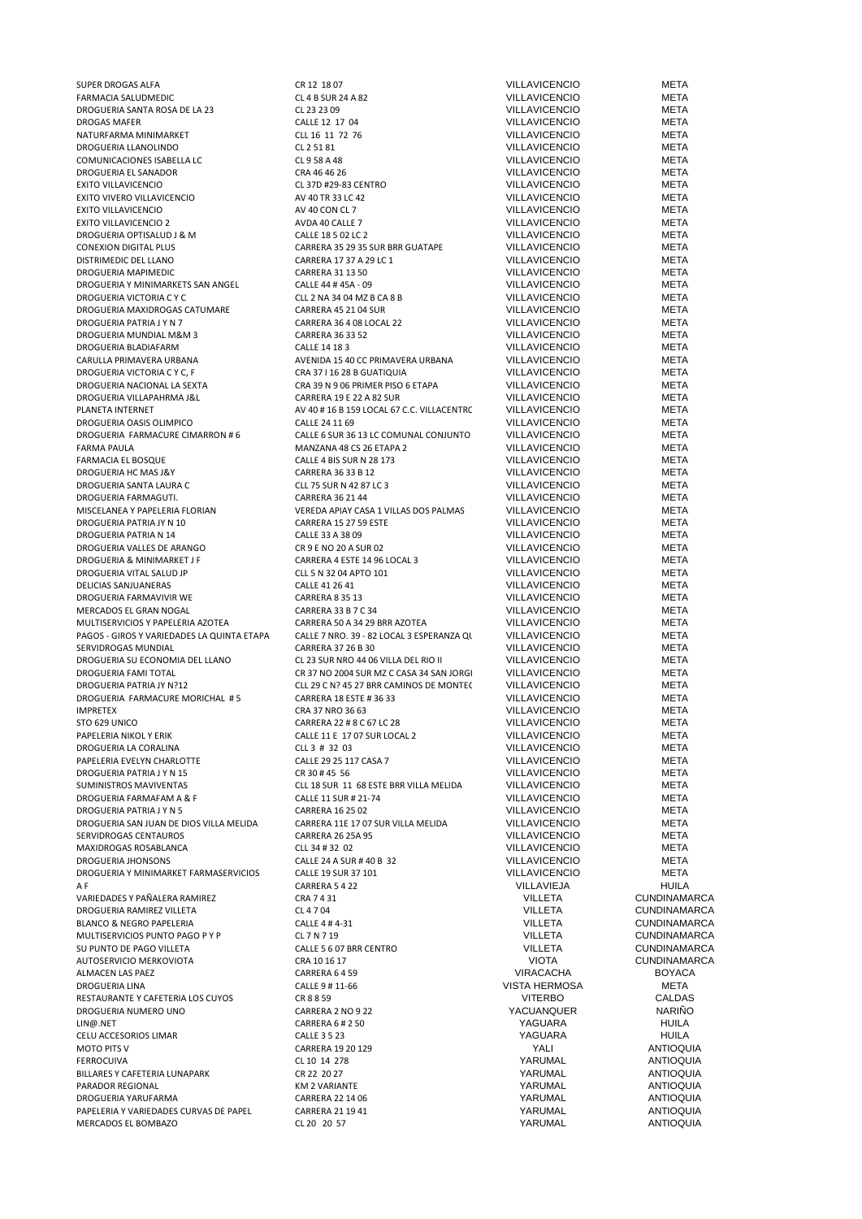| | | | |
|---|---|---|---|
| SUPER DROGAS ALFA | CR 12 18 07 | VILLAVICENCIO | META |
| FARMACIA SALUDMEDIC | CL 4 B SUR 24 A 82 | VILLAVICENCIO | META |
| DROGUERIA SANTA ROSA DE LA 23 | CL 23 23 09 | VILLAVICENCIO | META |
| DROGAS MAFER | CALLE 12 17 04 | VILLAVICENCIO | META |
| NATURFARMA MINIMARKET | CLL 16 11 72 76 | VILLAVICENCIO | META |
| DROGUERIA LLANOLINDO | CL 2 51 81 | VILLAVICENCIO | META |
| COMUNICACIONES ISABELLA LC | CL 9 58 A 48 | VILLAVICENCIO | META |
| DROGUERIA EL SANADOR | CRA 46 46 26 | VILLAVICENCIO | META |
| EXITO VILLAVICENCIO | CL 37D #29-83 CENTRO | VILLAVICENCIO | META |
| EXITO VIVERO VILLAVICENCIO | AV 40 TR 33 LC 42 | VILLAVICENCIO | META |
| EXITO VILLAVICENCIO | AV 40 CON CL 7 | VILLAVICENCIO | META |
| EXITO VILLAVICENCIO 2 | AVDA 40 CALLE 7 | VILLAVICENCIO | META |
| DROGUERIA OPTISALUD J & M | CALLE 18 5 02 LC 2 | VILLAVICENCIO | META |
| CONEXION DIGITAL PLUS | CARRERA 35 29 35 SUR BRR GUATAPE | VILLAVICENCIO | META |
| DISTRIMEDIC DEL LLANO | CARRERA 17 37 A 29 LC 1 | VILLAVICENCIO | META |
| DROGUERIA MAPIMEDIC | CARRERA 31 13 50 | VILLAVICENCIO | META |
| DROGUERIA Y MINIMARKETS SAN ANGEL | CALLE 44 # 45A - 09 | VILLAVICENCIO | META |
| DROGUERIA VICTORIA C Y C | CLL 2 NA 34 04 MZ B CA 8 B | VILLAVICENCIO | META |
| DROGUERIA MAXIDROGAS CATUMARE | CARRERA 45 21 04 SUR | VILLAVICENCIO | META |
| DROGUERIA PATRIA J Y N 7 | CARRERA 36 4 08 LOCAL 22 | VILLAVICENCIO | META |
| DROGUERIA MUNDIAL M&M 3 | CARRERA 36 33 52 | VILLAVICENCIO | META |
| DROGUERIA BLADIAFARM | CALLE 14 18 3 | VILLAVICENCIO | META |
| CARULLA PRIMAVERA URBANA | AVENIDA 15 40 CC PRIMAVERA URBANA | VILLAVICENCIO | META |
| DROGUERIA VICTORIA C Y C, F | CRA 37 I 16 28 B GUATIQUIA | VILLAVICENCIO | META |
| DROGUERIA NACIONAL LA SEXTA | CRA 39 N 9 06 PRIMER PISO 6 ETAPA | VILLAVICENCIO | META |
| DROGUERIA VILLAPAHRMA J&L | CARRERA 19 E 22 A 82 SUR | VILLAVICENCIO | META |
| PLANETA INTERNET | AV 40 # 16 B 159 LOCAL 67 C.C. VILLACENTRC | VILLAVICENCIO | META |
| DROGUERIA OASIS OLIMPICO | CALLE 24 11 69 | VILLAVICENCIO | META |
| DROGUERIA FARMACURE CIMARRON # 6 | CALLE 6 SUR 36 13 LC COMUNAL CONJUNTO | VILLAVICENCIO | META |
| FARMA PAULA | MANZANA 48 CS 26 ETAPA 2 | VILLAVICENCIO | META |
| FARMACIA EL BOSQUE | CALLE 4 BIS SUR N 28 173 | VILLAVICENCIO | META |
| DROGUERIA HC MAS J&Y | CARRERA 36 33 B 12 | VILLAVICENCIO | META |
| DROGUERIA SANTA LAURA C | CLL 75 SUR N 42 87 LC 3 | VILLAVICENCIO | META |
| DROGUERIA FARMAGUTI. | CARRERA 36 21 44 | VILLAVICENCIO | META |
| MISCELANEA Y PAPELERIA FLORIAN | VEREDA APIAY CASA 1 VILLAS DOS PALMAS | VILLAVICENCIO | META |
| DROGUERIA PATRIA JY N 10 | CARRERA 15 27 59 ESTE | VILLAVICENCIO | META |
| DROGUERIA PATRIA N 14 | CALLE 33 A 38 09 | VILLAVICENCIO | META |
| DROGUERIA VALLES DE ARANGO | CR 9 E NO 20 A SUR 02 | VILLAVICENCIO | META |
| DROGUERIA & MINIMARKET J F | CARRERA 4 ESTE 14 96 LOCAL 3 | VILLAVICENCIO | META |
| DROGUERIA VITAL SALUD JP | CLL 5 N 32 04 APTO 101 | VILLAVICENCIO | META |
| DELICIAS SANJUANERAS | CALLE 41 26 41 | VILLAVICENCIO | META |
| DROGUERIA FARMAVIVIR WE | CARRERA 8 35 13 | VILLAVICENCIO | META |
| MERCADOS EL GRAN NOGAL | CARRERA 33 B 7 C 34 | VILLAVICENCIO | META |
| MULTISERVICIOS Y PAPELERIA AZOTEA | CARRERA 50 A 34 29 BRR AZOTEA | VILLAVICENCIO | META |
| PAGOS - GIROS Y VARIEDADES LA QUINTA ETAPA | CALLE 7 NRO. 39 - 82 LOCAL 3 ESPERANZA QU | VILLAVICENCIO | META |
| SERVIDROGAS MUNDIAL | CARRERA 37 26 B 30 | VILLAVICENCIO | META |
| DROGUERIA SU ECONOMIA DEL LLANO | CL 23 SUR NRO 44 06 VILLA DEL RIO II | VILLAVICENCIO | META |
| DROGUERIA FAMI TOTAL | CR 37 NO 2004 SUR MZ C CASA 34 SAN JORGI | VILLAVICENCIO | META |
| DROGUERIA PATRIA JY N?12 | CLL 29 C N? 45 27 BRR CAMINOS DE MONTEC | VILLAVICENCIO | META |
| DROGUERIA FARMACURE MORICHAL # 5 | CARRERA 18 ESTE # 36 33 | VILLAVICENCIO | META |
| IMPRETEX | CRA 37 NRO 36 63 | VILLAVICENCIO | META |
| STO 629 UNICO | CARRERA 22 # 8 C 67 LC 28 | VILLAVICENCIO | META |
| PAPELERIA NIKOL Y ERIK | CALLE 11 E 17 07 SUR LOCAL 2 | VILLAVICENCIO | META |
| DROGUERIA LA CORALINA | CLL 3 # 32 03 | VILLAVICENCIO | META |
| PAPELERIA EVELYN CHARLOTTE | CALLE 29 25 117 CASA 7 | VILLAVICENCIO | META |
| DROGUERIA PATRIA J Y N 15 | CR 30 # 45 56 | VILLAVICENCIO | META |
| SUMINISTROS MAVIVENTAS | CLL 18 SUR 11 68 ESTE BRR VILLA MELIDA | VILLAVICENCIO | META |
| DROGUERIA FARMAFAM A & F | CALLE 11 SUR # 21-74 | VILLAVICENCIO | META |
| DROGUERIA PATRIA J Y N 5 | CARRERA 16 25 02 | VILLAVICENCIO | META |
| DROGUERIA SAN JUAN DE DIOS VILLA MELIDA | CARRERA 11E 17 07 SUR VILLA MELIDA | VILLAVICENCIO | META |
| SERVIDROGAS CENTAUROS | CARRERA 26 25A 95 | VILLAVICENCIO | META |
| MAXIDROGAS ROSABLANCA | CLL 34 # 32 02 | VILLAVICENCIO | META |
| DROGUERIA JHONSONS | CALLE 24 A SUR # 40 B 32 | VILLAVICENCIO | META |
| DROGUERIA Y MINIMARKET FARMASERVICIOS | CALLE 19 SUR 37 101 | VILLAVICENCIO | META |
| A F | CARRERA 5 4 22 | VILLAVIEJA | HUILA |
| VARIEDADES Y PAÑALERA RAMIREZ | CRA 7 4 31 | VILLETA | CUNDINAMARCA |
| DROGUERIA RAMIREZ VILLETA | CL 4 7 04 | VILLETA | CUNDINAMARCA |
| BLANCO & NEGRO PAPELERIA | CALLE 4 # 4-31 | VILLETA | CUNDINAMARCA |
| MULTISERVICIOS PUNTO PAGO P Y P | CL 7 N 7 19 | VILLETA | CUNDINAMARCA |
| SU PUNTO DE PAGO VILLETA | CALLE 5 6 07 BRR CENTRO | VILLETA | CUNDINAMARCA |
| AUTOSERVICIO MERKOVIOTA | CRA 10 16 17 | VIOTA | CUNDINAMARCA |
| ALMACEN LAS PAEZ | CARRERA 6 4 59 | VIRACACHA | BOYACA |
| DROGUERIA LINA | CALLE 9 # 11-66 | VISTA HERMOSA | META |
| RESTAURANTE Y CAFETERIA LOS CUYOS | CR 8 8 59 | VITERBO | CALDAS |
| DROGUERIA NUMERO UNO | CARRERA 2 NO 9 22 | YACUANQUER | NARIÑO |
| LIN@.NET | CARRERA 6 # 2 50 | YAGUARA | HUILA |
| CELU ACCESORIOS LIMAR | CALLE 3 5 23 | YAGUARA | HUILA |
| MOTO PITS V | CARRERA 19 20 129 | YALI | ANTIOQUIA |
| FERROCUIVA | CL 10 14 278 | YARUMAL | ANTIOQUIA |
| BILLARES Y CAFETERIA LUNAPARK | CR 22 20 27 | YARUMAL | ANTIOQUIA |
| PARADOR REGIONAL | KM 2 VARIANTE | YARUMAL | ANTIOQUIA |
| DROGUERIA YARUFARMA | CARRERA 22 14 06 | YARUMAL | ANTIOQUIA |
| PAPELERIA Y VARIEDADES CURVAS DE PAPEL | CARRERA 21 19 41 | YARUMAL | ANTIOQUIA |
| MERCADOS EL BOMBAZO | CL 20 20 57 | YARUMAL | ANTIOQUIA |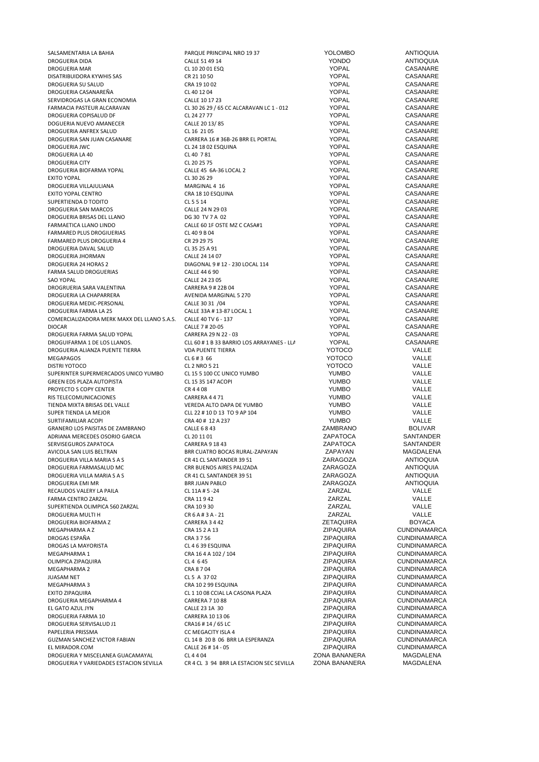| | | | |
|---|---|---|---|
| SALSAMENTARIA LA BAHIA | PARQUE PRINCIPAL NRO 19 37 | YOLOMBO | ANTIOQUIA |
| DROGUERIA DIDA | CALLE 51 49 14 | YONDO | ANTIOQUIA |
| DROGUERIA MAR | CL 10 20 01 ESQ | YOPAL | CASANARE |
| DISATRIBUIDORA KYWHIS SAS | CR 21 10 50 | YOPAL | CASANARE |
| DROGUERIA SU SALUD | CRA 19 10 02 | YOPAL | CASANARE |
| DROGUERIA CASANAREÑA | CL 40 12 04 | YOPAL | CASANARE |
| SERVIDROGAS LA GRAN ECONOMIA | CALLE 10 17 23 | YOPAL | CASANARE |
| FARMACIA PASTEUR ALCARAVAN | CL 30 26 29 / 65 CC ALCARAVAN LC 1 - 012 | YOPAL | CASANARE |
| DROGUERIA COPISALUD DF | CL 24 27 77 | YOPAL | CASANARE |
| DOGUERIA NUEVO AMANECER | CALLE 20 13/ 85 | YOPAL | CASANARE |
| DROGUERIA ANFREX SALUD | CL 16 21 05 | YOPAL | CASANARE |
| DROGUERIA SAN JUAN CASANARE | CARRERA 16 # 36B-26 BRR EL PORTAL | YOPAL | CASANARE |
| DROGUERIA JWC | CL 24 18 02 ESQUINA | YOPAL | CASANARE |
| DROGUERIA LA 40 | CL 40 7 81 | YOPAL | CASANARE |
| DROGUERIA CITY | CL 20 25 75 | YOPAL | CASANARE |
| DROGUERIA BIOFARMA YOPAL | CALLE 45 6A-36 LOCAL 2 | YOPAL | CASANARE |
| EXITO YOPAL | CL 30 26 29 | YOPAL | CASANARE |
| DROGUERIA VILLAJULIANA | MARGINAL 4 16 | YOPAL | CASANARE |
| EXITO YOPAL CENTRO | CRA 18 10 ESQUINA | YOPAL | CASANARE |
| SUPERTIENDA D TODITO | CL 5 5 14 | YOPAL | CASANARE |
| DROGUERIA SAN MARCOS | CALLE 24 N 29 03 | YOPAL | CASANARE |
| DROGUERIA BRISAS DEL LLANO | DG 30 TV 7 A 02 | YOPAL | CASANARE |
| FARMAETICA LLANO LINDO | CALLE 60 1F OSTE MZ C CASA#1 | YOPAL | CASANARE |
| FARMARED PLUS DROGIUERIAS | CL 40 9 B 04 | YOPAL | CASANARE |
| FARMARED PLUS DROGUERIA 4 | CR 29 29 75 | YOPAL | CASANARE |
| DROGUERIA DAVAL SALUD | CL 35 25 A 91 | YOPAL | CASANARE |
| DROGUERIA JHORMAN | CALLE 24 14 07 | YOPAL | CASANARE |
| DROGUERIA 24 HORAS 2 | DIAGONAL 9 # 12 - 230 LOCAL 114 | YOPAL | CASANARE |
| FARMA SALUD DROGUERIAS | CALLE 44 6 90 | YOPAL | CASANARE |
| SAO YOPAL | CALLE 24 23 05 | YOPAL | CASANARE |
| DROGRUERIA SARA VALENTINA | CARRERA 9 # 22B 04 | YOPAL | CASANARE |
| DROGUERIA LA CHAPARRERA | AVENIDA MARGINAL 5 270 | YOPAL | CASANARE |
| DROGUERIA MEDIC-PERSONAL | CALLE 30 31 /04 | YOPAL | CASANARE |
| DROGUERIA FARMA LA 25 | CALLE 33A # 13-87 LOCAL 1 | YOPAL | CASANARE |
| COMERCIALIZADORA MERK MAXX DEL LLANO S.A.S. | CALLE 40 TV 6 - 137 | YOPAL | CASANARE |
| DIOCAR | CALLE 7 # 20-05 | YOPAL | CASANARE |
| DROGUERIA FARMA SALUD YOPAL | CARRERA 29 N 22 - 03 | YOPAL | CASANARE |
| DROGUIFARMA 1 DE LOS LLANOS. | CLL 60 # 1 B 33 BARRIO LOS ARRAYANES - LLA | YOPAL | CASANARE |
| DROGUERIA ALIANZA PUENTE TIERRA | VDA PUENTE TIERRA | YOTOCO | VALLE |
| MEGAPAGOS | CL 6 # 3 66 | YOTOCO | VALLE |
| DISTRI YOTOCO | CL 2 NRO 5 21 | YOTOCO | VALLE |
| SUPERINTER SUPERMERCADOS UNICO YUMBO | CL 15 5 100 CC UNICO YUMBO | YUMBO | VALLE |
| GREEN EDS PLAZA AUTOPISTA | CL 15 35 147 ACOPI | YUMBO | VALLE |
| PROYECTO S COPY CENTER | CR 4 4 08 | YUMBO | VALLE |
| RIS TELECOMUNICACIONES | CARRERA 4 4 71 | YUMBO | VALLE |
| TIENDA MIXTA BRISAS DEL VALLE | VEREDA ALTO DAPA DE YUMBO | YUMBO | VALLE |
| SUPER TIENDA LA MEJOR | CLL 22 # 10 D 13 TO 9 AP 104 | YUMBO | VALLE |
| SURTIFAMILIAR ACOPI | CRA 40 # 12 A 237 | YUMBO | VALLE |
| GRANERO LOS PAISITAS DE ZAMBRANO | CALLE 6 8 43 | ZAMBRANO | BOLIVAR |
| ADRIANA MERCEDES OSORIO GARCIA | CL 20 11 01 | ZAPATOCA | SANTANDER |
| SERVISEGUROS ZAPATOCA | CARRERA 9 18 43 | ZAPATOCA | SANTANDER |
| AVICOLA SAN LUIS BELTRAN | BRR CUATRO BOCAS RURAL-ZAPAYAN | ZAPAYAN | MAGDALENA |
| DROGUERIA VILLA MARIA S A S | CR 41 CL SANTANDER 39 51 | ZARAGOZA | ANTIOQUIA |
| DROGUERIA FARMASALUD MC | CRR BUENOS AIRES PALIZADA | ZARAGOZA | ANTIOQUIA |
| DROGUERIA VILLA MARIA S A S | CR 41 CL SANTANDER 39 51 | ZARAGOZA | ANTIOQUIA |
| DROGUERIA EMI MR | BRR JUAN PABLO | ZARAGOZA | ANTIOQUIA |
| RECAUDOS VALERY LA PAILA | CL 11A # 5 -24 | ZARZAL | VALLE |
| FARMA CENTRO ZARZAL | CRA 11 9 42 | ZARZAL | VALLE |
| SUPERTIENDA OLIMPICA 560 ZARZAL | CRA 10 9 30 | ZARZAL | VALLE |
| DROGUERIA MULTI H | CR 6 A # 3 A - 21 | ZARZAL | VALLE |
| DROGUERIA BIOFARMA Z | CARRERA 3 4 42 | ZETAQUIRA | BOYACA |
| MEGAPHARMA A Z | CRA 15 2 A 13 | ZIPAQUIRA | CUNDINAMARCA |
| DROGAS ESPAÑA | CRA 3 7 56 | ZIPAQUIRA | CUNDINAMARCA |
| DROGAS LA MAYORISTA | CL 4 6 39 ESQUINA | ZIPAQUIRA | CUNDINAMARCA |
| MEGAPHARMA 1 | CRA 16 4 A 102 / 104 | ZIPAQUIRA | CUNDINAMARCA |
| OLIMPICA ZIPAQUIRA | CL 4 6 45 | ZIPAQUIRA | CUNDINAMARCA |
| MEGAPHARMA 2 | CRA 8 7 04 | ZIPAQUIRA | CUNDINAMARCA |
| JUASAM NET | CL 5 A 37 02 | ZIPAQUIRA | CUNDINAMARCA |
| MEGAPHARMA 3 | CRA 10 2 99 ESQUINA | ZIPAQUIRA | CUNDINAMARCA |
| EXITO ZIPAQUIRA | CL 1 10 08 CCIAL LA CASONA PLAZA | ZIPAQUIRA | CUNDINAMARCA |
| DROGUERIA MEGAPHARMA 4 | CARRERA 7 10 88 | ZIPAQUIRA | CUNDINAMARCA |
| EL GATO AZUL JYN | CALLE 23 1A 30 | ZIPAQUIRA | CUNDINAMARCA |
| DROGUERIA FARMA 10 | CARRERA 10 13 06 | ZIPAQUIRA | CUNDINAMARCA |
| DROGUERIA SERVISALUD J1 | CRA16 # 14 / 65 LC | ZIPAQUIRA | CUNDINAMARCA |
| PAPELERIA PRISSMA | CC MEGACITY ISLA 4 | ZIPAQUIRA | CUNDINAMARCA |
| GUZMAN SANCHEZ VICTOR FABIAN | CL 14 B 20 B 06 BRR LA ESPERANZA | ZIPAQUIRA | CUNDINAMARCA |
| EL MIRADOR.COM | CALLE 26 # 14 - 05 | ZIPAQUIRA | CUNDINAMARCA |
| DROGUERIA Y MISCELANEA GUACAMAYAL | CL 4 4 04 | ZONA BANANERA | MAGDALENA |
| DROGUERIA Y VARIEDADES ESTACION SEVILLA | CR 4 CL 3 94 BRR LA ESTACION SEC SEVILLA | ZONA BANANERA | MAGDALENA |